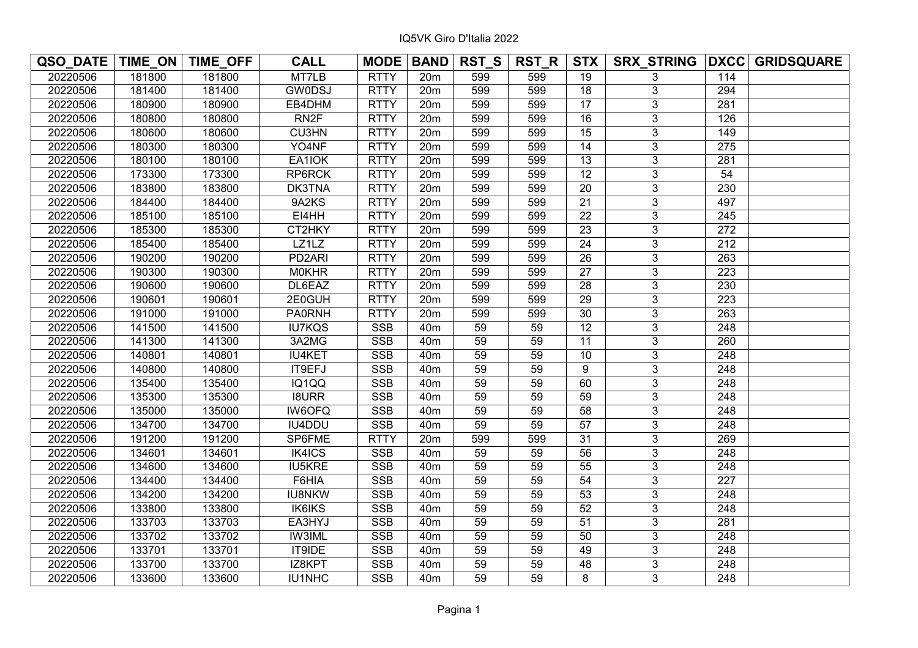IQ5VK Giro D'Italia 2022

| QSO_DATE | TIME_ON | TIME_OFF | CALL | MODE | BAND | RST_S | RST_R | STX | SRX_STRING | DXCC | GRIDSQUARE |
|---|---|---|---|---|---|---|---|---|---|---|---|
| 20220506 | 181800 | 181800 | MT7LB | RTTY | 20m | 599 | 599 | 19 | 3 | 114 | |
| 20220506 | 181400 | 181400 | GW0DSJ | RTTY | 20m | 599 | 599 | 18 | 3 | 294 | |
| 20220506 | 180900 | 180900 | EB4DHM | RTTY | 20m | 599 | 599 | 17 | 3 | 281 | |
| 20220506 | 180800 | 180800 | RN2F | RTTY | 20m | 599 | 599 | 16 | 3 | 126 | |
| 20220506 | 180600 | 180600 | CU3HN | RTTY | 20m | 599 | 599 | 15 | 3 | 149 | |
| 20220506 | 180300 | 180300 | YO4NF | RTTY | 20m | 599 | 599 | 14 | 3 | 275 | |
| 20220506 | 180100 | 180100 | EA1IOK | RTTY | 20m | 599 | 599 | 13 | 3 | 281 | |
| 20220506 | 173300 | 173300 | RP6RCK | RTTY | 20m | 599 | 599 | 12 | 3 | 54 | |
| 20220506 | 183800 | 183800 | DK3TNA | RTTY | 20m | 599 | 599 | 20 | 3 | 230 | |
| 20220506 | 184400 | 184400 | 9A2KS | RTTY | 20m | 599 | 599 | 21 | 3 | 497 | |
| 20220506 | 185100 | 185100 | EI4HH | RTTY | 20m | 599 | 599 | 22 | 3 | 245 | |
| 20220506 | 185300 | 185300 | CT2HKY | RTTY | 20m | 599 | 599 | 23 | 3 | 272 | |
| 20220506 | 185400 | 185400 | LZ1LZ | RTTY | 20m | 599 | 599 | 24 | 3 | 212 | |
| 20220506 | 190200 | 190200 | PD2ARI | RTTY | 20m | 599 | 599 | 26 | 3 | 263 | |
| 20220506 | 190300 | 190300 | M0KHR | RTTY | 20m | 599 | 599 | 27 | 3 | 223 | |
| 20220506 | 190600 | 190600 | DL6EAZ | RTTY | 20m | 599 | 599 | 28 | 3 | 230 | |
| 20220506 | 190601 | 190601 | 2E0GUH | RTTY | 20m | 599 | 599 | 29 | 3 | 223 | |
| 20220506 | 191000 | 191000 | PA0RNH | RTTY | 20m | 599 | 599 | 30 | 3 | 263 | |
| 20220506 | 141500 | 141500 | IU7KQS | SSB | 40m | 59 | 59 | 12 | 3 | 248 | |
| 20220506 | 141300 | 141300 | 3A2MG | SSB | 40m | 59 | 59 | 11 | 3 | 260 | |
| 20220506 | 140801 | 140801 | IU4KET | SSB | 40m | 59 | 59 | 10 | 3 | 248 | |
| 20220506 | 140800 | 140800 | IT9EFJ | SSB | 40m | 59 | 59 | 9 | 3 | 248 | |
| 20220506 | 135400 | 135400 | IQ1QQ | SSB | 40m | 59 | 59 | 60 | 3 | 248 | |
| 20220506 | 135300 | 135300 | I8URR | SSB | 40m | 59 | 59 | 59 | 3 | 248 | |
| 20220506 | 135000 | 135000 | IW6OFQ | SSB | 40m | 59 | 59 | 58 | 3 | 248 | |
| 20220506 | 134700 | 134700 | IU4DDU | SSB | 40m | 59 | 59 | 57 | 3 | 248 | |
| 20220506 | 191200 | 191200 | SP6FME | RTTY | 20m | 599 | 599 | 31 | 3 | 269 | |
| 20220506 | 134601 | 134601 | IK4ICS | SSB | 40m | 59 | 59 | 56 | 3 | 248 | |
| 20220506 | 134600 | 134600 | IU5KRE | SSB | 40m | 59 | 59 | 55 | 3 | 248 | |
| 20220506 | 134400 | 134400 | F6HIA | SSB | 40m | 59 | 59 | 54 | 3 | 227 | |
| 20220506 | 134200 | 134200 | IU8NKW | SSB | 40m | 59 | 59 | 53 | 3 | 248 | |
| 20220506 | 133800 | 133800 | IK6IKS | SSB | 40m | 59 | 59 | 52 | 3 | 248 | |
| 20220506 | 133703 | 133703 | EA3HYJ | SSB | 40m | 59 | 59 | 51 | 3 | 281 | |
| 20220506 | 133702 | 133702 | IW3IML | SSB | 40m | 59 | 59 | 50 | 3 | 248 | |
| 20220506 | 133701 | 133701 | IT9IDE | SSB | 40m | 59 | 59 | 49 | 3 | 248 | |
| 20220506 | 133700 | 133700 | IZ8KPT | SSB | 40m | 59 | 59 | 48 | 3 | 248 | |
| 20220506 | 133600 | 133600 | IU1NHC | SSB | 40m | 59 | 59 | 8 | 3 | 248 | |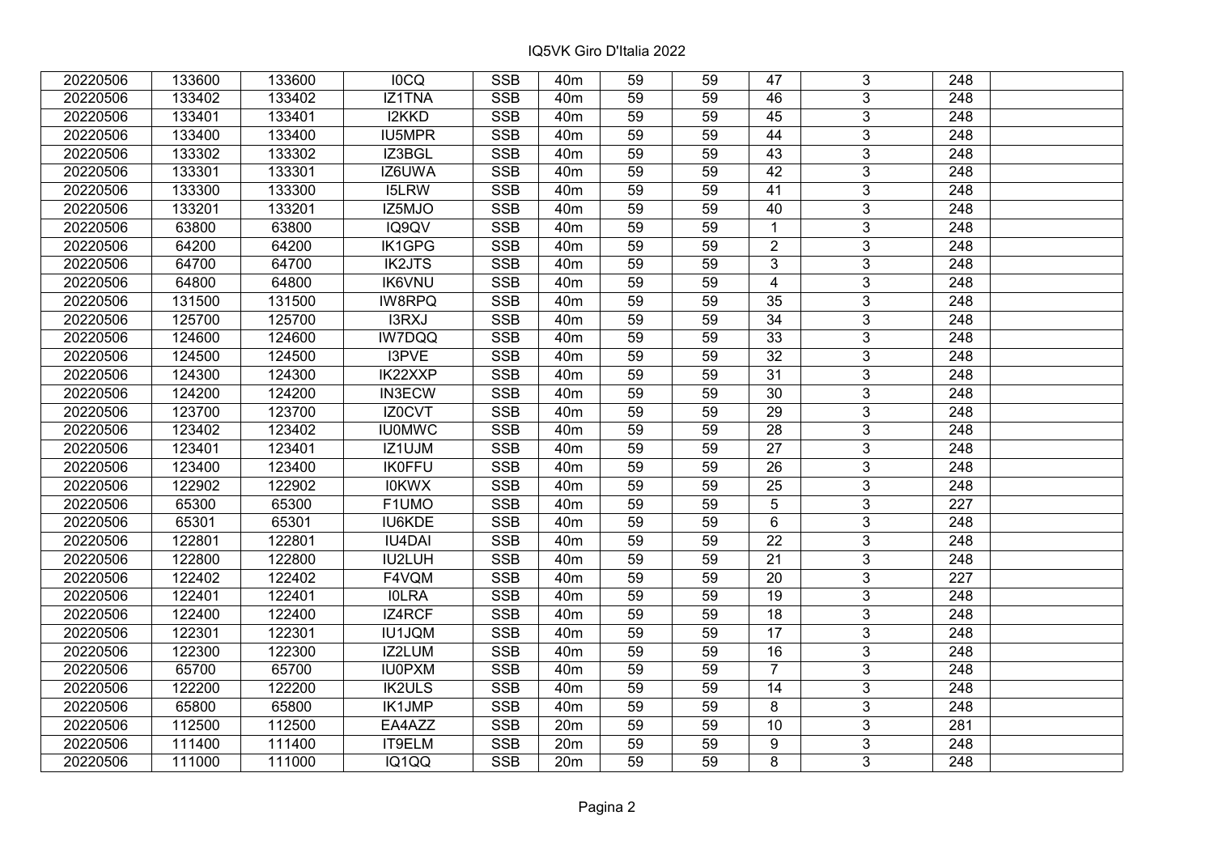IQ5VK Giro D'Italia 2022

| | | | | | | | | | | | |
|---|---|---|---|---|---|---|---|---|---|---|---|
| 20220506 | 133600 | 133600 | I0CQ | SSB | 40m | 59 | 59 | 47 | 3 | 248 | |
| 20220506 | 133402 | 133402 | IZ1TNA | SSB | 40m | 59 | 59 | 46 | 3 | 248 | |
| 20220506 | 133401 | 133401 | I2KKD | SSB | 40m | 59 | 59 | 45 | 3 | 248 | |
| 20220506 | 133400 | 133400 | IU5MPR | SSB | 40m | 59 | 59 | 44 | 3 | 248 | |
| 20220506 | 133302 | 133302 | IZ3BGL | SSB | 40m | 59 | 59 | 43 | 3 | 248 | |
| 20220506 | 133301 | 133301 | IZ6UWA | SSB | 40m | 59 | 59 | 42 | 3 | 248 | |
| 20220506 | 133300 | 133300 | I5LRW | SSB | 40m | 59 | 59 | 41 | 3 | 248 | |
| 20220506 | 133201 | 133201 | IZ5MJO | SSB | 40m | 59 | 59 | 40 | 3 | 248 | |
| 20220506 | 63800 | 63800 | IQ9QV | SSB | 40m | 59 | 59 | 1 | 3 | 248 | |
| 20220506 | 64200 | 64200 | IK1GPG | SSB | 40m | 59 | 59 | 2 | 3 | 248 | |
| 20220506 | 64700 | 64700 | IK2JTS | SSB | 40m | 59 | 59 | 3 | 3 | 248 | |
| 20220506 | 64800 | 64800 | IK6VNU | SSB | 40m | 59 | 59 | 4 | 3 | 248 | |
| 20220506 | 131500 | 131500 | IW8RPQ | SSB | 40m | 59 | 59 | 35 | 3 | 248 | |
| 20220506 | 125700 | 125700 | I3RXJ | SSB | 40m | 59 | 59 | 34 | 3 | 248 | |
| 20220506 | 124600 | 124600 | IW7DQQ | SSB | 40m | 59 | 59 | 33 | 3 | 248 | |
| 20220506 | 124500 | 124500 | I3PVE | SSB | 40m | 59 | 59 | 32 | 3 | 248 | |
| 20220506 | 124300 | 124300 | IK22XXP | SSB | 40m | 59 | 59 | 31 | 3 | 248 | |
| 20220506 | 124200 | 124200 | IN3ECW | SSB | 40m | 59 | 59 | 30 | 3 | 248 | |
| 20220506 | 123700 | 123700 | IZ0CVT | SSB | 40m | 59 | 59 | 29 | 3 | 248 | |
| 20220506 | 123402 | 123402 | IU0MWC | SSB | 40m | 59 | 59 | 28 | 3 | 248 | |
| 20220506 | 123401 | 123401 | IZ1UJM | SSB | 40m | 59 | 59 | 27 | 3 | 248 | |
| 20220506 | 123400 | 123400 | IK0FFU | SSB | 40m | 59 | 59 | 26 | 3 | 248 | |
| 20220506 | 122902 | 122902 | I0KWX | SSB | 40m | 59 | 59 | 25 | 3 | 248 | |
| 20220506 | 65300 | 65300 | F1UMO | SSB | 40m | 59 | 59 | 5 | 3 | 227 | |
| 20220506 | 65301 | 65301 | IU6KDE | SSB | 40m | 59 | 59 | 6 | 3 | 248 | |
| 20220506 | 122801 | 122801 | IU4DAI | SSB | 40m | 59 | 59 | 22 | 3 | 248 | |
| 20220506 | 122800 | 122800 | IU2LUH | SSB | 40m | 59 | 59 | 21 | 3 | 248 | |
| 20220506 | 122402 | 122402 | F4VQM | SSB | 40m | 59 | 59 | 20 | 3 | 227 | |
| 20220506 | 122401 | 122401 | I0LRA | SSB | 40m | 59 | 59 | 19 | 3 | 248 | |
| 20220506 | 122400 | 122400 | IZ4RCF | SSB | 40m | 59 | 59 | 18 | 3 | 248 | |
| 20220506 | 122301 | 122301 | IU1JQM | SSB | 40m | 59 | 59 | 17 | 3 | 248 | |
| 20220506 | 122300 | 122300 | IZ2LUM | SSB | 40m | 59 | 59 | 16 | 3 | 248 | |
| 20220506 | 65700 | 65700 | IU0PXM | SSB | 40m | 59 | 59 | 7 | 3 | 248 | |
| 20220506 | 122200 | 122200 | IK2ULS | SSB | 40m | 59 | 59 | 14 | 3 | 248 | |
| 20220506 | 65800 | 65800 | IK1JMP | SSB | 40m | 59 | 59 | 8 | 3 | 248 | |
| 20220506 | 112500 | 112500 | EA4AZZ | SSB | 20m | 59 | 59 | 10 | 3 | 281 | |
| 20220506 | 111400 | 111400 | IT9ELM | SSB | 20m | 59 | 59 | 9 | 3 | 248 | |
| 20220506 | 111000 | 111000 | IQ1QQ | SSB | 20m | 59 | 59 | 8 | 3 | 248 | |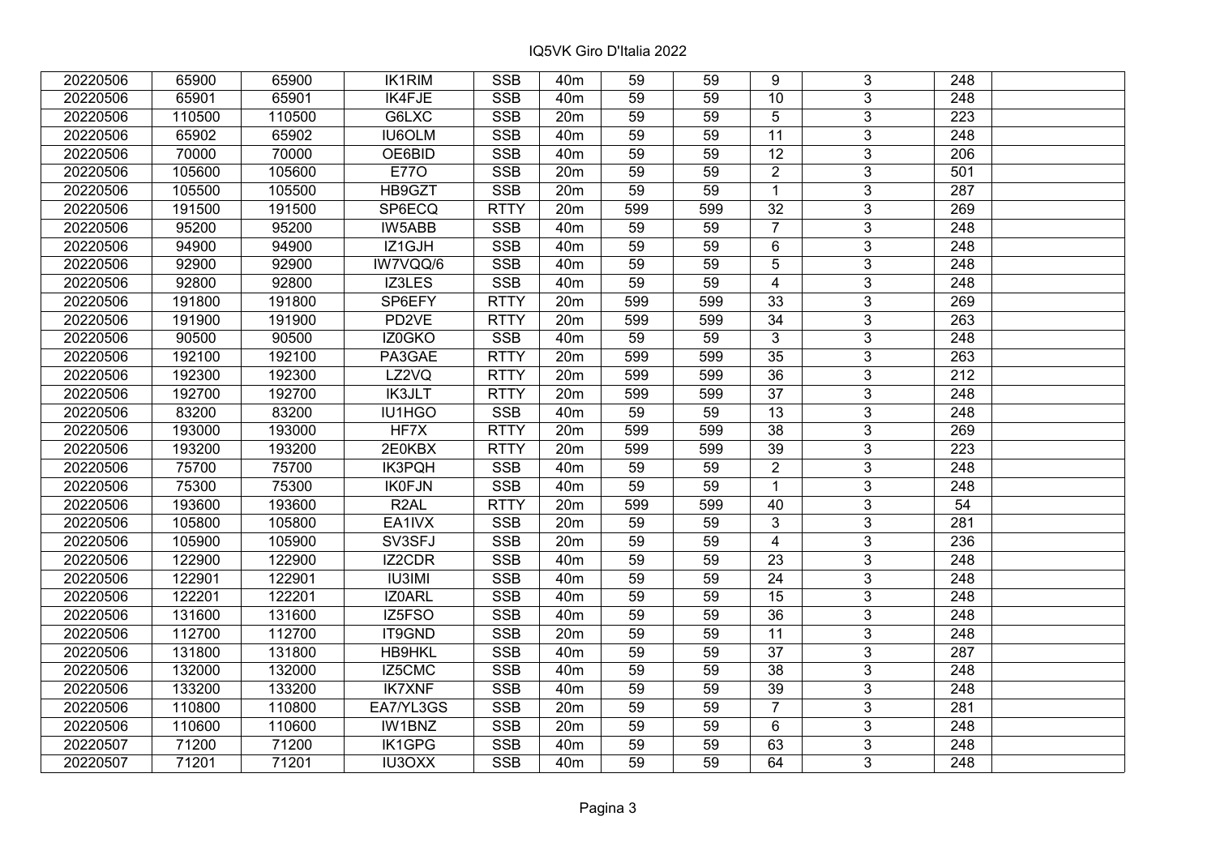| | | | | | | | | | | | |
|---|---|---|---|---|---|---|---|---|---|---|---|
| 20220506 | 65900 | 65900 | IK1RIM | SSB | 40m | 59 | 59 | 9 | 3 | 248 | |
| 20220506 | 65901 | 65901 | IK4FJE | SSB | 40m | 59 | 59 | 10 | 3 | 248 | |
| 20220506 | 110500 | 110500 | G6LXC | SSB | 20m | 59 | 59 | 5 | 3 | 223 | |
| 20220506 | 65902 | 65902 | IU6OLM | SSB | 40m | 59 | 59 | 11 | 3 | 248 | |
| 20220506 | 70000 | 70000 | OE6BID | SSB | 40m | 59 | 59 | 12 | 3 | 206 | |
| 20220506 | 105600 | 105600 | E77O | SSB | 20m | 59 | 59 | 2 | 3 | 501 | |
| 20220506 | 105500 | 105500 | HB9GZT | SSB | 20m | 59 | 59 | 1 | 3 | 287 | |
| 20220506 | 191500 | 191500 | SP6ECQ | RTTY | 20m | 599 | 599 | 32 | 3 | 269 | |
| 20220506 | 95200 | 95200 | IW5ABB | SSB | 40m | 59 | 59 | 7 | 3 | 248 | |
| 20220506 | 94900 | 94900 | IZ1GJH | SSB | 40m | 59 | 59 | 6 | 3 | 248 | |
| 20220506 | 92900 | 92900 | IW7VQQ/6 | SSB | 40m | 59 | 59 | 5 | 3 | 248 | |
| 20220506 | 92800 | 92800 | IZ3LES | SSB | 40m | 59 | 59 | 4 | 3 | 248 | |
| 20220506 | 191800 | 191800 | SP6EFY | RTTY | 20m | 599 | 599 | 33 | 3 | 269 | |
| 20220506 | 191900 | 191900 | PD2VE | RTTY | 20m | 599 | 599 | 34 | 3 | 263 | |
| 20220506 | 90500 | 90500 | IZ0GKO | SSB | 40m | 59 | 59 | 3 | 3 | 248 | |
| 20220506 | 192100 | 192100 | PA3GAE | RTTY | 20m | 599 | 599 | 35 | 3 | 263 | |
| 20220506 | 192300 | 192300 | LZ2VQ | RTTY | 20m | 599 | 599 | 36 | 3 | 212 | |
| 20220506 | 192700 | 192700 | IK3JLT | RTTY | 20m | 599 | 599 | 37 | 3 | 248 | |
| 20220506 | 83200 | 83200 | IU1HGO | SSB | 40m | 59 | 59 | 13 | 3 | 248 | |
| 20220506 | 193000 | 193000 | HF7X | RTTY | 20m | 599 | 599 | 38 | 3 | 269 | |
| 20220506 | 193200 | 193200 | 2E0KBX | RTTY | 20m | 599 | 599 | 39 | 3 | 223 | |
| 20220506 | 75700 | 75700 | IK3PQH | SSB | 40m | 59 | 59 | 2 | 3 | 248 | |
| 20220506 | 75300 | 75300 | IK0FJN | SSB | 40m | 59 | 59 | 1 | 3 | 248 | |
| 20220506 | 193600 | 193600 | R2AL | RTTY | 20m | 599 | 599 | 40 | 3 | 54 | |
| 20220506 | 105800 | 105800 | EA1IVX | SSB | 20m | 59 | 59 | 3 | 3 | 281 | |
| 20220506 | 105900 | 105900 | SV3SFJ | SSB | 20m | 59 | 59 | 4 | 3 | 236 | |
| 20220506 | 122900 | 122900 | IZ2CDR | SSB | 40m | 59 | 59 | 23 | 3 | 248 | |
| 20220506 | 122901 | 122901 | IU3IMI | SSB | 40m | 59 | 59 | 24 | 3 | 248 | |
| 20220506 | 122201 | 122201 | IZ0ARL | SSB | 40m | 59 | 59 | 15 | 3 | 248 | |
| 20220506 | 131600 | 131600 | IZ5FSO | SSB | 40m | 59 | 59 | 36 | 3 | 248 | |
| 20220506 | 112700 | 112700 | IT9GND | SSB | 20m | 59 | 59 | 11 | 3 | 248 | |
| 20220506 | 131800 | 131800 | HB9HKL | SSB | 40m | 59 | 59 | 37 | 3 | 287 | |
| 20220506 | 132000 | 132000 | IZ5CMC | SSB | 40m | 59 | 59 | 38 | 3 | 248 | |
| 20220506 | 133200 | 133200 | IK7XNF | SSB | 40m | 59 | 59 | 39 | 3 | 248 | |
| 20220506 | 110800 | 110800 | EA7/YL3GS | SSB | 20m | 59 | 59 | 7 | 3 | 281 | |
| 20220506 | 110600 | 110600 | IW1BNZ | SSB | 20m | 59 | 59 | 6 | 3 | 248 | |
| 20220507 | 71200 | 71200 | IK1GPG | SSB | 40m | 59 | 59 | 63 | 3 | 248 | |
| 20220507 | 71201 | 71201 | IU3OXX | SSB | 40m | 59 | 59 | 64 | 3 | 248 | |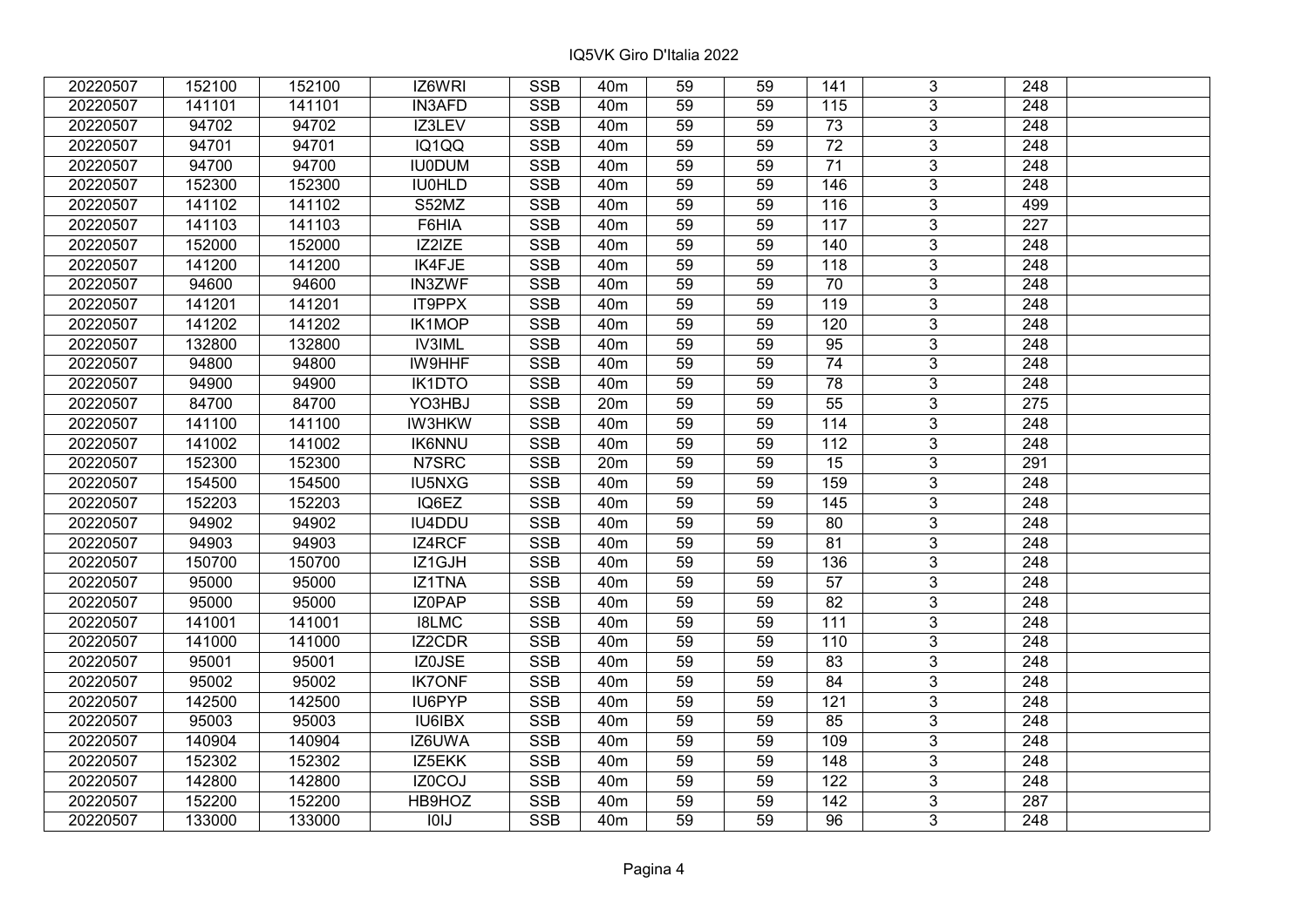# IQ5VK Giro D'Italia 2022

| | | | | | | | | | | | |
|---|---|---|---|---|---|---|---|---|---|---|---|
| 20220507 | 152100 | 152100 | IZ6WRI | SSB | 40m | 59 | 59 | 141 | 3 | 248 | |
| 20220507 | 141101 | 141101 | IN3AFD | SSB | 40m | 59 | 59 | 115 | 3 | 248 | |
| 20220507 | 94702 | 94702 | IZ3LEV | SSB | 40m | 59 | 59 | 73 | 3 | 248 | |
| 20220507 | 94701 | 94701 | IQ1QQ | SSB | 40m | 59 | 59 | 72 | 3 | 248 | |
| 20220507 | 94700 | 94700 | IU0DUM | SSB | 40m | 59 | 59 | 71 | 3 | 248 | |
| 20220507 | 152300 | 152300 | IU0HLD | SSB | 40m | 59 | 59 | 146 | 3 | 248 | |
| 20220507 | 141102 | 141102 | S52MZ | SSB | 40m | 59 | 59 | 116 | 3 | 499 | |
| 20220507 | 141103 | 141103 | F6HIA | SSB | 40m | 59 | 59 | 117 | 3 | 227 | |
| 20220507 | 152000 | 152000 | IZ2IZE | SSB | 40m | 59 | 59 | 140 | 3 | 248 | |
| 20220507 | 141200 | 141200 | IK4FJE | SSB | 40m | 59 | 59 | 118 | 3 | 248 | |
| 20220507 | 94600 | 94600 | IN3ZWF | SSB | 40m | 59 | 59 | 70 | 3 | 248 | |
| 20220507 | 141201 | 141201 | IT9PPX | SSB | 40m | 59 | 59 | 119 | 3 | 248 | |
| 20220507 | 141202 | 141202 | IK1MOP | SSB | 40m | 59 | 59 | 120 | 3 | 248 | |
| 20220507 | 132800 | 132800 | IV3IML | SSB | 40m | 59 | 59 | 95 | 3 | 248 | |
| 20220507 | 94800 | 94800 | IW9HHF | SSB | 40m | 59 | 59 | 74 | 3 | 248 | |
| 20220507 | 94900 | 94900 | IK1DTO | SSB | 40m | 59 | 59 | 78 | 3 | 248 | |
| 20220507 | 84700 | 84700 | YO3HBJ | SSB | 20m | 59 | 59 | 55 | 3 | 275 | |
| 20220507 | 141100 | 141100 | IW3HKW | SSB | 40m | 59 | 59 | 114 | 3 | 248 | |
| 20220507 | 141002 | 141002 | IK6NNU | SSB | 40m | 59 | 59 | 112 | 3 | 248 | |
| 20220507 | 152300 | 152300 | N7SRC | SSB | 20m | 59 | 59 | 15 | 3 | 291 | |
| 20220507 | 154500 | 154500 | IU5NXG | SSB | 40m | 59 | 59 | 159 | 3 | 248 | |
| 20220507 | 152203 | 152203 | IQ6EZ | SSB | 40m | 59 | 59 | 145 | 3 | 248 | |
| 20220507 | 94902 | 94902 | IU4DDU | SSB | 40m | 59 | 59 | 80 | 3 | 248 | |
| 20220507 | 94903 | 94903 | IZ4RCF | SSB | 40m | 59 | 59 | 81 | 3 | 248 | |
| 20220507 | 150700 | 150700 | IZ1GJH | SSB | 40m | 59 | 59 | 136 | 3 | 248 | |
| 20220507 | 95000 | 95000 | IZ1TNA | SSB | 40m | 59 | 59 | 57 | 3 | 248 | |
| 20220507 | 95000 | 95000 | IZ0PAP | SSB | 40m | 59 | 59 | 82 | 3 | 248 | |
| 20220507 | 141001 | 141001 | I8LMC | SSB | 40m | 59 | 59 | 111 | 3 | 248 | |
| 20220507 | 141000 | 141000 | IZ2CDR | SSB | 40m | 59 | 59 | 110 | 3 | 248 | |
| 20220507 | 95001 | 95001 | IZ0JSE | SSB | 40m | 59 | 59 | 83 | 3 | 248 | |
| 20220507 | 95002 | 95002 | IK7ONF | SSB | 40m | 59 | 59 | 84 | 3 | 248 | |
| 20220507 | 142500 | 142500 | IU6PYP | SSB | 40m | 59 | 59 | 121 | 3 | 248 | |
| 20220507 | 95003 | 95003 | IU6IBX | SSB | 40m | 59 | 59 | 85 | 3 | 248 | |
| 20220507 | 140904 | 140904 | IZ6UWA | SSB | 40m | 59 | 59 | 109 | 3 | 248 | |
| 20220507 | 152302 | 152302 | IZ5EKK | SSB | 40m | 59 | 59 | 148 | 3 | 248 | |
| 20220507 | 142800 | 142800 | IZ0COJ | SSB | 40m | 59 | 59 | 122 | 3 | 248 | |
| 20220507 | 152200 | 152200 | HB9HOZ | SSB | 40m | 59 | 59 | 142 | 3 | 287 | |
| 20220507 | 133000 | 133000 | I0IJ | SSB | 40m | 59 | 59 | 96 | 3 | 248 | |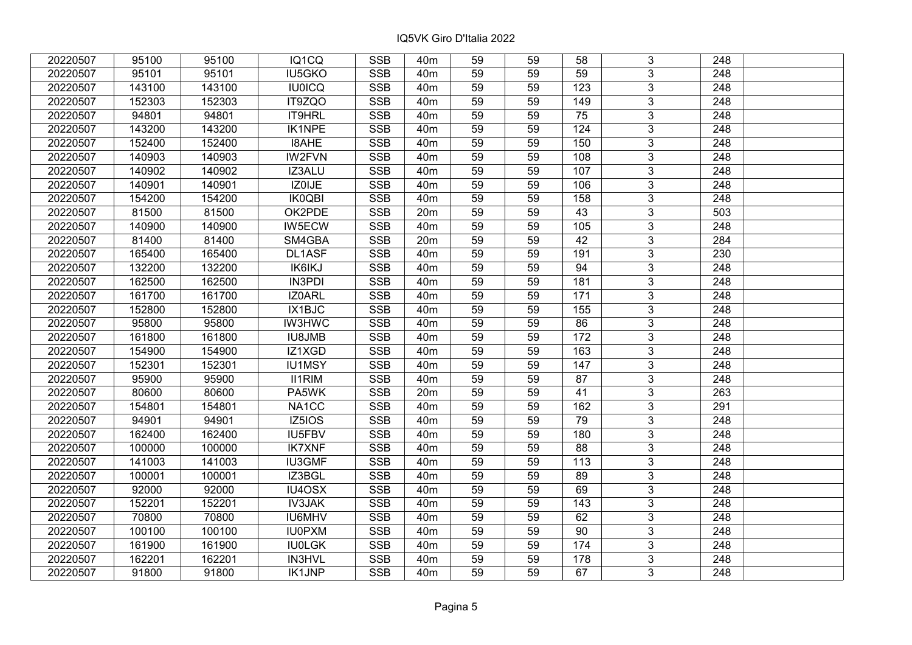IQ5VK Giro D'Italia 2022

| | | | | | | | | | | | |
|---|---|---|---|---|---|---|---|---|---|---|---|
| 20220507 | 95100 | 95100 | IQ1CQ | SSB | 40m | 59 | 59 | 58 | 3 | 248 | |
| 20220507 | 95101 | 95101 | IU5GKO | SSB | 40m | 59 | 59 | 59 | 3 | 248 | |
| 20220507 | 143100 | 143100 | IU0ICQ | SSB | 40m | 59 | 59 | 123 | 3 | 248 | |
| 20220507 | 152303 | 152303 | IT9ZQO | SSB | 40m | 59 | 59 | 149 | 3 | 248 | |
| 20220507 | 94801 | 94801 | IT9HRL | SSB | 40m | 59 | 59 | 75 | 3 | 248 | |
| 20220507 | 143200 | 143200 | IK1NPE | SSB | 40m | 59 | 59 | 124 | 3 | 248 | |
| 20220507 | 152400 | 152400 | I8AHE | SSB | 40m | 59 | 59 | 150 | 3 | 248 | |
| 20220507 | 140903 | 140903 | IW2FVN | SSB | 40m | 59 | 59 | 108 | 3 | 248 | |
| 20220507 | 140902 | 140902 | IZ3ALU | SSB | 40m | 59 | 59 | 107 | 3 | 248 | |
| 20220507 | 140901 | 140901 | IZ0IJE | SSB | 40m | 59 | 59 | 106 | 3 | 248 | |
| 20220507 | 154200 | 154200 | IK0QBI | SSB | 40m | 59 | 59 | 158 | 3 | 248 | |
| 20220507 | 81500 | 81500 | OK2PDE | SSB | 20m | 59 | 59 | 43 | 3 | 503 | |
| 20220507 | 140900 | 140900 | IW5ECW | SSB | 40m | 59 | 59 | 105 | 3 | 248 | |
| 20220507 | 81400 | 81400 | SM4GBA | SSB | 20m | 59 | 59 | 42 | 3 | 284 | |
| 20220507 | 165400 | 165400 | DL1ASF | SSB | 40m | 59 | 59 | 191 | 3 | 230 | |
| 20220507 | 132200 | 132200 | IK6IKJ | SSB | 40m | 59 | 59 | 94 | 3 | 248 | |
| 20220507 | 162500 | 162500 | IN3PDI | SSB | 40m | 59 | 59 | 181 | 3 | 248 | |
| 20220507 | 161700 | 161700 | IZ0ARL | SSB | 40m | 59 | 59 | 171 | 3 | 248 | |
| 20220507 | 152800 | 152800 | IX1BJC | SSB | 40m | 59 | 59 | 155 | 3 | 248 | |
| 20220507 | 95800 | 95800 | IW3HWC | SSB | 40m | 59 | 59 | 86 | 3 | 248 | |
| 20220507 | 161800 | 161800 | IU8JMB | SSB | 40m | 59 | 59 | 172 | 3 | 248 | |
| 20220507 | 154900 | 154900 | IZ1XGD | SSB | 40m | 59 | 59 | 163 | 3 | 248 | |
| 20220507 | 152301 | 152301 | IU1MSY | SSB | 40m | 59 | 59 | 147 | 3 | 248 | |
| 20220507 | 95900 | 95900 | II1RIM | SSB | 40m | 59 | 59 | 87 | 3 | 248 | |
| 20220507 | 80600 | 80600 | PA5WK | SSB | 20m | 59 | 59 | 41 | 3 | 263 | |
| 20220507 | 154801 | 154801 | NA1CC | SSB | 40m | 59 | 59 | 162 | 3 | 291 | |
| 20220507 | 94901 | 94901 | IZ5IOS | SSB | 40m | 59 | 59 | 79 | 3 | 248 | |
| 20220507 | 162400 | 162400 | IU5FBV | SSB | 40m | 59 | 59 | 180 | 3 | 248 | |
| 20220507 | 100000 | 100000 | IK7XNF | SSB | 40m | 59 | 59 | 88 | 3 | 248 | |
| 20220507 | 141003 | 141003 | IU3GMF | SSB | 40m | 59 | 59 | 113 | 3 | 248 | |
| 20220507 | 100001 | 100001 | IZ3BGL | SSB | 40m | 59 | 59 | 89 | 3 | 248 | |
| 20220507 | 92000 | 92000 | IU4OSX | SSB | 40m | 59 | 59 | 69 | 3 | 248 | |
| 20220507 | 152201 | 152201 | IV3JAK | SSB | 40m | 59 | 59 | 143 | 3 | 248 | |
| 20220507 | 70800 | 70800 | IU6MHV | SSB | 40m | 59 | 59 | 62 | 3 | 248 | |
| 20220507 | 100100 | 100100 | IU0PXM | SSB | 40m | 59 | 59 | 90 | 3 | 248 | |
| 20220507 | 161900 | 161900 | IU0LGK | SSB | 40m | 59 | 59 | 174 | 3 | 248 | |
| 20220507 | 162201 | 162201 | IN3HVL | SSB | 40m | 59 | 59 | 178 | 3 | 248 | |
| 20220507 | 91800 | 91800 | IK1JNP | SSB | 40m | 59 | 59 | 67 | 3 | 248 | |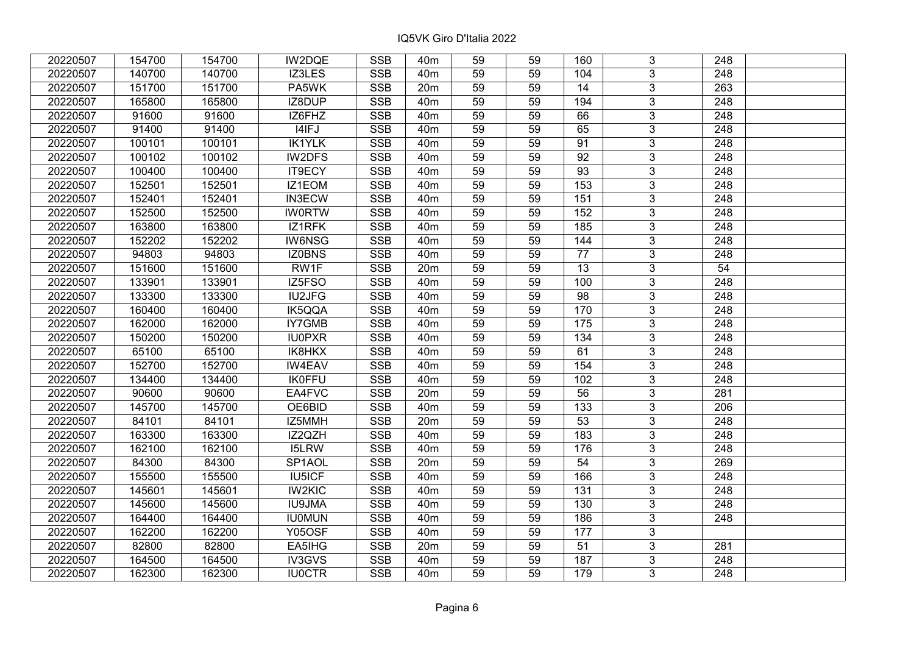# IQ5VK Giro D'Italia 2022

| | | | | | | | | | | | |
|---|---|---|---|---|---|---|---|---|---|---|---|
| 20220507 | 154700 | 154700 | IW2DQE | SSB | 40m | 59 | 59 | 160 | 3 | 248 | |
| 20220507 | 140700 | 140700 | IZ3LES | SSB | 40m | 59 | 59 | 104 | 3 | 248 | |
| 20220507 | 151700 | 151700 | PA5WK | SSB | 20m | 59 | 59 | 14 | 3 | 263 | |
| 20220507 | 165800 | 165800 | IZ8DUP | SSB | 40m | 59 | 59 | 194 | 3 | 248 | |
| 20220507 | 91600 | 91600 | IZ6FHZ | SSB | 40m | 59 | 59 | 66 | 3 | 248 | |
| 20220507 | 91400 | 91400 | I4IFJ | SSB | 40m | 59 | 59 | 65 | 3 | 248 | |
| 20220507 | 100101 | 100101 | IK1YLK | SSB | 40m | 59 | 59 | 91 | 3 | 248 | |
| 20220507 | 100102 | 100102 | IW2DFS | SSB | 40m | 59 | 59 | 92 | 3 | 248 | |
| 20220507 | 100400 | 100400 | IT9ECY | SSB | 40m | 59 | 59 | 93 | 3 | 248 | |
| 20220507 | 152501 | 152501 | IZ1EOM | SSB | 40m | 59 | 59 | 153 | 3 | 248 | |
| 20220507 | 152401 | 152401 | IN3ECW | SSB | 40m | 59 | 59 | 151 | 3 | 248 | |
| 20220507 | 152500 | 152500 | IW0RTW | SSB | 40m | 59 | 59 | 152 | 3 | 248 | |
| 20220507 | 163800 | 163800 | IZ1RFK | SSB | 40m | 59 | 59 | 185 | 3 | 248 | |
| 20220507 | 152202 | 152202 | IW6NSG | SSB | 40m | 59 | 59 | 144 | 3 | 248 | |
| 20220507 | 94803 | 94803 | IZ0BNS | SSB | 40m | 59 | 59 | 77 | 3 | 248 | |
| 20220507 | 151600 | 151600 | RW1F | SSB | 20m | 59 | 59 | 13 | 3 | 54 | |
| 20220507 | 133901 | 133901 | IZ5FSO | SSB | 40m | 59 | 59 | 100 | 3 | 248 | |
| 20220507 | 133300 | 133300 | IU2JFG | SSB | 40m | 59 | 59 | 98 | 3 | 248 | |
| 20220507 | 160400 | 160400 | IK5QQA | SSB | 40m | 59 | 59 | 170 | 3 | 248 | |
| 20220507 | 162000 | 162000 | IY7GMB | SSB | 40m | 59 | 59 | 175 | 3 | 248 | |
| 20220507 | 150200 | 150200 | IU0PXR | SSB | 40m | 59 | 59 | 134 | 3 | 248 | |
| 20220507 | 65100 | 65100 | IK8HKX | SSB | 40m | 59 | 59 | 61 | 3 | 248 | |
| 20220507 | 152700 | 152700 | IW4EAV | SSB | 40m | 59 | 59 | 154 | 3 | 248 | |
| 20220507 | 134400 | 134400 | IK0FFU | SSB | 40m | 59 | 59 | 102 | 3 | 248 | |
| 20220507 | 90600 | 90600 | EA4FVC | SSB | 20m | 59 | 59 | 56 | 3 | 281 | |
| 20220507 | 145700 | 145700 | OE6BID | SSB | 40m | 59 | 59 | 133 | 3 | 206 | |
| 20220507 | 84101 | 84101 | IZ5MMH | SSB | 20m | 59 | 59 | 53 | 3 | 248 | |
| 20220507 | 163300 | 163300 | IZ2QZH | SSB | 40m | 59 | 59 | 183 | 3 | 248 | |
| 20220507 | 162100 | 162100 | I5LRW | SSB | 40m | 59 | 59 | 176 | 3 | 248 | |
| 20220507 | 84300 | 84300 | SP1AOL | SSB | 20m | 59 | 59 | 54 | 3 | 269 | |
| 20220507 | 155500 | 155500 | IU5ICF | SSB | 40m | 59 | 59 | 166 | 3 | 248 | |
| 20220507 | 145601 | 145601 | IW2KIC | SSB | 40m | 59 | 59 | 131 | 3 | 248 | |
| 20220507 | 145600 | 145600 | IU9JMA | SSB | 40m | 59 | 59 | 130 | 3 | 248 | |
| 20220507 | 164400 | 164400 | IU0MUN | SSB | 40m | 59 | 59 | 186 | 3 | 248 | |
| 20220507 | 162200 | 162200 | Y05OSF | SSB | 40m | 59 | 59 | 177 | 3 | | |
| 20220507 | 82800 | 82800 | EA5IHG | SSB | 20m | 59 | 59 | 51 | 3 | 281 | |
| 20220507 | 164500 | 164500 | IV3GVS | SSB | 40m | 59 | 59 | 187 | 3 | 248 | |
| 20220507 | 162300 | 162300 | IU0CTR | SSB | 40m | 59 | 59 | 179 | 3 | 248 | |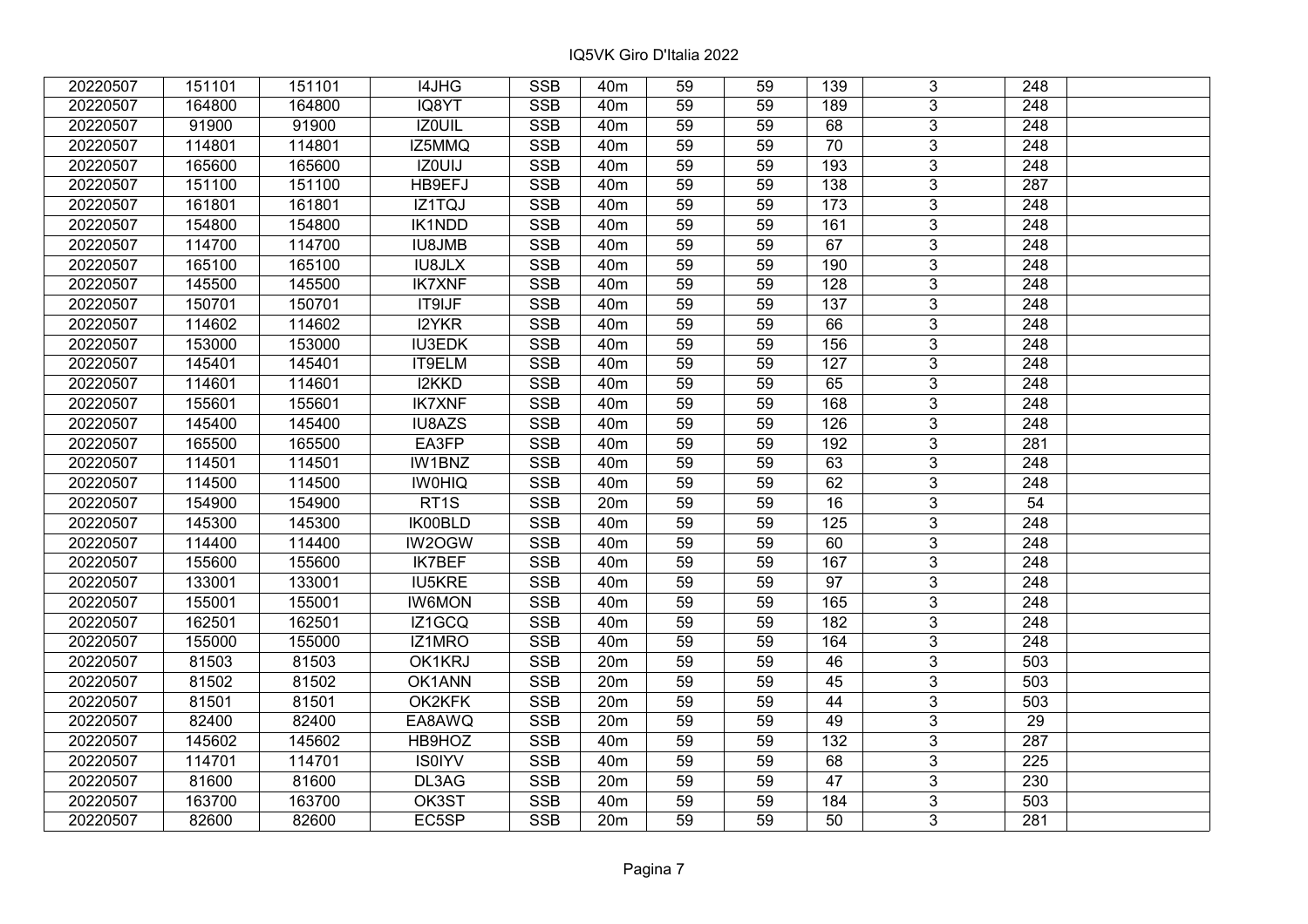IQ5VK Giro D'Italia 2022

| | | | | | | | | | | | |
|---|---|---|---|---|---|---|---|---|---|---|---|
| 20220507 | 151101 | 151101 | I4JHG | SSB | 40m | 59 | 59 | 139 | 3 | 248 | |
| 20220507 | 164800 | 164800 | IQ8YT | SSB | 40m | 59 | 59 | 189 | 3 | 248 | |
| 20220507 | 91900 | 91900 | IZ0UIL | SSB | 40m | 59 | 59 | 68 | 3 | 248 | |
| 20220507 | 114801 | 114801 | IZ5MMQ | SSB | 40m | 59 | 59 | 70 | 3 | 248 | |
| 20220507 | 165600 | 165600 | IZ0UIJ | SSB | 40m | 59 | 59 | 193 | 3 | 248 | |
| 20220507 | 151100 | 151100 | HB9EFJ | SSB | 40m | 59 | 59 | 138 | 3 | 287 | |
| 20220507 | 161801 | 161801 | IZ1TQJ | SSB | 40m | 59 | 59 | 173 | 3 | 248 | |
| 20220507 | 154800 | 154800 | IK1NDD | SSB | 40m | 59 | 59 | 161 | 3 | 248 | |
| 20220507 | 114700 | 114700 | IU8JMB | SSB | 40m | 59 | 59 | 67 | 3 | 248 | |
| 20220507 | 165100 | 165100 | IU8JLX | SSB | 40m | 59 | 59 | 190 | 3 | 248 | |
| 20220507 | 145500 | 145500 | IK7XNF | SSB | 40m | 59 | 59 | 128 | 3 | 248 | |
| 20220507 | 150701 | 150701 | IT9IJF | SSB | 40m | 59 | 59 | 137 | 3 | 248 | |
| 20220507 | 114602 | 114602 | I2YKR | SSB | 40m | 59 | 59 | 66 | 3 | 248 | |
| 20220507 | 153000 | 153000 | IU3EDK | SSB | 40m | 59 | 59 | 156 | 3 | 248 | |
| 20220507 | 145401 | 145401 | IT9ELM | SSB | 40m | 59 | 59 | 127 | 3 | 248 | |
| 20220507 | 114601 | 114601 | I2KKD | SSB | 40m | 59 | 59 | 65 | 3 | 248 | |
| 20220507 | 155601 | 155601 | IK7XNF | SSB | 40m | 59 | 59 | 168 | 3 | 248 | |
| 20220507 | 145400 | 145400 | IU8AZS | SSB | 40m | 59 | 59 | 126 | 3 | 248 | |
| 20220507 | 165500 | 165500 | EA3FP | SSB | 40m | 59 | 59 | 192 | 3 | 281 | |
| 20220507 | 114501 | 114501 | IW1BNZ | SSB | 40m | 59 | 59 | 63 | 3 | 248 | |
| 20220507 | 114500 | 114500 | IW0HIQ | SSB | 40m | 59 | 59 | 62 | 3 | 248 | |
| 20220507 | 154900 | 154900 | RT1S | SSB | 20m | 59 | 59 | 16 | 3 | 54 | |
| 20220507 | 145300 | 145300 | IK00BLD | SSB | 40m | 59 | 59 | 125 | 3 | 248 | |
| 20220507 | 114400 | 114400 | IW2OGW | SSB | 40m | 59 | 59 | 60 | 3 | 248 | |
| 20220507 | 155600 | 155600 | IK7BEF | SSB | 40m | 59 | 59 | 167 | 3 | 248 | |
| 20220507 | 133001 | 133001 | IU5KRE | SSB | 40m | 59 | 59 | 97 | 3 | 248 | |
| 20220507 | 155001 | 155001 | IW6MON | SSB | 40m | 59 | 59 | 165 | 3 | 248 | |
| 20220507 | 162501 | 162501 | IZ1GCQ | SSB | 40m | 59 | 59 | 182 | 3 | 248 | |
| 20220507 | 155000 | 155000 | IZ1MRO | SSB | 40m | 59 | 59 | 164 | 3 | 248 | |
| 20220507 | 81503 | 81503 | OK1KRJ | SSB | 20m | 59 | 59 | 46 | 3 | 503 | |
| 20220507 | 81502 | 81502 | OK1ANN | SSB | 20m | 59 | 59 | 45 | 3 | 503 | |
| 20220507 | 81501 | 81501 | OK2KFK | SSB | 20m | 59 | 59 | 44 | 3 | 503 | |
| 20220507 | 82400 | 82400 | EA8AWQ | SSB | 20m | 59 | 59 | 49 | 3 | 29 | |
| 20220507 | 145602 | 145602 | HB9HOZ | SSB | 40m | 59 | 59 | 132 | 3 | 287 | |
| 20220507 | 114701 | 114701 | IS0IYV | SSB | 40m | 59 | 59 | 68 | 3 | 225 | |
| 20220507 | 81600 | 81600 | DL3AG | SSB | 20m | 59 | 59 | 47 | 3 | 230 | |
| 20220507 | 163700 | 163700 | OK3ST | SSB | 40m | 59 | 59 | 184 | 3 | 503 | |
| 20220507 | 82600 | 82600 | EC5SP | SSB | 20m | 59 | 59 | 50 | 3 | 281 | |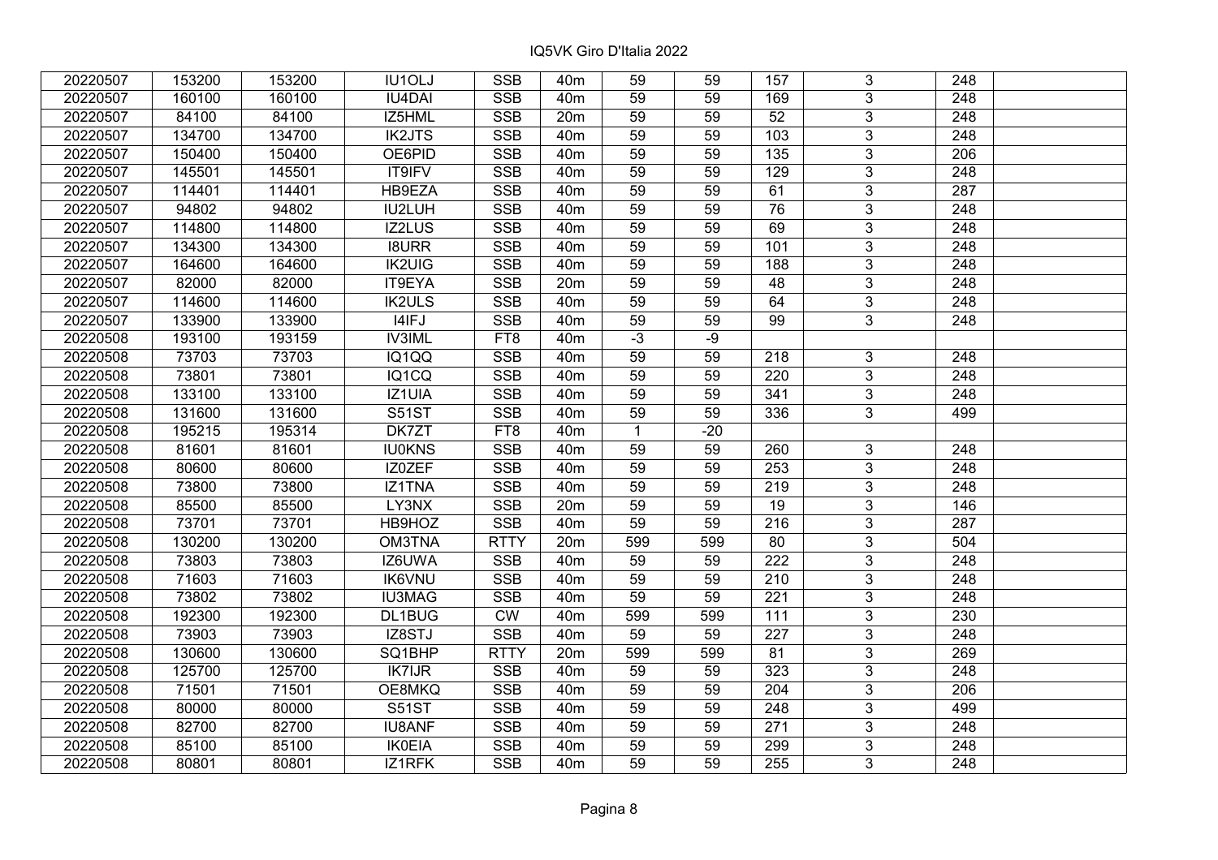IQ5VK Giro D'Italia 2022

| | | | | | | | | | | | |
|---|---|---|---|---|---|---|---|---|---|---|---|
| 20220507 | 153200 | 153200 | IU1OLJ | SSB | 40m | 59 | 59 | 157 | 3 | 248 | |
| 20220507 | 160100 | 160100 | IU4DAI | SSB | 40m | 59 | 59 | 169 | 3 | 248 | |
| 20220507 | 84100 | 84100 | IZ5HML | SSB | 20m | 59 | 59 | 52 | 3 | 248 | |
| 20220507 | 134700 | 134700 | IK2JTS | SSB | 40m | 59 | 59 | 103 | 3 | 248 | |
| 20220507 | 150400 | 150400 | OE6PID | SSB | 40m | 59 | 59 | 135 | 3 | 206 | |
| 20220507 | 145501 | 145501 | IT9IFV | SSB | 40m | 59 | 59 | 129 | 3 | 248 | |
| 20220507 | 114401 | 114401 | HB9EZA | SSB | 40m | 59 | 59 | 61 | 3 | 287 | |
| 20220507 | 94802 | 94802 | IU2LUH | SSB | 40m | 59 | 59 | 76 | 3 | 248 | |
| 20220507 | 114800 | 114800 | IZ2LUS | SSB | 40m | 59 | 59 | 69 | 3 | 248 | |
| 20220507 | 134300 | 134300 | I8URR | SSB | 40m | 59 | 59 | 101 | 3 | 248 | |
| 20220507 | 164600 | 164600 | IK2UIG | SSB | 40m | 59 | 59 | 188 | 3 | 248 | |
| 20220507 | 82000 | 82000 | IT9EYA | SSB | 20m | 59 | 59 | 48 | 3 | 248 | |
| 20220507 | 114600 | 114600 | IK2ULS | SSB | 40m | 59 | 59 | 64 | 3 | 248 | |
| 20220507 | 133900 | 133900 | I4IFJ | SSB | 40m | 59 | 59 | 99 | 3 | 248 | |
| 20220508 | 193100 | 193159 | IV3IML | FT8 | 40m | -3 | -9 | | | | |
| 20220508 | 73703 | 73703 | IQ1QQ | SSB | 40m | 59 | 59 | 218 | 3 | 248 | |
| 20220508 | 73801 | 73801 | IQ1CQ | SSB | 40m | 59 | 59 | 220 | 3 | 248 | |
| 20220508 | 133100 | 133100 | IZ1UIA | SSB | 40m | 59 | 59 | 341 | 3 | 248 | |
| 20220508 | 131600 | 131600 | S51ST | SSB | 40m | 59 | 59 | 336 | 3 | 499 | |
| 20220508 | 195215 | 195314 | DK7ZT | FT8 | 40m | 1 | -20 | | | | |
| 20220508 | 81601 | 81601 | IU0KNS | SSB | 40m | 59 | 59 | 260 | 3 | 248 | |
| 20220508 | 80600 | 80600 | IZ0ZEF | SSB | 40m | 59 | 59 | 253 | 3 | 248 | |
| 20220508 | 73800 | 73800 | IZ1TNA | SSB | 40m | 59 | 59 | 219 | 3 | 248 | |
| 20220508 | 85500 | 85500 | LY3NX | SSB | 20m | 59 | 59 | 19 | 3 | 146 | |
| 20220508 | 73701 | 73701 | HB9HOZ | SSB | 40m | 59 | 59 | 216 | 3 | 287 | |
| 20220508 | 130200 | 130200 | OM3TNA | RTTY | 20m | 599 | 599 | 80 | 3 | 504 | |
| 20220508 | 73803 | 73803 | IZ6UWA | SSB | 40m | 59 | 59 | 222 | 3 | 248 | |
| 20220508 | 71603 | 71603 | IK6VNU | SSB | 40m | 59 | 59 | 210 | 3 | 248 | |
| 20220508 | 73802 | 73802 | IU3MAG | SSB | 40m | 59 | 59 | 221 | 3 | 248 | |
| 20220508 | 192300 | 192300 | DL1BUG | CW | 40m | 599 | 599 | 111 | 3 | 230 | |
| 20220508 | 73903 | 73903 | IZ8STJ | SSB | 40m | 59 | 59 | 227 | 3 | 248 | |
| 20220508 | 130600 | 130600 | SQ1BHP | RTTY | 20m | 599 | 599 | 81 | 3 | 269 | |
| 20220508 | 125700 | 125700 | IK7IJR | SSB | 40m | 59 | 59 | 323 | 3 | 248 | |
| 20220508 | 71501 | 71501 | OE8MKQ | SSB | 40m | 59 | 59 | 204 | 3 | 206 | |
| 20220508 | 80000 | 80000 | S51ST | SSB | 40m | 59 | 59 | 248 | 3 | 499 | |
| 20220508 | 82700 | 82700 | IU8ANF | SSB | 40m | 59 | 59 | 271 | 3 | 248 | |
| 20220508 | 85100 | 85100 | IK0EIA | SSB | 40m | 59 | 59 | 299 | 3 | 248 | |
| 20220508 | 80801 | 80801 | IZ1RFK | SSB | 40m | 59 | 59 | 255 | 3 | 248 | |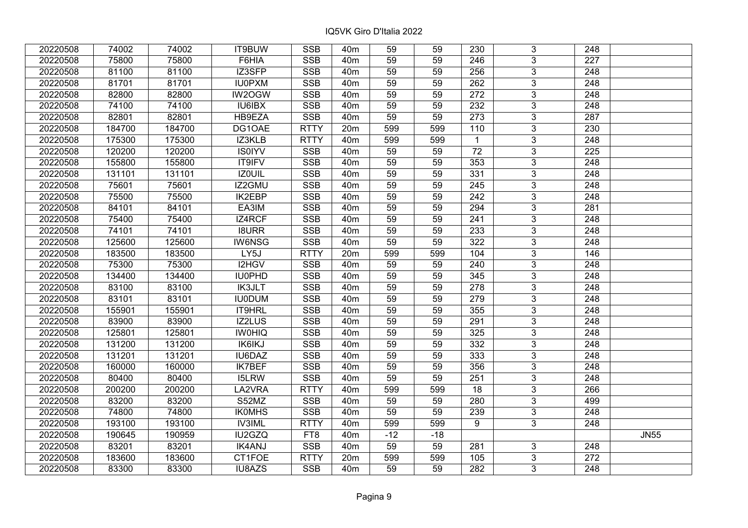| | | | | | | | | | | | |
|---|---|---|---|---|---|---|---|---|---|---|---|
| 20220508 | 74002 | 74002 | IT9BUW | SSB | 40m | 59 | 59 | 230 | 3 | 248 | |
| 20220508 | 75800 | 75800 | F6HIA | SSB | 40m | 59 | 59 | 246 | 3 | 227 | |
| 20220508 | 81100 | 81100 | IZ3SFP | SSB | 40m | 59 | 59 | 256 | 3 | 248 | |
| 20220508 | 81701 | 81701 | IU0PXM | SSB | 40m | 59 | 59 | 262 | 3 | 248 | |
| 20220508 | 82800 | 82800 | IW2OGW | SSB | 40m | 59 | 59 | 272 | 3 | 248 | |
| 20220508 | 74100 | 74100 | IU6IBX | SSB | 40m | 59 | 59 | 232 | 3 | 248 | |
| 20220508 | 82801 | 82801 | HB9EZA | SSB | 40m | 59 | 59 | 273 | 3 | 287 | |
| 20220508 | 184700 | 184700 | DG1OAE | RTTY | 20m | 599 | 599 | 110 | 3 | 230 | |
| 20220508 | 175300 | 175300 | IZ3KLB | RTTY | 40m | 599 | 599 | 1 | 3 | 248 | |
| 20220508 | 120200 | 120200 | IS0IYV | SSB | 40m | 59 | 59 | 72 | 3 | 225 | |
| 20220508 | 155800 | 155800 | IT9IFV | SSB | 40m | 59 | 59 | 353 | 3 | 248 | |
| 20220508 | 131101 | 131101 | IZ0UIL | SSB | 40m | 59 | 59 | 331 | 3 | 248 | |
| 20220508 | 75601 | 75601 | IZ2GMU | SSB | 40m | 59 | 59 | 245 | 3 | 248 | |
| 20220508 | 75500 | 75500 | IK2EBP | SSB | 40m | 59 | 59 | 242 | 3 | 248 | |
| 20220508 | 84101 | 84101 | EA3IM | SSB | 40m | 59 | 59 | 294 | 3 | 281 | |
| 20220508 | 75400 | 75400 | IZ4RCF | SSB | 40m | 59 | 59 | 241 | 3 | 248 | |
| 20220508 | 74101 | 74101 | I8URR | SSB | 40m | 59 | 59 | 233 | 3 | 248 | |
| 20220508 | 125600 | 125600 | IW6NSG | SSB | 40m | 59 | 59 | 322 | 3 | 248 | |
| 20220508 | 183500 | 183500 | LY5J | RTTY | 20m | 599 | 599 | 104 | 3 | 146 | |
| 20220508 | 75300 | 75300 | I2HGV | SSB | 40m | 59 | 59 | 240 | 3 | 248 | |
| 20220508 | 134400 | 134400 | IU0PHD | SSB | 40m | 59 | 59 | 345 | 3 | 248 | |
| 20220508 | 83100 | 83100 | IK3JLT | SSB | 40m | 59 | 59 | 278 | 3 | 248 | |
| 20220508 | 83101 | 83101 | IU0DUM | SSB | 40m | 59 | 59 | 279 | 3 | 248 | |
| 20220508 | 155901 | 155901 | IT9HRL | SSB | 40m | 59 | 59 | 355 | 3 | 248 | |
| 20220508 | 83900 | 83900 | IZ2LUS | SSB | 40m | 59 | 59 | 291 | 3 | 248 | |
| 20220508 | 125801 | 125801 | IW0HIQ | SSB | 40m | 59 | 59 | 325 | 3 | 248 | |
| 20220508 | 131200 | 131200 | IK6IKJ | SSB | 40m | 59 | 59 | 332 | 3 | 248 | |
| 20220508 | 131201 | 131201 | IU6DAZ | SSB | 40m | 59 | 59 | 333 | 3 | 248 | |
| 20220508 | 160000 | 160000 | IK7BEF | SSB | 40m | 59 | 59 | 356 | 3 | 248 | |
| 20220508 | 80400 | 80400 | I5LRW | SSB | 40m | 59 | 59 | 251 | 3 | 248 | |
| 20220508 | 200200 | 200200 | LA2VRA | RTTY | 40m | 599 | 599 | 18 | 3 | 266 | |
| 20220508 | 83200 | 83200 | S52MZ | SSB | 40m | 59 | 59 | 280 | 3 | 499 | |
| 20220508 | 74800 | 74800 | IK0MHS | SSB | 40m | 59 | 59 | 239 | 3 | 248 | |
| 20220508 | 193100 | 193100 | IV3IML | RTTY | 40m | 599 | 599 | 9 | 3 | 248 | |
| 20220508 | 190645 | 190959 | IU2GZQ | FT8 | 40m | -12 | -18 | | | | JN55 |
| 20220508 | 83201 | 83201 | IK4ANJ | SSB | 40m | 59 | 59 | 281 | 3 | 248 | |
| 20220508 | 183600 | 183600 | CT1FOE | RTTY | 20m | 599 | 599 | 105 | 3 | 272 | |
| 20220508 | 83300 | 83300 | IU8AZS | SSB | 40m | 59 | 59 | 282 | 3 | 248 | |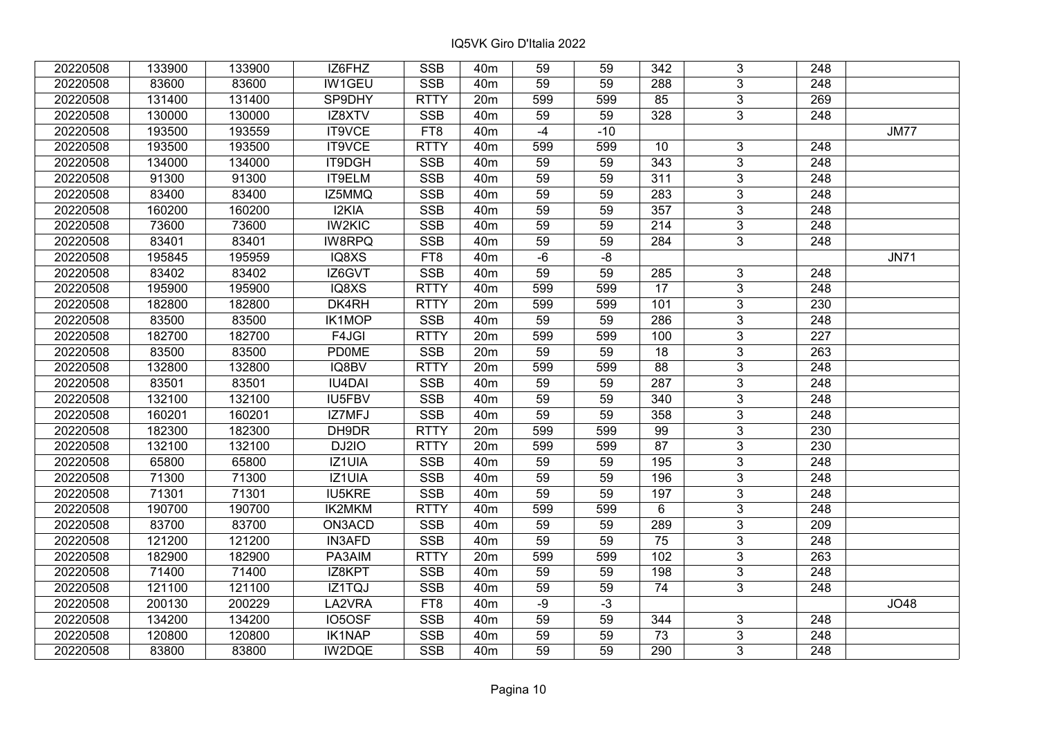IQ5VK Giro D'Italia 2022

| | | | | | | | | | | | |
|---|---|---|---|---|---|---|---|---|---|---|---|
| 20220508 | 133900 | 133900 | IZ6FHZ | SSB | 40m | 59 | 59 | 342 | 3 | 248 | |
| 20220508 | 83600 | 83600 | IW1GEU | SSB | 40m | 59 | 59 | 288 | 3 | 248 | |
| 20220508 | 131400 | 131400 | SP9DHY | RTTY | 20m | 599 | 599 | 85 | 3 | 269 | |
| 20220508 | 130000 | 130000 | IZ8XTV | SSB | 40m | 59 | 59 | 328 | 3 | 248 | |
| 20220508 | 193500 | 193559 | IT9VCE | FT8 | 40m | -4 | -10 | | | | JM77 |
| 20220508 | 193500 | 193500 | IT9VCE | RTTY | 40m | 599 | 599 | 10 | 3 | 248 | |
| 20220508 | 134000 | 134000 | IT9DGH | SSB | 40m | 59 | 59 | 343 | 3 | 248 | |
| 20220508 | 91300 | 91300 | IT9ELM | SSB | 40m | 59 | 59 | 311 | 3 | 248 | |
| 20220508 | 83400 | 83400 | IZ5MMQ | SSB | 40m | 59 | 59 | 283 | 3 | 248 | |
| 20220508 | 160200 | 160200 | I2KIA | SSB | 40m | 59 | 59 | 357 | 3 | 248 | |
| 20220508 | 73600 | 73600 | IW2KIC | SSB | 40m | 59 | 59 | 214 | 3 | 248 | |
| 20220508 | 83401 | 83401 | IW8RPQ | SSB | 40m | 59 | 59 | 284 | 3 | 248 | |
| 20220508 | 195845 | 195959 | IQ8XS | FT8 | 40m | -6 | -8 | | | | JN71 |
| 20220508 | 83402 | 83402 | IZ6GVT | SSB | 40m | 59 | 59 | 285 | 3 | 248 | |
| 20220508 | 195900 | 195900 | IQ8XS | RTTY | 40m | 599 | 599 | 17 | 3 | 248 | |
| 20220508 | 182800 | 182800 | DK4RH | RTTY | 20m | 599 | 599 | 101 | 3 | 230 | |
| 20220508 | 83500 | 83500 | IK1MOP | SSB | 40m | 59 | 59 | 286 | 3 | 248 | |
| 20220508 | 182700 | 182700 | F4JGI | RTTY | 20m | 599 | 599 | 100 | 3 | 227 | |
| 20220508 | 83500 | 83500 | PD0ME | SSB | 20m | 59 | 59 | 18 | 3 | 263 | |
| 20220508 | 132800 | 132800 | IQ8BV | RTTY | 20m | 599 | 599 | 88 | 3 | 248 | |
| 20220508 | 83501 | 83501 | IU4DAI | SSB | 40m | 59 | 59 | 287 | 3 | 248 | |
| 20220508 | 132100 | 132100 | IU5FBV | SSB | 40m | 59 | 59 | 340 | 3 | 248 | |
| 20220508 | 160201 | 160201 | IZ7MFJ | SSB | 40m | 59 | 59 | 358 | 3 | 248 | |
| 20220508 | 182300 | 182300 | DH9DR | RTTY | 20m | 599 | 599 | 99 | 3 | 230 | |
| 20220508 | 132100 | 132100 | DJ2IO | RTTY | 20m | 599 | 599 | 87 | 3 | 230 | |
| 20220508 | 65800 | 65800 | IZ1UIA | SSB | 40m | 59 | 59 | 195 | 3 | 248 | |
| 20220508 | 71300 | 71300 | IZ1UIA | SSB | 40m | 59 | 59 | 196 | 3 | 248 | |
| 20220508 | 71301 | 71301 | IU5KRE | SSB | 40m | 59 | 59 | 197 | 3 | 248 | |
| 20220508 | 190700 | 190700 | IK2MKM | RTTY | 40m | 599 | 599 | 6 | 3 | 248 | |
| 20220508 | 83700 | 83700 | ON3ACD | SSB | 40m | 59 | 59 | 289 | 3 | 209 | |
| 20220508 | 121200 | 121200 | IN3AFD | SSB | 40m | 59 | 59 | 75 | 3 | 248 | |
| 20220508 | 182900 | 182900 | PA3AIM | RTTY | 20m | 599 | 599 | 102 | 3 | 263 | |
| 20220508 | 71400 | 71400 | IZ8KPT | SSB | 40m | 59 | 59 | 198 | 3 | 248 | |
| 20220508 | 121100 | 121100 | IZ1TQJ | SSB | 40m | 59 | 59 | 74 | 3 | 248 | |
| 20220508 | 200130 | 200229 | LA2VRA | FT8 | 40m | -9 | -3 | | | | JO48 |
| 20220508 | 134200 | 134200 | IO5OSF | SSB | 40m | 59 | 59 | 344 | 3 | 248 | |
| 20220508 | 120800 | 120800 | IK1NAP | SSB | 40m | 59 | 59 | 73 | 3 | 248 | |
| 20220508 | 83800 | 83800 | IW2DQE | SSB | 40m | 59 | 59 | 290 | 3 | 248 | |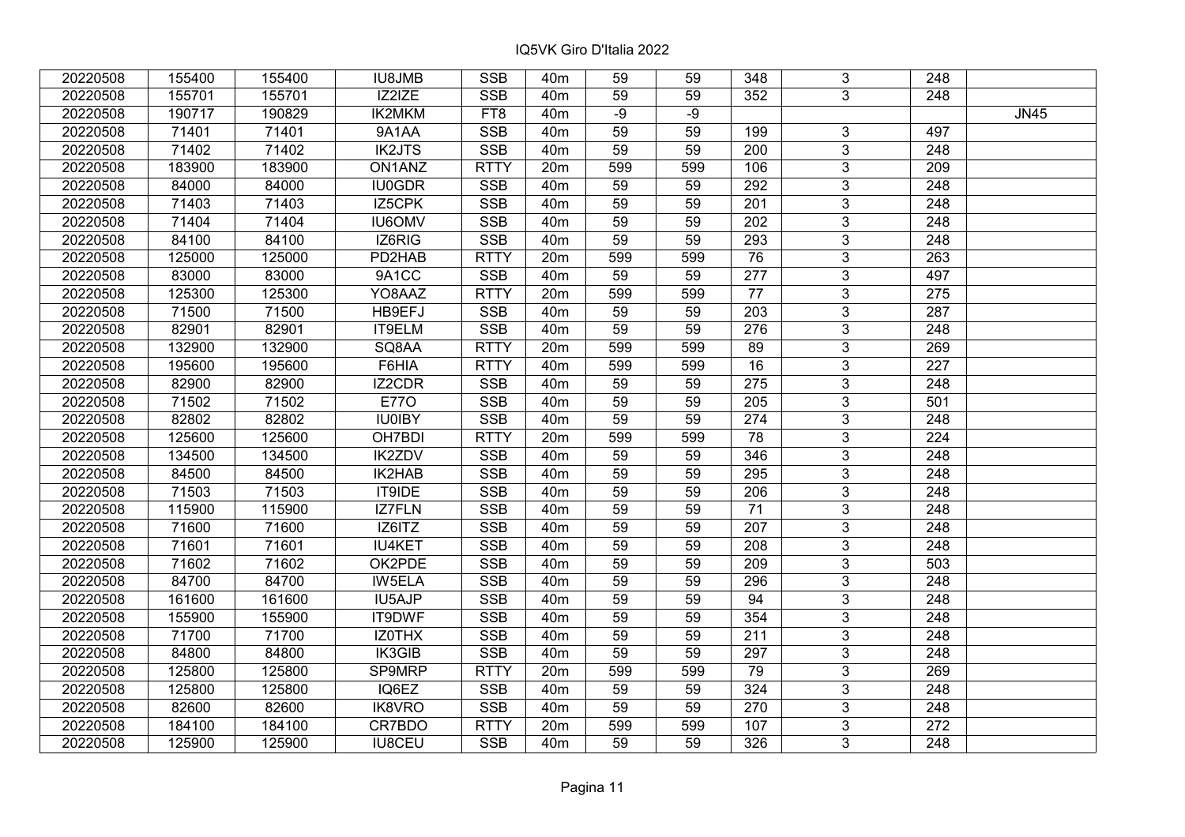# IQ5VK Giro D'Italia 2022

| | | | | | | | | | | | |
|---|---|---|---|---|---|---|---|---|---|---|---|
| 20220508 | 155400 | 155400 | IU8JMB | SSB | 40m | 59 | 59 | 348 | 3 | 248 | |
| 20220508 | 155701 | 155701 | IZ2IZE | SSB | 40m | 59 | 59 | 352 | 3 | 248 | |
| 20220508 | 190717 | 190829 | IK2MKM | FT8 | 40m | -9 | -9 | | | | JN45 |
| 20220508 | 71401 | 71401 | 9A1AA | SSB | 40m | 59 | 59 | 199 | 3 | 497 | |
| 20220508 | 71402 | 71402 | IK2JTS | SSB | 40m | 59 | 59 | 200 | 3 | 248 | |
| 20220508 | 183900 | 183900 | ON1ANZ | RTTY | 20m | 599 | 599 | 106 | 3 | 209 | |
| 20220508 | 84000 | 84000 | IU0GDR | SSB | 40m | 59 | 59 | 292 | 3 | 248 | |
| 20220508 | 71403 | 71403 | IZ5CPK | SSB | 40m | 59 | 59 | 201 | 3 | 248 | |
| 20220508 | 71404 | 71404 | IU6OMV | SSB | 40m | 59 | 59 | 202 | 3 | 248 | |
| 20220508 | 84100 | 84100 | IZ6RIG | SSB | 40m | 59 | 59 | 293 | 3 | 248 | |
| 20220508 | 125000 | 125000 | PD2HAB | RTTY | 20m | 599 | 599 | 76 | 3 | 263 | |
| 20220508 | 83000 | 83000 | 9A1CC | SSB | 40m | 59 | 59 | 277 | 3 | 497 | |
| 20220508 | 125300 | 125300 | YO8AAZ | RTTY | 20m | 599 | 599 | 77 | 3 | 275 | |
| 20220508 | 71500 | 71500 | HB9EFJ | SSB | 40m | 59 | 59 | 203 | 3 | 287 | |
| 20220508 | 82901 | 82901 | IT9ELM | SSB | 40m | 59 | 59 | 276 | 3 | 248 | |
| 20220508 | 132900 | 132900 | SQ8AA | RTTY | 20m | 599 | 599 | 89 | 3 | 269 | |
| 20220508 | 195600 | 195600 | F6HIA | RTTY | 40m | 599 | 599 | 16 | 3 | 227 | |
| 20220508 | 82900 | 82900 | IZ2CDR | SSB | 40m | 59 | 59 | 275 | 3 | 248 | |
| 20220508 | 71502 | 71502 | E77O | SSB | 40m | 59 | 59 | 205 | 3 | 501 | |
| 20220508 | 82802 | 82802 | IU0IBY | SSB | 40m | 59 | 59 | 274 | 3 | 248 | |
| 20220508 | 125600 | 125600 | OH7BDI | RTTY | 20m | 599 | 599 | 78 | 3 | 224 | |
| 20220508 | 134500 | 134500 | IK2ZDV | SSB | 40m | 59 | 59 | 346 | 3 | 248 | |
| 20220508 | 84500 | 84500 | IK2HAB | SSB | 40m | 59 | 59 | 295 | 3 | 248 | |
| 20220508 | 71503 | 71503 | IT9IDE | SSB | 40m | 59 | 59 | 206 | 3 | 248 | |
| 20220508 | 115900 | 115900 | IZ7FLN | SSB | 40m | 59 | 59 | 71 | 3 | 248 | |
| 20220508 | 71600 | 71600 | IZ6ITZ | SSB | 40m | 59 | 59 | 207 | 3 | 248 | |
| 20220508 | 71601 | 71601 | IU4KET | SSB | 40m | 59 | 59 | 208 | 3 | 248 | |
| 20220508 | 71602 | 71602 | OK2PDE | SSB | 40m | 59 | 59 | 209 | 3 | 503 | |
| 20220508 | 84700 | 84700 | IW5ELA | SSB | 40m | 59 | 59 | 296 | 3 | 248 | |
| 20220508 | 161600 | 161600 | IU5AJP | SSB | 40m | 59 | 59 | 94 | 3 | 248 | |
| 20220508 | 155900 | 155900 | IT9DWF | SSB | 40m | 59 | 59 | 354 | 3 | 248 | |
| 20220508 | 71700 | 71700 | IZ0THX | SSB | 40m | 59 | 59 | 211 | 3 | 248 | |
| 20220508 | 84800 | 84800 | IK3GIB | SSB | 40m | 59 | 59 | 297 | 3 | 248 | |
| 20220508 | 125800 | 125800 | SP9MRP | RTTY | 20m | 599 | 599 | 79 | 3 | 269 | |
| 20220508 | 125800 | 125800 | IQ6EZ | SSB | 40m | 59 | 59 | 324 | 3 | 248 | |
| 20220508 | 82600 | 82600 | IK8VRO | SSB | 40m | 59 | 59 | 270 | 3 | 248 | |
| 20220508 | 184100 | 184100 | CR7BDO | RTTY | 20m | 599 | 599 | 107 | 3 | 272 | |
| 20220508 | 125900 | 125900 | IU8CEU | SSB | 40m | 59 | 59 | 326 | 3 | 248 | |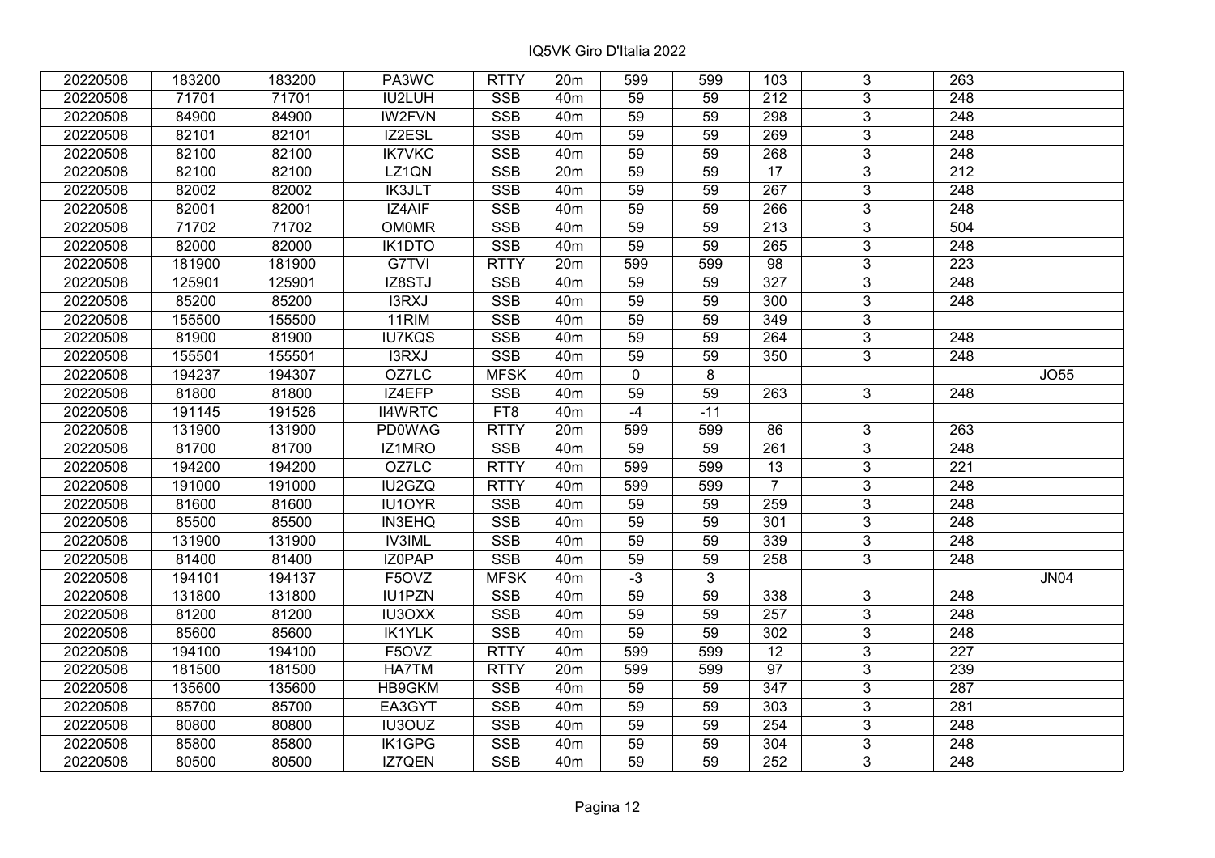# IQ5VK Giro D'Italia 2022

| | | | | | | | | | | | |
|---|---|---|---|---|---|---|---|---|---|---|---|
| 20220508 | 183200 | 183200 | PA3WC | RTTY | 20m | 599 | 599 | 103 | 3 | 263 | |
| 20220508 | 71701 | 71701 | IU2LUH | SSB | 40m | 59 | 59 | 212 | 3 | 248 | |
| 20220508 | 84900 | 84900 | IW2FVN | SSB | 40m | 59 | 59 | 298 | 3 | 248 | |
| 20220508 | 82101 | 82101 | IZ2ESL | SSB | 40m | 59 | 59 | 269 | 3 | 248 | |
| 20220508 | 82100 | 82100 | IK7VKC | SSB | 40m | 59 | 59 | 268 | 3 | 248 | |
| 20220508 | 82100 | 82100 | LZ1QN | SSB | 20m | 59 | 59 | 17 | 3 | 212 | |
| 20220508 | 82002 | 82002 | IK3JLT | SSB | 40m | 59 | 59 | 267 | 3 | 248 | |
| 20220508 | 82001 | 82001 | IZ4AIF | SSB | 40m | 59 | 59 | 266 | 3 | 248 | |
| 20220508 | 71702 | 71702 | OM0MR | SSB | 40m | 59 | 59 | 213 | 3 | 504 | |
| 20220508 | 82000 | 82000 | IK1DTO | SSB | 40m | 59 | 59 | 265 | 3 | 248 | |
| 20220508 | 181900 | 181900 | G7TVI | RTTY | 20m | 599 | 599 | 98 | 3 | 223 | |
| 20220508 | 125901 | 125901 | IZ8STJ | SSB | 40m | 59 | 59 | 327 | 3 | 248 | |
| 20220508 | 85200 | 85200 | I3RXJ | SSB | 40m | 59 | 59 | 300 | 3 | 248 | |
| 20220508 | 155500 | 155500 | 11RIM | SSB | 40m | 59 | 59 | 349 | 3 | | |
| 20220508 | 81900 | 81900 | IU7KQS | SSB | 40m | 59 | 59 | 264 | 3 | 248 | |
| 20220508 | 155501 | 155501 | I3RXJ | SSB | 40m | 59 | 59 | 350 | 3 | 248 | |
| 20220508 | 194237 | 194307 | OZ7LC | MFSK | 40m | 0 | 8 | | | | JO55 |
| 20220508 | 81800 | 81800 | IZ4EFP | SSB | 40m | 59 | 59 | 263 | 3 | 248 | |
| 20220508 | 191145 | 191526 | II4WRTC | FT8 | 40m | -4 | -11 | | | | |
| 20220508 | 131900 | 131900 | PD0WAG | RTTY | 20m | 599 | 599 | 86 | 3 | 263 | |
| 20220508 | 81700 | 81700 | IZ1MRO | SSB | 40m | 59 | 59 | 261 | 3 | 248 | |
| 20220508 | 194200 | 194200 | OZ7LC | RTTY | 40m | 599 | 599 | 13 | 3 | 221 | |
| 20220508 | 191000 | 191000 | IU2GZQ | RTTY | 40m | 599 | 599 | 7 | 3 | 248 | |
| 20220508 | 81600 | 81600 | IU1OYR | SSB | 40m | 59 | 59 | 259 | 3 | 248 | |
| 20220508 | 85500 | 85500 | IN3EHQ | SSB | 40m | 59 | 59 | 301 | 3 | 248 | |
| 20220508 | 131900 | 131900 | IV3IML | SSB | 40m | 59 | 59 | 339 | 3 | 248 | |
| 20220508 | 81400 | 81400 | IZ0PAP | SSB | 40m | 59 | 59 | 258 | 3 | 248 | |
| 20220508 | 194101 | 194137 | F5OVZ | MFSK | 40m | -3 | 3 | | | | JN04 |
| 20220508 | 131800 | 131800 | IU1PZN | SSB | 40m | 59 | 59 | 338 | 3 | 248 | |
| 20220508 | 81200 | 81200 | IU3OXX | SSB | 40m | 59 | 59 | 257 | 3 | 248 | |
| 20220508 | 85600 | 85600 | IK1YLK | SSB | 40m | 59 | 59 | 302 | 3 | 248 | |
| 20220508 | 194100 | 194100 | F5OVZ | RTTY | 40m | 599 | 599 | 12 | 3 | 227 | |
| 20220508 | 181500 | 181500 | HA7TM | RTTY | 20m | 599 | 599 | 97 | 3 | 239 | |
| 20220508 | 135600 | 135600 | HB9GKM | SSB | 40m | 59 | 59 | 347 | 3 | 287 | |
| 20220508 | 85700 | 85700 | EA3GYT | SSB | 40m | 59 | 59 | 303 | 3 | 281 | |
| 20220508 | 80800 | 80800 | IU3OUZ | SSB | 40m | 59 | 59 | 254 | 3 | 248 | |
| 20220508 | 85800 | 85800 | IK1GPG | SSB | 40m | 59 | 59 | 304 | 3 | 248 | |
| 20220508 | 80500 | 80500 | IZ7QEN | SSB | 40m | 59 | 59 | 252 | 3 | 248 | |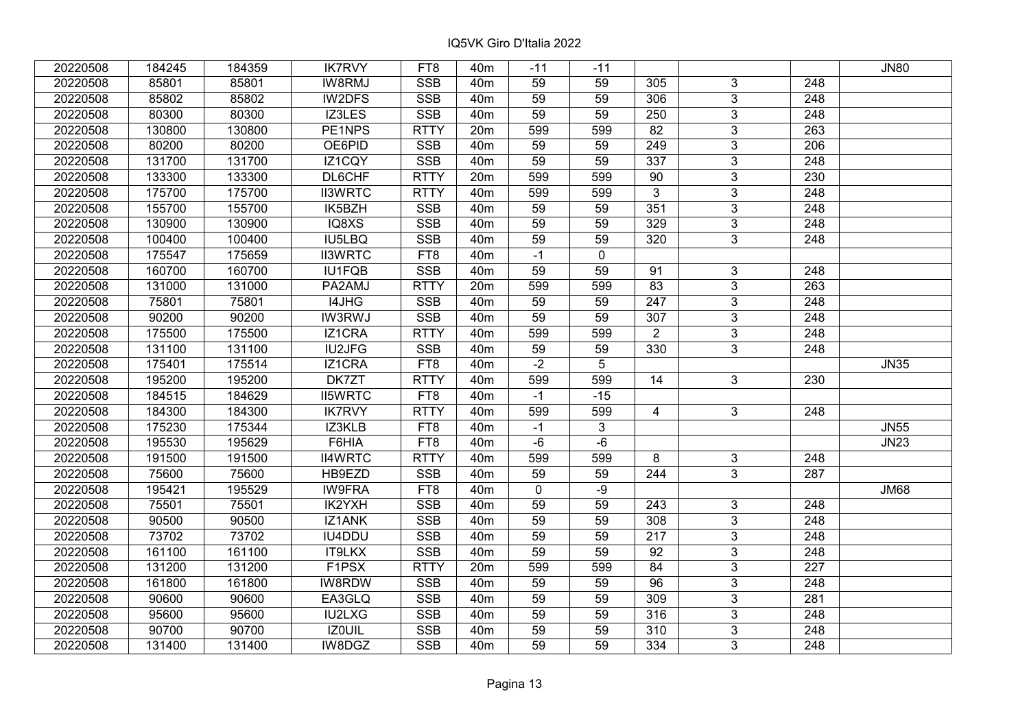IQ5VK Giro D'Italia 2022

| | | | | | | | | | | | |
|---|---|---|---|---|---|---|---|---|---|---|---|
| 20220508 | 184245 | 184359 | IK7RVY | FT8 | 40m | -11 | -11 | | | | JN80 |
| 20220508 | 85801 | 85801 | IW8RMJ | SSB | 40m | 59 | 59 | 305 | 3 | 248 | |
| 20220508 | 85802 | 85802 | IW2DFS | SSB | 40m | 59 | 59 | 306 | 3 | 248 | |
| 20220508 | 80300 | 80300 | IZ3LES | SSB | 40m | 59 | 59 | 250 | 3 | 248 | |
| 20220508 | 130800 | 130800 | PE1NPS | RTTY | 20m | 599 | 599 | 82 | 3 | 263 | |
| 20220508 | 80200 | 80200 | OE6PID | SSB | 40m | 59 | 59 | 249 | 3 | 206 | |
| 20220508 | 131700 | 131700 | IZ1CQY | SSB | 40m | 59 | 59 | 337 | 3 | 248 | |
| 20220508 | 133300 | 133300 | DL6CHF | RTTY | 20m | 599 | 599 | 90 | 3 | 230 | |
| 20220508 | 175700 | 175700 | II3WRTC | RTTY | 40m | 599 | 599 | 3 | 3 | 248 | |
| 20220508 | 155700 | 155700 | IK5BZH | SSB | 40m | 59 | 59 | 351 | 3 | 248 | |
| 20220508 | 130900 | 130900 | IQ8XS | SSB | 40m | 59 | 59 | 329 | 3 | 248 | |
| 20220508 | 100400 | 100400 | IU5LBQ | SSB | 40m | 59 | 59 | 320 | 3 | 248 | |
| 20220508 | 175547 | 175659 | II3WRTC | FT8 | 40m | -1 | 0 | | | | |
| 20220508 | 160700 | 160700 | IU1FQB | SSB | 40m | 59 | 59 | 91 | 3 | 248 | |
| 20220508 | 131000 | 131000 | PA2AMJ | RTTY | 20m | 599 | 599 | 83 | 3 | 263 | |
| 20220508 | 75801 | 75801 | I4JHG | SSB | 40m | 59 | 59 | 247 | 3 | 248 | |
| 20220508 | 90200 | 90200 | IW3RWJ | SSB | 40m | 59 | 59 | 307 | 3 | 248 | |
| 20220508 | 175500 | 175500 | IZ1CRA | RTTY | 40m | 599 | 599 | 2 | 3 | 248 | |
| 20220508 | 131100 | 131100 | IU2JFG | SSB | 40m | 59 | 59 | 330 | 3 | 248 | |
| 20220508 | 175401 | 175514 | IZ1CRA | FT8 | 40m | -2 | 5 | | | | JN35 |
| 20220508 | 195200 | 195200 | DK7ZT | RTTY | 40m | 599 | 599 | 14 | 3 | 230 | |
| 20220508 | 184515 | 184629 | II5WRTC | FT8 | 40m | -1 | -15 | | | | |
| 20220508 | 184300 | 184300 | IK7RVY | RTTY | 40m | 599 | 599 | 4 | 3 | 248 | |
| 20220508 | 175230 | 175344 | IZ3KLB | FT8 | 40m | -1 | 3 | | | | JN55 |
| 20220508 | 195530 | 195629 | F6HIA | FT8 | 40m | -6 | -6 | | | | JN23 |
| 20220508 | 191500 | 191500 | II4WRTC | RTTY | 40m | 599 | 599 | 8 | 3 | 248 | |
| 20220508 | 75600 | 75600 | HB9EZD | SSB | 40m | 59 | 59 | 244 | 3 | 287 | |
| 20220508 | 195421 | 195529 | IW9FRA | FT8 | 40m | 0 | -9 | | | | JM68 |
| 20220508 | 75501 | 75501 | IK2YXH | SSB | 40m | 59 | 59 | 243 | 3 | 248 | |
| 20220508 | 90500 | 90500 | IZ1ANK | SSB | 40m | 59 | 59 | 308 | 3 | 248 | |
| 20220508 | 73702 | 73702 | IU4DDU | SSB | 40m | 59 | 59 | 217 | 3 | 248 | |
| 20220508 | 161100 | 161100 | IT9LKX | SSB | 40m | 59 | 59 | 92 | 3 | 248 | |
| 20220508 | 131200 | 131200 | F1PSX | RTTY | 20m | 599 | 599 | 84 | 3 | 227 | |
| 20220508 | 161800 | 161800 | IW8RDW | SSB | 40m | 59 | 59 | 96 | 3 | 248 | |
| 20220508 | 90600 | 90600 | EA3GLQ | SSB | 40m | 59 | 59 | 309 | 3 | 281 | |
| 20220508 | 95600 | 95600 | IU2LXG | SSB | 40m | 59 | 59 | 316 | 3 | 248 | |
| 20220508 | 90700 | 90700 | IZ0UIL | SSB | 40m | 59 | 59 | 310 | 3 | 248 | |
| 20220508 | 131400 | 131400 | IW8DGZ | SSB | 40m | 59 | 59 | 334 | 3 | 248 | |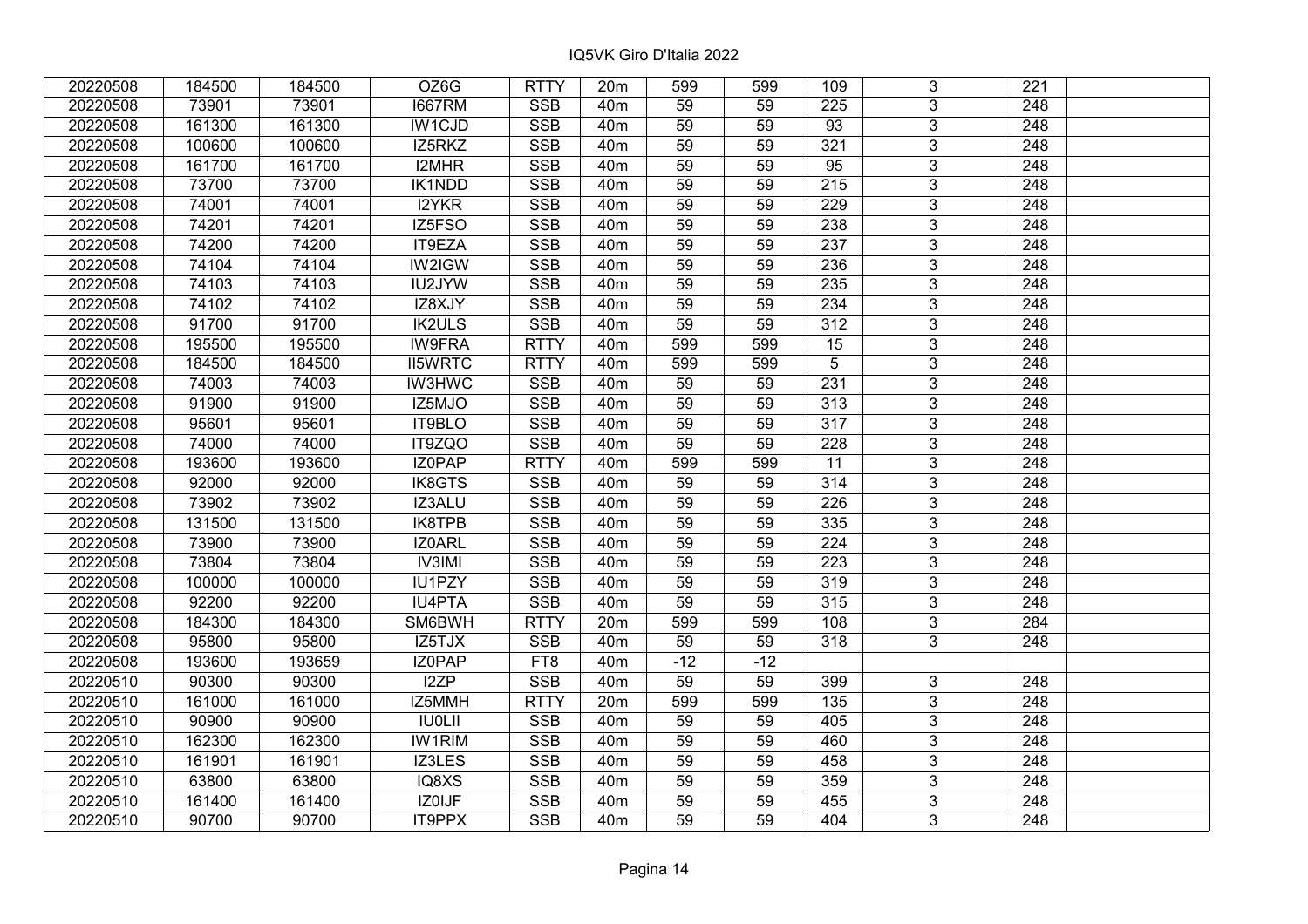IQ5VK Giro D'Italia 2022

| 20220508 | 184500 | 184500 | OZ6G | RTTY | 20m | 599 | 599 | 109 | 3 | 221 | |
|---|---|---|---|---|---|---|---|---|---|---|---|
| 20220508 | 73901 | 73901 | I667RM | SSB | 40m | 59 | 59 | 225 | 3 | 248 | |
| 20220508 | 161300 | 161300 | IW1CJD | SSB | 40m | 59 | 59 | 93 | 3 | 248 | |
| 20220508 | 100600 | 100600 | IZ5RKZ | SSB | 40m | 59 | 59 | 321 | 3 | 248 | |
| 20220508 | 161700 | 161700 | I2MHR | SSB | 40m | 59 | 59 | 95 | 3 | 248 | |
| 20220508 | 73700 | 73700 | IK1NDD | SSB | 40m | 59 | 59 | 215 | 3 | 248 | |
| 20220508 | 74001 | 74001 | I2YKR | SSB | 40m | 59 | 59 | 229 | 3 | 248 | |
| 20220508 | 74201 | 74201 | IZ5FSO | SSB | 40m | 59 | 59 | 238 | 3 | 248 | |
| 20220508 | 74200 | 74200 | IT9EZA | SSB | 40m | 59 | 59 | 237 | 3 | 248 | |
| 20220508 | 74104 | 74104 | IW2IGW | SSB | 40m | 59 | 59 | 236 | 3 | 248 | |
| 20220508 | 74103 | 74103 | IU2JYW | SSB | 40m | 59 | 59 | 235 | 3 | 248 | |
| 20220508 | 74102 | 74102 | IZ8XJY | SSB | 40m | 59 | 59 | 234 | 3 | 248 | |
| 20220508 | 91700 | 91700 | IK2ULS | SSB | 40m | 59 | 59 | 312 | 3 | 248 | |
| 20220508 | 195500 | 195500 | IW9FRA | RTTY | 40m | 599 | 599 | 15 | 3 | 248 | |
| 20220508 | 184500 | 184500 | II5WRTC | RTTY | 40m | 599 | 599 | 5 | 3 | 248 | |
| 20220508 | 74003 | 74003 | IW3HWC | SSB | 40m | 59 | 59 | 231 | 3 | 248 | |
| 20220508 | 91900 | 91900 | IZ5MJO | SSB | 40m | 59 | 59 | 313 | 3 | 248 | |
| 20220508 | 95601 | 95601 | IT9BLO | SSB | 40m | 59 | 59 | 317 | 3 | 248 | |
| 20220508 | 74000 | 74000 | IT9ZQO | SSB | 40m | 59 | 59 | 228 | 3 | 248 | |
| 20220508 | 193600 | 193600 | IZ0PAP | RTTY | 40m | 599 | 599 | 11 | 3 | 248 | |
| 20220508 | 92000 | 92000 | IK8GTS | SSB | 40m | 59 | 59 | 314 | 3 | 248 | |
| 20220508 | 73902 | 73902 | IZ3ALU | SSB | 40m | 59 | 59 | 226 | 3 | 248 | |
| 20220508 | 131500 | 131500 | IK8TPB | SSB | 40m | 59 | 59 | 335 | 3 | 248 | |
| 20220508 | 73900 | 73900 | IZ0ARL | SSB | 40m | 59 | 59 | 224 | 3 | 248 | |
| 20220508 | 73804 | 73804 | IV3IMI | SSB | 40m | 59 | 59 | 223 | 3 | 248 | |
| 20220508 | 100000 | 100000 | IU1PZY | SSB | 40m | 59 | 59 | 319 | 3 | 248 | |
| 20220508 | 92200 | 92200 | IU4PTA | SSB | 40m | 59 | 59 | 315 | 3 | 248 | |
| 20220508 | 184300 | 184300 | SM6BWH | RTTY | 20m | 599 | 599 | 108 | 3 | 284 | |
| 20220508 | 95800 | 95800 | IZ5TJX | SSB | 40m | 59 | 59 | 318 | 3 | 248 | |
| 20220508 | 193600 | 193659 | IZ0PAP | FT8 | 40m | -12 | -12 | | | | |
| 20220510 | 90300 | 90300 | I2ZP | SSB | 40m | 59 | 59 | 399 | 3 | 248 | |
| 20220510 | 161000 | 161000 | IZ5MMH | RTTY | 20m | 599 | 599 | 135 | 3 | 248 | |
| 20220510 | 90900 | 90900 | IU0LII | SSB | 40m | 59 | 59 | 405 | 3 | 248 | |
| 20220510 | 162300 | 162300 | IW1RIM | SSB | 40m | 59 | 59 | 460 | 3 | 248 | |
| 20220510 | 161901 | 161901 | IZ3LES | SSB | 40m | 59 | 59 | 458 | 3 | 248 | |
| 20220510 | 63800 | 63800 | IQ8XS | SSB | 40m | 59 | 59 | 359 | 3 | 248 | |
| 20220510 | 161400 | 161400 | IZ0IJF | SSB | 40m | 59 | 59 | 455 | 3 | 248 | |
| 20220510 | 90700 | 90700 | IT9PPX | SSB | 40m | 59 | 59 | 404 | 3 | 248 | |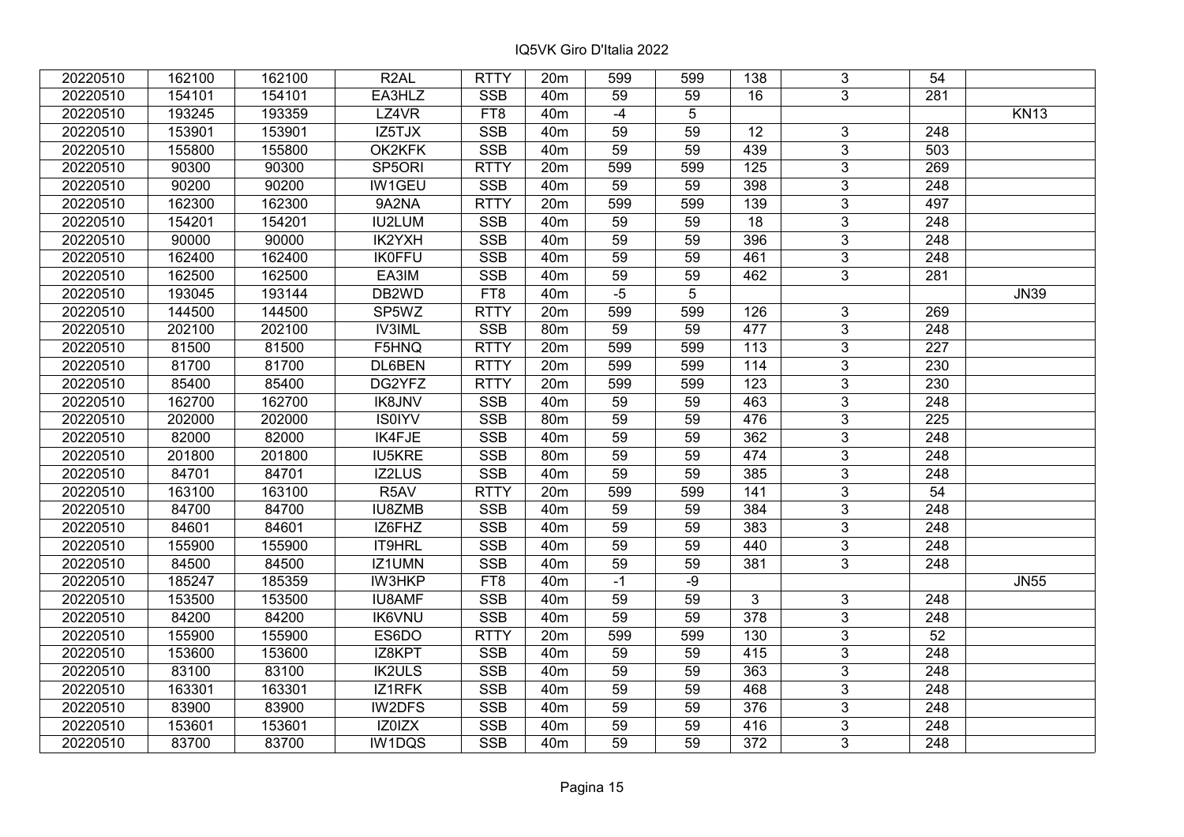| 20220510 | 162100 | 162100 | R2AL | RTTY | 20m | 599 | 599 | 138 | 3 | 54 | |
|---|---|---|---|---|---|---|---|---|---|---|---|
| 20220510 | 154101 | 154101 | EA3HLZ | SSB | 40m | 59 | 59 | 16 | 3 | 281 | |
| 20220510 | 193245 | 193359 | LZ4VR | FT8 | 40m | -4 | 5 | | | | KN13 |
| 20220510 | 153901 | 153901 | IZ5TJX | SSB | 40m | 59 | 59 | 12 | 3 | 248 | |
| 20220510 | 155800 | 155800 | OK2KFK | SSB | 40m | 59 | 59 | 439 | 3 | 503 | |
| 20220510 | 90300 | 90300 | SP5ORI | RTTY | 20m | 599 | 599 | 125 | 3 | 269 | |
| 20220510 | 90200 | 90200 | IW1GEU | SSB | 40m | 59 | 59 | 398 | 3 | 248 | |
| 20220510 | 162300 | 162300 | 9A2NA | RTTY | 20m | 599 | 599 | 139 | 3 | 497 | |
| 20220510 | 154201 | 154201 | IU2LUM | SSB | 40m | 59 | 59 | 18 | 3 | 248 | |
| 20220510 | 90000 | 90000 | IK2YXH | SSB | 40m | 59 | 59 | 396 | 3 | 248 | |
| 20220510 | 162400 | 162400 | IK0FFU | SSB | 40m | 59 | 59 | 461 | 3 | 248 | |
| 20220510 | 162500 | 162500 | EA3IM | SSB | 40m | 59 | 59 | 462 | 3 | 281 | |
| 20220510 | 193045 | 193144 | DB2WD | FT8 | 40m | -5 | 5 | | | | JN39 |
| 20220510 | 144500 | 144500 | SP5WZ | RTTY | 20m | 599 | 599 | 126 | 3 | 269 | |
| 20220510 | 202100 | 202100 | IV3IML | SSB | 80m | 59 | 59 | 477 | 3 | 248 | |
| 20220510 | 81500 | 81500 | F5HNQ | RTTY | 20m | 599 | 599 | 113 | 3 | 227 | |
| 20220510 | 81700 | 81700 | DL6BEN | RTTY | 20m | 599 | 599 | 114 | 3 | 230 | |
| 20220510 | 85400 | 85400 | DG2YFZ | RTTY | 20m | 599 | 599 | 123 | 3 | 230 | |
| 20220510 | 162700 | 162700 | IK8JNV | SSB | 40m | 59 | 59 | 463 | 3 | 248 | |
| 20220510 | 202000 | 202000 | IS0IYV | SSB | 80m | 59 | 59 | 476 | 3 | 225 | |
| 20220510 | 82000 | 82000 | IK4FJE | SSB | 40m | 59 | 59 | 362 | 3 | 248 | |
| 20220510 | 201800 | 201800 | IU5KRE | SSB | 80m | 59 | 59 | 474 | 3 | 248 | |
| 20220510 | 84701 | 84701 | IZ2LUS | SSB | 40m | 59 | 59 | 385 | 3 | 248 | |
| 20220510 | 163100 | 163100 | R5AV | RTTY | 20m | 599 | 599 | 141 | 3 | 54 | |
| 20220510 | 84700 | 84700 | IU8ZMB | SSB | 40m | 59 | 59 | 384 | 3 | 248 | |
| 20220510 | 84601 | 84601 | IZ6FHZ | SSB | 40m | 59 | 59 | 383 | 3 | 248 | |
| 20220510 | 155900 | 155900 | IT9HRL | SSB | 40m | 59 | 59 | 440 | 3 | 248 | |
| 20220510 | 84500 | 84500 | IZ1UMN | SSB | 40m | 59 | 59 | 381 | 3 | 248 | |
| 20220510 | 185247 | 185359 | IW3HKP | FT8 | 40m | -1 | -9 | | | | JN55 |
| 20220510 | 153500 | 153500 | IU8AMF | SSB | 40m | 59 | 59 | 3 | 3 | 248 | |
| 20220510 | 84200 | 84200 | IK6VNU | SSB | 40m | 59 | 59 | 378 | 3 | 248 | |
| 20220510 | 155900 | 155900 | ES6DO | RTTY | 20m | 599 | 599 | 130 | 3 | 52 | |
| 20220510 | 153600 | 153600 | IZ8KPT | SSB | 40m | 59 | 59 | 415 | 3 | 248 | |
| 20220510 | 83100 | 83100 | IK2ULS | SSB | 40m | 59 | 59 | 363 | 3 | 248 | |
| 20220510 | 163301 | 163301 | IZ1RFK | SSB | 40m | 59 | 59 | 468 | 3 | 248 | |
| 20220510 | 83900 | 83900 | IW2DFS | SSB | 40m | 59 | 59 | 376 | 3 | 248 | |
| 20220510 | 153601 | 153601 | IZ0IZX | SSB | 40m | 59 | 59 | 416 | 3 | 248 | |
| 20220510 | 83700 | 83700 | IW1DQS | SSB | 40m | 59 | 59 | 372 | 3 | 248 | |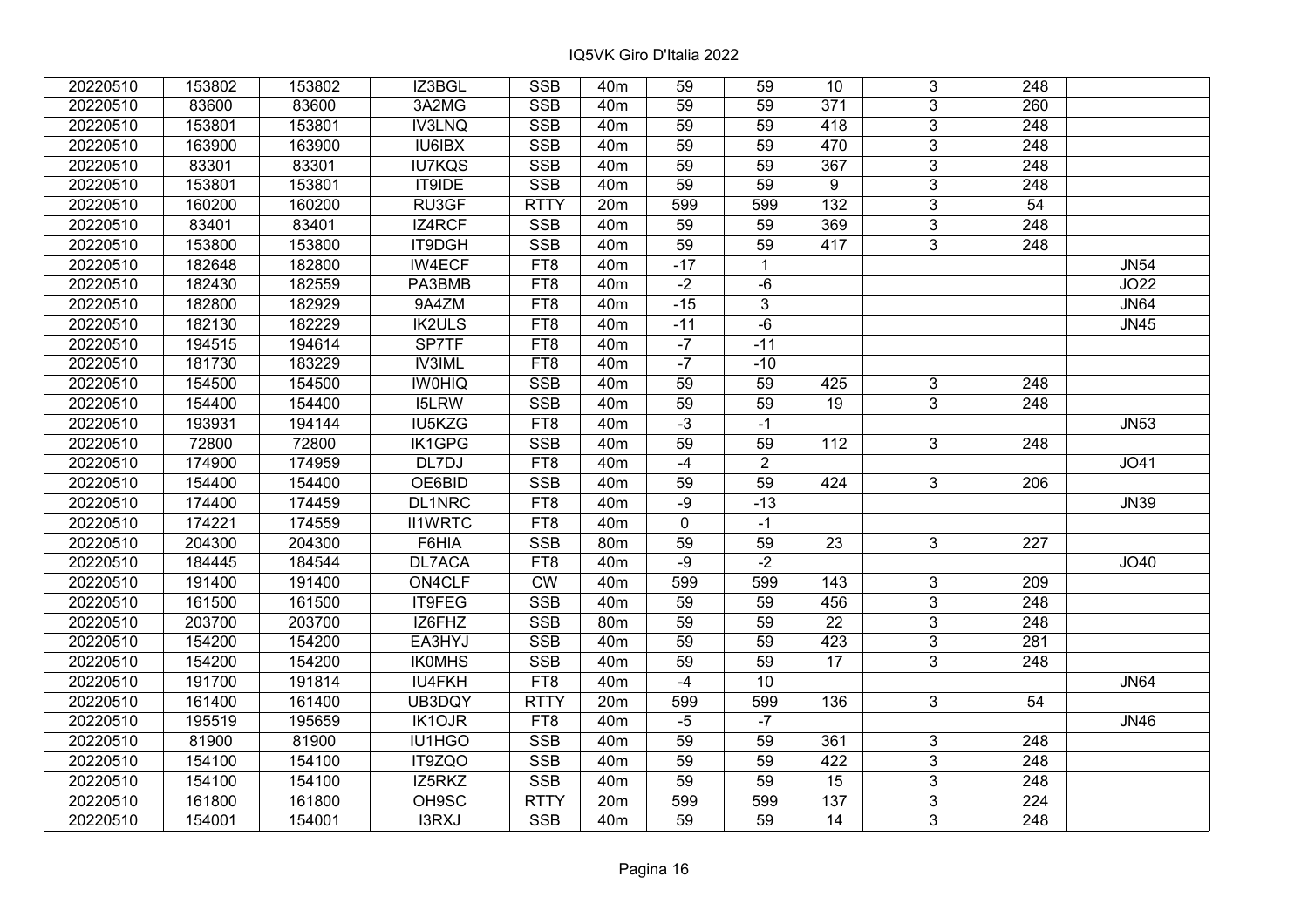IQ5VK Giro D'Italia 2022

| | | | | | | | | | | | |
|---|---|---|---|---|---|---|---|---|---|---|---|
| 20220510 | 153802 | 153802 | IZ3BGL | SSB | 40m | 59 | 59 | 10 | 3 | 248 | |
| 20220510 | 83600 | 83600 | 3A2MG | SSB | 40m | 59 | 59 | 371 | 3 | 260 | |
| 20220510 | 153801 | 153801 | IV3LNQ | SSB | 40m | 59 | 59 | 418 | 3 | 248 | |
| 20220510 | 163900 | 163900 | IU6IBX | SSB | 40m | 59 | 59 | 470 | 3 | 248 | |
| 20220510 | 83301 | 83301 | IU7KQS | SSB | 40m | 59 | 59 | 367 | 3 | 248 | |
| 20220510 | 153801 | 153801 | IT9IDE | SSB | 40m | 59 | 59 | 9 | 3 | 248 | |
| 20220510 | 160200 | 160200 | RU3GF | RTTY | 20m | 599 | 599 | 132 | 3 | 54 | |
| 20220510 | 83401 | 83401 | IZ4RCF | SSB | 40m | 59 | 59 | 369 | 3 | 248 | |
| 20220510 | 153800 | 153800 | IT9DGH | SSB | 40m | 59 | 59 | 417 | 3 | 248 | |
| 20220510 | 182648 | 182800 | IW4ECF | FT8 | 40m | -17 | 1 | | | | JN54 |
| 20220510 | 182430 | 182559 | PA3BMB | FT8 | 40m | -2 | -6 | | | | JO22 |
| 20220510 | 182800 | 182929 | 9A4ZM | FT8 | 40m | -15 | 3 | | | | JN64 |
| 20220510 | 182130 | 182229 | IK2ULS | FT8 | 40m | -11 | -6 | | | | JN45 |
| 20220510 | 194515 | 194614 | SP7TF | FT8 | 40m | -7 | -11 | | | | |
| 20220510 | 181730 | 183229 | IV3IML | FT8 | 40m | -7 | -10 | | | | |
| 20220510 | 154500 | 154500 | IW0HIQ | SSB | 40m | 59 | 59 | 425 | 3 | 248 | |
| 20220510 | 154400 | 154400 | I5LRW | SSB | 40m | 59 | 59 | 19 | 3 | 248 | |
| 20220510 | 193931 | 194144 | IU5KZG | FT8 | 40m | -3 | -1 | | | | JN53 |
| 20220510 | 72800 | 72800 | IK1GPG | SSB | 40m | 59 | 59 | 112 | 3 | 248 | |
| 20220510 | 174900 | 174959 | DL7DJ | FT8 | 40m | -4 | 2 | | | | JO41 |
| 20220510 | 154400 | 154400 | OE6BID | SSB | 40m | 59 | 59 | 424 | 3 | 206 | |
| 20220510 | 174400 | 174459 | DL1NRC | FT8 | 40m | -9 | -13 | | | | JN39 |
| 20220510 | 174221 | 174559 | II1WRTC | FT8 | 40m | 0 | -1 | | | | |
| 20220510 | 204300 | 204300 | F6HIA | SSB | 80m | 59 | 59 | 23 | 3 | 227 | |
| 20220510 | 184445 | 184544 | DL7ACA | FT8 | 40m | -9 | -2 | | | | JO40 |
| 20220510 | 191400 | 191400 | ON4CLF | CW | 40m | 599 | 599 | 143 | 3 | 209 | |
| 20220510 | 161500 | 161500 | IT9FEG | SSB | 40m | 59 | 59 | 456 | 3 | 248 | |
| 20220510 | 203700 | 203700 | IZ6FHZ | SSB | 80m | 59 | 59 | 22 | 3 | 248 | |
| 20220510 | 154200 | 154200 | EA3HYJ | SSB | 40m | 59 | 59 | 423 | 3 | 281 | |
| 20220510 | 154200 | 154200 | IK0MHS | SSB | 40m | 59 | 59 | 17 | 3 | 248 | |
| 20220510 | 191700 | 191814 | IU4FKH | FT8 | 40m | -4 | 10 | | | | JN64 |
| 20220510 | 161400 | 161400 | UB3DQY | RTTY | 20m | 599 | 599 | 136 | 3 | 54 | |
| 20220510 | 195519 | 195659 | IK1OJR | FT8 | 40m | -5 | -7 | | | | JN46 |
| 20220510 | 81900 | 81900 | IU1HGO | SSB | 40m | 59 | 59 | 361 | 3 | 248 | |
| 20220510 | 154100 | 154100 | IT9ZQO | SSB | 40m | 59 | 59 | 422 | 3 | 248 | |
| 20220510 | 154100 | 154100 | IZ5RKZ | SSB | 40m | 59 | 59 | 15 | 3 | 248 | |
| 20220510 | 161800 | 161800 | OH9SC | RTTY | 20m | 599 | 599 | 137 | 3 | 224 | |
| 20220510 | 154001 | 154001 | I3RXJ | SSB | 40m | 59 | 59 | 14 | 3 | 248 | |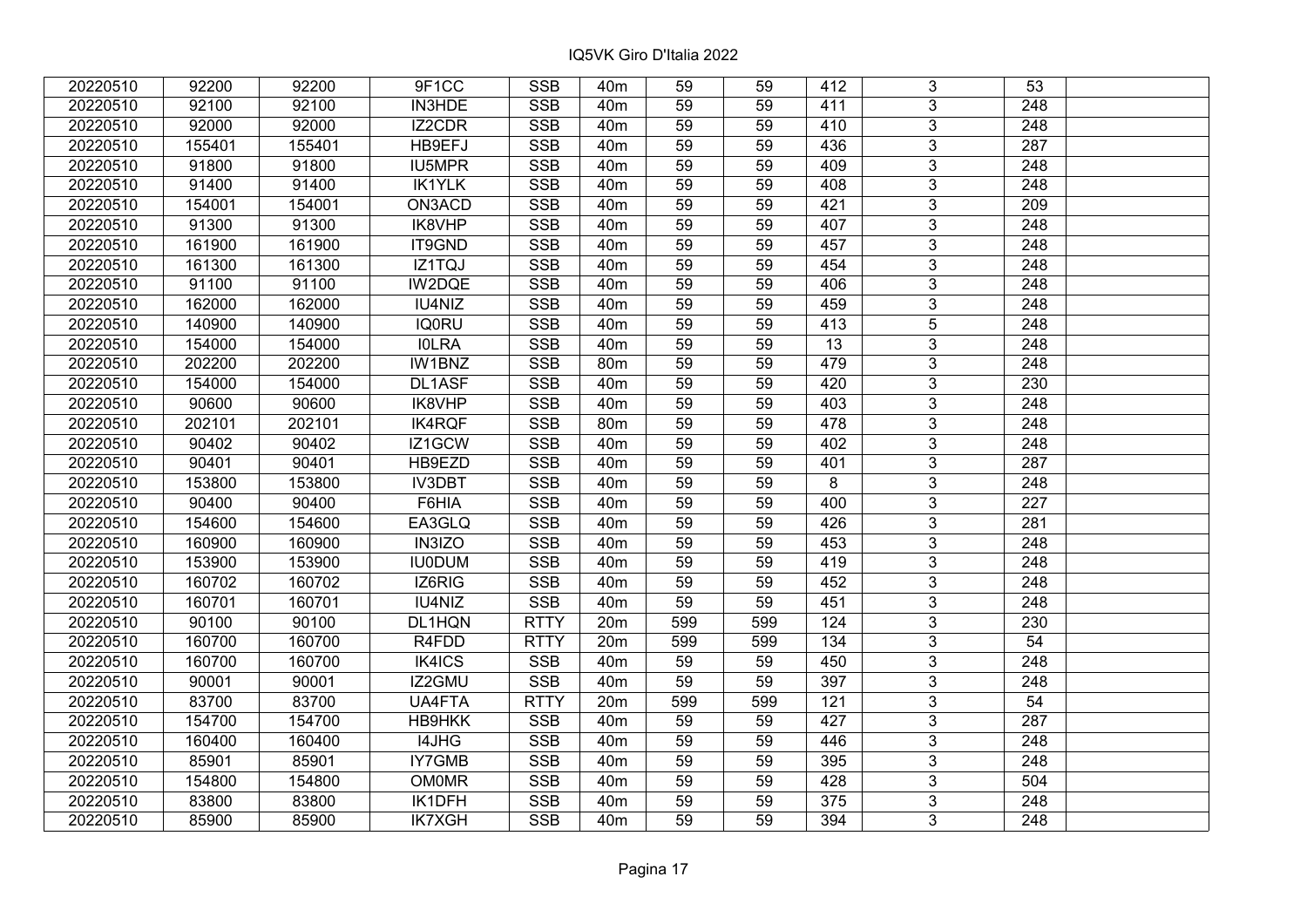IQ5VK Giro D'Italia 2022

| | | | | | | | | | | | |
|---|---|---|---|---|---|---|---|---|---|---|---|
| 20220510 | 92200 | 92200 | 9F1CC | SSB | 40m | 59 | 59 | 412 | 3 | 53 | |
| 20220510 | 92100 | 92100 | IN3HDE | SSB | 40m | 59 | 59 | 411 | 3 | 248 | |
| 20220510 | 92000 | 92000 | IZ2CDR | SSB | 40m | 59 | 59 | 410 | 3 | 248 | |
| 20220510 | 155401 | 155401 | HB9EFJ | SSB | 40m | 59 | 59 | 436 | 3 | 287 | |
| 20220510 | 91800 | 91800 | IU5MPR | SSB | 40m | 59 | 59 | 409 | 3 | 248 | |
| 20220510 | 91400 | 91400 | IK1YLK | SSB | 40m | 59 | 59 | 408 | 3 | 248 | |
| 20220510 | 154001 | 154001 | ON3ACD | SSB | 40m | 59 | 59 | 421 | 3 | 209 | |
| 20220510 | 91300 | 91300 | IK8VHP | SSB | 40m | 59 | 59 | 407 | 3 | 248 | |
| 20220510 | 161900 | 161900 | IT9GND | SSB | 40m | 59 | 59 | 457 | 3 | 248 | |
| 20220510 | 161300 | 161300 | IZ1TQJ | SSB | 40m | 59 | 59 | 454 | 3 | 248 | |
| 20220510 | 91100 | 91100 | IW2DQE | SSB | 40m | 59 | 59 | 406 | 3 | 248 | |
| 20220510 | 162000 | 162000 | IU4NIZ | SSB | 40m | 59 | 59 | 459 | 3 | 248 | |
| 20220510 | 140900 | 140900 | IQ0RU | SSB | 40m | 59 | 59 | 413 | 5 | 248 | |
| 20220510 | 154000 | 154000 | I0LRA | SSB | 40m | 59 | 59 | 13 | 3 | 248 | |
| 20220510 | 202200 | 202200 | IW1BNZ | SSB | 80m | 59 | 59 | 479 | 3 | 248 | |
| 20220510 | 154000 | 154000 | DL1ASF | SSB | 40m | 59 | 59 | 420 | 3 | 230 | |
| 20220510 | 90600 | 90600 | IK8VHP | SSB | 40m | 59 | 59 | 403 | 3 | 248 | |
| 20220510 | 202101 | 202101 | IK4RQF | SSB | 80m | 59 | 59 | 478 | 3 | 248 | |
| 20220510 | 90402 | 90402 | IZ1GCW | SSB | 40m | 59 | 59 | 402 | 3 | 248 | |
| 20220510 | 90401 | 90401 | HB9EZD | SSB | 40m | 59 | 59 | 401 | 3 | 287 | |
| 20220510 | 153800 | 153800 | IV3DBT | SSB | 40m | 59 | 59 | 8 | 3 | 248 | |
| 20220510 | 90400 | 90400 | F6HIA | SSB | 40m | 59 | 59 | 400 | 3 | 227 | |
| 20220510 | 154600 | 154600 | EA3GLQ | SSB | 40m | 59 | 59 | 426 | 3 | 281 | |
| 20220510 | 160900 | 160900 | IN3IZO | SSB | 40m | 59 | 59 | 453 | 3 | 248 | |
| 20220510 | 153900 | 153900 | IU0DUM | SSB | 40m | 59 | 59 | 419 | 3 | 248 | |
| 20220510 | 160702 | 160702 | IZ6RIG | SSB | 40m | 59 | 59 | 452 | 3 | 248 | |
| 20220510 | 160701 | 160701 | IU4NIZ | SSB | 40m | 59 | 59 | 451 | 3 | 248 | |
| 20220510 | 90100 | 90100 | DL1HQN | RTTY | 20m | 599 | 599 | 124 | 3 | 230 | |
| 20220510 | 160700 | 160700 | R4FDD | RTTY | 20m | 599 | 599 | 134 | 3 | 54 | |
| 20220510 | 160700 | 160700 | IK4ICS | SSB | 40m | 59 | 59 | 450 | 3 | 248 | |
| 20220510 | 90001 | 90001 | IZ2GMU | SSB | 40m | 59 | 59 | 397 | 3 | 248 | |
| 20220510 | 83700 | 83700 | UA4FTA | RTTY | 20m | 599 | 599 | 121 | 3 | 54 | |
| 20220510 | 154700 | 154700 | HB9HKK | SSB | 40m | 59 | 59 | 427 | 3 | 287 | |
| 20220510 | 160400 | 160400 | I4JHG | SSB | 40m | 59 | 59 | 446 | 3 | 248 | |
| 20220510 | 85901 | 85901 | IY7GMB | SSB | 40m | 59 | 59 | 395 | 3 | 248 | |
| 20220510 | 154800 | 154800 | OM0MR | SSB | 40m | 59 | 59 | 428 | 3 | 504 | |
| 20220510 | 83800 | 83800 | IK1DFH | SSB | 40m | 59 | 59 | 375 | 3 | 248 | |
| 20220510 | 85900 | 85900 | IK7XGH | SSB | 40m | 59 | 59 | 394 | 3 | 248 | |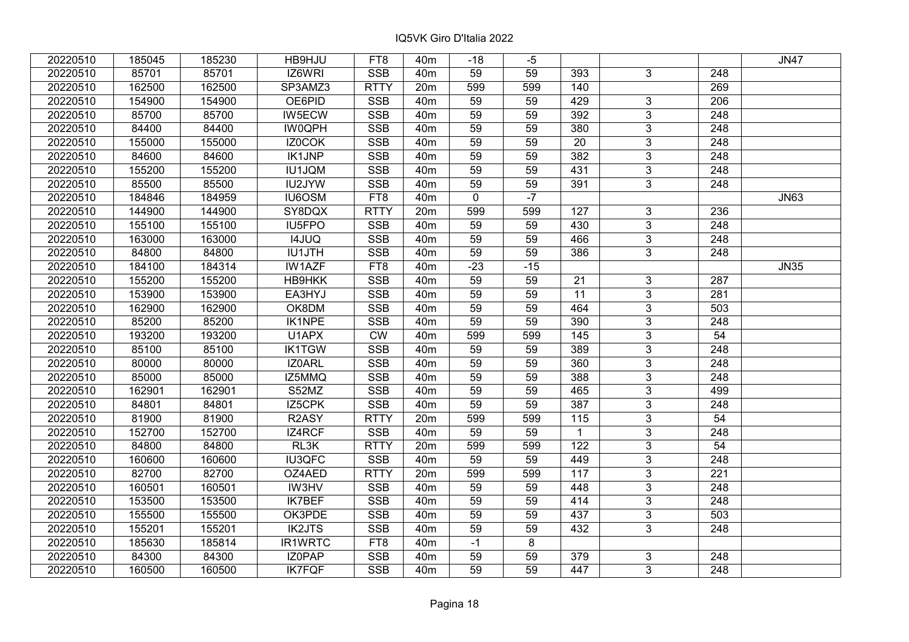# IQ5VK Giro D'Italia 2022

| | | | | | | | | | | | |
|---|---|---|---|---|---|---|---|---|---|---|---|
| 20220510 | 185045 | 185230 | HB9HJU | FT8 | 40m | -18 | -5 | | | | JN47 |
| 20220510 | 85701 | 85701 | IZ6WRI | SSB | 40m | 59 | 59 | 393 | 3 | 248 | |
| 20220510 | 162500 | 162500 | SP3AMZ3 | RTTY | 20m | 599 | 599 | 140 | | 269 | |
| 20220510 | 154900 | 154900 | OE6PID | SSB | 40m | 59 | 59 | 429 | 3 | 206 | |
| 20220510 | 85700 | 85700 | IW5ECW | SSB | 40m | 59 | 59 | 392 | 3 | 248 | |
| 20220510 | 84400 | 84400 | IW0QPH | SSB | 40m | 59 | 59 | 380 | 3 | 248 | |
| 20220510 | 155000 | 155000 | IZ0COK | SSB | 40m | 59 | 59 | 20 | 3 | 248 | |
| 20220510 | 84600 | 84600 | IK1JNP | SSB | 40m | 59 | 59 | 382 | 3 | 248 | |
| 20220510 | 155200 | 155200 | IU1JQM | SSB | 40m | 59 | 59 | 431 | 3 | 248 | |
| 20220510 | 85500 | 85500 | IU2JYW | SSB | 40m | 59 | 59 | 391 | 3 | 248 | |
| 20220510 | 184846 | 184959 | IU6OSM | FT8 | 40m | 0 | -7 | | | | JN63 |
| 20220510 | 144900 | 144900 | SY8DQX | RTTY | 20m | 599 | 599 | 127 | 3 | 236 | |
| 20220510 | 155100 | 155100 | IU5FPO | SSB | 40m | 59 | 59 | 430 | 3 | 248 | |
| 20220510 | 163000 | 163000 | I4JUQ | SSB | 40m | 59 | 59 | 466 | 3 | 248 | |
| 20220510 | 84800 | 84800 | IU1JTH | SSB | 40m | 59 | 59 | 386 | 3 | 248 | |
| 20220510 | 184100 | 184314 | IW1AZF | FT8 | 40m | -23 | -15 | | | | JN35 |
| 20220510 | 155200 | 155200 | HB9HKK | SSB | 40m | 59 | 59 | 21 | 3 | 287 | |
| 20220510 | 153900 | 153900 | EA3HYJ | SSB | 40m | 59 | 59 | 11 | 3 | 281 | |
| 20220510 | 162900 | 162900 | OK8DM | SSB | 40m | 59 | 59 | 464 | 3 | 503 | |
| 20220510 | 85200 | 85200 | IK1NPE | SSB | 40m | 59 | 59 | 390 | 3 | 248 | |
| 20220510 | 193200 | 193200 | U1APX | CW | 40m | 599 | 599 | 145 | 3 | 54 | |
| 20220510 | 85100 | 85100 | IK1TGW | SSB | 40m | 59 | 59 | 389 | 3 | 248 | |
| 20220510 | 80000 | 80000 | IZ0ARL | SSB | 40m | 59 | 59 | 360 | 3 | 248 | |
| 20220510 | 85000 | 85000 | IZ5MMQ | SSB | 40m | 59 | 59 | 388 | 3 | 248 | |
| 20220510 | 162901 | 162901 | S52MZ | SSB | 40m | 59 | 59 | 465 | 3 | 499 | |
| 20220510 | 84801 | 84801 | IZ5CPK | SSB | 40m | 59 | 59 | 387 | 3 | 248 | |
| 20220510 | 81900 | 81900 | R2ASY | RTTY | 20m | 599 | 599 | 115 | 3 | 54 | |
| 20220510 | 152700 | 152700 | IZ4RCF | SSB | 40m | 59 | 59 | 1 | 3 | 248 | |
| 20220510 | 84800 | 84800 | RL3K | RTTY | 20m | 599 | 599 | 122 | 3 | 54 | |
| 20220510 | 160600 | 160600 | IU3QFC | SSB | 40m | 59 | 59 | 449 | 3 | 248 | |
| 20220510 | 82700 | 82700 | OZ4AED | RTTY | 20m | 599 | 599 | 117 | 3 | 221 | |
| 20220510 | 160501 | 160501 | IW3HV | SSB | 40m | 59 | 59 | 448 | 3 | 248 | |
| 20220510 | 153500 | 153500 | IK7BEF | SSB | 40m | 59 | 59 | 414 | 3 | 248 | |
| 20220510 | 155500 | 155500 | OK3PDE | SSB | 40m | 59 | 59 | 437 | 3 | 503 | |
| 20220510 | 155201 | 155201 | IK2JTS | SSB | 40m | 59 | 59 | 432 | 3 | 248 | |
| 20220510 | 185630 | 185814 | IR1WRTC | FT8 | 40m | -1 | 8 | | | | |
| 20220510 | 84300 | 84300 | IZ0PAP | SSB | 40m | 59 | 59 | 379 | 3 | 248 | |
| 20220510 | 160500 | 160500 | IK7FQF | SSB | 40m | 59 | 59 | 447 | 3 | 248 | |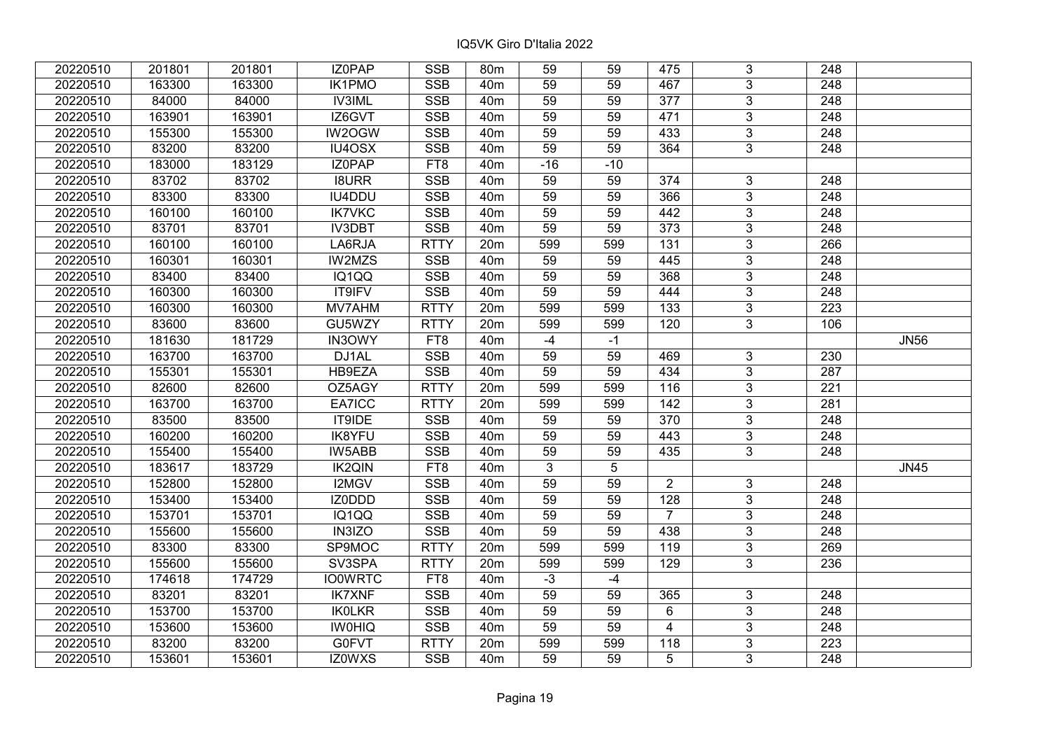# IQ5VK Giro D'Italia 2022

| | | | | | | | | | | | |
|---|---|---|---|---|---|---|---|---|---|---|---|
| 20220510 | 201801 | 201801 | IZ0PAP | SSB | 80m | 59 | 59 | 475 | 3 | 248 | |
| 20220510 | 163300 | 163300 | IK1PMO | SSB | 40m | 59 | 59 | 467 | 3 | 248 | |
| 20220510 | 84000 | 84000 | IV3IML | SSB | 40m | 59 | 59 | 377 | 3 | 248 | |
| 20220510 | 163901 | 163901 | IZ6GVT | SSB | 40m | 59 | 59 | 471 | 3 | 248 | |
| 20220510 | 155300 | 155300 | IW2OGW | SSB | 40m | 59 | 59 | 433 | 3 | 248 | |
| 20220510 | 83200 | 83200 | IU4OSX | SSB | 40m | 59 | 59 | 364 | 3 | 248 | |
| 20220510 | 183000 | 183129 | IZ0PAP | FT8 | 40m | -16 | -10 | | | | |
| 20220510 | 83702 | 83702 | I8URR | SSB | 40m | 59 | 59 | 374 | 3 | 248 | |
| 20220510 | 83300 | 83300 | IU4DDU | SSB | 40m | 59 | 59 | 366 | 3 | 248 | |
| 20220510 | 160100 | 160100 | IK7VKC | SSB | 40m | 59 | 59 | 442 | 3 | 248 | |
| 20220510 | 83701 | 83701 | IV3DBT | SSB | 40m | 59 | 59 | 373 | 3 | 248 | |
| 20220510 | 160100 | 160100 | LA6RJA | RTTY | 20m | 599 | 599 | 131 | 3 | 266 | |
| 20220510 | 160301 | 160301 | IW2MZS | SSB | 40m | 59 | 59 | 445 | 3 | 248 | |
| 20220510 | 83400 | 83400 | IQ1QQ | SSB | 40m | 59 | 59 | 368 | 3 | 248 | |
| 20220510 | 160300 | 160300 | IT9IFV | SSB | 40m | 59 | 59 | 444 | 3 | 248 | |
| 20220510 | 160300 | 160300 | MV7AHM | RTTY | 20m | 599 | 599 | 133 | 3 | 223 | |
| 20220510 | 83600 | 83600 | GU5WZY | RTTY | 20m | 599 | 599 | 120 | 3 | 106 | |
| 20220510 | 181630 | 181729 | IN3OWY | FT8 | 40m | -4 | -1 | | | | JN56 |
| 20220510 | 163700 | 163700 | DJ1AL | SSB | 40m | 59 | 59 | 469 | 3 | 230 | |
| 20220510 | 155301 | 155301 | HB9EZA | SSB | 40m | 59 | 59 | 434 | 3 | 287 | |
| 20220510 | 82600 | 82600 | OZ5AGY | RTTY | 20m | 599 | 599 | 116 | 3 | 221 | |
| 20220510 | 163700 | 163700 | EA7ICC | RTTY | 20m | 599 | 599 | 142 | 3 | 281 | |
| 20220510 | 83500 | 83500 | IT9IDE | SSB | 40m | 59 | 59 | 370 | 3 | 248 | |
| 20220510 | 160200 | 160200 | IK8YFU | SSB | 40m | 59 | 59 | 443 | 3 | 248 | |
| 20220510 | 155400 | 155400 | IW5ABB | SSB | 40m | 59 | 59 | 435 | 3 | 248 | |
| 20220510 | 183617 | 183729 | IK2QIN | FT8 | 40m | 3 | 5 | | | | JN45 |
| 20220510 | 152800 | 152800 | I2MGV | SSB | 40m | 59 | 59 | 2 | 3 | 248 | |
| 20220510 | 153400 | 153400 | IZ0DDD | SSB | 40m | 59 | 59 | 128 | 3 | 248 | |
| 20220510 | 153701 | 153701 | IQ1QQ | SSB | 40m | 59 | 59 | 7 | 3 | 248 | |
| 20220510 | 155600 | 155600 | IN3IZO | SSB | 40m | 59 | 59 | 438 | 3 | 248 | |
| 20220510 | 83300 | 83300 | SP9MOC | RTTY | 20m | 599 | 599 | 119 | 3 | 269 | |
| 20220510 | 155600 | 155600 | SV3SPA | RTTY | 20m | 599 | 599 | 129 | 3 | 236 | |
| 20220510 | 174618 | 174729 | IO0WRTC | FT8 | 40m | -3 | -4 | | | | |
| 20220510 | 83201 | 83201 | IK7XNF | SSB | 40m | 59 | 59 | 365 | 3 | 248 | |
| 20220510 | 153700 | 153700 | IK0LKR | SSB | 40m | 59 | 59 | 6 | 3 | 248 | |
| 20220510 | 153600 | 153600 | IW0HIQ | SSB | 40m | 59 | 59 | 4 | 3 | 248 | |
| 20220510 | 83200 | 83200 | G0FVT | RTTY | 20m | 599 | 599 | 118 | 3 | 223 | |
| 20220510 | 153601 | 153601 | IZ0WXS | SSB | 40m | 59 | 59 | 5 | 3 | 248 | |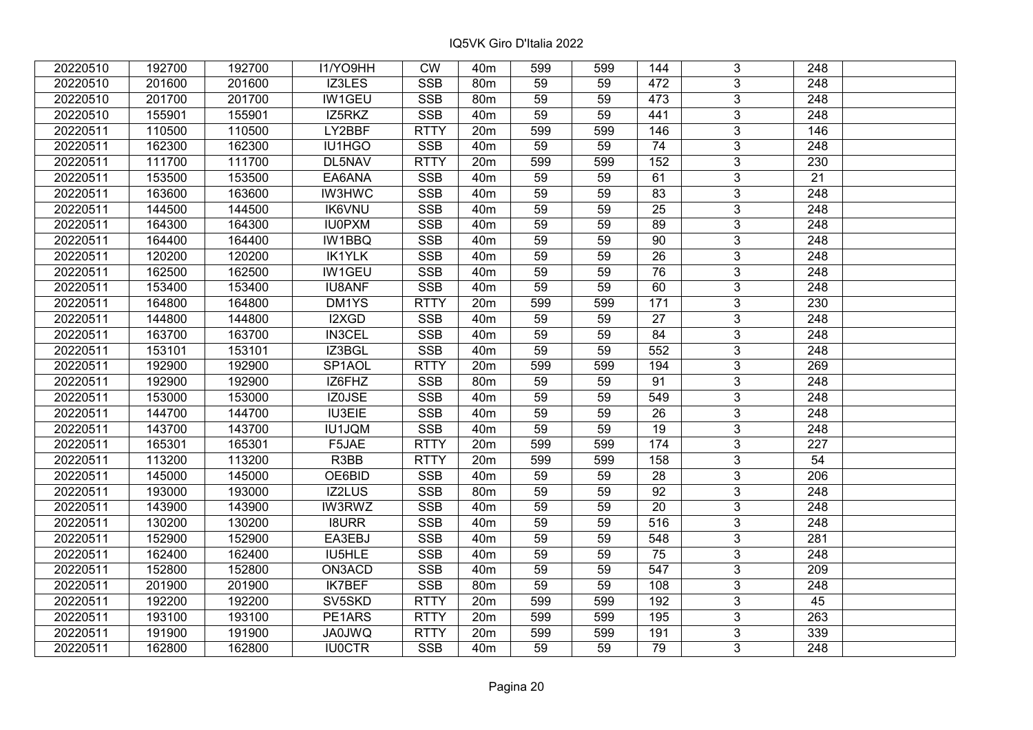IQ5VK Giro D'Italia 2022

| | | | | | | | | | | | |
|---|---|---|---|---|---|---|---|---|---|---|---|
| 20220510 | 192700 | 192700 | I1/YO9HH | CW | 40m | 599 | 599 | 144 | 3 | 248 | |
| 20220510 | 201600 | 201600 | IZ3LES | SSB | 80m | 59 | 59 | 472 | 3 | 248 | |
| 20220510 | 201700 | 201700 | IW1GEU | SSB | 80m | 59 | 59 | 473 | 3 | 248 | |
| 20220510 | 155901 | 155901 | IZ5RKZ | SSB | 40m | 59 | 59 | 441 | 3 | 248 | |
| 20220511 | 110500 | 110500 | LY2BBF | RTTY | 20m | 599 | 599 | 146 | 3 | 146 | |
| 20220511 | 162300 | 162300 | IU1HGO | SSB | 40m | 59 | 59 | 74 | 3 | 248 | |
| 20220511 | 111700 | 111700 | DL5NAV | RTTY | 20m | 599 | 599 | 152 | 3 | 230 | |
| 20220511 | 153500 | 153500 | EA6ANA | SSB | 40m | 59 | 59 | 61 | 3 | 21 | |
| 20220511 | 163600 | 163600 | IW3HWC | SSB | 40m | 59 | 59 | 83 | 3 | 248 | |
| 20220511 | 144500 | 144500 | IK6VNU | SSB | 40m | 59 | 59 | 25 | 3 | 248 | |
| 20220511 | 164300 | 164300 | IU0PXM | SSB | 40m | 59 | 59 | 89 | 3 | 248 | |
| 20220511 | 164400 | 164400 | IW1BBQ | SSB | 40m | 59 | 59 | 90 | 3 | 248 | |
| 20220511 | 120200 | 120200 | IK1YLK | SSB | 40m | 59 | 59 | 26 | 3 | 248 | |
| 20220511 | 162500 | 162500 | IW1GEU | SSB | 40m | 59 | 59 | 76 | 3 | 248 | |
| 20220511 | 153400 | 153400 | IU8ANF | SSB | 40m | 59 | 59 | 60 | 3 | 248 | |
| 20220511 | 164800 | 164800 | DM1YS | RTTY | 20m | 599 | 599 | 171 | 3 | 230 | |
| 20220511 | 144800 | 144800 | I2XGD | SSB | 40m | 59 | 59 | 27 | 3 | 248 | |
| 20220511 | 163700 | 163700 | IN3CEL | SSB | 40m | 59 | 59 | 84 | 3 | 248 | |
| 20220511 | 153101 | 153101 | IZ3BGL | SSB | 40m | 59 | 59 | 552 | 3 | 248 | |
| 20220511 | 192900 | 192900 | SP1AOL | RTTY | 20m | 599 | 599 | 194 | 3 | 269 | |
| 20220511 | 192900 | 192900 | IZ6FHZ | SSB | 80m | 59 | 59 | 91 | 3 | 248 | |
| 20220511 | 153000 | 153000 | IZ0JSE | SSB | 40m | 59 | 59 | 549 | 3 | 248 | |
| 20220511 | 144700 | 144700 | IU3EIE | SSB | 40m | 59 | 59 | 26 | 3 | 248 | |
| 20220511 | 143700 | 143700 | IU1JQM | SSB | 40m | 59 | 59 | 19 | 3 | 248 | |
| 20220511 | 165301 | 165301 | F5JAE | RTTY | 20m | 599 | 599 | 174 | 3 | 227 | |
| 20220511 | 113200 | 113200 | R3BB | RTTY | 20m | 599 | 599 | 158 | 3 | 54 | |
| 20220511 | 145000 | 145000 | OE6BID | SSB | 40m | 59 | 59 | 28 | 3 | 206 | |
| 20220511 | 193000 | 193000 | IZ2LUS | SSB | 80m | 59 | 59 | 92 | 3 | 248 | |
| 20220511 | 143900 | 143900 | IW3RWZ | SSB | 40m | 59 | 59 | 20 | 3 | 248 | |
| 20220511 | 130200 | 130200 | I8URR | SSB | 40m | 59 | 59 | 516 | 3 | 248 | |
| 20220511 | 152900 | 152900 | EA3EBJ | SSB | 40m | 59 | 59 | 548 | 3 | 281 | |
| 20220511 | 162400 | 162400 | IU5HLE | SSB | 40m | 59 | 59 | 75 | 3 | 248 | |
| 20220511 | 152800 | 152800 | ON3ACD | SSB | 40m | 59 | 59 | 547 | 3 | 209 | |
| 20220511 | 201900 | 201900 | IK7BEF | SSB | 80m | 59 | 59 | 108 | 3 | 248 | |
| 20220511 | 192200 | 192200 | SV5SKD | RTTY | 20m | 599 | 599 | 192 | 3 | 45 | |
| 20220511 | 193100 | 193100 | PE1ARS | RTTY | 20m | 599 | 599 | 195 | 3 | 263 | |
| 20220511 | 191900 | 191900 | JA0JWQ | RTTY | 20m | 599 | 599 | 191 | 3 | 339 | |
| 20220511 | 162800 | 162800 | IU0CTR | SSB | 40m | 59 | 59 | 79 | 3 | 248 | |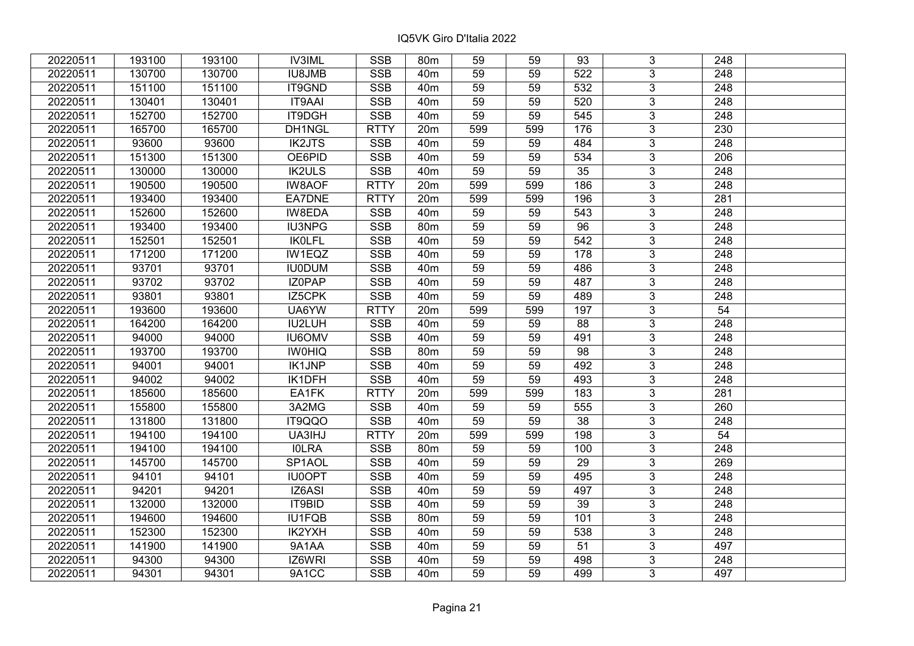| | | | | | | | | | | | |
|---|---|---|---|---|---|---|---|---|---|---|---|
| 20220511 | 193100 | 193100 | IV3IML | SSB | 80m | 59 | 59 | 93 | 3 | 248 | |
| 20220511 | 130700 | 130700 | IU8JMB | SSB | 40m | 59 | 59 | 522 | 3 | 248 | |
| 20220511 | 151100 | 151100 | IT9GND | SSB | 40m | 59 | 59 | 532 | 3 | 248 | |
| 20220511 | 130401 | 130401 | IT9AAI | SSB | 40m | 59 | 59 | 520 | 3 | 248 | |
| 20220511 | 152700 | 152700 | IT9DGH | SSB | 40m | 59 | 59 | 545 | 3 | 248 | |
| 20220511 | 165700 | 165700 | DH1NGL | RTTY | 20m | 599 | 599 | 176 | 3 | 230 | |
| 20220511 | 93600 | 93600 | IK2JTS | SSB | 40m | 59 | 59 | 484 | 3 | 248 | |
| 20220511 | 151300 | 151300 | OE6PID | SSB | 40m | 59 | 59 | 534 | 3 | 206 | |
| 20220511 | 130000 | 130000 | IK2ULS | SSB | 40m | 59 | 59 | 35 | 3 | 248 | |
| 20220511 | 190500 | 190500 | IW8AOF | RTTY | 20m | 599 | 599 | 186 | 3 | 248 | |
| 20220511 | 193400 | 193400 | EA7DNE | RTTY | 20m | 599 | 599 | 196 | 3 | 281 | |
| 20220511 | 152600 | 152600 | IW8EDA | SSB | 40m | 59 | 59 | 543 | 3 | 248 | |
| 20220511 | 193400 | 193400 | IU3NPG | SSB | 80m | 59 | 59 | 96 | 3 | 248 | |
| 20220511 | 152501 | 152501 | IK0LFL | SSB | 40m | 59 | 59 | 542 | 3 | 248 | |
| 20220511 | 171200 | 171200 | IW1EQZ | SSB | 40m | 59 | 59 | 178 | 3 | 248 | |
| 20220511 | 93701 | 93701 | IU0DUM | SSB | 40m | 59 | 59 | 486 | 3 | 248 | |
| 20220511 | 93702 | 93702 | IZ0PAP | SSB | 40m | 59 | 59 | 487 | 3 | 248 | |
| 20220511 | 93801 | 93801 | IZ5CPK | SSB | 40m | 59 | 59 | 489 | 3 | 248 | |
| 20220511 | 193600 | 193600 | UA6YW | RTTY | 20m | 599 | 599 | 197 | 3 | 54 | |
| 20220511 | 164200 | 164200 | IU2LUH | SSB | 40m | 59 | 59 | 88 | 3 | 248 | |
| 20220511 | 94000 | 94000 | IU6OMV | SSB | 40m | 59 | 59 | 491 | 3 | 248 | |
| 20220511 | 193700 | 193700 | IW0HIQ | SSB | 80m | 59 | 59 | 98 | 3 | 248 | |
| 20220511 | 94001 | 94001 | IK1JNP | SSB | 40m | 59 | 59 | 492 | 3 | 248 | |
| 20220511 | 94002 | 94002 | IK1DFH | SSB | 40m | 59 | 59 | 493 | 3 | 248 | |
| 20220511 | 185600 | 185600 | EA1FK | RTTY | 20m | 599 | 599 | 183 | 3 | 281 | |
| 20220511 | 155800 | 155800 | 3A2MG | SSB | 40m | 59 | 59 | 555 | 3 | 260 | |
| 20220511 | 131800 | 131800 | IT9QQO | SSB | 40m | 59 | 59 | 38 | 3 | 248 | |
| 20220511 | 194100 | 194100 | UA3IHJ | RTTY | 20m | 599 | 599 | 198 | 3 | 54 | |
| 20220511 | 194100 | 194100 | I0LRA | SSB | 80m | 59 | 59 | 100 | 3 | 248 | |
| 20220511 | 145700 | 145700 | SP1AOL | SSB | 40m | 59 | 59 | 29 | 3 | 269 | |
| 20220511 | 94101 | 94101 | IU0OPT | SSB | 40m | 59 | 59 | 495 | 3 | 248 | |
| 20220511 | 94201 | 94201 | IZ6ASI | SSB | 40m | 59 | 59 | 497 | 3 | 248 | |
| 20220511 | 132000 | 132000 | IT9BID | SSB | 40m | 59 | 59 | 39 | 3 | 248 | |
| 20220511 | 194600 | 194600 | IU1FQB | SSB | 80m | 59 | 59 | 101 | 3 | 248 | |
| 20220511 | 152300 | 152300 | IK2YXH | SSB | 40m | 59 | 59 | 538 | 3 | 248 | |
| 20220511 | 141900 | 141900 | 9A1AA | SSB | 40m | 59 | 59 | 51 | 3 | 497 | |
| 20220511 | 94300 | 94300 | IZ6WRI | SSB | 40m | 59 | 59 | 498 | 3 | 248 | |
| 20220511 | 94301 | 94301 | 9A1CC | SSB | 40m | 59 | 59 | 499 | 3 | 497 | |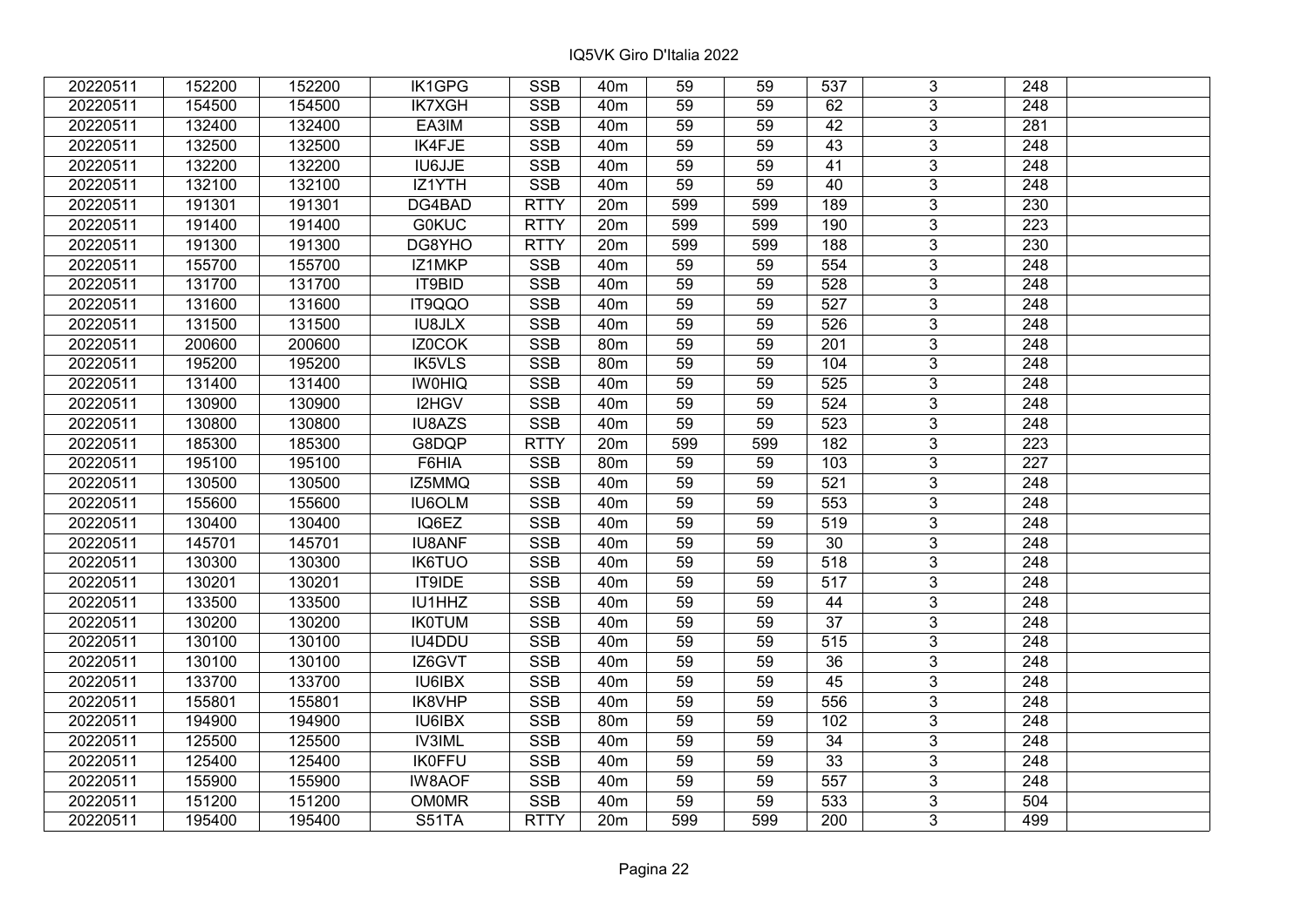IQ5VK Giro D'Italia 2022

| | | | | | | | | | | | |
|---|---|---|---|---|---|---|---|---|---|---|---|
| 20220511 | 152200 | 152200 | IK1GPG | SSB | 40m | 59 | 59 | 537 | 3 | 248 | |
| 20220511 | 154500 | 154500 | IK7XGH | SSB | 40m | 59 | 59 | 62 | 3 | 248 | |
| 20220511 | 132400 | 132400 | EA3IM | SSB | 40m | 59 | 59 | 42 | 3 | 281 | |
| 20220511 | 132500 | 132500 | IK4FJE | SSB | 40m | 59 | 59 | 43 | 3 | 248 | |
| 20220511 | 132200 | 132200 | IU6JJE | SSB | 40m | 59 | 59 | 41 | 3 | 248 | |
| 20220511 | 132100 | 132100 | IZ1YTH | SSB | 40m | 59 | 59 | 40 | 3 | 248 | |
| 20220511 | 191301 | 191301 | DG4BAD | RTTY | 20m | 599 | 599 | 189 | 3 | 230 | |
| 20220511 | 191400 | 191400 | G0KUC | RTTY | 20m | 599 | 599 | 190 | 3 | 223 | |
| 20220511 | 191300 | 191300 | DG8YHO | RTTY | 20m | 599 | 599 | 188 | 3 | 230 | |
| 20220511 | 155700 | 155700 | IZ1MKP | SSB | 40m | 59 | 59 | 554 | 3 | 248 | |
| 20220511 | 131700 | 131700 | IT9BID | SSB | 40m | 59 | 59 | 528 | 3 | 248 | |
| 20220511 | 131600 | 131600 | IT9QQO | SSB | 40m | 59 | 59 | 527 | 3 | 248 | |
| 20220511 | 131500 | 131500 | IU8JLX | SSB | 40m | 59 | 59 | 526 | 3 | 248 | |
| 20220511 | 200600 | 200600 | IZ0COK | SSB | 80m | 59 | 59 | 201 | 3 | 248 | |
| 20220511 | 195200 | 195200 | IK5VLS | SSB | 80m | 59 | 59 | 104 | 3 | 248 | |
| 20220511 | 131400 | 131400 | IW0HIQ | SSB | 40m | 59 | 59 | 525 | 3 | 248 | |
| 20220511 | 130900 | 130900 | I2HGV | SSB | 40m | 59 | 59 | 524 | 3 | 248 | |
| 20220511 | 130800 | 130800 | IU8AZS | SSB | 40m | 59 | 59 | 523 | 3 | 248 | |
| 20220511 | 185300 | 185300 | G8DQP | RTTY | 20m | 599 | 599 | 182 | 3 | 223 | |
| 20220511 | 195100 | 195100 | F6HIA | SSB | 80m | 59 | 59 | 103 | 3 | 227 | |
| 20220511 | 130500 | 130500 | IZ5MMQ | SSB | 40m | 59 | 59 | 521 | 3 | 248 | |
| 20220511 | 155600 | 155600 | IU6OLM | SSB | 40m | 59 | 59 | 553 | 3 | 248 | |
| 20220511 | 130400 | 130400 | IQ6EZ | SSB | 40m | 59 | 59 | 519 | 3 | 248 | |
| 20220511 | 145701 | 145701 | IU8ANF | SSB | 40m | 59 | 59 | 30 | 3 | 248 | |
| 20220511 | 130300 | 130300 | IK6TUO | SSB | 40m | 59 | 59 | 518 | 3 | 248 | |
| 20220511 | 130201 | 130201 | IT9IDE | SSB | 40m | 59 | 59 | 517 | 3 | 248 | |
| 20220511 | 133500 | 133500 | IU1HHZ | SSB | 40m | 59 | 59 | 44 | 3 | 248 | |
| 20220511 | 130200 | 130200 | IK0TUM | SSB | 40m | 59 | 59 | 37 | 3 | 248 | |
| 20220511 | 130100 | 130100 | IU4DDU | SSB | 40m | 59 | 59 | 515 | 3 | 248 | |
| 20220511 | 130100 | 130100 | IZ6GVT | SSB | 40m | 59 | 59 | 36 | 3 | 248 | |
| 20220511 | 133700 | 133700 | IU6IBX | SSB | 40m | 59 | 59 | 45 | 3 | 248 | |
| 20220511 | 155801 | 155801 | IK8VHP | SSB | 40m | 59 | 59 | 556 | 3 | 248 | |
| 20220511 | 194900 | 194900 | IU6IBX | SSB | 80m | 59 | 59 | 102 | 3 | 248 | |
| 20220511 | 125500 | 125500 | IV3IML | SSB | 40m | 59 | 59 | 34 | 3 | 248 | |
| 20220511 | 125400 | 125400 | IK0FFU | SSB | 40m | 59 | 59 | 33 | 3 | 248 | |
| 20220511 | 155900 | 155900 | IW8AOF | SSB | 40m | 59 | 59 | 557 | 3 | 248 | |
| 20220511 | 151200 | 151200 | OM0MR | SSB | 40m | 59 | 59 | 533 | 3 | 504 | |
| 20220511 | 195400 | 195400 | S51TA | RTTY | 20m | 599 | 599 | 200 | 3 | 499 | |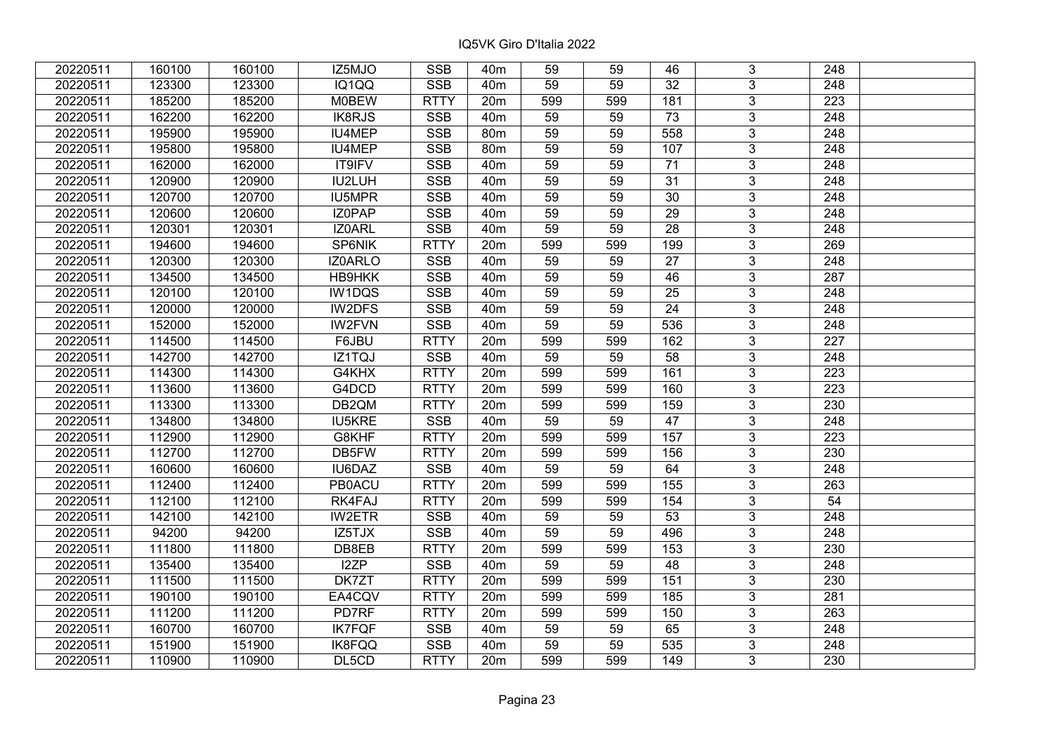| | | | | | | | | | | | |
|---|---|---|---|---|---|---|---|---|---|---|---|
| 20220511 | 160100 | 160100 | IZ5MJO | SSB | 40m | 59 | 59 | 46 | 3 | 248 | |
| 20220511 | 123300 | 123300 | IQ1QQ | SSB | 40m | 59 | 59 | 32 | 3 | 248 | |
| 20220511 | 185200 | 185200 | M0BEW | RTTY | 20m | 599 | 599 | 181 | 3 | 223 | |
| 20220511 | 162200 | 162200 | IK8RJS | SSB | 40m | 59 | 59 | 73 | 3 | 248 | |
| 20220511 | 195900 | 195900 | IU4MEP | SSB | 80m | 59 | 59 | 558 | 3 | 248 | |
| 20220511 | 195800 | 195800 | IU4MEP | SSB | 80m | 59 | 59 | 107 | 3 | 248 | |
| 20220511 | 162000 | 162000 | IT9IFV | SSB | 40m | 59 | 59 | 71 | 3 | 248 | |
| 20220511 | 120900 | 120900 | IU2LUH | SSB | 40m | 59 | 59 | 31 | 3 | 248 | |
| 20220511 | 120700 | 120700 | IU5MPR | SSB | 40m | 59 | 59 | 30 | 3 | 248 | |
| 20220511 | 120600 | 120600 | IZ0PAP | SSB | 40m | 59 | 59 | 29 | 3 | 248 | |
| 20220511 | 120301 | 120301 | IZ0ARL | SSB | 40m | 59 | 59 | 28 | 3 | 248 | |
| 20220511 | 194600 | 194600 | SP6NIK | RTTY | 20m | 599 | 599 | 199 | 3 | 269 | |
| 20220511 | 120300 | 120300 | IZ0ARLO | SSB | 40m | 59 | 59 | 27 | 3 | 248 | |
| 20220511 | 134500 | 134500 | HB9HKK | SSB | 40m | 59 | 59 | 46 | 3 | 287 | |
| 20220511 | 120100 | 120100 | IW1DQS | SSB | 40m | 59 | 59 | 25 | 3 | 248 | |
| 20220511 | 120000 | 120000 | IW2DFS | SSB | 40m | 59 | 59 | 24 | 3 | 248 | |
| 20220511 | 152000 | 152000 | IW2FVN | SSB | 40m | 59 | 59 | 536 | 3 | 248 | |
| 20220511 | 114500 | 114500 | F6JBU | RTTY | 20m | 599 | 599 | 162 | 3 | 227 | |
| 20220511 | 142700 | 142700 | IZ1TQJ | SSB | 40m | 59 | 59 | 58 | 3 | 248 | |
| 20220511 | 114300 | 114300 | G4KHX | RTTY | 20m | 599 | 599 | 161 | 3 | 223 | |
| 20220511 | 113600 | 113600 | G4DCD | RTTY | 20m | 599 | 599 | 160 | 3 | 223 | |
| 20220511 | 113300 | 113300 | DB2QM | RTTY | 20m | 599 | 599 | 159 | 3 | 230 | |
| 20220511 | 134800 | 134800 | IU5KRE | SSB | 40m | 59 | 59 | 47 | 3 | 248 | |
| 20220511 | 112900 | 112900 | G8KHF | RTTY | 20m | 599 | 599 | 157 | 3 | 223 | |
| 20220511 | 112700 | 112700 | DB5FW | RTTY | 20m | 599 | 599 | 156 | 3 | 230 | |
| 20220511 | 160600 | 160600 | IU6DAZ | SSB | 40m | 59 | 59 | 64 | 3 | 248 | |
| 20220511 | 112400 | 112400 | PB0ACU | RTTY | 20m | 599 | 599 | 155 | 3 | 263 | |
| 20220511 | 112100 | 112100 | RK4FAJ | RTTY | 20m | 599 | 599 | 154 | 3 | 54 | |
| 20220511 | 142100 | 142100 | IW2ETR | SSB | 40m | 59 | 59 | 53 | 3 | 248 | |
| 20220511 | 94200 | 94200 | IZ5TJX | SSB | 40m | 59 | 59 | 496 | 3 | 248 | |
| 20220511 | 111800 | 111800 | DB8EB | RTTY | 20m | 599 | 599 | 153 | 3 | 230 | |
| 20220511 | 135400 | 135400 | I2ZP | SSB | 40m | 59 | 59 | 48 | 3 | 248 | |
| 20220511 | 111500 | 111500 | DK7ZT | RTTY | 20m | 599 | 599 | 151 | 3 | 230 | |
| 20220511 | 190100 | 190100 | EA4CQV | RTTY | 20m | 599 | 599 | 185 | 3 | 281 | |
| 20220511 | 111200 | 111200 | PD7RF | RTTY | 20m | 599 | 599 | 150 | 3 | 263 | |
| 20220511 | 160700 | 160700 | IK7FQF | SSB | 40m | 59 | 59 | 65 | 3 | 248 | |
| 20220511 | 151900 | 151900 | IK8FQQ | SSB | 40m | 59 | 59 | 535 | 3 | 248 | |
| 20220511 | 110900 | 110900 | DL5CD | RTTY | 20m | 599 | 599 | 149 | 3 | 230 | |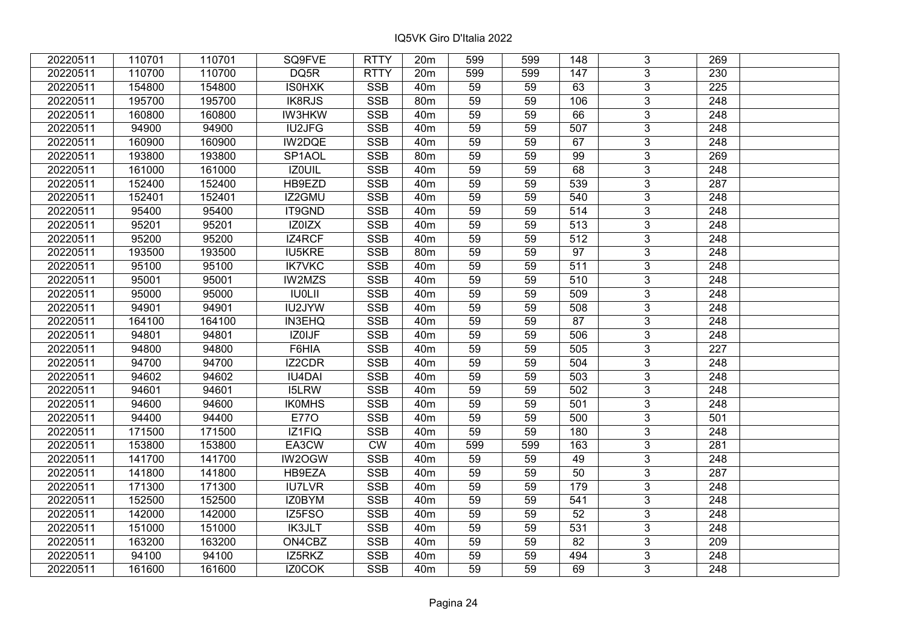| 20220511 | 110701 | 110701 | SQ9FVE | RTTY | 20m | 599 | 599 | 148 | 3 | 269 | |
|---|---|---|---|---|---|---|---|---|---|---|---|
| 20220511 | 110700 | 110700 | DQ5R | RTTY | 20m | 599 | 599 | 147 | 3 | 230 | |
| 20220511 | 154800 | 154800 | IS0HXK | SSB | 40m | 59 | 59 | 63 | 3 | 225 | |
| 20220511 | 195700 | 195700 | IK8RJS | SSB | 80m | 59 | 59 | 106 | 3 | 248 | |
| 20220511 | 160800 | 160800 | IW3HKW | SSB | 40m | 59 | 59 | 66 | 3 | 248 | |
| 20220511 | 94900 | 94900 | IU2JFG | SSB | 40m | 59 | 59 | 507 | 3 | 248 | |
| 20220511 | 160900 | 160900 | IW2DQE | SSB | 40m | 59 | 59 | 67 | 3 | 248 | |
| 20220511 | 193800 | 193800 | SP1AOL | SSB | 80m | 59 | 59 | 99 | 3 | 269 | |
| 20220511 | 161000 | 161000 | IZ0UIL | SSB | 40m | 59 | 59 | 68 | 3 | 248 | |
| 20220511 | 152400 | 152400 | HB9EZD | SSB | 40m | 59 | 59 | 539 | 3 | 287 | |
| 20220511 | 152401 | 152401 | IZ2GMU | SSB | 40m | 59 | 59 | 540 | 3 | 248 | |
| 20220511 | 95400 | 95400 | IT9GND | SSB | 40m | 59 | 59 | 514 | 3 | 248 | |
| 20220511 | 95201 | 95201 | IZ0IZX | SSB | 40m | 59 | 59 | 513 | 3 | 248 | |
| 20220511 | 95200 | 95200 | IZ4RCF | SSB | 40m | 59 | 59 | 512 | 3 | 248 | |
| 20220511 | 193500 | 193500 | IU5KRE | SSB | 80m | 59 | 59 | 97 | 3 | 248 | |
| 20220511 | 95100 | 95100 | IK7VKC | SSB | 40m | 59 | 59 | 511 | 3 | 248 | |
| 20220511 | 95001 | 95001 | IW2MZS | SSB | 40m | 59 | 59 | 510 | 3 | 248 | |
| 20220511 | 95000 | 95000 | IU0LII | SSB | 40m | 59 | 59 | 509 | 3 | 248 | |
| 20220511 | 94901 | 94901 | IU2JYW | SSB | 40m | 59 | 59 | 508 | 3 | 248 | |
| 20220511 | 164100 | 164100 | IN3EHQ | SSB | 40m | 59 | 59 | 87 | 3 | 248 | |
| 20220511 | 94801 | 94801 | IZ0IJF | SSB | 40m | 59 | 59 | 506 | 3 | 248 | |
| 20220511 | 94800 | 94800 | F6HIA | SSB | 40m | 59 | 59 | 505 | 3 | 227 | |
| 20220511 | 94700 | 94700 | IZ2CDR | SSB | 40m | 59 | 59 | 504 | 3 | 248 | |
| 20220511 | 94602 | 94602 | IU4DAI | SSB | 40m | 59 | 59 | 503 | 3 | 248 | |
| 20220511 | 94601 | 94601 | I5LRW | SSB | 40m | 59 | 59 | 502 | 3 | 248 | |
| 20220511 | 94600 | 94600 | IK0MHS | SSB | 40m | 59 | 59 | 501 | 3 | 248 | |
| 20220511 | 94400 | 94400 | E77O | SSB | 40m | 59 | 59 | 500 | 3 | 501 | |
| 20220511 | 171500 | 171500 | IZ1FIQ | SSB | 40m | 59 | 59 | 180 | 3 | 248 | |
| 20220511 | 153800 | 153800 | EA3CW | CW | 40m | 599 | 599 | 163 | 3 | 281 | |
| 20220511 | 141700 | 141700 | IW2OGW | SSB | 40m | 59 | 59 | 49 | 3 | 248 | |
| 20220511 | 141800 | 141800 | HB9EZA | SSB | 40m | 59 | 59 | 50 | 3 | 287 | |
| 20220511 | 171300 | 171300 | IU7LVR | SSB | 40m | 59 | 59 | 179 | 3 | 248 | |
| 20220511 | 152500 | 152500 | IZ0BYM | SSB | 40m | 59 | 59 | 541 | 3 | 248 | |
| 20220511 | 142000 | 142000 | IZ5FSO | SSB | 40m | 59 | 59 | 52 | 3 | 248 | |
| 20220511 | 151000 | 151000 | IK3JLT | SSB | 40m | 59 | 59 | 531 | 3 | 248 | |
| 20220511 | 163200 | 163200 | ON4CBZ | SSB | 40m | 59 | 59 | 82 | 3 | 209 | |
| 20220511 | 94100 | 94100 | IZ5RKZ | SSB | 40m | 59 | 59 | 494 | 3 | 248 | |
| 20220511 | 161600 | 161600 | IZ0COK | SSB | 40m | 59 | 59 | 69 | 3 | 248 | |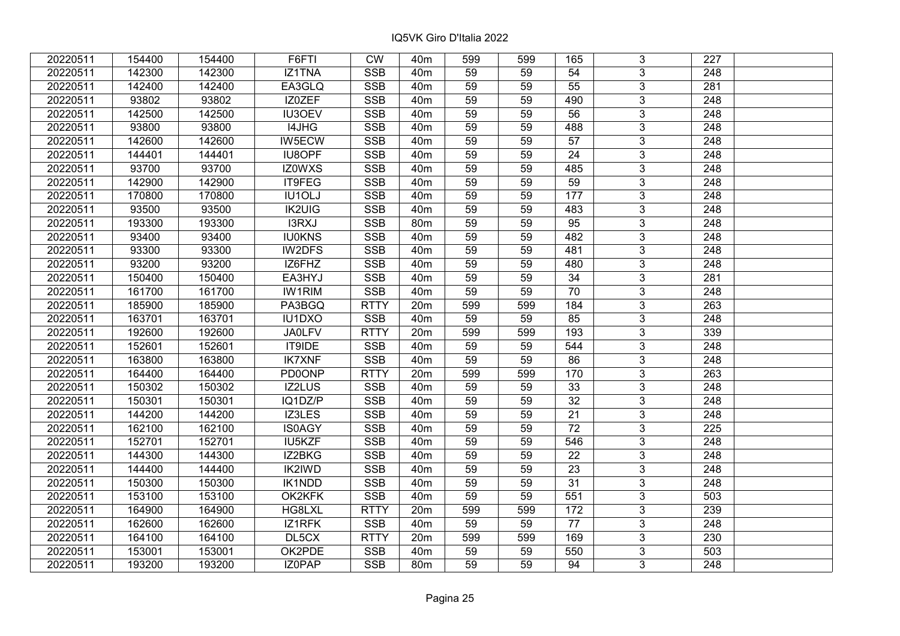# IQ5VK Giro D'Italia 2022

| | | | | | | | | | | | |
|---|---|---|---|---|---|---|---|---|---|---|---|
| 20220511 | 154400 | 154400 | F6FTI | CW | 40m | 599 | 599 | 165 | 3 | 227 | |
| 20220511 | 142300 | 142300 | IZ1TNA | SSB | 40m | 59 | 59 | 54 | 3 | 248 | |
| 20220511 | 142400 | 142400 | EA3GLQ | SSB | 40m | 59 | 59 | 55 | 3 | 281 | |
| 20220511 | 93802 | 93802 | IZ0ZEF | SSB | 40m | 59 | 59 | 490 | 3 | 248 | |
| 20220511 | 142500 | 142500 | IU3OEV | SSB | 40m | 59 | 59 | 56 | 3 | 248 | |
| 20220511 | 93800 | 93800 | I4JHG | SSB | 40m | 59 | 59 | 488 | 3 | 248 | |
| 20220511 | 142600 | 142600 | IW5ECW | SSB | 40m | 59 | 59 | 57 | 3 | 248 | |
| 20220511 | 144401 | 144401 | IU8OPF | SSB | 40m | 59 | 59 | 24 | 3 | 248 | |
| 20220511 | 93700 | 93700 | IZ0WXS | SSB | 40m | 59 | 59 | 485 | 3 | 248 | |
| 20220511 | 142900 | 142900 | IT9FEG | SSB | 40m | 59 | 59 | 59 | 3 | 248 | |
| 20220511 | 170800 | 170800 | IU1OLJ | SSB | 40m | 59 | 59 | 177 | 3 | 248 | |
| 20220511 | 93500 | 93500 | IK2UIG | SSB | 40m | 59 | 59 | 483 | 3 | 248 | |
| 20220511 | 193300 | 193300 | I3RXJ | SSB | 80m | 59 | 59 | 95 | 3 | 248 | |
| 20220511 | 93400 | 93400 | IU0KNS | SSB | 40m | 59 | 59 | 482 | 3 | 248 | |
| 20220511 | 93300 | 93300 | IW2DFS | SSB | 40m | 59 | 59 | 481 | 3 | 248 | |
| 20220511 | 93200 | 93200 | IZ6FHZ | SSB | 40m | 59 | 59 | 480 | 3 | 248 | |
| 20220511 | 150400 | 150400 | EA3HYJ | SSB | 40m | 59 | 59 | 34 | 3 | 281 | |
| 20220511 | 161700 | 161700 | IW1RIM | SSB | 40m | 59 | 59 | 70 | 3 | 248 | |
| 20220511 | 185900 | 185900 | PA3BGQ | RTTY | 20m | 599 | 599 | 184 | 3 | 263 | |
| 20220511 | 163701 | 163701 | IU1DXO | SSB | 40m | 59 | 59 | 85 | 3 | 248 | |
| 20220511 | 192600 | 192600 | JA0LFV | RTTY | 20m | 599 | 599 | 193 | 3 | 339 | |
| 20220511 | 152601 | 152601 | IT9IDE | SSB | 40m | 59 | 59 | 544 | 3 | 248 | |
| 20220511 | 163800 | 163800 | IK7XNF | SSB | 40m | 59 | 59 | 86 | 3 | 248 | |
| 20220511 | 164400 | 164400 | PD0ONP | RTTY | 20m | 599 | 599 | 170 | 3 | 263 | |
| 20220511 | 150302 | 150302 | IZ2LUS | SSB | 40m | 59 | 59 | 33 | 3 | 248 | |
| 20220511 | 150301 | 150301 | IQ1DZ/P | SSB | 40m | 59 | 59 | 32 | 3 | 248 | |
| 20220511 | 144200 | 144200 | IZ3LES | SSB | 40m | 59 | 59 | 21 | 3 | 248 | |
| 20220511 | 162100 | 162100 | IS0AGY | SSB | 40m | 59 | 59 | 72 | 3 | 225 | |
| 20220511 | 152701 | 152701 | IU5KZF | SSB | 40m | 59 | 59 | 546 | 3 | 248 | |
| 20220511 | 144300 | 144300 | IZ2BKG | SSB | 40m | 59 | 59 | 22 | 3 | 248 | |
| 20220511 | 144400 | 144400 | IK2IWD | SSB | 40m | 59 | 59 | 23 | 3 | 248 | |
| 20220511 | 150300 | 150300 | IK1NDD | SSB | 40m | 59 | 59 | 31 | 3 | 248 | |
| 20220511 | 153100 | 153100 | OK2KFK | SSB | 40m | 59 | 59 | 551 | 3 | 503 | |
| 20220511 | 164900 | 164900 | HG8LXL | RTTY | 20m | 599 | 599 | 172 | 3 | 239 | |
| 20220511 | 162600 | 162600 | IZ1RFK | SSB | 40m | 59 | 59 | 77 | 3 | 248 | |
| 20220511 | 164100 | 164100 | DL5CX | RTTY | 20m | 599 | 599 | 169 | 3 | 230 | |
| 20220511 | 153001 | 153001 | OK2PDE | SSB | 40m | 59 | 59 | 550 | 3 | 503 | |
| 20220511 | 193200 | 193200 | IZ0PAP | SSB | 80m | 59 | 59 | 94 | 3 | 248 | |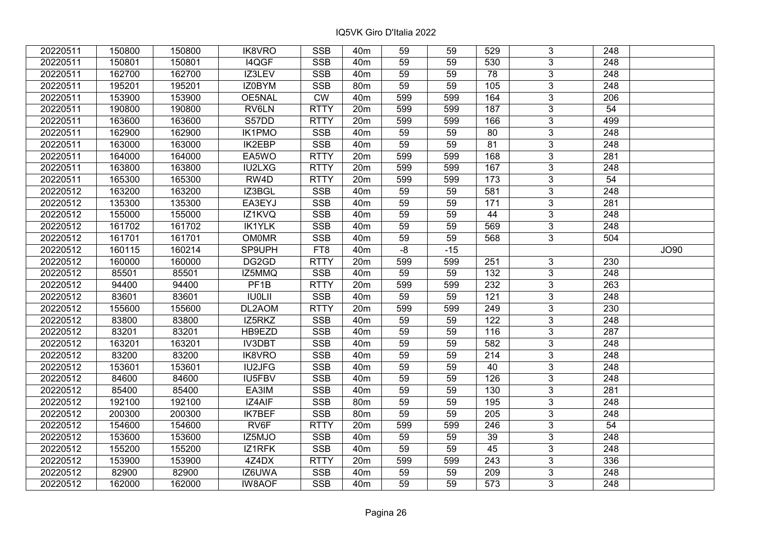IQ5VK Giro D'Italia 2022

| | | | | | | | | | | | |
|---|---|---|---|---|---|---|---|---|---|---|---|
| 20220511 | 150800 | 150800 | IK8VRO | SSB | 40m | 59 | 59 | 529 | 3 | 248 | |
| 20220511 | 150801 | 150801 | I4QGF | SSB | 40m | 59 | 59 | 530 | 3 | 248 | |
| 20220511 | 162700 | 162700 | IZ3LEV | SSB | 40m | 59 | 59 | 78 | 3 | 248 | |
| 20220511 | 195201 | 195201 | IZ0BYM | SSB | 80m | 59 | 59 | 105 | 3 | 248 | |
| 20220511 | 153900 | 153900 | OE5NAL | CW | 40m | 599 | 599 | 164 | 3 | 206 | |
| 20220511 | 190800 | 190800 | RV6LN | RTTY | 20m | 599 | 599 | 187 | 3 | 54 | |
| 20220511 | 163600 | 163600 | S57DD | RTTY | 20m | 599 | 599 | 166 | 3 | 499 | |
| 20220511 | 162900 | 162900 | IK1PMO | SSB | 40m | 59 | 59 | 80 | 3 | 248 | |
| 20220511 | 163000 | 163000 | IK2EBP | SSB | 40m | 59 | 59 | 81 | 3 | 248 | |
| 20220511 | 164000 | 164000 | EA5WO | RTTY | 20m | 599 | 599 | 168 | 3 | 281 | |
| 20220511 | 163800 | 163800 | IU2LXG | RTTY | 20m | 599 | 599 | 167 | 3 | 248 | |
| 20220511 | 165300 | 165300 | RW4D | RTTY | 20m | 599 | 599 | 173 | 3 | 54 | |
| 20220512 | 163200 | 163200 | IZ3BGL | SSB | 40m | 59 | 59 | 581 | 3 | 248 | |
| 20220512 | 135300 | 135300 | EA3EYJ | SSB | 40m | 59 | 59 | 171 | 3 | 281 | |
| 20220512 | 155000 | 155000 | IZ1KVQ | SSB | 40m | 59 | 59 | 44 | 3 | 248 | |
| 20220512 | 161702 | 161702 | IK1YLK | SSB | 40m | 59 | 59 | 569 | 3 | 248 | |
| 20220512 | 161701 | 161701 | OM0MR | SSB | 40m | 59 | 59 | 568 | 3 | 504 | |
| 20220512 | 160115 | 160214 | SP9UPH | FT8 | 40m | -8 | -15 | | | | JO90 |
| 20220512 | 160000 | 160000 | DG2GD | RTTY | 20m | 599 | 599 | 251 | 3 | 230 | |
| 20220512 | 85501 | 85501 | IZ5MMQ | SSB | 40m | 59 | 59 | 132 | 3 | 248 | |
| 20220512 | 94400 | 94400 | PF1B | RTTY | 20m | 599 | 599 | 232 | 3 | 263 | |
| 20220512 | 83601 | 83601 | IU0LII | SSB | 40m | 59 | 59 | 121 | 3 | 248 | |
| 20220512 | 155600 | 155600 | DL2AOM | RTTY | 20m | 599 | 599 | 249 | 3 | 230 | |
| 20220512 | 83800 | 83800 | IZ5RKZ | SSB | 40m | 59 | 59 | 122 | 3 | 248 | |
| 20220512 | 83201 | 83201 | HB9EZD | SSB | 40m | 59 | 59 | 116 | 3 | 287 | |
| 20220512 | 163201 | 163201 | IV3DBT | SSB | 40m | 59 | 59 | 582 | 3 | 248 | |
| 20220512 | 83200 | 83200 | IK8VRO | SSB | 40m | 59 | 59 | 214 | 3 | 248 | |
| 20220512 | 153601 | 153601 | IU2JFG | SSB | 40m | 59 | 59 | 40 | 3 | 248 | |
| 20220512 | 84600 | 84600 | IU5FBV | SSB | 40m | 59 | 59 | 126 | 3 | 248 | |
| 20220512 | 85400 | 85400 | EA3IM | SSB | 40m | 59 | 59 | 130 | 3 | 281 | |
| 20220512 | 192100 | 192100 | IZ4AIF | SSB | 80m | 59 | 59 | 195 | 3 | 248 | |
| 20220512 | 200300 | 200300 | IK7BEF | SSB | 80m | 59 | 59 | 205 | 3 | 248 | |
| 20220512 | 154600 | 154600 | RV6F | RTTY | 20m | 599 | 599 | 246 | 3 | 54 | |
| 20220512 | 153600 | 153600 | IZ5MJO | SSB | 40m | 59 | 59 | 39 | 3 | 248 | |
| 20220512 | 155200 | 155200 | IZ1RFK | SSB | 40m | 59 | 59 | 45 | 3 | 248 | |
| 20220512 | 153900 | 153900 | 4Z4DX | RTTY | 20m | 599 | 599 | 243 | 3 | 336 | |
| 20220512 | 82900 | 82900 | IZ6UWA | SSB | 40m | 59 | 59 | 209 | 3 | 248 | |
| 20220512 | 162000 | 162000 | IW8AOF | SSB | 40m | 59 | 59 | 573 | 3 | 248 | |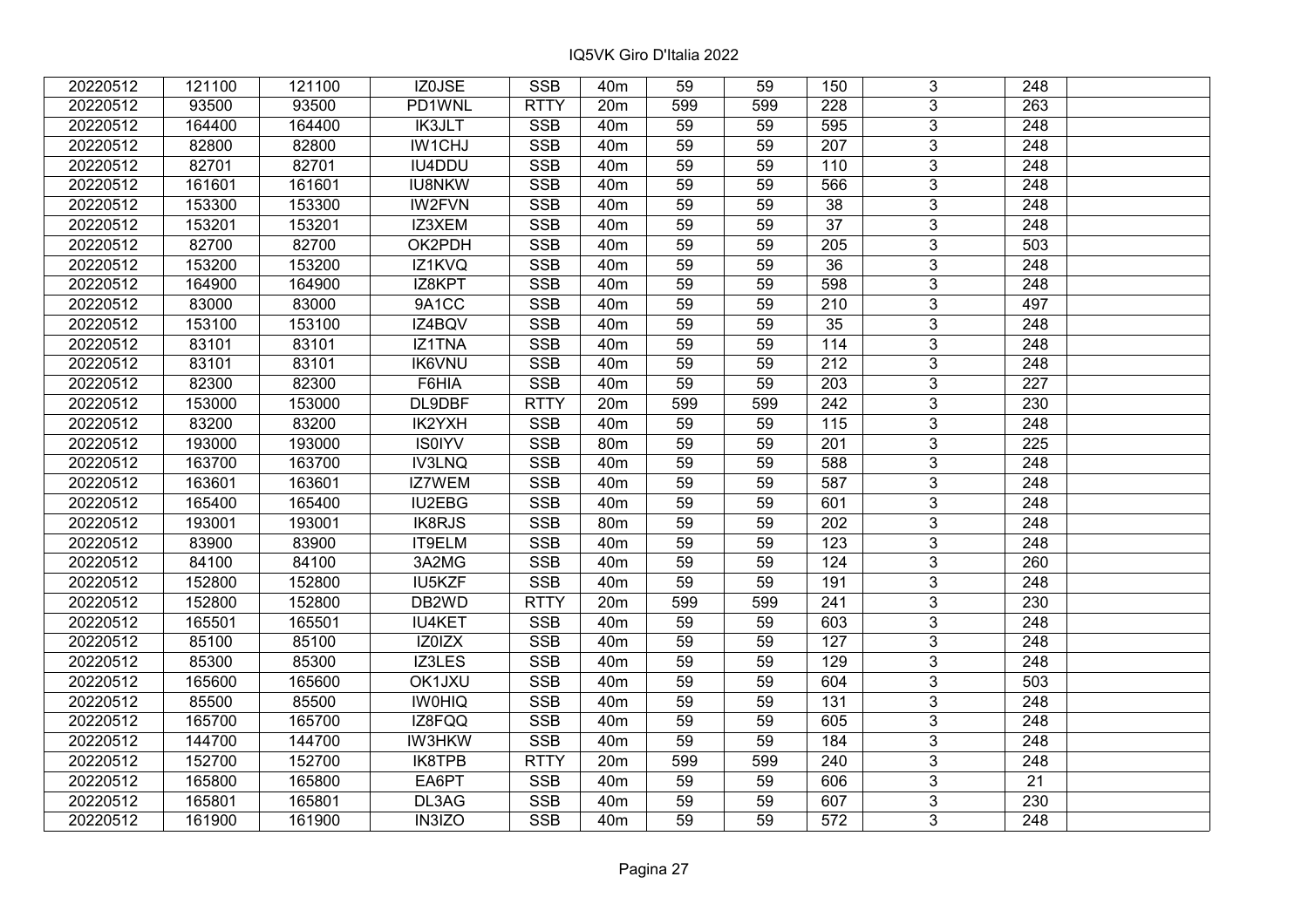| | | | | | | | | | | | |
|---|---|---|---|---|---|---|---|---|---|---|---|
| 20220512 | 121100 | 121100 | IZ0JSE | SSB | 40m | 59 | 59 | 150 | 3 | 248 | |
| 20220512 | 93500 | 93500 | PD1WNL | RTTY | 20m | 599 | 599 | 228 | 3 | 263 | |
| 20220512 | 164400 | 164400 | IK3JLT | SSB | 40m | 59 | 59 | 595 | 3 | 248 | |
| 20220512 | 82800 | 82800 | IW1CHJ | SSB | 40m | 59 | 59 | 207 | 3 | 248 | |
| 20220512 | 82701 | 82701 | IU4DDU | SSB | 40m | 59 | 59 | 110 | 3 | 248 | |
| 20220512 | 161601 | 161601 | IU8NKW | SSB | 40m | 59 | 59 | 566 | 3 | 248 | |
| 20220512 | 153300 | 153300 | IW2FVN | SSB | 40m | 59 | 59 | 38 | 3 | 248 | |
| 20220512 | 153201 | 153201 | IZ3XEM | SSB | 40m | 59 | 59 | 37 | 3 | 248 | |
| 20220512 | 82700 | 82700 | OK2PDH | SSB | 40m | 59 | 59 | 205 | 3 | 503 | |
| 20220512 | 153200 | 153200 | IZ1KVQ | SSB | 40m | 59 | 59 | 36 | 3 | 248 | |
| 20220512 | 164900 | 164900 | IZ8KPT | SSB | 40m | 59 | 59 | 598 | 3 | 248 | |
| 20220512 | 83000 | 83000 | 9A1CC | SSB | 40m | 59 | 59 | 210 | 3 | 497 | |
| 20220512 | 153100 | 153100 | IZ4BQV | SSB | 40m | 59 | 59 | 35 | 3 | 248 | |
| 20220512 | 83101 | 83101 | IZ1TNA | SSB | 40m | 59 | 59 | 114 | 3 | 248 | |
| 20220512 | 83101 | 83101 | IK6VNU | SSB | 40m | 59 | 59 | 212 | 3 | 248 | |
| 20220512 | 82300 | 82300 | F6HIA | SSB | 40m | 59 | 59 | 203 | 3 | 227 | |
| 20220512 | 153000 | 153000 | DL9DBF | RTTY | 20m | 599 | 599 | 242 | 3 | 230 | |
| 20220512 | 83200 | 83200 | IK2YXH | SSB | 40m | 59 | 59 | 115 | 3 | 248 | |
| 20220512 | 193000 | 193000 | IS0IYV | SSB | 80m | 59 | 59 | 201 | 3 | 225 | |
| 20220512 | 163700 | 163700 | IV3LNQ | SSB | 40m | 59 | 59 | 588 | 3 | 248 | |
| 20220512 | 163601 | 163601 | IZ7WEM | SSB | 40m | 59 | 59 | 587 | 3 | 248 | |
| 20220512 | 165400 | 165400 | IU2EBG | SSB | 40m | 59 | 59 | 601 | 3 | 248 | |
| 20220512 | 193001 | 193001 | IK8RJS | SSB | 80m | 59 | 59 | 202 | 3 | 248 | |
| 20220512 | 83900 | 83900 | IT9ELM | SSB | 40m | 59 | 59 | 123 | 3 | 248 | |
| 20220512 | 84100 | 84100 | 3A2MG | SSB | 40m | 59 | 59 | 124 | 3 | 260 | |
| 20220512 | 152800 | 152800 | IU5KZF | SSB | 40m | 59 | 59 | 191 | 3 | 248 | |
| 20220512 | 152800 | 152800 | DB2WD | RTTY | 20m | 599 | 599 | 241 | 3 | 230 | |
| 20220512 | 165501 | 165501 | IU4KET | SSB | 40m | 59 | 59 | 603 | 3 | 248 | |
| 20220512 | 85100 | 85100 | IZ0IZX | SSB | 40m | 59 | 59 | 127 | 3 | 248 | |
| 20220512 | 85300 | 85300 | IZ3LES | SSB | 40m | 59 | 59 | 129 | 3 | 248 | |
| 20220512 | 165600 | 165600 | OK1JXU | SSB | 40m | 59 | 59 | 604 | 3 | 503 | |
| 20220512 | 85500 | 85500 | IW0HIQ | SSB | 40m | 59 | 59 | 131 | 3 | 248 | |
| 20220512 | 165700 | 165700 | IZ8FQQ | SSB | 40m | 59 | 59 | 605 | 3 | 248 | |
| 20220512 | 144700 | 144700 | IW3HKW | SSB | 40m | 59 | 59 | 184 | 3 | 248 | |
| 20220512 | 152700 | 152700 | IK8TPB | RTTY | 20m | 599 | 599 | 240 | 3 | 248 | |
| 20220512 | 165800 | 165800 | EA6PT | SSB | 40m | 59 | 59 | 606 | 3 | 21 | |
| 20220512 | 165801 | 165801 | DL3AG | SSB | 40m | 59 | 59 | 607 | 3 | 230 | |
| 20220512 | 161900 | 161900 | IN3IZO | SSB | 40m | 59 | 59 | 572 | 3 | 248 | |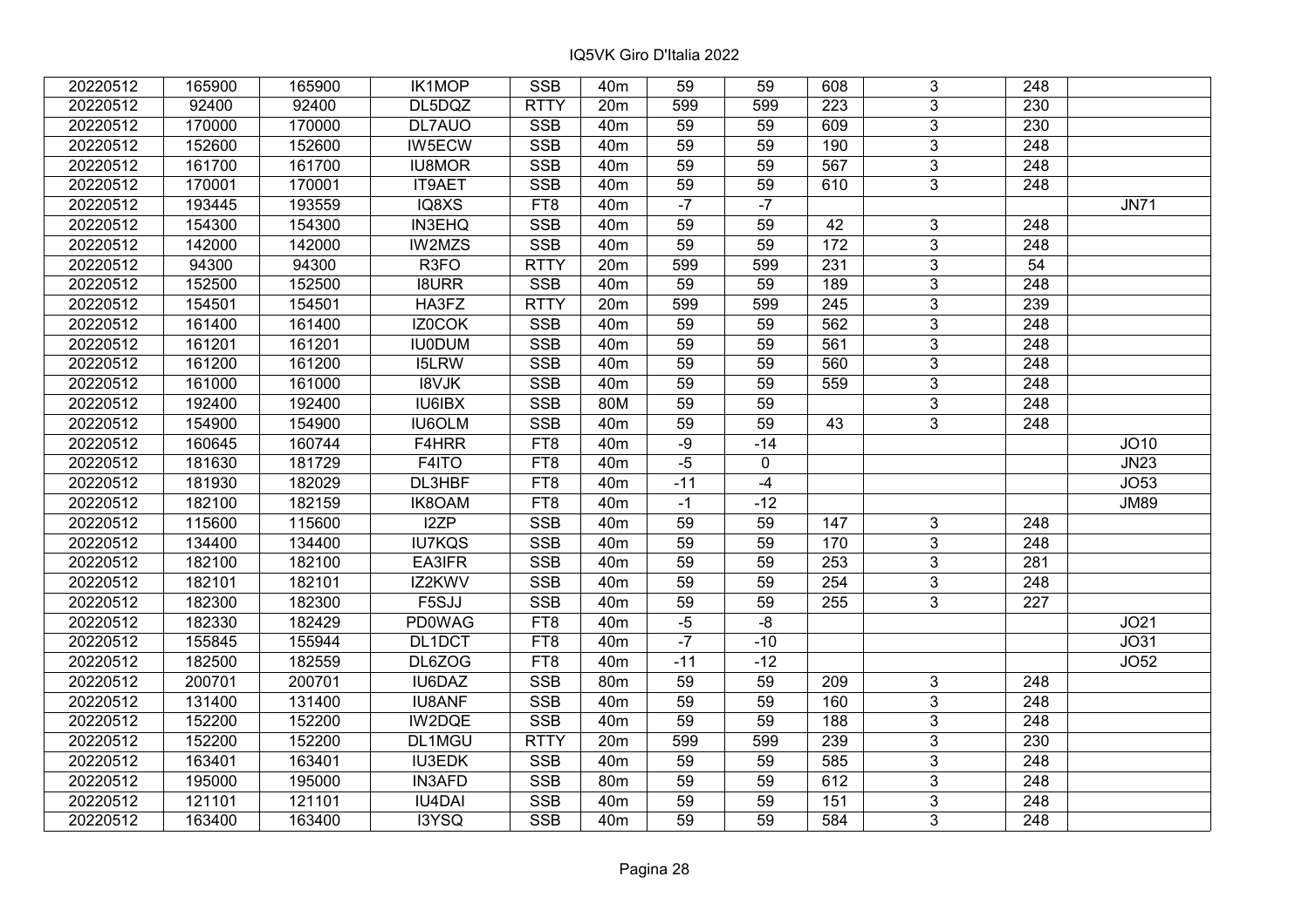IQ5VK Giro D'Italia 2022

| | | | | | | | | | | | |
|---|---|---|---|---|---|---|---|---|---|---|---|
| 20220512 | 165900 | 165900 | IK1MOP | SSB | 40m | 59 | 59 | 608 | 3 | 248 | |
| 20220512 | 92400 | 92400 | DL5DQZ | RTTY | 20m | 599 | 599 | 223 | 3 | 230 | |
| 20220512 | 170000 | 170000 | DL7AUO | SSB | 40m | 59 | 59 | 609 | 3 | 230 | |
| 20220512 | 152600 | 152600 | IW5ECW | SSB | 40m | 59 | 59 | 190 | 3 | 248 | |
| 20220512 | 161700 | 161700 | IU8MOR | SSB | 40m | 59 | 59 | 567 | 3 | 248 | |
| 20220512 | 170001 | 170001 | IT9AET | SSB | 40m | 59 | 59 | 610 | 3 | 248 | |
| 20220512 | 193445 | 193559 | IQ8XS | FT8 | 40m | -7 | -7 | | | | JN71 |
| 20220512 | 154300 | 154300 | IN3EHQ | SSB | 40m | 59 | 59 | 42 | 3 | 248 | |
| 20220512 | 142000 | 142000 | IW2MZS | SSB | 40m | 59 | 59 | 172 | 3 | 248 | |
| 20220512 | 94300 | 94300 | R3FO | RTTY | 20m | 599 | 599 | 231 | 3 | 54 | |
| 20220512 | 152500 | 152500 | I8URR | SSB | 40m | 59 | 59 | 189 | 3 | 248 | |
| 20220512 | 154501 | 154501 | HA3FZ | RTTY | 20m | 599 | 599 | 245 | 3 | 239 | |
| 20220512 | 161400 | 161400 | IZ0COK | SSB | 40m | 59 | 59 | 562 | 3 | 248 | |
| 20220512 | 161201 | 161201 | IU0DUM | SSB | 40m | 59 | 59 | 561 | 3 | 248 | |
| 20220512 | 161200 | 161200 | I5LRW | SSB | 40m | 59 | 59 | 560 | 3 | 248 | |
| 20220512 | 161000 | 161000 | I8VJK | SSB | 40m | 59 | 59 | 559 | 3 | 248 | |
| 20220512 | 192400 | 192400 | IU6IBX | SSB | 80M | 59 | 59 | | 3 | 248 | |
| 20220512 | 154900 | 154900 | IU6OLM | SSB | 40m | 59 | 59 | 43 | 3 | 248 | |
| 20220512 | 160645 | 160744 | F4HRR | FT8 | 40m | -9 | -14 | | | | JO10 |
| 20220512 | 181630 | 181729 | F4ITO | FT8 | 40m | -5 | 0 | | | | JN23 |
| 20220512 | 181930 | 182029 | DL3HBF | FT8 | 40m | -11 | -4 | | | | JO53 |
| 20220512 | 182100 | 182159 | IK8OAM | FT8 | 40m | -1 | -12 | | | | JM89 |
| 20220512 | 115600 | 115600 | I2ZP | SSB | 40m | 59 | 59 | 147 | 3 | 248 | |
| 20220512 | 134400 | 134400 | IU7KQS | SSB | 40m | 59 | 59 | 170 | 3 | 248 | |
| 20220512 | 182100 | 182100 | EA3IFR | SSB | 40m | 59 | 59 | 253 | 3 | 281 | |
| 20220512 | 182101 | 182101 | IZ2KWV | SSB | 40m | 59 | 59 | 254 | 3 | 248 | |
| 20220512 | 182300 | 182300 | F5SJJ | SSB | 40m | 59 | 59 | 255 | 3 | 227 | |
| 20220512 | 182330 | 182429 | PD0WAG | FT8 | 40m | -5 | -8 | | | | JO21 |
| 20220512 | 155845 | 155944 | DL1DCT | FT8 | 40m | -7 | -10 | | | | JO31 |
| 20220512 | 182500 | 182559 | DL6ZOG | FT8 | 40m | -11 | -12 | | | | JO52 |
| 20220512 | 200701 | 200701 | IU6DAZ | SSB | 80m | 59 | 59 | 209 | 3 | 248 | |
| 20220512 | 131400 | 131400 | IU8ANF | SSB | 40m | 59 | 59 | 160 | 3 | 248 | |
| 20220512 | 152200 | 152200 | IW2DQE | SSB | 40m | 59 | 59 | 188 | 3 | 248 | |
| 20220512 | 152200 | 152200 | DL1MGU | RTTY | 20m | 599 | 599 | 239 | 3 | 230 | |
| 20220512 | 163401 | 163401 | IU3EDK | SSB | 40m | 59 | 59 | 585 | 3 | 248 | |
| 20220512 | 195000 | 195000 | IN3AFD | SSB | 80m | 59 | 59 | 612 | 3 | 248 | |
| 20220512 | 121101 | 121101 | IU4DAI | SSB | 40m | 59 | 59 | 151 | 3 | 248 | |
| 20220512 | 163400 | 163400 | I3YSQ | SSB | 40m | 59 | 59 | 584 | 3 | 248 | |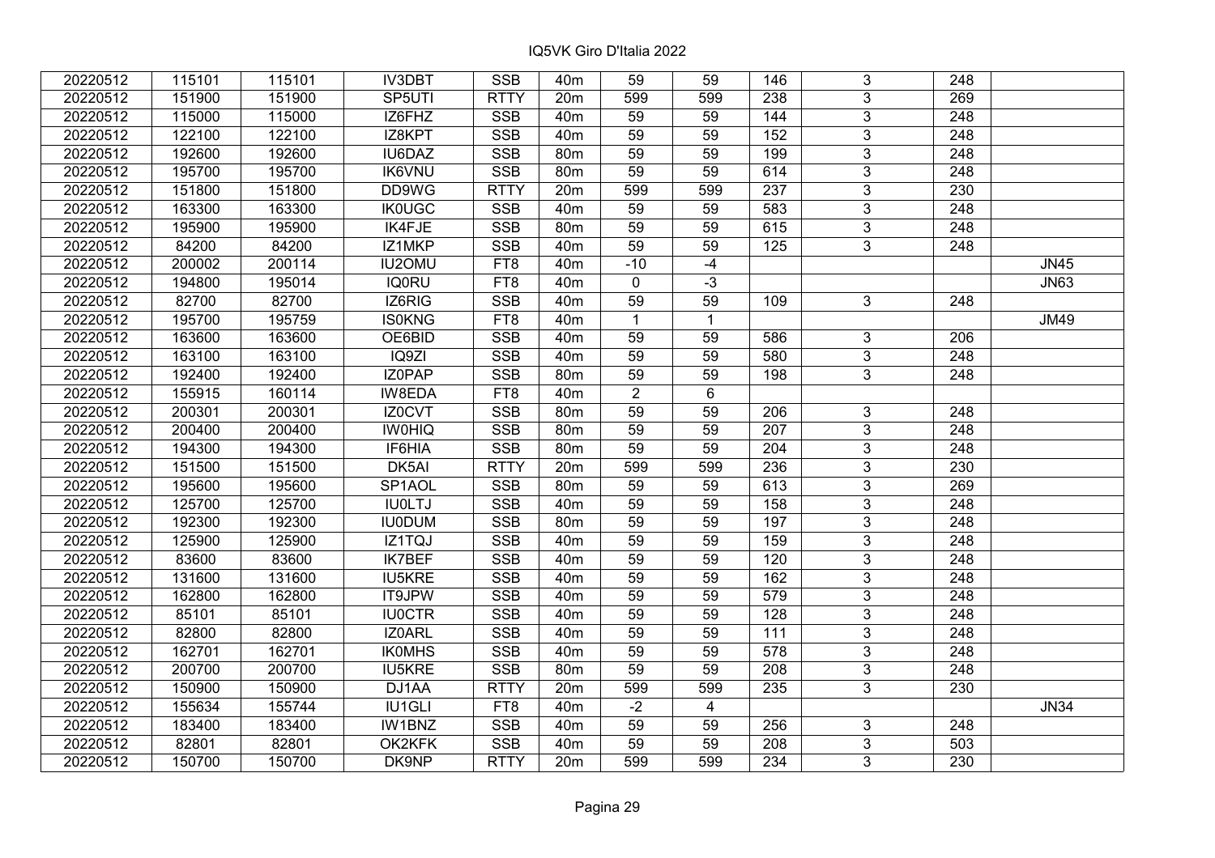IQ5VK Giro D'Italia 2022

| | | | | | | | | | | | |
|---|---|---|---|---|---|---|---|---|---|---|---|
| 20220512 | 115101 | 115101 | IV3DBT | SSB | 40m | 59 | 59 | 146 | 3 | 248 | |
| 20220512 | 151900 | 151900 | SP5UTI | RTTY | 20m | 599 | 599 | 238 | 3 | 269 | |
| 20220512 | 115000 | 115000 | IZ6FHZ | SSB | 40m | 59 | 59 | 144 | 3 | 248 | |
| 20220512 | 122100 | 122100 | IZ8KPT | SSB | 40m | 59 | 59 | 152 | 3 | 248 | |
| 20220512 | 192600 | 192600 | IU6DAZ | SSB | 80m | 59 | 59 | 199 | 3 | 248 | |
| 20220512 | 195700 | 195700 | IK6VNU | SSB | 80m | 59 | 59 | 614 | 3 | 248 | |
| 20220512 | 151800 | 151800 | DD9WG | RTTY | 20m | 599 | 599 | 237 | 3 | 230 | |
| 20220512 | 163300 | 163300 | IK0UGC | SSB | 40m | 59 | 59 | 583 | 3 | 248 | |
| 20220512 | 195900 | 195900 | IK4FJE | SSB | 80m | 59 | 59 | 615 | 3 | 248 | |
| 20220512 | 84200 | 84200 | IZ1MKP | SSB | 40m | 59 | 59 | 125 | 3 | 248 | |
| 20220512 | 200002 | 200114 | IU2OMU | FT8 | 40m | -10 | -4 | | | | JN45 |
| 20220512 | 194800 | 195014 | IQ0RU | FT8 | 40m | 0 | -3 | | | | JN63 |
| 20220512 | 82700 | 82700 | IZ6RIG | SSB | 40m | 59 | 59 | 109 | 3 | 248 | |
| 20220512 | 195700 | 195759 | IS0KNG | FT8 | 40m | 1 | 1 | | | | JM49 |
| 20220512 | 163600 | 163600 | OE6BID | SSB | 40m | 59 | 59 | 586 | 3 | 206 | |
| 20220512 | 163100 | 163100 | IQ9ZI | SSB | 40m | 59 | 59 | 580 | 3 | 248 | |
| 20220512 | 192400 | 192400 | IZ0PAP | SSB | 80m | 59 | 59 | 198 | 3 | 248 | |
| 20220512 | 155915 | 160114 | IW8EDA | FT8 | 40m | 2 | 6 | | | | |
| 20220512 | 200301 | 200301 | IZ0CVT | SSB | 80m | 59 | 59 | 206 | 3 | 248 | |
| 20220512 | 200400 | 200400 | IW0HIQ | SSB | 80m | 59 | 59 | 207 | 3 | 248 | |
| 20220512 | 194300 | 194300 | IF6HIA | SSB | 80m | 59 | 59 | 204 | 3 | 248 | |
| 20220512 | 151500 | 151500 | DK5AI | RTTY | 20m | 599 | 599 | 236 | 3 | 230 | |
| 20220512 | 195600 | 195600 | SP1AOL | SSB | 80m | 59 | 59 | 613 | 3 | 269 | |
| 20220512 | 125700 | 125700 | IU0LTJ | SSB | 40m | 59 | 59 | 158 | 3 | 248 | |
| 20220512 | 192300 | 192300 | IU0DUM | SSB | 80m | 59 | 59 | 197 | 3 | 248 | |
| 20220512 | 125900 | 125900 | IZ1TQJ | SSB | 40m | 59 | 59 | 159 | 3 | 248 | |
| 20220512 | 83600 | 83600 | IK7BEF | SSB | 40m | 59 | 59 | 120 | 3 | 248 | |
| 20220512 | 131600 | 131600 | IU5KRE | SSB | 40m | 59 | 59 | 162 | 3 | 248 | |
| 20220512 | 162800 | 162800 | IT9JPW | SSB | 40m | 59 | 59 | 579 | 3 | 248 | |
| 20220512 | 85101 | 85101 | IU0CTR | SSB | 40m | 59 | 59 | 128 | 3 | 248 | |
| 20220512 | 82800 | 82800 | IZ0ARL | SSB | 40m | 59 | 59 | 111 | 3 | 248 | |
| 20220512 | 162701 | 162701 | IK0MHS | SSB | 40m | 59 | 59 | 578 | 3 | 248 | |
| 20220512 | 200700 | 200700 | IU5KRE | SSB | 80m | 59 | 59 | 208 | 3 | 248 | |
| 20220512 | 150900 | 150900 | DJ1AA | RTTY | 20m | 599 | 599 | 235 | 3 | 230 | |
| 20220512 | 155634 | 155744 | IU1GLI | FT8 | 40m | -2 | 4 | | | | JN34 |
| 20220512 | 183400 | 183400 | IW1BNZ | SSB | 40m | 59 | 59 | 256 | 3 | 248 | |
| 20220512 | 82801 | 82801 | OK2KFK | SSB | 40m | 59 | 59 | 208 | 3 | 503 | |
| 20220512 | 150700 | 150700 | DK9NP | RTTY | 20m | 599 | 599 | 234 | 3 | 230 | |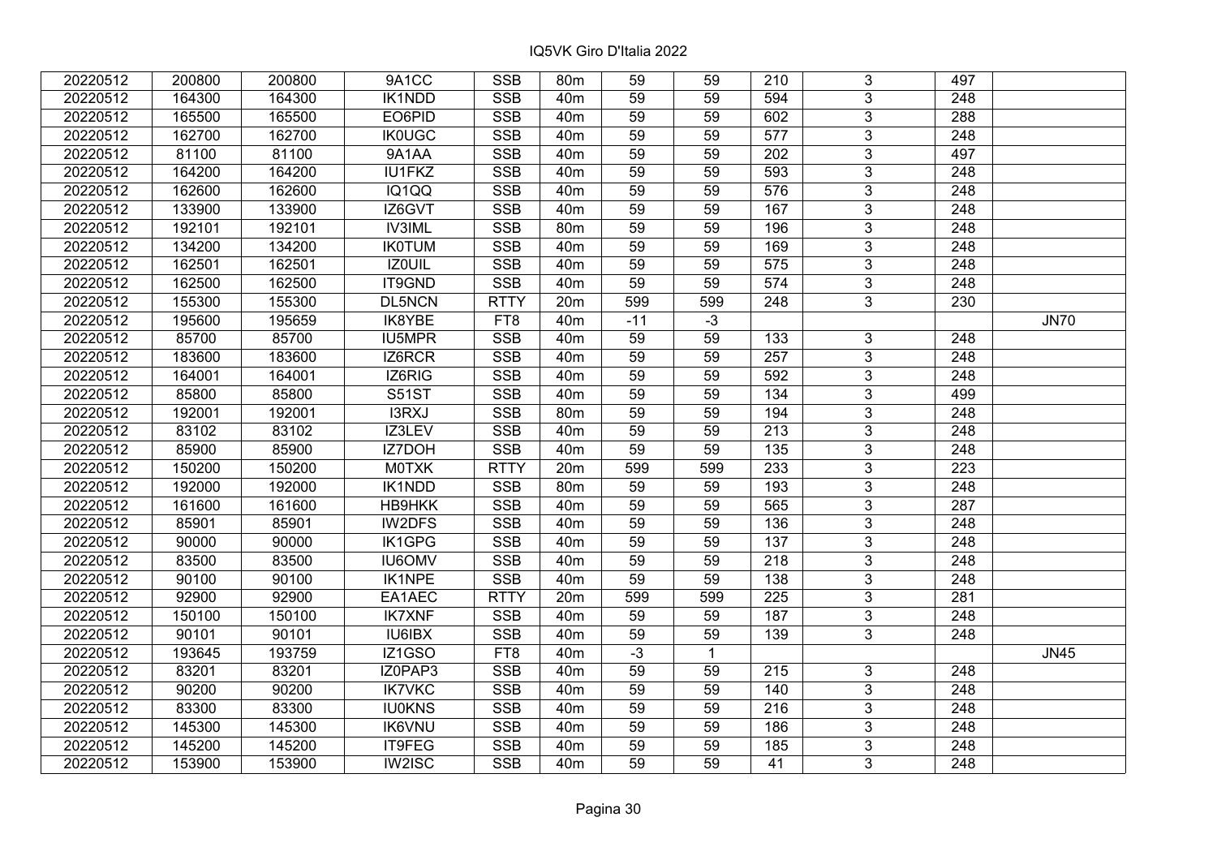| | | | | | | | | | | | |
|---|---|---|---|---|---|---|---|---|---|---|---|
| 20220512 | 200800 | 200800 | 9A1CC | SSB | 80m | 59 | 59 | 210 | 3 | 497 | |
| 20220512 | 164300 | 164300 | IK1NDD | SSB | 40m | 59 | 59 | 594 | 3 | 248 | |
| 20220512 | 165500 | 165500 | EO6PID | SSB | 40m | 59 | 59 | 602 | 3 | 288 | |
| 20220512 | 162700 | 162700 | IK0UGC | SSB | 40m | 59 | 59 | 577 | 3 | 248 | |
| 20220512 | 81100 | 81100 | 9A1AA | SSB | 40m | 59 | 59 | 202 | 3 | 497 | |
| 20220512 | 164200 | 164200 | IU1FKZ | SSB | 40m | 59 | 59 | 593 | 3 | 248 | |
| 20220512 | 162600 | 162600 | IQ1QQ | SSB | 40m | 59 | 59 | 576 | 3 | 248 | |
| 20220512 | 133900 | 133900 | IZ6GVT | SSB | 40m | 59 | 59 | 167 | 3 | 248 | |
| 20220512 | 192101 | 192101 | IV3IML | SSB | 80m | 59 | 59 | 196 | 3 | 248 | |
| 20220512 | 134200 | 134200 | IK0TUM | SSB | 40m | 59 | 59 | 169 | 3 | 248 | |
| 20220512 | 162501 | 162501 | IZ0UIL | SSB | 40m | 59 | 59 | 575 | 3 | 248 | |
| 20220512 | 162500 | 162500 | IT9GND | SSB | 40m | 59 | 59 | 574 | 3 | 248 | |
| 20220512 | 155300 | 155300 | DL5NCN | RTTY | 20m | 599 | 599 | 248 | 3 | 230 | |
| 20220512 | 195600 | 195659 | IK8YBE | FT8 | 40m | -11 | -3 | | | | JN70 |
| 20220512 | 85700 | 85700 | IU5MPR | SSB | 40m | 59 | 59 | 133 | 3 | 248 | |
| 20220512 | 183600 | 183600 | IZ6RCR | SSB | 40m | 59 | 59 | 257 | 3 | 248 | |
| 20220512 | 164001 | 164001 | IZ6RIG | SSB | 40m | 59 | 59 | 592 | 3 | 248 | |
| 20220512 | 85800 | 85800 | S51ST | SSB | 40m | 59 | 59 | 134 | 3 | 499 | |
| 20220512 | 192001 | 192001 | I3RXJ | SSB | 80m | 59 | 59 | 194 | 3 | 248 | |
| 20220512 | 83102 | 83102 | IZ3LEV | SSB | 40m | 59 | 59 | 213 | 3 | 248 | |
| 20220512 | 85900 | 85900 | IZ7DOH | SSB | 40m | 59 | 59 | 135 | 3 | 248 | |
| 20220512 | 150200 | 150200 | M0TXK | RTTY | 20m | 599 | 599 | 233 | 3 | 223 | |
| 20220512 | 192000 | 192000 | IK1NDD | SSB | 80m | 59 | 59 | 193 | 3 | 248 | |
| 20220512 | 161600 | 161600 | HB9HKK | SSB | 40m | 59 | 59 | 565 | 3 | 287 | |
| 20220512 | 85901 | 85901 | IW2DFS | SSB | 40m | 59 | 59 | 136 | 3 | 248 | |
| 20220512 | 90000 | 90000 | IK1GPG | SSB | 40m | 59 | 59 | 137 | 3 | 248 | |
| 20220512 | 83500 | 83500 | IU6OMV | SSB | 40m | 59 | 59 | 218 | 3 | 248 | |
| 20220512 | 90100 | 90100 | IK1NPE | SSB | 40m | 59 | 59 | 138 | 3 | 248 | |
| 20220512 | 92900 | 92900 | EA1AEC | RTTY | 20m | 599 | 599 | 225 | 3 | 281 | |
| 20220512 | 150100 | 150100 | IK7XNF | SSB | 40m | 59 | 59 | 187 | 3 | 248 | |
| 20220512 | 90101 | 90101 | IU6IBX | SSB | 40m | 59 | 59 | 139 | 3 | 248 | |
| 20220512 | 193645 | 193759 | IZ1GSO | FT8 | 40m | -3 | 1 | | | | JN45 |
| 20220512 | 83201 | 83201 | IZ0PAP3 | SSB | 40m | 59 | 59 | 215 | 3 | 248 | |
| 20220512 | 90200 | 90200 | IK7VKC | SSB | 40m | 59 | 59 | 140 | 3 | 248 | |
| 20220512 | 83300 | 83300 | IU0KNS | SSB | 40m | 59 | 59 | 216 | 3 | 248 | |
| 20220512 | 145300 | 145300 | IK6VNU | SSB | 40m | 59 | 59 | 186 | 3 | 248 | |
| 20220512 | 145200 | 145200 | IT9FEG | SSB | 40m | 59 | 59 | 185 | 3 | 248 | |
| 20220512 | 153900 | 153900 | IW2ISC | SSB | 40m | 59 | 59 | 41 | 3 | 248 | |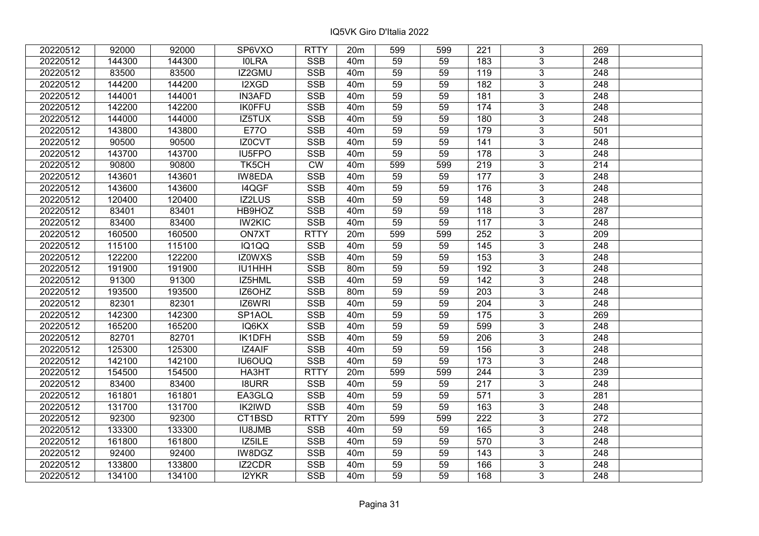# IQ5VK Giro D'Italia 2022

| | | | | | | | | | | | |
|---|---|---|---|---|---|---|---|---|---|---|---|
| 20220512 | 92000 | 92000 | SP6VXO | RTTY | 20m | 599 | 599 | 221 | 3 | 269 | |
| 20220512 | 144300 | 144300 | I0LRA | SSB | 40m | 59 | 59 | 183 | 3 | 248 | |
| 20220512 | 83500 | 83500 | IZ2GMU | SSB | 40m | 59 | 59 | 119 | 3 | 248 | |
| 20220512 | 144200 | 144200 | I2XGD | SSB | 40m | 59 | 59 | 182 | 3 | 248 | |
| 20220512 | 144001 | 144001 | IN3AFD | SSB | 40m | 59 | 59 | 181 | 3 | 248 | |
| 20220512 | 142200 | 142200 | IK0FFU | SSB | 40m | 59 | 59 | 174 | 3 | 248 | |
| 20220512 | 144000 | 144000 | IZ5TUX | SSB | 40m | 59 | 59 | 180 | 3 | 248 | |
| 20220512 | 143800 | 143800 | E77O | SSB | 40m | 59 | 59 | 179 | 3 | 501 | |
| 20220512 | 90500 | 90500 | IZ0CVT | SSB | 40m | 59 | 59 | 141 | 3 | 248 | |
| 20220512 | 143700 | 143700 | IU5FPO | SSB | 40m | 59 | 59 | 178 | 3 | 248 | |
| 20220512 | 90800 | 90800 | TK5CH | CW | 40m | 599 | 599 | 219 | 3 | 214 | |
| 20220512 | 143601 | 143601 | IW8EDA | SSB | 40m | 59 | 59 | 177 | 3 | 248 | |
| 20220512 | 143600 | 143600 | I4QGF | SSB | 40m | 59 | 59 | 176 | 3 | 248 | |
| 20220512 | 120400 | 120400 | IZ2LUS | SSB | 40m | 59 | 59 | 148 | 3 | 248 | |
| 20220512 | 83401 | 83401 | HB9HOZ | SSB | 40m | 59 | 59 | 118 | 3 | 287 | |
| 20220512 | 83400 | 83400 | IW2KIC | SSB | 40m | 59 | 59 | 117 | 3 | 248 | |
| 20220512 | 160500 | 160500 | ON7XT | RTTY | 20m | 599 | 599 | 252 | 3 | 209 | |
| 20220512 | 115100 | 115100 | IQ1QQ | SSB | 40m | 59 | 59 | 145 | 3 | 248 | |
| 20220512 | 122200 | 122200 | IZ0WXS | SSB | 40m | 59 | 59 | 153 | 3 | 248 | |
| 20220512 | 191900 | 191900 | IU1HHH | SSB | 80m | 59 | 59 | 192 | 3 | 248 | |
| 20220512 | 91300 | 91300 | IZ5HML | SSB | 40m | 59 | 59 | 142 | 3 | 248 | |
| 20220512 | 193500 | 193500 | IZ6OHZ | SSB | 80m | 59 | 59 | 203 | 3 | 248 | |
| 20220512 | 82301 | 82301 | IZ6WRI | SSB | 40m | 59 | 59 | 204 | 3 | 248 | |
| 20220512 | 142300 | 142300 | SP1AOL | SSB | 40m | 59 | 59 | 175 | 3 | 269 | |
| 20220512 | 165200 | 165200 | IQ6KX | SSB | 40m | 59 | 59 | 599 | 3 | 248 | |
| 20220512 | 82701 | 82701 | IK1DFH | SSB | 40m | 59 | 59 | 206 | 3 | 248 | |
| 20220512 | 125300 | 125300 | IZ4AIF | SSB | 40m | 59 | 59 | 156 | 3 | 248 | |
| 20220512 | 142100 | 142100 | IU6OUQ | SSB | 40m | 59 | 59 | 173 | 3 | 248 | |
| 20220512 | 154500 | 154500 | HA3HT | RTTY | 20m | 599 | 599 | 244 | 3 | 239 | |
| 20220512 | 83400 | 83400 | I8URR | SSB | 40m | 59 | 59 | 217 | 3 | 248 | |
| 20220512 | 161801 | 161801 | EA3GLQ | SSB | 40m | 59 | 59 | 571 | 3 | 281 | |
| 20220512 | 131700 | 131700 | IK2IWD | SSB | 40m | 59 | 59 | 163 | 3 | 248 | |
| 20220512 | 92300 | 92300 | CT1BSD | RTTY | 20m | 599 | 599 | 222 | 3 | 272 | |
| 20220512 | 133300 | 133300 | IU8JMB | SSB | 40m | 59 | 59 | 165 | 3 | 248 | |
| 20220512 | 161800 | 161800 | IZ5ILE | SSB | 40m | 59 | 59 | 570 | 3 | 248 | |
| 20220512 | 92400 | 92400 | IW8DGZ | SSB | 40m | 59 | 59 | 143 | 3 | 248 | |
| 20220512 | 133800 | 133800 | IZ2CDR | SSB | 40m | 59 | 59 | 166 | 3 | 248 | |
| 20220512 | 134100 | 134100 | I2YKR | SSB | 40m | 59 | 59 | 168 | 3 | 248 | |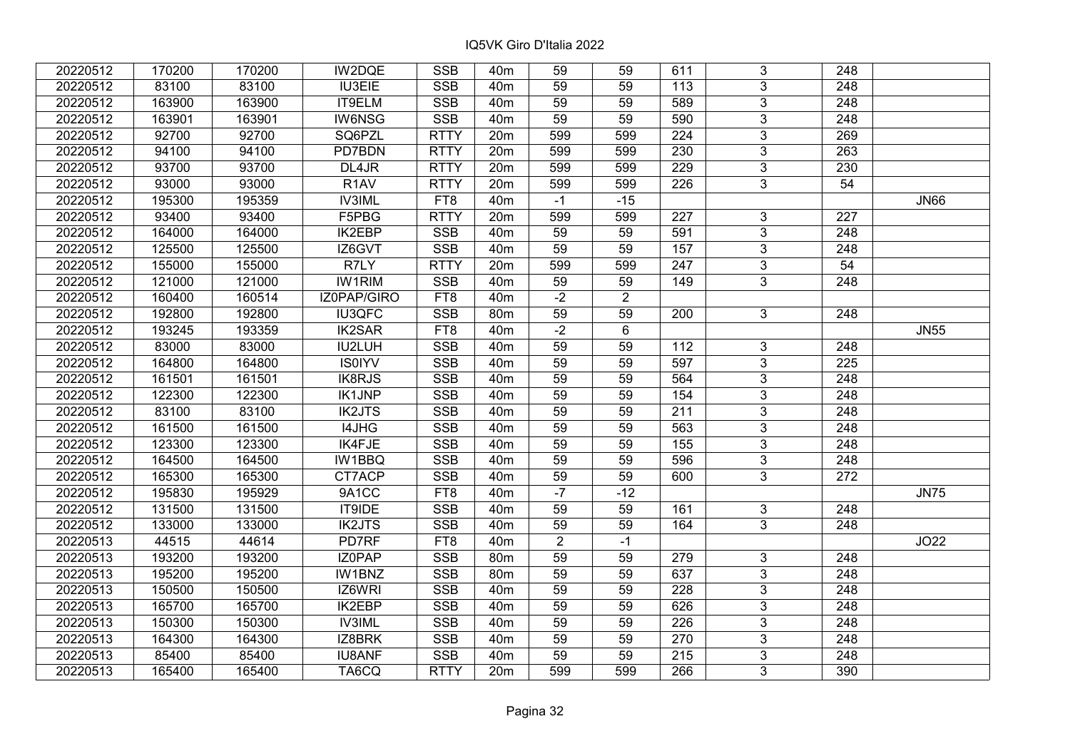| | | | | | | | | | | | |
|---|---|---|---|---|---|---|---|---|---|---|---|
| 20220512 | 170200 | 170200 | IW2DQE | SSB | 40m | 59 | 59 | 611 | 3 | 248 | |
| 20220512 | 83100 | 83100 | IU3EIE | SSB | 40m | 59 | 59 | 113 | 3 | 248 | |
| 20220512 | 163900 | 163900 | IT9ELM | SSB | 40m | 59 | 59 | 589 | 3 | 248 | |
| 20220512 | 163901 | 163901 | IW6NSG | SSB | 40m | 59 | 59 | 590 | 3 | 248 | |
| 20220512 | 92700 | 92700 | SQ6PZL | RTTY | 20m | 599 | 599 | 224 | 3 | 269 | |
| 20220512 | 94100 | 94100 | PD7BDN | RTTY | 20m | 599 | 599 | 230 | 3 | 263 | |
| 20220512 | 93700 | 93700 | DL4JR | RTTY | 20m | 599 | 599 | 229 | 3 | 230 | |
| 20220512 | 93000 | 93000 | R1AV | RTTY | 20m | 599 | 599 | 226 | 3 | 54 | |
| 20220512 | 195300 | 195359 | IV3IML | FT8 | 40m | -1 | -15 | | | | JN66 |
| 20220512 | 93400 | 93400 | F5PBG | RTTY | 20m | 599 | 599 | 227 | 3 | 227 | |
| 20220512 | 164000 | 164000 | IK2EBP | SSB | 40m | 59 | 59 | 591 | 3 | 248 | |
| 20220512 | 125500 | 125500 | IZ6GVT | SSB | 40m | 59 | 59 | 157 | 3 | 248 | |
| 20220512 | 155000 | 155000 | R7LY | RTTY | 20m | 599 | 599 | 247 | 3 | 54 | |
| 20220512 | 121000 | 121000 | IW1RIM | SSB | 40m | 59 | 59 | 149 | 3 | 248 | |
| 20220512 | 160400 | 160514 | IZ0PAP/GIRO | FT8 | 40m | -2 | 2 | | | | |
| 20220512 | 192800 | 192800 | IU3QFC | SSB | 80m | 59 | 59 | 200 | 3 | 248 | |
| 20220512 | 193245 | 193359 | IK2SAR | FT8 | 40m | -2 | 6 | | | | JN55 |
| 20220512 | 83000 | 83000 | IU2LUH | SSB | 40m | 59 | 59 | 112 | 3 | 248 | |
| 20220512 | 164800 | 164800 | IS0IYV | SSB | 40m | 59 | 59 | 597 | 3 | 225 | |
| 20220512 | 161501 | 161501 | IK8RJS | SSB | 40m | 59 | 59 | 564 | 3 | 248 | |
| 20220512 | 122300 | 122300 | IK1JNP | SSB | 40m | 59 | 59 | 154 | 3 | 248 | |
| 20220512 | 83100 | 83100 | IK2JTS | SSB | 40m | 59 | 59 | 211 | 3 | 248 | |
| 20220512 | 161500 | 161500 | I4JHG | SSB | 40m | 59 | 59 | 563 | 3 | 248 | |
| 20220512 | 123300 | 123300 | IK4FJE | SSB | 40m | 59 | 59 | 155 | 3 | 248 | |
| 20220512 | 164500 | 164500 | IW1BBQ | SSB | 40m | 59 | 59 | 596 | 3 | 248 | |
| 20220512 | 165300 | 165300 | CT7ACP | SSB | 40m | 59 | 59 | 600 | 3 | 272 | |
| 20220512 | 195830 | 195929 | 9A1CC | FT8 | 40m | -7 | -12 | | | | JN75 |
| 20220512 | 131500 | 131500 | IT9IDE | SSB | 40m | 59 | 59 | 161 | 3 | 248 | |
| 20220512 | 133000 | 133000 | IK2JTS | SSB | 40m | 59 | 59 | 164 | 3 | 248 | |
| 20220513 | 44515 | 44614 | PD7RF | FT8 | 40m | 2 | -1 | | | | JO22 |
| 20220513 | 193200 | 193200 | IZ0PAP | SSB | 80m | 59 | 59 | 279 | 3 | 248 | |
| 20220513 | 195200 | 195200 | IW1BNZ | SSB | 80m | 59 | 59 | 637 | 3 | 248 | |
| 20220513 | 150500 | 150500 | IZ6WRI | SSB | 40m | 59 | 59 | 228 | 3 | 248 | |
| 20220513 | 165700 | 165700 | IK2EBP | SSB | 40m | 59 | 59 | 626 | 3 | 248 | |
| 20220513 | 150300 | 150300 | IV3IML | SSB | 40m | 59 | 59 | 226 | 3 | 248 | |
| 20220513 | 164300 | 164300 | IZ8BRK | SSB | 40m | 59 | 59 | 270 | 3 | 248 | |
| 20220513 | 85400 | 85400 | IU8ANF | SSB | 40m | 59 | 59 | 215 | 3 | 248 | |
| 20220513 | 165400 | 165400 | TA6CQ | RTTY | 20m | 599 | 599 | 266 | 3 | 390 | |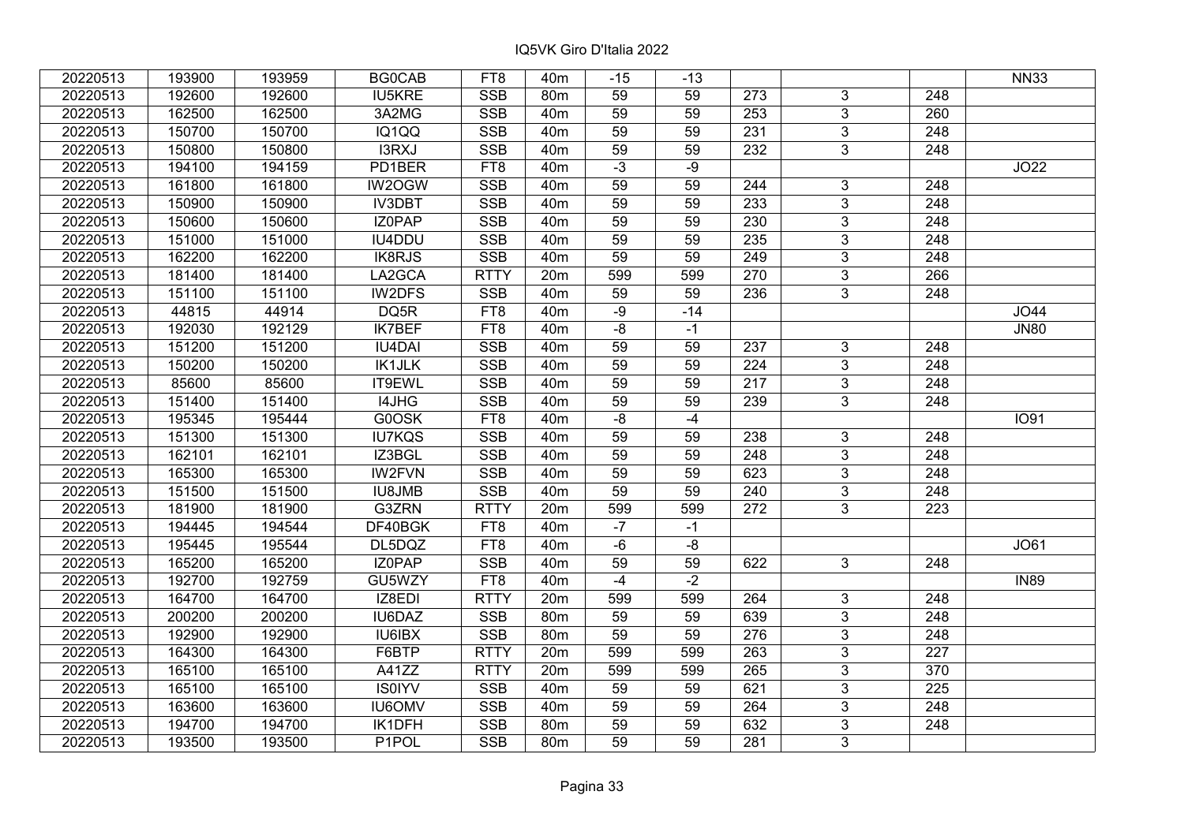# IQ5VK Giro D'Italia 2022

| | | | | | | | | | | | |
|---|---|---|---|---|---|---|---|---|---|---|---|
| 20220513 | 193900 | 193959 | BG0CAB | FT8 | 40m | -15 | -13 | | | | NN33 |
| 20220513 | 192600 | 192600 | IU5KRE | SSB | 80m | 59 | 59 | 273 | 3 | 248 | |
| 20220513 | 162500 | 162500 | 3A2MG | SSB | 40m | 59 | 59 | 253 | 3 | 260 | |
| 20220513 | 150700 | 150700 | IQ1QQ | SSB | 40m | 59 | 59 | 231 | 3 | 248 | |
| 20220513 | 150800 | 150800 | I3RXJ | SSB | 40m | 59 | 59 | 232 | 3 | 248 | |
| 20220513 | 194100 | 194159 | PD1BER | FT8 | 40m | -3 | -9 | | | | JO22 |
| 20220513 | 161800 | 161800 | IW2OGW | SSB | 40m | 59 | 59 | 244 | 3 | 248 | |
| 20220513 | 150900 | 150900 | IV3DBT | SSB | 40m | 59 | 59 | 233 | 3 | 248 | |
| 20220513 | 150600 | 150600 | IZ0PAP | SSB | 40m | 59 | 59 | 230 | 3 | 248 | |
| 20220513 | 151000 | 151000 | IU4DDU | SSB | 40m | 59 | 59 | 235 | 3 | 248 | |
| 20220513 | 162200 | 162200 | IK8RJS | SSB | 40m | 59 | 59 | 249 | 3 | 248 | |
| 20220513 | 181400 | 181400 | LA2GCA | RTTY | 20m | 599 | 599 | 270 | 3 | 266 | |
| 20220513 | 151100 | 151100 | IW2DFS | SSB | 40m | 59 | 59 | 236 | 3 | 248 | |
| 20220513 | 44815 | 44914 | DQ5R | FT8 | 40m | -9 | -14 | | | | JO44 |
| 20220513 | 192030 | 192129 | IK7BEF | FT8 | 40m | -8 | -1 | | | | JN80 |
| 20220513 | 151200 | 151200 | IU4DAI | SSB | 40m | 59 | 59 | 237 | 3 | 248 | |
| 20220513 | 150200 | 150200 | IK1JLK | SSB | 40m | 59 | 59 | 224 | 3 | 248 | |
| 20220513 | 85600 | 85600 | IT9EWL | SSB | 40m | 59 | 59 | 217 | 3 | 248 | |
| 20220513 | 151400 | 151400 | I4JHG | SSB | 40m | 59 | 59 | 239 | 3 | 248 | |
| 20220513 | 195345 | 195444 | G0OSK | FT8 | 40m | -8 | -4 | | | | IO91 |
| 20220513 | 151300 | 151300 | IU7KQS | SSB | 40m | 59 | 59 | 238 | 3 | 248 | |
| 20220513 | 162101 | 162101 | IZ3BGL | SSB | 40m | 59 | 59 | 248 | 3 | 248 | |
| 20220513 | 165300 | 165300 | IW2FVN | SSB | 40m | 59 | 59 | 623 | 3 | 248 | |
| 20220513 | 151500 | 151500 | IU8JMB | SSB | 40m | 59 | 59 | 240 | 3 | 248 | |
| 20220513 | 181900 | 181900 | G3ZRN | RTTY | 20m | 599 | 599 | 272 | 3 | 223 | |
| 20220513 | 194445 | 194544 | DF40BGK | FT8 | 40m | -7 | -1 | | | | |
| 20220513 | 195445 | 195544 | DL5DQZ | FT8 | 40m | -6 | -8 | | | | JO61 |
| 20220513 | 165200 | 165200 | IZ0PAP | SSB | 40m | 59 | 59 | 622 | 3 | 248 | |
| 20220513 | 192700 | 192759 | GU5WZY | FT8 | 40m | -4 | -2 | | | | IN89 |
| 20220513 | 164700 | 164700 | IZ8EDI | RTTY | 20m | 599 | 599 | 264 | 3 | 248 | |
| 20220513 | 200200 | 200200 | IU6DAZ | SSB | 80m | 59 | 59 | 639 | 3 | 248 | |
| 20220513 | 192900 | 192900 | IU6IBX | SSB | 80m | 59 | 59 | 276 | 3 | 248 | |
| 20220513 | 164300 | 164300 | F6BTP | RTTY | 20m | 599 | 599 | 263 | 3 | 227 | |
| 20220513 | 165100 | 165100 | A41ZZ | RTTY | 20m | 599 | 599 | 265 | 3 | 370 | |
| 20220513 | 165100 | 165100 | IS0IYV | SSB | 40m | 59 | 59 | 621 | 3 | 225 | |
| 20220513 | 163600 | 163600 | IU6OMV | SSB | 40m | 59 | 59 | 264 | 3 | 248 | |
| 20220513 | 194700 | 194700 | IK1DFH | SSB | 80m | 59 | 59 | 632 | 3 | 248 | |
| 20220513 | 193500 | 193500 | P1POL | SSB | 80m | 59 | 59 | 281 | 3 | | |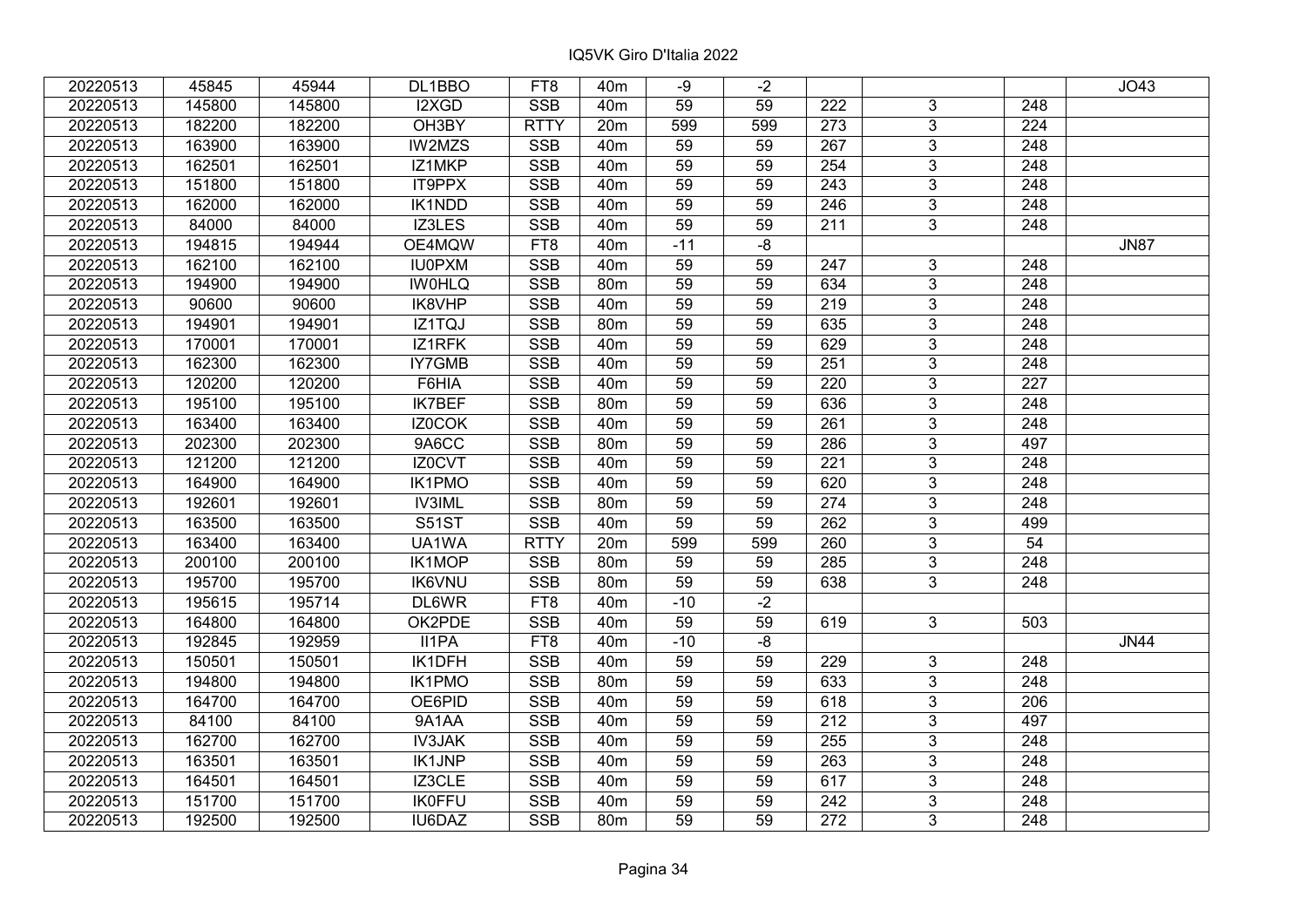# IQ5VK Giro D'Italia 2022

| | | | | | | | | | | | |
|---|---|---|---|---|---|---|---|---|---|---|---|
| 20220513 | 45845 | 45944 | DL1BBO | FT8 | 40m | -9 | -2 | | | | JO43 |
| 20220513 | 145800 | 145800 | I2XGD | SSB | 40m | 59 | 59 | 222 | 3 | 248 | |
| 20220513 | 182200 | 182200 | OH3BY | RTTY | 20m | 599 | 599 | 273 | 3 | 224 | |
| 20220513 | 163900 | 163900 | IW2MZS | SSB | 40m | 59 | 59 | 267 | 3 | 248 | |
| 20220513 | 162501 | 162501 | IZ1MKP | SSB | 40m | 59 | 59 | 254 | 3 | 248 | |
| 20220513 | 151800 | 151800 | IT9PPX | SSB | 40m | 59 | 59 | 243 | 3 | 248 | |
| 20220513 | 162000 | 162000 | IK1NDD | SSB | 40m | 59 | 59 | 246 | 3 | 248 | |
| 20220513 | 84000 | 84000 | IZ3LES | SSB | 40m | 59 | 59 | 211 | 3 | 248 | |
| 20220513 | 194815 | 194944 | OE4MQW | FT8 | 40m | -11 | -8 | | | | JN87 |
| 20220513 | 162100 | 162100 | IU0PXM | SSB | 40m | 59 | 59 | 247 | 3 | 248 | |
| 20220513 | 194900 | 194900 | IW0HLQ | SSB | 80m | 59 | 59 | 634 | 3 | 248 | |
| 20220513 | 90600 | 90600 | IK8VHP | SSB | 40m | 59 | 59 | 219 | 3 | 248 | |
| 20220513 | 194901 | 194901 | IZ1TQJ | SSB | 80m | 59 | 59 | 635 | 3 | 248 | |
| 20220513 | 170001 | 170001 | IZ1RFK | SSB | 40m | 59 | 59 | 629 | 3 | 248 | |
| 20220513 | 162300 | 162300 | IY7GMB | SSB | 40m | 59 | 59 | 251 | 3 | 248 | |
| 20220513 | 120200 | 120200 | F6HIA | SSB | 40m | 59 | 59 | 220 | 3 | 227 | |
| 20220513 | 195100 | 195100 | IK7BEF | SSB | 80m | 59 | 59 | 636 | 3 | 248 | |
| 20220513 | 163400 | 163400 | IZ0COK | SSB | 40m | 59 | 59 | 261 | 3 | 248 | |
| 20220513 | 202300 | 202300 | 9A6CC | SSB | 80m | 59 | 59 | 286 | 3 | 497 | |
| 20220513 | 121200 | 121200 | IZ0CVT | SSB | 40m | 59 | 59 | 221 | 3 | 248 | |
| 20220513 | 164900 | 164900 | IK1PMO | SSB | 40m | 59 | 59 | 620 | 3 | 248 | |
| 20220513 | 192601 | 192601 | IV3IML | SSB | 80m | 59 | 59 | 274 | 3 | 248 | |
| 20220513 | 163500 | 163500 | S51ST | SSB | 40m | 59 | 59 | 262 | 3 | 499 | |
| 20220513 | 163400 | 163400 | UA1WA | RTTY | 20m | 599 | 599 | 260 | 3 | 54 | |
| 20220513 | 200100 | 200100 | IK1MOP | SSB | 80m | 59 | 59 | 285 | 3 | 248 | |
| 20220513 | 195700 | 195700 | IK6VNU | SSB | 80m | 59 | 59 | 638 | 3 | 248 | |
| 20220513 | 195615 | 195714 | DL6WR | FT8 | 40m | -10 | -2 | | | | |
| 20220513 | 164800 | 164800 | OK2PDE | SSB | 40m | 59 | 59 | 619 | 3 | 503 | |
| 20220513 | 192845 | 192959 | II1PA | FT8 | 40m | -10 | -8 | | | | JN44 |
| 20220513 | 150501 | 150501 | IK1DFH | SSB | 40m | 59 | 59 | 229 | 3 | 248 | |
| 20220513 | 194800 | 194800 | IK1PMO | SSB | 80m | 59 | 59 | 633 | 3 | 248 | |
| 20220513 | 164700 | 164700 | OE6PID | SSB | 40m | 59 | 59 | 618 | 3 | 206 | |
| 20220513 | 84100 | 84100 | 9A1AA | SSB | 40m | 59 | 59 | 212 | 3 | 497 | |
| 20220513 | 162700 | 162700 | IV3JAK | SSB | 40m | 59 | 59 | 255 | 3 | 248 | |
| 20220513 | 163501 | 163501 | IK1JNP | SSB | 40m | 59 | 59 | 263 | 3 | 248 | |
| 20220513 | 164501 | 164501 | IZ3CLE | SSB | 40m | 59 | 59 | 617 | 3 | 248 | |
| 20220513 | 151700 | 151700 | IK0FFU | SSB | 40m | 59 | 59 | 242 | 3 | 248 | |
| 20220513 | 192500 | 192500 | IU6DAZ | SSB | 80m | 59 | 59 | 272 | 3 | 248 | |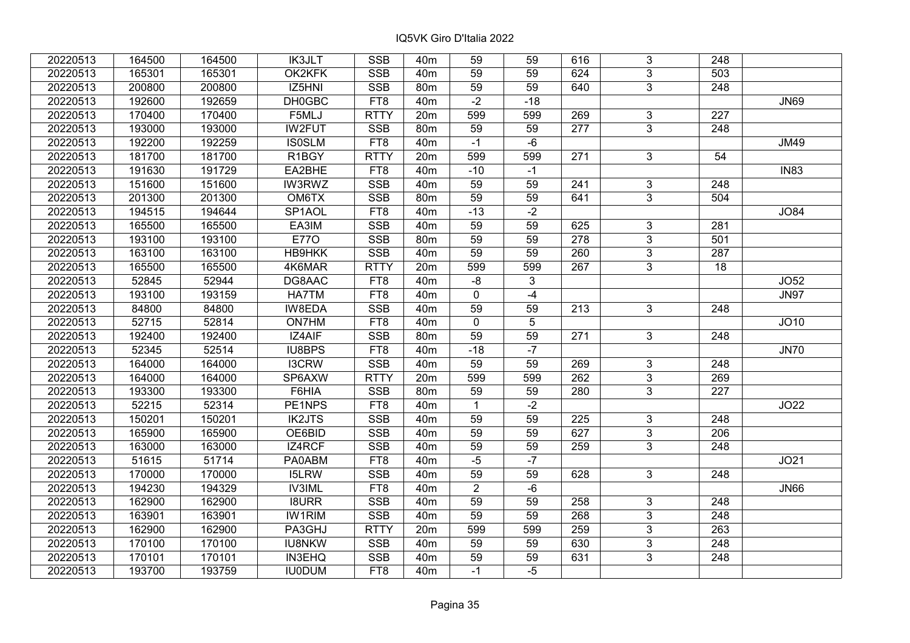| 20220513 | 164500 | 164500 | IK3JLT | SSB | 40m | 59 | 59 | 616 | 3 | 248 | |
|---|---|---|---|---|---|---|---|---|---|---|---|
| 20220513 | 165301 | 165301 | OK2KFK | SSB | 40m | 59 | 59 | 624 | 3 | 503 | |
| 20220513 | 200800 | 200800 | IZ5HNI | SSB | 80m | 59 | 59 | 640 | 3 | 248 | |
| 20220513 | 192600 | 192659 | DH0GBC | FT8 | 40m | -2 | -18 | | | | JN69 |
| 20220513 | 170400 | 170400 | F5MLJ | RTTY | 20m | 599 | 599 | 269 | 3 | 227 | |
| 20220513 | 193000 | 193000 | IW2FUT | SSB | 80m | 59 | 59 | 277 | 3 | 248 | |
| 20220513 | 192200 | 192259 | IS0SLM | FT8 | 40m | -1 | -6 | | | | JM49 |
| 20220513 | 181700 | 181700 | R1BGY | RTTY | 20m | 599 | 599 | 271 | 3 | 54 | |
| 20220513 | 191630 | 191729 | EA2BHE | FT8 | 40m | -10 | -1 | | | | IN83 |
| 20220513 | 151600 | 151600 | IW3RWZ | SSB | 40m | 59 | 59 | 241 | 3 | 248 | |
| 20220513 | 201300 | 201300 | OM6TX | SSB | 80m | 59 | 59 | 641 | 3 | 504 | |
| 20220513 | 194515 | 194644 | SP1AOL | FT8 | 40m | -13 | -2 | | | | JO84 |
| 20220513 | 165500 | 165500 | EA3IM | SSB | 40m | 59 | 59 | 625 | 3 | 281 | |
| 20220513 | 193100 | 193100 | E77O | SSB | 80m | 59 | 59 | 278 | 3 | 501 | |
| 20220513 | 163100 | 163100 | HB9HKK | SSB | 40m | 59 | 59 | 260 | 3 | 287 | |
| 20220513 | 165500 | 165500 | 4K6MAR | RTTY | 20m | 599 | 599 | 267 | 3 | 18 | |
| 20220513 | 52845 | 52944 | DG8AAC | FT8 | 40m | -8 | 3 | | | | JO52 |
| 20220513 | 193100 | 193159 | HA7TM | FT8 | 40m | 0 | -4 | | | | JN97 |
| 20220513 | 84800 | 84800 | IW8EDA | SSB | 40m | 59 | 59 | 213 | 3 | 248 | |
| 20220513 | 52715 | 52814 | ON7HM | FT8 | 40m | 0 | 5 | | | | JO10 |
| 20220513 | 192400 | 192400 | IZ4AIF | SSB | 80m | 59 | 59 | 271 | 3 | 248 | |
| 20220513 | 52345 | 52514 | IU8BPS | FT8 | 40m | -18 | -7 | | | | JN70 |
| 20220513 | 164000 | 164000 | I3CRW | SSB | 40m | 59 | 59 | 269 | 3 | 248 | |
| 20220513 | 164000 | 164000 | SP6AXW | RTTY | 20m | 599 | 599 | 262 | 3 | 269 | |
| 20220513 | 193300 | 193300 | F6HIA | SSB | 80m | 59 | 59 | 280 | 3 | 227 | |
| 20220513 | 52215 | 52314 | PE1NPS | FT8 | 40m | 1 | -2 | | | | JO22 |
| 20220513 | 150201 | 150201 | IK2JTS | SSB | 40m | 59 | 59 | 225 | 3 | 248 | |
| 20220513 | 165900 | 165900 | OE6BID | SSB | 40m | 59 | 59 | 627 | 3 | 206 | |
| 20220513 | 163000 | 163000 | IZ4RCF | SSB | 40m | 59 | 59 | 259 | 3 | 248 | |
| 20220513 | 51615 | 51714 | PA0ABM | FT8 | 40m | -5 | -7 | | | | JO21 |
| 20220513 | 170000 | 170000 | I5LRW | SSB | 40m | 59 | 59 | 628 | 3 | 248 | |
| 20220513 | 194230 | 194329 | IV3IML | FT8 | 40m | 2 | -6 | | | | JN66 |
| 20220513 | 162900 | 162900 | I8URR | SSB | 40m | 59 | 59 | 258 | 3 | 248 | |
| 20220513 | 163901 | 163901 | IW1RIM | SSB | 40m | 59 | 59 | 268 | 3 | 248 | |
| 20220513 | 162900 | 162900 | PA3GHJ | RTTY | 20m | 599 | 599 | 259 | 3 | 263 | |
| 20220513 | 170100 | 170100 | IU8NKW | SSB | 40m | 59 | 59 | 630 | 3 | 248 | |
| 20220513 | 170101 | 170101 | IN3EHQ | SSB | 40m | 59 | 59 | 631 | 3 | 248 | |
| 20220513 | 193700 | 193759 | IU0DUM | FT8 | 40m | -1 | -5 | | | | |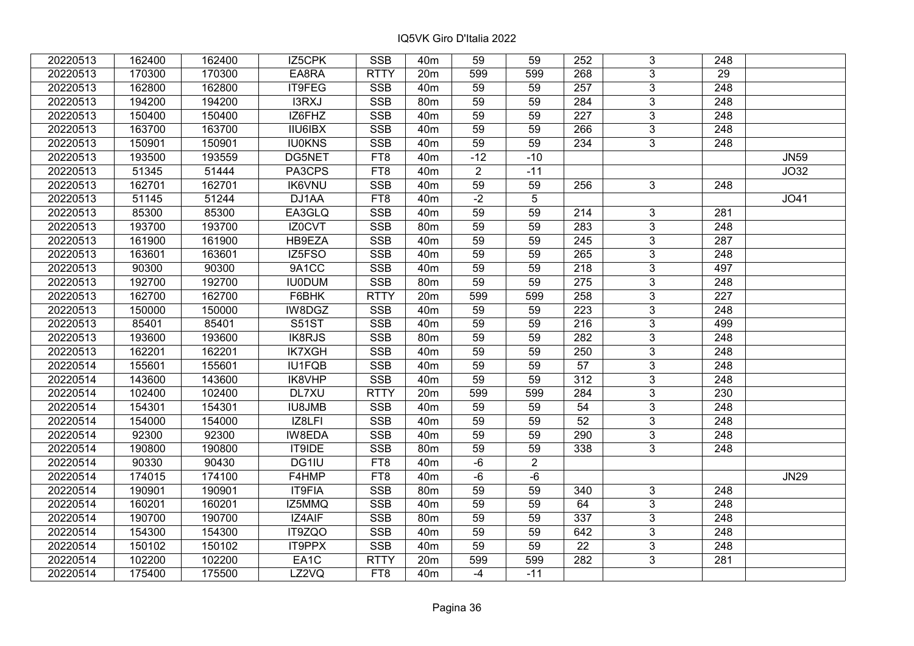# IQ5VK Giro D'Italia 2022

| | | | | | | | | | | | |
|---|---|---|---|---|---|---|---|---|---|---|---|
| 20220513 | 162400 | 162400 | IZ5CPK | SSB | 40m | 59 | 59 | 252 | 3 | 248 | |
| 20220513 | 170300 | 170300 | EA8RA | RTTY | 20m | 599 | 599 | 268 | 3 | 29 | |
| 20220513 | 162800 | 162800 | IT9FEG | SSB | 40m | 59 | 59 | 257 | 3 | 248 | |
| 20220513 | 194200 | 194200 | I3RXJ | SSB | 80m | 59 | 59 | 284 | 3 | 248 | |
| 20220513 | 150400 | 150400 | IZ6FHZ | SSB | 40m | 59 | 59 | 227 | 3 | 248 | |
| 20220513 | 163700 | 163700 | IIU6IBX | SSB | 40m | 59 | 59 | 266 | 3 | 248 | |
| 20220513 | 150901 | 150901 | IU0KNS | SSB | 40m | 59 | 59 | 234 | 3 | 248 | |
| 20220513 | 193500 | 193559 | DG5NET | FT8 | 40m | -12 | -10 | | | | JN59 |
| 20220513 | 51345 | 51444 | PA3CPS | FT8 | 40m | 2 | -11 | | | | JO32 |
| 20220513 | 162701 | 162701 | IK6VNU | SSB | 40m | 59 | 59 | 256 | 3 | 248 | |
| 20220513 | 51145 | 51244 | DJ1AA | FT8 | 40m | -2 | 5 | | | | JO41 |
| 20220513 | 85300 | 85300 | EA3GLQ | SSB | 40m | 59 | 59 | 214 | 3 | 281 | |
| 20220513 | 193700 | 193700 | IZ0CVT | SSB | 80m | 59 | 59 | 283 | 3 | 248 | |
| 20220513 | 161900 | 161900 | HB9EZA | SSB | 40m | 59 | 59 | 245 | 3 | 287 | |
| 20220513 | 163601 | 163601 | IZ5FSO | SSB | 40m | 59 | 59 | 265 | 3 | 248 | |
| 20220513 | 90300 | 90300 | 9A1CC | SSB | 40m | 59 | 59 | 218 | 3 | 497 | |
| 20220513 | 192700 | 192700 | IU0DUM | SSB | 80m | 59 | 59 | 275 | 3 | 248 | |
| 20220513 | 162700 | 162700 | F6BHK | RTTY | 20m | 599 | 599 | 258 | 3 | 227 | |
| 20220513 | 150000 | 150000 | IW8DGZ | SSB | 40m | 59 | 59 | 223 | 3 | 248 | |
| 20220513 | 85401 | 85401 | S51ST | SSB | 40m | 59 | 59 | 216 | 3 | 499 | |
| 20220513 | 193600 | 193600 | IK8RJS | SSB | 80m | 59 | 59 | 282 | 3 | 248 | |
| 20220513 | 162201 | 162201 | IK7XGH | SSB | 40m | 59 | 59 | 250 | 3 | 248 | |
| 20220514 | 155601 | 155601 | IU1FQB | SSB | 40m | 59 | 59 | 57 | 3 | 248 | |
| 20220514 | 143600 | 143600 | IK8VHP | SSB | 40m | 59 | 59 | 312 | 3 | 248 | |
| 20220514 | 102400 | 102400 | DL7XU | RTTY | 20m | 599 | 599 | 284 | 3 | 230 | |
| 20220514 | 154301 | 154301 | IU8JMB | SSB | 40m | 59 | 59 | 54 | 3 | 248 | |
| 20220514 | 154000 | 154000 | IZ8LFI | SSB | 40m | 59 | 59 | 52 | 3 | 248 | |
| 20220514 | 92300 | 92300 | IW8EDA | SSB | 40m | 59 | 59 | 290 | 3 | 248 | |
| 20220514 | 190800 | 190800 | IT9IDE | SSB | 80m | 59 | 59 | 338 | 3 | 248 | |
| 20220514 | 90330 | 90430 | DG1IU | FT8 | 40m | -6 | 2 | | | | |
| 20220514 | 174015 | 174100 | F4HMP | FT8 | 40m | -6 | -6 | | | | JN29 |
| 20220514 | 190901 | 190901 | IT9FIA | SSB | 80m | 59 | 59 | 340 | 3 | 248 | |
| 20220514 | 160201 | 160201 | IZ5MMQ | SSB | 40m | 59 | 59 | 64 | 3 | 248 | |
| 20220514 | 190700 | 190700 | IZ4AIF | SSB | 80m | 59 | 59 | 337 | 3 | 248 | |
| 20220514 | 154300 | 154300 | IT9ZQO | SSB | 40m | 59 | 59 | 642 | 3 | 248 | |
| 20220514 | 150102 | 150102 | IT9PPX | SSB | 40m | 59 | 59 | 22 | 3 | 248 | |
| 20220514 | 102200 | 102200 | EA1C | RTTY | 20m | 599 | 599 | 282 | 3 | 281 | |
| 20220514 | 175400 | 175500 | LZ2VQ | FT8 | 40m | -4 | -11 | | | | |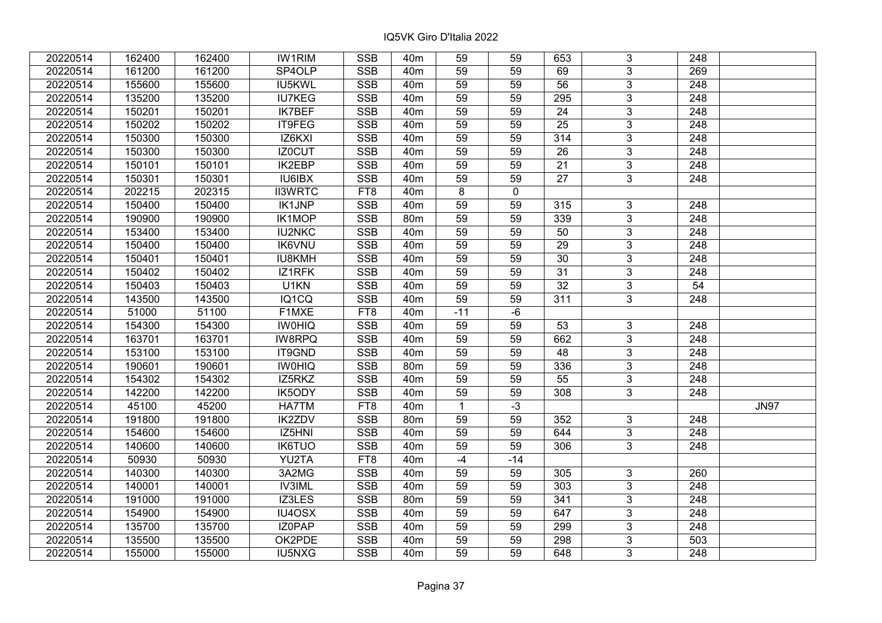IQ5VK Giro D'Italia 2022

| | | | | | | | | | | | |
|---|---|---|---|---|---|---|---|---|---|---|---|
| 20220514 | 162400 | 162400 | IW1RIM | SSB | 40m | 59 | 59 | 653 | 3 | 248 | |
| 20220514 | 161200 | 161200 | SP4OLP | SSB | 40m | 59 | 59 | 69 | 3 | 269 | |
| 20220514 | 155600 | 155600 | IU5KWL | SSB | 40m | 59 | 59 | 56 | 3 | 248 | |
| 20220514 | 135200 | 135200 | IU7KEG | SSB | 40m | 59 | 59 | 295 | 3 | 248 | |
| 20220514 | 150201 | 150201 | IK7BEF | SSB | 40m | 59 | 59 | 24 | 3 | 248 | |
| 20220514 | 150202 | 150202 | IT9FEG | SSB | 40m | 59 | 59 | 25 | 3 | 248 | |
| 20220514 | 150300 | 150300 | IZ6KXI | SSB | 40m | 59 | 59 | 314 | 3 | 248 | |
| 20220514 | 150300 | 150300 | IZ0CUT | SSB | 40m | 59 | 59 | 26 | 3 | 248 | |
| 20220514 | 150101 | 150101 | IK2EBP | SSB | 40m | 59 | 59 | 21 | 3 | 248 | |
| 20220514 | 150301 | 150301 | IU6IBX | SSB | 40m | 59 | 59 | 27 | 3 | 248 | |
| 20220514 | 202215 | 202315 | II3WRTC | FT8 | 40m | 8 | 0 | | | | |
| 20220514 | 150400 | 150400 | IK1JNP | SSB | 40m | 59 | 59 | 315 | 3 | 248 | |
| 20220514 | 190900 | 190900 | IK1MOP | SSB | 80m | 59 | 59 | 339 | 3 | 248 | |
| 20220514 | 153400 | 153400 | IU2NKC | SSB | 40m | 59 | 59 | 50 | 3 | 248 | |
| 20220514 | 150400 | 150400 | IK6VNU | SSB | 40m | 59 | 59 | 29 | 3 | 248 | |
| 20220514 | 150401 | 150401 | IU8KMH | SSB | 40m | 59 | 59 | 30 | 3 | 248 | |
| 20220514 | 150402 | 150402 | IZ1RFK | SSB | 40m | 59 | 59 | 31 | 3 | 248 | |
| 20220514 | 150403 | 150403 | U1KN | SSB | 40m | 59 | 59 | 32 | 3 | 54 | |
| 20220514 | 143500 | 143500 | IQ1CQ | SSB | 40m | 59 | 59 | 311 | 3 | 248 | |
| 20220514 | 51000 | 51100 | F1MXE | FT8 | 40m | -11 | -6 | | | | |
| 20220514 | 154300 | 154300 | IW0HIQ | SSB | 40m | 59 | 59 | 53 | 3 | 248 | |
| 20220514 | 163701 | 163701 | IW8RPQ | SSB | 40m | 59 | 59 | 662 | 3 | 248 | |
| 20220514 | 153100 | 153100 | IT9GND | SSB | 40m | 59 | 59 | 48 | 3 | 248 | |
| 20220514 | 190601 | 190601 | IW0HIQ | SSB | 80m | 59 | 59 | 336 | 3 | 248 | |
| 20220514 | 154302 | 154302 | IZ5RKZ | SSB | 40m | 59 | 59 | 55 | 3 | 248 | |
| 20220514 | 142200 | 142200 | IK5ODY | SSB | 40m | 59 | 59 | 308 | 3 | 248 | |
| 20220514 | 45100 | 45200 | HA7TM | FT8 | 40m | 1 | -3 | | | | JN97 |
| 20220514 | 191800 | 191800 | IK2ZDV | SSB | 80m | 59 | 59 | 352 | 3 | 248 | |
| 20220514 | 154600 | 154600 | IZ5HNI | SSB | 40m | 59 | 59 | 644 | 3 | 248 | |
| 20220514 | 140600 | 140600 | IK6TUO | SSB | 40m | 59 | 59 | 306 | 3 | 248 | |
| 20220514 | 50930 | 50930 | YU2TA | FT8 | 40m | -4 | -14 | | | | |
| 20220514 | 140300 | 140300 | 3A2MG | SSB | 40m | 59 | 59 | 305 | 3 | 260 | |
| 20220514 | 140001 | 140001 | IV3IML | SSB | 40m | 59 | 59 | 303 | 3 | 248 | |
| 20220514 | 191000 | 191000 | IZ3LES | SSB | 80m | 59 | 59 | 341 | 3 | 248 | |
| 20220514 | 154900 | 154900 | IU4OSX | SSB | 40m | 59 | 59 | 647 | 3 | 248 | |
| 20220514 | 135700 | 135700 | IZ0PAP | SSB | 40m | 59 | 59 | 299 | 3 | 248 | |
| 20220514 | 135500 | 135500 | OK2PDE | SSB | 40m | 59 | 59 | 298 | 3 | 503 | |
| 20220514 | 155000 | 155000 | IU5NXG | SSB | 40m | 59 | 59 | 648 | 3 | 248 | |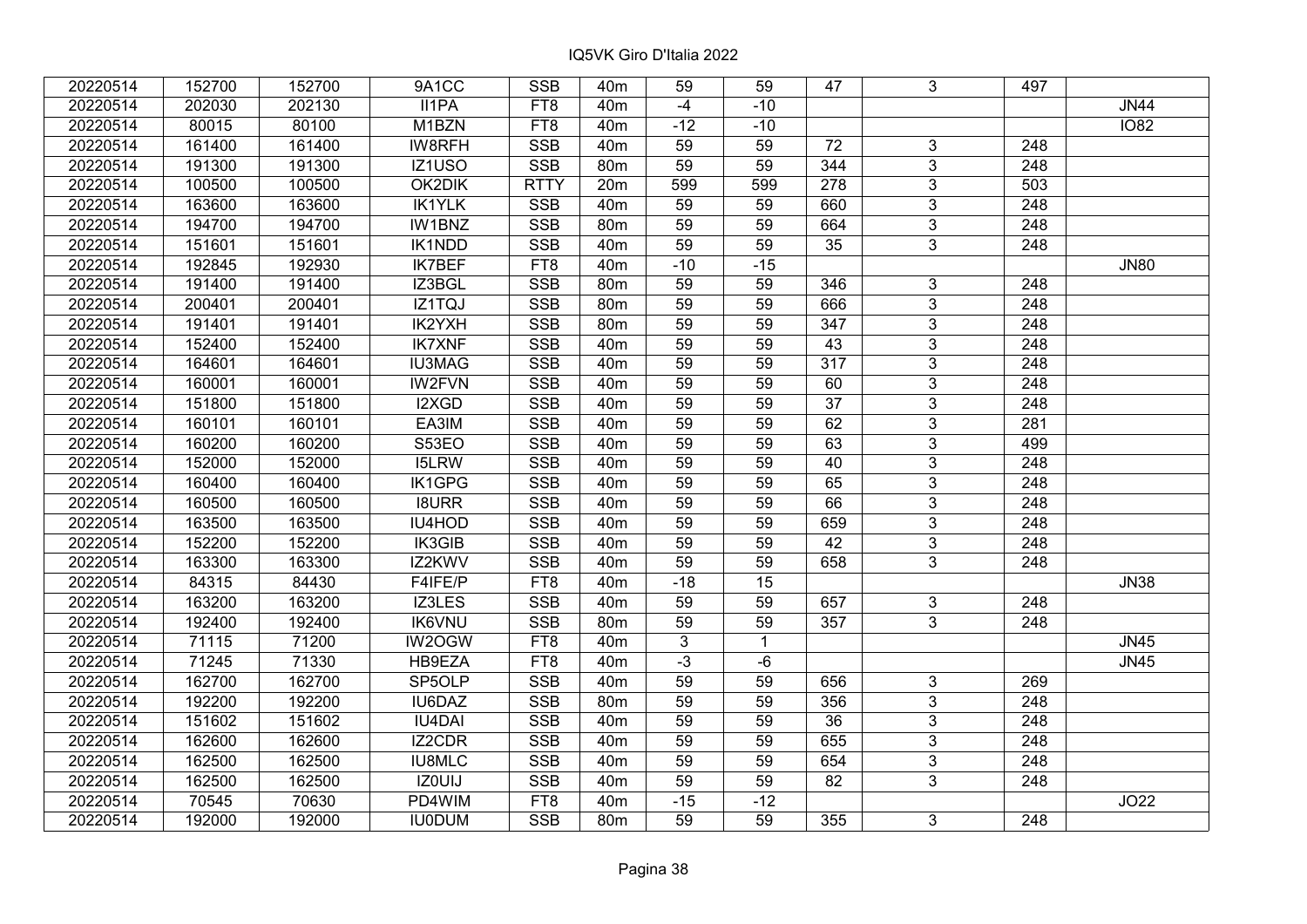IQ5VK Giro D'Italia 2022

| | | | | | | | | | | | |
|---|---|---|---|---|---|---|---|---|---|---|---|
| 20220514 | 152700 | 152700 | 9A1CC | SSB | 40m | 59 | 59 | 47 | 3 | 497 | |
| 20220514 | 202030 | 202130 | II1PA | FT8 | 40m | -4 | -10 | | | | JN44 |
| 20220514 | 80015 | 80100 | M1BZN | FT8 | 40m | -12 | -10 | | | | IO82 |
| 20220514 | 161400 | 161400 | IW8RFH | SSB | 40m | 59 | 59 | 72 | 3 | 248 | |
| 20220514 | 191300 | 191300 | IZ1USO | SSB | 80m | 59 | 59 | 344 | 3 | 248 | |
| 20220514 | 100500 | 100500 | OK2DIK | RTTY | 20m | 599 | 599 | 278 | 3 | 503 | |
| 20220514 | 163600 | 163600 | IK1YLK | SSB | 40m | 59 | 59 | 660 | 3 | 248 | |
| 20220514 | 194700 | 194700 | IW1BNZ | SSB | 80m | 59 | 59 | 664 | 3 | 248 | |
| 20220514 | 151601 | 151601 | IK1NDD | SSB | 40m | 59 | 59 | 35 | 3 | 248 | |
| 20220514 | 192845 | 192930 | IK7BEF | FT8 | 40m | -10 | -15 | | | | JN80 |
| 20220514 | 191400 | 191400 | IZ3BGL | SSB | 80m | 59 | 59 | 346 | 3 | 248 | |
| 20220514 | 200401 | 200401 | IZ1TQJ | SSB | 80m | 59 | 59 | 666 | 3 | 248 | |
| 20220514 | 191401 | 191401 | IK2YXH | SSB | 80m | 59 | 59 | 347 | 3 | 248 | |
| 20220514 | 152400 | 152400 | IK7XNF | SSB | 40m | 59 | 59 | 43 | 3 | 248 | |
| 20220514 | 164601 | 164601 | IU3MAG | SSB | 40m | 59 | 59 | 317 | 3 | 248 | |
| 20220514 | 160001 | 160001 | IW2FVN | SSB | 40m | 59 | 59 | 60 | 3 | 248 | |
| 20220514 | 151800 | 151800 | I2XGD | SSB | 40m | 59 | 59 | 37 | 3 | 248 | |
| 20220514 | 160101 | 160101 | EA3IM | SSB | 40m | 59 | 59 | 62 | 3 | 281 | |
| 20220514 | 160200 | 160200 | S53EO | SSB | 40m | 59 | 59 | 63 | 3 | 499 | |
| 20220514 | 152000 | 152000 | I5LRW | SSB | 40m | 59 | 59 | 40 | 3 | 248 | |
| 20220514 | 160400 | 160400 | IK1GPG | SSB | 40m | 59 | 59 | 65 | 3 | 248 | |
| 20220514 | 160500 | 160500 | I8URR | SSB | 40m | 59 | 59 | 66 | 3 | 248 | |
| 20220514 | 163500 | 163500 | IU4HOD | SSB | 40m | 59 | 59 | 659 | 3 | 248 | |
| 20220514 | 152200 | 152200 | IK3GIB | SSB | 40m | 59 | 59 | 42 | 3 | 248 | |
| 20220514 | 163300 | 163300 | IZ2KWV | SSB | 40m | 59 | 59 | 658 | 3 | 248 | |
| 20220514 | 84315 | 84430 | F4IFE/P | FT8 | 40m | -18 | 15 | | | | JN38 |
| 20220514 | 163200 | 163200 | IZ3LES | SSB | 40m | 59 | 59 | 657 | 3 | 248 | |
| 20220514 | 192400 | 192400 | IK6VNU | SSB | 80m | 59 | 59 | 357 | 3 | 248 | |
| 20220514 | 71115 | 71200 | IW2OGW | FT8 | 40m | 3 | 1 | | | | JN45 |
| 20220514 | 71245 | 71330 | HB9EZA | FT8 | 40m | -3 | -6 | | | | JN45 |
| 20220514 | 162700 | 162700 | SP5OLP | SSB | 40m | 59 | 59 | 656 | 3 | 269 | |
| 20220514 | 192200 | 192200 | IU6DAZ | SSB | 80m | 59 | 59 | 356 | 3 | 248 | |
| 20220514 | 151602 | 151602 | IU4DAI | SSB | 40m | 59 | 59 | 36 | 3 | 248 | |
| 20220514 | 162600 | 162600 | IZ2CDR | SSB | 40m | 59 | 59 | 655 | 3 | 248 | |
| 20220514 | 162500 | 162500 | IU8MLC | SSB | 40m | 59 | 59 | 654 | 3 | 248 | |
| 20220514 | 162500 | 162500 | IZ0UIJ | SSB | 40m | 59 | 59 | 82 | 3 | 248 | |
| 20220514 | 70545 | 70630 | PD4WIM | FT8 | 40m | -15 | -12 | | | | JO22 |
| 20220514 | 192000 | 192000 | IU0DUM | SSB | 80m | 59 | 59 | 355 | 3 | 248 | |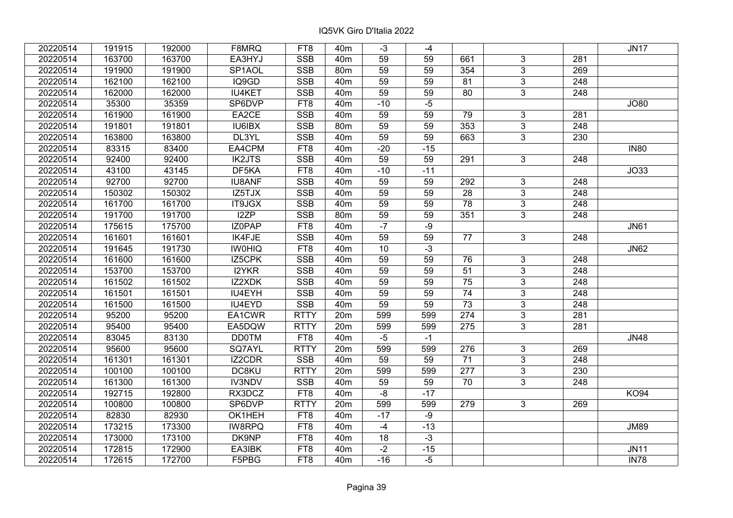IQ5VK Giro D'Italia 2022

| | | | | | | | | | | | |
|---|---|---|---|---|---|---|---|---|---|---|---|
| 20220514 | 191915 | 192000 | F8MRQ | FT8 | 40m | -3 | -4 | | | | JN17 |
| 20220514 | 163700 | 163700 | EA3HYJ | SSB | 40m | 59 | 59 | 661 | 3 | 281 | |
| 20220514 | 191900 | 191900 | SP1AOL | SSB | 80m | 59 | 59 | 354 | 3 | 269 | |
| 20220514 | 162100 | 162100 | IQ9GD | SSB | 40m | 59 | 59 | 81 | 3 | 248 | |
| 20220514 | 162000 | 162000 | IU4KET | SSB | 40m | 59 | 59 | 80 | 3 | 248 | |
| 20220514 | 35300 | 35359 | SP6DVP | FT8 | 40m | -10 | -5 | | | | JO80 |
| 20220514 | 161900 | 161900 | EA2CE | SSB | 40m | 59 | 59 | 79 | 3 | 281 | |
| 20220514 | 191801 | 191801 | IU6IBX | SSB | 80m | 59 | 59 | 353 | 3 | 248 | |
| 20220514 | 163800 | 163800 | DL3YL | SSB | 40m | 59 | 59 | 663 | 3 | 230 | |
| 20220514 | 83315 | 83400 | EA4CPM | FT8 | 40m | -20 | -15 | | | | IN80 |
| 20220514 | 92400 | 92400 | IK2JTS | SSB | 40m | 59 | 59 | 291 | 3 | 248 | |
| 20220514 | 43100 | 43145 | DF5KA | FT8 | 40m | -10 | -11 | | | | JO33 |
| 20220514 | 92700 | 92700 | IU8ANF | SSB | 40m | 59 | 59 | 292 | 3 | 248 | |
| 20220514 | 150302 | 150302 | IZ5TJX | SSB | 40m | 59 | 59 | 28 | 3 | 248 | |
| 20220514 | 161700 | 161700 | IT9JGX | SSB | 40m | 59 | 59 | 78 | 3 | 248 | |
| 20220514 | 191700 | 191700 | I2ZP | SSB | 80m | 59 | 59 | 351 | 3 | 248 | |
| 20220514 | 175615 | 175700 | IZ0PAP | FT8 | 40m | -7 | -9 | | | | JN61 |
| 20220514 | 161601 | 161601 | IK4FJE | SSB | 40m | 59 | 59 | 77 | 3 | 248 | |
| 20220514 | 191645 | 191730 | IW0HIQ | FT8 | 40m | 10 | -3 | | | | JN62 |
| 20220514 | 161600 | 161600 | IZ5CPK | SSB | 40m | 59 | 59 | 76 | 3 | 248 | |
| 20220514 | 153700 | 153700 | I2YKR | SSB | 40m | 59 | 59 | 51 | 3 | 248 | |
| 20220514 | 161502 | 161502 | IZ2XDK | SSB | 40m | 59 | 59 | 75 | 3 | 248 | |
| 20220514 | 161501 | 161501 | IU4EYH | SSB | 40m | 59 | 59 | 74 | 3 | 248 | |
| 20220514 | 161500 | 161500 | IU4EYD | SSB | 40m | 59 | 59 | 73 | 3 | 248 | |
| 20220514 | 95200 | 95200 | EA1CWR | RTTY | 20m | 599 | 599 | 274 | 3 | 281 | |
| 20220514 | 95400 | 95400 | EA5DQW | RTTY | 20m | 599 | 599 | 275 | 3 | 281 | |
| 20220514 | 83045 | 83130 | DD0TM | FT8 | 40m | -5 | -1 | | | | JN48 |
| 20220514 | 95600 | 95600 | SQ7AYL | RTTY | 20m | 599 | 599 | 276 | 3 | 269 | |
| 20220514 | 161301 | 161301 | IZ2CDR | SSB | 40m | 59 | 59 | 71 | 3 | 248 | |
| 20220514 | 100100 | 100100 | DC8KU | RTTY | 20m | 599 | 599 | 277 | 3 | 230 | |
| 20220514 | 161300 | 161300 | IV3NDV | SSB | 40m | 59 | 59 | 70 | 3 | 248 | |
| 20220514 | 192715 | 192800 | RX3DCZ | FT8 | 40m | -8 | -17 | | | | KO94 |
| 20220514 | 100800 | 100800 | SP6DVP | RTTY | 20m | 599 | 599 | 279 | 3 | 269 | |
| 20220514 | 82830 | 82930 | OK1HEH | FT8 | 40m | -17 | -9 | | | | |
| 20220514 | 173215 | 173300 | IW8RPQ | FT8 | 40m | -4 | -13 | | | | JM89 |
| 20220514 | 173000 | 173100 | DK9NP | FT8 | 40m | 18 | -3 | | | | |
| 20220514 | 172815 | 172900 | EA3IBK | FT8 | 40m | -2 | -15 | | | | JN11 |
| 20220514 | 172615 | 172700 | F5PBG | FT8 | 40m | -16 | -5 | | | | IN78 |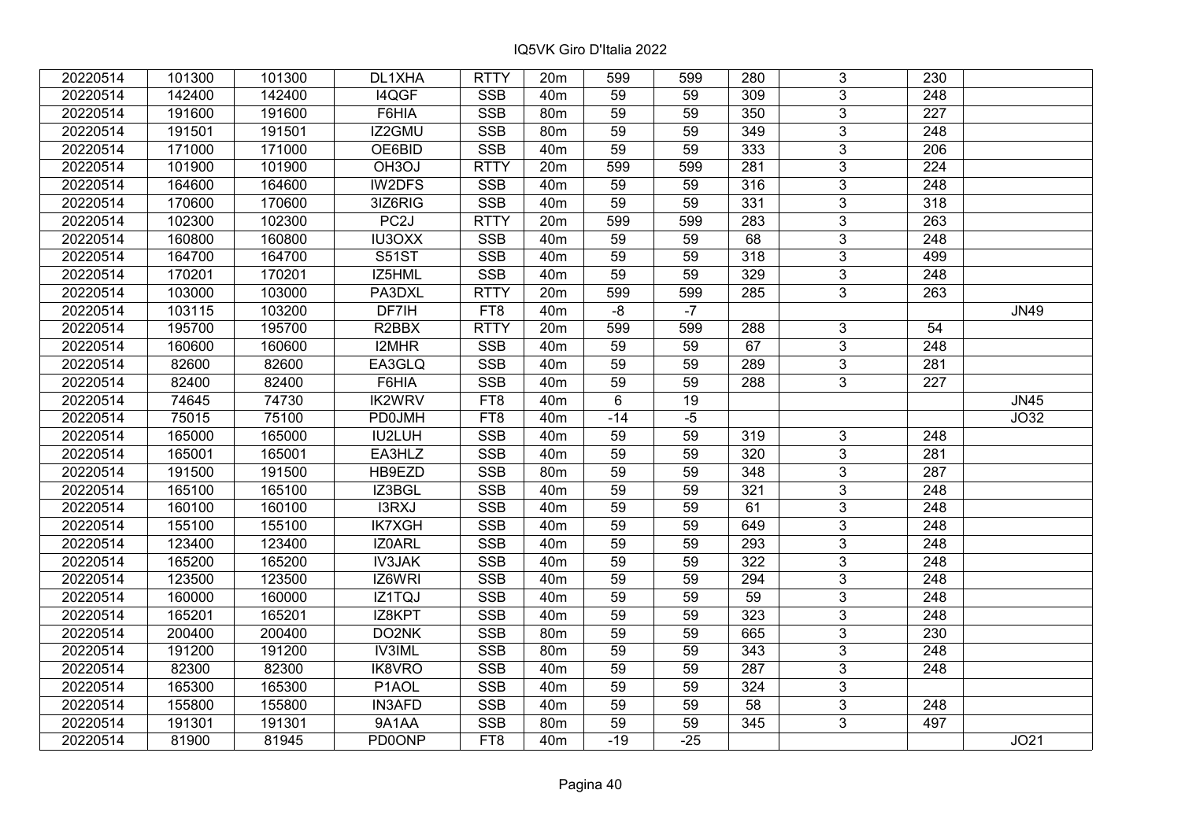# IQ5VK Giro D'Italia 2022

| | | | | | | | | | | | |
|---|---|---|---|---|---|---|---|---|---|---|---|
| 20220514 | 101300 | 101300 | DL1XHA | RTTY | 20m | 599 | 599 | 280 | 3 | 230 | |
| 20220514 | 142400 | 142400 | I4QGF | SSB | 40m | 59 | 59 | 309 | 3 | 248 | |
| 20220514 | 191600 | 191600 | F6HIA | SSB | 80m | 59 | 59 | 350 | 3 | 227 | |
| 20220514 | 191501 | 191501 | IZ2GMU | SSB | 80m | 59 | 59 | 349 | 3 | 248 | |
| 20220514 | 171000 | 171000 | OE6BID | SSB | 40m | 59 | 59 | 333 | 3 | 206 | |
| 20220514 | 101900 | 101900 | OH3OJ | RTTY | 20m | 599 | 599 | 281 | 3 | 224 | |
| 20220514 | 164600 | 164600 | IW2DFS | SSB | 40m | 59 | 59 | 316 | 3 | 248 | |
| 20220514 | 170600 | 170600 | 3IZ6RIG | SSB | 40m | 59 | 59 | 331 | 3 | 318 | |
| 20220514 | 102300 | 102300 | PC2J | RTTY | 20m | 599 | 599 | 283 | 3 | 263 | |
| 20220514 | 160800 | 160800 | IU3OXX | SSB | 40m | 59 | 59 | 68 | 3 | 248 | |
| 20220514 | 164700 | 164700 | S51ST | SSB | 40m | 59 | 59 | 318 | 3 | 499 | |
| 20220514 | 170201 | 170201 | IZ5HML | SSB | 40m | 59 | 59 | 329 | 3 | 248 | |
| 20220514 | 103000 | 103000 | PA3DXL | RTTY | 20m | 599 | 599 | 285 | 3 | 263 | |
| 20220514 | 103115 | 103200 | DF7IH | FT8 | 40m | -8 | -7 | | | | JN49 |
| 20220514 | 195700 | 195700 | R2BBX | RTTY | 20m | 599 | 599 | 288 | 3 | 54 | |
| 20220514 | 160600 | 160600 | I2MHR | SSB | 40m | 59 | 59 | 67 | 3 | 248 | |
| 20220514 | 82600 | 82600 | EA3GLQ | SSB | 40m | 59 | 59 | 289 | 3 | 281 | |
| 20220514 | 82400 | 82400 | F6HIA | SSB | 40m | 59 | 59 | 288 | 3 | 227 | |
| 20220514 | 74645 | 74730 | IK2WRV | FT8 | 40m | 6 | 19 | | | | JN45 |
| 20220514 | 75015 | 75100 | PD0JMH | FT8 | 40m | -14 | -5 | | | | JO32 |
| 20220514 | 165000 | 165000 | IU2LUH | SSB | 40m | 59 | 59 | 319 | 3 | 248 | |
| 20220514 | 165001 | 165001 | EA3HLZ | SSB | 40m | 59 | 59 | 320 | 3 | 281 | |
| 20220514 | 191500 | 191500 | HB9EZD | SSB | 80m | 59 | 59 | 348 | 3 | 287 | |
| 20220514 | 165100 | 165100 | IZ3BGL | SSB | 40m | 59 | 59 | 321 | 3 | 248 | |
| 20220514 | 160100 | 160100 | I3RXJ | SSB | 40m | 59 | 59 | 61 | 3 | 248 | |
| 20220514 | 155100 | 155100 | IK7XGH | SSB | 40m | 59 | 59 | 649 | 3 | 248 | |
| 20220514 | 123400 | 123400 | IZ0ARL | SSB | 40m | 59 | 59 | 293 | 3 | 248 | |
| 20220514 | 165200 | 165200 | IV3JAK | SSB | 40m | 59 | 59 | 322 | 3 | 248 | |
| 20220514 | 123500 | 123500 | IZ6WRI | SSB | 40m | 59 | 59 | 294 | 3 | 248 | |
| 20220514 | 160000 | 160000 | IZ1TQJ | SSB | 40m | 59 | 59 | 59 | 3 | 248 | |
| 20220514 | 165201 | 165201 | IZ8KPT | SSB | 40m | 59 | 59 | 323 | 3 | 248 | |
| 20220514 | 200400 | 200400 | DO2NK | SSB | 80m | 59 | 59 | 665 | 3 | 230 | |
| 20220514 | 191200 | 191200 | IV3IML | SSB | 80m | 59 | 59 | 343 | 3 | 248 | |
| 20220514 | 82300 | 82300 | IK8VRO | SSB | 40m | 59 | 59 | 287 | 3 | 248 | |
| 20220514 | 165300 | 165300 | P1AOL | SSB | 40m | 59 | 59 | 324 | 3 | | |
| 20220514 | 155800 | 155800 | IN3AFD | SSB | 40m | 59 | 59 | 58 | 3 | 248 | |
| 20220514 | 191301 | 191301 | 9A1AA | SSB | 80m | 59 | 59 | 345 | 3 | 497 | |
| 20220514 | 81900 | 81945 | PD0ONP | FT8 | 40m | -19 | -25 | | | | JO21 |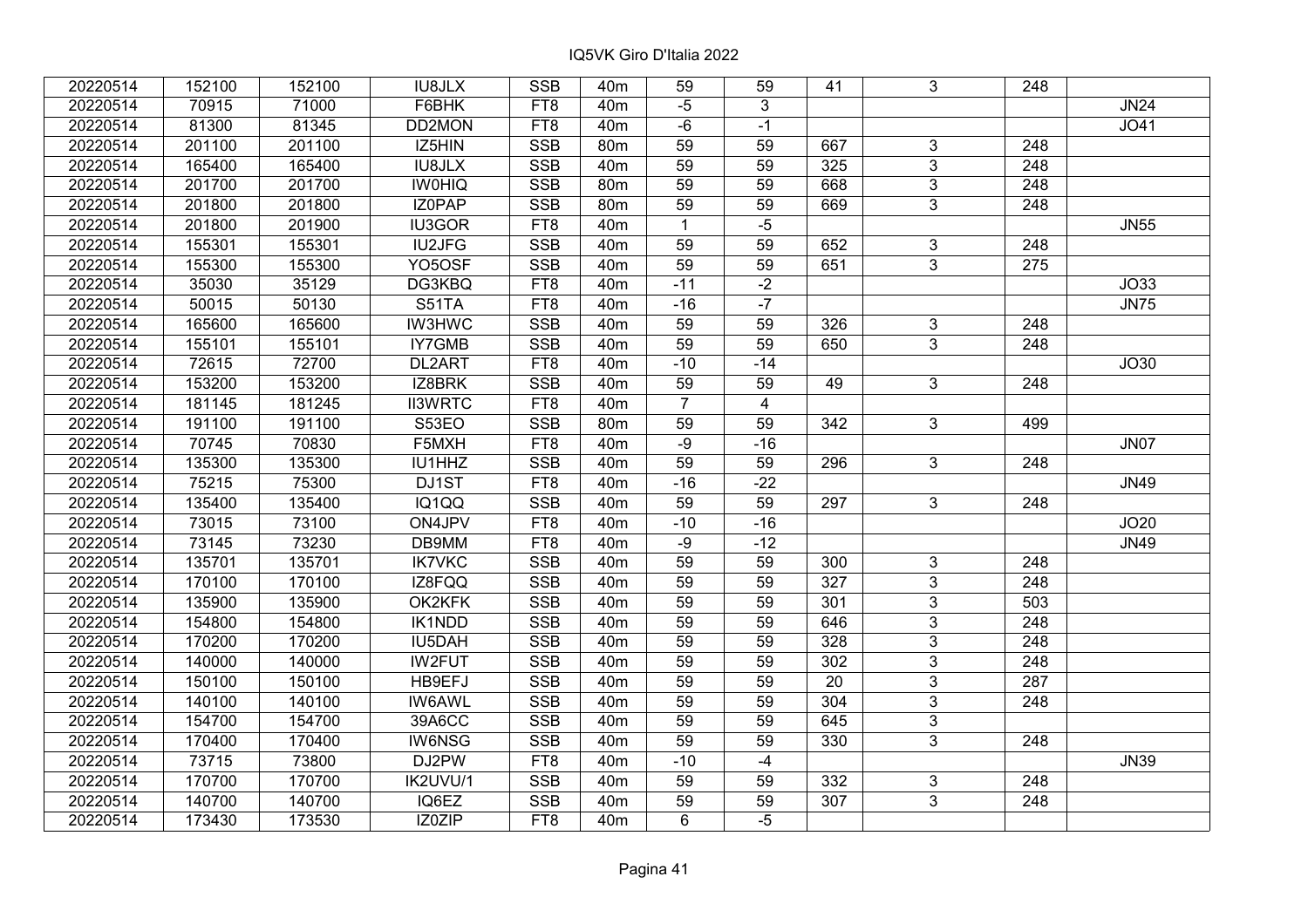IQ5VK Giro D'Italia 2022

| | | | | | | | | | | | |
|---|---|---|---|---|---|---|---|---|---|---|---|
| 20220514 | 152100 | 152100 | IU8JLX | SSB | 40m | 59 | 59 | 41 | 3 | 248 | |
| 20220514 | 70915 | 71000 | F6BHK | FT8 | 40m | -5 | 3 | | | | JN24 |
| 20220514 | 81300 | 81345 | DD2MON | FT8 | 40m | -6 | -1 | | | | JO41 |
| 20220514 | 201100 | 201100 | IZ5HIN | SSB | 80m | 59 | 59 | 667 | 3 | 248 | |
| 20220514 | 165400 | 165400 | IU8JLX | SSB | 40m | 59 | 59 | 325 | 3 | 248 | |
| 20220514 | 201700 | 201700 | IW0HIQ | SSB | 80m | 59 | 59 | 668 | 3 | 248 | |
| 20220514 | 201800 | 201800 | IZ0PAP | SSB | 80m | 59 | 59 | 669 | 3 | 248 | |
| 20220514 | 201800 | 201900 | IU3GOR | FT8 | 40m | 1 | -5 | | | | JN55 |
| 20220514 | 155301 | 155301 | IU2JFG | SSB | 40m | 59 | 59 | 652 | 3 | 248 | |
| 20220514 | 155300 | 155300 | YO5OSF | SSB | 40m | 59 | 59 | 651 | 3 | 275 | |
| 20220514 | 35030 | 35129 | DG3KBQ | FT8 | 40m | -11 | -2 | | | | JO33 |
| 20220514 | 50015 | 50130 | S51TA | FT8 | 40m | -16 | -7 | | | | JN75 |
| 20220514 | 165600 | 165600 | IW3HWC | SSB | 40m | 59 | 59 | 326 | 3 | 248 | |
| 20220514 | 155101 | 155101 | IY7GMB | SSB | 40m | 59 | 59 | 650 | 3 | 248 | |
| 20220514 | 72615 | 72700 | DL2ART | FT8 | 40m | -10 | -14 | | | | JO30 |
| 20220514 | 153200 | 153200 | IZ8BRK | SSB | 40m | 59 | 59 | 49 | 3 | 248 | |
| 20220514 | 181145 | 181245 | II3WRTC | FT8 | 40m | 7 | 4 | | | | |
| 20220514 | 191100 | 191100 | S53EO | SSB | 80m | 59 | 59 | 342 | 3 | 499 | |
| 20220514 | 70745 | 70830 | F5MXH | FT8 | 40m | -9 | -16 | | | | JN07 |
| 20220514 | 135300 | 135300 | IU1HHZ | SSB | 40m | 59 | 59 | 296 | 3 | 248 | |
| 20220514 | 75215 | 75300 | DJ1ST | FT8 | 40m | -16 | -22 | | | | JN49 |
| 20220514 | 135400 | 135400 | IQ1QQ | SSB | 40m | 59 | 59 | 297 | 3 | 248 | |
| 20220514 | 73015 | 73100 | ON4JPV | FT8 | 40m | -10 | -16 | | | | JO20 |
| 20220514 | 73145 | 73230 | DB9MM | FT8 | 40m | -9 | -12 | | | | JN49 |
| 20220514 | 135701 | 135701 | IK7VKC | SSB | 40m | 59 | 59 | 300 | 3 | 248 | |
| 20220514 | 170100 | 170100 | IZ8FQQ | SSB | 40m | 59 | 59 | 327 | 3 | 248 | |
| 20220514 | 135900 | 135900 | OK2KFK | SSB | 40m | 59 | 59 | 301 | 3 | 503 | |
| 20220514 | 154800 | 154800 | IK1NDD | SSB | 40m | 59 | 59 | 646 | 3 | 248 | |
| 20220514 | 170200 | 170200 | IU5DAH | SSB | 40m | 59 | 59 | 328 | 3 | 248 | |
| 20220514 | 140000 | 140000 | IW2FUT | SSB | 40m | 59 | 59 | 302 | 3 | 248 | |
| 20220514 | 150100 | 150100 | HB9EFJ | SSB | 40m | 59 | 59 | 20 | 3 | 287 | |
| 20220514 | 140100 | 140100 | IW6AWL | SSB | 40m | 59 | 59 | 304 | 3 | 248 | |
| 20220514 | 154700 | 154700 | 39A6CC | SSB | 40m | 59 | 59 | 645 | 3 | | |
| 20220514 | 170400 | 170400 | IW6NSG | SSB | 40m | 59 | 59 | 330 | 3 | 248 | |
| 20220514 | 73715 | 73800 | DJ2PW | FT8 | 40m | -10 | -4 | | | | JN39 |
| 20220514 | 170700 | 170700 | IK2UVU/1 | SSB | 40m | 59 | 59 | 332 | 3 | 248 | |
| 20220514 | 140700 | 140700 | IQ6EZ | SSB | 40m | 59 | 59 | 307 | 3 | 248 | |
| 20220514 | 173430 | 173530 | IZ0ZIP | FT8 | 40m | 6 | -5 | | | | |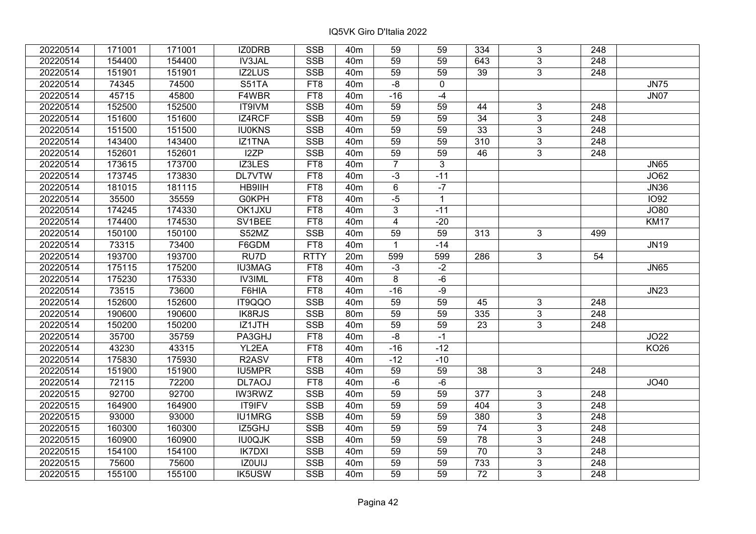| | | | | | | | | | | | |
|---|---|---|---|---|---|---|---|---|---|---|---|
| 20220514 | 171001 | 171001 | IZ0DRB | SSB | 40m | 59 | 59 | 334 | 3 | 248 | |
| 20220514 | 154400 | 154400 | IV3JAL | SSB | 40m | 59 | 59 | 643 | 3 | 248 | |
| 20220514 | 151901 | 151901 | IZ2LUS | SSB | 40m | 59 | 59 | 39 | 3 | 248 | |
| 20220514 | 74345 | 74500 | S51TA | FT8 | 40m | -8 | 0 | | | | JN75 |
| 20220514 | 45715 | 45800 | F4WBR | FT8 | 40m | -16 | -4 | | | | JN07 |
| 20220514 | 152500 | 152500 | IT9IVM | SSB | 40m | 59 | 59 | 44 | 3 | 248 | |
| 20220514 | 151600 | 151600 | IZ4RCF | SSB | 40m | 59 | 59 | 34 | 3 | 248 | |
| 20220514 | 151500 | 151500 | IU0KNS | SSB | 40m | 59 | 59 | 33 | 3 | 248 | |
| 20220514 | 143400 | 143400 | IZ1TNA | SSB | 40m | 59 | 59 | 310 | 3 | 248 | |
| 20220514 | 152601 | 152601 | I2ZP | SSB | 40m | 59 | 59 | 46 | 3 | 248 | |
| 20220514 | 173615 | 173700 | IZ3LES | FT8 | 40m | 7 | 3 | | | | JN65 |
| 20220514 | 173745 | 173830 | DL7VTW | FT8 | 40m | -3 | -11 | | | | JO62 |
| 20220514 | 181015 | 181115 | HB9IIH | FT8 | 40m | 6 | -7 | | | | JN36 |
| 20220514 | 35500 | 35559 | G0KPH | FT8 | 40m | -5 | 1 | | | | IO92 |
| 20220514 | 174245 | 174330 | OK1JXU | FT8 | 40m | 3 | -11 | | | | JO80 |
| 20220514 | 174400 | 174530 | SV1BEE | FT8 | 40m | 4 | -20 | | | | KM17 |
| 20220514 | 150100 | 150100 | S52MZ | SSB | 40m | 59 | 59 | 313 | 3 | 499 | |
| 20220514 | 73315 | 73400 | F6GDM | FT8 | 40m | 1 | -14 | | | | JN19 |
| 20220514 | 193700 | 193700 | RU7D | RTTY | 20m | 599 | 599 | 286 | 3 | 54 | |
| 20220514 | 175115 | 175200 | IU3MAG | FT8 | 40m | -3 | -2 | | | | JN65 |
| 20220514 | 175230 | 175330 | IV3IML | FT8 | 40m | 8 | -6 | | | | |
| 20220514 | 73515 | 73600 | F6HIA | FT8 | 40m | -16 | -9 | | | | JN23 |
| 20220514 | 152600 | 152600 | IT9QQO | SSB | 40m | 59 | 59 | 45 | 3 | 248 | |
| 20220514 | 190600 | 190600 | IK8RJS | SSB | 80m | 59 | 59 | 335 | 3 | 248 | |
| 20220514 | 150200 | 150200 | IZ1JTH | SSB | 40m | 59 | 59 | 23 | 3 | 248 | |
| 20220514 | 35700 | 35759 | PA3GHJ | FT8 | 40m | -8 | -1 | | | | JO22 |
| 20220514 | 43230 | 43315 | YL2EA | FT8 | 40m | -16 | -12 | | | | KO26 |
| 20220514 | 175830 | 175930 | R2ASV | FT8 | 40m | -12 | -10 | | | | |
| 20220514 | 151900 | 151900 | IU5MPR | SSB | 40m | 59 | 59 | 38 | 3 | 248 | |
| 20220514 | 72115 | 72200 | DL7AOJ | FT8 | 40m | -6 | -6 | | | | JO40 |
| 20220515 | 92700 | 92700 | IW3RWZ | SSB | 40m | 59 | 59 | 377 | 3 | 248 | |
| 20220515 | 164900 | 164900 | IT9IFV | SSB | 40m | 59 | 59 | 404 | 3 | 248 | |
| 20220515 | 93000 | 93000 | IU1MRG | SSB | 40m | 59 | 59 | 380 | 3 | 248 | |
| 20220515 | 160300 | 160300 | IZ5GHJ | SSB | 40m | 59 | 59 | 74 | 3 | 248 | |
| 20220515 | 160900 | 160900 | IU0QJK | SSB | 40m | 59 | 59 | 78 | 3 | 248 | |
| 20220515 | 154100 | 154100 | IK7DXI | SSB | 40m | 59 | 59 | 70 | 3 | 248 | |
| 20220515 | 75600 | 75600 | IZ0UIJ | SSB | 40m | 59 | 59 | 733 | 3 | 248 | |
| 20220515 | 155100 | 155100 | IK5USW | SSB | 40m | 59 | 59 | 72 | 3 | 248 | |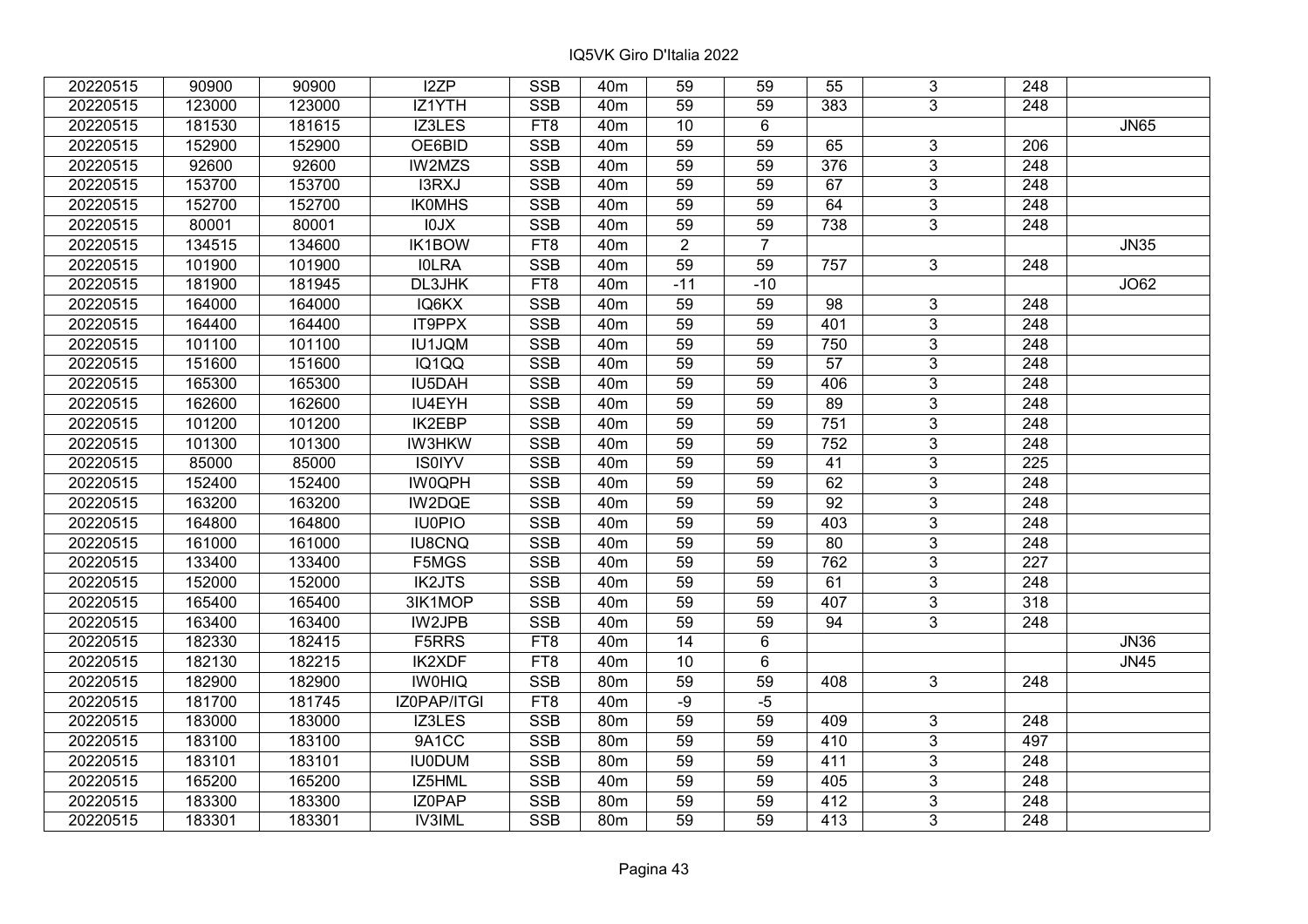# IQ5VK Giro D'Italia 2022

| | | | | | | | | | | | |
|---|---|---|---|---|---|---|---|---|---|---|---|
| 20220515 | 90900 | 90900 | I2ZP | SSB | 40m | 59 | 59 | 55 | 3 | 248 | |
| 20220515 | 123000 | 123000 | IZ1YTH | SSB | 40m | 59 | 59 | 383 | 3 | 248 | |
| 20220515 | 181530 | 181615 | IZ3LES | FT8 | 40m | 10 | 6 | | | | JN65 |
| 20220515 | 152900 | 152900 | OE6BID | SSB | 40m | 59 | 59 | 65 | 3 | 206 | |
| 20220515 | 92600 | 92600 | IW2MZS | SSB | 40m | 59 | 59 | 376 | 3 | 248 | |
| 20220515 | 153700 | 153700 | I3RXJ | SSB | 40m | 59 | 59 | 67 | 3 | 248 | |
| 20220515 | 152700 | 152700 | IK0MHS | SSB | 40m | 59 | 59 | 64 | 3 | 248 | |
| 20220515 | 80001 | 80001 | I0JX | SSB | 40m | 59 | 59 | 738 | 3 | 248 | |
| 20220515 | 134515 | 134600 | IK1BOW | FT8 | 40m | 2 | 7 | | | | JN35 |
| 20220515 | 101900 | 101900 | I0LRA | SSB | 40m | 59 | 59 | 757 | 3 | 248 | |
| 20220515 | 181900 | 181945 | DL3JHK | FT8 | 40m | -11 | -10 | | | | JO62 |
| 20220515 | 164000 | 164000 | IQ6KX | SSB | 40m | 59 | 59 | 98 | 3 | 248 | |
| 20220515 | 164400 | 164400 | IT9PPX | SSB | 40m | 59 | 59 | 401 | 3 | 248 | |
| 20220515 | 101100 | 101100 | IU1JQM | SSB | 40m | 59 | 59 | 750 | 3 | 248 | |
| 20220515 | 151600 | 151600 | IQ1QQ | SSB | 40m | 59 | 59 | 57 | 3 | 248 | |
| 20220515 | 165300 | 165300 | IU5DAH | SSB | 40m | 59 | 59 | 406 | 3 | 248 | |
| 20220515 | 162600 | 162600 | IU4EYH | SSB | 40m | 59 | 59 | 89 | 3 | 248 | |
| 20220515 | 101200 | 101200 | IK2EBP | SSB | 40m | 59 | 59 | 751 | 3 | 248 | |
| 20220515 | 101300 | 101300 | IW3HKW | SSB | 40m | 59 | 59 | 752 | 3 | 248 | |
| 20220515 | 85000 | 85000 | IS0IYV | SSB | 40m | 59 | 59 | 41 | 3 | 225 | |
| 20220515 | 152400 | 152400 | IW0QPH | SSB | 40m | 59 | 59 | 62 | 3 | 248 | |
| 20220515 | 163200 | 163200 | IW2DQE | SSB | 40m | 59 | 59 | 92 | 3 | 248 | |
| 20220515 | 164800 | 164800 | IU0PIO | SSB | 40m | 59 | 59 | 403 | 3 | 248 | |
| 20220515 | 161000 | 161000 | IU8CNQ | SSB | 40m | 59 | 59 | 80 | 3 | 248 | |
| 20220515 | 133400 | 133400 | F5MGS | SSB | 40m | 59 | 59 | 762 | 3 | 227 | |
| 20220515 | 152000 | 152000 | IK2JTS | SSB | 40m | 59 | 59 | 61 | 3 | 248 | |
| 20220515 | 165400 | 165400 | 3IK1MOP | SSB | 40m | 59 | 59 | 407 | 3 | 318 | |
| 20220515 | 163400 | 163400 | IW2JPB | SSB | 40m | 59 | 59 | 94 | 3 | 248 | |
| 20220515 | 182330 | 182415 | F5RRS | FT8 | 40m | 14 | 6 | | | | JN36 |
| 20220515 | 182130 | 182215 | IK2XDF | FT8 | 40m | 10 | 6 | | | | JN45 |
| 20220515 | 182900 | 182900 | IW0HIQ | SSB | 80m | 59 | 59 | 408 | 3 | 248 | |
| 20220515 | 181700 | 181745 | IZ0PAP/ITGI | FT8 | 40m | -9 | -5 | | | | |
| 20220515 | 183000 | 183000 | IZ3LES | SSB | 80m | 59 | 59 | 409 | 3 | 248 | |
| 20220515 | 183100 | 183100 | 9A1CC | SSB | 80m | 59 | 59 | 410 | 3 | 497 | |
| 20220515 | 183101 | 183101 | IU0DUM | SSB | 80m | 59 | 59 | 411 | 3 | 248 | |
| 20220515 | 165200 | 165200 | IZ5HML | SSB | 40m | 59 | 59 | 405 | 3 | 248 | |
| 20220515 | 183300 | 183300 | IZ0PAP | SSB | 80m | 59 | 59 | 412 | 3 | 248 | |
| 20220515 | 183301 | 183301 | IV3IML | SSB | 80m | 59 | 59 | 413 | 3 | 248 | |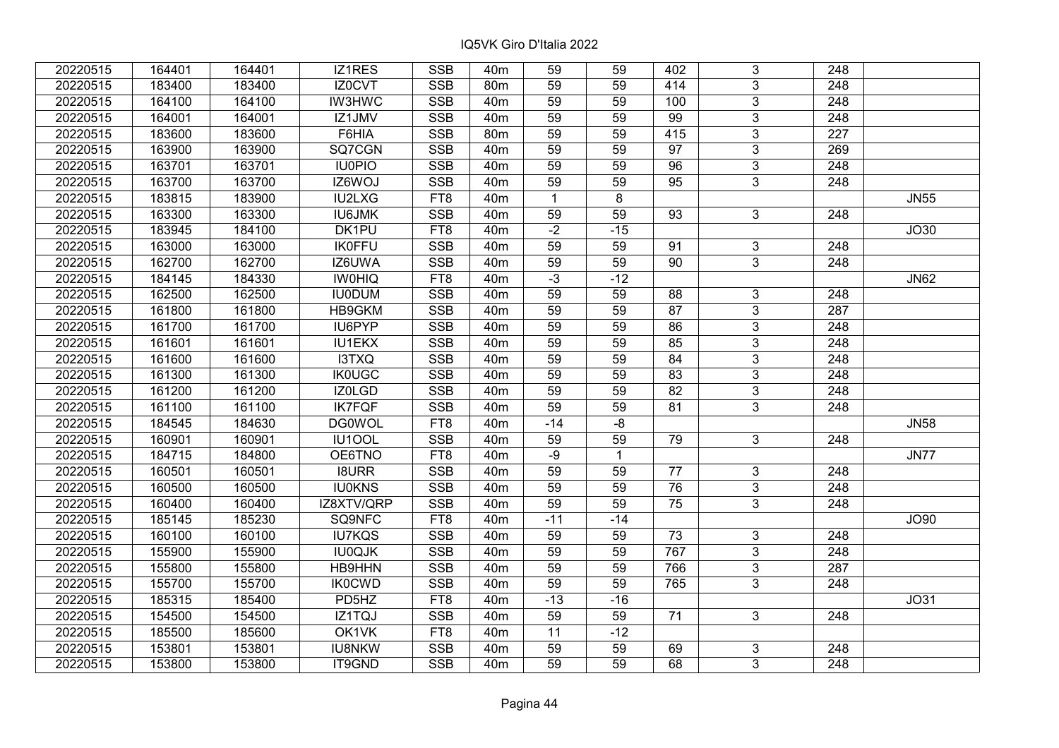IQ5VK Giro D'Italia 2022

| | | | | | | | | | | | |
|---|---|---|---|---|---|---|---|---|---|---|---|
| 20220515 | 164401 | 164401 | IZ1RES | SSB | 40m | 59 | 59 | 402 | 3 | 248 | |
| 20220515 | 183400 | 183400 | IZ0CVT | SSB | 80m | 59 | 59 | 414 | 3 | 248 | |
| 20220515 | 164100 | 164100 | IW3HWC | SSB | 40m | 59 | 59 | 100 | 3 | 248 | |
| 20220515 | 164001 | 164001 | IZ1JMV | SSB | 40m | 59 | 59 | 99 | 3 | 248 | |
| 20220515 | 183600 | 183600 | F6HIA | SSB | 80m | 59 | 59 | 415 | 3 | 227 | |
| 20220515 | 163900 | 163900 | SQ7CGN | SSB | 40m | 59 | 59 | 97 | 3 | 269 | |
| 20220515 | 163701 | 163701 | IU0PIO | SSB | 40m | 59 | 59 | 96 | 3 | 248 | |
| 20220515 | 163700 | 163700 | IZ6WOJ | SSB | 40m | 59 | 59 | 95 | 3 | 248 | |
| 20220515 | 183815 | 183900 | IU2LXG | FT8 | 40m | 1 | 8 | | | | JN55 |
| 20220515 | 163300 | 163300 | IU6JMK | SSB | 40m | 59 | 59 | 93 | 3 | 248 | |
| 20220515 | 183945 | 184100 | DK1PU | FT8 | 40m | -2 | -15 | | | | JO30 |
| 20220515 | 163000 | 163000 | IK0FFU | SSB | 40m | 59 | 59 | 91 | 3 | 248 | |
| 20220515 | 162700 | 162700 | IZ6UWA | SSB | 40m | 59 | 59 | 90 | 3 | 248 | |
| 20220515 | 184145 | 184330 | IW0HIQ | FT8 | 40m | -3 | -12 | | | | JN62 |
| 20220515 | 162500 | 162500 | IU0DUM | SSB | 40m | 59 | 59 | 88 | 3 | 248 | |
| 20220515 | 161800 | 161800 | HB9GKM | SSB | 40m | 59 | 59 | 87 | 3 | 287 | |
| 20220515 | 161700 | 161700 | IU6PYP | SSB | 40m | 59 | 59 | 86 | 3 | 248 | |
| 20220515 | 161601 | 161601 | IU1EKX | SSB | 40m | 59 | 59 | 85 | 3 | 248 | |
| 20220515 | 161600 | 161600 | I3TXQ | SSB | 40m | 59 | 59 | 84 | 3 | 248 | |
| 20220515 | 161300 | 161300 | IK0UGC | SSB | 40m | 59 | 59 | 83 | 3 | 248 | |
| 20220515 | 161200 | 161200 | IZ0LGD | SSB | 40m | 59 | 59 | 82 | 3 | 248 | |
| 20220515 | 161100 | 161100 | IK7FQF | SSB | 40m | 59 | 59 | 81 | 3 | 248 | |
| 20220515 | 184545 | 184630 | DG0WOL | FT8 | 40m | -14 | -8 | | | | JN58 |
| 20220515 | 160901 | 160901 | IU1OOL | SSB | 40m | 59 | 59 | 79 | 3 | 248 | |
| 20220515 | 184715 | 184800 | OE6TNO | FT8 | 40m | -9 | 1 | | | | JN77 |
| 20220515 | 160501 | 160501 | I8URR | SSB | 40m | 59 | 59 | 77 | 3 | 248 | |
| 20220515 | 160500 | 160500 | IU0KNS | SSB | 40m | 59 | 59 | 76 | 3 | 248 | |
| 20220515 | 160400 | 160400 | IZ8XTV/QRP | SSB | 40m | 59 | 59 | 75 | 3 | 248 | |
| 20220515 | 185145 | 185230 | SQ9NFC | FT8 | 40m | -11 | -14 | | | | JO90 |
| 20220515 | 160100 | 160100 | IU7KQS | SSB | 40m | 59 | 59 | 73 | 3 | 248 | |
| 20220515 | 155900 | 155900 | IU0QJK | SSB | 40m | 59 | 59 | 767 | 3 | 248 | |
| 20220515 | 155800 | 155800 | HB9HHN | SSB | 40m | 59 | 59 | 766 | 3 | 287 | |
| 20220515 | 155700 | 155700 | IK0CWD | SSB | 40m | 59 | 59 | 765 | 3 | 248 | |
| 20220515 | 185315 | 185400 | PD5HZ | FT8 | 40m | -13 | -16 | | | | JO31 |
| 20220515 | 154500 | 154500 | IZ1TQJ | SSB | 40m | 59 | 59 | 71 | 3 | 248 | |
| 20220515 | 185500 | 185600 | OK1VK | FT8 | 40m | 11 | -12 | | | | |
| 20220515 | 153801 | 153801 | IU8NKW | SSB | 40m | 59 | 59 | 69 | 3 | 248 | |
| 20220515 | 153800 | 153800 | IT9GND | SSB | 40m | 59 | 59 | 68 | 3 | 248 | |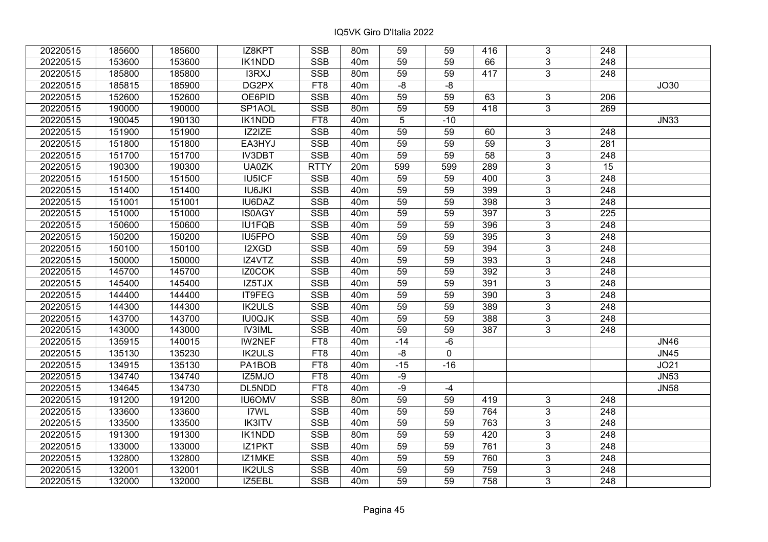IQ5VK Giro D'Italia 2022

| | | | | | | | | | | | |
|---|---|---|---|---|---|---|---|---|---|---|---|
| 20220515 | 185600 | 185600 | IZ8KPT | SSB | 80m | 59 | 59 | 416 | 3 | 248 | |
| 20220515 | 153600 | 153600 | IK1NDD | SSB | 40m | 59 | 59 | 66 | 3 | 248 | |
| 20220515 | 185800 | 185800 | I3RXJ | SSB | 80m | 59 | 59 | 417 | 3 | 248 | |
| 20220515 | 185815 | 185900 | DG2PX | FT8 | 40m | -8 | -8 | | | | JO30 |
| 20220515 | 152600 | 152600 | OE6PID | SSB | 40m | 59 | 59 | 63 | 3 | 206 | |
| 20220515 | 190000 | 190000 | SP1AOL | SSB | 80m | 59 | 59 | 418 | 3 | 269 | |
| 20220515 | 190045 | 190130 | IK1NDD | FT8 | 40m | 5 | -10 | | | | JN33 |
| 20220515 | 151900 | 151900 | IZ2IZE | SSB | 40m | 59 | 59 | 60 | 3 | 248 | |
| 20220515 | 151800 | 151800 | EA3HYJ | SSB | 40m | 59 | 59 | 59 | 3 | 281 | |
| 20220515 | 151700 | 151700 | IV3DBT | SSB | 40m | 59 | 59 | 58 | 3 | 248 | |
| 20220515 | 190300 | 190300 | UA0ZK | RTTY | 20m | 599 | 599 | 289 | 3 | 15 | |
| 20220515 | 151500 | 151500 | IU5ICF | SSB | 40m | 59 | 59 | 400 | 3 | 248 | |
| 20220515 | 151400 | 151400 | IU6JKI | SSB | 40m | 59 | 59 | 399 | 3 | 248 | |
| 20220515 | 151001 | 151001 | IU6DAZ | SSB | 40m | 59 | 59 | 398 | 3 | 248 | |
| 20220515 | 151000 | 151000 | IS0AGY | SSB | 40m | 59 | 59 | 397 | 3 | 225 | |
| 20220515 | 150600 | 150600 | IU1FQB | SSB | 40m | 59 | 59 | 396 | 3 | 248 | |
| 20220515 | 150200 | 150200 | IU5FPO | SSB | 40m | 59 | 59 | 395 | 3 | 248 | |
| 20220515 | 150100 | 150100 | I2XGD | SSB | 40m | 59 | 59 | 394 | 3 | 248 | |
| 20220515 | 150000 | 150000 | IZ4VTZ | SSB | 40m | 59 | 59 | 393 | 3 | 248 | |
| 20220515 | 145700 | 145700 | IZ0COK | SSB | 40m | 59 | 59 | 392 | 3 | 248 | |
| 20220515 | 145400 | 145400 | IZ5TJX | SSB | 40m | 59 | 59 | 391 | 3 | 248 | |
| 20220515 | 144400 | 144400 | IT9FEG | SSB | 40m | 59 | 59 | 390 | 3 | 248 | |
| 20220515 | 144300 | 144300 | IK2ULS | SSB | 40m | 59 | 59 | 389 | 3 | 248 | |
| 20220515 | 143700 | 143700 | IU0QJK | SSB | 40m | 59 | 59 | 388 | 3 | 248 | |
| 20220515 | 143000 | 143000 | IV3IML | SSB | 40m | 59 | 59 | 387 | 3 | 248 | |
| 20220515 | 135915 | 140015 | IW2NEF | FT8 | 40m | -14 | -6 | | | | JN46 |
| 20220515 | 135130 | 135230 | IK2ULS | FT8 | 40m | -8 | 0 | | | | JN45 |
| 20220515 | 134915 | 135130 | PA1BOB | FT8 | 40m | -15 | -16 | | | | JO21 |
| 20220515 | 134740 | 134740 | IZ5MJO | FT8 | 40m | -9 | | | | | JN53 |
| 20220515 | 134645 | 134730 | DL5NDD | FT8 | 40m | -9 | -4 | | | | JN58 |
| 20220515 | 191200 | 191200 | IU6OMV | SSB | 80m | 59 | 59 | 419 | 3 | 248 | |
| 20220515 | 133600 | 133600 | I7WL | SSB | 40m | 59 | 59 | 764 | 3 | 248 | |
| 20220515 | 133500 | 133500 | IK3ITV | SSB | 40m | 59 | 59 | 763 | 3 | 248 | |
| 20220515 | 191300 | 191300 | IK1NDD | SSB | 80m | 59 | 59 | 420 | 3 | 248 | |
| 20220515 | 133000 | 133000 | IZ1PKT | SSB | 40m | 59 | 59 | 761 | 3 | 248 | |
| 20220515 | 132800 | 132800 | IZ1MKE | SSB | 40m | 59 | 59 | 760 | 3 | 248 | |
| 20220515 | 132001 | 132001 | IK2ULS | SSB | 40m | 59 | 59 | 759 | 3 | 248 | |
| 20220515 | 132000 | 132000 | IZ5EBL | SSB | 40m | 59 | 59 | 758 | 3 | 248 | |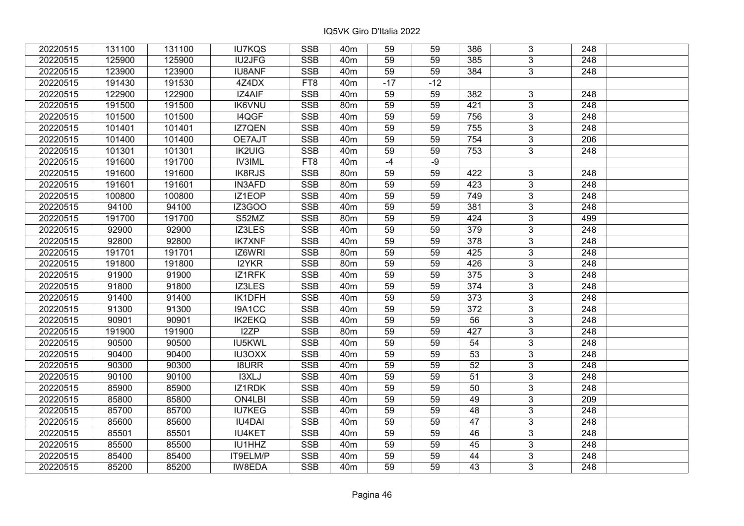IQ5VK Giro D'Italia 2022

| | | | | | | | | | | | |
|---|---|---|---|---|---|---|---|---|---|---|---|
| 20220515 | 131100 | 131100 | IU7KQS | SSB | 40m | 59 | 59 | 386 | 3 | 248 | |
| 20220515 | 125900 | 125900 | IU2JFG | SSB | 40m | 59 | 59 | 385 | 3 | 248 | |
| 20220515 | 123900 | 123900 | IU8ANF | SSB | 40m | 59 | 59 | 384 | 3 | 248 | |
| 20220515 | 191430 | 191530 | 4Z4DX | FT8 | 40m | -17 | -12 | | | | |
| 20220515 | 122900 | 122900 | IZ4AIF | SSB | 40m | 59 | 59 | 382 | 3 | 248 | |
| 20220515 | 191500 | 191500 | IK6VNU | SSB | 80m | 59 | 59 | 421 | 3 | 248 | |
| 20220515 | 101500 | 101500 | I4QGF | SSB | 40m | 59 | 59 | 756 | 3 | 248 | |
| 20220515 | 101401 | 101401 | IZ7QEN | SSB | 40m | 59 | 59 | 755 | 3 | 248 | |
| 20220515 | 101400 | 101400 | OE7AJT | SSB | 40m | 59 | 59 | 754 | 3 | 206 | |
| 20220515 | 101301 | 101301 | IK2UIG | SSB | 40m | 59 | 59 | 753 | 3 | 248 | |
| 20220515 | 191600 | 191700 | IV3IML | FT8 | 40m | -4 | -9 | | | | |
| 20220515 | 191600 | 191600 | IK8RJS | SSB | 80m | 59 | 59 | 422 | 3 | 248 | |
| 20220515 | 191601 | 191601 | IN3AFD | SSB | 80m | 59 | 59 | 423 | 3 | 248 | |
| 20220515 | 100800 | 100800 | IZ1EOP | SSB | 40m | 59 | 59 | 749 | 3 | 248 | |
| 20220515 | 94100 | 94100 | IZ3GOO | SSB | 40m | 59 | 59 | 381 | 3 | 248 | |
| 20220515 | 191700 | 191700 | S52MZ | SSB | 80m | 59 | 59 | 424 | 3 | 499 | |
| 20220515 | 92900 | 92900 | IZ3LES | SSB | 40m | 59 | 59 | 379 | 3 | 248 | |
| 20220515 | 92800 | 92800 | IK7XNF | SSB | 40m | 59 | 59 | 378 | 3 | 248 | |
| 20220515 | 191701 | 191701 | IZ6WRI | SSB | 80m | 59 | 59 | 425 | 3 | 248 | |
| 20220515 | 191800 | 191800 | I2YKR | SSB | 80m | 59 | 59 | 426 | 3 | 248 | |
| 20220515 | 91900 | 91900 | IZ1RFK | SSB | 40m | 59 | 59 | 375 | 3 | 248 | |
| 20220515 | 91800 | 91800 | IZ3LES | SSB | 40m | 59 | 59 | 374 | 3 | 248 | |
| 20220515 | 91400 | 91400 | IK1DFH | SSB | 40m | 59 | 59 | 373 | 3 | 248 | |
| 20220515 | 91300 | 91300 | I9A1CC | SSB | 40m | 59 | 59 | 372 | 3 | 248 | |
| 20220515 | 90901 | 90901 | IK2EKQ | SSB | 40m | 59 | 59 | 56 | 3 | 248 | |
| 20220515 | 191900 | 191900 | I2ZP | SSB | 80m | 59 | 59 | 427 | 3 | 248 | |
| 20220515 | 90500 | 90500 | IU5KWL | SSB | 40m | 59 | 59 | 54 | 3 | 248 | |
| 20220515 | 90400 | 90400 | IU3OXX | SSB | 40m | 59 | 59 | 53 | 3 | 248 | |
| 20220515 | 90300 | 90300 | I8URR | SSB | 40m | 59 | 59 | 52 | 3 | 248 | |
| 20220515 | 90100 | 90100 | I3XLJ | SSB | 40m | 59 | 59 | 51 | 3 | 248 | |
| 20220515 | 85900 | 85900 | IZ1RDK | SSB | 40m | 59 | 59 | 50 | 3 | 248 | |
| 20220515 | 85800 | 85800 | ON4LBI | SSB | 40m | 59 | 59 | 49 | 3 | 209 | |
| 20220515 | 85700 | 85700 | IU7KEG | SSB | 40m | 59 | 59 | 48 | 3 | 248 | |
| 20220515 | 85600 | 85600 | IU4DAI | SSB | 40m | 59 | 59 | 47 | 3 | 248 | |
| 20220515 | 85501 | 85501 | IU4KET | SSB | 40m | 59 | 59 | 46 | 3 | 248 | |
| 20220515 | 85500 | 85500 | IU1HHZ | SSB | 40m | 59 | 59 | 45 | 3 | 248 | |
| 20220515 | 85400 | 85400 | IT9ELM/P | SSB | 40m | 59 | 59 | 44 | 3 | 248 | |
| 20220515 | 85200 | 85200 | IW8EDA | SSB | 40m | 59 | 59 | 43 | 3 | 248 | |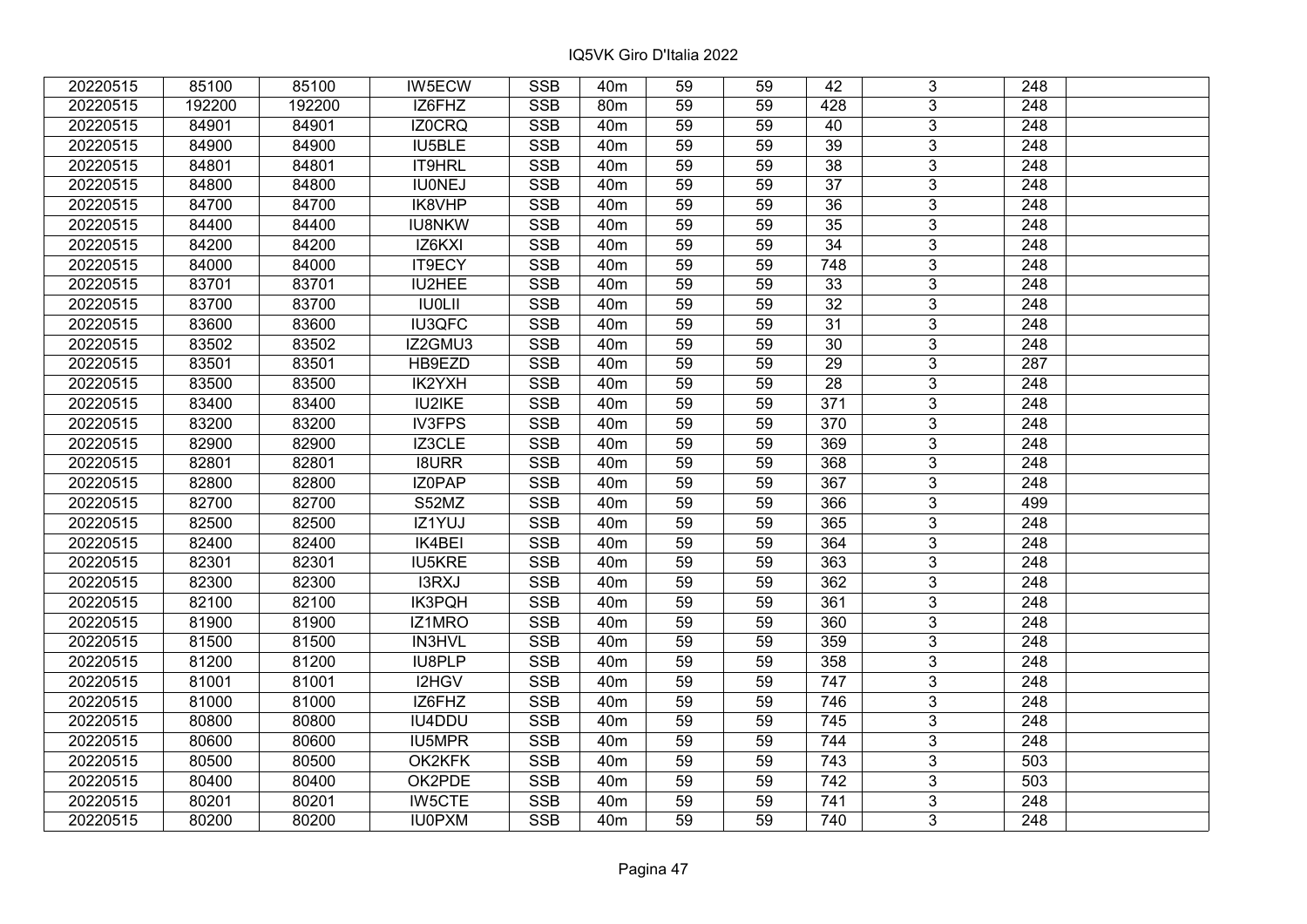# IQ5VK Giro D'Italia 2022

| | | | | | | | | | | | |
|---|---|---|---|---|---|---|---|---|---|---|---|
| 20220515 | 85100 | 85100 | IW5ECW | SSB | 40m | 59 | 59 | 42 | 3 | 248 | |
| 20220515 | 192200 | 192200 | IZ6FHZ | SSB | 80m | 59 | 59 | 428 | 3 | 248 | |
| 20220515 | 84901 | 84901 | IZ0CRQ | SSB | 40m | 59 | 59 | 40 | 3 | 248 | |
| 20220515 | 84900 | 84900 | IU5BLE | SSB | 40m | 59 | 59 | 39 | 3 | 248 | |
| 20220515 | 84801 | 84801 | IT9HRL | SSB | 40m | 59 | 59 | 38 | 3 | 248 | |
| 20220515 | 84800 | 84800 | IU0NEJ | SSB | 40m | 59 | 59 | 37 | 3 | 248 | |
| 20220515 | 84700 | 84700 | IK8VHP | SSB | 40m | 59 | 59 | 36 | 3 | 248 | |
| 20220515 | 84400 | 84400 | IU8NKW | SSB | 40m | 59 | 59 | 35 | 3 | 248 | |
| 20220515 | 84200 | 84200 | IZ6KXI | SSB | 40m | 59 | 59 | 34 | 3 | 248 | |
| 20220515 | 84000 | 84000 | IT9ECY | SSB | 40m | 59 | 59 | 748 | 3 | 248 | |
| 20220515 | 83701 | 83701 | IU2HEE | SSB | 40m | 59 | 59 | 33 | 3 | 248 | |
| 20220515 | 83700 | 83700 | IU0LII | SSB | 40m | 59 | 59 | 32 | 3 | 248 | |
| 20220515 | 83600 | 83600 | IU3QFC | SSB | 40m | 59 | 59 | 31 | 3 | 248 | |
| 20220515 | 83502 | 83502 | IZ2GMU3 | SSB | 40m | 59 | 59 | 30 | 3 | 248 | |
| 20220515 | 83501 | 83501 | HB9EZD | SSB | 40m | 59 | 59 | 29 | 3 | 287 | |
| 20220515 | 83500 | 83500 | IK2YXH | SSB | 40m | 59 | 59 | 28 | 3 | 248 | |
| 20220515 | 83400 | 83400 | IU2IKE | SSB | 40m | 59 | 59 | 371 | 3 | 248 | |
| 20220515 | 83200 | 83200 | IV3FPS | SSB | 40m | 59 | 59 | 370 | 3 | 248 | |
| 20220515 | 82900 | 82900 | IZ3CLE | SSB | 40m | 59 | 59 | 369 | 3 | 248 | |
| 20220515 | 82801 | 82801 | I8URR | SSB | 40m | 59 | 59 | 368 | 3 | 248 | |
| 20220515 | 82800 | 82800 | IZ0PAP | SSB | 40m | 59 | 59 | 367 | 3 | 248 | |
| 20220515 | 82700 | 82700 | S52MZ | SSB | 40m | 59 | 59 | 366 | 3 | 499 | |
| 20220515 | 82500 | 82500 | IZ1YUJ | SSB | 40m | 59 | 59 | 365 | 3 | 248 | |
| 20220515 | 82400 | 82400 | IK4BEI | SSB | 40m | 59 | 59 | 364 | 3 | 248 | |
| 20220515 | 82301 | 82301 | IU5KRE | SSB | 40m | 59 | 59 | 363 | 3 | 248 | |
| 20220515 | 82300 | 82300 | I3RXJ | SSB | 40m | 59 | 59 | 362 | 3 | 248 | |
| 20220515 | 82100 | 82100 | IK3PQH | SSB | 40m | 59 | 59 | 361 | 3 | 248 | |
| 20220515 | 81900 | 81900 | IZ1MRO | SSB | 40m | 59 | 59 | 360 | 3 | 248 | |
| 20220515 | 81500 | 81500 | IN3HVL | SSB | 40m | 59 | 59 | 359 | 3 | 248 | |
| 20220515 | 81200 | 81200 | IU8PLP | SSB | 40m | 59 | 59 | 358 | 3 | 248 | |
| 20220515 | 81001 | 81001 | I2HGV | SSB | 40m | 59 | 59 | 747 | 3 | 248 | |
| 20220515 | 81000 | 81000 | IZ6FHZ | SSB | 40m | 59 | 59 | 746 | 3 | 248 | |
| 20220515 | 80800 | 80800 | IU4DDU | SSB | 40m | 59 | 59 | 745 | 3 | 248 | |
| 20220515 | 80600 | 80600 | IU5MPR | SSB | 40m | 59 | 59 | 744 | 3 | 248 | |
| 20220515 | 80500 | 80500 | OK2KFK | SSB | 40m | 59 | 59 | 743 | 3 | 503 | |
| 20220515 | 80400 | 80400 | OK2PDE | SSB | 40m | 59 | 59 | 742 | 3 | 503 | |
| 20220515 | 80201 | 80201 | IW5CTE | SSB | 40m | 59 | 59 | 741 | 3 | 248 | |
| 20220515 | 80200 | 80200 | IU0PXM | SSB | 40m | 59 | 59 | 740 | 3 | 248 | |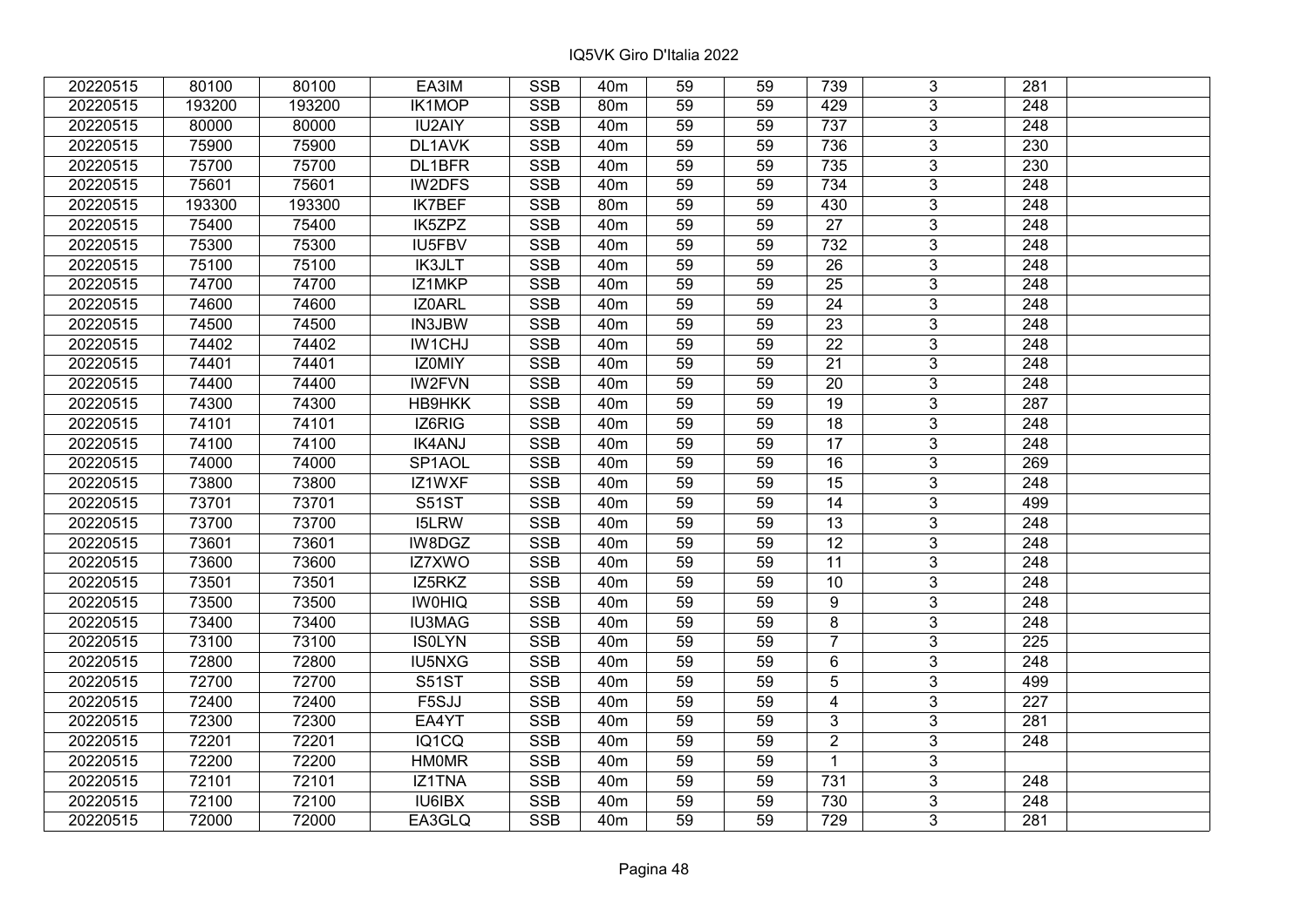IQ5VK Giro D'Italia 2022

| | | | | | | | | | | | |
|---|---|---|---|---|---|---|---|---|---|---|---|
| 20220515 | 80100 | 80100 | EA3IM | SSB | 40m | 59 | 59 | 739 | 3 | 281 | |
| 20220515 | 193200 | 193200 | IK1MOP | SSB | 80m | 59 | 59 | 429 | 3 | 248 | |
| 20220515 | 80000 | 80000 | IU2AIY | SSB | 40m | 59 | 59 | 737 | 3 | 248 | |
| 20220515 | 75900 | 75900 | DL1AVK | SSB | 40m | 59 | 59 | 736 | 3 | 230 | |
| 20220515 | 75700 | 75700 | DL1BFR | SSB | 40m | 59 | 59 | 735 | 3 | 230 | |
| 20220515 | 75601 | 75601 | IW2DFS | SSB | 40m | 59 | 59 | 734 | 3 | 248 | |
| 20220515 | 193300 | 193300 | IK7BEF | SSB | 80m | 59 | 59 | 430 | 3 | 248 | |
| 20220515 | 75400 | 75400 | IK5ZPZ | SSB | 40m | 59 | 59 | 27 | 3 | 248 | |
| 20220515 | 75300 | 75300 | IU5FBV | SSB | 40m | 59 | 59 | 732 | 3 | 248 | |
| 20220515 | 75100 | 75100 | IK3JLT | SSB | 40m | 59 | 59 | 26 | 3 | 248 | |
| 20220515 | 74700 | 74700 | IZ1MKP | SSB | 40m | 59 | 59 | 25 | 3 | 248 | |
| 20220515 | 74600 | 74600 | IZ0ARL | SSB | 40m | 59 | 59 | 24 | 3 | 248 | |
| 20220515 | 74500 | 74500 | IN3JBW | SSB | 40m | 59 | 59 | 23 | 3 | 248 | |
| 20220515 | 74402 | 74402 | IW1CHJ | SSB | 40m | 59 | 59 | 22 | 3 | 248 | |
| 20220515 | 74401 | 74401 | IZ0MIY | SSB | 40m | 59 | 59 | 21 | 3 | 248 | |
| 20220515 | 74400 | 74400 | IW2FVN | SSB | 40m | 59 | 59 | 20 | 3 | 248 | |
| 20220515 | 74300 | 74300 | HB9HKK | SSB | 40m | 59 | 59 | 19 | 3 | 287 | |
| 20220515 | 74101 | 74101 | IZ6RIG | SSB | 40m | 59 | 59 | 18 | 3 | 248 | |
| 20220515 | 74100 | 74100 | IK4ANJ | SSB | 40m | 59 | 59 | 17 | 3 | 248 | |
| 20220515 | 74000 | 74000 | SP1AOL | SSB | 40m | 59 | 59 | 16 | 3 | 269 | |
| 20220515 | 73800 | 73800 | IZ1WXF | SSB | 40m | 59 | 59 | 15 | 3 | 248 | |
| 20220515 | 73701 | 73701 | S51ST | SSB | 40m | 59 | 59 | 14 | 3 | 499 | |
| 20220515 | 73700 | 73700 | I5LRW | SSB | 40m | 59 | 59 | 13 | 3 | 248 | |
| 20220515 | 73601 | 73601 | IW8DGZ | SSB | 40m | 59 | 59 | 12 | 3 | 248 | |
| 20220515 | 73600 | 73600 | IZ7XWO | SSB | 40m | 59 | 59 | 11 | 3 | 248 | |
| 20220515 | 73501 | 73501 | IZ5RKZ | SSB | 40m | 59 | 59 | 10 | 3 | 248 | |
| 20220515 | 73500 | 73500 | IW0HIQ | SSB | 40m | 59 | 59 | 9 | 3 | 248 | |
| 20220515 | 73400 | 73400 | IU3MAG | SSB | 40m | 59 | 59 | 8 | 3 | 248 | |
| 20220515 | 73100 | 73100 | IS0LYN | SSB | 40m | 59 | 59 | 7 | 3 | 225 | |
| 20220515 | 72800 | 72800 | IU5NXG | SSB | 40m | 59 | 59 | 6 | 3 | 248 | |
| 20220515 | 72700 | 72700 | S51ST | SSB | 40m | 59 | 59 | 5 | 3 | 499 | |
| 20220515 | 72400 | 72400 | F5SJJ | SSB | 40m | 59 | 59 | 4 | 3 | 227 | |
| 20220515 | 72300 | 72300 | EA4YT | SSB | 40m | 59 | 59 | 3 | 3 | 281 | |
| 20220515 | 72201 | 72201 | IQ1CQ | SSB | 40m | 59 | 59 | 2 | 3 | 248 | |
| 20220515 | 72200 | 72200 | HM0MR | SSB | 40m | 59 | 59 | 1 | 3 | | |
| 20220515 | 72101 | 72101 | IZ1TNA | SSB | 40m | 59 | 59 | 731 | 3 | 248 | |
| 20220515 | 72100 | 72100 | IU6IBX | SSB | 40m | 59 | 59 | 730 | 3 | 248 | |
| 20220515 | 72000 | 72000 | EA3GLQ | SSB | 40m | 59 | 59 | 729 | 3 | 281 | |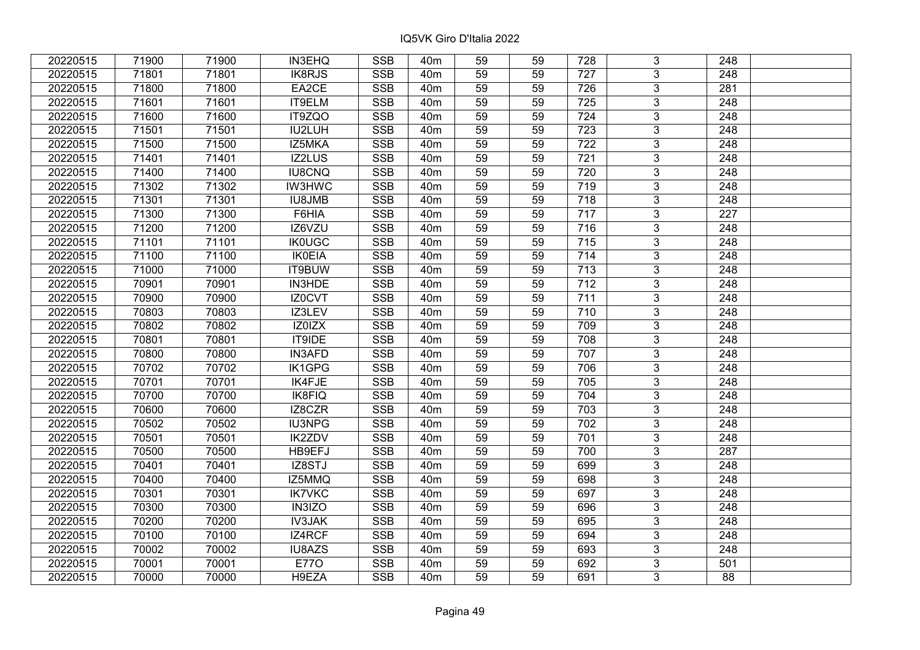# IQ5VK Giro D'Italia 2022

| | | | | | | | | | | | |
|---|---|---|---|---|---|---|---|---|---|---|---|
| 20220515 | 71900 | 71900 | IN3EHQ | SSB | 40m | 59 | 59 | 728 | 3 | 248 | |
| 20220515 | 71801 | 71801 | IK8RJS | SSB | 40m | 59 | 59 | 727 | 3 | 248 | |
| 20220515 | 71800 | 71800 | EA2CE | SSB | 40m | 59 | 59 | 726 | 3 | 281 | |
| 20220515 | 71601 | 71601 | IT9ELM | SSB | 40m | 59 | 59 | 725 | 3 | 248 | |
| 20220515 | 71600 | 71600 | IT9ZQO | SSB | 40m | 59 | 59 | 724 | 3 | 248 | |
| 20220515 | 71501 | 71501 | IU2LUH | SSB | 40m | 59 | 59 | 723 | 3 | 248 | |
| 20220515 | 71500 | 71500 | IZ5MKA | SSB | 40m | 59 | 59 | 722 | 3 | 248 | |
| 20220515 | 71401 | 71401 | IZ2LUS | SSB | 40m | 59 | 59 | 721 | 3 | 248 | |
| 20220515 | 71400 | 71400 | IU8CNQ | SSB | 40m | 59 | 59 | 720 | 3 | 248 | |
| 20220515 | 71302 | 71302 | IW3HWC | SSB | 40m | 59 | 59 | 719 | 3 | 248 | |
| 20220515 | 71301 | 71301 | IU8JMB | SSB | 40m | 59 | 59 | 718 | 3 | 248 | |
| 20220515 | 71300 | 71300 | F6HIA | SSB | 40m | 59 | 59 | 717 | 3 | 227 | |
| 20220515 | 71200 | 71200 | IZ6VZU | SSB | 40m | 59 | 59 | 716 | 3 | 248 | |
| 20220515 | 71101 | 71101 | IK0UGC | SSB | 40m | 59 | 59 | 715 | 3 | 248 | |
| 20220515 | 71100 | 71100 | IK0EIA | SSB | 40m | 59 | 59 | 714 | 3 | 248 | |
| 20220515 | 71000 | 71000 | IT9BUW | SSB | 40m | 59 | 59 | 713 | 3 | 248 | |
| 20220515 | 70901 | 70901 | IN3HDE | SSB | 40m | 59 | 59 | 712 | 3 | 248 | |
| 20220515 | 70900 | 70900 | IZ0CVT | SSB | 40m | 59 | 59 | 711 | 3 | 248 | |
| 20220515 | 70803 | 70803 | IZ3LEV | SSB | 40m | 59 | 59 | 710 | 3 | 248 | |
| 20220515 | 70802 | 70802 | IZ0IZX | SSB | 40m | 59 | 59 | 709 | 3 | 248 | |
| 20220515 | 70801 | 70801 | IT9IDE | SSB | 40m | 59 | 59 | 708 | 3 | 248 | |
| 20220515 | 70800 | 70800 | IN3AFD | SSB | 40m | 59 | 59 | 707 | 3 | 248 | |
| 20220515 | 70702 | 70702 | IK1GPG | SSB | 40m | 59 | 59 | 706 | 3 | 248 | |
| 20220515 | 70701 | 70701 | IK4FJE | SSB | 40m | 59 | 59 | 705 | 3 | 248 | |
| 20220515 | 70700 | 70700 | IK8FIQ | SSB | 40m | 59 | 59 | 704 | 3 | 248 | |
| 20220515 | 70600 | 70600 | IZ8CZR | SSB | 40m | 59 | 59 | 703 | 3 | 248 | |
| 20220515 | 70502 | 70502 | IU3NPG | SSB | 40m | 59 | 59 | 702 | 3 | 248 | |
| 20220515 | 70501 | 70501 | IK2ZDV | SSB | 40m | 59 | 59 | 701 | 3 | 248 | |
| 20220515 | 70500 | 70500 | HB9EFJ | SSB | 40m | 59 | 59 | 700 | 3 | 287 | |
| 20220515 | 70401 | 70401 | IZ8STJ | SSB | 40m | 59 | 59 | 699 | 3 | 248 | |
| 20220515 | 70400 | 70400 | IZ5MMQ | SSB | 40m | 59 | 59 | 698 | 3 | 248 | |
| 20220515 | 70301 | 70301 | IK7VKC | SSB | 40m | 59 | 59 | 697 | 3 | 248 | |
| 20220515 | 70300 | 70300 | IN3IZO | SSB | 40m | 59 | 59 | 696 | 3 | 248 | |
| 20220515 | 70200 | 70200 | IV3JAK | SSB | 40m | 59 | 59 | 695 | 3 | 248 | |
| 20220515 | 70100 | 70100 | IZ4RCF | SSB | 40m | 59 | 59 | 694 | 3 | 248 | |
| 20220515 | 70002 | 70002 | IU8AZS | SSB | 40m | 59 | 59 | 693 | 3 | 248 | |
| 20220515 | 70001 | 70001 | E77O | SSB | 40m | 59 | 59 | 692 | 3 | 501 | |
| 20220515 | 70000 | 70000 | H9EZA | SSB | 40m | 59 | 59 | 691 | 3 | 88 | |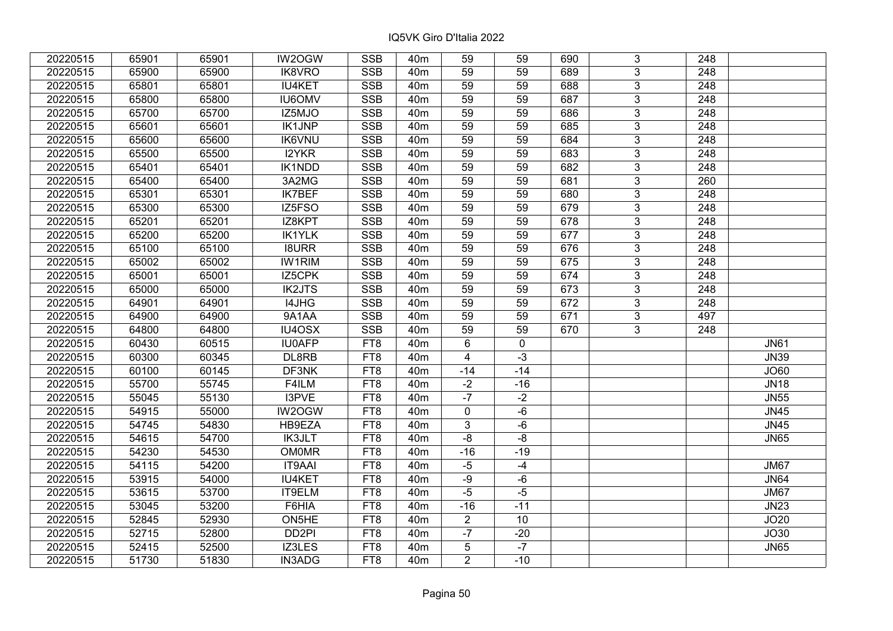IQ5VK Giro D'Italia 2022

| | | | | | | | | | | | |
|---|---|---|---|---|---|---|---|---|---|---|---|
| 20220515 | 65901 | 65901 | IW2OGW | SSB | 40m | 59 | 59 | 690 | 3 | 248 | |
| 20220515 | 65900 | 65900 | IK8VRO | SSB | 40m | 59 | 59 | 689 | 3 | 248 | |
| 20220515 | 65801 | 65801 | IU4KET | SSB | 40m | 59 | 59 | 688 | 3 | 248 | |
| 20220515 | 65800 | 65800 | IU6OMV | SSB | 40m | 59 | 59 | 687 | 3 | 248 | |
| 20220515 | 65700 | 65700 | IZ5MJO | SSB | 40m | 59 | 59 | 686 | 3 | 248 | |
| 20220515 | 65601 | 65601 | IK1JNP | SSB | 40m | 59 | 59 | 685 | 3 | 248 | |
| 20220515 | 65600 | 65600 | IK6VNU | SSB | 40m | 59 | 59 | 684 | 3 | 248 | |
| 20220515 | 65500 | 65500 | I2YKR | SSB | 40m | 59 | 59 | 683 | 3 | 248 | |
| 20220515 | 65401 | 65401 | IK1NDD | SSB | 40m | 59 | 59 | 682 | 3 | 248 | |
| 20220515 | 65400 | 65400 | 3A2MG | SSB | 40m | 59 | 59 | 681 | 3 | 260 | |
| 20220515 | 65301 | 65301 | IK7BEF | SSB | 40m | 59 | 59 | 680 | 3 | 248 | |
| 20220515 | 65300 | 65300 | IZ5FSO | SSB | 40m | 59 | 59 | 679 | 3 | 248 | |
| 20220515 | 65201 | 65201 | IZ8KPT | SSB | 40m | 59 | 59 | 678 | 3 | 248 | |
| 20220515 | 65200 | 65200 | IK1YLK | SSB | 40m | 59 | 59 | 677 | 3 | 248 | |
| 20220515 | 65100 | 65100 | I8URR | SSB | 40m | 59 | 59 | 676 | 3 | 248 | |
| 20220515 | 65002 | 65002 | IW1RIM | SSB | 40m | 59 | 59 | 675 | 3 | 248 | |
| 20220515 | 65001 | 65001 | IZ5CPK | SSB | 40m | 59 | 59 | 674 | 3 | 248 | |
| 20220515 | 65000 | 65000 | IK2JTS | SSB | 40m | 59 | 59 | 673 | 3 | 248 | |
| 20220515 | 64901 | 64901 | I4JHG | SSB | 40m | 59 | 59 | 672 | 3 | 248 | |
| 20220515 | 64900 | 64900 | 9A1AA | SSB | 40m | 59 | 59 | 671 | 3 | 497 | |
| 20220515 | 64800 | 64800 | IU4OSX | SSB | 40m | 59 | 59 | 670 | 3 | 248 | |
| 20220515 | 60430 | 60515 | IU0AFP | FT8 | 40m | 6 | 0 | | | | JN61 |
| 20220515 | 60300 | 60345 | DL8RB | FT8 | 40m | 4 | -3 | | | | JN39 |
| 20220515 | 60100 | 60145 | DF3NK | FT8 | 40m | -14 | -14 | | | | JO60 |
| 20220515 | 55700 | 55745 | F4ILM | FT8 | 40m | -2 | -16 | | | | JN18 |
| 20220515 | 55045 | 55130 | I3PVE | FT8 | 40m | -7 | -2 | | | | JN55 |
| 20220515 | 54915 | 55000 | IW2OGW | FT8 | 40m | 0 | -6 | | | | JN45 |
| 20220515 | 54745 | 54830 | HB9EZA | FT8 | 40m | 3 | -6 | | | | JN45 |
| 20220515 | 54615 | 54700 | IK3JLT | FT8 | 40m | -8 | -8 | | | | JN65 |
| 20220515 | 54230 | 54530 | OM0MR | FT8 | 40m | -16 | -19 | | | | |
| 20220515 | 54115 | 54200 | IT9AAI | FT8 | 40m | -5 | -4 | | | | JM67 |
| 20220515 | 53915 | 54000 | IU4KET | FT8 | 40m | -9 | -6 | | | | JN64 |
| 20220515 | 53615 | 53700 | IT9ELM | FT8 | 40m | -5 | -5 | | | | JM67 |
| 20220515 | 53045 | 53200 | F6HIA | FT8 | 40m | -16 | -11 | | | | JN23 |
| 20220515 | 52845 | 52930 | ON5HE | FT8 | 40m | 2 | 10 | | | | JO20 |
| 20220515 | 52715 | 52800 | DD2PI | FT8 | 40m | -7 | -20 | | | | JO30 |
| 20220515 | 52415 | 52500 | IZ3LES | FT8 | 40m | 5 | -7 | | | | JN65 |
| 20220515 | 51730 | 51830 | IN3ADG | FT8 | 40m | 2 | -10 | | | | |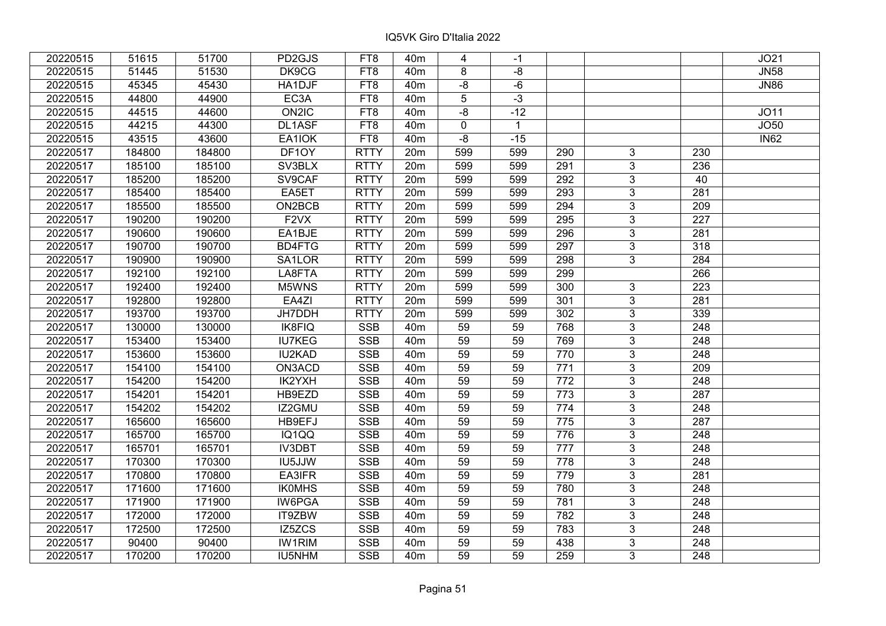IQ5VK Giro D'Italia 2022

| | | | | | | | | | | | |
|---|---|---|---|---|---|---|---|---|---|---|---|
| 20220515 | 51615 | 51700 | PD2GJS | FT8 | 40m | 4 | -1 | | | | JO21 |
| 20220515 | 51445 | 51530 | DK9CG | FT8 | 40m | 8 | -8 | | | | JN58 |
| 20220515 | 45345 | 45430 | HA1DJF | FT8 | 40m | -8 | -6 | | | | JN86 |
| 20220515 | 44800 | 44900 | EC3A | FT8 | 40m | 5 | -3 | | | | |
| 20220515 | 44515 | 44600 | ON2IC | FT8 | 40m | -8 | -12 | | | | JO11 |
| 20220515 | 44215 | 44300 | DL1ASF | FT8 | 40m | 0 | 1 | | | | JO50 |
| 20220515 | 43515 | 43600 | EA1IOK | FT8 | 40m | -8 | -15 | | | | IN62 |
| 20220517 | 184800 | 184800 | DF1OY | RTTY | 20m | 599 | 599 | 290 | 3 | 230 | |
| 20220517 | 185100 | 185100 | SV3BLX | RTTY | 20m | 599 | 599 | 291 | 3 | 236 | |
| 20220517 | 185200 | 185200 | SV9CAF | RTTY | 20m | 599 | 599 | 292 | 3 | 40 | |
| 20220517 | 185400 | 185400 | EA5ET | RTTY | 20m | 599 | 599 | 293 | 3 | 281 | |
| 20220517 | 185500 | 185500 | ON2BCB | RTTY | 20m | 599 | 599 | 294 | 3 | 209 | |
| 20220517 | 190200 | 190200 | F2VX | RTTY | 20m | 599 | 599 | 295 | 3 | 227 | |
| 20220517 | 190600 | 190600 | EA1BJE | RTTY | 20m | 599 | 599 | 296 | 3 | 281 | |
| 20220517 | 190700 | 190700 | BD4FTG | RTTY | 20m | 599 | 599 | 297 | 3 | 318 | |
| 20220517 | 190900 | 190900 | SA1LOR | RTTY | 20m | 599 | 599 | 298 | 3 | 284 | |
| 20220517 | 192100 | 192100 | LA8FTA | RTTY | 20m | 599 | 599 | 299 | | 266 | |
| 20220517 | 192400 | 192400 | M5WNS | RTTY | 20m | 599 | 599 | 300 | 3 | 223 | |
| 20220517 | 192800 | 192800 | EA4ZI | RTTY | 20m | 599 | 599 | 301 | 3 | 281 | |
| 20220517 | 193700 | 193700 | JH7DDH | RTTY | 20m | 599 | 599 | 302 | 3 | 339 | |
| 20220517 | 130000 | 130000 | IK8FIQ | SSB | 40m | 59 | 59 | 768 | 3 | 248 | |
| 20220517 | 153400 | 153400 | IU7KEG | SSB | 40m | 59 | 59 | 769 | 3 | 248 | |
| 20220517 | 153600 | 153600 | IU2KAD | SSB | 40m | 59 | 59 | 770 | 3 | 248 | |
| 20220517 | 154100 | 154100 | ON3ACD | SSB | 40m | 59 | 59 | 771 | 3 | 209 | |
| 20220517 | 154200 | 154200 | IK2YXH | SSB | 40m | 59 | 59 | 772 | 3 | 248 | |
| 20220517 | 154201 | 154201 | HB9EZD | SSB | 40m | 59 | 59 | 773 | 3 | 287 | |
| 20220517 | 154202 | 154202 | IZ2GMU | SSB | 40m | 59 | 59 | 774 | 3 | 248 | |
| 20220517 | 165600 | 165600 | HB9EFJ | SSB | 40m | 59 | 59 | 775 | 3 | 287 | |
| 20220517 | 165700 | 165700 | IQ1QQ | SSB | 40m | 59 | 59 | 776 | 3 | 248 | |
| 20220517 | 165701 | 165701 | IV3DBT | SSB | 40m | 59 | 59 | 777 | 3 | 248 | |
| 20220517 | 170300 | 170300 | IU5JJW | SSB | 40m | 59 | 59 | 778 | 3 | 248 | |
| 20220517 | 170800 | 170800 | EA3IFR | SSB | 40m | 59 | 59 | 779 | 3 | 281 | |
| 20220517 | 171600 | 171600 | IK0MHS | SSB | 40m | 59 | 59 | 780 | 3 | 248 | |
| 20220517 | 171900 | 171900 | IW6PGA | SSB | 40m | 59 | 59 | 781 | 3 | 248 | |
| 20220517 | 172000 | 172000 | IT9ZBW | SSB | 40m | 59 | 59 | 782 | 3 | 248 | |
| 20220517 | 172500 | 172500 | IZ5ZCS | SSB | 40m | 59 | 59 | 783 | 3 | 248 | |
| 20220517 | 90400 | 90400 | IW1RIM | SSB | 40m | 59 | 59 | 438 | 3 | 248 | |
| 20220517 | 170200 | 170200 | IU5NHM | SSB | 40m | 59 | 59 | 259 | 3 | 248 | |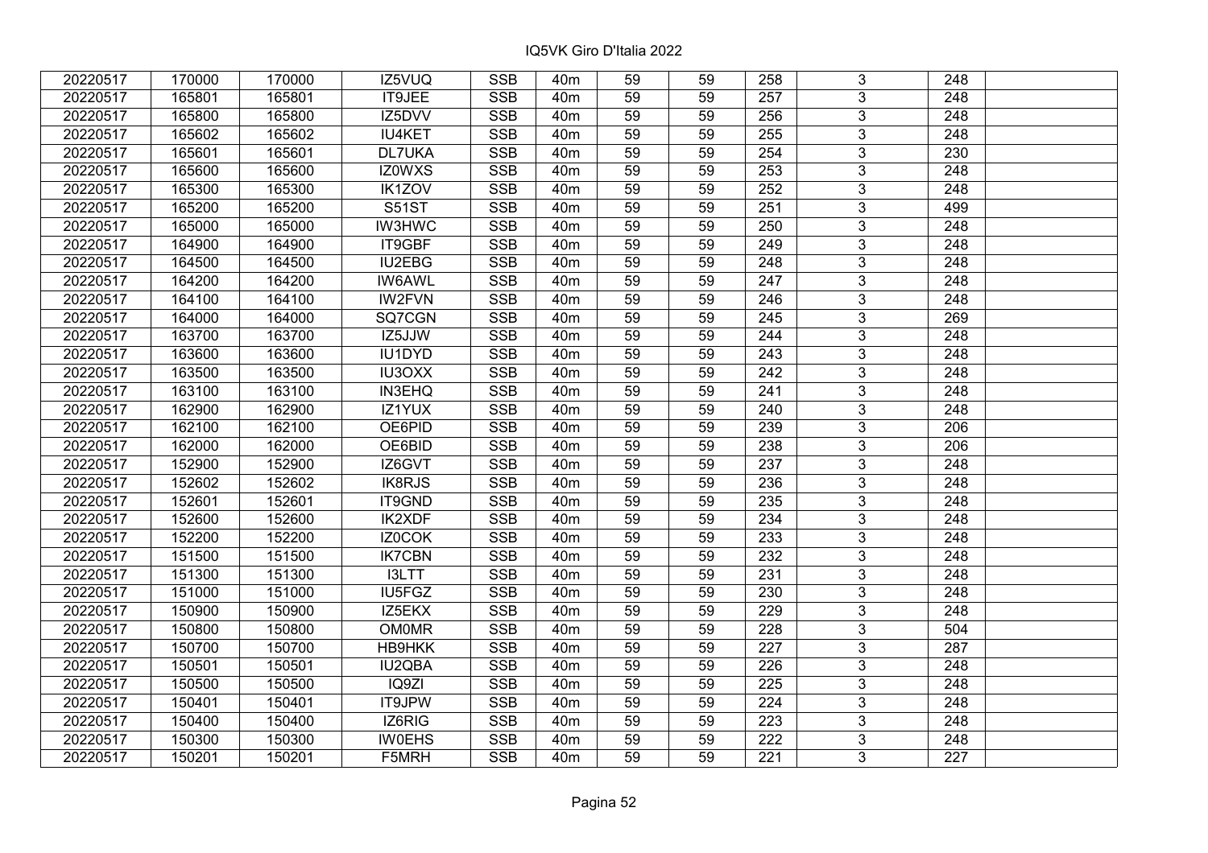| | | | | | | | | | | | |
|---|---|---|---|---|---|---|---|---|---|---|---|
| 20220517 | 170000 | 170000 | IZ5VUQ | SSB | 40m | 59 | 59 | 258 | 3 | 248 | |
| 20220517 | 165801 | 165801 | IT9JEE | SSB | 40m | 59 | 59 | 257 | 3 | 248 | |
| 20220517 | 165800 | 165800 | IZ5DVV | SSB | 40m | 59 | 59 | 256 | 3 | 248 | |
| 20220517 | 165602 | 165602 | IU4KET | SSB | 40m | 59 | 59 | 255 | 3 | 248 | |
| 20220517 | 165601 | 165601 | DL7UKA | SSB | 40m | 59 | 59 | 254 | 3 | 230 | |
| 20220517 | 165600 | 165600 | IZ0WXS | SSB | 40m | 59 | 59 | 253 | 3 | 248 | |
| 20220517 | 165300 | 165300 | IK1ZOV | SSB | 40m | 59 | 59 | 252 | 3 | 248 | |
| 20220517 | 165200 | 165200 | S51ST | SSB | 40m | 59 | 59 | 251 | 3 | 499 | |
| 20220517 | 165000 | 165000 | IW3HWC | SSB | 40m | 59 | 59 | 250 | 3 | 248 | |
| 20220517 | 164900 | 164900 | IT9GBF | SSB | 40m | 59 | 59 | 249 | 3 | 248 | |
| 20220517 | 164500 | 164500 | IU2EBG | SSB | 40m | 59 | 59 | 248 | 3 | 248 | |
| 20220517 | 164200 | 164200 | IW6AWL | SSB | 40m | 59 | 59 | 247 | 3 | 248 | |
| 20220517 | 164100 | 164100 | IW2FVN | SSB | 40m | 59 | 59 | 246 | 3 | 248 | |
| 20220517 | 164000 | 164000 | SQ7CGN | SSB | 40m | 59 | 59 | 245 | 3 | 269 | |
| 20220517 | 163700 | 163700 | IZ5JJW | SSB | 40m | 59 | 59 | 244 | 3 | 248 | |
| 20220517 | 163600 | 163600 | IU1DYD | SSB | 40m | 59 | 59 | 243 | 3 | 248 | |
| 20220517 | 163500 | 163500 | IU3OXX | SSB | 40m | 59 | 59 | 242 | 3 | 248 | |
| 20220517 | 163100 | 163100 | IN3EHQ | SSB | 40m | 59 | 59 | 241 | 3 | 248 | |
| 20220517 | 162900 | 162900 | IZ1YUX | SSB | 40m | 59 | 59 | 240 | 3 | 248 | |
| 20220517 | 162100 | 162100 | OE6PID | SSB | 40m | 59 | 59 | 239 | 3 | 206 | |
| 20220517 | 162000 | 162000 | OE6BID | SSB | 40m | 59 | 59 | 238 | 3 | 206 | |
| 20220517 | 152900 | 152900 | IZ6GVT | SSB | 40m | 59 | 59 | 237 | 3 | 248 | |
| 20220517 | 152602 | 152602 | IK8RJS | SSB | 40m | 59 | 59 | 236 | 3 | 248 | |
| 20220517 | 152601 | 152601 | IT9GND | SSB | 40m | 59 | 59 | 235 | 3 | 248 | |
| 20220517 | 152600 | 152600 | IK2XDF | SSB | 40m | 59 | 59 | 234 | 3 | 248 | |
| 20220517 | 152200 | 152200 | IZ0COK | SSB | 40m | 59 | 59 | 233 | 3 | 248 | |
| 20220517 | 151500 | 151500 | IK7CBN | SSB | 40m | 59 | 59 | 232 | 3 | 248 | |
| 20220517 | 151300 | 151300 | I3LTT | SSB | 40m | 59 | 59 | 231 | 3 | 248 | |
| 20220517 | 151000 | 151000 | IU5FGZ | SSB | 40m | 59 | 59 | 230 | 3 | 248 | |
| 20220517 | 150900 | 150900 | IZ5EKX | SSB | 40m | 59 | 59 | 229 | 3 | 248 | |
| 20220517 | 150800 | 150800 | OM0MR | SSB | 40m | 59 | 59 | 228 | 3 | 504 | |
| 20220517 | 150700 | 150700 | HB9HKK | SSB | 40m | 59 | 59 | 227 | 3 | 287 | |
| 20220517 | 150501 | 150501 | IU2QBA | SSB | 40m | 59 | 59 | 226 | 3 | 248 | |
| 20220517 | 150500 | 150500 | IQ9ZI | SSB | 40m | 59 | 59 | 225 | 3 | 248 | |
| 20220517 | 150401 | 150401 | IT9JPW | SSB | 40m | 59 | 59 | 224 | 3 | 248 | |
| 20220517 | 150400 | 150400 | IZ6RIG | SSB | 40m | 59 | 59 | 223 | 3 | 248 | |
| 20220517 | 150300 | 150300 | IW0EHS | SSB | 40m | 59 | 59 | 222 | 3 | 248 | |
| 20220517 | 150201 | 150201 | F5MRH | SSB | 40m | 59 | 59 | 221 | 3 | 227 | |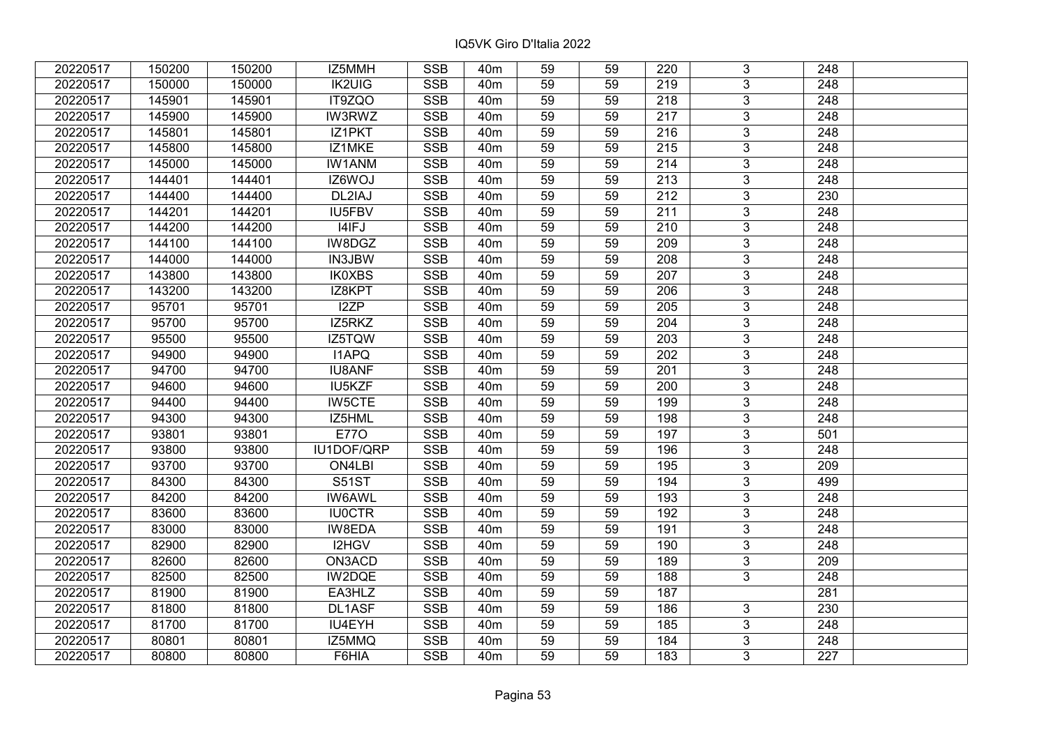| | | | | | | | | | | | |
|---|---|---|---|---|---|---|---|---|---|---|---|
| 20220517 | 150200 | 150200 | IZ5MMH | SSB | 40m | 59 | 59 | 220 | 3 | 248 | |
| 20220517 | 150000 | 150000 | IK2UIG | SSB | 40m | 59 | 59 | 219 | 3 | 248 | |
| 20220517 | 145901 | 145901 | IT9ZQO | SSB | 40m | 59 | 59 | 218 | 3 | 248 | |
| 20220517 | 145900 | 145900 | IW3RWZ | SSB | 40m | 59 | 59 | 217 | 3 | 248 | |
| 20220517 | 145801 | 145801 | IZ1PKT | SSB | 40m | 59 | 59 | 216 | 3 | 248 | |
| 20220517 | 145800 | 145800 | IZ1MKE | SSB | 40m | 59 | 59 | 215 | 3 | 248 | |
| 20220517 | 145000 | 145000 | IW1ANM | SSB | 40m | 59 | 59 | 214 | 3 | 248 | |
| 20220517 | 144401 | 144401 | IZ6WOJ | SSB | 40m | 59 | 59 | 213 | 3 | 248 | |
| 20220517 | 144400 | 144400 | DL2IAJ | SSB | 40m | 59 | 59 | 212 | 3 | 230 | |
| 20220517 | 144201 | 144201 | IU5FBV | SSB | 40m | 59 | 59 | 211 | 3 | 248 | |
| 20220517 | 144200 | 144200 | I4IFJ | SSB | 40m | 59 | 59 | 210 | 3 | 248 | |
| 20220517 | 144100 | 144100 | IW8DGZ | SSB | 40m | 59 | 59 | 209 | 3 | 248 | |
| 20220517 | 144000 | 144000 | IN3JBW | SSB | 40m | 59 | 59 | 208 | 3 | 248 | |
| 20220517 | 143800 | 143800 | IK0XBS | SSB | 40m | 59 | 59 | 207 | 3 | 248 | |
| 20220517 | 143200 | 143200 | IZ8KPT | SSB | 40m | 59 | 59 | 206 | 3 | 248 | |
| 20220517 | 95701 | 95701 | I2ZP | SSB | 40m | 59 | 59 | 205 | 3 | 248 | |
| 20220517 | 95700 | 95700 | IZ5RKZ | SSB | 40m | 59 | 59 | 204 | 3 | 248 | |
| 20220517 | 95500 | 95500 | IZ5TQW | SSB | 40m | 59 | 59 | 203 | 3 | 248 | |
| 20220517 | 94900 | 94900 | I1APQ | SSB | 40m | 59 | 59 | 202 | 3 | 248 | |
| 20220517 | 94700 | 94700 | IU8ANF | SSB | 40m | 59 | 59 | 201 | 3 | 248 | |
| 20220517 | 94600 | 94600 | IU5KZF | SSB | 40m | 59 | 59 | 200 | 3 | 248 | |
| 20220517 | 94400 | 94400 | IW5CTE | SSB | 40m | 59 | 59 | 199 | 3 | 248 | |
| 20220517 | 94300 | 94300 | IZ5HML | SSB | 40m | 59 | 59 | 198 | 3 | 248 | |
| 20220517 | 93801 | 93801 | E77O | SSB | 40m | 59 | 59 | 197 | 3 | 501 | |
| 20220517 | 93800 | 93800 | IU1DOF/QRP | SSB | 40m | 59 | 59 | 196 | 3 | 248 | |
| 20220517 | 93700 | 93700 | ON4LBI | SSB | 40m | 59 | 59 | 195 | 3 | 209 | |
| 20220517 | 84300 | 84300 | S51ST | SSB | 40m | 59 | 59 | 194 | 3 | 499 | |
| 20220517 | 84200 | 84200 | IW6AWL | SSB | 40m | 59 | 59 | 193 | 3 | 248 | |
| 20220517 | 83600 | 83600 | IU0CTR | SSB | 40m | 59 | 59 | 192 | 3 | 248 | |
| 20220517 | 83000 | 83000 | IW8EDA | SSB | 40m | 59 | 59 | 191 | 3 | 248 | |
| 20220517 | 82900 | 82900 | I2HGV | SSB | 40m | 59 | 59 | 190 | 3 | 248 | |
| 20220517 | 82600 | 82600 | ON3ACD | SSB | 40m | 59 | 59 | 189 | 3 | 209 | |
| 20220517 | 82500 | 82500 | IW2DQE | SSB | 40m | 59 | 59 | 188 | 3 | 248 | |
| 20220517 | 81900 | 81900 | EA3HLZ | SSB | 40m | 59 | 59 | 187 | | 281 | |
| 20220517 | 81800 | 81800 | DL1ASF | SSB | 40m | 59 | 59 | 186 | 3 | 230 | |
| 20220517 | 81700 | 81700 | IU4EYH | SSB | 40m | 59 | 59 | 185 | 3 | 248 | |
| 20220517 | 80801 | 80801 | IZ5MMQ | SSB | 40m | 59 | 59 | 184 | 3 | 248 | |
| 20220517 | 80800 | 80800 | F6HIA | SSB | 40m | 59 | 59 | 183 | 3 | 227 | |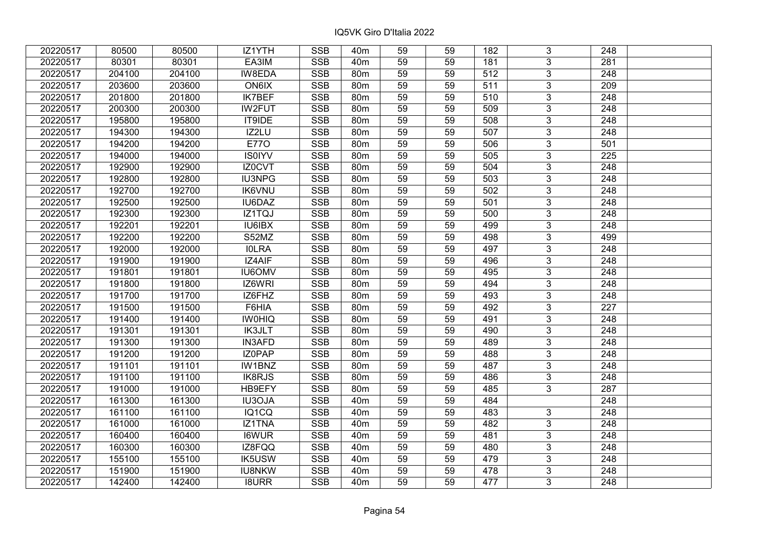| 20220517 | 80500 | 80500 | IZ1YTH | SSB | 40m | 59 | 59 | 182 | 3 | 248 | |
|---|---|---|---|---|---|---|---|---|---|---|---|
| 20220517 | 80301 | 80301 | EA3IM | SSB | 40m | 59 | 59 | 181 | 3 | 281 | |
| 20220517 | 204100 | 204100 | IW8EDA | SSB | 80m | 59 | 59 | 512 | 3 | 248 | |
| 20220517 | 203600 | 203600 | ON6IX | SSB | 80m | 59 | 59 | 511 | 3 | 209 | |
| 20220517 | 201800 | 201800 | IK7BEF | SSB | 80m | 59 | 59 | 510 | 3 | 248 | |
| 20220517 | 200300 | 200300 | IW2FUT | SSB | 80m | 59 | 59 | 509 | 3 | 248 | |
| 20220517 | 195800 | 195800 | IT9IDE | SSB | 80m | 59 | 59 | 508 | 3 | 248 | |
| 20220517 | 194300 | 194300 | IZ2LU | SSB | 80m | 59 | 59 | 507 | 3 | 248 | |
| 20220517 | 194200 | 194200 | E77O | SSB | 80m | 59 | 59 | 506 | 3 | 501 | |
| 20220517 | 194000 | 194000 | IS0IYV | SSB | 80m | 59 | 59 | 505 | 3 | 225 | |
| 20220517 | 192900 | 192900 | IZ0CVT | SSB | 80m | 59 | 59 | 504 | 3 | 248 | |
| 20220517 | 192800 | 192800 | IU3NPG | SSB | 80m | 59 | 59 | 503 | 3 | 248 | |
| 20220517 | 192700 | 192700 | IK6VNU | SSB | 80m | 59 | 59 | 502 | 3 | 248 | |
| 20220517 | 192500 | 192500 | IU6DAZ | SSB | 80m | 59 | 59 | 501 | 3 | 248 | |
| 20220517 | 192300 | 192300 | IZ1TQJ | SSB | 80m | 59 | 59 | 500 | 3 | 248 | |
| 20220517 | 192201 | 192201 | IU6IBX | SSB | 80m | 59 | 59 | 499 | 3 | 248 | |
| 20220517 | 192200 | 192200 | S52MZ | SSB | 80m | 59 | 59 | 498 | 3 | 499 | |
| 20220517 | 192000 | 192000 | I0LRA | SSB | 80m | 59 | 59 | 497 | 3 | 248 | |
| 20220517 | 191900 | 191900 | IZ4AIF | SSB | 80m | 59 | 59 | 496 | 3 | 248 | |
| 20220517 | 191801 | 191801 | IU6OMV | SSB | 80m | 59 | 59 | 495 | 3 | 248 | |
| 20220517 | 191800 | 191800 | IZ6WRI | SSB | 80m | 59 | 59 | 494 | 3 | 248 | |
| 20220517 | 191700 | 191700 | IZ6FHZ | SSB | 80m | 59 | 59 | 493 | 3 | 248 | |
| 20220517 | 191500 | 191500 | F6HIA | SSB | 80m | 59 | 59 | 492 | 3 | 227 | |
| 20220517 | 191400 | 191400 | IW0HIQ | SSB | 80m | 59 | 59 | 491 | 3 | 248 | |
| 20220517 | 191301 | 191301 | IK3JLT | SSB | 80m | 59 | 59 | 490 | 3 | 248 | |
| 20220517 | 191300 | 191300 | IN3AFD | SSB | 80m | 59 | 59 | 489 | 3 | 248 | |
| 20220517 | 191200 | 191200 | IZ0PAP | SSB | 80m | 59 | 59 | 488 | 3 | 248 | |
| 20220517 | 191101 | 191101 | IW1BNZ | SSB | 80m | 59 | 59 | 487 | 3 | 248 | |
| 20220517 | 191100 | 191100 | IK8RJS | SSB | 80m | 59 | 59 | 486 | 3 | 248 | |
| 20220517 | 191000 | 191000 | HB9EFY | SSB | 80m | 59 | 59 | 485 | 3 | 287 | |
| 20220517 | 161300 | 161300 | IU3OJA | SSB | 40m | 59 | 59 | 484 | | 248 | |
| 20220517 | 161100 | 161100 | IQ1CQ | SSB | 40m | 59 | 59 | 483 | 3 | 248 | |
| 20220517 | 161000 | 161000 | IZ1TNA | SSB | 40m | 59 | 59 | 482 | 3 | 248 | |
| 20220517 | 160400 | 160400 | I6WUR | SSB | 40m | 59 | 59 | 481 | 3 | 248 | |
| 20220517 | 160300 | 160300 | IZ8FQQ | SSB | 40m | 59 | 59 | 480 | 3 | 248 | |
| 20220517 | 155100 | 155100 | IK5USW | SSB | 40m | 59 | 59 | 479 | 3 | 248 | |
| 20220517 | 151900 | 151900 | IU8NKW | SSB | 40m | 59 | 59 | 478 | 3 | 248 | |
| 20220517 | 142400 | 142400 | I8URR | SSB | 40m | 59 | 59 | 477 | 3 | 248 | |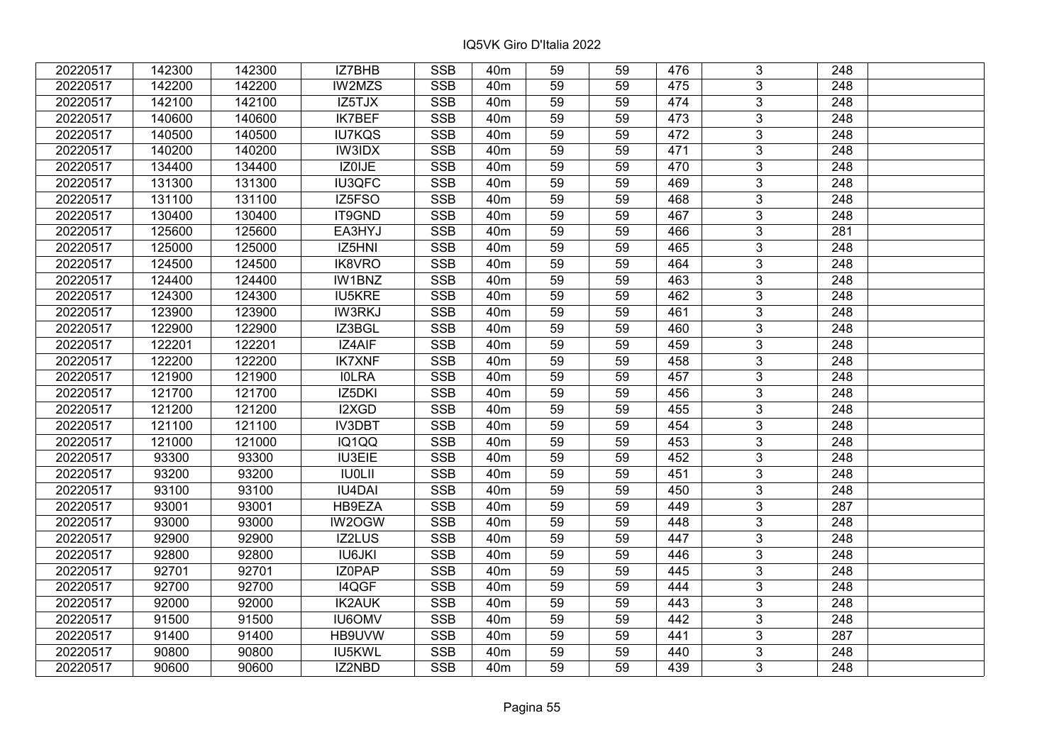| 20220517 | 142300 | 142300 | IZ7BHB | SSB | 40m | 59 | 59 | 476 | 3 | 248 | |
|---|---|---|---|---|---|---|---|---|---|---|---|
| 20220517 | 142200 | 142200 | IW2MZS | SSB | 40m | 59 | 59 | 475 | 3 | 248 | |
| 20220517 | 142100 | 142100 | IZ5TJX | SSB | 40m | 59 | 59 | 474 | 3 | 248 | |
| 20220517 | 140600 | 140600 | IK7BEF | SSB | 40m | 59 | 59 | 473 | 3 | 248 | |
| 20220517 | 140500 | 140500 | IU7KQS | SSB | 40m | 59 | 59 | 472 | 3 | 248 | |
| 20220517 | 140200 | 140200 | IW3IDX | SSB | 40m | 59 | 59 | 471 | 3 | 248 | |
| 20220517 | 134400 | 134400 | IZ0IJE | SSB | 40m | 59 | 59 | 470 | 3 | 248 | |
| 20220517 | 131300 | 131300 | IU3QFC | SSB | 40m | 59 | 59 | 469 | 3 | 248 | |
| 20220517 | 131100 | 131100 | IZ5FSO | SSB | 40m | 59 | 59 | 468 | 3 | 248 | |
| 20220517 | 130400 | 130400 | IT9GND | SSB | 40m | 59 | 59 | 467 | 3 | 248 | |
| 20220517 | 125600 | 125600 | EA3HYJ | SSB | 40m | 59 | 59 | 466 | 3 | 281 | |
| 20220517 | 125000 | 125000 | IZ5HNI | SSB | 40m | 59 | 59 | 465 | 3 | 248 | |
| 20220517 | 124500 | 124500 | IK8VRO | SSB | 40m | 59 | 59 | 464 | 3 | 248 | |
| 20220517 | 124400 | 124400 | IW1BNZ | SSB | 40m | 59 | 59 | 463 | 3 | 248 | |
| 20220517 | 124300 | 124300 | IU5KRE | SSB | 40m | 59 | 59 | 462 | 3 | 248 | |
| 20220517 | 123900 | 123900 | IW3RKJ | SSB | 40m | 59 | 59 | 461 | 3 | 248 | |
| 20220517 | 122900 | 122900 | IZ3BGL | SSB | 40m | 59 | 59 | 460 | 3 | 248 | |
| 20220517 | 122201 | 122201 | IZ4AIF | SSB | 40m | 59 | 59 | 459 | 3 | 248 | |
| 20220517 | 122200 | 122200 | IK7XNF | SSB | 40m | 59 | 59 | 458 | 3 | 248 | |
| 20220517 | 121900 | 121900 | I0LRA | SSB | 40m | 59 | 59 | 457 | 3 | 248 | |
| 20220517 | 121700 | 121700 | IZ5DKI | SSB | 40m | 59 | 59 | 456 | 3 | 248 | |
| 20220517 | 121200 | 121200 | I2XGD | SSB | 40m | 59 | 59 | 455 | 3 | 248 | |
| 20220517 | 121100 | 121100 | IV3DBT | SSB | 40m | 59 | 59 | 454 | 3 | 248 | |
| 20220517 | 121000 | 121000 | IQ1QQ | SSB | 40m | 59 | 59 | 453 | 3 | 248 | |
| 20220517 | 93300 | 93300 | IU3EIE | SSB | 40m | 59 | 59 | 452 | 3 | 248 | |
| 20220517 | 93200 | 93200 | IU0LII | SSB | 40m | 59 | 59 | 451 | 3 | 248 | |
| 20220517 | 93100 | 93100 | IU4DAI | SSB | 40m | 59 | 59 | 450 | 3 | 248 | |
| 20220517 | 93001 | 93001 | HB9EZA | SSB | 40m | 59 | 59 | 449 | 3 | 287 | |
| 20220517 | 93000 | 93000 | IW2OGW | SSB | 40m | 59 | 59 | 448 | 3 | 248 | |
| 20220517 | 92900 | 92900 | IZ2LUS | SSB | 40m | 59 | 59 | 447 | 3 | 248 | |
| 20220517 | 92800 | 92800 | IU6JKI | SSB | 40m | 59 | 59 | 446 | 3 | 248 | |
| 20220517 | 92701 | 92701 | IZ0PAP | SSB | 40m | 59 | 59 | 445 | 3 | 248 | |
| 20220517 | 92700 | 92700 | I4QGF | SSB | 40m | 59 | 59 | 444 | 3 | 248 | |
| 20220517 | 92000 | 92000 | IK2AUK | SSB | 40m | 59 | 59 | 443 | 3 | 248 | |
| 20220517 | 91500 | 91500 | IU6OMV | SSB | 40m | 59 | 59 | 442 | 3 | 248 | |
| 20220517 | 91400 | 91400 | HB9UVW | SSB | 40m | 59 | 59 | 441 | 3 | 287 | |
| 20220517 | 90800 | 90800 | IU5KWL | SSB | 40m | 59 | 59 | 440 | 3 | 248 | |
| 20220517 | 90600 | 90600 | IZ2NBD | SSB | 40m | 59 | 59 | 439 | 3 | 248 | |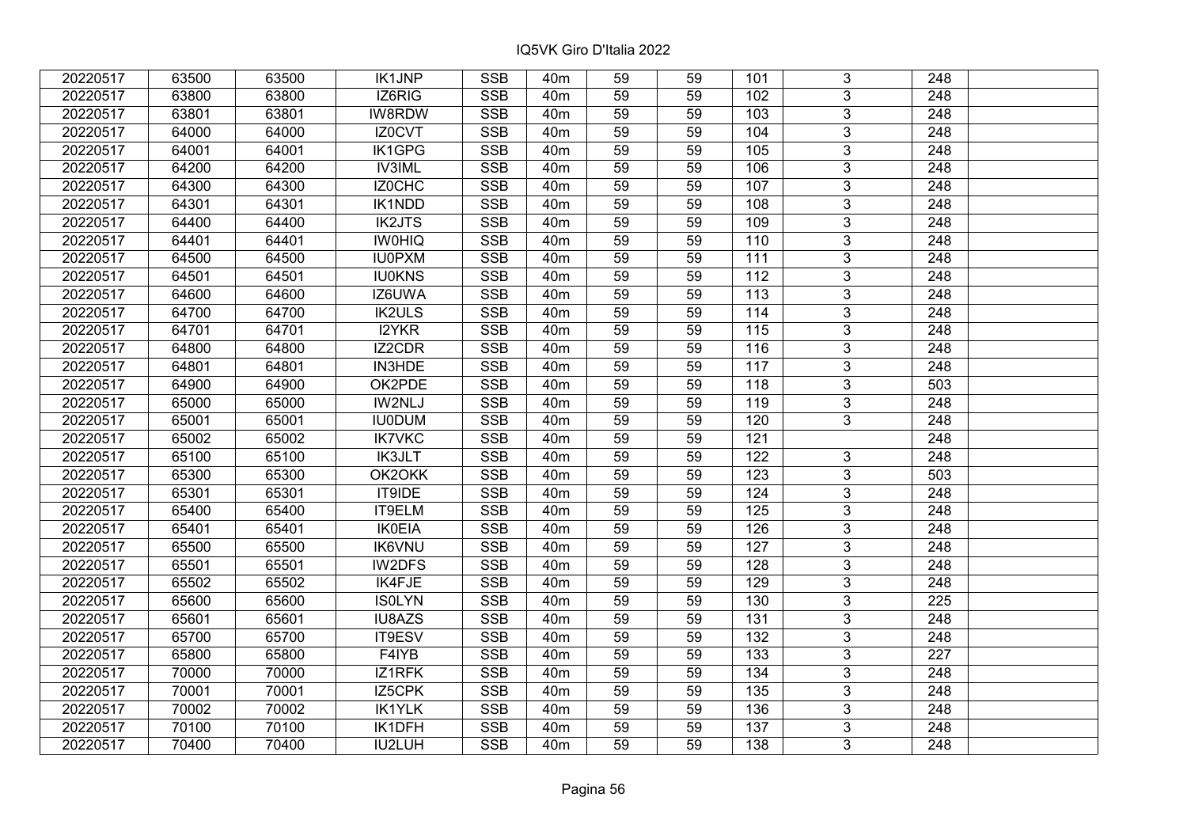IQ5VK Giro D'Italia 2022

| | | | | | | | | | | | |
|---|---|---|---|---|---|---|---|---|---|---|---|
| 20220517 | 63500 | 63500 | IK1JNP | SSB | 40m | 59 | 59 | 101 | 3 | 248 | |
| 20220517 | 63800 | 63800 | IZ6RIG | SSB | 40m | 59 | 59 | 102 | 3 | 248 | |
| 20220517 | 63801 | 63801 | IW8RDW | SSB | 40m | 59 | 59 | 103 | 3 | 248 | |
| 20220517 | 64000 | 64000 | IZ0CVT | SSB | 40m | 59 | 59 | 104 | 3 | 248 | |
| 20220517 | 64001 | 64001 | IK1GPG | SSB | 40m | 59 | 59 | 105 | 3 | 248 | |
| 20220517 | 64200 | 64200 | IV3IML | SSB | 40m | 59 | 59 | 106 | 3 | 248 | |
| 20220517 | 64300 | 64300 | IZ0CHC | SSB | 40m | 59 | 59 | 107 | 3 | 248 | |
| 20220517 | 64301 | 64301 | IK1NDD | SSB | 40m | 59 | 59 | 108 | 3 | 248 | |
| 20220517 | 64400 | 64400 | IK2JTS | SSB | 40m | 59 | 59 | 109 | 3 | 248 | |
| 20220517 | 64401 | 64401 | IW0HIQ | SSB | 40m | 59 | 59 | 110 | 3 | 248 | |
| 20220517 | 64500 | 64500 | IU0PXM | SSB | 40m | 59 | 59 | 111 | 3 | 248 | |
| 20220517 | 64501 | 64501 | IU0KNS | SSB | 40m | 59 | 59 | 112 | 3 | 248 | |
| 20220517 | 64600 | 64600 | IZ6UWA | SSB | 40m | 59 | 59 | 113 | 3 | 248 | |
| 20220517 | 64700 | 64700 | IK2ULS | SSB | 40m | 59 | 59 | 114 | 3 | 248 | |
| 20220517 | 64701 | 64701 | I2YKR | SSB | 40m | 59 | 59 | 115 | 3 | 248 | |
| 20220517 | 64800 | 64800 | IZ2CDR | SSB | 40m | 59 | 59 | 116 | 3 | 248 | |
| 20220517 | 64801 | 64801 | IN3HDE | SSB | 40m | 59 | 59 | 117 | 3 | 248 | |
| 20220517 | 64900 | 64900 | OK2PDE | SSB | 40m | 59 | 59 | 118 | 3 | 503 | |
| 20220517 | 65000 | 65000 | IW2NLJ | SSB | 40m | 59 | 59 | 119 | 3 | 248 | |
| 20220517 | 65001 | 65001 | IU0DUM | SSB | 40m | 59 | 59 | 120 | 3 | 248 | |
| 20220517 | 65002 | 65002 | IK7VKC | SSB | 40m | 59 | 59 | 121 | | 248 | |
| 20220517 | 65100 | 65100 | IK3JLT | SSB | 40m | 59 | 59 | 122 | 3 | 248 | |
| 20220517 | 65300 | 65300 | OK2OKK | SSB | 40m | 59 | 59 | 123 | 3 | 503 | |
| 20220517 | 65301 | 65301 | IT9IDE | SSB | 40m | 59 | 59 | 124 | 3 | 248 | |
| 20220517 | 65400 | 65400 | IT9ELM | SSB | 40m | 59 | 59 | 125 | 3 | 248 | |
| 20220517 | 65401 | 65401 | IK0EIA | SSB | 40m | 59 | 59 | 126 | 3 | 248 | |
| 20220517 | 65500 | 65500 | IK6VNU | SSB | 40m | 59 | 59 | 127 | 3 | 248 | |
| 20220517 | 65501 | 65501 | IW2DFS | SSB | 40m | 59 | 59 | 128 | 3 | 248 | |
| 20220517 | 65502 | 65502 | IK4FJE | SSB | 40m | 59 | 59 | 129 | 3 | 248 | |
| 20220517 | 65600 | 65600 | IS0LYN | SSB | 40m | 59 | 59 | 130 | 3 | 225 | |
| 20220517 | 65601 | 65601 | IU8AZS | SSB | 40m | 59 | 59 | 131 | 3 | 248 | |
| 20220517 | 65700 | 65700 | IT9ESV | SSB | 40m | 59 | 59 | 132 | 3 | 248 | |
| 20220517 | 65800 | 65800 | F4IYB | SSB | 40m | 59 | 59 | 133 | 3 | 227 | |
| 20220517 | 70000 | 70000 | IZ1RFK | SSB | 40m | 59 | 59 | 134 | 3 | 248 | |
| 20220517 | 70001 | 70001 | IZ5CPK | SSB | 40m | 59 | 59 | 135 | 3 | 248 | |
| 20220517 | 70002 | 70002 | IK1YLK | SSB | 40m | 59 | 59 | 136 | 3 | 248 | |
| 20220517 | 70100 | 70100 | IK1DFH | SSB | 40m | 59 | 59 | 137 | 3 | 248 | |
| 20220517 | 70400 | 70400 | IU2LUH | SSB | 40m | 59 | 59 | 138 | 3 | 248 | |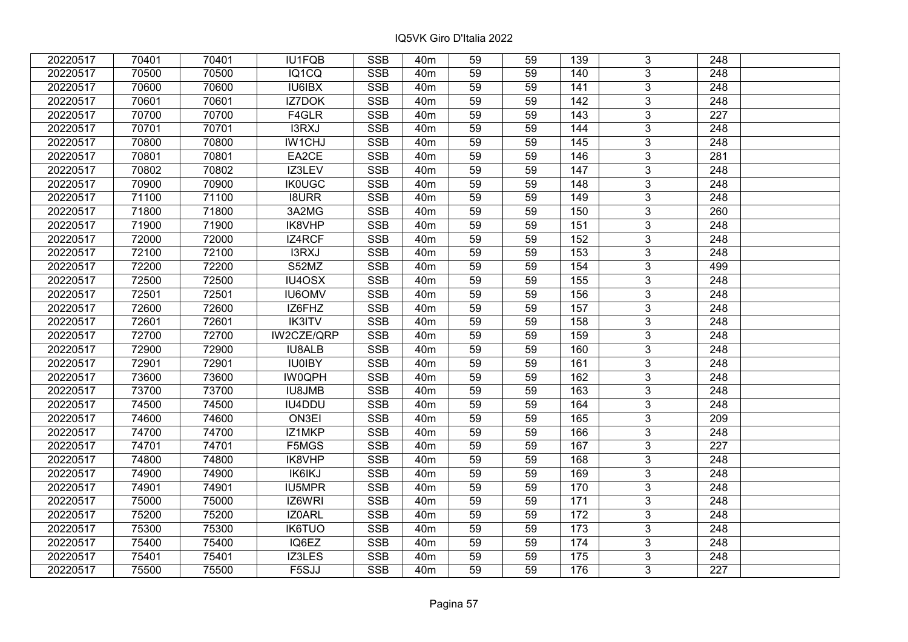| 20220517 | 70401 | 70401 | IU1FQB | SSB | 40m | 59 | 59 | 139 | 3 | 248 | |
|---|---|---|---|---|---|---|---|---|---|---|---|
| 20220517 | 70500 | 70500 | IQ1CQ | SSB | 40m | 59 | 59 | 140 | 3 | 248 | |
| 20220517 | 70600 | 70600 | IU6IBX | SSB | 40m | 59 | 59 | 141 | 3 | 248 | |
| 20220517 | 70601 | 70601 | IZ7DOK | SSB | 40m | 59 | 59 | 142 | 3 | 248 | |
| 20220517 | 70700 | 70700 | F4GLR | SSB | 40m | 59 | 59 | 143 | 3 | 227 | |
| 20220517 | 70701 | 70701 | I3RXJ | SSB | 40m | 59 | 59 | 144 | 3 | 248 | |
| 20220517 | 70800 | 70800 | IW1CHJ | SSB | 40m | 59 | 59 | 145 | 3 | 248 | |
| 20220517 | 70801 | 70801 | EA2CE | SSB | 40m | 59 | 59 | 146 | 3 | 281 | |
| 20220517 | 70802 | 70802 | IZ3LEV | SSB | 40m | 59 | 59 | 147 | 3 | 248 | |
| 20220517 | 70900 | 70900 | IK0UGC | SSB | 40m | 59 | 59 | 148 | 3 | 248 | |
| 20220517 | 71100 | 71100 | I8URR | SSB | 40m | 59 | 59 | 149 | 3 | 248 | |
| 20220517 | 71800 | 71800 | 3A2MG | SSB | 40m | 59 | 59 | 150 | 3 | 260 | |
| 20220517 | 71900 | 71900 | IK8VHP | SSB | 40m | 59 | 59 | 151 | 3 | 248 | |
| 20220517 | 72000 | 72000 | IZ4RCF | SSB | 40m | 59 | 59 | 152 | 3 | 248 | |
| 20220517 | 72100 | 72100 | I3RXJ | SSB | 40m | 59 | 59 | 153 | 3 | 248 | |
| 20220517 | 72200 | 72200 | S52MZ | SSB | 40m | 59 | 59 | 154 | 3 | 499 | |
| 20220517 | 72500 | 72500 | IU4OSX | SSB | 40m | 59 | 59 | 155 | 3 | 248 | |
| 20220517 | 72501 | 72501 | IU6OMV | SSB | 40m | 59 | 59 | 156 | 3 | 248 | |
| 20220517 | 72600 | 72600 | IZ6FHZ | SSB | 40m | 59 | 59 | 157 | 3 | 248 | |
| 20220517 | 72601 | 72601 | IK3ITV | SSB | 40m | 59 | 59 | 158 | 3 | 248 | |
| 20220517 | 72700 | 72700 | IW2CZE/QRP | SSB | 40m | 59 | 59 | 159 | 3 | 248 | |
| 20220517 | 72900 | 72900 | IU8ALB | SSB | 40m | 59 | 59 | 160 | 3 | 248 | |
| 20220517 | 72901 | 72901 | IU0IBY | SSB | 40m | 59 | 59 | 161 | 3 | 248 | |
| 20220517 | 73600 | 73600 | IW0QPH | SSB | 40m | 59 | 59 | 162 | 3 | 248 | |
| 20220517 | 73700 | 73700 | IU8JMB | SSB | 40m | 59 | 59 | 163 | 3 | 248 | |
| 20220517 | 74500 | 74500 | IU4DDU | SSB | 40m | 59 | 59 | 164 | 3 | 248 | |
| 20220517 | 74600 | 74600 | ON3EI | SSB | 40m | 59 | 59 | 165 | 3 | 209 | |
| 20220517 | 74700 | 74700 | IZ1MKP | SSB | 40m | 59 | 59 | 166 | 3 | 248 | |
| 20220517 | 74701 | 74701 | F5MGS | SSB | 40m | 59 | 59 | 167 | 3 | 227 | |
| 20220517 | 74800 | 74800 | IK8VHP | SSB | 40m | 59 | 59 | 168 | 3 | 248 | |
| 20220517 | 74900 | 74900 | IK6IKJ | SSB | 40m | 59 | 59 | 169 | 3 | 248 | |
| 20220517 | 74901 | 74901 | IU5MPR | SSB | 40m | 59 | 59 | 170 | 3 | 248 | |
| 20220517 | 75000 | 75000 | IZ6WRI | SSB | 40m | 59 | 59 | 171 | 3 | 248 | |
| 20220517 | 75200 | 75200 | IZ0ARL | SSB | 40m | 59 | 59 | 172 | 3 | 248 | |
| 20220517 | 75300 | 75300 | IK6TUO | SSB | 40m | 59 | 59 | 173 | 3 | 248 | |
| 20220517 | 75400 | 75400 | IQ6EZ | SSB | 40m | 59 | 59 | 174 | 3 | 248 | |
| 20220517 | 75401 | 75401 | IZ3LES | SSB | 40m | 59 | 59 | 175 | 3 | 248 | |
| 20220517 | 75500 | 75500 | F5SJJ | SSB | 40m | 59 | 59 | 176 | 3 | 227 | |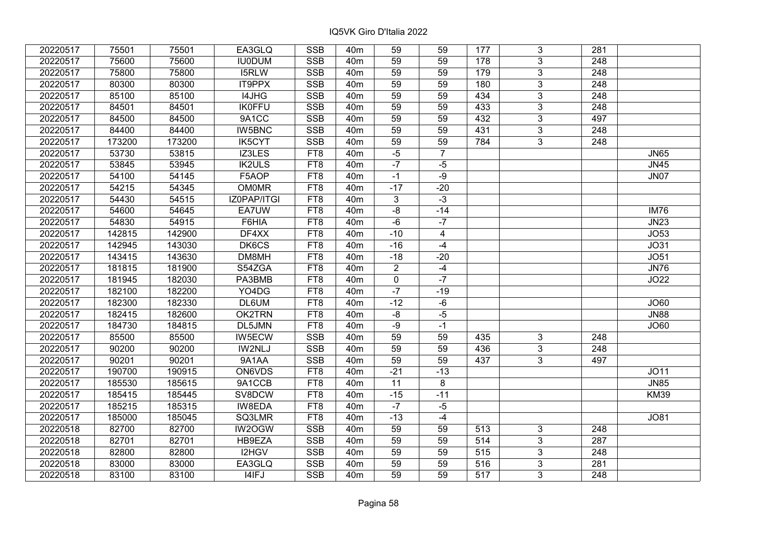| | | | | | | | | | | | |
|---|---|---|---|---|---|---|---|---|---|---|---|
| 20220517 | 75501 | 75501 | EA3GLQ | SSB | 40m | 59 | 59 | 177 | 3 | 281 | |
| 20220517 | 75600 | 75600 | IU0DUM | SSB | 40m | 59 | 59 | 178 | 3 | 248 | |
| 20220517 | 75800 | 75800 | I5RLW | SSB | 40m | 59 | 59 | 179 | 3 | 248 | |
| 20220517 | 80300 | 80300 | IT9PPX | SSB | 40m | 59 | 59 | 180 | 3 | 248 | |
| 20220517 | 85100 | 85100 | I4JHG | SSB | 40m | 59 | 59 | 434 | 3 | 248 | |
| 20220517 | 84501 | 84501 | IK0FFU | SSB | 40m | 59 | 59 | 433 | 3 | 248 | |
| 20220517 | 84500 | 84500 | 9A1CC | SSB | 40m | 59 | 59 | 432 | 3 | 497 | |
| 20220517 | 84400 | 84400 | IW5BNC | SSB | 40m | 59 | 59 | 431 | 3 | 248 | |
| 20220517 | 173200 | 173200 | IK5CYT | SSB | 40m | 59 | 59 | 784 | 3 | 248 | |
| 20220517 | 53730 | 53815 | IZ3LES | FT8 | 40m | -5 | 7 | | | | JN65 |
| 20220517 | 53845 | 53945 | IK2ULS | FT8 | 40m | -7 | -5 | | | | JN45 |
| 20220517 | 54100 | 54145 | F5AOP | FT8 | 40m | -1 | -9 | | | | JN07 |
| 20220517 | 54215 | 54345 | OM0MR | FT8 | 40m | -17 | -20 | | | | |
| 20220517 | 54430 | 54515 | IZ0PAP/ITGI | FT8 | 40m | 3 | -3 | | | | |
| 20220517 | 54600 | 54645 | EA7UW | FT8 | 40m | -8 | -14 | | | | IM76 |
| 20220517 | 54830 | 54915 | F6HIA | FT8 | 40m | -6 | -7 | | | | JN23 |
| 20220517 | 142815 | 142900 | DF4XX | FT8 | 40m | -10 | 4 | | | | JO53 |
| 20220517 | 142945 | 143030 | DK6CS | FT8 | 40m | -16 | -4 | | | | JO31 |
| 20220517 | 143415 | 143630 | DM8MH | FT8 | 40m | -18 | -20 | | | | JO51 |
| 20220517 | 181815 | 181900 | S54ZGA | FT8 | 40m | 2 | -4 | | | | JN76 |
| 20220517 | 181945 | 182030 | PA3BMB | FT8 | 40m | 0 | -7 | | | | JO22 |
| 20220517 | 182100 | 182200 | YO4DG | FT8 | 40m | -7 | -19 | | | | |
| 20220517 | 182300 | 182330 | DL6UM | FT8 | 40m | -12 | -6 | | | | JO60 |
| 20220517 | 182415 | 182600 | OK2TRN | FT8 | 40m | -8 | -5 | | | | JN88 |
| 20220517 | 184730 | 184815 | DL5JMN | FT8 | 40m | -9 | -1 | | | | JO60 |
| 20220517 | 85500 | 85500 | IW5ECW | SSB | 40m | 59 | 59 | 435 | 3 | 248 | |
| 20220517 | 90200 | 90200 | IW2NLJ | SSB | 40m | 59 | 59 | 436 | 3 | 248 | |
| 20220517 | 90201 | 90201 | 9A1AA | SSB | 40m | 59 | 59 | 437 | 3 | 497 | |
| 20220517 | 190700 | 190915 | ON6VDS | FT8 | 40m | -21 | -13 | | | | JO11 |
| 20220517 | 185530 | 185615 | 9A1CCB | FT8 | 40m | 11 | 8 | | | | JN85 |
| 20220517 | 185415 | 185445 | SV8DCW | FT8 | 40m | -15 | -11 | | | | KM39 |
| 20220517 | 185215 | 185315 | IW8EDA | FT8 | 40m | -7 | -5 | | | | |
| 20220517 | 185000 | 185045 | SQ3LMR | FT8 | 40m | -13 | -4 | | | | JO81 |
| 20220518 | 82700 | 82700 | IW2OGW | SSB | 40m | 59 | 59 | 513 | 3 | 248 | |
| 20220518 | 82701 | 82701 | HB9EZA | SSB | 40m | 59 | 59 | 514 | 3 | 287 | |
| 20220518 | 82800 | 82800 | I2HGV | SSB | 40m | 59 | 59 | 515 | 3 | 248 | |
| 20220518 | 83000 | 83000 | EA3GLQ | SSB | 40m | 59 | 59 | 516 | 3 | 281 | |
| 20220518 | 83100 | 83100 | I4IFJ | SSB | 40m | 59 | 59 | 517 | 3 | 248 | |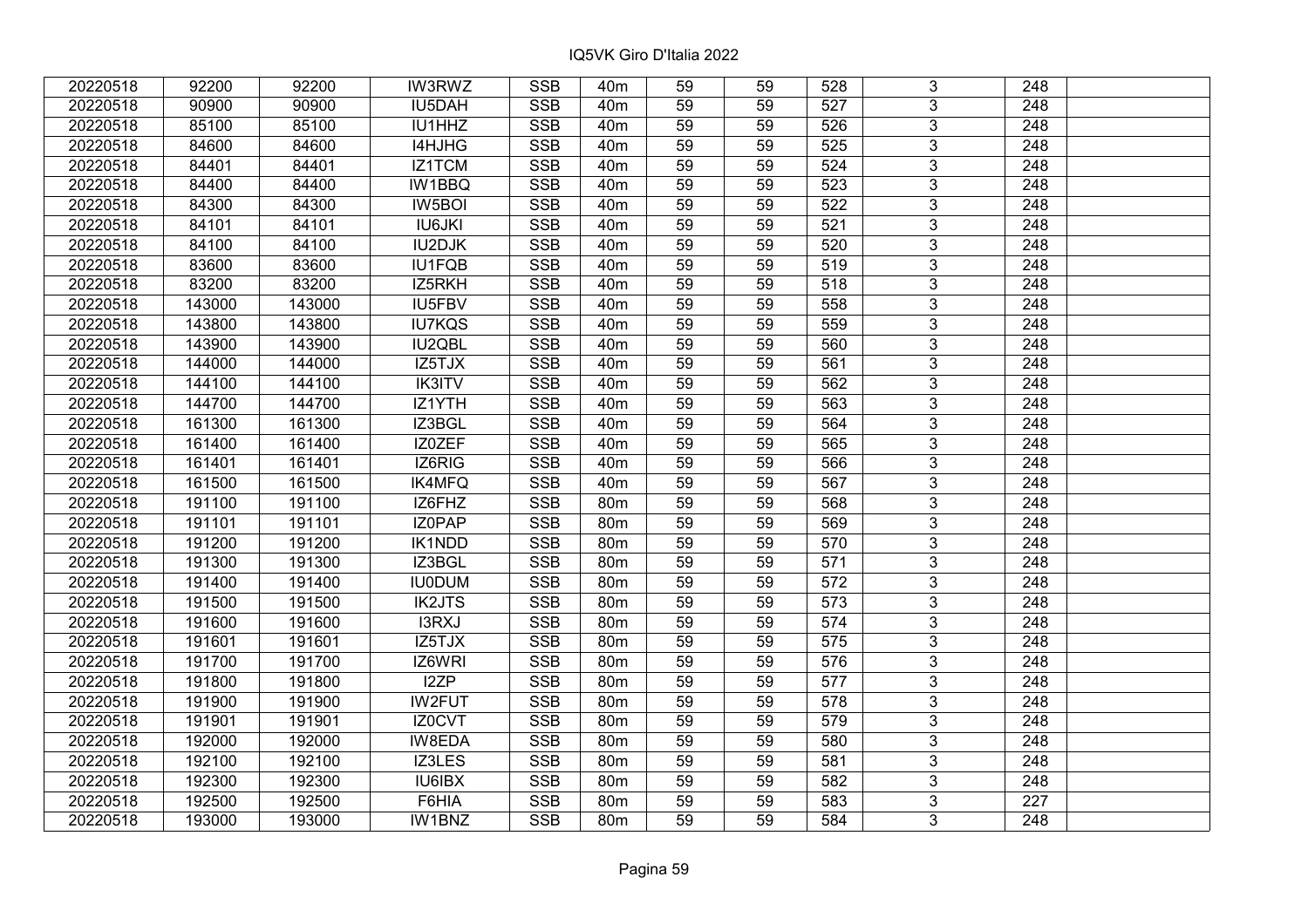| 20220518 | 92200 | 92200 | IW3RWZ | SSB | 40m | 59 | 59 | 528 | 3 | 248 | |
|---|---|---|---|---|---|---|---|---|---|---|---|
| 20220518 | 90900 | 90900 | IU5DAH | SSB | 40m | 59 | 59 | 527 | 3 | 248 | |
| 20220518 | 85100 | 85100 | IU1HHZ | SSB | 40m | 59 | 59 | 526 | 3 | 248 | |
| 20220518 | 84600 | 84600 | I4HJHG | SSB | 40m | 59 | 59 | 525 | 3 | 248 | |
| 20220518 | 84401 | 84401 | IZ1TCM | SSB | 40m | 59 | 59 | 524 | 3 | 248 | |
| 20220518 | 84400 | 84400 | IW1BBQ | SSB | 40m | 59 | 59 | 523 | 3 | 248 | |
| 20220518 | 84300 | 84300 | IW5BOI | SSB | 40m | 59 | 59 | 522 | 3 | 248 | |
| 20220518 | 84101 | 84101 | IU6JKI | SSB | 40m | 59 | 59 | 521 | 3 | 248 | |
| 20220518 | 84100 | 84100 | IU2DJK | SSB | 40m | 59 | 59 | 520 | 3 | 248 | |
| 20220518 | 83600 | 83600 | IU1FQB | SSB | 40m | 59 | 59 | 519 | 3 | 248 | |
| 20220518 | 83200 | 83200 | IZ5RKH | SSB | 40m | 59 | 59 | 518 | 3 | 248 | |
| 20220518 | 143000 | 143000 | IU5FBV | SSB | 40m | 59 | 59 | 558 | 3 | 248 | |
| 20220518 | 143800 | 143800 | IU7KQS | SSB | 40m | 59 | 59 | 559 | 3 | 248 | |
| 20220518 | 143900 | 143900 | IU2QBL | SSB | 40m | 59 | 59 | 560 | 3 | 248 | |
| 20220518 | 144000 | 144000 | IZ5TJX | SSB | 40m | 59 | 59 | 561 | 3 | 248 | |
| 20220518 | 144100 | 144100 | IK3ITV | SSB | 40m | 59 | 59 | 562 | 3 | 248 | |
| 20220518 | 144700 | 144700 | IZ1YTH | SSB | 40m | 59 | 59 | 563 | 3 | 248 | |
| 20220518 | 161300 | 161300 | IZ3BGL | SSB | 40m | 59 | 59 | 564 | 3 | 248 | |
| 20220518 | 161400 | 161400 | IZ0ZEF | SSB | 40m | 59 | 59 | 565 | 3 | 248 | |
| 20220518 | 161401 | 161401 | IZ6RIG | SSB | 40m | 59 | 59 | 566 | 3 | 248 | |
| 20220518 | 161500 | 161500 | IK4MFQ | SSB | 40m | 59 | 59 | 567 | 3 | 248 | |
| 20220518 | 191100 | 191100 | IZ6FHZ | SSB | 80m | 59 | 59 | 568 | 3 | 248 | |
| 20220518 | 191101 | 191101 | IZ0PAP | SSB | 80m | 59 | 59 | 569 | 3 | 248 | |
| 20220518 | 191200 | 191200 | IK1NDD | SSB | 80m | 59 | 59 | 570 | 3 | 248 | |
| 20220518 | 191300 | 191300 | IZ3BGL | SSB | 80m | 59 | 59 | 571 | 3 | 248 | |
| 20220518 | 191400 | 191400 | IU0DUM | SSB | 80m | 59 | 59 | 572 | 3 | 248 | |
| 20220518 | 191500 | 191500 | IK2JTS | SSB | 80m | 59 | 59 | 573 | 3 | 248 | |
| 20220518 | 191600 | 191600 | I3RXJ | SSB | 80m | 59 | 59 | 574 | 3 | 248 | |
| 20220518 | 191601 | 191601 | IZ5TJX | SSB | 80m | 59 | 59 | 575 | 3 | 248 | |
| 20220518 | 191700 | 191700 | IZ6WRI | SSB | 80m | 59 | 59 | 576 | 3 | 248 | |
| 20220518 | 191800 | 191800 | I2ZP | SSB | 80m | 59 | 59 | 577 | 3 | 248 | |
| 20220518 | 191900 | 191900 | IW2FUT | SSB | 80m | 59 | 59 | 578 | 3 | 248 | |
| 20220518 | 191901 | 191901 | IZ0CVT | SSB | 80m | 59 | 59 | 579 | 3 | 248 | |
| 20220518 | 192000 | 192000 | IW8EDA | SSB | 80m | 59 | 59 | 580 | 3 | 248 | |
| 20220518 | 192100 | 192100 | IZ3LES | SSB | 80m | 59 | 59 | 581 | 3 | 248 | |
| 20220518 | 192300 | 192300 | IU6IBX | SSB | 80m | 59 | 59 | 582 | 3 | 248 | |
| 20220518 | 192500 | 192500 | F6HIA | SSB | 80m | 59 | 59 | 583 | 3 | 227 | |
| 20220518 | 193000 | 193000 | IW1BNZ | SSB | 80m | 59 | 59 | 584 | 3 | 248 | |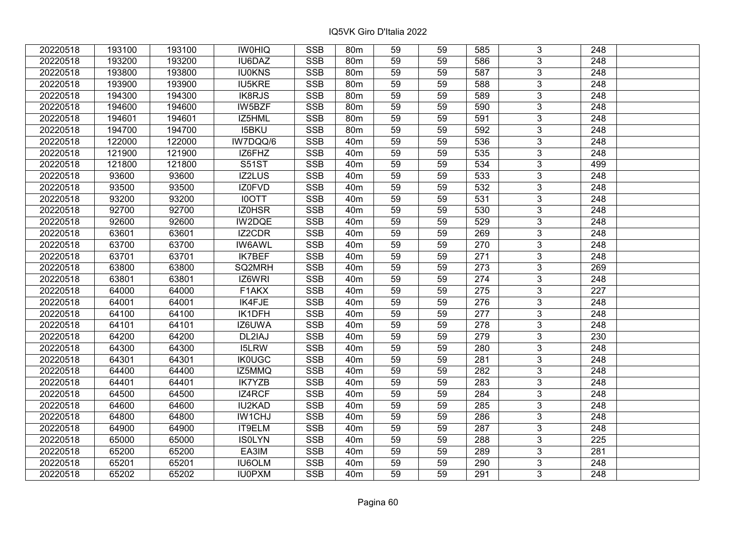IQ5VK Giro D'Italia 2022

| | | | | | | | | | | | |
|---|---|---|---|---|---|---|---|---|---|---|---|
| 20220518 | 193100 | 193100 | IW0HIQ | SSB | 80m | 59 | 59 | 585 | 3 | 248 | |
| 20220518 | 193200 | 193200 | IU6DAZ | SSB | 80m | 59 | 59 | 586 | 3 | 248 | |
| 20220518 | 193800 | 193800 | IU0KNS | SSB | 80m | 59 | 59 | 587 | 3 | 248 | |
| 20220518 | 193900 | 193900 | IU5KRE | SSB | 80m | 59 | 59 | 588 | 3 | 248 | |
| 20220518 | 194300 | 194300 | IK8RJS | SSB | 80m | 59 | 59 | 589 | 3 | 248 | |
| 20220518 | 194600 | 194600 | IW5BZF | SSB | 80m | 59 | 59 | 590 | 3 | 248 | |
| 20220518 | 194601 | 194601 | IZ5HML | SSB | 80m | 59 | 59 | 591 | 3 | 248 | |
| 20220518 | 194700 | 194700 | I5BKU | SSB | 80m | 59 | 59 | 592 | 3 | 248 | |
| 20220518 | 122000 | 122000 | IW7DQQ/6 | SSB | 40m | 59 | 59 | 536 | 3 | 248 | |
| 20220518 | 121900 | 121900 | IZ6FHZ | SSB | 40m | 59 | 59 | 535 | 3 | 248 | |
| 20220518 | 121800 | 121800 | S51ST | SSB | 40m | 59 | 59 | 534 | 3 | 499 | |
| 20220518 | 93600 | 93600 | IZ2LUS | SSB | 40m | 59 | 59 | 533 | 3 | 248 | |
| 20220518 | 93500 | 93500 | IZ0FVD | SSB | 40m | 59 | 59 | 532 | 3 | 248 | |
| 20220518 | 93200 | 93200 | I0OTT | SSB | 40m | 59 | 59 | 531 | 3 | 248 | |
| 20220518 | 92700 | 92700 | IZ0HSR | SSB | 40m | 59 | 59 | 530 | 3 | 248 | |
| 20220518 | 92600 | 92600 | IW2DQE | SSB | 40m | 59 | 59 | 529 | 3 | 248 | |
| 20220518 | 63601 | 63601 | IZ2CDR | SSB | 40m | 59 | 59 | 269 | 3 | 248 | |
| 20220518 | 63700 | 63700 | IW6AWL | SSB | 40m | 59 | 59 | 270 | 3 | 248 | |
| 20220518 | 63701 | 63701 | IK7BEF | SSB | 40m | 59 | 59 | 271 | 3 | 248 | |
| 20220518 | 63800 | 63800 | SQ2MRH | SSB | 40m | 59 | 59 | 273 | 3 | 269 | |
| 20220518 | 63801 | 63801 | IZ6WRI | SSB | 40m | 59 | 59 | 274 | 3 | 248 | |
| 20220518 | 64000 | 64000 | F1AKX | SSB | 40m | 59 | 59 | 275 | 3 | 227 | |
| 20220518 | 64001 | 64001 | IK4FJE | SSB | 40m | 59 | 59 | 276 | 3 | 248 | |
| 20220518 | 64100 | 64100 | IK1DFH | SSB | 40m | 59 | 59 | 277 | 3 | 248 | |
| 20220518 | 64101 | 64101 | IZ6UWA | SSB | 40m | 59 | 59 | 278 | 3 | 248 | |
| 20220518 | 64200 | 64200 | DL2IAJ | SSB | 40m | 59 | 59 | 279 | 3 | 230 | |
| 20220518 | 64300 | 64300 | I5LRW | SSB | 40m | 59 | 59 | 280 | 3 | 248 | |
| 20220518 | 64301 | 64301 | IK0UGC | SSB | 40m | 59 | 59 | 281 | 3 | 248 | |
| 20220518 | 64400 | 64400 | IZ5MMQ | SSB | 40m | 59 | 59 | 282 | 3 | 248 | |
| 20220518 | 64401 | 64401 | IK7YZB | SSB | 40m | 59 | 59 | 283 | 3 | 248 | |
| 20220518 | 64500 | 64500 | IZ4RCF | SSB | 40m | 59 | 59 | 284 | 3 | 248 | |
| 20220518 | 64600 | 64600 | IU2KAD | SSB | 40m | 59 | 59 | 285 | 3 | 248 | |
| 20220518 | 64800 | 64800 | IW1CHJ | SSB | 40m | 59 | 59 | 286 | 3 | 248 | |
| 20220518 | 64900 | 64900 | IT9ELM | SSB | 40m | 59 | 59 | 287 | 3 | 248 | |
| 20220518 | 65000 | 65000 | IS0LYN | SSB | 40m | 59 | 59 | 288 | 3 | 225 | |
| 20220518 | 65200 | 65200 | EA3IM | SSB | 40m | 59 | 59 | 289 | 3 | 281 | |
| 20220518 | 65201 | 65201 | IU6OLM | SSB | 40m | 59 | 59 | 290 | 3 | 248 | |
| 20220518 | 65202 | 65202 | IU0PXM | SSB | 40m | 59 | 59 | 291 | 3 | 248 | |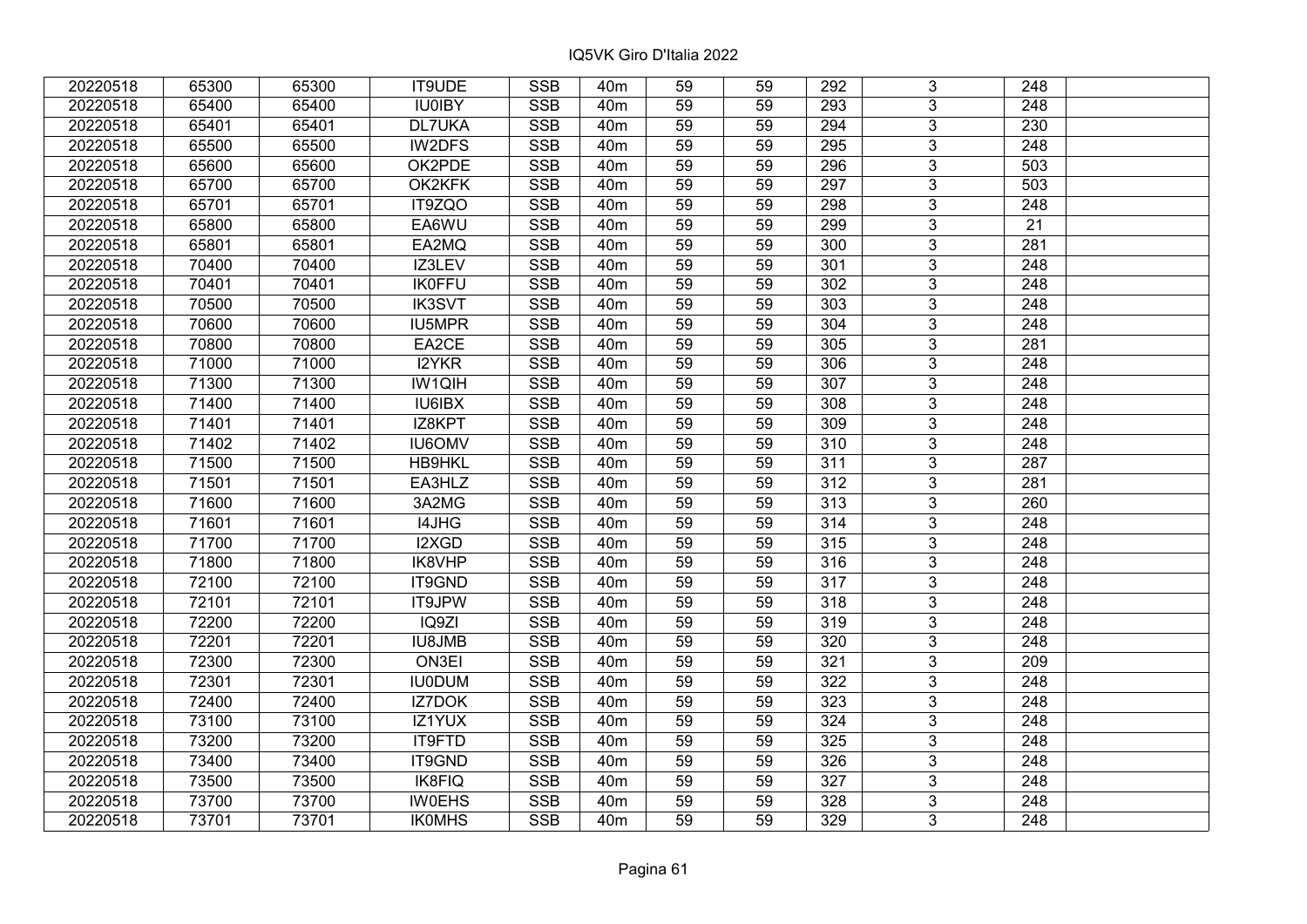# IQ5VK Giro D'Italia 2022

| | | | | | | | | | | | |
|---|---|---|---|---|---|---|---|---|---|---|---|
| 20220518 | 65300 | 65300 | IT9UDE | SSB | 40m | 59 | 59 | 292 | 3 | 248 | |
| 20220518 | 65400 | 65400 | IU0IBY | SSB | 40m | 59 | 59 | 293 | 3 | 248 | |
| 20220518 | 65401 | 65401 | DL7UKA | SSB | 40m | 59 | 59 | 294 | 3 | 230 | |
| 20220518 | 65500 | 65500 | IW2DFS | SSB | 40m | 59 | 59 | 295 | 3 | 248 | |
| 20220518 | 65600 | 65600 | OK2PDE | SSB | 40m | 59 | 59 | 296 | 3 | 503 | |
| 20220518 | 65700 | 65700 | OK2KFK | SSB | 40m | 59 | 59 | 297 | 3 | 503 | |
| 20220518 | 65701 | 65701 | IT9ZQO | SSB | 40m | 59 | 59 | 298 | 3 | 248 | |
| 20220518 | 65800 | 65800 | EA6WU | SSB | 40m | 59 | 59 | 299 | 3 | 21 | |
| 20220518 | 65801 | 65801 | EA2MQ | SSB | 40m | 59 | 59 | 300 | 3 | 281 | |
| 20220518 | 70400 | 70400 | IZ3LEV | SSB | 40m | 59 | 59 | 301 | 3 | 248 | |
| 20220518 | 70401 | 70401 | IK0FFU | SSB | 40m | 59 | 59 | 302 | 3 | 248 | |
| 20220518 | 70500 | 70500 | IK3SVT | SSB | 40m | 59 | 59 | 303 | 3 | 248 | |
| 20220518 | 70600 | 70600 | IU5MPR | SSB | 40m | 59 | 59 | 304 | 3 | 248 | |
| 20220518 | 70800 | 70800 | EA2CE | SSB | 40m | 59 | 59 | 305 | 3 | 281 | |
| 20220518 | 71000 | 71000 | I2YKR | SSB | 40m | 59 | 59 | 306 | 3 | 248 | |
| 20220518 | 71300 | 71300 | IW1QIH | SSB | 40m | 59 | 59 | 307 | 3 | 248 | |
| 20220518 | 71400 | 71400 | IU6IBX | SSB | 40m | 59 | 59 | 308 | 3 | 248 | |
| 20220518 | 71401 | 71401 | IZ8KPT | SSB | 40m | 59 | 59 | 309 | 3 | 248 | |
| 20220518 | 71402 | 71402 | IU6OMV | SSB | 40m | 59 | 59 | 310 | 3 | 248 | |
| 20220518 | 71500 | 71500 | HB9HKL | SSB | 40m | 59 | 59 | 311 | 3 | 287 | |
| 20220518 | 71501 | 71501 | EA3HLZ | SSB | 40m | 59 | 59 | 312 | 3 | 281 | |
| 20220518 | 71600 | 71600 | 3A2MG | SSB | 40m | 59 | 59 | 313 | 3 | 260 | |
| 20220518 | 71601 | 71601 | I4JHG | SSB | 40m | 59 | 59 | 314 | 3 | 248 | |
| 20220518 | 71700 | 71700 | I2XGD | SSB | 40m | 59 | 59 | 315 | 3 | 248 | |
| 20220518 | 71800 | 71800 | IK8VHP | SSB | 40m | 59 | 59 | 316 | 3 | 248 | |
| 20220518 | 72100 | 72100 | IT9GND | SSB | 40m | 59 | 59 | 317 | 3 | 248 | |
| 20220518 | 72101 | 72101 | IT9JPW | SSB | 40m | 59 | 59 | 318 | 3 | 248 | |
| 20220518 | 72200 | 72200 | IQ9ZI | SSB | 40m | 59 | 59 | 319 | 3 | 248 | |
| 20220518 | 72201 | 72201 | IU8JMB | SSB | 40m | 59 | 59 | 320 | 3 | 248 | |
| 20220518 | 72300 | 72300 | ON3EI | SSB | 40m | 59 | 59 | 321 | 3 | 209 | |
| 20220518 | 72301 | 72301 | IU0DUM | SSB | 40m | 59 | 59 | 322 | 3 | 248 | |
| 20220518 | 72400 | 72400 | IZ7DOK | SSB | 40m | 59 | 59 | 323 | 3 | 248 | |
| 20220518 | 73100 | 73100 | IZ1YUX | SSB | 40m | 59 | 59 | 324 | 3 | 248 | |
| 20220518 | 73200 | 73200 | IT9FTD | SSB | 40m | 59 | 59 | 325 | 3 | 248 | |
| 20220518 | 73400 | 73400 | IT9GND | SSB | 40m | 59 | 59 | 326 | 3 | 248 | |
| 20220518 | 73500 | 73500 | IK8FIQ | SSB | 40m | 59 | 59 | 327 | 3 | 248 | |
| 20220518 | 73700 | 73700 | IW0EHS | SSB | 40m | 59 | 59 | 328 | 3 | 248 | |
| 20220518 | 73701 | 73701 | IK0MHS | SSB | 40m | 59 | 59 | 329 | 3 | 248 | |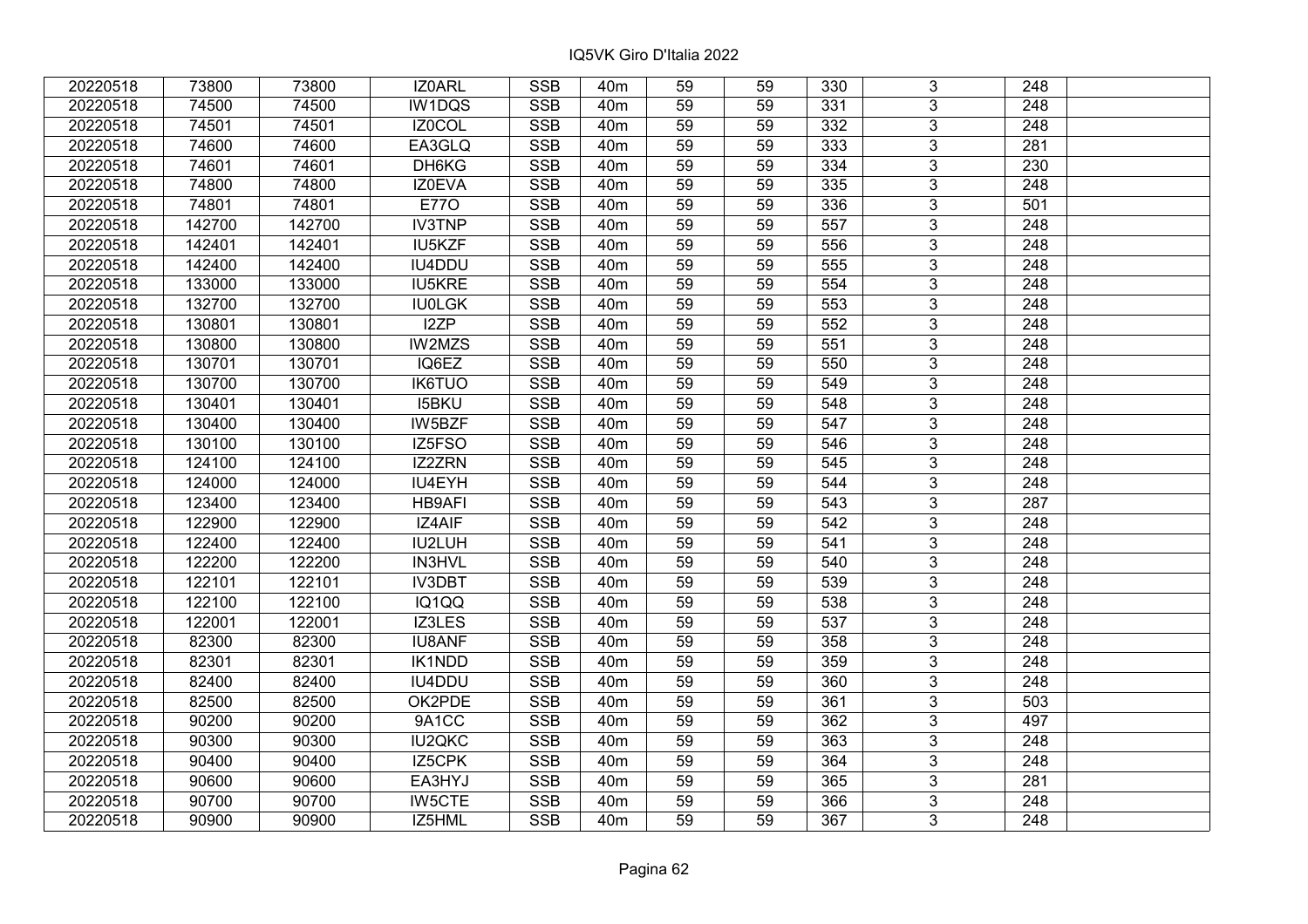| | | | | | | | | | | | |
|---|---|---|---|---|---|---|---|---|---|---|---|
| 20220518 | 73800 | 73800 | IZ0ARL | SSB | 40m | 59 | 59 | 330 | 3 | 248 | |
| 20220518 | 74500 | 74500 | IW1DQS | SSB | 40m | 59 | 59 | 331 | 3 | 248 | |
| 20220518 | 74501 | 74501 | IZ0COL | SSB | 40m | 59 | 59 | 332 | 3 | 248 | |
| 20220518 | 74600 | 74600 | EA3GLQ | SSB | 40m | 59 | 59 | 333 | 3 | 281 | |
| 20220518 | 74601 | 74601 | DH6KG | SSB | 40m | 59 | 59 | 334 | 3 | 230 | |
| 20220518 | 74800 | 74800 | IZ0EVA | SSB | 40m | 59 | 59 | 335 | 3 | 248 | |
| 20220518 | 74801 | 74801 | E77O | SSB | 40m | 59 | 59 | 336 | 3 | 501 | |
| 20220518 | 142700 | 142700 | IV3TNP | SSB | 40m | 59 | 59 | 557 | 3 | 248 | |
| 20220518 | 142401 | 142401 | IU5KZF | SSB | 40m | 59 | 59 | 556 | 3 | 248 | |
| 20220518 | 142400 | 142400 | IU4DDU | SSB | 40m | 59 | 59 | 555 | 3 | 248 | |
| 20220518 | 133000 | 133000 | IU5KRE | SSB | 40m | 59 | 59 | 554 | 3 | 248 | |
| 20220518 | 132700 | 132700 | IU0LGK | SSB | 40m | 59 | 59 | 553 | 3 | 248 | |
| 20220518 | 130801 | 130801 | I2ZP | SSB | 40m | 59 | 59 | 552 | 3 | 248 | |
| 20220518 | 130800 | 130800 | IW2MZS | SSB | 40m | 59 | 59 | 551 | 3 | 248 | |
| 20220518 | 130701 | 130701 | IQ6EZ | SSB | 40m | 59 | 59 | 550 | 3 | 248 | |
| 20220518 | 130700 | 130700 | IK6TUO | SSB | 40m | 59 | 59 | 549 | 3 | 248 | |
| 20220518 | 130401 | 130401 | I5BKU | SSB | 40m | 59 | 59 | 548 | 3 | 248 | |
| 20220518 | 130400 | 130400 | IW5BZF | SSB | 40m | 59 | 59 | 547 | 3 | 248 | |
| 20220518 | 130100 | 130100 | IZ5FSO | SSB | 40m | 59 | 59 | 546 | 3 | 248 | |
| 20220518 | 124100 | 124100 | IZ2ZRN | SSB | 40m | 59 | 59 | 545 | 3 | 248 | |
| 20220518 | 124000 | 124000 | IU4EYH | SSB | 40m | 59 | 59 | 544 | 3 | 248 | |
| 20220518 | 123400 | 123400 | HB9AFI | SSB | 40m | 59 | 59 | 543 | 3 | 287 | |
| 20220518 | 122900 | 122900 | IZ4AIF | SSB | 40m | 59 | 59 | 542 | 3 | 248 | |
| 20220518 | 122400 | 122400 | IU2LUH | SSB | 40m | 59 | 59 | 541 | 3 | 248 | |
| 20220518 | 122200 | 122200 | IN3HVL | SSB | 40m | 59 | 59 | 540 | 3 | 248 | |
| 20220518 | 122101 | 122101 | IV3DBT | SSB | 40m | 59 | 59 | 539 | 3 | 248 | |
| 20220518 | 122100 | 122100 | IQ1QQ | SSB | 40m | 59 | 59 | 538 | 3 | 248 | |
| 20220518 | 122001 | 122001 | IZ3LES | SSB | 40m | 59 | 59 | 537 | 3 | 248 | |
| 20220518 | 82300 | 82300 | IU8ANF | SSB | 40m | 59 | 59 | 358 | 3 | 248 | |
| 20220518 | 82301 | 82301 | IK1NDD | SSB | 40m | 59 | 59 | 359 | 3 | 248 | |
| 20220518 | 82400 | 82400 | IU4DDU | SSB | 40m | 59 | 59 | 360 | 3 | 248 | |
| 20220518 | 82500 | 82500 | OK2PDE | SSB | 40m | 59 | 59 | 361 | 3 | 503 | |
| 20220518 | 90200 | 90200 | 9A1CC | SSB | 40m | 59 | 59 | 362 | 3 | 497 | |
| 20220518 | 90300 | 90300 | IU2QKC | SSB | 40m | 59 | 59 | 363 | 3 | 248 | |
| 20220518 | 90400 | 90400 | IZ5CPK | SSB | 40m | 59 | 59 | 364 | 3 | 248 | |
| 20220518 | 90600 | 90600 | EA3HYJ | SSB | 40m | 59 | 59 | 365 | 3 | 281 | |
| 20220518 | 90700 | 90700 | IW5CTE | SSB | 40m | 59 | 59 | 366 | 3 | 248 | |
| 20220518 | 90900 | 90900 | IZ5HML | SSB | 40m | 59 | 59 | 367 | 3 | 248 | |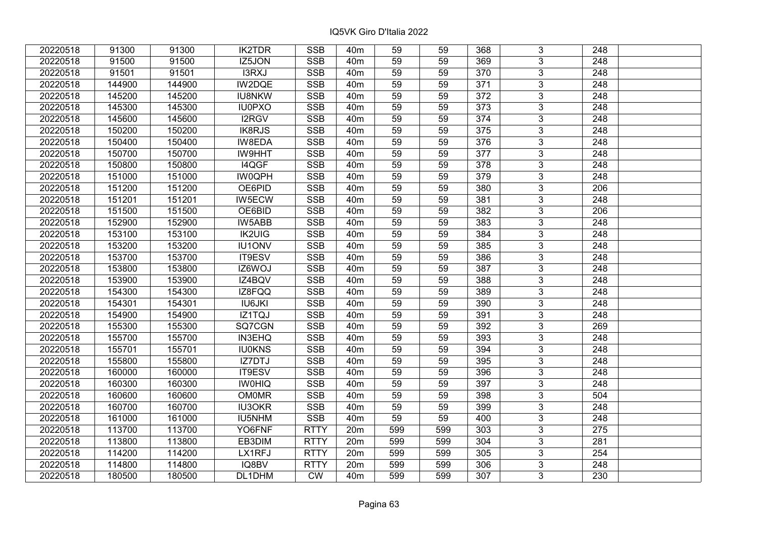| | | | | | | | | | | | |
|---|---|---|---|---|---|---|---|---|---|---|---|
| 20220518 | 91300 | 91300 | IK2TDR | SSB | 40m | 59 | 59 | 368 | 3 | 248 | |
| 20220518 | 91500 | 91500 | IZ5JON | SSB | 40m | 59 | 59 | 369 | 3 | 248 | |
| 20220518 | 91501 | 91501 | I3RXJ | SSB | 40m | 59 | 59 | 370 | 3 | 248 | |
| 20220518 | 144900 | 144900 | IW2DQE | SSB | 40m | 59 | 59 | 371 | 3 | 248 | |
| 20220518 | 145200 | 145200 | IU8NKW | SSB | 40m | 59 | 59 | 372 | 3 | 248 | |
| 20220518 | 145300 | 145300 | IU0PXO | SSB | 40m | 59 | 59 | 373 | 3 | 248 | |
| 20220518 | 145600 | 145600 | I2RGV | SSB | 40m | 59 | 59 | 374 | 3 | 248 | |
| 20220518 | 150200 | 150200 | IK8RJS | SSB | 40m | 59 | 59 | 375 | 3 | 248 | |
| 20220518 | 150400 | 150400 | IW8EDA | SSB | 40m | 59 | 59 | 376 | 3 | 248 | |
| 20220518 | 150700 | 150700 | IW9HHT | SSB | 40m | 59 | 59 | 377 | 3 | 248 | |
| 20220518 | 150800 | 150800 | I4QGF | SSB | 40m | 59 | 59 | 378 | 3 | 248 | |
| 20220518 | 151000 | 151000 | IW0QPH | SSB | 40m | 59 | 59 | 379 | 3 | 248 | |
| 20220518 | 151200 | 151200 | OE6PID | SSB | 40m | 59 | 59 | 380 | 3 | 206 | |
| 20220518 | 151201 | 151201 | IW5ECW | SSB | 40m | 59 | 59 | 381 | 3 | 248 | |
| 20220518 | 151500 | 151500 | OE6BID | SSB | 40m | 59 | 59 | 382 | 3 | 206 | |
| 20220518 | 152900 | 152900 | IW5ABB | SSB | 40m | 59 | 59 | 383 | 3 | 248 | |
| 20220518 | 153100 | 153100 | IK2UIG | SSB | 40m | 59 | 59 | 384 | 3 | 248 | |
| 20220518 | 153200 | 153200 | IU1ONV | SSB | 40m | 59 | 59 | 385 | 3 | 248 | |
| 20220518 | 153700 | 153700 | IT9ESV | SSB | 40m | 59 | 59 | 386 | 3 | 248 | |
| 20220518 | 153800 | 153800 | IZ6WOJ | SSB | 40m | 59 | 59 | 387 | 3 | 248 | |
| 20220518 | 153900 | 153900 | IZ4BQV | SSB | 40m | 59 | 59 | 388 | 3 | 248 | |
| 20220518 | 154300 | 154300 | IZ8FQQ | SSB | 40m | 59 | 59 | 389 | 3 | 248 | |
| 20220518 | 154301 | 154301 | IU6JKI | SSB | 40m | 59 | 59 | 390 | 3 | 248 | |
| 20220518 | 154900 | 154900 | IZ1TQJ | SSB | 40m | 59 | 59 | 391 | 3 | 248 | |
| 20220518 | 155300 | 155300 | SQ7CGN | SSB | 40m | 59 | 59 | 392 | 3 | 269 | |
| 20220518 | 155700 | 155700 | IN3EHQ | SSB | 40m | 59 | 59 | 393 | 3 | 248 | |
| 20220518 | 155701 | 155701 | IU0KNS | SSB | 40m | 59 | 59 | 394 | 3 | 248 | |
| 20220518 | 155800 | 155800 | IZ7DTJ | SSB | 40m | 59 | 59 | 395 | 3 | 248 | |
| 20220518 | 160000 | 160000 | IT9ESV | SSB | 40m | 59 | 59 | 396 | 3 | 248 | |
| 20220518 | 160300 | 160300 | IW0HIQ | SSB | 40m | 59 | 59 | 397 | 3 | 248 | |
| 20220518 | 160600 | 160600 | OM0MR | SSB | 40m | 59 | 59 | 398 | 3 | 504 | |
| 20220518 | 160700 | 160700 | IU3OKR | SSB | 40m | 59 | 59 | 399 | 3 | 248 | |
| 20220518 | 161000 | 161000 | IU5NHM | SSB | 40m | 59 | 59 | 400 | 3 | 248 | |
| 20220518 | 113700 | 113700 | YO6FNF | RTTY | 20m | 599 | 599 | 303 | 3 | 275 | |
| 20220518 | 113800 | 113800 | EB3DIM | RTTY | 20m | 599 | 599 | 304 | 3 | 281 | |
| 20220518 | 114200 | 114200 | LX1RFJ | RTTY | 20m | 599 | 599 | 305 | 3 | 254 | |
| 20220518 | 114800 | 114800 | IQ8BV | RTTY | 20m | 599 | 599 | 306 | 3 | 248 | |
| 20220518 | 180500 | 180500 | DL1DHM | CW | 40m | 599 | 599 | 307 | 3 | 230 | |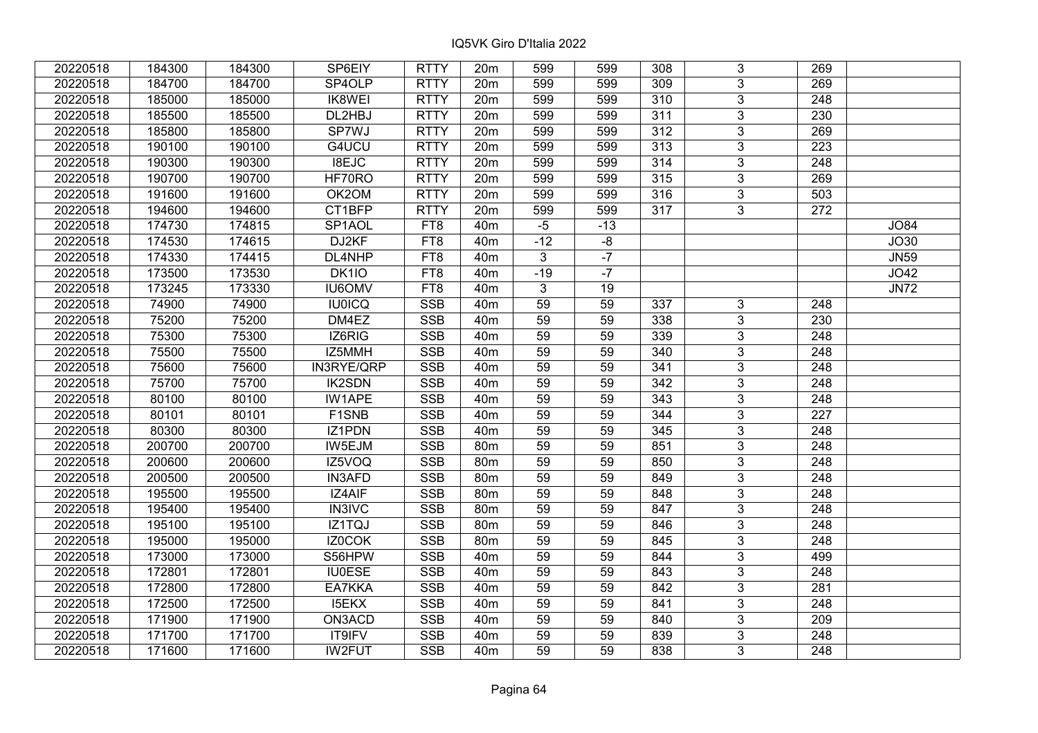| | | | | | | | | | | | |
|---|---|---|---|---|---|---|---|---|---|---|---|
| 20220518 | 184300 | 184300 | SP6EIY | RTTY | 20m | 599 | 599 | 308 | 3 | 269 | |
| 20220518 | 184700 | 184700 | SP4OLP | RTTY | 20m | 599 | 599 | 309 | 3 | 269 | |
| 20220518 | 185000 | 185000 | IK8WEI | RTTY | 20m | 599 | 599 | 310 | 3 | 248 | |
| 20220518 | 185500 | 185500 | DL2HBJ | RTTY | 20m | 599 | 599 | 311 | 3 | 230 | |
| 20220518 | 185800 | 185800 | SP7WJ | RTTY | 20m | 599 | 599 | 312 | 3 | 269 | |
| 20220518 | 190100 | 190100 | G4UCU | RTTY | 20m | 599 | 599 | 313 | 3 | 223 | |
| 20220518 | 190300 | 190300 | I8EJC | RTTY | 20m | 599 | 599 | 314 | 3 | 248 | |
| 20220518 | 190700 | 190700 | HF70RO | RTTY | 20m | 599 | 599 | 315 | 3 | 269 | |
| 20220518 | 191600 | 191600 | OK2OM | RTTY | 20m | 599 | 599 | 316 | 3 | 503 | |
| 20220518 | 194600 | 194600 | CT1BFP | RTTY | 20m | 599 | 599 | 317 | 3 | 272 | |
| 20220518 | 174730 | 174815 | SP1AOL | FT8 | 40m | -5 | -13 | | | | JO84 |
| 20220518 | 174530 | 174615 | DJ2KF | FT8 | 40m | -12 | -8 | | | | JO30 |
| 20220518 | 174330 | 174415 | DL4NHP | FT8 | 40m | 3 | -7 | | | | JN59 |
| 20220518 | 173500 | 173530 | DK1IO | FT8 | 40m | -19 | -7 | | | | JO42 |
| 20220518 | 173245 | 173330 | IU6OMV | FT8 | 40m | 3 | 19 | | | | JN72 |
| 20220518 | 74900 | 74900 | IU0ICQ | SSB | 40m | 59 | 59 | 337 | 3 | 248 | |
| 20220518 | 75200 | 75200 | DM4EZ | SSB | 40m | 59 | 59 | 338 | 3 | 230 | |
| 20220518 | 75300 | 75300 | IZ6RIG | SSB | 40m | 59 | 59 | 339 | 3 | 248 | |
| 20220518 | 75500 | 75500 | IZ5MMH | SSB | 40m | 59 | 59 | 340 | 3 | 248 | |
| 20220518 | 75600 | 75600 | IN3RYE/QRP | SSB | 40m | 59 | 59 | 341 | 3 | 248 | |
| 20220518 | 75700 | 75700 | IK2SDN | SSB | 40m | 59 | 59 | 342 | 3 | 248 | |
| 20220518 | 80100 | 80100 | IW1APE | SSB | 40m | 59 | 59 | 343 | 3 | 248 | |
| 20220518 | 80101 | 80101 | F1SNB | SSB | 40m | 59 | 59 | 344 | 3 | 227 | |
| 20220518 | 80300 | 80300 | IZ1PDN | SSB | 40m | 59 | 59 | 345 | 3 | 248 | |
| 20220518 | 200700 | 200700 | IW5EJM | SSB | 80m | 59 | 59 | 851 | 3 | 248 | |
| 20220518 | 200600 | 200600 | IZ5VOQ | SSB | 80m | 59 | 59 | 850 | 3 | 248 | |
| 20220518 | 200500 | 200500 | IN3AFD | SSB | 80m | 59 | 59 | 849 | 3 | 248 | |
| 20220518 | 195500 | 195500 | IZ4AIF | SSB | 80m | 59 | 59 | 848 | 3 | 248 | |
| 20220518 | 195400 | 195400 | IN3IVC | SSB | 80m | 59 | 59 | 847 | 3 | 248 | |
| 20220518 | 195100 | 195100 | IZ1TQJ | SSB | 80m | 59 | 59 | 846 | 3 | 248 | |
| 20220518 | 195000 | 195000 | IZ0COK | SSB | 80m | 59 | 59 | 845 | 3 | 248 | |
| 20220518 | 173000 | 173000 | S56HPW | SSB | 40m | 59 | 59 | 844 | 3 | 499 | |
| 20220518 | 172801 | 172801 | IU0ESE | SSB | 40m | 59 | 59 | 843 | 3 | 248 | |
| 20220518 | 172800 | 172800 | EA7KKA | SSB | 40m | 59 | 59 | 842 | 3 | 281 | |
| 20220518 | 172500 | 172500 | I5EKX | SSB | 40m | 59 | 59 | 841 | 3 | 248 | |
| 20220518 | 171900 | 171900 | ON3ACD | SSB | 40m | 59 | 59 | 840 | 3 | 209 | |
| 20220518 | 171700 | 171700 | IT9IFV | SSB | 40m | 59 | 59 | 839 | 3 | 248 | |
| 20220518 | 171600 | 171600 | IW2FUT | SSB | 40m | 59 | 59 | 838 | 3 | 248 | |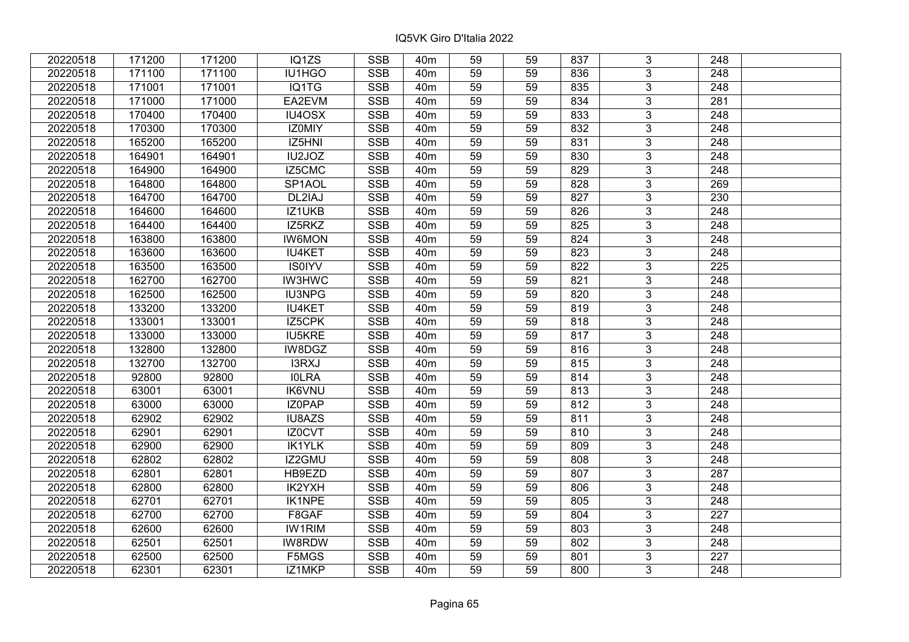| 20220518 | 171200 | 171200 | IQ1ZS | SSB | 40m | 59 | 59 | 837 | 3 | 248 | |
|---|---|---|---|---|---|---|---|---|---|---|---|
| 20220518 | 171100 | 171100 | IU1HGO | SSB | 40m | 59 | 59 | 836 | 3 | 248 | |
| 20220518 | 171001 | 171001 | IQ1TG | SSB | 40m | 59 | 59 | 835 | 3 | 248 | |
| 20220518 | 171000 | 171000 | EA2EVM | SSB | 40m | 59 | 59 | 834 | 3 | 281 | |
| 20220518 | 170400 | 170400 | IU4OSX | SSB | 40m | 59 | 59 | 833 | 3 | 248 | |
| 20220518 | 170300 | 170300 | IZ0MIY | SSB | 40m | 59 | 59 | 832 | 3 | 248 | |
| 20220518 | 165200 | 165200 | IZ5HNI | SSB | 40m | 59 | 59 | 831 | 3 | 248 | |
| 20220518 | 164901 | 164901 | IU2JOZ | SSB | 40m | 59 | 59 | 830 | 3 | 248 | |
| 20220518 | 164900 | 164900 | IZ5CMC | SSB | 40m | 59 | 59 | 829 | 3 | 248 | |
| 20220518 | 164800 | 164800 | SP1AOL | SSB | 40m | 59 | 59 | 828 | 3 | 269 | |
| 20220518 | 164700 | 164700 | DL2IAJ | SSB | 40m | 59 | 59 | 827 | 3 | 230 | |
| 20220518 | 164600 | 164600 | IZ1UKB | SSB | 40m | 59 | 59 | 826 | 3 | 248 | |
| 20220518 | 164400 | 164400 | IZ5RKZ | SSB | 40m | 59 | 59 | 825 | 3 | 248 | |
| 20220518 | 163800 | 163800 | IW6MON | SSB | 40m | 59 | 59 | 824 | 3 | 248 | |
| 20220518 | 163600 | 163600 | IU4KET | SSB | 40m | 59 | 59 | 823 | 3 | 248 | |
| 20220518 | 163500 | 163500 | IS0IYV | SSB | 40m | 59 | 59 | 822 | 3 | 225 | |
| 20220518 | 162700 | 162700 | IW3HWC | SSB | 40m | 59 | 59 | 821 | 3 | 248 | |
| 20220518 | 162500 | 162500 | IU3NPG | SSB | 40m | 59 | 59 | 820 | 3 | 248 | |
| 20220518 | 133200 | 133200 | IU4KET | SSB | 40m | 59 | 59 | 819 | 3 | 248 | |
| 20220518 | 133001 | 133001 | IZ5CPK | SSB | 40m | 59 | 59 | 818 | 3 | 248 | |
| 20220518 | 133000 | 133000 | IU5KRE | SSB | 40m | 59 | 59 | 817 | 3 | 248 | |
| 20220518 | 132800 | 132800 | IW8DGZ | SSB | 40m | 59 | 59 | 816 | 3 | 248 | |
| 20220518 | 132700 | 132700 | I3RXJ | SSB | 40m | 59 | 59 | 815 | 3 | 248 | |
| 20220518 | 92800 | 92800 | I0LRA | SSB | 40m | 59 | 59 | 814 | 3 | 248 | |
| 20220518 | 63001 | 63001 | IK6VNU | SSB | 40m | 59 | 59 | 813 | 3 | 248 | |
| 20220518 | 63000 | 63000 | IZ0PAP | SSB | 40m | 59 | 59 | 812 | 3 | 248 | |
| 20220518 | 62902 | 62902 | IU8AZS | SSB | 40m | 59 | 59 | 811 | 3 | 248 | |
| 20220518 | 62901 | 62901 | IZ0CVT | SSB | 40m | 59 | 59 | 810 | 3 | 248 | |
| 20220518 | 62900 | 62900 | IK1YLK | SSB | 40m | 59 | 59 | 809 | 3 | 248 | |
| 20220518 | 62802 | 62802 | IZ2GMU | SSB | 40m | 59 | 59 | 808 | 3 | 248 | |
| 20220518 | 62801 | 62801 | HB9EZD | SSB | 40m | 59 | 59 | 807 | 3 | 287 | |
| 20220518 | 62800 | 62800 | IK2YXH | SSB | 40m | 59 | 59 | 806 | 3 | 248 | |
| 20220518 | 62701 | 62701 | IK1NPE | SSB | 40m | 59 | 59 | 805 | 3 | 248 | |
| 20220518 | 62700 | 62700 | F8GAF | SSB | 40m | 59 | 59 | 804 | 3 | 227 | |
| 20220518 | 62600 | 62600 | IW1RIM | SSB | 40m | 59 | 59 | 803 | 3 | 248 | |
| 20220518 | 62501 | 62501 | IW8RDW | SSB | 40m | 59 | 59 | 802 | 3 | 248 | |
| 20220518 | 62500 | 62500 | F5MGS | SSB | 40m | 59 | 59 | 801 | 3 | 227 | |
| 20220518 | 62301 | 62301 | IZ1MKP | SSB | 40m | 59 | 59 | 800 | 3 | 248 | |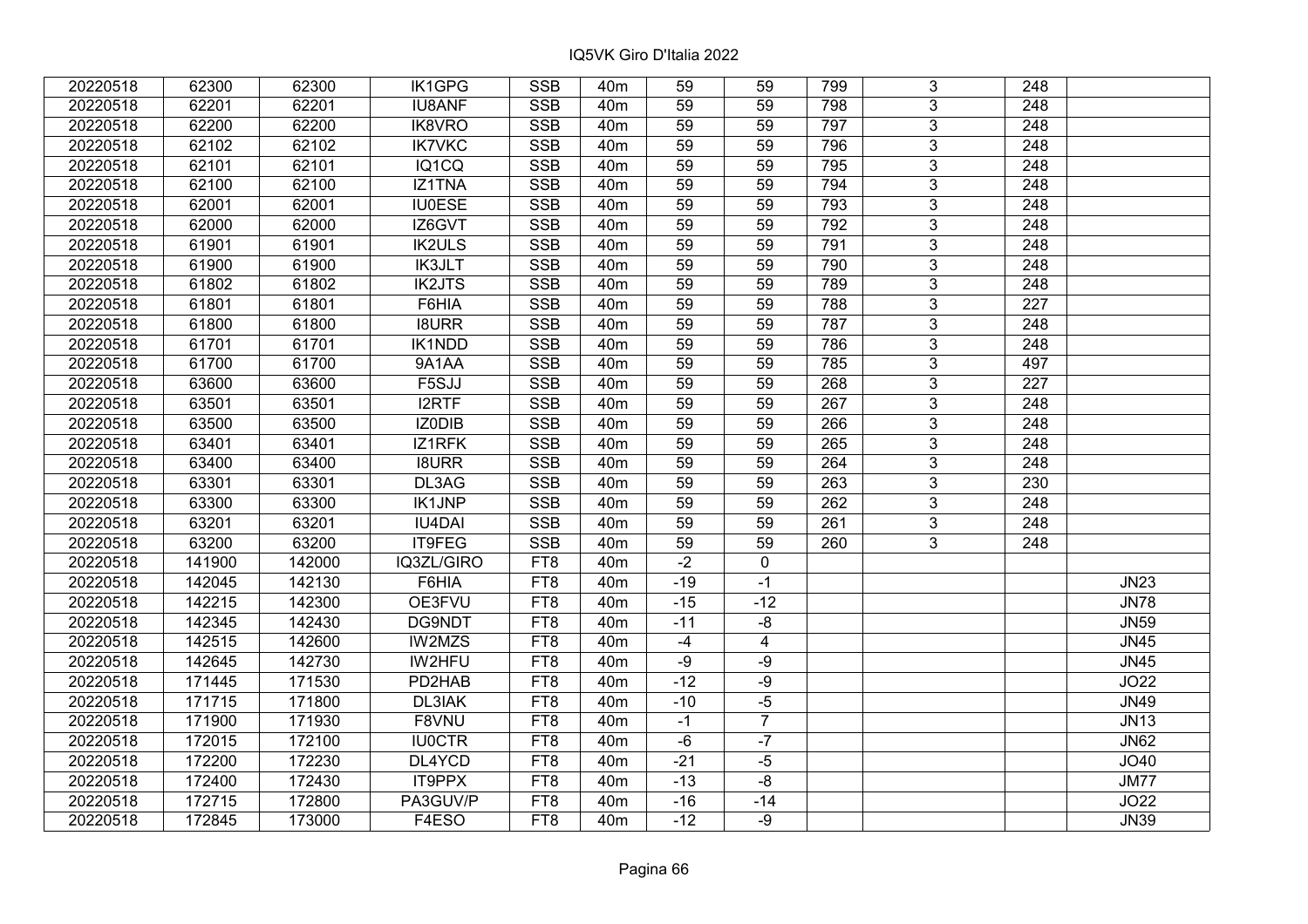# IQ5VK Giro D'Italia 2022

| | | | | | | | | | | | |
|---|---|---|---|---|---|---|---|---|---|---|---|
| 20220518 | 62300 | 62300 | IK1GPG | SSB | 40m | 59 | 59 | 799 | 3 | 248 | |
| 20220518 | 62201 | 62201 | IU8ANF | SSB | 40m | 59 | 59 | 798 | 3 | 248 | |
| 20220518 | 62200 | 62200 | IK8VRO | SSB | 40m | 59 | 59 | 797 | 3 | 248 | |
| 20220518 | 62102 | 62102 | IK7VKC | SSB | 40m | 59 | 59 | 796 | 3 | 248 | |
| 20220518 | 62101 | 62101 | IQ1CQ | SSB | 40m | 59 | 59 | 795 | 3 | 248 | |
| 20220518 | 62100 | 62100 | IZ1TNA | SSB | 40m | 59 | 59 | 794 | 3 | 248 | |
| 20220518 | 62001 | 62001 | IU0ESE | SSB | 40m | 59 | 59 | 793 | 3 | 248 | |
| 20220518 | 62000 | 62000 | IZ6GVT | SSB | 40m | 59 | 59 | 792 | 3 | 248 | |
| 20220518 | 61901 | 61901 | IK2ULS | SSB | 40m | 59 | 59 | 791 | 3 | 248 | |
| 20220518 | 61900 | 61900 | IK3JLT | SSB | 40m | 59 | 59 | 790 | 3 | 248 | |
| 20220518 | 61802 | 61802 | IK2JTS | SSB | 40m | 59 | 59 | 789 | 3 | 248 | |
| 20220518 | 61801 | 61801 | F6HIA | SSB | 40m | 59 | 59 | 788 | 3 | 227 | |
| 20220518 | 61800 | 61800 | I8URR | SSB | 40m | 59 | 59 | 787 | 3 | 248 | |
| 20220518 | 61701 | 61701 | IK1NDD | SSB | 40m | 59 | 59 | 786 | 3 | 248 | |
| 20220518 | 61700 | 61700 | 9A1AA | SSB | 40m | 59 | 59 | 785 | 3 | 497 | |
| 20220518 | 63600 | 63600 | F5SJJ | SSB | 40m | 59 | 59 | 268 | 3 | 227 | |
| 20220518 | 63501 | 63501 | I2RTF | SSB | 40m | 59 | 59 | 267 | 3 | 248 | |
| 20220518 | 63500 | 63500 | IZ0DIB | SSB | 40m | 59 | 59 | 266 | 3 | 248 | |
| 20220518 | 63401 | 63401 | IZ1RFK | SSB | 40m | 59 | 59 | 265 | 3 | 248 | |
| 20220518 | 63400 | 63400 | I8URR | SSB | 40m | 59 | 59 | 264 | 3 | 248 | |
| 20220518 | 63301 | 63301 | DL3AG | SSB | 40m | 59 | 59 | 263 | 3 | 230 | |
| 20220518 | 63300 | 63300 | IK1JNP | SSB | 40m | 59 | 59 | 262 | 3 | 248 | |
| 20220518 | 63201 | 63201 | IU4DAI | SSB | 40m | 59 | 59 | 261 | 3 | 248 | |
| 20220518 | 63200 | 63200 | IT9FEG | SSB | 40m | 59 | 59 | 260 | 3 | 248 | |
| 20220518 | 141900 | 142000 | IQ3ZL/GIRO | FT8 | 40m | -2 | 0 | | | | |
| 20220518 | 142045 | 142130 | F6HIA | FT8 | 40m | -19 | -1 | | | | JN23 |
| 20220518 | 142215 | 142300 | OE3FVU | FT8 | 40m | -15 | -12 | | | | JN78 |
| 20220518 | 142345 | 142430 | DG9NDT | FT8 | 40m | -11 | -8 | | | | JN59 |
| 20220518 | 142515 | 142600 | IW2MZS | FT8 | 40m | -4 | 4 | | | | JN45 |
| 20220518 | 142645 | 142730 | IW2HFU | FT8 | 40m | -9 | -9 | | | | JN45 |
| 20220518 | 171445 | 171530 | PD2HAB | FT8 | 40m | -12 | -9 | | | | JO22 |
| 20220518 | 171715 | 171800 | DL3IAK | FT8 | 40m | -10 | -5 | | | | JN49 |
| 20220518 | 171900 | 171930 | F8VNU | FT8 | 40m | -1 | 7 | | | | JN13 |
| 20220518 | 172015 | 172100 | IU0CTR | FT8 | 40m | -6 | -7 | | | | JN62 |
| 20220518 | 172200 | 172230 | DL4YCD | FT8 | 40m | -21 | -5 | | | | JO40 |
| 20220518 | 172400 | 172430 | IT9PPX | FT8 | 40m | -13 | -8 | | | | JM77 |
| 20220518 | 172715 | 172800 | PA3GUV/P | FT8 | 40m | -16 | -14 | | | | JO22 |
| 20220518 | 172845 | 173000 | F4ESO | FT8 | 40m | -12 | -9 | | | | JN39 |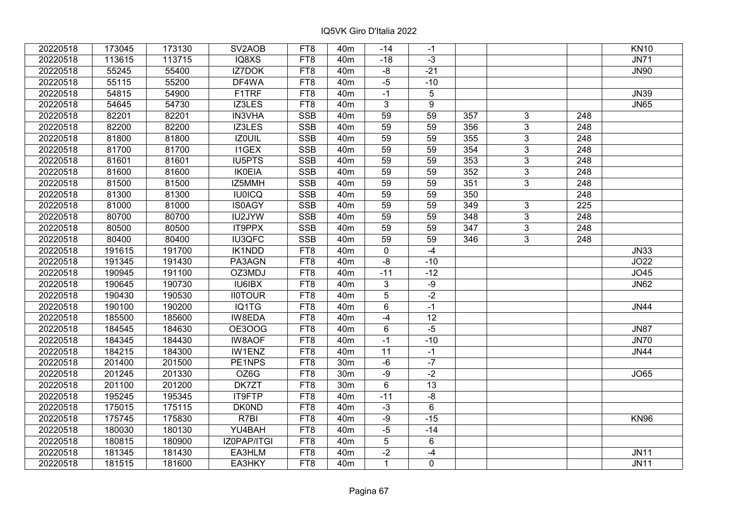# IQ5VK Giro D'Italia 2022

| | | | | | | | | | | | |
|---|---|---|---|---|---|---|---|---|---|---|---|
| 20220518 | 173045 | 173130 | SV2AOB | FT8 | 40m | -14 | -1 | | | | KN10 |
| 20220518 | 113615 | 113715 | IQ8XS | FT8 | 40m | -18 | -3 | | | | JN71 |
| 20220518 | 55245 | 55400 | IZ7DOK | FT8 | 40m | -8 | -21 | | | | JN90 |
| 20220518 | 55115 | 55200 | DF4WA | FT8 | 40m | -5 | -10 | | | | |
| 20220518 | 54815 | 54900 | F1TRF | FT8 | 40m | -1 | 5 | | | | JN39 |
| 20220518 | 54645 | 54730 | IZ3LES | FT8 | 40m | 3 | 9 | | | | JN65 |
| 20220518 | 82201 | 82201 | IN3VHA | SSB | 40m | 59 | 59 | 357 | 3 | 248 | |
| 20220518 | 82200 | 82200 | IZ3LES | SSB | 40m | 59 | 59 | 356 | 3 | 248 | |
| 20220518 | 81800 | 81800 | IZ0UIL | SSB | 40m | 59 | 59 | 355 | 3 | 248 | |
| 20220518 | 81700 | 81700 | I1GEX | SSB | 40m | 59 | 59 | 354 | 3 | 248 | |
| 20220518 | 81601 | 81601 | IU5PTS | SSB | 40m | 59 | 59 | 353 | 3 | 248 | |
| 20220518 | 81600 | 81600 | IK0EIA | SSB | 40m | 59 | 59 | 352 | 3 | 248 | |
| 20220518 | 81500 | 81500 | IZ5MMH | SSB | 40m | 59 | 59 | 351 | 3 | 248 | |
| 20220518 | 81300 | 81300 | IU0ICQ | SSB | 40m | 59 | 59 | 350 | | 248 | |
| 20220518 | 81000 | 81000 | IS0AGY | SSB | 40m | 59 | 59 | 349 | 3 | 225 | |
| 20220518 | 80700 | 80700 | IU2JYW | SSB | 40m | 59 | 59 | 348 | 3 | 248 | |
| 20220518 | 80500 | 80500 | IT9PPX | SSB | 40m | 59 | 59 | 347 | 3 | 248 | |
| 20220518 | 80400 | 80400 | IU3QFC | SSB | 40m | 59 | 59 | 346 | 3 | 248 | |
| 20220518 | 191615 | 191700 | IK1NDD | FT8 | 40m | 0 | -4 | | | | JN33 |
| 20220518 | 191345 | 191430 | PA3AGN | FT8 | 40m | -8 | -10 | | | | JO22 |
| 20220518 | 190945 | 191100 | OZ3MDJ | FT8 | 40m | -11 | -12 | | | | JO45 |
| 20220518 | 190645 | 190730 | IU6IBX | FT8 | 40m | 3 | -9 | | | | JN62 |
| 20220518 | 190430 | 190530 | II0TOUR | FT8 | 40m | 5 | -2 | | | | |
| 20220518 | 190100 | 190200 | IQ1TG | FT8 | 40m | 6 | -1 | | | | JN44 |
| 20220518 | 185500 | 185600 | IW8EDA | FT8 | 40m | -4 | 12 | | | | |
| 20220518 | 184545 | 184630 | OE3OOG | FT8 | 40m | 6 | -5 | | | | JN87 |
| 20220518 | 184345 | 184430 | IW8AOF | FT8 | 40m | -1 | -10 | | | | JN70 |
| 20220518 | 184215 | 184300 | IW1ENZ | FT8 | 40m | 11 | -1 | | | | JN44 |
| 20220518 | 201400 | 201500 | PE1NPS | FT8 | 30m | -6 | -7 | | | | |
| 20220518 | 201245 | 201330 | OZ6G | FT8 | 30m | -9 | -2 | | | | JO65 |
| 20220518 | 201100 | 201200 | DK7ZT | FT8 | 30m | 6 | 13 | | | | |
| 20220518 | 195245 | 195345 | IT9FTP | FT8 | 40m | -11 | -8 | | | | |
| 20220518 | 175015 | 175115 | DK0ND | FT8 | 40m | -3 | 6 | | | | |
| 20220518 | 175745 | 175830 | R7BI | FT8 | 40m | -9 | -15 | | | | KN96 |
| 20220518 | 180030 | 180130 | YU4BAH | FT8 | 40m | -5 | -14 | | | | |
| 20220518 | 180815 | 180900 | IZ0PAP/ITGI | FT8 | 40m | 5 | 6 | | | | |
| 20220518 | 181345 | 181430 | EA3HLM | FT8 | 40m | -2 | -4 | | | | JN11 |
| 20220518 | 181515 | 181600 | EA3HKY | FT8 | 40m | 1 | 0 | | | | JN11 |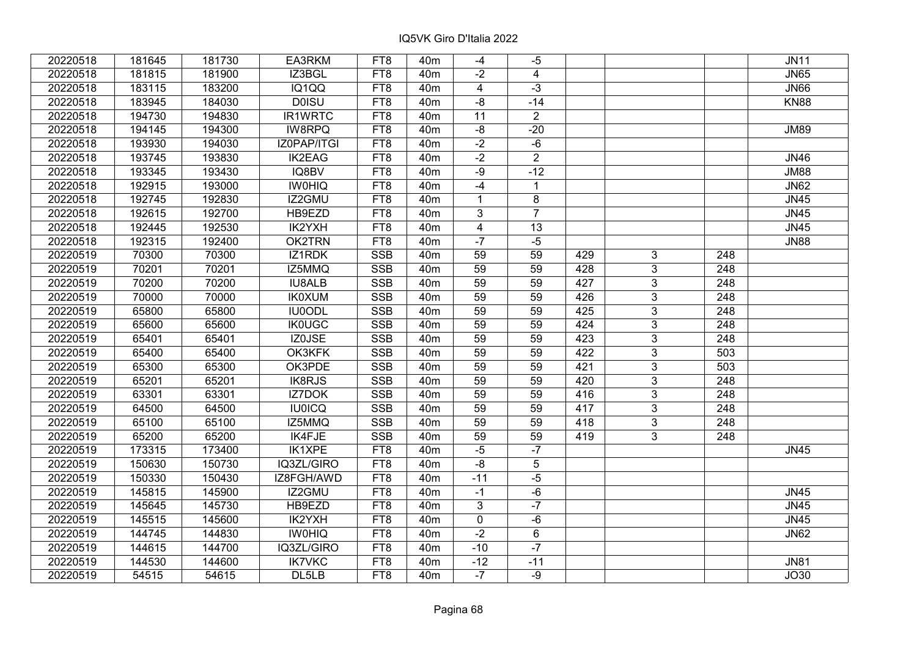| | | | | | | | | | | | |
|---|---|---|---|---|---|---|---|---|---|---|---|
| 20220518 | 181645 | 181730 | EA3RKM | FT8 | 40m | -4 | -5 | | | | JN11 |
| 20220518 | 181815 | 181900 | IZ3BGL | FT8 | 40m | -2 | 4 | | | | JN65 |
| 20220518 | 183115 | 183200 | IQ1QQ | FT8 | 40m | 4 | -3 | | | | JN66 |
| 20220518 | 183945 | 184030 | D0ISU | FT8 | 40m | -8 | -14 | | | | KN88 |
| 20220518 | 194730 | 194830 | IR1WRTC | FT8 | 40m | 11 | 2 | | | | |
| 20220518 | 194145 | 194300 | IW8RPQ | FT8 | 40m | -8 | -20 | | | | JM89 |
| 20220518 | 193930 | 194030 | IZ0PAP/ITGI | FT8 | 40m | -2 | -6 | | | | |
| 20220518 | 193745 | 193830 | IK2EAG | FT8 | 40m | -2 | 2 | | | | JN46 |
| 20220518 | 193345 | 193430 | IQ8BV | FT8 | 40m | -9 | -12 | | | | JM88 |
| 20220518 | 192915 | 193000 | IW0HIQ | FT8 | 40m | -4 | 1 | | | | JN62 |
| 20220518 | 192745 | 192830 | IZ2GMU | FT8 | 40m | 1 | 8 | | | | JN45 |
| 20220518 | 192615 | 192700 | HB9EZD | FT8 | 40m | 3 | 7 | | | | JN45 |
| 20220518 | 192445 | 192530 | IK2YXH | FT8 | 40m | 4 | 13 | | | | JN45 |
| 20220518 | 192315 | 192400 | OK2TRN | FT8 | 40m | -7 | -5 | | | | JN88 |
| 20220519 | 70300 | 70300 | IZ1RDK | SSB | 40m | 59 | 59 | 429 | 3 | 248 | |
| 20220519 | 70201 | 70201 | IZ5MMQ | SSB | 40m | 59 | 59 | 428 | 3 | 248 | |
| 20220519 | 70200 | 70200 | IU8ALB | SSB | 40m | 59 | 59 | 427 | 3 | 248 | |
| 20220519 | 70000 | 70000 | IK0XUM | SSB | 40m | 59 | 59 | 426 | 3 | 248 | |
| 20220519 | 65800 | 65800 | IU0ODL | SSB | 40m | 59 | 59 | 425 | 3 | 248 | |
| 20220519 | 65600 | 65600 | IK0UGC | SSB | 40m | 59 | 59 | 424 | 3 | 248 | |
| 20220519 | 65401 | 65401 | IZ0JSE | SSB | 40m | 59 | 59 | 423 | 3 | 248 | |
| 20220519 | 65400 | 65400 | OK3KFK | SSB | 40m | 59 | 59 | 422 | 3 | 503 | |
| 20220519 | 65300 | 65300 | OK3PDE | SSB | 40m | 59 | 59 | 421 | 3 | 503 | |
| 20220519 | 65201 | 65201 | IK8RJS | SSB | 40m | 59 | 59 | 420 | 3 | 248 | |
| 20220519 | 63301 | 63301 | IZ7DOK | SSB | 40m | 59 | 59 | 416 | 3 | 248 | |
| 20220519 | 64500 | 64500 | IU0ICQ | SSB | 40m | 59 | 59 | 417 | 3 | 248 | |
| 20220519 | 65100 | 65100 | IZ5MMQ | SSB | 40m | 59 | 59 | 418 | 3 | 248 | |
| 20220519 | 65200 | 65200 | IK4FJE | SSB | 40m | 59 | 59 | 419 | 3 | 248 | |
| 20220519 | 173315 | 173400 | IK1XPE | FT8 | 40m | -5 | -7 | | | | JN45 |
| 20220519 | 150630 | 150730 | IQ3ZL/GIRO | FT8 | 40m | -8 | 5 | | | | |
| 20220519 | 150330 | 150430 | IZ8FGH/AWD | FT8 | 40m | -11 | -5 | | | | |
| 20220519 | 145815 | 145900 | IZ2GMU | FT8 | 40m | -1 | -6 | | | | JN45 |
| 20220519 | 145645 | 145730 | HB9EZD | FT8 | 40m | 3 | -7 | | | | JN45 |
| 20220519 | 145515 | 145600 | IK2YXH | FT8 | 40m | 0 | -6 | | | | JN45 |
| 20220519 | 144745 | 144830 | IW0HIQ | FT8 | 40m | -2 | 6 | | | | JN62 |
| 20220519 | 144615 | 144700 | IQ3ZL/GIRO | FT8 | 40m | -10 | -7 | | | | |
| 20220519 | 144530 | 144600 | IK7VKC | FT8 | 40m | -12 | -11 | | | | JN81 |
| 20220519 | 54515 | 54615 | DL5LB | FT8 | 40m | -7 | -9 | | | | JO30 |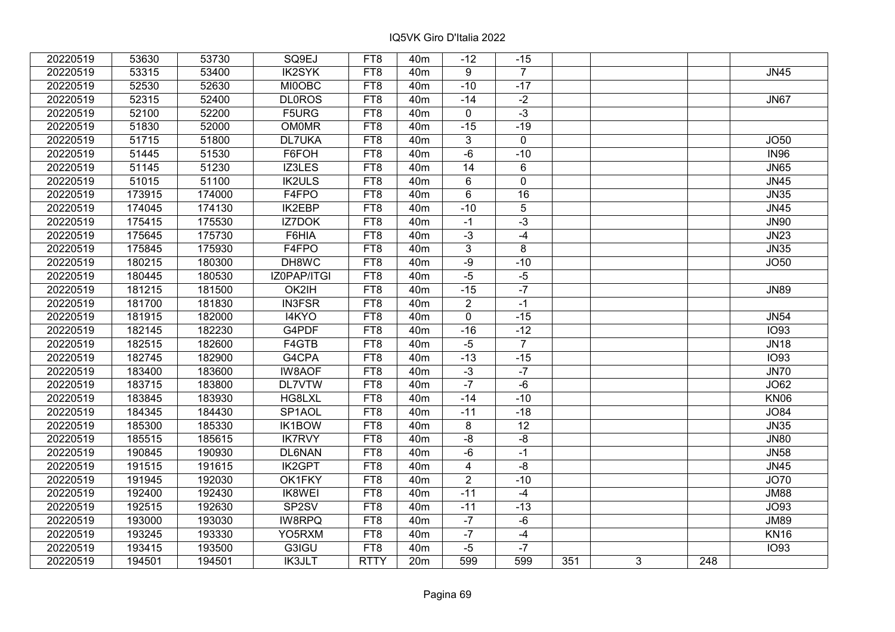# IQ5VK Giro D'Italia 2022

| | | | | | | | | | | | |
|---|---|---|---|---|---|---|---|---|---|---|---|
| 20220519 | 53630 | 53730 | SQ9EJ | FT8 | 40m | -12 | -15 | | | | |
| 20220519 | 53315 | 53400 | IK2SYK | FT8 | 40m | 9 | 7 | | | | JN45 |
| 20220519 | 52530 | 52630 | MI0OBC | FT8 | 40m | -10 | -17 | | | | |
| 20220519 | 52315 | 52400 | DL0ROS | FT8 | 40m | -14 | -2 | | | | JN67 |
| 20220519 | 52100 | 52200 | F5URG | FT8 | 40m | 0 | -3 | | | | |
| 20220519 | 51830 | 52000 | OM0MR | FT8 | 40m | -15 | -19 | | | | |
| 20220519 | 51715 | 51800 | DL7UKA | FT8 | 40m | 3 | 0 | | | | JO50 |
| 20220519 | 51445 | 51530 | F6FOH | FT8 | 40m | -6 | -10 | | | | IN96 |
| 20220519 | 51145 | 51230 | IZ3LES | FT8 | 40m | 14 | 6 | | | | JN65 |
| 20220519 | 51015 | 51100 | IK2ULS | FT8 | 40m | 6 | 0 | | | | JN45 |
| 20220519 | 173915 | 174000 | F4FPO | FT8 | 40m | 6 | 16 | | | | JN35 |
| 20220519 | 174045 | 174130 | IK2EBP | FT8 | 40m | -10 | 5 | | | | JN45 |
| 20220519 | 175415 | 175530 | IZ7DOK | FT8 | 40m | -1 | -3 | | | | JN90 |
| 20220519 | 175645 | 175730 | F6HIA | FT8 | 40m | -3 | -4 | | | | JN23 |
| 20220519 | 175845 | 175930 | F4FPO | FT8 | 40m | 3 | 8 | | | | JN35 |
| 20220519 | 180215 | 180300 | DH8WC | FT8 | 40m | -9 | -10 | | | | JO50 |
| 20220519 | 180445 | 180530 | IZ0PAP/ITGI | FT8 | 40m | -5 | -5 | | | | |
| 20220519 | 181215 | 181500 | OK2IH | FT8 | 40m | -15 | -7 | | | | JN89 |
| 20220519 | 181700 | 181830 | IN3FSR | FT8 | 40m | 2 | -1 | | | | |
| 20220519 | 181915 | 182000 | I4KYO | FT8 | 40m | 0 | -15 | | | | JN54 |
| 20220519 | 182145 | 182230 | G4PDF | FT8 | 40m | -16 | -12 | | | | IO93 |
| 20220519 | 182515 | 182600 | F4GTB | FT8 | 40m | -5 | 7 | | | | JN18 |
| 20220519 | 182745 | 182900 | G4CPA | FT8 | 40m | -13 | -15 | | | | IO93 |
| 20220519 | 183400 | 183600 | IW8AOF | FT8 | 40m | -3 | -7 | | | | JN70 |
| 20220519 | 183715 | 183800 | DL7VTW | FT8 | 40m | -7 | -6 | | | | JO62 |
| 20220519 | 183845 | 183930 | HG8LXL | FT8 | 40m | -14 | -10 | | | | KN06 |
| 20220519 | 184345 | 184430 | SP1AOL | FT8 | 40m | -11 | -18 | | | | JO84 |
| 20220519 | 185300 | 185330 | IK1BOW | FT8 | 40m | 8 | 12 | | | | JN35 |
| 20220519 | 185515 | 185615 | IK7RVY | FT8 | 40m | -8 | -8 | | | | JN80 |
| 20220519 | 190845 | 190930 | DL6NAN | FT8 | 40m | -6 | -1 | | | | JN58 |
| 20220519 | 191515 | 191615 | IK2GPT | FT8 | 40m | 4 | -8 | | | | JN45 |
| 20220519 | 191945 | 192030 | OK1FKY | FT8 | 40m | 2 | -10 | | | | JO70 |
| 20220519 | 192400 | 192430 | IK8WEI | FT8 | 40m | -11 | -4 | | | | JM88 |
| 20220519 | 192515 | 192630 | SP2SV | FT8 | 40m | -11 | -13 | | | | JO93 |
| 20220519 | 193000 | 193030 | IW8RPQ | FT8 | 40m | -7 | -6 | | | | JM89 |
| 20220519 | 193245 | 193330 | YO5RXM | FT8 | 40m | -7 | -4 | | | | KN16 |
| 20220519 | 193415 | 193500 | G3IGU | FT8 | 40m | -5 | -7 | | | | IO93 |
| 20220519 | 194501 | 194501 | IK3JLT | RTTY | 20m | 599 | 599 | 351 | 3 | 248 | |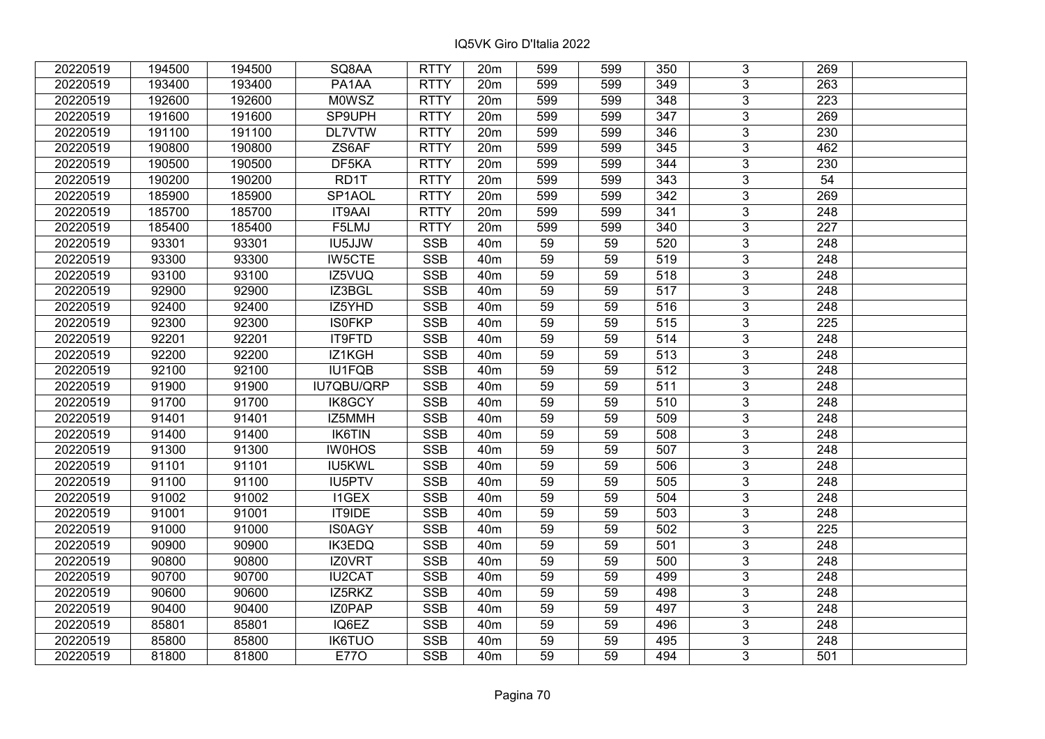| | | | | | | | | | | | |
|---|---|---|---|---|---|---|---|---|---|---|---|
| 20220519 | 194500 | 194500 | SQ8AA | RTTY | 20m | 599 | 599 | 350 | 3 | 269 | |
| 20220519 | 193400 | 193400 | PA1AA | RTTY | 20m | 599 | 599 | 349 | 3 | 263 | |
| 20220519 | 192600 | 192600 | M0WSZ | RTTY | 20m | 599 | 599 | 348 | 3 | 223 | |
| 20220519 | 191600 | 191600 | SP9UPH | RTTY | 20m | 599 | 599 | 347 | 3 | 269 | |
| 20220519 | 191100 | 191100 | DL7VTW | RTTY | 20m | 599 | 599 | 346 | 3 | 230 | |
| 20220519 | 190800 | 190800 | ZS6AF | RTTY | 20m | 599 | 599 | 345 | 3 | 462 | |
| 20220519 | 190500 | 190500 | DF5KA | RTTY | 20m | 599 | 599 | 344 | 3 | 230 | |
| 20220519 | 190200 | 190200 | RD1T | RTTY | 20m | 599 | 599 | 343 | 3 | 54 | |
| 20220519 | 185900 | 185900 | SP1AOL | RTTY | 20m | 599 | 599 | 342 | 3 | 269 | |
| 20220519 | 185700 | 185700 | IT9AAI | RTTY | 20m | 599 | 599 | 341 | 3 | 248 | |
| 20220519 | 185400 | 185400 | F5LMJ | RTTY | 20m | 599 | 599 | 340 | 3 | 227 | |
| 20220519 | 93301 | 93301 | IU5JJW | SSB | 40m | 59 | 59 | 520 | 3 | 248 | |
| 20220519 | 93300 | 93300 | IW5CTE | SSB | 40m | 59 | 59 | 519 | 3 | 248 | |
| 20220519 | 93100 | 93100 | IZ5VUQ | SSB | 40m | 59 | 59 | 518 | 3 | 248 | |
| 20220519 | 92900 | 92900 | IZ3BGL | SSB | 40m | 59 | 59 | 517 | 3 | 248 | |
| 20220519 | 92400 | 92400 | IZ5YHD | SSB | 40m | 59 | 59 | 516 | 3 | 248 | |
| 20220519 | 92300 | 92300 | IS0FKP | SSB | 40m | 59 | 59 | 515 | 3 | 225 | |
| 20220519 | 92201 | 92201 | IT9FTD | SSB | 40m | 59 | 59 | 514 | 3 | 248 | |
| 20220519 | 92200 | 92200 | IZ1KGH | SSB | 40m | 59 | 59 | 513 | 3 | 248 | |
| 20220519 | 92100 | 92100 | IU1FQB | SSB | 40m | 59 | 59 | 512 | 3 | 248 | |
| 20220519 | 91900 | 91900 | IU7QBU/QRP | SSB | 40m | 59 | 59 | 511 | 3 | 248 | |
| 20220519 | 91700 | 91700 | IK8GCY | SSB | 40m | 59 | 59 | 510 | 3 | 248 | |
| 20220519 | 91401 | 91401 | IZ5MMH | SSB | 40m | 59 | 59 | 509 | 3 | 248 | |
| 20220519 | 91400 | 91400 | IK6TIN | SSB | 40m | 59 | 59 | 508 | 3 | 248 | |
| 20220519 | 91300 | 91300 | IW0HOS | SSB | 40m | 59 | 59 | 507 | 3 | 248 | |
| 20220519 | 91101 | 91101 | IU5KWL | SSB | 40m | 59 | 59 | 506 | 3 | 248 | |
| 20220519 | 91100 | 91100 | IU5PTV | SSB | 40m | 59 | 59 | 505 | 3 | 248 | |
| 20220519 | 91002 | 91002 | I1GEX | SSB | 40m | 59 | 59 | 504 | 3 | 248 | |
| 20220519 | 91001 | 91001 | IT9IDE | SSB | 40m | 59 | 59 | 503 | 3 | 248 | |
| 20220519 | 91000 | 91000 | IS0AGY | SSB | 40m | 59 | 59 | 502 | 3 | 225 | |
| 20220519 | 90900 | 90900 | IK3EDQ | SSB | 40m | 59 | 59 | 501 | 3 | 248 | |
| 20220519 | 90800 | 90800 | IZ0VRT | SSB | 40m | 59 | 59 | 500 | 3 | 248 | |
| 20220519 | 90700 | 90700 | IU2CAT | SSB | 40m | 59 | 59 | 499 | 3 | 248 | |
| 20220519 | 90600 | 90600 | IZ5RKZ | SSB | 40m | 59 | 59 | 498 | 3 | 248 | |
| 20220519 | 90400 | 90400 | IZ0PAP | SSB | 40m | 59 | 59 | 497 | 3 | 248 | |
| 20220519 | 85801 | 85801 | IQ6EZ | SSB | 40m | 59 | 59 | 496 | 3 | 248 | |
| 20220519 | 85800 | 85800 | IK6TUO | SSB | 40m | 59 | 59 | 495 | 3 | 248 | |
| 20220519 | 81800 | 81800 | E77O | SSB | 40m | 59 | 59 | 494 | 3 | 501 | |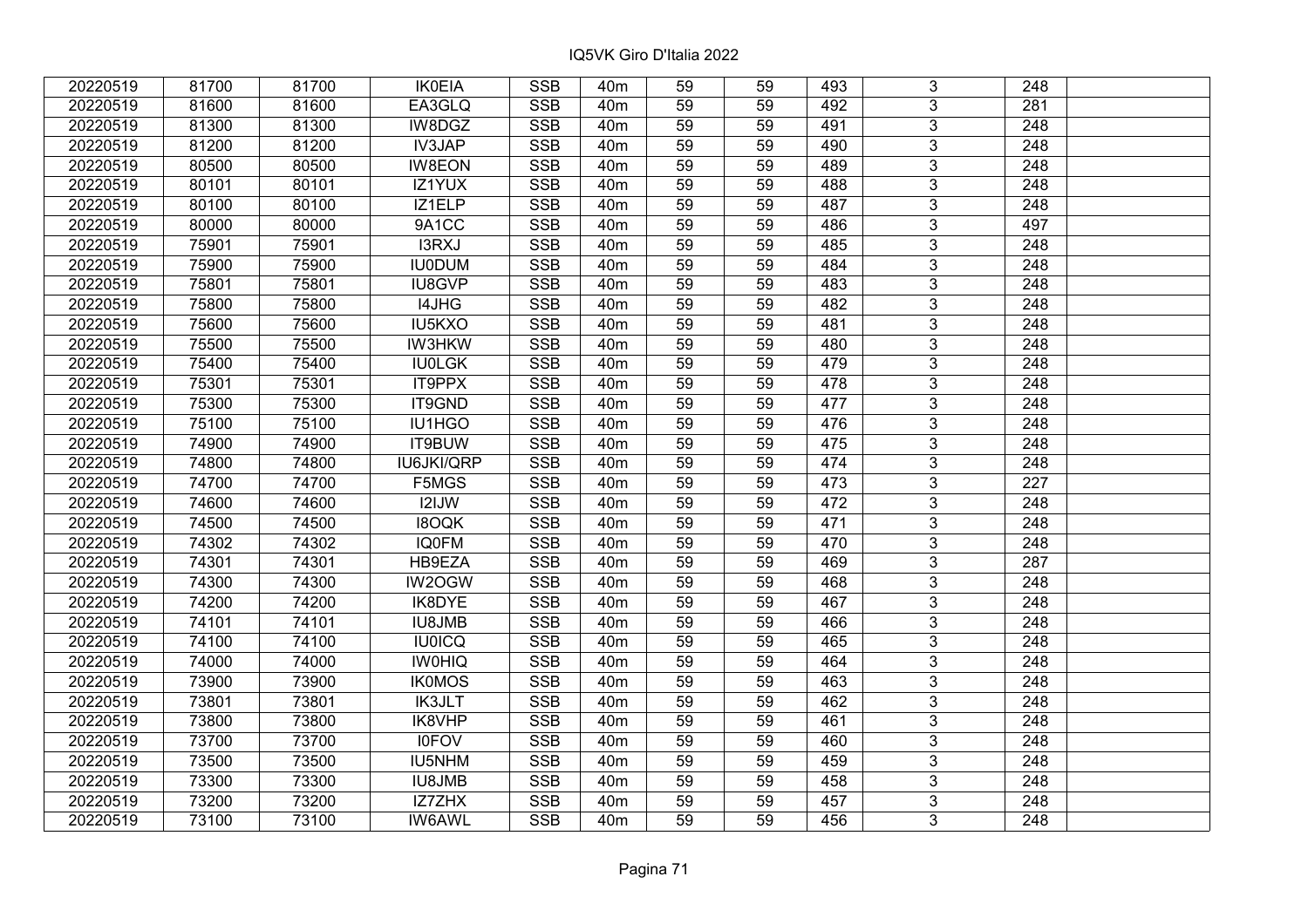| 20220519 | 81700 | 81700 | IK0EIA | SSB | 40m | 59 | 59 | 493 | 3 | 248 | |
|---|---|---|---|---|---|---|---|---|---|---|---|
| 20220519 | 81600 | 81600 | EA3GLQ | SSB | 40m | 59 | 59 | 492 | 3 | 281 | |
| 20220519 | 81300 | 81300 | IW8DGZ | SSB | 40m | 59 | 59 | 491 | 3 | 248 | |
| 20220519 | 81200 | 81200 | IV3JAP | SSB | 40m | 59 | 59 | 490 | 3 | 248 | |
| 20220519 | 80500 | 80500 | IW8EON | SSB | 40m | 59 | 59 | 489 | 3 | 248 | |
| 20220519 | 80101 | 80101 | IZ1YUX | SSB | 40m | 59 | 59 | 488 | 3 | 248 | |
| 20220519 | 80100 | 80100 | IZ1ELP | SSB | 40m | 59 | 59 | 487 | 3 | 248 | |
| 20220519 | 80000 | 80000 | 9A1CC | SSB | 40m | 59 | 59 | 486 | 3 | 497 | |
| 20220519 | 75901 | 75901 | I3RXJ | SSB | 40m | 59 | 59 | 485 | 3 | 248 | |
| 20220519 | 75900 | 75900 | IU0DUM | SSB | 40m | 59 | 59 | 484 | 3 | 248 | |
| 20220519 | 75801 | 75801 | IU8GVP | SSB | 40m | 59 | 59 | 483 | 3 | 248 | |
| 20220519 | 75800 | 75800 | I4JHG | SSB | 40m | 59 | 59 | 482 | 3 | 248 | |
| 20220519 | 75600 | 75600 | IU5KXO | SSB | 40m | 59 | 59 | 481 | 3 | 248 | |
| 20220519 | 75500 | 75500 | IW3HKW | SSB | 40m | 59 | 59 | 480 | 3 | 248 | |
| 20220519 | 75400 | 75400 | IU0LGK | SSB | 40m | 59 | 59 | 479 | 3 | 248 | |
| 20220519 | 75301 | 75301 | IT9PPX | SSB | 40m | 59 | 59 | 478 | 3 | 248 | |
| 20220519 | 75300 | 75300 | IT9GND | SSB | 40m | 59 | 59 | 477 | 3 | 248 | |
| 20220519 | 75100 | 75100 | IU1HGO | SSB | 40m | 59 | 59 | 476 | 3 | 248 | |
| 20220519 | 74900 | 74900 | IT9BUW | SSB | 40m | 59 | 59 | 475 | 3 | 248 | |
| 20220519 | 74800 | 74800 | IU6JKI/QRP | SSB | 40m | 59 | 59 | 474 | 3 | 248 | |
| 20220519 | 74700 | 74700 | F5MGS | SSB | 40m | 59 | 59 | 473 | 3 | 227 | |
| 20220519 | 74600 | 74600 | I2IJW | SSB | 40m | 59 | 59 | 472 | 3 | 248 | |
| 20220519 | 74500 | 74500 | I8OQK | SSB | 40m | 59 | 59 | 471 | 3 | 248 | |
| 20220519 | 74302 | 74302 | IQ0FM | SSB | 40m | 59 | 59 | 470 | 3 | 248 | |
| 20220519 | 74301 | 74301 | HB9EZA | SSB | 40m | 59 | 59 | 469 | 3 | 287 | |
| 20220519 | 74300 | 74300 | IW2OGW | SSB | 40m | 59 | 59 | 468 | 3 | 248 | |
| 20220519 | 74200 | 74200 | IK8DYE | SSB | 40m | 59 | 59 | 467 | 3 | 248 | |
| 20220519 | 74101 | 74101 | IU8JMB | SSB | 40m | 59 | 59 | 466 | 3 | 248 | |
| 20220519 | 74100 | 74100 | IU0ICQ | SSB | 40m | 59 | 59 | 465 | 3 | 248 | |
| 20220519 | 74000 | 74000 | IW0HIQ | SSB | 40m | 59 | 59 | 464 | 3 | 248 | |
| 20220519 | 73900 | 73900 | IK0MOS | SSB | 40m | 59 | 59 | 463 | 3 | 248 | |
| 20220519 | 73801 | 73801 | IK3JLT | SSB | 40m | 59 | 59 | 462 | 3 | 248 | |
| 20220519 | 73800 | 73800 | IK8VHP | SSB | 40m | 59 | 59 | 461 | 3 | 248 | |
| 20220519 | 73700 | 73700 | I0FOV | SSB | 40m | 59 | 59 | 460 | 3 | 248 | |
| 20220519 | 73500 | 73500 | IU5NHM | SSB | 40m | 59 | 59 | 459 | 3 | 248 | |
| 20220519 | 73300 | 73300 | IU8JMB | SSB | 40m | 59 | 59 | 458 | 3 | 248 | |
| 20220519 | 73200 | 73200 | IZ7ZHX | SSB | 40m | 59 | 59 | 457 | 3 | 248 | |
| 20220519 | 73100 | 73100 | IW6AWL | SSB | 40m | 59 | 59 | 456 | 3 | 248 | |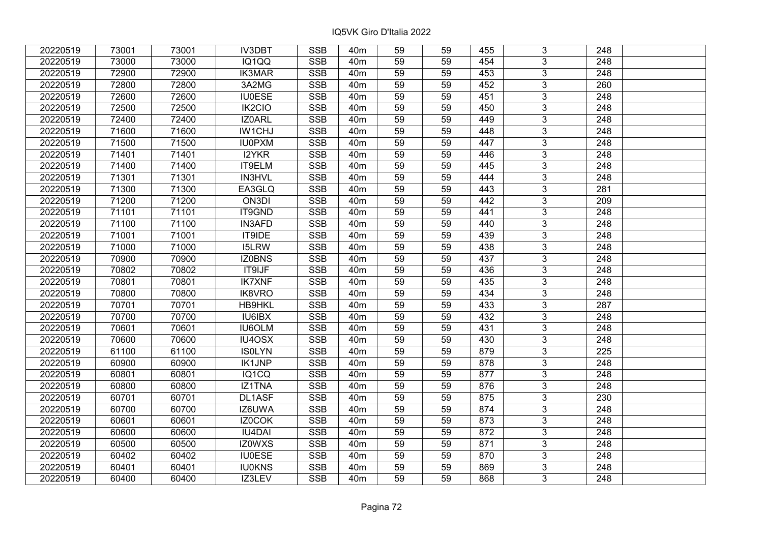IQ5VK Giro D'Italia 2022

| | | | | | | | | | | | |
|---|---|---|---|---|---|---|---|---|---|---|---|
| 20220519 | 73001 | 73001 | IV3DBT | SSB | 40m | 59 | 59 | 455 | 3 | 248 | |
| 20220519 | 73000 | 73000 | IQ1QQ | SSB | 40m | 59 | 59 | 454 | 3 | 248 | |
| 20220519 | 72900 | 72900 | IK3MAR | SSB | 40m | 59 | 59 | 453 | 3 | 248 | |
| 20220519 | 72800 | 72800 | 3A2MG | SSB | 40m | 59 | 59 | 452 | 3 | 260 | |
| 20220519 | 72600 | 72600 | IU0ESE | SSB | 40m | 59 | 59 | 451 | 3 | 248 | |
| 20220519 | 72500 | 72500 | IK2CIO | SSB | 40m | 59 | 59 | 450 | 3 | 248 | |
| 20220519 | 72400 | 72400 | IZ0ARL | SSB | 40m | 59 | 59 | 449 | 3 | 248 | |
| 20220519 | 71600 | 71600 | IW1CHJ | SSB | 40m | 59 | 59 | 448 | 3 | 248 | |
| 20220519 | 71500 | 71500 | IU0PXM | SSB | 40m | 59 | 59 | 447 | 3 | 248 | |
| 20220519 | 71401 | 71401 | I2YKR | SSB | 40m | 59 | 59 | 446 | 3 | 248 | |
| 20220519 | 71400 | 71400 | IT9ELM | SSB | 40m | 59 | 59 | 445 | 3 | 248 | |
| 20220519 | 71301 | 71301 | IN3HVL | SSB | 40m | 59 | 59 | 444 | 3 | 248 | |
| 20220519 | 71300 | 71300 | EA3GLQ | SSB | 40m | 59 | 59 | 443 | 3 | 281 | |
| 20220519 | 71200 | 71200 | ON3DI | SSB | 40m | 59 | 59 | 442 | 3 | 209 | |
| 20220519 | 71101 | 71101 | IT9GND | SSB | 40m | 59 | 59 | 441 | 3 | 248 | |
| 20220519 | 71100 | 71100 | IN3AFD | SSB | 40m | 59 | 59 | 440 | 3 | 248 | |
| 20220519 | 71001 | 71001 | IT9IDE | SSB | 40m | 59 | 59 | 439 | 3 | 248 | |
| 20220519 | 71000 | 71000 | I5LRW | SSB | 40m | 59 | 59 | 438 | 3 | 248 | |
| 20220519 | 70900 | 70900 | IZ0BNS | SSB | 40m | 59 | 59 | 437 | 3 | 248 | |
| 20220519 | 70802 | 70802 | IT9IJF | SSB | 40m | 59 | 59 | 436 | 3 | 248 | |
| 20220519 | 70801 | 70801 | IK7XNF | SSB | 40m | 59 | 59 | 435 | 3 | 248 | |
| 20220519 | 70800 | 70800 | IK8VRO | SSB | 40m | 59 | 59 | 434 | 3 | 248 | |
| 20220519 | 70701 | 70701 | HB9HKL | SSB | 40m | 59 | 59 | 433 | 3 | 287 | |
| 20220519 | 70700 | 70700 | IU6IBX | SSB | 40m | 59 | 59 | 432 | 3 | 248 | |
| 20220519 | 70601 | 70601 | IU6OLM | SSB | 40m | 59 | 59 | 431 | 3 | 248 | |
| 20220519 | 70600 | 70600 | IU4OSX | SSB | 40m | 59 | 59 | 430 | 3 | 248 | |
| 20220519 | 61100 | 61100 | IS0LYN | SSB | 40m | 59 | 59 | 879 | 3 | 225 | |
| 20220519 | 60900 | 60900 | IK1JNP | SSB | 40m | 59 | 59 | 878 | 3 | 248 | |
| 20220519 | 60801 | 60801 | IQ1CQ | SSB | 40m | 59 | 59 | 877 | 3 | 248 | |
| 20220519 | 60800 | 60800 | IZ1TNA | SSB | 40m | 59 | 59 | 876 | 3 | 248 | |
| 20220519 | 60701 | 60701 | DL1ASF | SSB | 40m | 59 | 59 | 875 | 3 | 230 | |
| 20220519 | 60700 | 60700 | IZ6UWA | SSB | 40m | 59 | 59 | 874 | 3 | 248 | |
| 20220519 | 60601 | 60601 | IZ0COK | SSB | 40m | 59 | 59 | 873 | 3 | 248 | |
| 20220519 | 60600 | 60600 | IU4DAI | SSB | 40m | 59 | 59 | 872 | 3 | 248 | |
| 20220519 | 60500 | 60500 | IZ0WXS | SSB | 40m | 59 | 59 | 871 | 3 | 248 | |
| 20220519 | 60402 | 60402 | IU0ESE | SSB | 40m | 59 | 59 | 870 | 3 | 248 | |
| 20220519 | 60401 | 60401 | IU0KNS | SSB | 40m | 59 | 59 | 869 | 3 | 248 | |
| 20220519 | 60400 | 60400 | IZ3LEV | SSB | 40m | 59 | 59 | 868 | 3 | 248 | |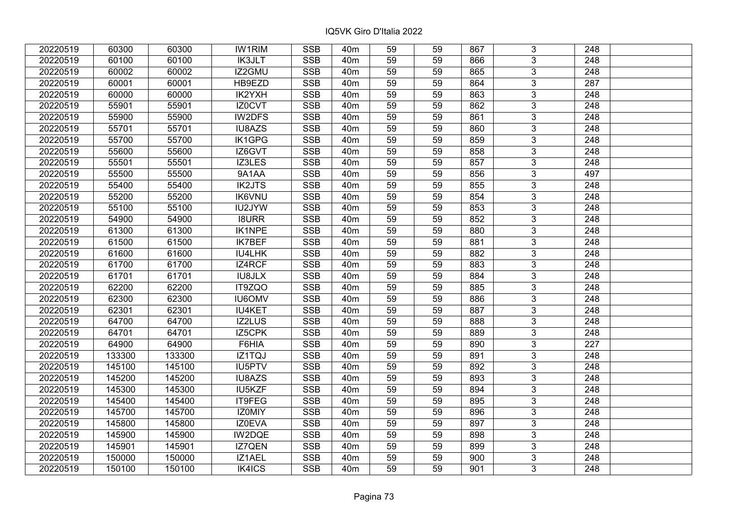| 20220519 | 60300 | 60300 | IW1RIM | SSB | 40m | 59 | 59 | 867 | 3 | 248 | |
|---|---|---|---|---|---|---|---|---|---|---|---|
| 20220519 | 60100 | 60100 | IK3JLT | SSB | 40m | 59 | 59 | 866 | 3 | 248 | |
| 20220519 | 60002 | 60002 | IZ2GMU | SSB | 40m | 59 | 59 | 865 | 3 | 248 | |
| 20220519 | 60001 | 60001 | HB9EZD | SSB | 40m | 59 | 59 | 864 | 3 | 287 | |
| 20220519 | 60000 | 60000 | IK2YXH | SSB | 40m | 59 | 59 | 863 | 3 | 248 | |
| 20220519 | 55901 | 55901 | IZ0CVT | SSB | 40m | 59 | 59 | 862 | 3 | 248 | |
| 20220519 | 55900 | 55900 | IW2DFS | SSB | 40m | 59 | 59 | 861 | 3 | 248 | |
| 20220519 | 55701 | 55701 | IU8AZS | SSB | 40m | 59 | 59 | 860 | 3 | 248 | |
| 20220519 | 55700 | 55700 | IK1GPG | SSB | 40m | 59 | 59 | 859 | 3 | 248 | |
| 20220519 | 55600 | 55600 | IZ6GVT | SSB | 40m | 59 | 59 | 858 | 3 | 248 | |
| 20220519 | 55501 | 55501 | IZ3LES | SSB | 40m | 59 | 59 | 857 | 3 | 248 | |
| 20220519 | 55500 | 55500 | 9A1AA | SSB | 40m | 59 | 59 | 856 | 3 | 497 | |
| 20220519 | 55400 | 55400 | IK2JTS | SSB | 40m | 59 | 59 | 855 | 3 | 248 | |
| 20220519 | 55200 | 55200 | IK6VNU | SSB | 40m | 59 | 59 | 854 | 3 | 248 | |
| 20220519 | 55100 | 55100 | IU2JYW | SSB | 40m | 59 | 59 | 853 | 3 | 248 | |
| 20220519 | 54900 | 54900 | I8URR | SSB | 40m | 59 | 59 | 852 | 3 | 248 | |
| 20220519 | 61300 | 61300 | IK1NPE | SSB | 40m | 59 | 59 | 880 | 3 | 248 | |
| 20220519 | 61500 | 61500 | IK7BEF | SSB | 40m | 59 | 59 | 881 | 3 | 248 | |
| 20220519 | 61600 | 61600 | IU4LHK | SSB | 40m | 59 | 59 | 882 | 3 | 248 | |
| 20220519 | 61700 | 61700 | IZ4RCF | SSB | 40m | 59 | 59 | 883 | 3 | 248 | |
| 20220519 | 61701 | 61701 | IU8JLX | SSB | 40m | 59 | 59 | 884 | 3 | 248 | |
| 20220519 | 62200 | 62200 | IT9ZQO | SSB | 40m | 59 | 59 | 885 | 3 | 248 | |
| 20220519 | 62300 | 62300 | IU6OMV | SSB | 40m | 59 | 59 | 886 | 3 | 248 | |
| 20220519 | 62301 | 62301 | IU4KET | SSB | 40m | 59 | 59 | 887 | 3 | 248 | |
| 20220519 | 64700 | 64700 | IZ2LUS | SSB | 40m | 59 | 59 | 888 | 3 | 248 | |
| 20220519 | 64701 | 64701 | IZ5CPK | SSB | 40m | 59 | 59 | 889 | 3 | 248 | |
| 20220519 | 64900 | 64900 | F6HIA | SSB | 40m | 59 | 59 | 890 | 3 | 227 | |
| 20220519 | 133300 | 133300 | IZ1TQJ | SSB | 40m | 59 | 59 | 891 | 3 | 248 | |
| 20220519 | 145100 | 145100 | IU5PTV | SSB | 40m | 59 | 59 | 892 | 3 | 248 | |
| 20220519 | 145200 | 145200 | IU8AZS | SSB | 40m | 59 | 59 | 893 | 3 | 248 | |
| 20220519 | 145300 | 145300 | IU5KZF | SSB | 40m | 59 | 59 | 894 | 3 | 248 | |
| 20220519 | 145400 | 145400 | IT9FEG | SSB | 40m | 59 | 59 | 895 | 3 | 248 | |
| 20220519 | 145700 | 145700 | IZ0MIY | SSB | 40m | 59 | 59 | 896 | 3 | 248 | |
| 20220519 | 145800 | 145800 | IZ0EVA | SSB | 40m | 59 | 59 | 897 | 3 | 248 | |
| 20220519 | 145900 | 145900 | IW2DQE | SSB | 40m | 59 | 59 | 898 | 3 | 248 | |
| 20220519 | 145901 | 145901 | IZ7QEN | SSB | 40m | 59 | 59 | 899 | 3 | 248 | |
| 20220519 | 150000 | 150000 | IZ1AEL | SSB | 40m | 59 | 59 | 900 | 3 | 248 | |
| 20220519 | 150100 | 150100 | IK4ICS | SSB | 40m | 59 | 59 | 901 | 3 | 248 | |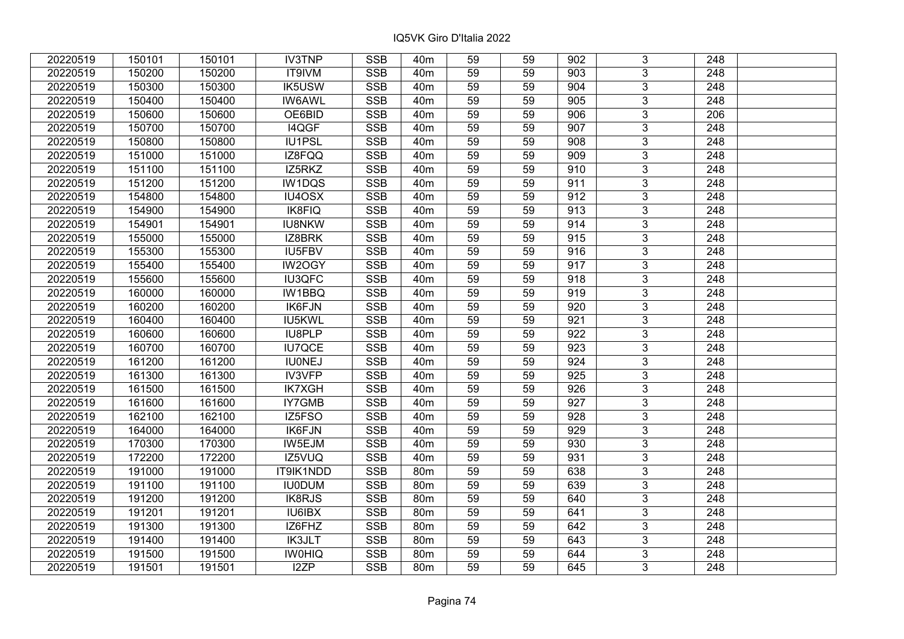| 20220519 | 150101 | 150101 | IV3TNP | SSB | 40m | 59 | 59 | 902 | 3 | 248 | |
|---|---|---|---|---|---|---|---|---|---|---|---|
| 20220519 | 150200 | 150200 | IT9IVM | SSB | 40m | 59 | 59 | 903 | 3 | 248 | |
| 20220519 | 150300 | 150300 | IK5USW | SSB | 40m | 59 | 59 | 904 | 3 | 248 | |
| 20220519 | 150400 | 150400 | IW6AWL | SSB | 40m | 59 | 59 | 905 | 3 | 248 | |
| 20220519 | 150600 | 150600 | OE6BID | SSB | 40m | 59 | 59 | 906 | 3 | 206 | |
| 20220519 | 150700 | 150700 | I4QGF | SSB | 40m | 59 | 59 | 907 | 3 | 248 | |
| 20220519 | 150800 | 150800 | IU1PSL | SSB | 40m | 59 | 59 | 908 | 3 | 248 | |
| 20220519 | 151000 | 151000 | IZ8FQQ | SSB | 40m | 59 | 59 | 909 | 3 | 248 | |
| 20220519 | 151100 | 151100 | IZ5RKZ | SSB | 40m | 59 | 59 | 910 | 3 | 248 | |
| 20220519 | 151200 | 151200 | IW1DQS | SSB | 40m | 59 | 59 | 911 | 3 | 248 | |
| 20220519 | 154800 | 154800 | IU4OSX | SSB | 40m | 59 | 59 | 912 | 3 | 248 | |
| 20220519 | 154900 | 154900 | IK8FIQ | SSB | 40m | 59 | 59 | 913 | 3 | 248 | |
| 20220519 | 154901 | 154901 | IU8NKW | SSB | 40m | 59 | 59 | 914 | 3 | 248 | |
| 20220519 | 155000 | 155000 | IZ8BRK | SSB | 40m | 59 | 59 | 915 | 3 | 248 | |
| 20220519 | 155300 | 155300 | IU5FBV | SSB | 40m | 59 | 59 | 916 | 3 | 248 | |
| 20220519 | 155400 | 155400 | IW2OGY | SSB | 40m | 59 | 59 | 917 | 3 | 248 | |
| 20220519 | 155600 | 155600 | IU3QFC | SSB | 40m | 59 | 59 | 918 | 3 | 248 | |
| 20220519 | 160000 | 160000 | IW1BBQ | SSB | 40m | 59 | 59 | 919 | 3 | 248 | |
| 20220519 | 160200 | 160200 | IK6FJN | SSB | 40m | 59 | 59 | 920 | 3 | 248 | |
| 20220519 | 160400 | 160400 | IU5KWL | SSB | 40m | 59 | 59 | 921 | 3 | 248 | |
| 20220519 | 160600 | 160600 | IU8PLP | SSB | 40m | 59 | 59 | 922 | 3 | 248 | |
| 20220519 | 160700 | 160700 | IU7QCE | SSB | 40m | 59 | 59 | 923 | 3 | 248 | |
| 20220519 | 161200 | 161200 | IU0NEJ | SSB | 40m | 59 | 59 | 924 | 3 | 248 | |
| 20220519 | 161300 | 161300 | IV3VFP | SSB | 40m | 59 | 59 | 925 | 3 | 248 | |
| 20220519 | 161500 | 161500 | IK7XGH | SSB | 40m | 59 | 59 | 926 | 3 | 248 | |
| 20220519 | 161600 | 161600 | IY7GMB | SSB | 40m | 59 | 59 | 927 | 3 | 248 | |
| 20220519 | 162100 | 162100 | IZ5FSO | SSB | 40m | 59 | 59 | 928 | 3 | 248 | |
| 20220519 | 164000 | 164000 | IK6FJN | SSB | 40m | 59 | 59 | 929 | 3 | 248 | |
| 20220519 | 170300 | 170300 | IW5EJM | SSB | 40m | 59 | 59 | 930 | 3 | 248 | |
| 20220519 | 172200 | 172200 | IZ5VUQ | SSB | 40m | 59 | 59 | 931 | 3 | 248 | |
| 20220519 | 191000 | 191000 | IT9IK1NDD | SSB | 80m | 59 | 59 | 638 | 3 | 248 | |
| 20220519 | 191100 | 191100 | IU0DUM | SSB | 80m | 59 | 59 | 639 | 3 | 248 | |
| 20220519 | 191200 | 191200 | IK8RJS | SSB | 80m | 59 | 59 | 640 | 3 | 248 | |
| 20220519 | 191201 | 191201 | IU6IBX | SSB | 80m | 59 | 59 | 641 | 3 | 248 | |
| 20220519 | 191300 | 191300 | IZ6FHZ | SSB | 80m | 59 | 59 | 642 | 3 | 248 | |
| 20220519 | 191400 | 191400 | IK3JLT | SSB | 80m | 59 | 59 | 643 | 3 | 248 | |
| 20220519 | 191500 | 191500 | IW0HIQ | SSB | 80m | 59 | 59 | 644 | 3 | 248 | |
| 20220519 | 191501 | 191501 | I2ZP | SSB | 80m | 59 | 59 | 645 | 3 | 248 | |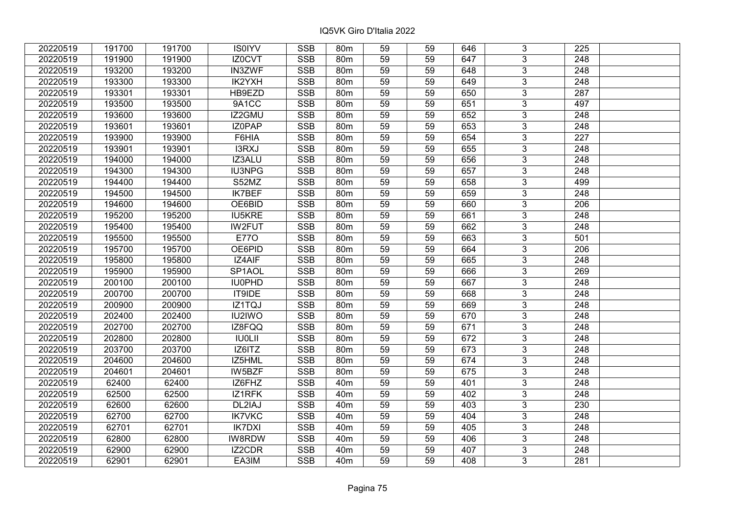| 20220519 | 191700 | 191700 | IS0IYV | SSB | 80m | 59 | 59 | 646 | 3 | 225 | |
|---|---|---|---|---|---|---|---|---|---|---|---|
| 20220519 | 191900 | 191900 | IZ0CVT | SSB | 80m | 59 | 59 | 647 | 3 | 248 | |
| 20220519 | 193200 | 193200 | IN3ZWF | SSB | 80m | 59 | 59 | 648 | 3 | 248 | |
| 20220519 | 193300 | 193300 | IK2YXH | SSB | 80m | 59 | 59 | 649 | 3 | 248 | |
| 20220519 | 193301 | 193301 | HB9EZD | SSB | 80m | 59 | 59 | 650 | 3 | 287 | |
| 20220519 | 193500 | 193500 | 9A1CC | SSB | 80m | 59 | 59 | 651 | 3 | 497 | |
| 20220519 | 193600 | 193600 | IZ2GMU | SSB | 80m | 59 | 59 | 652 | 3 | 248 | |
| 20220519 | 193601 | 193601 | IZ0PAP | SSB | 80m | 59 | 59 | 653 | 3 | 248 | |
| 20220519 | 193900 | 193900 | F6HIA | SSB | 80m | 59 | 59 | 654 | 3 | 227 | |
| 20220519 | 193901 | 193901 | I3RXJ | SSB | 80m | 59 | 59 | 655 | 3 | 248 | |
| 20220519 | 194000 | 194000 | IZ3ALU | SSB | 80m | 59 | 59 | 656 | 3 | 248 | |
| 20220519 | 194300 | 194300 | IU3NPG | SSB | 80m | 59 | 59 | 657 | 3 | 248 | |
| 20220519 | 194400 | 194400 | S52MZ | SSB | 80m | 59 | 59 | 658 | 3 | 499 | |
| 20220519 | 194500 | 194500 | IK7BEF | SSB | 80m | 59 | 59 | 659 | 3 | 248 | |
| 20220519 | 194600 | 194600 | OE6BID | SSB | 80m | 59 | 59 | 660 | 3 | 206 | |
| 20220519 | 195200 | 195200 | IU5KRE | SSB | 80m | 59 | 59 | 661 | 3 | 248 | |
| 20220519 | 195400 | 195400 | IW2FUT | SSB | 80m | 59 | 59 | 662 | 3 | 248 | |
| 20220519 | 195500 | 195500 | E77O | SSB | 80m | 59 | 59 | 663 | 3 | 501 | |
| 20220519 | 195700 | 195700 | OE6PID | SSB | 80m | 59 | 59 | 664 | 3 | 206 | |
| 20220519 | 195800 | 195800 | IZ4AIF | SSB | 80m | 59 | 59 | 665 | 3 | 248 | |
| 20220519 | 195900 | 195900 | SP1AOL | SSB | 80m | 59 | 59 | 666 | 3 | 269 | |
| 20220519 | 200100 | 200100 | IU0PHD | SSB | 80m | 59 | 59 | 667 | 3 | 248 | |
| 20220519 | 200700 | 200700 | IT9IDE | SSB | 80m | 59 | 59 | 668 | 3 | 248 | |
| 20220519 | 200900 | 200900 | IZ1TQJ | SSB | 80m | 59 | 59 | 669 | 3 | 248 | |
| 20220519 | 202400 | 202400 | IU2IWO | SSB | 80m | 59 | 59 | 670 | 3 | 248 | |
| 20220519 | 202700 | 202700 | IZ8FQQ | SSB | 80m | 59 | 59 | 671 | 3 | 248 | |
| 20220519 | 202800 | 202800 | IU0LII | SSB | 80m | 59 | 59 | 672 | 3 | 248 | |
| 20220519 | 203700 | 203700 | IZ6ITZ | SSB | 80m | 59 | 59 | 673 | 3 | 248 | |
| 20220519 | 204600 | 204600 | IZ5HML | SSB | 80m | 59 | 59 | 674 | 3 | 248 | |
| 20220519 | 204601 | 204601 | IW5BZF | SSB | 80m | 59 | 59 | 675 | 3 | 248 | |
| 20220519 | 62400 | 62400 | IZ6FHZ | SSB | 40m | 59 | 59 | 401 | 3 | 248 | |
| 20220519 | 62500 | 62500 | IZ1RFK | SSB | 40m | 59 | 59 | 402 | 3 | 248 | |
| 20220519 | 62600 | 62600 | DL2IAJ | SSB | 40m | 59 | 59 | 403 | 3 | 230 | |
| 20220519 | 62700 | 62700 | IK7VKC | SSB | 40m | 59 | 59 | 404 | 3 | 248 | |
| 20220519 | 62701 | 62701 | IK7DXI | SSB | 40m | 59 | 59 | 405 | 3 | 248 | |
| 20220519 | 62800 | 62800 | IW8RDW | SSB | 40m | 59 | 59 | 406 | 3 | 248 | |
| 20220519 | 62900 | 62900 | IZ2CDR | SSB | 40m | 59 | 59 | 407 | 3 | 248 | |
| 20220519 | 62901 | 62901 | EA3IM | SSB | 40m | 59 | 59 | 408 | 3 | 281 | |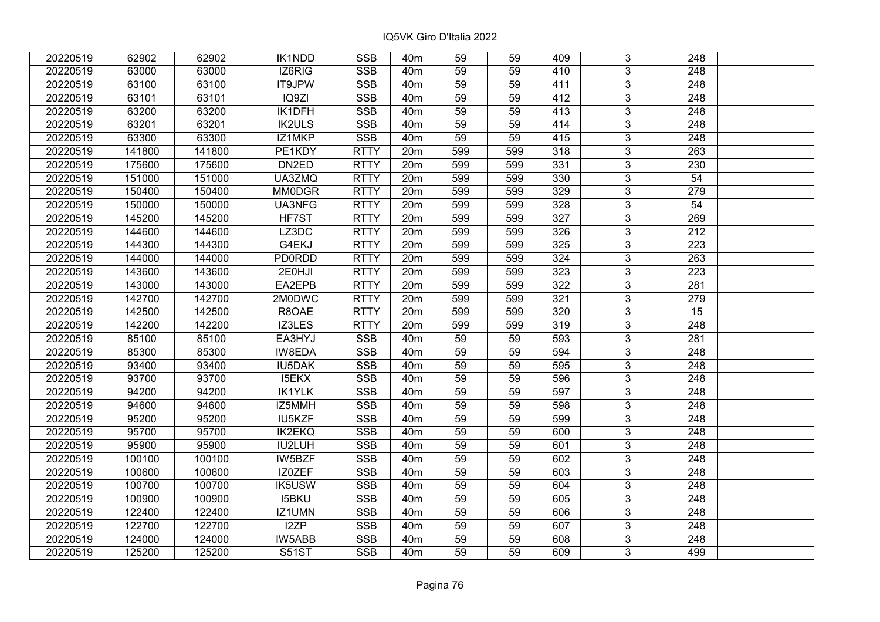# IQ5VK Giro D'Italia 2022

| | | | | | | | | | | | |
|---|---|---|---|---|---|---|---|---|---|---|---|
| 20220519 | 62902 | 62902 | IK1NDD | SSB | 40m | 59 | 59 | 409 | 3 | 248 | |
| 20220519 | 63000 | 63000 | IZ6RIG | SSB | 40m | 59 | 59 | 410 | 3 | 248 | |
| 20220519 | 63100 | 63100 | IT9JPW | SSB | 40m | 59 | 59 | 411 | 3 | 248 | |
| 20220519 | 63101 | 63101 | IQ9ZI | SSB | 40m | 59 | 59 | 412 | 3 | 248 | |
| 20220519 | 63200 | 63200 | IK1DFH | SSB | 40m | 59 | 59 | 413 | 3 | 248 | |
| 20220519 | 63201 | 63201 | IK2ULS | SSB | 40m | 59 | 59 | 414 | 3 | 248 | |
| 20220519 | 63300 | 63300 | IZ1MKP | SSB | 40m | 59 | 59 | 415 | 3 | 248 | |
| 20220519 | 141800 | 141800 | PE1KDY | RTTY | 20m | 599 | 599 | 318 | 3 | 263 | |
| 20220519 | 175600 | 175600 | DN2ED | RTTY | 20m | 599 | 599 | 331 | 3 | 230 | |
| 20220519 | 151000 | 151000 | UA3ZMQ | RTTY | 20m | 599 | 599 | 330 | 3 | 54 | |
| 20220519 | 150400 | 150400 | MM0DGR | RTTY | 20m | 599 | 599 | 329 | 3 | 279 | |
| 20220519 | 150000 | 150000 | UA3NFG | RTTY | 20m | 599 | 599 | 328 | 3 | 54 | |
| 20220519 | 145200 | 145200 | HF7ST | RTTY | 20m | 599 | 599 | 327 | 3 | 269 | |
| 20220519 | 144600 | 144600 | LZ3DC | RTTY | 20m | 599 | 599 | 326 | 3 | 212 | |
| 20220519 | 144300 | 144300 | G4EKJ | RTTY | 20m | 599 | 599 | 325 | 3 | 223 | |
| 20220519 | 144000 | 144000 | PD0RDD | RTTY | 20m | 599 | 599 | 324 | 3 | 263 | |
| 20220519 | 143600 | 143600 | 2E0HJI | RTTY | 20m | 599 | 599 | 323 | 3 | 223 | |
| 20220519 | 143000 | 143000 | EA2EPB | RTTY | 20m | 599 | 599 | 322 | 3 | 281 | |
| 20220519 | 142700 | 142700 | 2M0DWC | RTTY | 20m | 599 | 599 | 321 | 3 | 279 | |
| 20220519 | 142500 | 142500 | R8OAE | RTTY | 20m | 599 | 599 | 320 | 3 | 15 | |
| 20220519 | 142200 | 142200 | IZ3LES | RTTY | 20m | 599 | 599 | 319 | 3 | 248 | |
| 20220519 | 85100 | 85100 | EA3HYJ | SSB | 40m | 59 | 59 | 593 | 3 | 281 | |
| 20220519 | 85300 | 85300 | IW8EDA | SSB | 40m | 59 | 59 | 594 | 3 | 248 | |
| 20220519 | 93400 | 93400 | IU5DAK | SSB | 40m | 59 | 59 | 595 | 3 | 248 | |
| 20220519 | 93700 | 93700 | I5EKX | SSB | 40m | 59 | 59 | 596 | 3 | 248 | |
| 20220519 | 94200 | 94200 | IK1YLK | SSB | 40m | 59 | 59 | 597 | 3 | 248 | |
| 20220519 | 94600 | 94600 | IZ5MMH | SSB | 40m | 59 | 59 | 598 | 3 | 248 | |
| 20220519 | 95200 | 95200 | IU5KZF | SSB | 40m | 59 | 59 | 599 | 3 | 248 | |
| 20220519 | 95700 | 95700 | IK2EKQ | SSB | 40m | 59 | 59 | 600 | 3 | 248 | |
| 20220519 | 95900 | 95900 | IU2LUH | SSB | 40m | 59 | 59 | 601 | 3 | 248 | |
| 20220519 | 100100 | 100100 | IW5BZF | SSB | 40m | 59 | 59 | 602 | 3 | 248 | |
| 20220519 | 100600 | 100600 | IZ0ZEF | SSB | 40m | 59 | 59 | 603 | 3 | 248 | |
| 20220519 | 100700 | 100700 | IK5USW | SSB | 40m | 59 | 59 | 604 | 3 | 248 | |
| 20220519 | 100900 | 100900 | I5BKU | SSB | 40m | 59 | 59 | 605 | 3 | 248 | |
| 20220519 | 122400 | 122400 | IZ1UMN | SSB | 40m | 59 | 59 | 606 | 3 | 248 | |
| 20220519 | 122700 | 122700 | I2ZP | SSB | 40m | 59 | 59 | 607 | 3 | 248 | |
| 20220519 | 124000 | 124000 | IW5ABB | SSB | 40m | 59 | 59 | 608 | 3 | 248 | |
| 20220519 | 125200 | 125200 | S51ST | SSB | 40m | 59 | 59 | 609 | 3 | 499 | |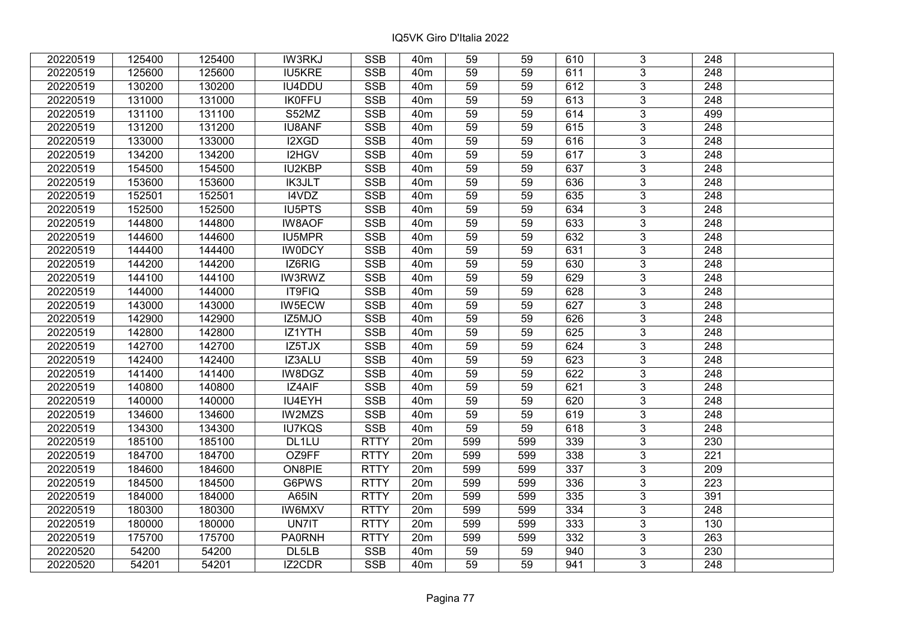IQ5VK Giro D'Italia 2022

| | | | | | | | | | | | |
|---|---|---|---|---|---|---|---|---|---|---|---|
| 20220519 | 125400 | 125400 | IW3RKJ | SSB | 40m | 59 | 59 | 610 | 3 | 248 | |
| 20220519 | 125600 | 125600 | IU5KRE | SSB | 40m | 59 | 59 | 611 | 3 | 248 | |
| 20220519 | 130200 | 130200 | IU4DDU | SSB | 40m | 59 | 59 | 612 | 3 | 248 | |
| 20220519 | 131000 | 131000 | IK0FFU | SSB | 40m | 59 | 59 | 613 | 3 | 248 | |
| 20220519 | 131100 | 131100 | S52MZ | SSB | 40m | 59 | 59 | 614 | 3 | 499 | |
| 20220519 | 131200 | 131200 | IU8ANF | SSB | 40m | 59 | 59 | 615 | 3 | 248 | |
| 20220519 | 133000 | 133000 | I2XGD | SSB | 40m | 59 | 59 | 616 | 3 | 248 | |
| 20220519 | 134200 | 134200 | I2HGV | SSB | 40m | 59 | 59 | 617 | 3 | 248 | |
| 20220519 | 154500 | 154500 | IU2KBP | SSB | 40m | 59 | 59 | 637 | 3 | 248 | |
| 20220519 | 153600 | 153600 | IK3JLT | SSB | 40m | 59 | 59 | 636 | 3 | 248 | |
| 20220519 | 152501 | 152501 | I4VDZ | SSB | 40m | 59 | 59 | 635 | 3 | 248 | |
| 20220519 | 152500 | 152500 | IU5PTS | SSB | 40m | 59 | 59 | 634 | 3 | 248 | |
| 20220519 | 144800 | 144800 | IW8AOF | SSB | 40m | 59 | 59 | 633 | 3 | 248 | |
| 20220519 | 144600 | 144600 | IU5MPR | SSB | 40m | 59 | 59 | 632 | 3 | 248 | |
| 20220519 | 144400 | 144400 | IW0DCY | SSB | 40m | 59 | 59 | 631 | 3 | 248 | |
| 20220519 | 144200 | 144200 | IZ6RIG | SSB | 40m | 59 | 59 | 630 | 3 | 248 | |
| 20220519 | 144100 | 144100 | IW3RWZ | SSB | 40m | 59 | 59 | 629 | 3 | 248 | |
| 20220519 | 144000 | 144000 | IT9FIQ | SSB | 40m | 59 | 59 | 628 | 3 | 248 | |
| 20220519 | 143000 | 143000 | IW5ECW | SSB | 40m | 59 | 59 | 627 | 3 | 248 | |
| 20220519 | 142900 | 142900 | IZ5MJO | SSB | 40m | 59 | 59 | 626 | 3 | 248 | |
| 20220519 | 142800 | 142800 | IZ1YTH | SSB | 40m | 59 | 59 | 625 | 3 | 248 | |
| 20220519 | 142700 | 142700 | IZ5TJX | SSB | 40m | 59 | 59 | 624 | 3 | 248 | |
| 20220519 | 142400 | 142400 | IZ3ALU | SSB | 40m | 59 | 59 | 623 | 3 | 248 | |
| 20220519 | 141400 | 141400 | IW8DGZ | SSB | 40m | 59 | 59 | 622 | 3 | 248 | |
| 20220519 | 140800 | 140800 | IZ4AIF | SSB | 40m | 59 | 59 | 621 | 3 | 248 | |
| 20220519 | 140000 | 140000 | IU4EYH | SSB | 40m | 59 | 59 | 620 | 3 | 248 | |
| 20220519 | 134600 | 134600 | IW2MZS | SSB | 40m | 59 | 59 | 619 | 3 | 248 | |
| 20220519 | 134300 | 134300 | IU7KQS | SSB | 40m | 59 | 59 | 618 | 3 | 248 | |
| 20220519 | 185100 | 185100 | DL1LU | RTTY | 20m | 599 | 599 | 339 | 3 | 230 | |
| 20220519 | 184700 | 184700 | OZ9FF | RTTY | 20m | 599 | 599 | 338 | 3 | 221 | |
| 20220519 | 184600 | 184600 | ON8PIE | RTTY | 20m | 599 | 599 | 337 | 3 | 209 | |
| 20220519 | 184500 | 184500 | G6PWS | RTTY | 20m | 599 | 599 | 336 | 3 | 223 | |
| 20220519 | 184000 | 184000 | A65IN | RTTY | 20m | 599 | 599 | 335 | 3 | 391 | |
| 20220519 | 180300 | 180300 | IW6MXV | RTTY | 20m | 599 | 599 | 334 | 3 | 248 | |
| 20220519 | 180000 | 180000 | UN7IT | RTTY | 20m | 599 | 599 | 333 | 3 | 130 | |
| 20220519 | 175700 | 175700 | PA0RNH | RTTY | 20m | 599 | 599 | 332 | 3 | 263 | |
| 20220520 | 54200 | 54200 | DL5LB | SSB | 40m | 59 | 59 | 940 | 3 | 230 | |
| 20220520 | 54201 | 54201 | IZ2CDR | SSB | 40m | 59 | 59 | 941 | 3 | 248 | |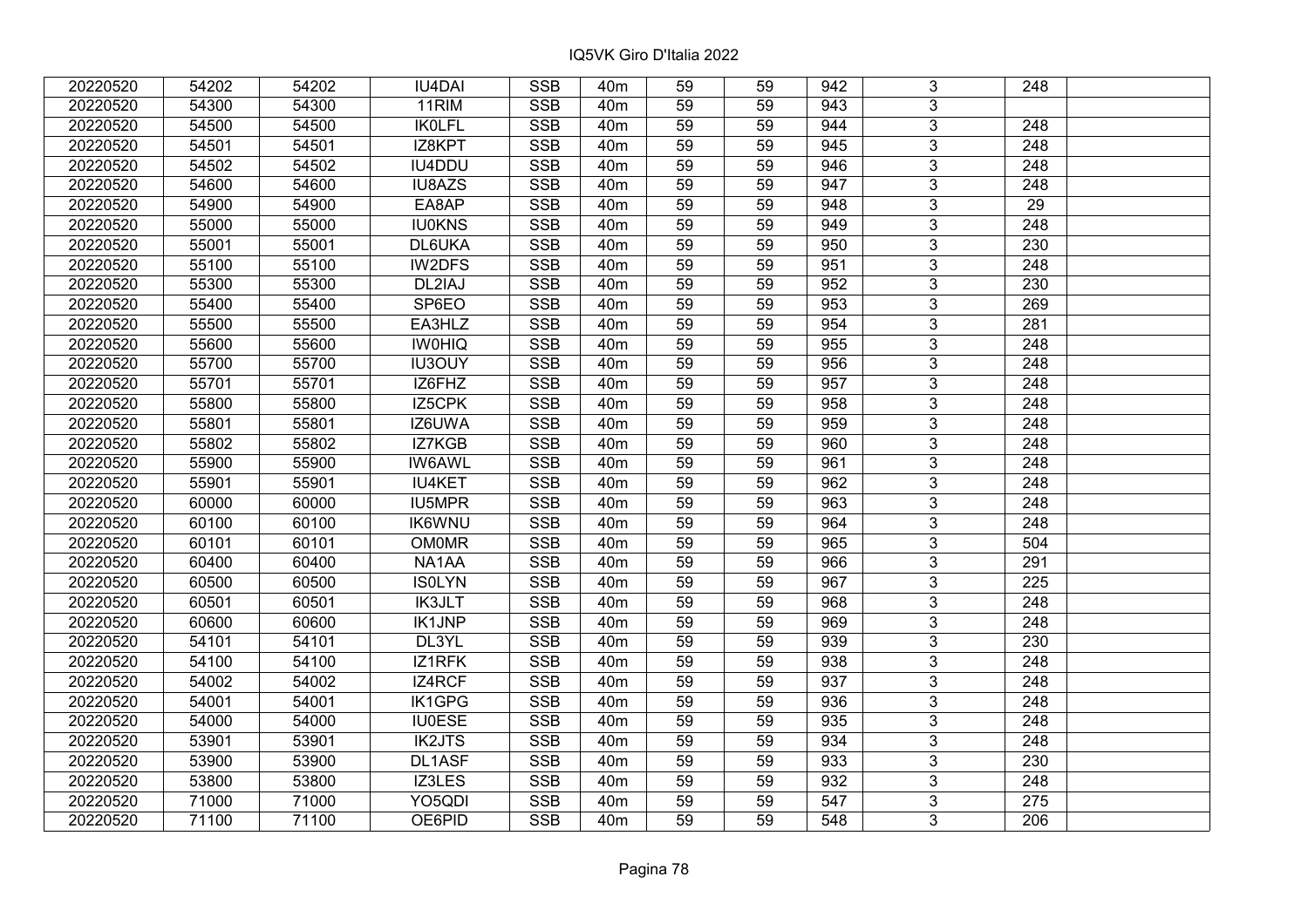| 20220520 | 54202 | 54202 | IU4DAI | SSB | 40m | 59 | 59 | 942 | 3 | 248 | |
|---|---|---|---|---|---|---|---|---|---|---|---|
| 20220520 | 54300 | 54300 | 11RIM | SSB | 40m | 59 | 59 | 943 | 3 | | |
| 20220520 | 54500 | 54500 | IK0LFL | SSB | 40m | 59 | 59 | 944 | 3 | 248 | |
| 20220520 | 54501 | 54501 | IZ8KPT | SSB | 40m | 59 | 59 | 945 | 3 | 248 | |
| 20220520 | 54502 | 54502 | IU4DDU | SSB | 40m | 59 | 59 | 946 | 3 | 248 | |
| 20220520 | 54600 | 54600 | IU8AZS | SSB | 40m | 59 | 59 | 947 | 3 | 248 | |
| 20220520 | 54900 | 54900 | EA8AP | SSB | 40m | 59 | 59 | 948 | 3 | 29 | |
| 20220520 | 55000 | 55000 | IU0KNS | SSB | 40m | 59 | 59 | 949 | 3 | 248 | |
| 20220520 | 55001 | 55001 | DL6UKA | SSB | 40m | 59 | 59 | 950 | 3 | 230 | |
| 20220520 | 55100 | 55100 | IW2DFS | SSB | 40m | 59 | 59 | 951 | 3 | 248 | |
| 20220520 | 55300 | 55300 | DL2IAJ | SSB | 40m | 59 | 59 | 952 | 3 | 230 | |
| 20220520 | 55400 | 55400 | SP6EO | SSB | 40m | 59 | 59 | 953 | 3 | 269 | |
| 20220520 | 55500 | 55500 | EA3HLZ | SSB | 40m | 59 | 59 | 954 | 3 | 281 | |
| 20220520 | 55600 | 55600 | IW0HIQ | SSB | 40m | 59 | 59 | 955 | 3 | 248 | |
| 20220520 | 55700 | 55700 | IU3OUY | SSB | 40m | 59 | 59 | 956 | 3 | 248 | |
| 20220520 | 55701 | 55701 | IZ6FHZ | SSB | 40m | 59 | 59 | 957 | 3 | 248 | |
| 20220520 | 55800 | 55800 | IZ5CPK | SSB | 40m | 59 | 59 | 958 | 3 | 248 | |
| 20220520 | 55801 | 55801 | IZ6UWA | SSB | 40m | 59 | 59 | 959 | 3 | 248 | |
| 20220520 | 55802 | 55802 | IZ7KGB | SSB | 40m | 59 | 59 | 960 | 3 | 248 | |
| 20220520 | 55900 | 55900 | IW6AWL | SSB | 40m | 59 | 59 | 961 | 3 | 248 | |
| 20220520 | 55901 | 55901 | IU4KET | SSB | 40m | 59 | 59 | 962 | 3 | 248 | |
| 20220520 | 60000 | 60000 | IU5MPR | SSB | 40m | 59 | 59 | 963 | 3 | 248 | |
| 20220520 | 60100 | 60100 | IK6WNU | SSB | 40m | 59 | 59 | 964 | 3 | 248 | |
| 20220520 | 60101 | 60101 | OM0MR | SSB | 40m | 59 | 59 | 965 | 3 | 504 | |
| 20220520 | 60400 | 60400 | NA1AA | SSB | 40m | 59 | 59 | 966 | 3 | 291 | |
| 20220520 | 60500 | 60500 | IS0LYN | SSB | 40m | 59 | 59 | 967 | 3 | 225 | |
| 20220520 | 60501 | 60501 | IK3JLT | SSB | 40m | 59 | 59 | 968 | 3 | 248 | |
| 20220520 | 60600 | 60600 | IK1JNP | SSB | 40m | 59 | 59 | 969 | 3 | 248 | |
| 20220520 | 54101 | 54101 | DL3YL | SSB | 40m | 59 | 59 | 939 | 3 | 230 | |
| 20220520 | 54100 | 54100 | IZ1RFK | SSB | 40m | 59 | 59 | 938 | 3 | 248 | |
| 20220520 | 54002 | 54002 | IZ4RCF | SSB | 40m | 59 | 59 | 937 | 3 | 248 | |
| 20220520 | 54001 | 54001 | IK1GPG | SSB | 40m | 59 | 59 | 936 | 3 | 248 | |
| 20220520 | 54000 | 54000 | IU0ESE | SSB | 40m | 59 | 59 | 935 | 3 | 248 | |
| 20220520 | 53901 | 53901 | IK2JTS | SSB | 40m | 59 | 59 | 934 | 3 | 248 | |
| 20220520 | 53900 | 53900 | DL1ASF | SSB | 40m | 59 | 59 | 933 | 3 | 230 | |
| 20220520 | 53800 | 53800 | IZ3LES | SSB | 40m | 59 | 59 | 932 | 3 | 248 | |
| 20220520 | 71000 | 71000 | YO5QDI | SSB | 40m | 59 | 59 | 547 | 3 | 275 | |
| 20220520 | 71100 | 71100 | OE6PID | SSB | 40m | 59 | 59 | 548 | 3 | 206 | |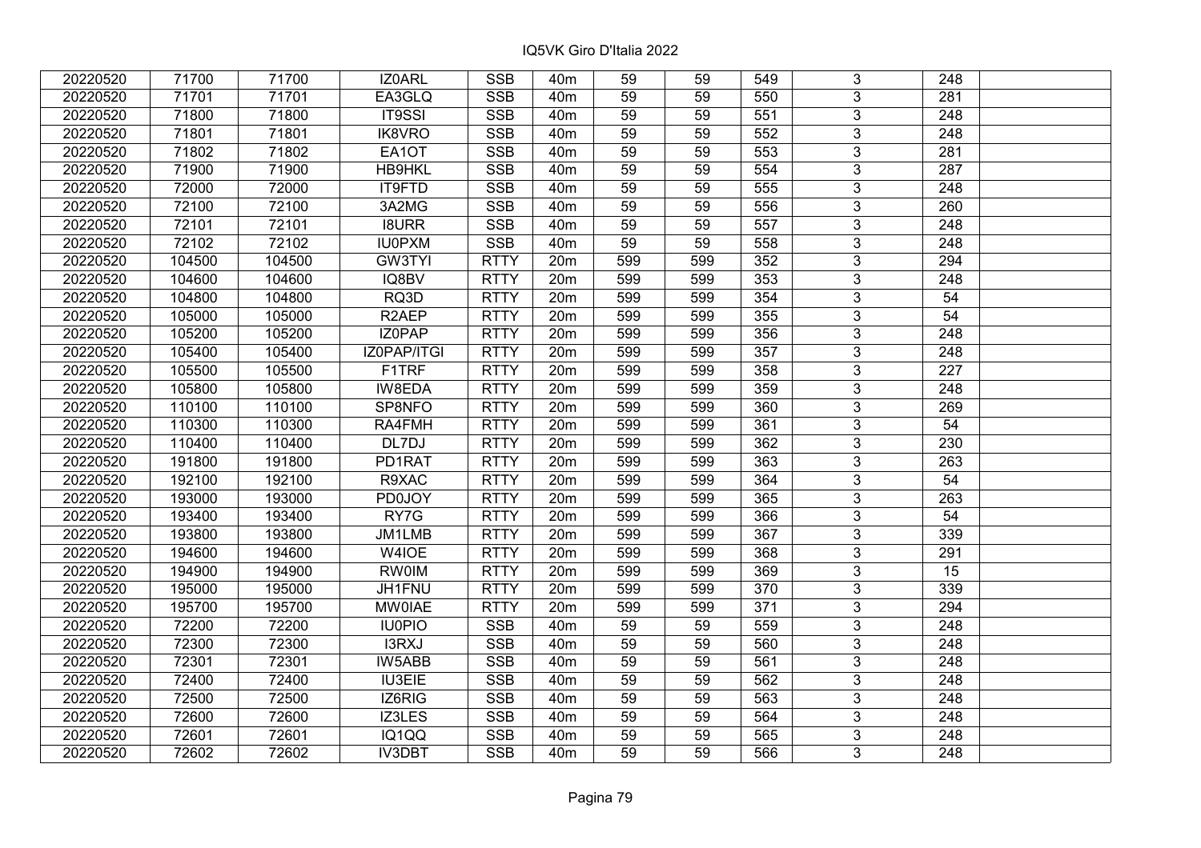| | | | | | | | | | | | |
|---|---|---|---|---|---|---|---|---|---|---|---|
| 20220520 | 71700 | 71700 | IZ0ARL | SSB | 40m | 59 | 59 | 549 | 3 | 248 | |
| 20220520 | 71701 | 71701 | EA3GLQ | SSB | 40m | 59 | 59 | 550 | 3 | 281 | |
| 20220520 | 71800 | 71800 | IT9SSI | SSB | 40m | 59 | 59 | 551 | 3 | 248 | |
| 20220520 | 71801 | 71801 | IK8VRO | SSB | 40m | 59 | 59 | 552 | 3 | 248 | |
| 20220520 | 71802 | 71802 | EA1OT | SSB | 40m | 59 | 59 | 553 | 3 | 281 | |
| 20220520 | 71900 | 71900 | HB9HKL | SSB | 40m | 59 | 59 | 554 | 3 | 287 | |
| 20220520 | 72000 | 72000 | IT9FTD | SSB | 40m | 59 | 59 | 555 | 3 | 248 | |
| 20220520 | 72100 | 72100 | 3A2MG | SSB | 40m | 59 | 59 | 556 | 3 | 260 | |
| 20220520 | 72101 | 72101 | I8URR | SSB | 40m | 59 | 59 | 557 | 3 | 248 | |
| 20220520 | 72102 | 72102 | IU0PXM | SSB | 40m | 59 | 59 | 558 | 3 | 248 | |
| 20220520 | 104500 | 104500 | GW3TYI | RTTY | 20m | 599 | 599 | 352 | 3 | 294 | |
| 20220520 | 104600 | 104600 | IQ8BV | RTTY | 20m | 599 | 599 | 353 | 3 | 248 | |
| 20220520 | 104800 | 104800 | RQ3D | RTTY | 20m | 599 | 599 | 354 | 3 | 54 | |
| 20220520 | 105000 | 105000 | R2AEP | RTTY | 20m | 599 | 599 | 355 | 3 | 54 | |
| 20220520 | 105200 | 105200 | IZ0PAP | RTTY | 20m | 599 | 599 | 356 | 3 | 248 | |
| 20220520 | 105400 | 105400 | IZ0PAP/ITGI | RTTY | 20m | 599 | 599 | 357 | 3 | 248 | |
| 20220520 | 105500 | 105500 | F1TRF | RTTY | 20m | 599 | 599 | 358 | 3 | 227 | |
| 20220520 | 105800 | 105800 | IW8EDA | RTTY | 20m | 599 | 599 | 359 | 3 | 248 | |
| 20220520 | 110100 | 110100 | SP8NFO | RTTY | 20m | 599 | 599 | 360 | 3 | 269 | |
| 20220520 | 110300 | 110300 | RA4FMH | RTTY | 20m | 599 | 599 | 361 | 3 | 54 | |
| 20220520 | 110400 | 110400 | DL7DJ | RTTY | 20m | 599 | 599 | 362 | 3 | 230 | |
| 20220520 | 191800 | 191800 | PD1RAT | RTTY | 20m | 599 | 599 | 363 | 3 | 263 | |
| 20220520 | 192100 | 192100 | R9XAC | RTTY | 20m | 599 | 599 | 364 | 3 | 54 | |
| 20220520 | 193000 | 193000 | PD0JOY | RTTY | 20m | 599 | 599 | 365 | 3 | 263 | |
| 20220520 | 193400 | 193400 | RY7G | RTTY | 20m | 599 | 599 | 366 | 3 | 54 | |
| 20220520 | 193800 | 193800 | JM1LMB | RTTY | 20m | 599 | 599 | 367 | 3 | 339 | |
| 20220520 | 194600 | 194600 | W4IOE | RTTY | 20m | 599 | 599 | 368 | 3 | 291 | |
| 20220520 | 194900 | 194900 | RW0IM | RTTY | 20m | 599 | 599 | 369 | 3 | 15 | |
| 20220520 | 195000 | 195000 | JH1FNU | RTTY | 20m | 599 | 599 | 370 | 3 | 339 | |
| 20220520 | 195700 | 195700 | MW0IAE | RTTY | 20m | 599 | 599 | 371 | 3 | 294 | |
| 20220520 | 72200 | 72200 | IU0PIO | SSB | 40m | 59 | 59 | 559 | 3 | 248 | |
| 20220520 | 72300 | 72300 | I3RXJ | SSB | 40m | 59 | 59 | 560 | 3 | 248 | |
| 20220520 | 72301 | 72301 | IW5ABB | SSB | 40m | 59 | 59 | 561 | 3 | 248 | |
| 20220520 | 72400 | 72400 | IU3EIE | SSB | 40m | 59 | 59 | 562 | 3 | 248 | |
| 20220520 | 72500 | 72500 | IZ6RIG | SSB | 40m | 59 | 59 | 563 | 3 | 248 | |
| 20220520 | 72600 | 72600 | IZ3LES | SSB | 40m | 59 | 59 | 564 | 3 | 248 | |
| 20220520 | 72601 | 72601 | IQ1QQ | SSB | 40m | 59 | 59 | 565 | 3 | 248 | |
| 20220520 | 72602 | 72602 | IV3DBT | SSB | 40m | 59 | 59 | 566 | 3 | 248 | |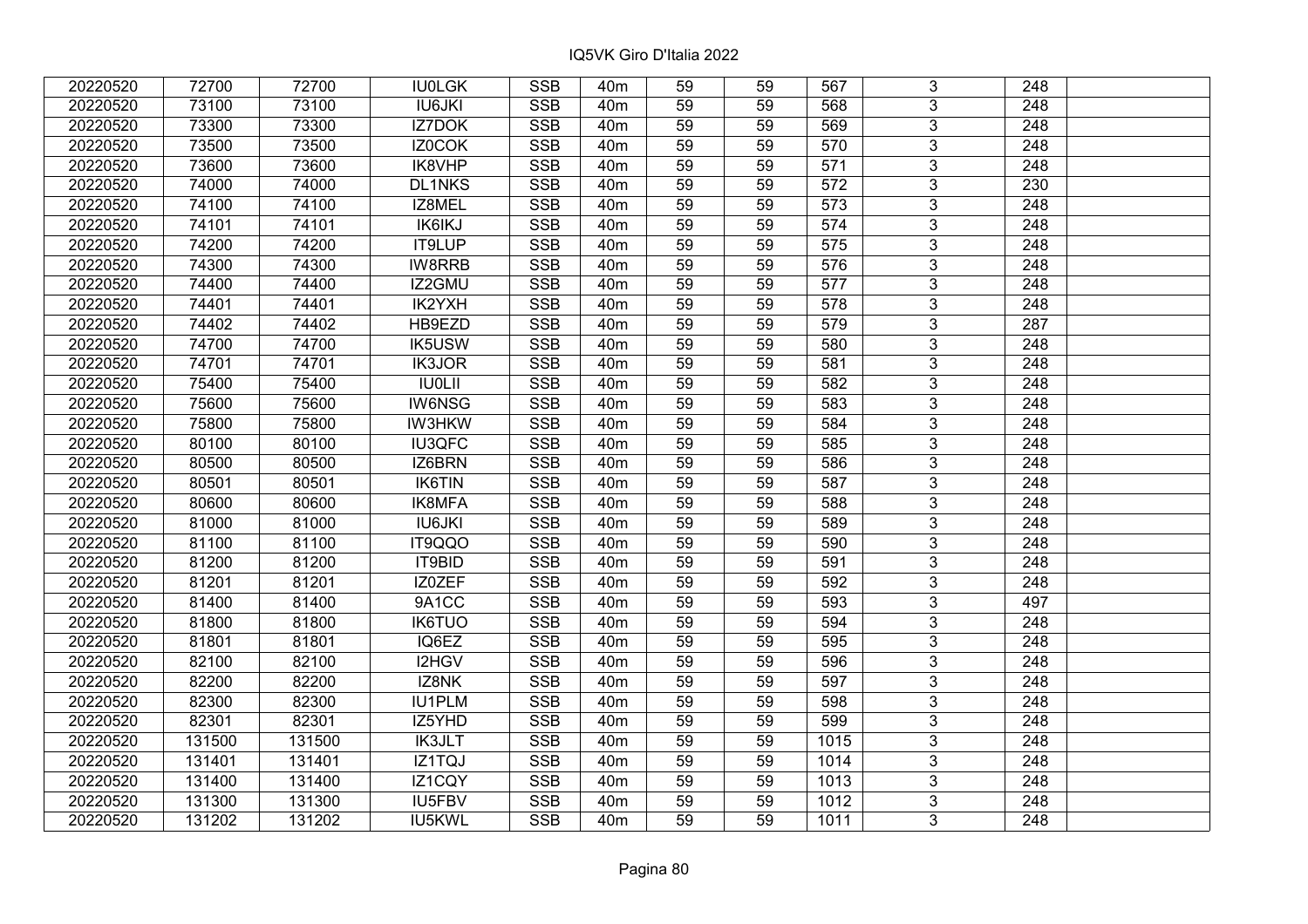| 20220520 | 72700 | 72700 | IU0LGK | SSB | 40m | 59 | 59 | 567 | 3 | 248 | |
|---|---|---|---|---|---|---|---|---|---|---|---|
| 20220520 | 73100 | 73100 | IU6JKI | SSB | 40m | 59 | 59 | 568 | 3 | 248 | |
| 20220520 | 73300 | 73300 | IZ7DOK | SSB | 40m | 59 | 59 | 569 | 3 | 248 | |
| 20220520 | 73500 | 73500 | IZ0COK | SSB | 40m | 59 | 59 | 570 | 3 | 248 | |
| 20220520 | 73600 | 73600 | IK8VHP | SSB | 40m | 59 | 59 | 571 | 3 | 248 | |
| 20220520 | 74000 | 74000 | DL1NKS | SSB | 40m | 59 | 59 | 572 | 3 | 230 | |
| 20220520 | 74100 | 74100 | IZ8MEL | SSB | 40m | 59 | 59 | 573 | 3 | 248 | |
| 20220520 | 74101 | 74101 | IK6IKJ | SSB | 40m | 59 | 59 | 574 | 3 | 248 | |
| 20220520 | 74200 | 74200 | IT9LUP | SSB | 40m | 59 | 59 | 575 | 3 | 248 | |
| 20220520 | 74300 | 74300 | IW8RRB | SSB | 40m | 59 | 59 | 576 | 3 | 248 | |
| 20220520 | 74400 | 74400 | IZ2GMU | SSB | 40m | 59 | 59 | 577 | 3 | 248 | |
| 20220520 | 74401 | 74401 | IK2YXH | SSB | 40m | 59 | 59 | 578 | 3 | 248 | |
| 20220520 | 74402 | 74402 | HB9EZD | SSB | 40m | 59 | 59 | 579 | 3 | 287 | |
| 20220520 | 74700 | 74700 | IK5USW | SSB | 40m | 59 | 59 | 580 | 3 | 248 | |
| 20220520 | 74701 | 74701 | IK3JOR | SSB | 40m | 59 | 59 | 581 | 3 | 248 | |
| 20220520 | 75400 | 75400 | IU0LII | SSB | 40m | 59 | 59 | 582 | 3 | 248 | |
| 20220520 | 75600 | 75600 | IW6NSG | SSB | 40m | 59 | 59 | 583 | 3 | 248 | |
| 20220520 | 75800 | 75800 | IW3HKW | SSB | 40m | 59 | 59 | 584 | 3 | 248 | |
| 20220520 | 80100 | 80100 | IU3QFC | SSB | 40m | 59 | 59 | 585 | 3 | 248 | |
| 20220520 | 80500 | 80500 | IZ6BRN | SSB | 40m | 59 | 59 | 586 | 3 | 248 | |
| 20220520 | 80501 | 80501 | IK6TIN | SSB | 40m | 59 | 59 | 587 | 3 | 248 | |
| 20220520 | 80600 | 80600 | IK8MFA | SSB | 40m | 59 | 59 | 588 | 3 | 248 | |
| 20220520 | 81000 | 81000 | IU6JKI | SSB | 40m | 59 | 59 | 589 | 3 | 248 | |
| 20220520 | 81100 | 81100 | IT9QQO | SSB | 40m | 59 | 59 | 590 | 3 | 248 | |
| 20220520 | 81200 | 81200 | IT9BID | SSB | 40m | 59 | 59 | 591 | 3 | 248 | |
| 20220520 | 81201 | 81201 | IZ0ZEF | SSB | 40m | 59 | 59 | 592 | 3 | 248 | |
| 20220520 | 81400 | 81400 | 9A1CC | SSB | 40m | 59 | 59 | 593 | 3 | 497 | |
| 20220520 | 81800 | 81800 | IK6TUO | SSB | 40m | 59 | 59 | 594 | 3 | 248 | |
| 20220520 | 81801 | 81801 | IQ6EZ | SSB | 40m | 59 | 59 | 595 | 3 | 248 | |
| 20220520 | 82100 | 82100 | I2HGV | SSB | 40m | 59 | 59 | 596 | 3 | 248 | |
| 20220520 | 82200 | 82200 | IZ8NK | SSB | 40m | 59 | 59 | 597 | 3 | 248 | |
| 20220520 | 82300 | 82300 | IU1PLM | SSB | 40m | 59 | 59 | 598 | 3 | 248 | |
| 20220520 | 82301 | 82301 | IZ5YHD | SSB | 40m | 59 | 59 | 599 | 3 | 248 | |
| 20220520 | 131500 | 131500 | IK3JLT | SSB | 40m | 59 | 59 | 1015 | 3 | 248 | |
| 20220520 | 131401 | 131401 | IZ1TQJ | SSB | 40m | 59 | 59 | 1014 | 3 | 248 | |
| 20220520 | 131400 | 131400 | IZ1CQY | SSB | 40m | 59 | 59 | 1013 | 3 | 248 | |
| 20220520 | 131300 | 131300 | IU5FBV | SSB | 40m | 59 | 59 | 1012 | 3 | 248 | |
| 20220520 | 131202 | 131202 | IU5KWL | SSB | 40m | 59 | 59 | 1011 | 3 | 248 | |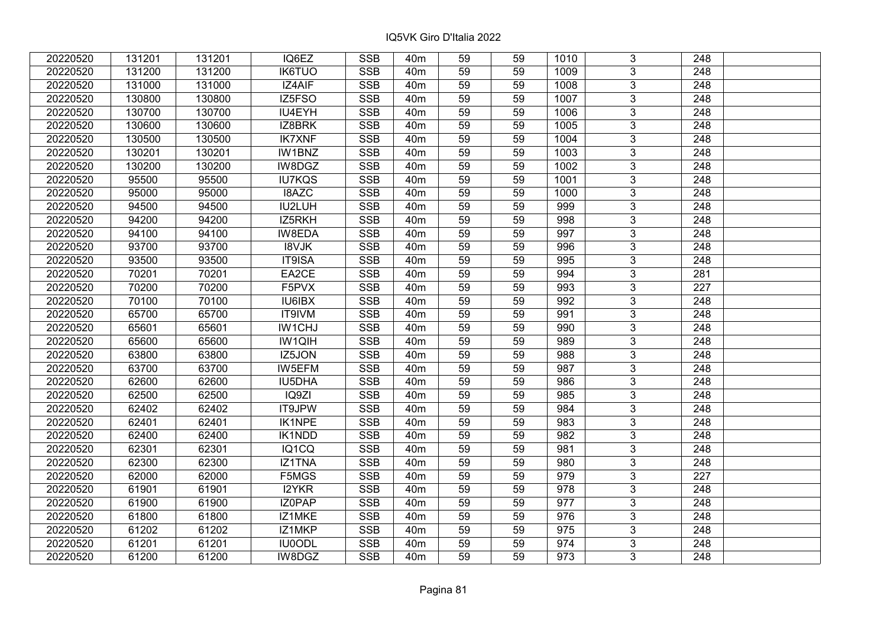| | | | | | | | | | | | |
|---|---|---|---|---|---|---|---|---|---|---|---|
| 20220520 | 131201 | 131201 | IQ6EZ | SSB | 40m | 59 | 59 | 1010 | 3 | 248 | |
| 20220520 | 131200 | 131200 | IK6TUO | SSB | 40m | 59 | 59 | 1009 | 3 | 248 | |
| 20220520 | 131000 | 131000 | IZ4AIF | SSB | 40m | 59 | 59 | 1008 | 3 | 248 | |
| 20220520 | 130800 | 130800 | IZ5FSO | SSB | 40m | 59 | 59 | 1007 | 3 | 248 | |
| 20220520 | 130700 | 130700 | IU4EYH | SSB | 40m | 59 | 59 | 1006 | 3 | 248 | |
| 20220520 | 130600 | 130600 | IZ8BRK | SSB | 40m | 59 | 59 | 1005 | 3 | 248 | |
| 20220520 | 130500 | 130500 | IK7XNF | SSB | 40m | 59 | 59 | 1004 | 3 | 248 | |
| 20220520 | 130201 | 130201 | IW1BNZ | SSB | 40m | 59 | 59 | 1003 | 3 | 248 | |
| 20220520 | 130200 | 130200 | IW8DGZ | SSB | 40m | 59 | 59 | 1002 | 3 | 248 | |
| 20220520 | 95500 | 95500 | IU7KQS | SSB | 40m | 59 | 59 | 1001 | 3 | 248 | |
| 20220520 | 95000 | 95000 | I8AZC | SSB | 40m | 59 | 59 | 1000 | 3 | 248 | |
| 20220520 | 94500 | 94500 | IU2LUH | SSB | 40m | 59 | 59 | 999 | 3 | 248 | |
| 20220520 | 94200 | 94200 | IZ5RKH | SSB | 40m | 59 | 59 | 998 | 3 | 248 | |
| 20220520 | 94100 | 94100 | IW8EDA | SSB | 40m | 59 | 59 | 997 | 3 | 248 | |
| 20220520 | 93700 | 93700 | I8VJK | SSB | 40m | 59 | 59 | 996 | 3 | 248 | |
| 20220520 | 93500 | 93500 | IT9ISA | SSB | 40m | 59 | 59 | 995 | 3 | 248 | |
| 20220520 | 70201 | 70201 | EA2CE | SSB | 40m | 59 | 59 | 994 | 3 | 281 | |
| 20220520 | 70200 | 70200 | F5PVX | SSB | 40m | 59 | 59 | 993 | 3 | 227 | |
| 20220520 | 70100 | 70100 | IU6IBX | SSB | 40m | 59 | 59 | 992 | 3 | 248 | |
| 20220520 | 65700 | 65700 | IT9IVM | SSB | 40m | 59 | 59 | 991 | 3 | 248 | |
| 20220520 | 65601 | 65601 | IW1CHJ | SSB | 40m | 59 | 59 | 990 | 3 | 248 | |
| 20220520 | 65600 | 65600 | IW1QIH | SSB | 40m | 59 | 59 | 989 | 3 | 248 | |
| 20220520 | 63800 | 63800 | IZ5JON | SSB | 40m | 59 | 59 | 988 | 3 | 248 | |
| 20220520 | 63700 | 63700 | IW5EFM | SSB | 40m | 59 | 59 | 987 | 3 | 248 | |
| 20220520 | 62600 | 62600 | IU5DHA | SSB | 40m | 59 | 59 | 986 | 3 | 248 | |
| 20220520 | 62500 | 62500 | IQ9ZI | SSB | 40m | 59 | 59 | 985 | 3 | 248 | |
| 20220520 | 62402 | 62402 | IT9JPW | SSB | 40m | 59 | 59 | 984 | 3 | 248 | |
| 20220520 | 62401 | 62401 | IK1NPE | SSB | 40m | 59 | 59 | 983 | 3 | 248 | |
| 20220520 | 62400 | 62400 | IK1NDD | SSB | 40m | 59 | 59 | 982 | 3 | 248 | |
| 20220520 | 62301 | 62301 | IQ1CQ | SSB | 40m | 59 | 59 | 981 | 3 | 248 | |
| 20220520 | 62300 | 62300 | IZ1TNA | SSB | 40m | 59 | 59 | 980 | 3 | 248 | |
| 20220520 | 62000 | 62000 | F5MGS | SSB | 40m | 59 | 59 | 979 | 3 | 227 | |
| 20220520 | 61901 | 61901 | I2YKR | SSB | 40m | 59 | 59 | 978 | 3 | 248 | |
| 20220520 | 61900 | 61900 | IZ0PAP | SSB | 40m | 59 | 59 | 977 | 3 | 248 | |
| 20220520 | 61800 | 61800 | IZ1MKE | SSB | 40m | 59 | 59 | 976 | 3 | 248 | |
| 20220520 | 61202 | 61202 | IZ1MKP | SSB | 40m | 59 | 59 | 975 | 3 | 248 | |
| 20220520 | 61201 | 61201 | IU0ODL | SSB | 40m | 59 | 59 | 974 | 3 | 248 | |
| 20220520 | 61200 | 61200 | IW8DGZ | SSB | 40m | 59 | 59 | 973 | 3 | 248 | |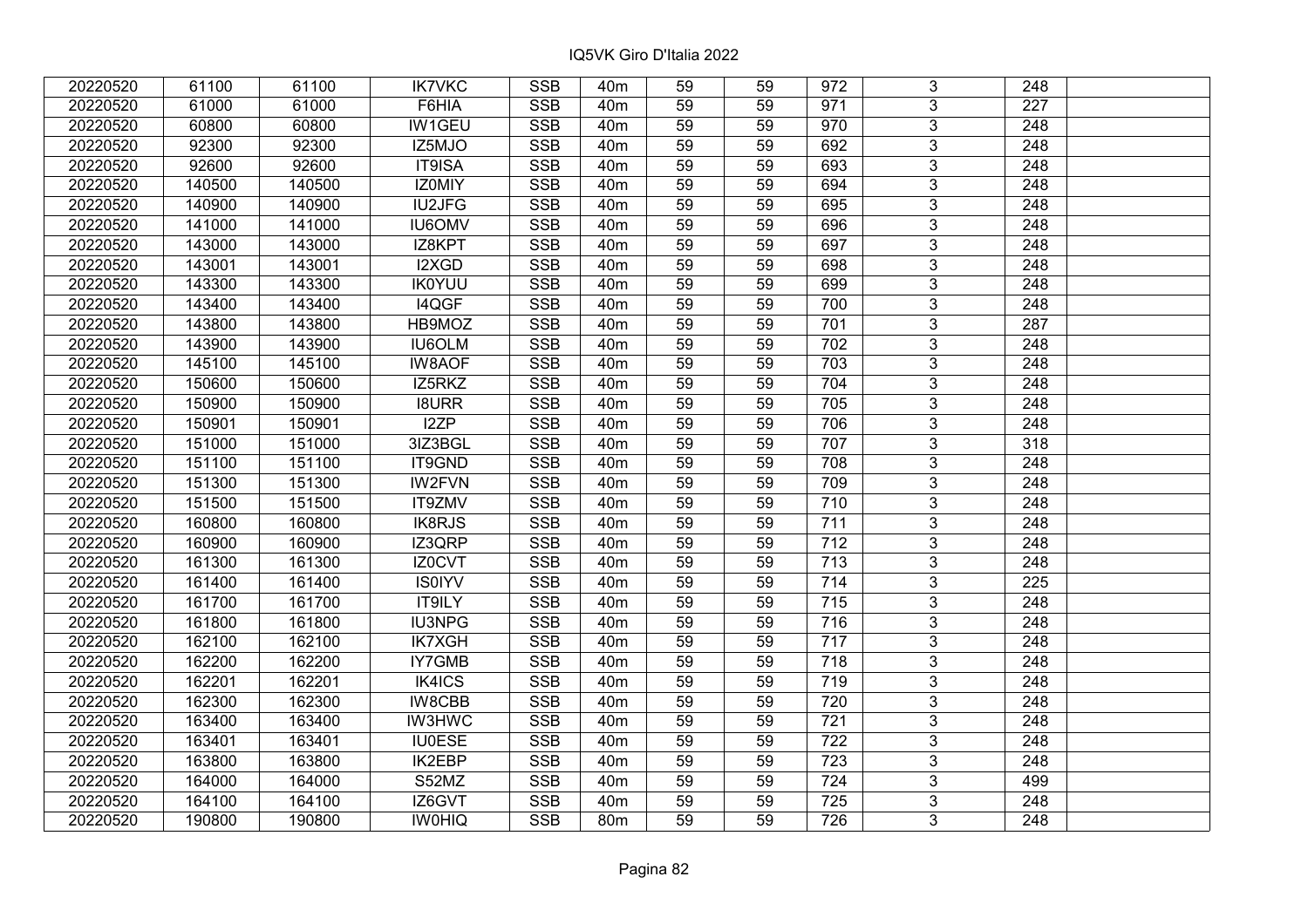| | | | | | | | | | | | |
|---|---|---|---|---|---|---|---|---|---|---|---|
| 20220520 | 61100 | 61100 | IK7VKC | SSB | 40m | 59 | 59 | 972 | 3 | 248 | |
| 20220520 | 61000 | 61000 | F6HIA | SSB | 40m | 59 | 59 | 971 | 3 | 227 | |
| 20220520 | 60800 | 60800 | IW1GEU | SSB | 40m | 59 | 59 | 970 | 3 | 248 | |
| 20220520 | 92300 | 92300 | IZ5MJO | SSB | 40m | 59 | 59 | 692 | 3 | 248 | |
| 20220520 | 92600 | 92600 | IT9ISA | SSB | 40m | 59 | 59 | 693 | 3 | 248 | |
| 20220520 | 140500 | 140500 | IZ0MIY | SSB | 40m | 59 | 59 | 694 | 3 | 248 | |
| 20220520 | 140900 | 140900 | IU2JFG | SSB | 40m | 59 | 59 | 695 | 3 | 248 | |
| 20220520 | 141000 | 141000 | IU6OMV | SSB | 40m | 59 | 59 | 696 | 3 | 248 | |
| 20220520 | 143000 | 143000 | IZ8KPT | SSB | 40m | 59 | 59 | 697 | 3 | 248 | |
| 20220520 | 143001 | 143001 | I2XGD | SSB | 40m | 59 | 59 | 698 | 3 | 248 | |
| 20220520 | 143300 | 143300 | IK0YUU | SSB | 40m | 59 | 59 | 699 | 3 | 248 | |
| 20220520 | 143400 | 143400 | I4QGF | SSB | 40m | 59 | 59 | 700 | 3 | 248 | |
| 20220520 | 143800 | 143800 | HB9MOZ | SSB | 40m | 59 | 59 | 701 | 3 | 287 | |
| 20220520 | 143900 | 143900 | IU6OLM | SSB | 40m | 59 | 59 | 702 | 3 | 248 | |
| 20220520 | 145100 | 145100 | IW8AOF | SSB | 40m | 59 | 59 | 703 | 3 | 248 | |
| 20220520 | 150600 | 150600 | IZ5RKZ | SSB | 40m | 59 | 59 | 704 | 3 | 248 | |
| 20220520 | 150900 | 150900 | I8URR | SSB | 40m | 59 | 59 | 705 | 3 | 248 | |
| 20220520 | 150901 | 150901 | I2ZP | SSB | 40m | 59 | 59 | 706 | 3 | 248 | |
| 20220520 | 151000 | 151000 | 3IZ3BGL | SSB | 40m | 59 | 59 | 707 | 3 | 318 | |
| 20220520 | 151100 | 151100 | IT9GND | SSB | 40m | 59 | 59 | 708 | 3 | 248 | |
| 20220520 | 151300 | 151300 | IW2FVN | SSB | 40m | 59 | 59 | 709 | 3 | 248 | |
| 20220520 | 151500 | 151500 | IT9ZMV | SSB | 40m | 59 | 59 | 710 | 3 | 248 | |
| 20220520 | 160800 | 160800 | IK8RJS | SSB | 40m | 59 | 59 | 711 | 3 | 248 | |
| 20220520 | 160900 | 160900 | IZ3QRP | SSB | 40m | 59 | 59 | 712 | 3 | 248 | |
| 20220520 | 161300 | 161300 | IZ0CVT | SSB | 40m | 59 | 59 | 713 | 3 | 248 | |
| 20220520 | 161400 | 161400 | IS0IYV | SSB | 40m | 59 | 59 | 714 | 3 | 225 | |
| 20220520 | 161700 | 161700 | IT9ILY | SSB | 40m | 59 | 59 | 715 | 3 | 248 | |
| 20220520 | 161800 | 161800 | IU3NPG | SSB | 40m | 59 | 59 | 716 | 3 | 248 | |
| 20220520 | 162100 | 162100 | IK7XGH | SSB | 40m | 59 | 59 | 717 | 3 | 248 | |
| 20220520 | 162200 | 162200 | IY7GMB | SSB | 40m | 59 | 59 | 718 | 3 | 248 | |
| 20220520 | 162201 | 162201 | IK4ICS | SSB | 40m | 59 | 59 | 719 | 3 | 248 | |
| 20220520 | 162300 | 162300 | IW8CBB | SSB | 40m | 59 | 59 | 720 | 3 | 248 | |
| 20220520 | 163400 | 163400 | IW3HWC | SSB | 40m | 59 | 59 | 721 | 3 | 248 | |
| 20220520 | 163401 | 163401 | IU0ESE | SSB | 40m | 59 | 59 | 722 | 3 | 248 | |
| 20220520 | 163800 | 163800 | IK2EBP | SSB | 40m | 59 | 59 | 723 | 3 | 248 | |
| 20220520 | 164000 | 164000 | S52MZ | SSB | 40m | 59 | 59 | 724 | 3 | 499 | |
| 20220520 | 164100 | 164100 | IZ6GVT | SSB | 40m | 59 | 59 | 725 | 3 | 248 | |
| 20220520 | 190800 | 190800 | IW0HIQ | SSB | 80m | 59 | 59 | 726 | 3 | 248 | |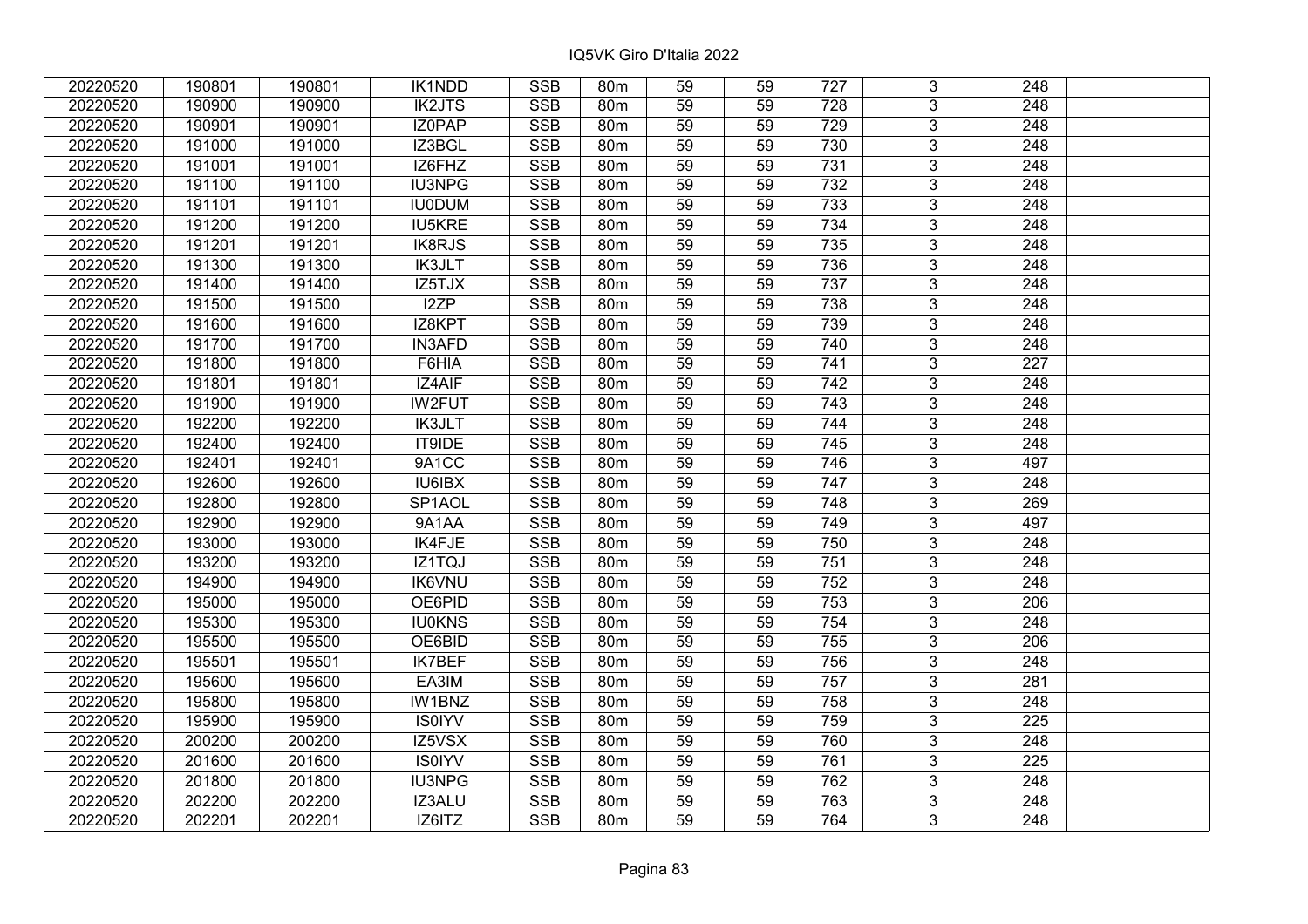| 20220520 | 190801 | 190801 | IK1NDD | SSB | 80m | 59 | 59 | 727 | 3 | 248 | |
|---|---|---|---|---|---|---|---|---|---|---|---|
| 20220520 | 190900 | 190900 | IK2JTS | SSB | 80m | 59 | 59 | 728 | 3 | 248 | |
| 20220520 | 190901 | 190901 | IZ0PAP | SSB | 80m | 59 | 59 | 729 | 3 | 248 | |
| 20220520 | 191000 | 191000 | IZ3BGL | SSB | 80m | 59 | 59 | 730 | 3 | 248 | |
| 20220520 | 191001 | 191001 | IZ6FHZ | SSB | 80m | 59 | 59 | 731 | 3 | 248 | |
| 20220520 | 191100 | 191100 | IU3NPG | SSB | 80m | 59 | 59 | 732 | 3 | 248 | |
| 20220520 | 191101 | 191101 | IU0DUM | SSB | 80m | 59 | 59 | 733 | 3 | 248 | |
| 20220520 | 191200 | 191200 | IU5KRE | SSB | 80m | 59 | 59 | 734 | 3 | 248 | |
| 20220520 | 191201 | 191201 | IK8RJS | SSB | 80m | 59 | 59 | 735 | 3 | 248 | |
| 20220520 | 191300 | 191300 | IK3JLT | SSB | 80m | 59 | 59 | 736 | 3 | 248 | |
| 20220520 | 191400 | 191400 | IZ5TJX | SSB | 80m | 59 | 59 | 737 | 3 | 248 | |
| 20220520 | 191500 | 191500 | I2ZP | SSB | 80m | 59 | 59 | 738 | 3 | 248 | |
| 20220520 | 191600 | 191600 | IZ8KPT | SSB | 80m | 59 | 59 | 739 | 3 | 248 | |
| 20220520 | 191700 | 191700 | IN3AFD | SSB | 80m | 59 | 59 | 740 | 3 | 248 | |
| 20220520 | 191800 | 191800 | F6HIA | SSB | 80m | 59 | 59 | 741 | 3 | 227 | |
| 20220520 | 191801 | 191801 | IZ4AIF | SSB | 80m | 59 | 59 | 742 | 3 | 248 | |
| 20220520 | 191900 | 191900 | IW2FUT | SSB | 80m | 59 | 59 | 743 | 3 | 248 | |
| 20220520 | 192200 | 192200 | IK3JLT | SSB | 80m | 59 | 59 | 744 | 3 | 248 | |
| 20220520 | 192400 | 192400 | IT9IDE | SSB | 80m | 59 | 59 | 745 | 3 | 248 | |
| 20220520 | 192401 | 192401 | 9A1CC | SSB | 80m | 59 | 59 | 746 | 3 | 497 | |
| 20220520 | 192600 | 192600 | IU6IBX | SSB | 80m | 59 | 59 | 747 | 3 | 248 | |
| 20220520 | 192800 | 192800 | SP1AOL | SSB | 80m | 59 | 59 | 748 | 3 | 269 | |
| 20220520 | 192900 | 192900 | 9A1AA | SSB | 80m | 59 | 59 | 749 | 3 | 497 | |
| 20220520 | 193000 | 193000 | IK4FJE | SSB | 80m | 59 | 59 | 750 | 3 | 248 | |
| 20220520 | 193200 | 193200 | IZ1TQJ | SSB | 80m | 59 | 59 | 751 | 3 | 248 | |
| 20220520 | 194900 | 194900 | IK6VNU | SSB | 80m | 59 | 59 | 752 | 3 | 248 | |
| 20220520 | 195000 | 195000 | OE6PID | SSB | 80m | 59 | 59 | 753 | 3 | 206 | |
| 20220520 | 195300 | 195300 | IU0KNS | SSB | 80m | 59 | 59 | 754 | 3 | 248 | |
| 20220520 | 195500 | 195500 | OE6BID | SSB | 80m | 59 | 59 | 755 | 3 | 206 | |
| 20220520 | 195501 | 195501 | IK7BEF | SSB | 80m | 59 | 59 | 756 | 3 | 248 | |
| 20220520 | 195600 | 195600 | EA3IM | SSB | 80m | 59 | 59 | 757 | 3 | 281 | |
| 20220520 | 195800 | 195800 | IW1BNZ | SSB | 80m | 59 | 59 | 758 | 3 | 248 | |
| 20220520 | 195900 | 195900 | IS0IYV | SSB | 80m | 59 | 59 | 759 | 3 | 225 | |
| 20220520 | 200200 | 200200 | IZ5VSX | SSB | 80m | 59 | 59 | 760 | 3 | 248 | |
| 20220520 | 201600 | 201600 | IS0IYV | SSB | 80m | 59 | 59 | 761 | 3 | 225 | |
| 20220520 | 201800 | 201800 | IU3NPG | SSB | 80m | 59 | 59 | 762 | 3 | 248 | |
| 20220520 | 202200 | 202200 | IZ3ALU | SSB | 80m | 59 | 59 | 763 | 3 | 248 | |
| 20220520 | 202201 | 202201 | IZ6ITZ | SSB | 80m | 59 | 59 | 764 | 3 | 248 | |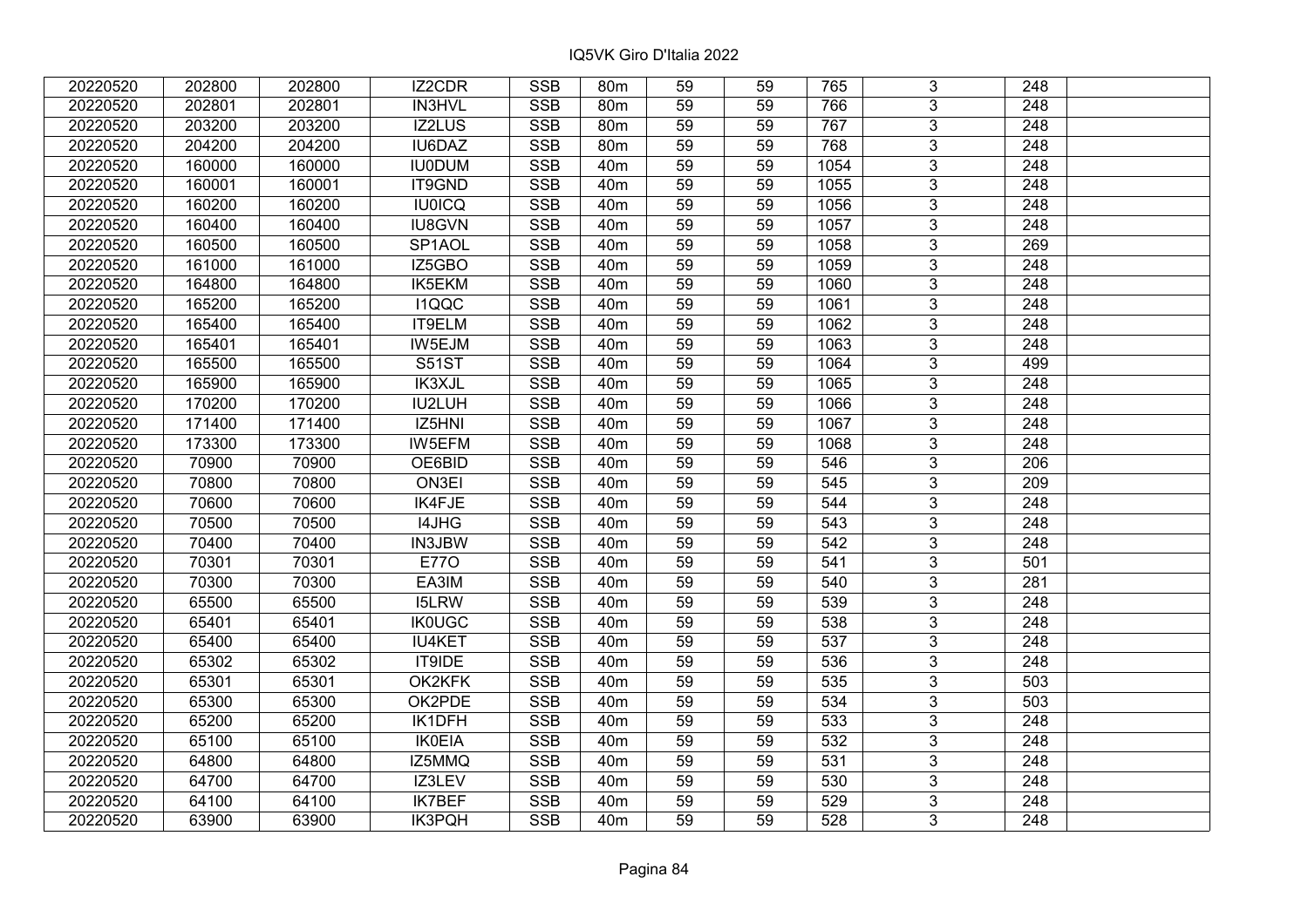| 20220520 | 202800 | 202800 | IZ2CDR | SSB | 80m | 59 | 59 | 765 | 3 | 248 | |
|---|---|---|---|---|---|---|---|---|---|---|---|
| 20220520 | 202801 | 202801 | IN3HVL | SSB | 80m | 59 | 59 | 766 | 3 | 248 | |
| 20220520 | 203200 | 203200 | IZ2LUS | SSB | 80m | 59 | 59 | 767 | 3 | 248 | |
| 20220520 | 204200 | 204200 | IU6DAZ | SSB | 80m | 59 | 59 | 768 | 3 | 248 | |
| 20220520 | 160000 | 160000 | IU0DUM | SSB | 40m | 59 | 59 | 1054 | 3 | 248 | |
| 20220520 | 160001 | 160001 | IT9GND | SSB | 40m | 59 | 59 | 1055 | 3 | 248 | |
| 20220520 | 160200 | 160200 | IU0ICQ | SSB | 40m | 59 | 59 | 1056 | 3 | 248 | |
| 20220520 | 160400 | 160400 | IU8GVN | SSB | 40m | 59 | 59 | 1057 | 3 | 248 | |
| 20220520 | 160500 | 160500 | SP1AOL | SSB | 40m | 59 | 59 | 1058 | 3 | 269 | |
| 20220520 | 161000 | 161000 | IZ5GBO | SSB | 40m | 59 | 59 | 1059 | 3 | 248 | |
| 20220520 | 164800 | 164800 | IK5EKM | SSB | 40m | 59 | 59 | 1060 | 3 | 248 | |
| 20220520 | 165200 | 165200 | I1QQC | SSB | 40m | 59 | 59 | 1061 | 3 | 248 | |
| 20220520 | 165400 | 165400 | IT9ELM | SSB | 40m | 59 | 59 | 1062 | 3 | 248 | |
| 20220520 | 165401 | 165401 | IW5EJM | SSB | 40m | 59 | 59 | 1063 | 3 | 248 | |
| 20220520 | 165500 | 165500 | S51ST | SSB | 40m | 59 | 59 | 1064 | 3 | 499 | |
| 20220520 | 165900 | 165900 | IK3XJL | SSB | 40m | 59 | 59 | 1065 | 3 | 248 | |
| 20220520 | 170200 | 170200 | IU2LUH | SSB | 40m | 59 | 59 | 1066 | 3 | 248 | |
| 20220520 | 171400 | 171400 | IZ5HNI | SSB | 40m | 59 | 59 | 1067 | 3 | 248 | |
| 20220520 | 173300 | 173300 | IW5EFM | SSB | 40m | 59 | 59 | 1068 | 3 | 248 | |
| 20220520 | 70900 | 70900 | OE6BID | SSB | 40m | 59 | 59 | 546 | 3 | 206 | |
| 20220520 | 70800 | 70800 | ON3EI | SSB | 40m | 59 | 59 | 545 | 3 | 209 | |
| 20220520 | 70600 | 70600 | IK4FJE | SSB | 40m | 59 | 59 | 544 | 3 | 248 | |
| 20220520 | 70500 | 70500 | I4JHG | SSB | 40m | 59 | 59 | 543 | 3 | 248 | |
| 20220520 | 70400 | 70400 | IN3JBW | SSB | 40m | 59 | 59 | 542 | 3 | 248 | |
| 20220520 | 70301 | 70301 | E77O | SSB | 40m | 59 | 59 | 541 | 3 | 501 | |
| 20220520 | 70300 | 70300 | EA3IM | SSB | 40m | 59 | 59 | 540 | 3 | 281 | |
| 20220520 | 65500 | 65500 | I5LRW | SSB | 40m | 59 | 59 | 539 | 3 | 248 | |
| 20220520 | 65401 | 65401 | IK0UGC | SSB | 40m | 59 | 59 | 538 | 3 | 248 | |
| 20220520 | 65400 | 65400 | IU4KET | SSB | 40m | 59 | 59 | 537 | 3 | 248 | |
| 20220520 | 65302 | 65302 | IT9IDE | SSB | 40m | 59 | 59 | 536 | 3 | 248 | |
| 20220520 | 65301 | 65301 | OK2KFK | SSB | 40m | 59 | 59 | 535 | 3 | 503 | |
| 20220520 | 65300 | 65300 | OK2PDE | SSB | 40m | 59 | 59 | 534 | 3 | 503 | |
| 20220520 | 65200 | 65200 | IK1DFH | SSB | 40m | 59 | 59 | 533 | 3 | 248 | |
| 20220520 | 65100 | 65100 | IK0EIA | SSB | 40m | 59 | 59 | 532 | 3 | 248 | |
| 20220520 | 64800 | 64800 | IZ5MMQ | SSB | 40m | 59 | 59 | 531 | 3 | 248 | |
| 20220520 | 64700 | 64700 | IZ3LEV | SSB | 40m | 59 | 59 | 530 | 3 | 248 | |
| 20220520 | 64100 | 64100 | IK7BEF | SSB | 40m | 59 | 59 | 529 | 3 | 248 | |
| 20220520 | 63900 | 63900 | IK3PQH | SSB | 40m | 59 | 59 | 528 | 3 | 248 | |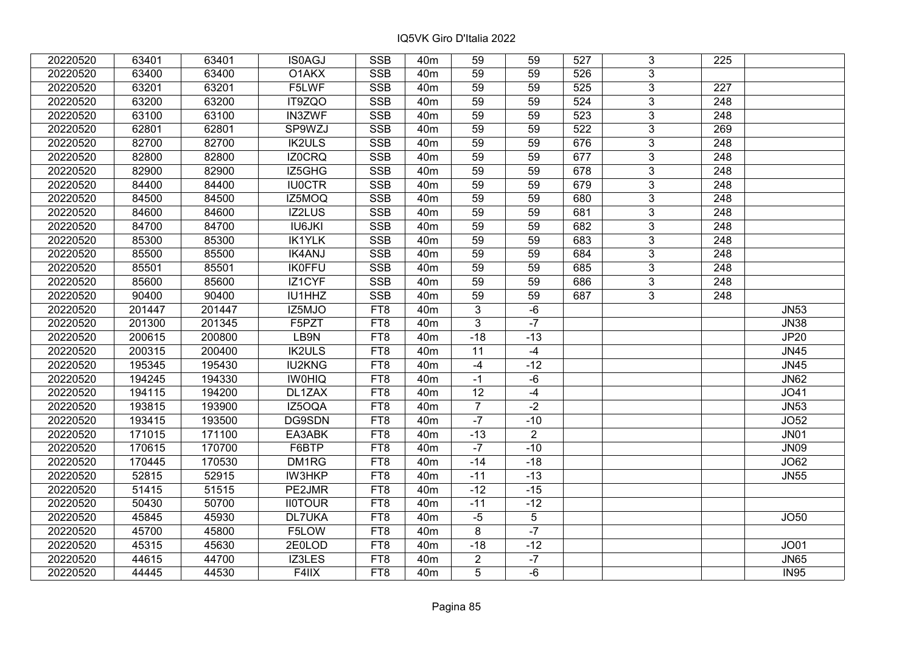IQ5VK Giro D'Italia 2022

| | | | | | | | | | | | |
|---|---|---|---|---|---|---|---|---|---|---|---|
| 20220520 | 63401 | 63401 | IS0AGJ | SSB | 40m | 59 | 59 | 527 | 3 | 225 | |
| 20220520 | 63400 | 63400 | O1AKX | SSB | 40m | 59 | 59 | 526 | 3 | | |
| 20220520 | 63201 | 63201 | F5LWF | SSB | 40m | 59 | 59 | 525 | 3 | 227 | |
| 20220520 | 63200 | 63200 | IT9ZQO | SSB | 40m | 59 | 59 | 524 | 3 | 248 | |
| 20220520 | 63100 | 63100 | IN3ZWF | SSB | 40m | 59 | 59 | 523 | 3 | 248 | |
| 20220520 | 62801 | 62801 | SP9WZJ | SSB | 40m | 59 | 59 | 522 | 3 | 269 | |
| 20220520 | 82700 | 82700 | IK2ULS | SSB | 40m | 59 | 59 | 676 | 3 | 248 | |
| 20220520 | 82800 | 82800 | IZ0CRQ | SSB | 40m | 59 | 59 | 677 | 3 | 248 | |
| 20220520 | 82900 | 82900 | IZ5GHG | SSB | 40m | 59 | 59 | 678 | 3 | 248 | |
| 20220520 | 84400 | 84400 | IU0CTR | SSB | 40m | 59 | 59 | 679 | 3 | 248 | |
| 20220520 | 84500 | 84500 | IZ5MOQ | SSB | 40m | 59 | 59 | 680 | 3 | 248 | |
| 20220520 | 84600 | 84600 | IZ2LUS | SSB | 40m | 59 | 59 | 681 | 3 | 248 | |
| 20220520 | 84700 | 84700 | IU6JKI | SSB | 40m | 59 | 59 | 682 | 3 | 248 | |
| 20220520 | 85300 | 85300 | IK1YLK | SSB | 40m | 59 | 59 | 683 | 3 | 248 | |
| 20220520 | 85500 | 85500 | IK4ANJ | SSB | 40m | 59 | 59 | 684 | 3 | 248 | |
| 20220520 | 85501 | 85501 | IK0FFU | SSB | 40m | 59 | 59 | 685 | 3 | 248 | |
| 20220520 | 85600 | 85600 | IZ1CYF | SSB | 40m | 59 | 59 | 686 | 3 | 248 | |
| 20220520 | 90400 | 90400 | IU1HHZ | SSB | 40m | 59 | 59 | 687 | 3 | 248 | |
| 20220520 | 201447 | 201447 | IZ5MJO | FT8 | 40m | 3 | -6 | | | | JN53 |
| 20220520 | 201300 | 201345 | F5PZT | FT8 | 40m | 3 | -7 | | | | JN38 |
| 20220520 | 200615 | 200800 | LB9N | FT8 | 40m | -18 | -13 | | | | JP20 |
| 20220520 | 200315 | 200400 | IK2ULS | FT8 | 40m | 11 | -4 | | | | JN45 |
| 20220520 | 195345 | 195430 | IU2KNG | FT8 | 40m | -4 | -12 | | | | JN45 |
| 20220520 | 194245 | 194330 | IW0HIQ | FT8 | 40m | -1 | -6 | | | | JN62 |
| 20220520 | 194115 | 194200 | DL1ZAX | FT8 | 40m | 12 | -4 | | | | JO41 |
| 20220520 | 193815 | 193900 | IZ5OQA | FT8 | 40m | 7 | -2 | | | | JN53 |
| 20220520 | 193415 | 193500 | DG9SDN | FT8 | 40m | -7 | -10 | | | | JO52 |
| 20220520 | 171015 | 171100 | EA3ABK | FT8 | 40m | -13 | 2 | | | | JN01 |
| 20220520 | 170615 | 170700 | F6BTP | FT8 | 40m | -7 | -10 | | | | JN09 |
| 20220520 | 170445 | 170530 | DM1RG | FT8 | 40m | -14 | -18 | | | | JO62 |
| 20220520 | 52815 | 52915 | IW3HKP | FT8 | 40m | -11 | -13 | | | | JN55 |
| 20220520 | 51415 | 51515 | PE2JMR | FT8 | 40m | -12 | -15 | | | | |
| 20220520 | 50430 | 50700 | II0TOUR | FT8 | 40m | -11 | -12 | | | | |
| 20220520 | 45845 | 45930 | DL7UKA | FT8 | 40m | -5 | 5 | | | | JO50 |
| 20220520 | 45700 | 45800 | F5LOW | FT8 | 40m | 8 | -7 | | | | |
| 20220520 | 45315 | 45630 | 2E0LOD | FT8 | 40m | -18 | -12 | | | | JO01 |
| 20220520 | 44615 | 44700 | IZ3LES | FT8 | 40m | 2 | -7 | | | | JN65 |
| 20220520 | 44445 | 44530 | F4IIX | FT8 | 40m | 5 | -6 | | | | IN95 |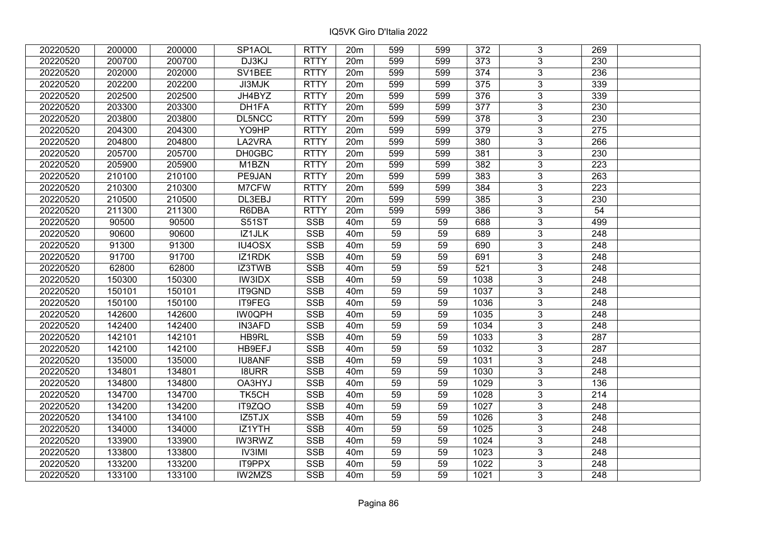| 20220520 | 200000 | 200000 | SP1AOL | RTTY | 20m | 599 | 599 | 372 | 3 | 269 | |
|---|---|---|---|---|---|---|---|---|---|---|---|
| 20220520 | 200700 | 200700 | DJ3KJ | RTTY | 20m | 599 | 599 | 373 | 3 | 230 | |
| 20220520 | 202000 | 202000 | SV1BEE | RTTY | 20m | 599 | 599 | 374 | 3 | 236 | |
| 20220520 | 202200 | 202200 | JI3MJK | RTTY | 20m | 599 | 599 | 375 | 3 | 339 | |
| 20220520 | 202500 | 202500 | JH4BYZ | RTTY | 20m | 599 | 599 | 376 | 3 | 339 | |
| 20220520 | 203300 | 203300 | DH1FA | RTTY | 20m | 599 | 599 | 377 | 3 | 230 | |
| 20220520 | 203800 | 203800 | DL5NCC | RTTY | 20m | 599 | 599 | 378 | 3 | 230 | |
| 20220520 | 204300 | 204300 | YO9HP | RTTY | 20m | 599 | 599 | 379 | 3 | 275 | |
| 20220520 | 204800 | 204800 | LA2VRA | RTTY | 20m | 599 | 599 | 380 | 3 | 266 | |
| 20220520 | 205700 | 205700 | DH0GBC | RTTY | 20m | 599 | 599 | 381 | 3 | 230 | |
| 20220520 | 205900 | 205900 | M1BZN | RTTY | 20m | 599 | 599 | 382 | 3 | 223 | |
| 20220520 | 210100 | 210100 | PE9JAN | RTTY | 20m | 599 | 599 | 383 | 3 | 263 | |
| 20220520 | 210300 | 210300 | M7CFW | RTTY | 20m | 599 | 599 | 384 | 3 | 223 | |
| 20220520 | 210500 | 210500 | DL3EBJ | RTTY | 20m | 599 | 599 | 385 | 3 | 230 | |
| 20220520 | 211300 | 211300 | R6DBA | RTTY | 20m | 599 | 599 | 386 | 3 | 54 | |
| 20220520 | 90500 | 90500 | S51ST | SSB | 40m | 59 | 59 | 688 | 3 | 499 | |
| 20220520 | 90600 | 90600 | IZ1JLK | SSB | 40m | 59 | 59 | 689 | 3 | 248 | |
| 20220520 | 91300 | 91300 | IU4OSX | SSB | 40m | 59 | 59 | 690 | 3 | 248 | |
| 20220520 | 91700 | 91700 | IZ1RDK | SSB | 40m | 59 | 59 | 691 | 3 | 248 | |
| 20220520 | 62800 | 62800 | IZ3TWB | SSB | 40m | 59 | 59 | 521 | 3 | 248 | |
| 20220520 | 150300 | 150300 | IW3IDX | SSB | 40m | 59 | 59 | 1038 | 3 | 248 | |
| 20220520 | 150101 | 150101 | IT9GND | SSB | 40m | 59 | 59 | 1037 | 3 | 248 | |
| 20220520 | 150100 | 150100 | IT9FEG | SSB | 40m | 59 | 59 | 1036 | 3 | 248 | |
| 20220520 | 142600 | 142600 | IW0QPH | SSB | 40m | 59 | 59 | 1035 | 3 | 248 | |
| 20220520 | 142400 | 142400 | IN3AFD | SSB | 40m | 59 | 59 | 1034 | 3 | 248 | |
| 20220520 | 142101 | 142101 | HB9RL | SSB | 40m | 59 | 59 | 1033 | 3 | 287 | |
| 20220520 | 142100 | 142100 | HB9EFJ | SSB | 40m | 59 | 59 | 1032 | 3 | 287 | |
| 20220520 | 135000 | 135000 | IU8ANF | SSB | 40m | 59 | 59 | 1031 | 3 | 248 | |
| 20220520 | 134801 | 134801 | I8URR | SSB | 40m | 59 | 59 | 1030 | 3 | 248 | |
| 20220520 | 134800 | 134800 | OA3HYJ | SSB | 40m | 59 | 59 | 1029 | 3 | 136 | |
| 20220520 | 134700 | 134700 | TK5CH | SSB | 40m | 59 | 59 | 1028 | 3 | 214 | |
| 20220520 | 134200 | 134200 | IT9ZQO | SSB | 40m | 59 | 59 | 1027 | 3 | 248 | |
| 20220520 | 134100 | 134100 | IZ5TJX | SSB | 40m | 59 | 59 | 1026 | 3 | 248 | |
| 20220520 | 134000 | 134000 | IZ1YTH | SSB | 40m | 59 | 59 | 1025 | 3 | 248 | |
| 20220520 | 133900 | 133900 | IW3RWZ | SSB | 40m | 59 | 59 | 1024 | 3 | 248 | |
| 20220520 | 133800 | 133800 | IV3IMI | SSB | 40m | 59 | 59 | 1023 | 3 | 248 | |
| 20220520 | 133200 | 133200 | IT9PPX | SSB | 40m | 59 | 59 | 1022 | 3 | 248 | |
| 20220520 | 133100 | 133100 | IW2MZS | SSB | 40m | 59 | 59 | 1021 | 3 | 248 | |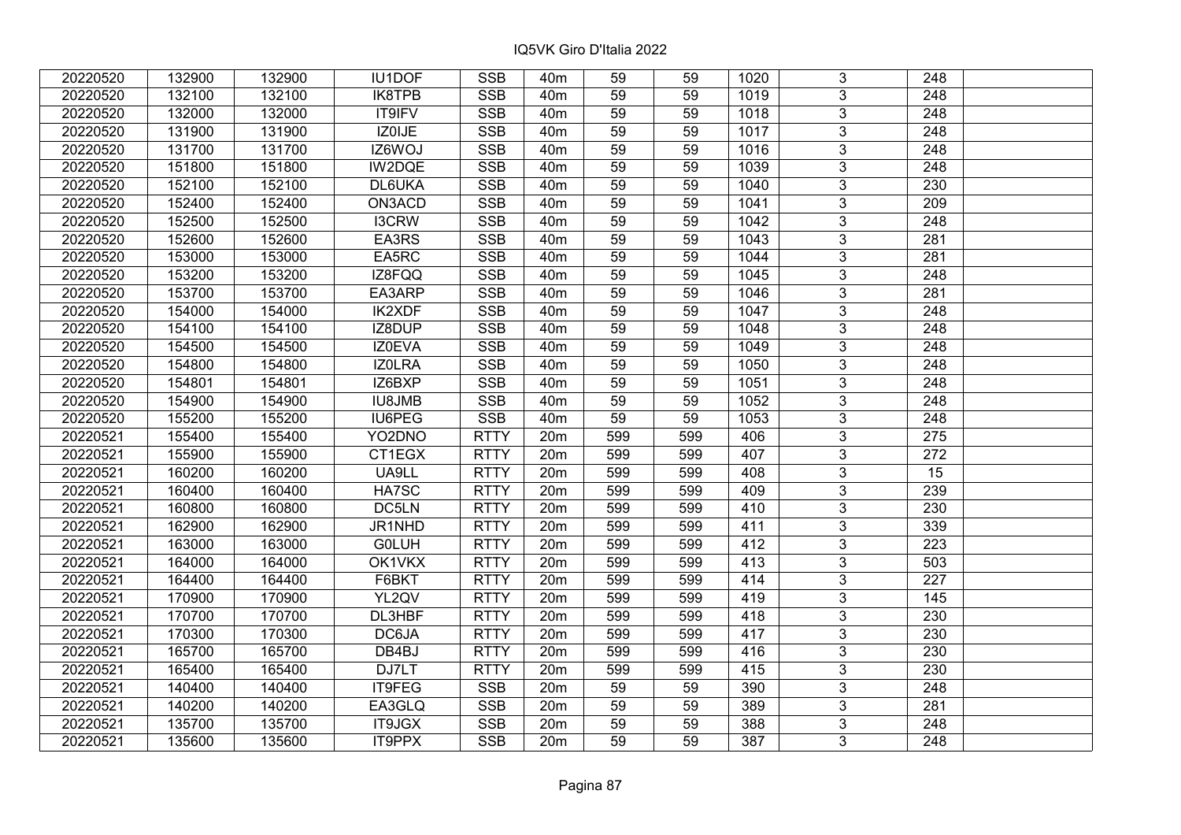| 20220520 | 132900 | 132900 | IU1DOF | SSB | 40m | 59 | 59 | 1020 | 3 | 248 | |
|---|---|---|---|---|---|---|---|---|---|---|---|
| 20220520 | 132100 | 132100 | IK8TPB | SSB | 40m | 59 | 59 | 1019 | 3 | 248 | |
| 20220520 | 132000 | 132000 | IT9IFV | SSB | 40m | 59 | 59 | 1018 | 3 | 248 | |
| 20220520 | 131900 | 131900 | IZ0IJE | SSB | 40m | 59 | 59 | 1017 | 3 | 248 | |
| 20220520 | 131700 | 131700 | IZ6WOJ | SSB | 40m | 59 | 59 | 1016 | 3 | 248 | |
| 20220520 | 151800 | 151800 | IW2DQE | SSB | 40m | 59 | 59 | 1039 | 3 | 248 | |
| 20220520 | 152100 | 152100 | DL6UKA | SSB | 40m | 59 | 59 | 1040 | 3 | 230 | |
| 20220520 | 152400 | 152400 | ON3ACD | SSB | 40m | 59 | 59 | 1041 | 3 | 209 | |
| 20220520 | 152500 | 152500 | I3CRW | SSB | 40m | 59 | 59 | 1042 | 3 | 248 | |
| 20220520 | 152600 | 152600 | EA3RS | SSB | 40m | 59 | 59 | 1043 | 3 | 281 | |
| 20220520 | 153000 | 153000 | EA5RC | SSB | 40m | 59 | 59 | 1044 | 3 | 281 | |
| 20220520 | 153200 | 153200 | IZ8FQQ | SSB | 40m | 59 | 59 | 1045 | 3 | 248 | |
| 20220520 | 153700 | 153700 | EA3ARP | SSB | 40m | 59 | 59 | 1046 | 3 | 281 | |
| 20220520 | 154000 | 154000 | IK2XDF | SSB | 40m | 59 | 59 | 1047 | 3 | 248 | |
| 20220520 | 154100 | 154100 | IZ8DUP | SSB | 40m | 59 | 59 | 1048 | 3 | 248 | |
| 20220520 | 154500 | 154500 | IZ0EVA | SSB | 40m | 59 | 59 | 1049 | 3 | 248 | |
| 20220520 | 154800 | 154800 | IZ0LRA | SSB | 40m | 59 | 59 | 1050 | 3 | 248 | |
| 20220520 | 154801 | 154801 | IZ6BXP | SSB | 40m | 59 | 59 | 1051 | 3 | 248 | |
| 20220520 | 154900 | 154900 | IU8JMB | SSB | 40m | 59 | 59 | 1052 | 3 | 248 | |
| 20220520 | 155200 | 155200 | IU6PEG | SSB | 40m | 59 | 59 | 1053 | 3 | 248 | |
| 20220521 | 155400 | 155400 | YO2DNO | RTTY | 20m | 599 | 599 | 406 | 3 | 275 | |
| 20220521 | 155900 | 155900 | CT1EGX | RTTY | 20m | 599 | 599 | 407 | 3 | 272 | |
| 20220521 | 160200 | 160200 | UA9LL | RTTY | 20m | 599 | 599 | 408 | 3 | 15 | |
| 20220521 | 160400 | 160400 | HA7SC | RTTY | 20m | 599 | 599 | 409 | 3 | 239 | |
| 20220521 | 160800 | 160800 | DC5LN | RTTY | 20m | 599 | 599 | 410 | 3 | 230 | |
| 20220521 | 162900 | 162900 | JR1NHD | RTTY | 20m | 599 | 599 | 411 | 3 | 339 | |
| 20220521 | 163000 | 163000 | G0LUH | RTTY | 20m | 599 | 599 | 412 | 3 | 223 | |
| 20220521 | 164000 | 164000 | OK1VKX | RTTY | 20m | 599 | 599 | 413 | 3 | 503 | |
| 20220521 | 164400 | 164400 | F6BKT | RTTY | 20m | 599 | 599 | 414 | 3 | 227 | |
| 20220521 | 170900 | 170900 | YL2QV | RTTY | 20m | 599 | 599 | 419 | 3 | 145 | |
| 20220521 | 170700 | 170700 | DL3HBF | RTTY | 20m | 599 | 599 | 418 | 3 | 230 | |
| 20220521 | 170300 | 170300 | DC6JA | RTTY | 20m | 599 | 599 | 417 | 3 | 230 | |
| 20220521 | 165700 | 165700 | DB4BJ | RTTY | 20m | 599 | 599 | 416 | 3 | 230 | |
| 20220521 | 165400 | 165400 | DJ7LT | RTTY | 20m | 599 | 599 | 415 | 3 | 230 | |
| 20220521 | 140400 | 140400 | IT9FEG | SSB | 20m | 59 | 59 | 390 | 3 | 248 | |
| 20220521 | 140200 | 140200 | EA3GLQ | SSB | 20m | 59 | 59 | 389 | 3 | 281 | |
| 20220521 | 135700 | 135700 | IT9JGX | SSB | 20m | 59 | 59 | 388 | 3 | 248 | |
| 20220521 | 135600 | 135600 | IT9PPX | SSB | 20m | 59 | 59 | 387 | 3 | 248 | |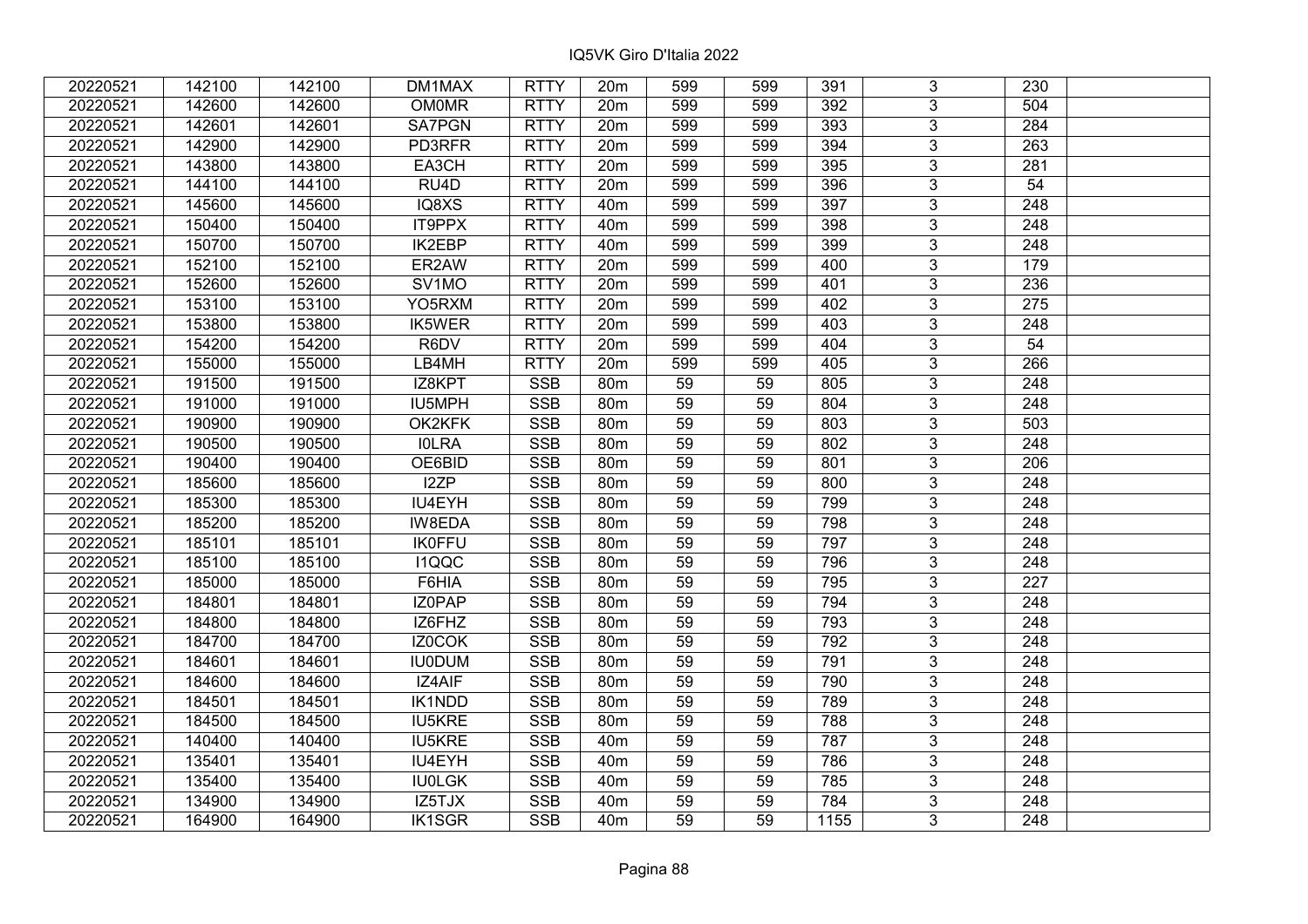IQ5VK Giro D'Italia 2022

| | | | | | | | | | | | |
|---|---|---|---|---|---|---|---|---|---|---|---|
| 20220521 | 142100 | 142100 | DM1MAX | RTTY | 20m | 599 | 599 | 391 | 3 | 230 | |
| 20220521 | 142600 | 142600 | OM0MR | RTTY | 20m | 599 | 599 | 392 | 3 | 504 | |
| 20220521 | 142601 | 142601 | SA7PGN | RTTY | 20m | 599 | 599 | 393 | 3 | 284 | |
| 20220521 | 142900 | 142900 | PD3RFR | RTTY | 20m | 599 | 599 | 394 | 3 | 263 | |
| 20220521 | 143800 | 143800 | EA3CH | RTTY | 20m | 599 | 599 | 395 | 3 | 281 | |
| 20220521 | 144100 | 144100 | RU4D | RTTY | 20m | 599 | 599 | 396 | 3 | 54 | |
| 20220521 | 145600 | 145600 | IQ8XS | RTTY | 40m | 599 | 599 | 397 | 3 | 248 | |
| 20220521 | 150400 | 150400 | IT9PPX | RTTY | 40m | 599 | 599 | 398 | 3 | 248 | |
| 20220521 | 150700 | 150700 | IK2EBP | RTTY | 40m | 599 | 599 | 399 | 3 | 248 | |
| 20220521 | 152100 | 152100 | ER2AW | RTTY | 20m | 599 | 599 | 400 | 3 | 179 | |
| 20220521 | 152600 | 152600 | SV1MO | RTTY | 20m | 599 | 599 | 401 | 3 | 236 | |
| 20220521 | 153100 | 153100 | YO5RXM | RTTY | 20m | 599 | 599 | 402 | 3 | 275 | |
| 20220521 | 153800 | 153800 | IK5WER | RTTY | 20m | 599 | 599 | 403 | 3 | 248 | |
| 20220521 | 154200 | 154200 | R6DV | RTTY | 20m | 599 | 599 | 404 | 3 | 54 | |
| 20220521 | 155000 | 155000 | LB4MH | RTTY | 20m | 599 | 599 | 405 | 3 | 266 | |
| 20220521 | 191500 | 191500 | IZ8KPT | SSB | 80m | 59 | 59 | 805 | 3 | 248 | |
| 20220521 | 191000 | 191000 | IU5MPH | SSB | 80m | 59 | 59 | 804 | 3 | 248 | |
| 20220521 | 190900 | 190900 | OK2KFK | SSB | 80m | 59 | 59 | 803 | 3 | 503 | |
| 20220521 | 190500 | 190500 | I0LRA | SSB | 80m | 59 | 59 | 802 | 3 | 248 | |
| 20220521 | 190400 | 190400 | OE6BID | SSB | 80m | 59 | 59 | 801 | 3 | 206 | |
| 20220521 | 185600 | 185600 | I2ZP | SSB | 80m | 59 | 59 | 800 | 3 | 248 | |
| 20220521 | 185300 | 185300 | IU4EYH | SSB | 80m | 59 | 59 | 799 | 3 | 248 | |
| 20220521 | 185200 | 185200 | IW8EDA | SSB | 80m | 59 | 59 | 798 | 3 | 248 | |
| 20220521 | 185101 | 185101 | IK0FFU | SSB | 80m | 59 | 59 | 797 | 3 | 248 | |
| 20220521 | 185100 | 185100 | I1QQC | SSB | 80m | 59 | 59 | 796 | 3 | 248 | |
| 20220521 | 185000 | 185000 | F6HIA | SSB | 80m | 59 | 59 | 795 | 3 | 227 | |
| 20220521 | 184801 | 184801 | IZ0PAP | SSB | 80m | 59 | 59 | 794 | 3 | 248 | |
| 20220521 | 184800 | 184800 | IZ6FHZ | SSB | 80m | 59 | 59 | 793 | 3 | 248 | |
| 20220521 | 184700 | 184700 | IZ0COK | SSB | 80m | 59 | 59 | 792 | 3 | 248 | |
| 20220521 | 184601 | 184601 | IU0DUM | SSB | 80m | 59 | 59 | 791 | 3 | 248 | |
| 20220521 | 184600 | 184600 | IZ4AIF | SSB | 80m | 59 | 59 | 790 | 3 | 248 | |
| 20220521 | 184501 | 184501 | IK1NDD | SSB | 80m | 59 | 59 | 789 | 3 | 248 | |
| 20220521 | 184500 | 184500 | IU5KRE | SSB | 80m | 59 | 59 | 788 | 3 | 248 | |
| 20220521 | 140400 | 140400 | IU5KRE | SSB | 40m | 59 | 59 | 787 | 3 | 248 | |
| 20220521 | 135401 | 135401 | IU4EYH | SSB | 40m | 59 | 59 | 786 | 3 | 248 | |
| 20220521 | 135400 | 135400 | IU0LGK | SSB | 40m | 59 | 59 | 785 | 3 | 248 | |
| 20220521 | 134900 | 134900 | IZ5TJX | SSB | 40m | 59 | 59 | 784 | 3 | 248 | |
| 20220521 | 164900 | 164900 | IK1SGR | SSB | 40m | 59 | 59 | 1155 | 3 | 248 | |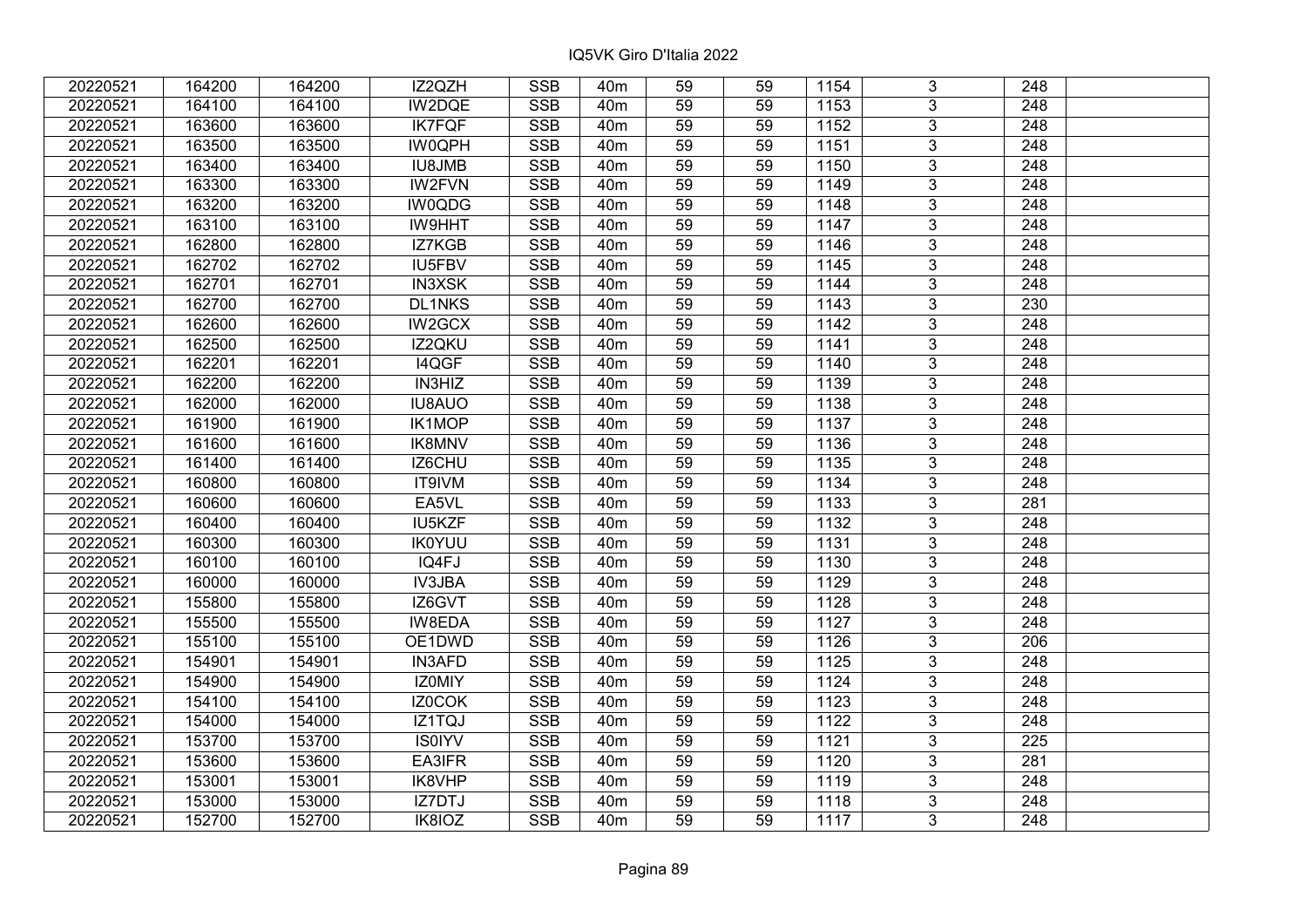| | | | | | | | | | | | |
|---|---|---|---|---|---|---|---|---|---|---|---|
| 20220521 | 164200 | 164200 | IZ2QZH | SSB | 40m | 59 | 59 | 1154 | 3 | 248 | |
| 20220521 | 164100 | 164100 | IW2DQE | SSB | 40m | 59 | 59 | 1153 | 3 | 248 | |
| 20220521 | 163600 | 163600 | IK7FQF | SSB | 40m | 59 | 59 | 1152 | 3 | 248 | |
| 20220521 | 163500 | 163500 | IW0QPH | SSB | 40m | 59 | 59 | 1151 | 3 | 248 | |
| 20220521 | 163400 | 163400 | IU8JMB | SSB | 40m | 59 | 59 | 1150 | 3 | 248 | |
| 20220521 | 163300 | 163300 | IW2FVN | SSB | 40m | 59 | 59 | 1149 | 3 | 248 | |
| 20220521 | 163200 | 163200 | IW0QDG | SSB | 40m | 59 | 59 | 1148 | 3 | 248 | |
| 20220521 | 163100 | 163100 | IW9HHT | SSB | 40m | 59 | 59 | 1147 | 3 | 248 | |
| 20220521 | 162800 | 162800 | IZ7KGB | SSB | 40m | 59 | 59 | 1146 | 3 | 248 | |
| 20220521 | 162702 | 162702 | IU5FBV | SSB | 40m | 59 | 59 | 1145 | 3 | 248 | |
| 20220521 | 162701 | 162701 | IN3XSK | SSB | 40m | 59 | 59 | 1144 | 3 | 248 | |
| 20220521 | 162700 | 162700 | DL1NKS | SSB | 40m | 59 | 59 | 1143 | 3 | 230 | |
| 20220521 | 162600 | 162600 | IW2GCX | SSB | 40m | 59 | 59 | 1142 | 3 | 248 | |
| 20220521 | 162500 | 162500 | IZ2QKU | SSB | 40m | 59 | 59 | 1141 | 3 | 248 | |
| 20220521 | 162201 | 162201 | I4QGF | SSB | 40m | 59 | 59 | 1140 | 3 | 248 | |
| 20220521 | 162200 | 162200 | IN3HIZ | SSB | 40m | 59 | 59 | 1139 | 3 | 248 | |
| 20220521 | 162000 | 162000 | IU8AUO | SSB | 40m | 59 | 59 | 1138 | 3 | 248 | |
| 20220521 | 161900 | 161900 | IK1MOP | SSB | 40m | 59 | 59 | 1137 | 3 | 248 | |
| 20220521 | 161600 | 161600 | IK8MNV | SSB | 40m | 59 | 59 | 1136 | 3 | 248 | |
| 20220521 | 161400 | 161400 | IZ6CHU | SSB | 40m | 59 | 59 | 1135 | 3 | 248 | |
| 20220521 | 160800 | 160800 | IT9IVM | SSB | 40m | 59 | 59 | 1134 | 3 | 248 | |
| 20220521 | 160600 | 160600 | EA5VL | SSB | 40m | 59 | 59 | 1133 | 3 | 281 | |
| 20220521 | 160400 | 160400 | IU5KZF | SSB | 40m | 59 | 59 | 1132 | 3 | 248 | |
| 20220521 | 160300 | 160300 | IK0YUU | SSB | 40m | 59 | 59 | 1131 | 3 | 248 | |
| 20220521 | 160100 | 160100 | IQ4FJ | SSB | 40m | 59 | 59 | 1130 | 3 | 248 | |
| 20220521 | 160000 | 160000 | IV3JBA | SSB | 40m | 59 | 59 | 1129 | 3 | 248 | |
| 20220521 | 155800 | 155800 | IZ6GVT | SSB | 40m | 59 | 59 | 1128 | 3 | 248 | |
| 20220521 | 155500 | 155500 | IW8EDA | SSB | 40m | 59 | 59 | 1127 | 3 | 248 | |
| 20220521 | 155100 | 155100 | OE1DWD | SSB | 40m | 59 | 59 | 1126 | 3 | 206 | |
| 20220521 | 154901 | 154901 | IN3AFD | SSB | 40m | 59 | 59 | 1125 | 3 | 248 | |
| 20220521 | 154900 | 154900 | IZ0MIY | SSB | 40m | 59 | 59 | 1124 | 3 | 248 | |
| 20220521 | 154100 | 154100 | IZ0COK | SSB | 40m | 59 | 59 | 1123 | 3 | 248 | |
| 20220521 | 154000 | 154000 | IZ1TQJ | SSB | 40m | 59 | 59 | 1122 | 3 | 248 | |
| 20220521 | 153700 | 153700 | IS0IYV | SSB | 40m | 59 | 59 | 1121 | 3 | 225 | |
| 20220521 | 153600 | 153600 | EA3IFR | SSB | 40m | 59 | 59 | 1120 | 3 | 281 | |
| 20220521 | 153001 | 153001 | IK8VHP | SSB | 40m | 59 | 59 | 1119 | 3 | 248 | |
| 20220521 | 153000 | 153000 | IZ7DTJ | SSB | 40m | 59 | 59 | 1118 | 3 | 248 | |
| 20220521 | 152700 | 152700 | IK8IOZ | SSB | 40m | 59 | 59 | 1117 | 3 | 248 | |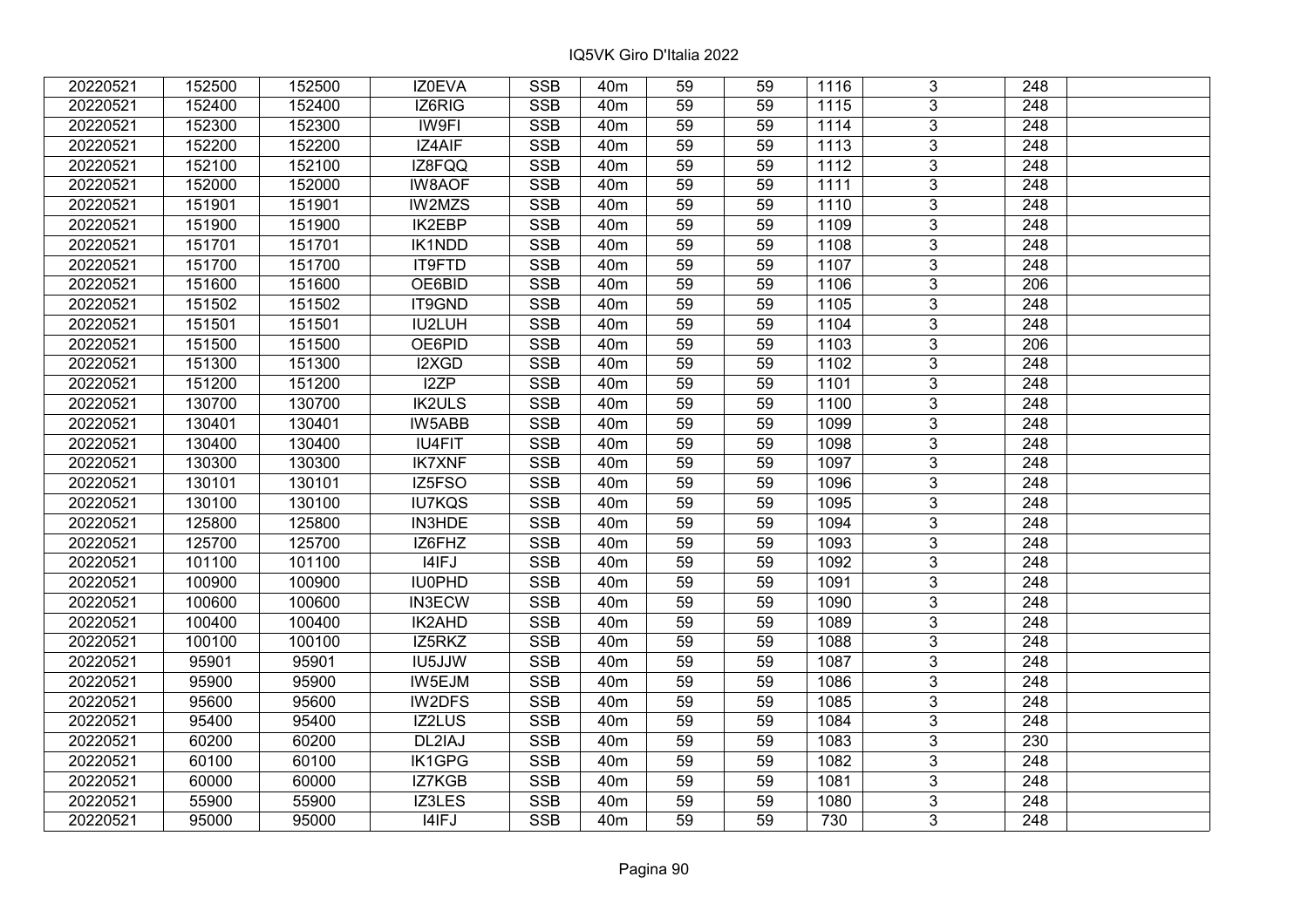| | | | | | | | | | | | |
|---|---|---|---|---|---|---|---|---|---|---|---|
| 20220521 | 152500 | 152500 | IZ0EVA | SSB | 40m | 59 | 59 | 1116 | 3 | 248 | |
| 20220521 | 152400 | 152400 | IZ6RIG | SSB | 40m | 59 | 59 | 1115 | 3 | 248 | |
| 20220521 | 152300 | 152300 | IW9FI | SSB | 40m | 59 | 59 | 1114 | 3 | 248 | |
| 20220521 | 152200 | 152200 | IZ4AIF | SSB | 40m | 59 | 59 | 1113 | 3 | 248 | |
| 20220521 | 152100 | 152100 | IZ8FQQ | SSB | 40m | 59 | 59 | 1112 | 3 | 248 | |
| 20220521 | 152000 | 152000 | IW8AOF | SSB | 40m | 59 | 59 | 1111 | 3 | 248 | |
| 20220521 | 151901 | 151901 | IW2MZS | SSB | 40m | 59 | 59 | 1110 | 3 | 248 | |
| 20220521 | 151900 | 151900 | IK2EBP | SSB | 40m | 59 | 59 | 1109 | 3 | 248 | |
| 20220521 | 151701 | 151701 | IK1NDD | SSB | 40m | 59 | 59 | 1108 | 3 | 248 | |
| 20220521 | 151700 | 151700 | IT9FTD | SSB | 40m | 59 | 59 | 1107 | 3 | 248 | |
| 20220521 | 151600 | 151600 | OE6BID | SSB | 40m | 59 | 59 | 1106 | 3 | 206 | |
| 20220521 | 151502 | 151502 | IT9GND | SSB | 40m | 59 | 59 | 1105 | 3 | 248 | |
| 20220521 | 151501 | 151501 | IU2LUH | SSB | 40m | 59 | 59 | 1104 | 3 | 248 | |
| 20220521 | 151500 | 151500 | OE6PID | SSB | 40m | 59 | 59 | 1103 | 3 | 206 | |
| 20220521 | 151300 | 151300 | I2XGD | SSB | 40m | 59 | 59 | 1102 | 3 | 248 | |
| 20220521 | 151200 | 151200 | I2ZP | SSB | 40m | 59 | 59 | 1101 | 3 | 248 | |
| 20220521 | 130700 | 130700 | IK2ULS | SSB | 40m | 59 | 59 | 1100 | 3 | 248 | |
| 20220521 | 130401 | 130401 | IW5ABB | SSB | 40m | 59 | 59 | 1099 | 3 | 248 | |
| 20220521 | 130400 | 130400 | IU4FIT | SSB | 40m | 59 | 59 | 1098 | 3 | 248 | |
| 20220521 | 130300 | 130300 | IK7XNF | SSB | 40m | 59 | 59 | 1097 | 3 | 248 | |
| 20220521 | 130101 | 130101 | IZ5FSO | SSB | 40m | 59 | 59 | 1096 | 3 | 248 | |
| 20220521 | 130100 | 130100 | IU7KQS | SSB | 40m | 59 | 59 | 1095 | 3 | 248 | |
| 20220521 | 125800 | 125800 | IN3HDE | SSB | 40m | 59 | 59 | 1094 | 3 | 248 | |
| 20220521 | 125700 | 125700 | IZ6FHZ | SSB | 40m | 59 | 59 | 1093 | 3 | 248 | |
| 20220521 | 101100 | 101100 | I4IFJ | SSB | 40m | 59 | 59 | 1092 | 3 | 248 | |
| 20220521 | 100900 | 100900 | IU0PHD | SSB | 40m | 59 | 59 | 1091 | 3 | 248 | |
| 20220521 | 100600 | 100600 | IN3ECW | SSB | 40m | 59 | 59 | 1090 | 3 | 248 | |
| 20220521 | 100400 | 100400 | IK2AHD | SSB | 40m | 59 | 59 | 1089 | 3 | 248 | |
| 20220521 | 100100 | 100100 | IZ5RKZ | SSB | 40m | 59 | 59 | 1088 | 3 | 248 | |
| 20220521 | 95901 | 95901 | IU5JJW | SSB | 40m | 59 | 59 | 1087 | 3 | 248 | |
| 20220521 | 95900 | 95900 | IW5EJM | SSB | 40m | 59 | 59 | 1086 | 3 | 248 | |
| 20220521 | 95600 | 95600 | IW2DFS | SSB | 40m | 59 | 59 | 1085 | 3 | 248 | |
| 20220521 | 95400 | 95400 | IZ2LUS | SSB | 40m | 59 | 59 | 1084 | 3 | 248 | |
| 20220521 | 60200 | 60200 | DL2IAJ | SSB | 40m | 59 | 59 | 1083 | 3 | 230 | |
| 20220521 | 60100 | 60100 | IK1GPG | SSB | 40m | 59 | 59 | 1082 | 3 | 248 | |
| 20220521 | 60000 | 60000 | IZ7KGB | SSB | 40m | 59 | 59 | 1081 | 3 | 248 | |
| 20220521 | 55900 | 55900 | IZ3LES | SSB | 40m | 59 | 59 | 1080 | 3 | 248 | |
| 20220521 | 95000 | 95000 | I4IFJ | SSB | 40m | 59 | 59 | 730 | 3 | 248 | |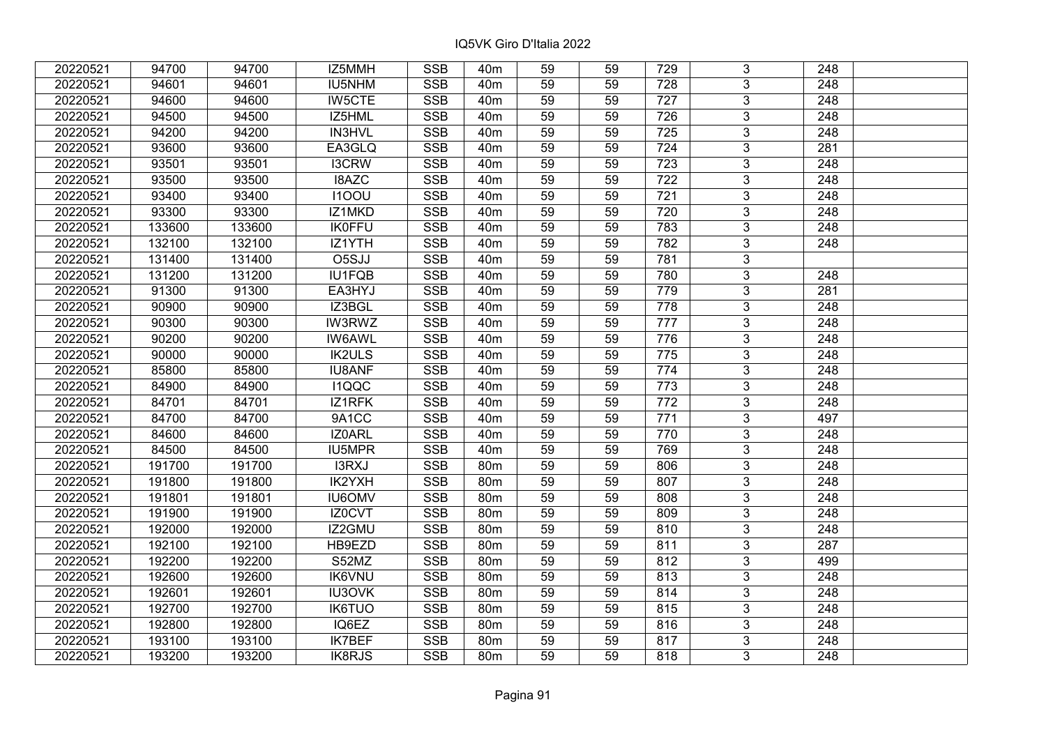IQ5VK Giro D'Italia 2022

| 20220521 | 94700 | 94700 | IZ5MMH | SSB | 40m | 59 | 59 | 729 | 3 | 248 | |
|---|---|---|---|---|---|---|---|---|---|---|---|
| 20220521 | 94601 | 94601 | IU5NHM | SSB | 40m | 59 | 59 | 728 | 3 | 248 | |
| 20220521 | 94600 | 94600 | IW5CTE | SSB | 40m | 59 | 59 | 727 | 3 | 248 | |
| 20220521 | 94500 | 94500 | IZ5HML | SSB | 40m | 59 | 59 | 726 | 3 | 248 | |
| 20220521 | 94200 | 94200 | IN3HVL | SSB | 40m | 59 | 59 | 725 | 3 | 248 | |
| 20220521 | 93600 | 93600 | EA3GLQ | SSB | 40m | 59 | 59 | 724 | 3 | 281 | |
| 20220521 | 93501 | 93501 | I3CRW | SSB | 40m | 59 | 59 | 723 | 3 | 248 | |
| 20220521 | 93500 | 93500 | I8AZC | SSB | 40m | 59 | 59 | 722 | 3 | 248 | |
| 20220521 | 93400 | 93400 | I1OOU | SSB | 40m | 59 | 59 | 721 | 3 | 248 | |
| 20220521 | 93300 | 93300 | IZ1MKD | SSB | 40m | 59 | 59 | 720 | 3 | 248 | |
| 20220521 | 133600 | 133600 | IK0FFU | SSB | 40m | 59 | 59 | 783 | 3 | 248 | |
| 20220521 | 132100 | 132100 | IZ1YTH | SSB | 40m | 59 | 59 | 782 | 3 | 248 | |
| 20220521 | 131400 | 131400 | O5SJJ | SSB | 40m | 59 | 59 | 781 | 3 | | |
| 20220521 | 131200 | 131200 | IU1FQB | SSB | 40m | 59 | 59 | 780 | 3 | 248 | |
| 20220521 | 91300 | 91300 | EA3HYJ | SSB | 40m | 59 | 59 | 779 | 3 | 281 | |
| 20220521 | 90900 | 90900 | IZ3BGL | SSB | 40m | 59 | 59 | 778 | 3 | 248 | |
| 20220521 | 90300 | 90300 | IW3RWZ | SSB | 40m | 59 | 59 | 777 | 3 | 248 | |
| 20220521 | 90200 | 90200 | IW6AWL | SSB | 40m | 59 | 59 | 776 | 3 | 248 | |
| 20220521 | 90000 | 90000 | IK2ULS | SSB | 40m | 59 | 59 | 775 | 3 | 248 | |
| 20220521 | 85800 | 85800 | IU8ANF | SSB | 40m | 59 | 59 | 774 | 3 | 248 | |
| 20220521 | 84900 | 84900 | I1QQC | SSB | 40m | 59 | 59 | 773 | 3 | 248 | |
| 20220521 | 84701 | 84701 | IZ1RFK | SSB | 40m | 59 | 59 | 772 | 3 | 248 | |
| 20220521 | 84700 | 84700 | 9A1CC | SSB | 40m | 59 | 59 | 771 | 3 | 497 | |
| 20220521 | 84600 | 84600 | IZ0ARL | SSB | 40m | 59 | 59 | 770 | 3 | 248 | |
| 20220521 | 84500 | 84500 | IU5MPR | SSB | 40m | 59 | 59 | 769 | 3 | 248 | |
| 20220521 | 191700 | 191700 | I3RXJ | SSB | 80m | 59 | 59 | 806 | 3 | 248 | |
| 20220521 | 191800 | 191800 | IK2YXH | SSB | 80m | 59 | 59 | 807 | 3 | 248 | |
| 20220521 | 191801 | 191801 | IU6OMV | SSB | 80m | 59 | 59 | 808 | 3 | 248 | |
| 20220521 | 191900 | 191900 | IZ0CVT | SSB | 80m | 59 | 59 | 809 | 3 | 248 | |
| 20220521 | 192000 | 192000 | IZ2GMU | SSB | 80m | 59 | 59 | 810 | 3 | 248 | |
| 20220521 | 192100 | 192100 | HB9EZD | SSB | 80m | 59 | 59 | 811 | 3 | 287 | |
| 20220521 | 192200 | 192200 | S52MZ | SSB | 80m | 59 | 59 | 812 | 3 | 499 | |
| 20220521 | 192600 | 192600 | IK6VNU | SSB | 80m | 59 | 59 | 813 | 3 | 248 | |
| 20220521 | 192601 | 192601 | IU3OVK | SSB | 80m | 59 | 59 | 814 | 3 | 248 | |
| 20220521 | 192700 | 192700 | IK6TUO | SSB | 80m | 59 | 59 | 815 | 3 | 248 | |
| 20220521 | 192800 | 192800 | IQ6EZ | SSB | 80m | 59 | 59 | 816 | 3 | 248 | |
| 20220521 | 193100 | 193100 | IK7BEF | SSB | 80m | 59 | 59 | 817 | 3 | 248 | |
| 20220521 | 193200 | 193200 | IK8RJS | SSB | 80m | 59 | 59 | 818 | 3 | 248 | |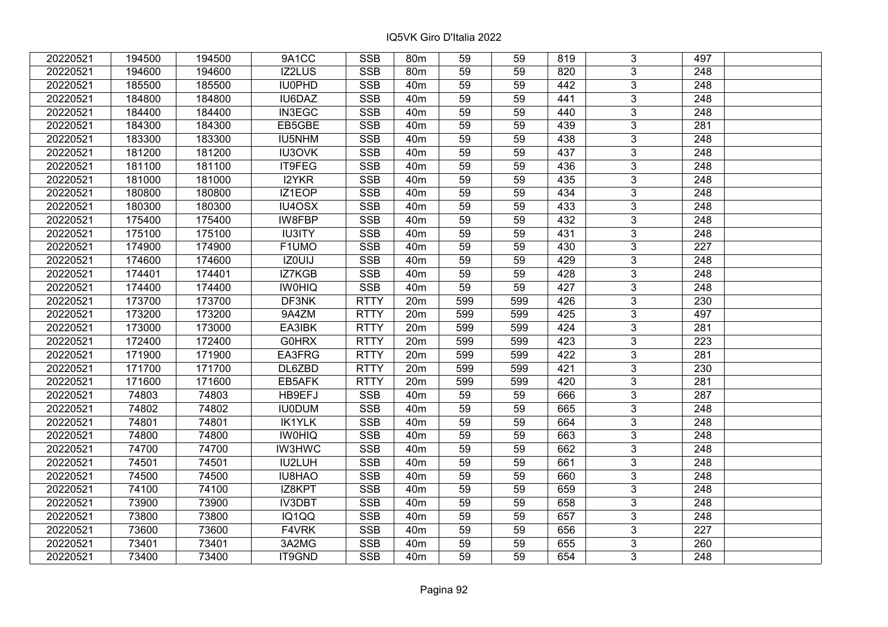# IQ5VK Giro D'Italia 2022

| | | | | | | | | | | | |
|---|---|---|---|---|---|---|---|---|---|---|---|
| 20220521 | 194500 | 194500 | 9A1CC | SSB | 80m | 59 | 59 | 819 | 3 | 497 | |
| 20220521 | 194600 | 194600 | IZ2LUS | SSB | 80m | 59 | 59 | 820 | 3 | 248 | |
| 20220521 | 185500 | 185500 | IU0PHD | SSB | 40m | 59 | 59 | 442 | 3 | 248 | |
| 20220521 | 184800 | 184800 | IU6DAZ | SSB | 40m | 59 | 59 | 441 | 3 | 248 | |
| 20220521 | 184400 | 184400 | IN3EGC | SSB | 40m | 59 | 59 | 440 | 3 | 248 | |
| 20220521 | 184300 | 184300 | EB5GBE | SSB | 40m | 59 | 59 | 439 | 3 | 281 | |
| 20220521 | 183300 | 183300 | IU5NHM | SSB | 40m | 59 | 59 | 438 | 3 | 248 | |
| 20220521 | 181200 | 181200 | IU3OVK | SSB | 40m | 59 | 59 | 437 | 3 | 248 | |
| 20220521 | 181100 | 181100 | IT9FEG | SSB | 40m | 59 | 59 | 436 | 3 | 248 | |
| 20220521 | 181000 | 181000 | I2YKR | SSB | 40m | 59 | 59 | 435 | 3 | 248 | |
| 20220521 | 180800 | 180800 | IZ1EOP | SSB | 40m | 59 | 59 | 434 | 3 | 248 | |
| 20220521 | 180300 | 180300 | IU4OSX | SSB | 40m | 59 | 59 | 433 | 3 | 248 | |
| 20220521 | 175400 | 175400 | IW8FBP | SSB | 40m | 59 | 59 | 432 | 3 | 248 | |
| 20220521 | 175100 | 175100 | IU3ITY | SSB | 40m | 59 | 59 | 431 | 3 | 248 | |
| 20220521 | 174900 | 174900 | F1UMO | SSB | 40m | 59 | 59 | 430 | 3 | 227 | |
| 20220521 | 174600 | 174600 | IZ0UIJ | SSB | 40m | 59 | 59 | 429 | 3 | 248 | |
| 20220521 | 174401 | 174401 | IZ7KGB | SSB | 40m | 59 | 59 | 428 | 3 | 248 | |
| 20220521 | 174400 | 174400 | IW0HIQ | SSB | 40m | 59 | 59 | 427 | 3 | 248 | |
| 20220521 | 173700 | 173700 | DF3NK | RTTY | 20m | 599 | 599 | 426 | 3 | 230 | |
| 20220521 | 173200 | 173200 | 9A4ZM | RTTY | 20m | 599 | 599 | 425 | 3 | 497 | |
| 20220521 | 173000 | 173000 | EA3IBK | RTTY | 20m | 599 | 599 | 424 | 3 | 281 | |
| 20220521 | 172400 | 172400 | G0HRX | RTTY | 20m | 599 | 599 | 423 | 3 | 223 | |
| 20220521 | 171900 | 171900 | EA3FRG | RTTY | 20m | 599 | 599 | 422 | 3 | 281 | |
| 20220521 | 171700 | 171700 | DL6ZBD | RTTY | 20m | 599 | 599 | 421 | 3 | 230 | |
| 20220521 | 171600 | 171600 | EB5AFK | RTTY | 20m | 599 | 599 | 420 | 3 | 281 | |
| 20220521 | 74803 | 74803 | HB9EFJ | SSB | 40m | 59 | 59 | 666 | 3 | 287 | |
| 20220521 | 74802 | 74802 | IU0DUM | SSB | 40m | 59 | 59 | 665 | 3 | 248 | |
| 20220521 | 74801 | 74801 | IK1YLK | SSB | 40m | 59 | 59 | 664 | 3 | 248 | |
| 20220521 | 74800 | 74800 | IW0HIQ | SSB | 40m | 59 | 59 | 663 | 3 | 248 | |
| 20220521 | 74700 | 74700 | IW3HWC | SSB | 40m | 59 | 59 | 662 | 3 | 248 | |
| 20220521 | 74501 | 74501 | IU2LUH | SSB | 40m | 59 | 59 | 661 | 3 | 248 | |
| 20220521 | 74500 | 74500 | IU8HAO | SSB | 40m | 59 | 59 | 660 | 3 | 248 | |
| 20220521 | 74100 | 74100 | IZ8KPT | SSB | 40m | 59 | 59 | 659 | 3 | 248 | |
| 20220521 | 73900 | 73900 | IV3DBT | SSB | 40m | 59 | 59 | 658 | 3 | 248 | |
| 20220521 | 73800 | 73800 | IQ1QQ | SSB | 40m | 59 | 59 | 657 | 3 | 248 | |
| 20220521 | 73600 | 73600 | F4VRK | SSB | 40m | 59 | 59 | 656 | 3 | 227 | |
| 20220521 | 73401 | 73401 | 3A2MG | SSB | 40m | 59 | 59 | 655 | 3 | 260 | |
| 20220521 | 73400 | 73400 | IT9GND | SSB | 40m | 59 | 59 | 654 | 3 | 248 | |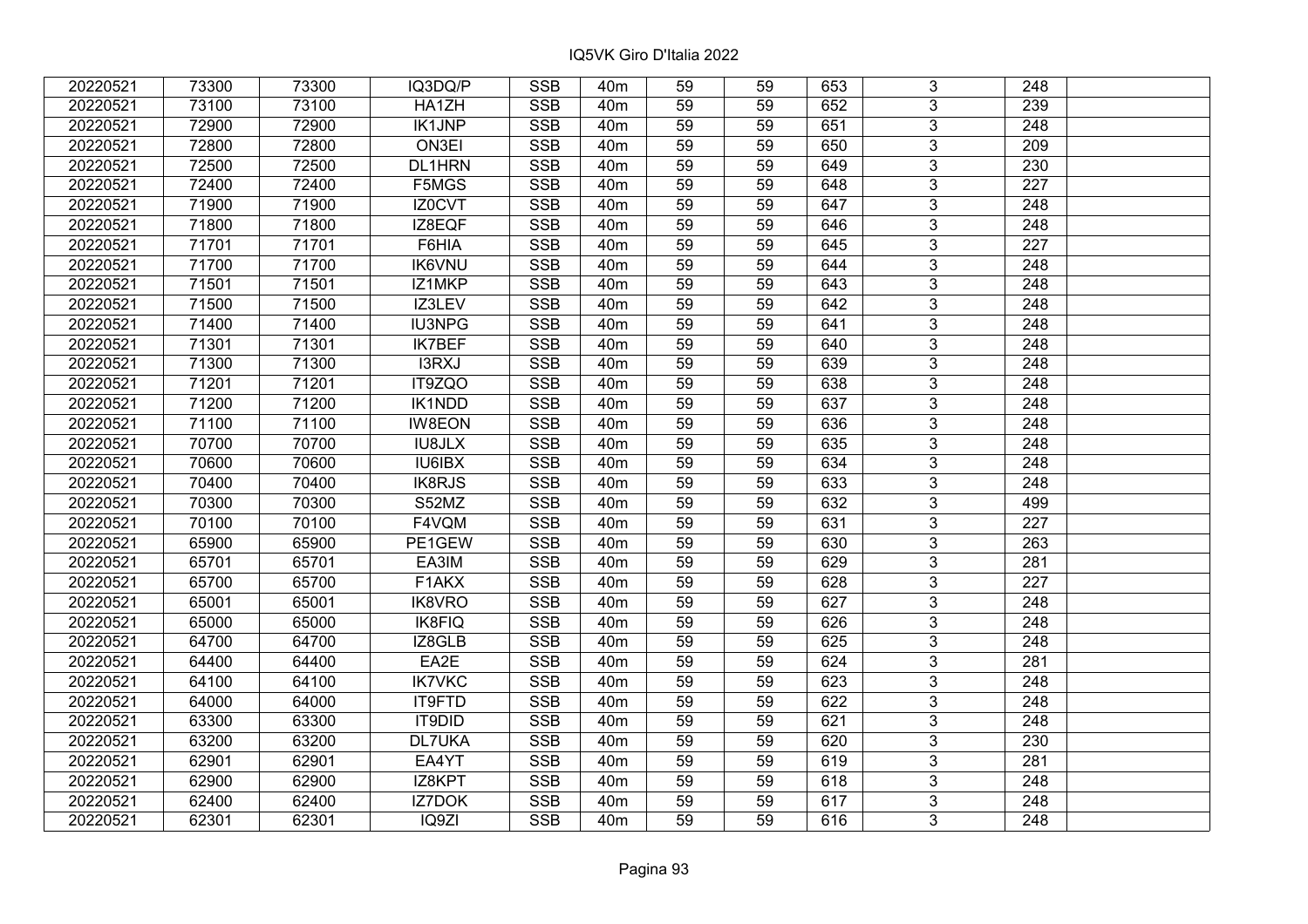# IQ5VK Giro D'Italia 2022

| | | | | | | | | | | | |
|---|---|---|---|---|---|---|---|---|---|---|---|
| 20220521 | 73300 | 73300 | IQ3DQ/P | SSB | 40m | 59 | 59 | 653 | 3 | 248 | |
| 20220521 | 73100 | 73100 | HA1ZH | SSB | 40m | 59 | 59 | 652 | 3 | 239 | |
| 20220521 | 72900 | 72900 | IK1JNP | SSB | 40m | 59 | 59 | 651 | 3 | 248 | |
| 20220521 | 72800 | 72800 | ON3EI | SSB | 40m | 59 | 59 | 650 | 3 | 209 | |
| 20220521 | 72500 | 72500 | DL1HRN | SSB | 40m | 59 | 59 | 649 | 3 | 230 | |
| 20220521 | 72400 | 72400 | F5MGS | SSB | 40m | 59 | 59 | 648 | 3 | 227 | |
| 20220521 | 71900 | 71900 | IZ0CVT | SSB | 40m | 59 | 59 | 647 | 3 | 248 | |
| 20220521 | 71800 | 71800 | IZ8EQF | SSB | 40m | 59 | 59 | 646 | 3 | 248 | |
| 20220521 | 71701 | 71701 | F6HIA | SSB | 40m | 59 | 59 | 645 | 3 | 227 | |
| 20220521 | 71700 | 71700 | IK6VNU | SSB | 40m | 59 | 59 | 644 | 3 | 248 | |
| 20220521 | 71501 | 71501 | IZ1MKP | SSB | 40m | 59 | 59 | 643 | 3 | 248 | |
| 20220521 | 71500 | 71500 | IZ3LEV | SSB | 40m | 59 | 59 | 642 | 3 | 248 | |
| 20220521 | 71400 | 71400 | IU3NPG | SSB | 40m | 59 | 59 | 641 | 3 | 248 | |
| 20220521 | 71301 | 71301 | IK7BEF | SSB | 40m | 59 | 59 | 640 | 3 | 248 | |
| 20220521 | 71300 | 71300 | I3RXJ | SSB | 40m | 59 | 59 | 639 | 3 | 248 | |
| 20220521 | 71201 | 71201 | IT9ZQO | SSB | 40m | 59 | 59 | 638 | 3 | 248 | |
| 20220521 | 71200 | 71200 | IK1NDD | SSB | 40m | 59 | 59 | 637 | 3 | 248 | |
| 20220521 | 71100 | 71100 | IW8EON | SSB | 40m | 59 | 59 | 636 | 3 | 248 | |
| 20220521 | 70700 | 70700 | IU8JLX | SSB | 40m | 59 | 59 | 635 | 3 | 248 | |
| 20220521 | 70600 | 70600 | IU6IBX | SSB | 40m | 59 | 59 | 634 | 3 | 248 | |
| 20220521 | 70400 | 70400 | IK8RJS | SSB | 40m | 59 | 59 | 633 | 3 | 248 | |
| 20220521 | 70300 | 70300 | S52MZ | SSB | 40m | 59 | 59 | 632 | 3 | 499 | |
| 20220521 | 70100 | 70100 | F4VQM | SSB | 40m | 59 | 59 | 631 | 3 | 227 | |
| 20220521 | 65900 | 65900 | PE1GEW | SSB | 40m | 59 | 59 | 630 | 3 | 263 | |
| 20220521 | 65701 | 65701 | EA3IM | SSB | 40m | 59 | 59 | 629 | 3 | 281 | |
| 20220521 | 65700 | 65700 | F1AKX | SSB | 40m | 59 | 59 | 628 | 3 | 227 | |
| 20220521 | 65001 | 65001 | IK8VRO | SSB | 40m | 59 | 59 | 627 | 3 | 248 | |
| 20220521 | 65000 | 65000 | IK8FIQ | SSB | 40m | 59 | 59 | 626 | 3 | 248 | |
| 20220521 | 64700 | 64700 | IZ8GLB | SSB | 40m | 59 | 59 | 625 | 3 | 248 | |
| 20220521 | 64400 | 64400 | EA2E | SSB | 40m | 59 | 59 | 624 | 3 | 281 | |
| 20220521 | 64100 | 64100 | IK7VKC | SSB | 40m | 59 | 59 | 623 | 3 | 248 | |
| 20220521 | 64000 | 64000 | IT9FTD | SSB | 40m | 59 | 59 | 622 | 3 | 248 | |
| 20220521 | 63300 | 63300 | IT9DID | SSB | 40m | 59 | 59 | 621 | 3 | 248 | |
| 20220521 | 63200 | 63200 | DL7UKA | SSB | 40m | 59 | 59 | 620 | 3 | 230 | |
| 20220521 | 62901 | 62901 | EA4YT | SSB | 40m | 59 | 59 | 619 | 3 | 281 | |
| 20220521 | 62900 | 62900 | IZ8KPT | SSB | 40m | 59 | 59 | 618 | 3 | 248 | |
| 20220521 | 62400 | 62400 | IZ7DOK | SSB | 40m | 59 | 59 | 617 | 3 | 248 | |
| 20220521 | 62301 | 62301 | IQ9ZI | SSB | 40m | 59 | 59 | 616 | 3 | 248 | |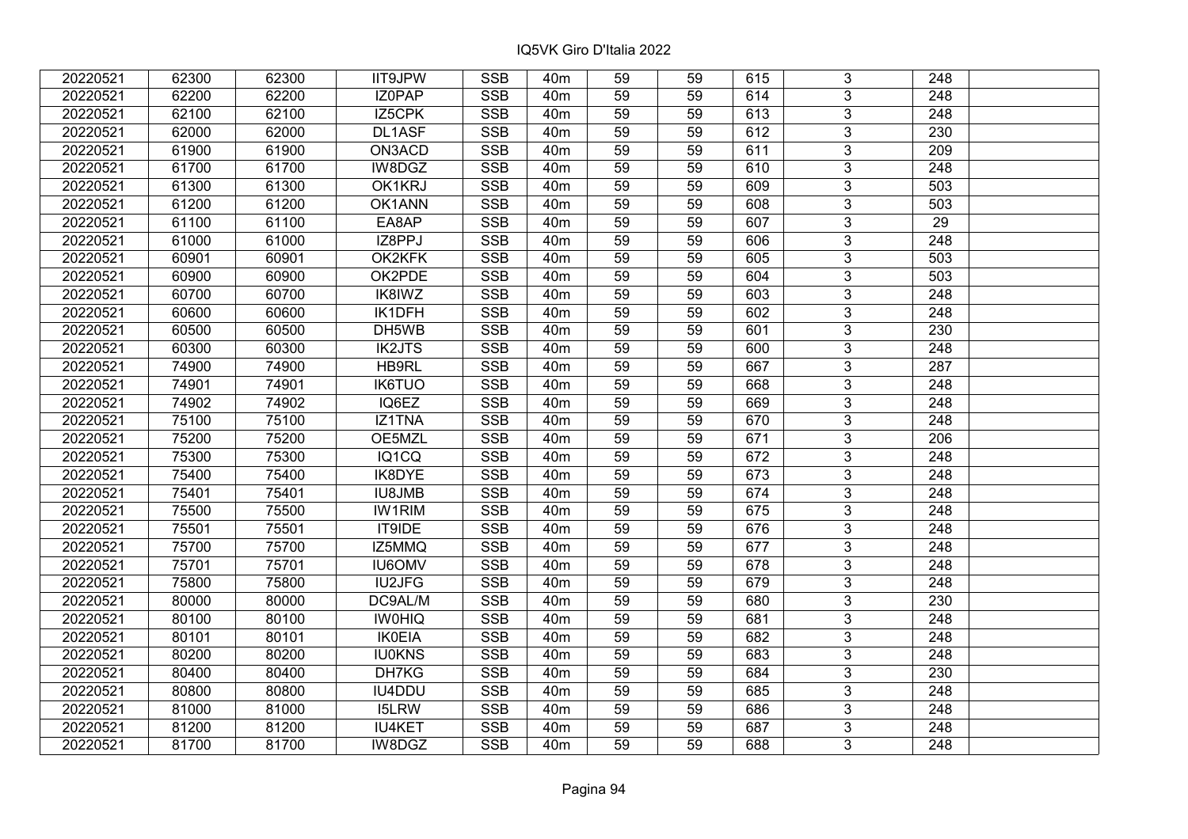IQ5VK Giro D'Italia 2022

| | | | | | | | | | | | |
|---|---|---|---|---|---|---|---|---|---|---|---|
| 20220521 | 62300 | 62300 | IIT9JPW | SSB | 40m | 59 | 59 | 615 | 3 | 248 | |
| 20220521 | 62200 | 62200 | IZ0PAP | SSB | 40m | 59 | 59 | 614 | 3 | 248 | |
| 20220521 | 62100 | 62100 | IZ5CPK | SSB | 40m | 59 | 59 | 613 | 3 | 248 | |
| 20220521 | 62000 | 62000 | DL1ASF | SSB | 40m | 59 | 59 | 612 | 3 | 230 | |
| 20220521 | 61900 | 61900 | ON3ACD | SSB | 40m | 59 | 59 | 611 | 3 | 209 | |
| 20220521 | 61700 | 61700 | IW8DGZ | SSB | 40m | 59 | 59 | 610 | 3 | 248 | |
| 20220521 | 61300 | 61300 | OK1KRJ | SSB | 40m | 59 | 59 | 609 | 3 | 503 | |
| 20220521 | 61200 | 61200 | OK1ANN | SSB | 40m | 59 | 59 | 608 | 3 | 503 | |
| 20220521 | 61100 | 61100 | EA8AP | SSB | 40m | 59 | 59 | 607 | 3 | 29 | |
| 20220521 | 61000 | 61000 | IZ8PPJ | SSB | 40m | 59 | 59 | 606 | 3 | 248 | |
| 20220521 | 60901 | 60901 | OK2KFK | SSB | 40m | 59 | 59 | 605 | 3 | 503 | |
| 20220521 | 60900 | 60900 | OK2PDE | SSB | 40m | 59 | 59 | 604 | 3 | 503 | |
| 20220521 | 60700 | 60700 | IK8IWZ | SSB | 40m | 59 | 59 | 603 | 3 | 248 | |
| 20220521 | 60600 | 60600 | IK1DFH | SSB | 40m | 59 | 59 | 602 | 3 | 248 | |
| 20220521 | 60500 | 60500 | DH5WB | SSB | 40m | 59 | 59 | 601 | 3 | 230 | |
| 20220521 | 60300 | 60300 | IK2JTS | SSB | 40m | 59 | 59 | 600 | 3 | 248 | |
| 20220521 | 74900 | 74900 | HB9RL | SSB | 40m | 59 | 59 | 667 | 3 | 287 | |
| 20220521 | 74901 | 74901 | IK6TUO | SSB | 40m | 59 | 59 | 668 | 3 | 248 | |
| 20220521 | 74902 | 74902 | IQ6EZ | SSB | 40m | 59 | 59 | 669 | 3 | 248 | |
| 20220521 | 75100 | 75100 | IZ1TNA | SSB | 40m | 59 | 59 | 670 | 3 | 248 | |
| 20220521 | 75200 | 75200 | OE5MZL | SSB | 40m | 59 | 59 | 671 | 3 | 206 | |
| 20220521 | 75300 | 75300 | IQ1CQ | SSB | 40m | 59 | 59 | 672 | 3 | 248 | |
| 20220521 | 75400 | 75400 | IK8DYE | SSB | 40m | 59 | 59 | 673 | 3 | 248 | |
| 20220521 | 75401 | 75401 | IU8JMB | SSB | 40m | 59 | 59 | 674 | 3 | 248 | |
| 20220521 | 75500 | 75500 | IW1RIM | SSB | 40m | 59 | 59 | 675 | 3 | 248 | |
| 20220521 | 75501 | 75501 | IT9IDE | SSB | 40m | 59 | 59 | 676 | 3 | 248 | |
| 20220521 | 75700 | 75700 | IZ5MMQ | SSB | 40m | 59 | 59 | 677 | 3 | 248 | |
| 20220521 | 75701 | 75701 | IU6OMV | SSB | 40m | 59 | 59 | 678 | 3 | 248 | |
| 20220521 | 75800 | 75800 | IU2JFG | SSB | 40m | 59 | 59 | 679 | 3 | 248 | |
| 20220521 | 80000 | 80000 | DC9AL/M | SSB | 40m | 59 | 59 | 680 | 3 | 230 | |
| 20220521 | 80100 | 80100 | IW0HIQ | SSB | 40m | 59 | 59 | 681 | 3 | 248 | |
| 20220521 | 80101 | 80101 | IK0EIA | SSB | 40m | 59 | 59 | 682 | 3 | 248 | |
| 20220521 | 80200 | 80200 | IU0KNS | SSB | 40m | 59 | 59 | 683 | 3 | 248 | |
| 20220521 | 80400 | 80400 | DH7KG | SSB | 40m | 59 | 59 | 684 | 3 | 230 | |
| 20220521 | 80800 | 80800 | IU4DDU | SSB | 40m | 59 | 59 | 685 | 3 | 248 | |
| 20220521 | 81000 | 81000 | I5LRW | SSB | 40m | 59 | 59 | 686 | 3 | 248 | |
| 20220521 | 81200 | 81200 | IU4KET | SSB | 40m | 59 | 59 | 687 | 3 | 248 | |
| 20220521 | 81700 | 81700 | IW8DGZ | SSB | 40m | 59 | 59 | 688 | 3 | 248 | |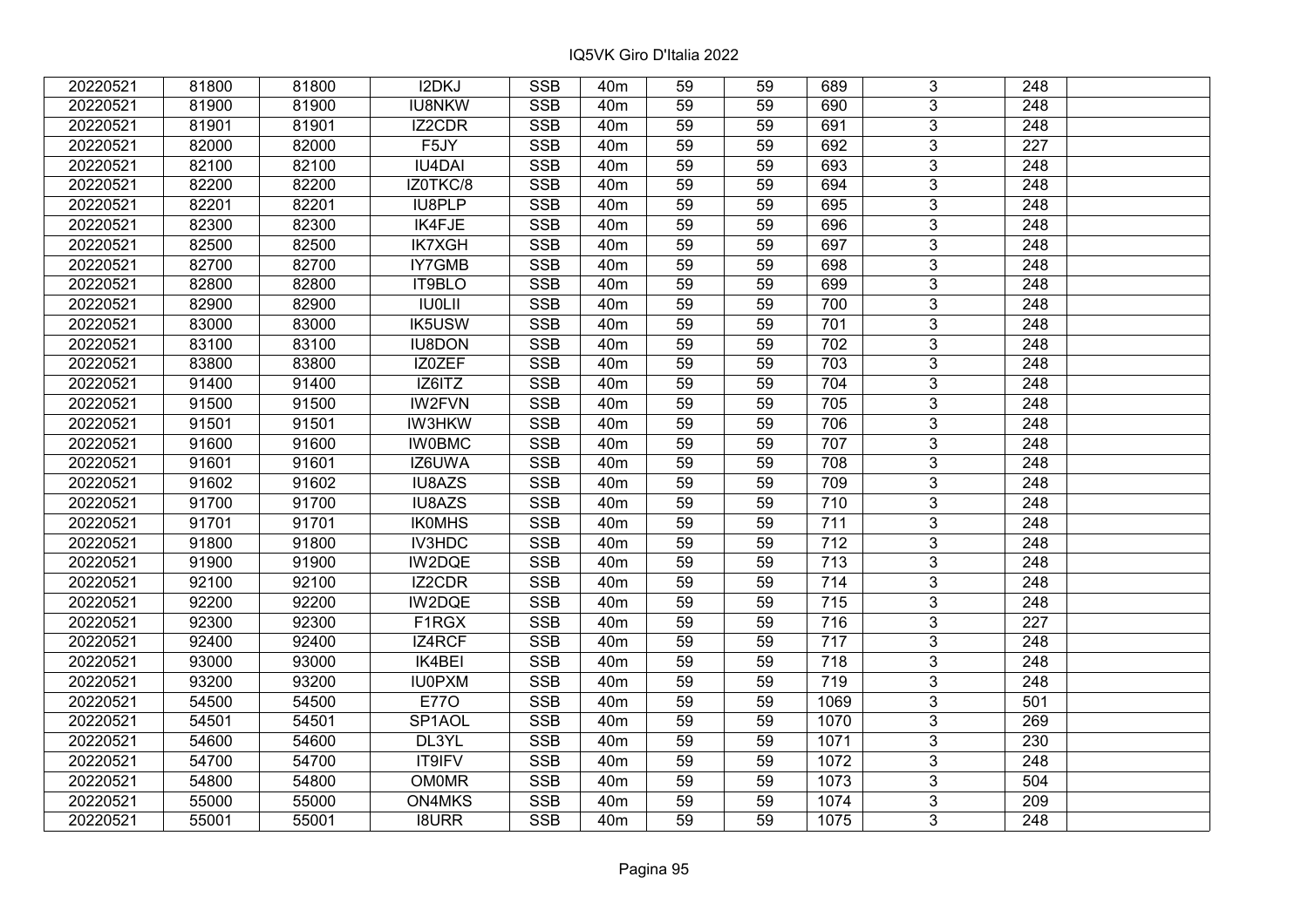| | | | | | | | | | | | |
|---|---|---|---|---|---|---|---|---|---|---|---|
| 20220521 | 81800 | 81800 | I2DKJ | SSB | 40m | 59 | 59 | 689 | 3 | 248 | |
| 20220521 | 81900 | 81900 | IU8NKW | SSB | 40m | 59 | 59 | 690 | 3 | 248 | |
| 20220521 | 81901 | 81901 | IZ2CDR | SSB | 40m | 59 | 59 | 691 | 3 | 248 | |
| 20220521 | 82000 | 82000 | F5JY | SSB | 40m | 59 | 59 | 692 | 3 | 227 | |
| 20220521 | 82100 | 82100 | IU4DAI | SSB | 40m | 59 | 59 | 693 | 3 | 248 | |
| 20220521 | 82200 | 82200 | IZ0TKC/8 | SSB | 40m | 59 | 59 | 694 | 3 | 248 | |
| 20220521 | 82201 | 82201 | IU8PLP | SSB | 40m | 59 | 59 | 695 | 3 | 248 | |
| 20220521 | 82300 | 82300 | IK4FJE | SSB | 40m | 59 | 59 | 696 | 3 | 248 | |
| 20220521 | 82500 | 82500 | IK7XGH | SSB | 40m | 59 | 59 | 697 | 3 | 248 | |
| 20220521 | 82700 | 82700 | IY7GMB | SSB | 40m | 59 | 59 | 698 | 3 | 248 | |
| 20220521 | 82800 | 82800 | IT9BLO | SSB | 40m | 59 | 59 | 699 | 3 | 248 | |
| 20220521 | 82900 | 82900 | IU0LII | SSB | 40m | 59 | 59 | 700 | 3 | 248 | |
| 20220521 | 83000 | 83000 | IK5USW | SSB | 40m | 59 | 59 | 701 | 3 | 248 | |
| 20220521 | 83100 | 83100 | IU8DON | SSB | 40m | 59 | 59 | 702 | 3 | 248 | |
| 20220521 | 83800 | 83800 | IZ0ZEF | SSB | 40m | 59 | 59 | 703 | 3 | 248 | |
| 20220521 | 91400 | 91400 | IZ6ITZ | SSB | 40m | 59 | 59 | 704 | 3 | 248 | |
| 20220521 | 91500 | 91500 | IW2FVN | SSB | 40m | 59 | 59 | 705 | 3 | 248 | |
| 20220521 | 91501 | 91501 | IW3HKW | SSB | 40m | 59 | 59 | 706 | 3 | 248 | |
| 20220521 | 91600 | 91600 | IW0BMC | SSB | 40m | 59 | 59 | 707 | 3 | 248 | |
| 20220521 | 91601 | 91601 | IZ6UWA | SSB | 40m | 59 | 59 | 708 | 3 | 248 | |
| 20220521 | 91602 | 91602 | IU8AZS | SSB | 40m | 59 | 59 | 709 | 3 | 248 | |
| 20220521 | 91700 | 91700 | IU8AZS | SSB | 40m | 59 | 59 | 710 | 3 | 248 | |
| 20220521 | 91701 | 91701 | IK0MHS | SSB | 40m | 59 | 59 | 711 | 3 | 248 | |
| 20220521 | 91800 | 91800 | IV3HDC | SSB | 40m | 59 | 59 | 712 | 3 | 248 | |
| 20220521 | 91900 | 91900 | IW2DQE | SSB | 40m | 59 | 59 | 713 | 3 | 248 | |
| 20220521 | 92100 | 92100 | IZ2CDR | SSB | 40m | 59 | 59 | 714 | 3 | 248 | |
| 20220521 | 92200 | 92200 | IW2DQE | SSB | 40m | 59 | 59 | 715 | 3 | 248 | |
| 20220521 | 92300 | 92300 | F1RGX | SSB | 40m | 59 | 59 | 716 | 3 | 227 | |
| 20220521 | 92400 | 92400 | IZ4RCF | SSB | 40m | 59 | 59 | 717 | 3 | 248 | |
| 20220521 | 93000 | 93000 | IK4BEI | SSB | 40m | 59 | 59 | 718 | 3 | 248 | |
| 20220521 | 93200 | 93200 | IU0PXM | SSB | 40m | 59 | 59 | 719 | 3 | 248 | |
| 20220521 | 54500 | 54500 | E77O | SSB | 40m | 59 | 59 | 1069 | 3 | 501 | |
| 20220521 | 54501 | 54501 | SP1AOL | SSB | 40m | 59 | 59 | 1070 | 3 | 269 | |
| 20220521 | 54600 | 54600 | DL3YL | SSB | 40m | 59 | 59 | 1071 | 3 | 230 | |
| 20220521 | 54700 | 54700 | IT9IFV | SSB | 40m | 59 | 59 | 1072 | 3 | 248 | |
| 20220521 | 54800 | 54800 | OM0MR | SSB | 40m | 59 | 59 | 1073 | 3 | 504 | |
| 20220521 | 55000 | 55000 | ON4MKS | SSB | 40m | 59 | 59 | 1074 | 3 | 209 | |
| 20220521 | 55001 | 55001 | I8URR | SSB | 40m | 59 | 59 | 1075 | 3 | 248 | |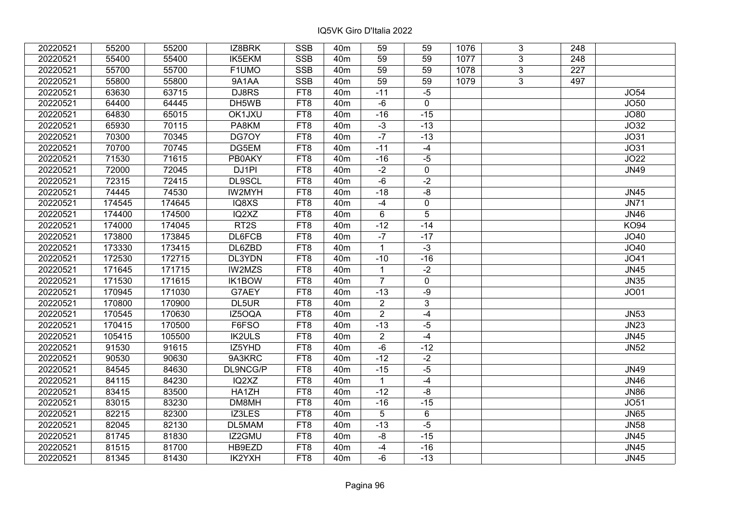| | | | | | | | | | | | |
|---|---|---|---|---|---|---|---|---|---|---|---|
| 20220521 | 55200 | 55200 | IZ8BRK | SSB | 40m | 59 | 59 | 1076 | 3 | 248 | |
| 20220521 | 55400 | 55400 | IK5EKM | SSB | 40m | 59 | 59 | 1077 | 3 | 248 | |
| 20220521 | 55700 | 55700 | F1UMO | SSB | 40m | 59 | 59 | 1078 | 3 | 227 | |
| 20220521 | 55800 | 55800 | 9A1AA | SSB | 40m | 59 | 59 | 1079 | 3 | 497 | |
| 20220521 | 63630 | 63715 | DJ8RS | FT8 | 40m | -11 | -5 | | | | JO54 |
| 20220521 | 64400 | 64445 | DH5WB | FT8 | 40m | -6 | 0 | | | | JO50 |
| 20220521 | 64830 | 65015 | OK1JXU | FT8 | 40m | -16 | -15 | | | | JO80 |
| 20220521 | 65930 | 70115 | PA8KM | FT8 | 40m | -3 | -13 | | | | JO32 |
| 20220521 | 70300 | 70345 | DG7OY | FT8 | 40m | -7 | -13 | | | | JO31 |
| 20220521 | 70700 | 70745 | DG5EM | FT8 | 40m | -11 | -4 | | | | JO31 |
| 20220521 | 71530 | 71615 | PB0AKY | FT8 | 40m | -16 | -5 | | | | JO22 |
| 20220521 | 72000 | 72045 | DJ1PI | FT8 | 40m | -2 | 0 | | | | JN49 |
| 20220521 | 72315 | 72415 | DL9SCL | FT8 | 40m | -6 | -2 | | | | |
| 20220521 | 74445 | 74530 | IW2MYH | FT8 | 40m | -18 | -8 | | | | JN45 |
| 20220521 | 174545 | 174645 | IQ8XS | FT8 | 40m | -4 | 0 | | | | JN71 |
| 20220521 | 174400 | 174500 | IQ2XZ | FT8 | 40m | 6 | 5 | | | | JN46 |
| 20220521 | 174000 | 174045 | RT2S | FT8 | 40m | -12 | -14 | | | | KO94 |
| 20220521 | 173800 | 173845 | DL6FCB | FT8 | 40m | -7 | -17 | | | | JO40 |
| 20220521 | 173330 | 173415 | DL6ZBD | FT8 | 40m | 1 | -3 | | | | JO40 |
| 20220521 | 172530 | 172715 | DL3YDN | FT8 | 40m | -10 | -16 | | | | JO41 |
| 20220521 | 171645 | 171715 | IW2MZS | FT8 | 40m | 1 | -2 | | | | JN45 |
| 20220521 | 171530 | 171615 | IK1BOW | FT8 | 40m | 7 | 0 | | | | JN35 |
| 20220521 | 170945 | 171030 | G7AEY | FT8 | 40m | -13 | -9 | | | | JO01 |
| 20220521 | 170800 | 170900 | DL5UR | FT8 | 40m | 2 | 3 | | | | |
| 20220521 | 170545 | 170630 | IZ5OQA | FT8 | 40m | 2 | -4 | | | | JN53 |
| 20220521 | 170415 | 170500 | F6FSO | FT8 | 40m | -13 | -5 | | | | JN23 |
| 20220521 | 105415 | 105500 | IK2ULS | FT8 | 40m | 2 | -4 | | | | JN45 |
| 20220521 | 91530 | 91615 | IZ5YHD | FT8 | 40m | -6 | -12 | | | | JN52 |
| 20220521 | 90530 | 90630 | 9A3KRC | FT8 | 40m | -12 | -2 | | | | |
| 20220521 | 84545 | 84630 | DL9NCG/P | FT8 | 40m | -15 | -5 | | | | JN49 |
| 20220521 | 84115 | 84230 | IQ2XZ | FT8 | 40m | 1 | -4 | | | | JN46 |
| 20220521 | 83415 | 83500 | HA1ZH | FT8 | 40m | -12 | -8 | | | | JN86 |
| 20220521 | 83015 | 83230 | DM8MH | FT8 | 40m | -16 | -15 | | | | JO51 |
| 20220521 | 82215 | 82300 | IZ3LES | FT8 | 40m | 5 | 6 | | | | JN65 |
| 20220521 | 82045 | 82130 | DL5MAM | FT8 | 40m | -13 | -5 | | | | JN58 |
| 20220521 | 81745 | 81830 | IZ2GMU | FT8 | 40m | -8 | -15 | | | | JN45 |
| 20220521 | 81515 | 81700 | HB9EZD | FT8 | 40m | -4 | -16 | | | | JN45 |
| 20220521 | 81345 | 81430 | IK2YXH | FT8 | 40m | -6 | -13 | | | | JN45 |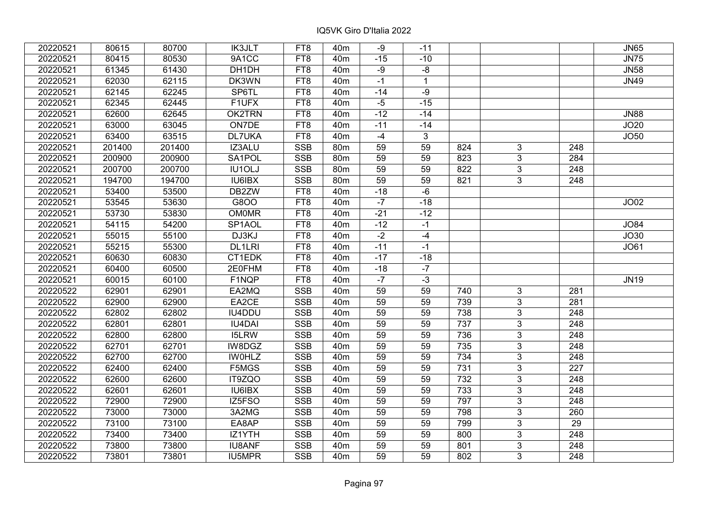IQ5VK Giro D'Italia 2022

| | | | | | | | | | | | |
|---|---|---|---|---|---|---|---|---|---|---|---|
| 20220521 | 80615 | 80700 | IK3JLT | FT8 | 40m | -9 | -11 | | | | JN65 |
| 20220521 | 80415 | 80530 | 9A1CC | FT8 | 40m | -15 | -10 | | | | JN75 |
| 20220521 | 61345 | 61430 | DH1DH | FT8 | 40m | -9 | -8 | | | | JN58 |
| 20220521 | 62030 | 62115 | DK3WN | FT8 | 40m | -1 | 1 | | | | JN49 |
| 20220521 | 62145 | 62245 | SP6TL | FT8 | 40m | -14 | -9 | | | | |
| 20220521 | 62345 | 62445 | F1UFX | FT8 | 40m | -5 | -15 | | | | |
| 20220521 | 62600 | 62645 | OK2TRN | FT8 | 40m | -12 | -14 | | | | JN88 |
| 20220521 | 63000 | 63045 | ON7DE | FT8 | 40m | -11 | -14 | | | | JO20 |
| 20220521 | 63400 | 63515 | DL7UKA | FT8 | 40m | -4 | 3 | | | | JO50 |
| 20220521 | 201400 | 201400 | IZ3ALU | SSB | 80m | 59 | 59 | 824 | 3 | 248 | |
| 20220521 | 200900 | 200900 | SA1POL | SSB | 80m | 59 | 59 | 823 | 3 | 284 | |
| 20220521 | 200700 | 200700 | IU1OLJ | SSB | 80m | 59 | 59 | 822 | 3 | 248 | |
| 20220521 | 194700 | 194700 | IU6IBX | SSB | 80m | 59 | 59 | 821 | 3 | 248 | |
| 20220521 | 53400 | 53500 | DB2ZW | FT8 | 40m | -18 | -6 | | | | |
| 20220521 | 53545 | 53630 | G8OO | FT8 | 40m | -7 | -18 | | | | JO02 |
| 20220521 | 53730 | 53830 | OM0MR | FT8 | 40m | -21 | -12 | | | | |
| 20220521 | 54115 | 54200 | SP1AOL | FT8 | 40m | -12 | -1 | | | | JO84 |
| 20220521 | 55015 | 55100 | DJ3KJ | FT8 | 40m | -2 | -4 | | | | JO30 |
| 20220521 | 55215 | 55300 | DL1LRI | FT8 | 40m | -11 | -1 | | | | JO61 |
| 20220521 | 60630 | 60830 | CT1EDK | FT8 | 40m | -17 | -18 | | | | |
| 20220521 | 60400 | 60500 | 2E0FHM | FT8 | 40m | -18 | -7 | | | | |
| 20220521 | 60015 | 60100 | F1NQP | FT8 | 40m | -7 | -3 | | | | JN19 |
| 20220522 | 62901 | 62901 | EA2MQ | SSB | 40m | 59 | 59 | 740 | 3 | 281 | |
| 20220522 | 62900 | 62900 | EA2CE | SSB | 40m | 59 | 59 | 739 | 3 | 281 | |
| 20220522 | 62802 | 62802 | IU4DDU | SSB | 40m | 59 | 59 | 738 | 3 | 248 | |
| 20220522 | 62801 | 62801 | IU4DAI | SSB | 40m | 59 | 59 | 737 | 3 | 248 | |
| 20220522 | 62800 | 62800 | I5LRW | SSB | 40m | 59 | 59 | 736 | 3 | 248 | |
| 20220522 | 62701 | 62701 | IW8DGZ | SSB | 40m | 59 | 59 | 735 | 3 | 248 | |
| 20220522 | 62700 | 62700 | IW0HLZ | SSB | 40m | 59 | 59 | 734 | 3 | 248 | |
| 20220522 | 62400 | 62400 | F5MGS | SSB | 40m | 59 | 59 | 731 | 3 | 227 | |
| 20220522 | 62600 | 62600 | IT9ZQO | SSB | 40m | 59 | 59 | 732 | 3 | 248 | |
| 20220522 | 62601 | 62601 | IU6IBX | SSB | 40m | 59 | 59 | 733 | 3 | 248 | |
| 20220522 | 72900 | 72900 | IZ5FSO | SSB | 40m | 59 | 59 | 797 | 3 | 248 | |
| 20220522 | 73000 | 73000 | 3A2MG | SSB | 40m | 59 | 59 | 798 | 3 | 260 | |
| 20220522 | 73100 | 73100 | EA8AP | SSB | 40m | 59 | 59 | 799 | 3 | 29 | |
| 20220522 | 73400 | 73400 | IZ1YTH | SSB | 40m | 59 | 59 | 800 | 3 | 248 | |
| 20220522 | 73800 | 73800 | IU8ANF | SSB | 40m | 59 | 59 | 801 | 3 | 248 | |
| 20220522 | 73801 | 73801 | IU5MPR | SSB | 40m | 59 | 59 | 802 | 3 | 248 | |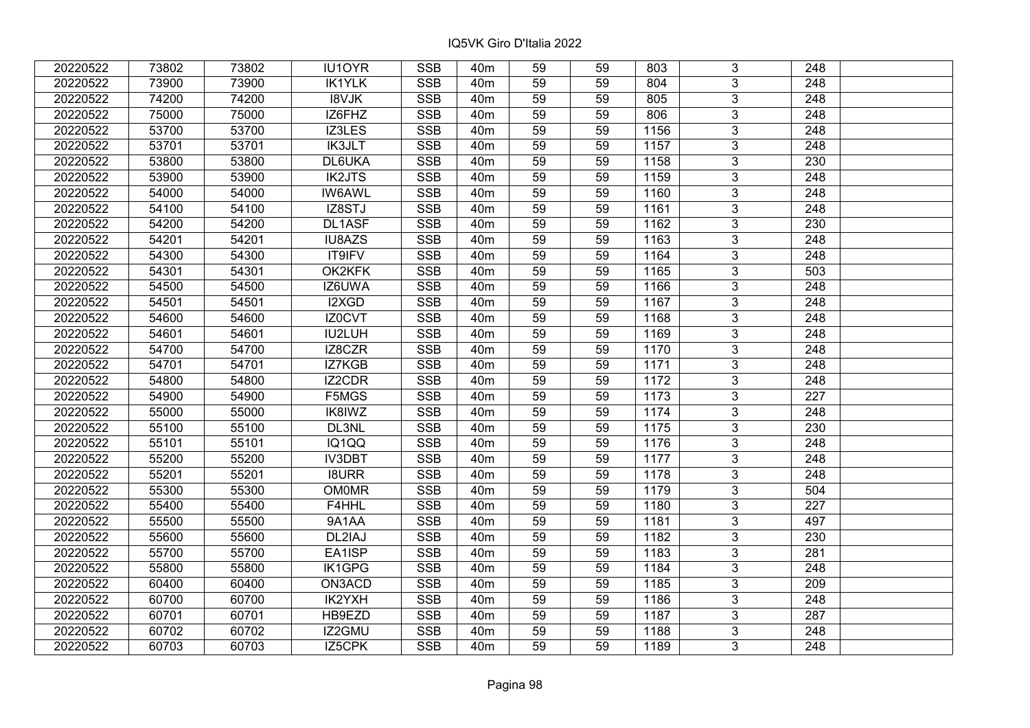IQ5VK Giro D'Italia 2022

| | | | | | | | | | | | |
|---|---|---|---|---|---|---|---|---|---|---|---|
| 20220522 | 73802 | 73802 | IU1OYR | SSB | 40m | 59 | 59 | 803 | 3 | 248 | |
| 20220522 | 73900 | 73900 | IK1YLK | SSB | 40m | 59 | 59 | 804 | 3 | 248 | |
| 20220522 | 74200 | 74200 | I8VJK | SSB | 40m | 59 | 59 | 805 | 3 | 248 | |
| 20220522 | 75000 | 75000 | IZ6FHZ | SSB | 40m | 59 | 59 | 806 | 3 | 248 | |
| 20220522 | 53700 | 53700 | IZ3LES | SSB | 40m | 59 | 59 | 1156 | 3 | 248 | |
| 20220522 | 53701 | 53701 | IK3JLT | SSB | 40m | 59 | 59 | 1157 | 3 | 248 | |
| 20220522 | 53800 | 53800 | DL6UKA | SSB | 40m | 59 | 59 | 1158 | 3 | 230 | |
| 20220522 | 53900 | 53900 | IK2JTS | SSB | 40m | 59 | 59 | 1159 | 3 | 248 | |
| 20220522 | 54000 | 54000 | IW6AWL | SSB | 40m | 59 | 59 | 1160 | 3 | 248 | |
| 20220522 | 54100 | 54100 | IZ8STJ | SSB | 40m | 59 | 59 | 1161 | 3 | 248 | |
| 20220522 | 54200 | 54200 | DL1ASF | SSB | 40m | 59 | 59 | 1162 | 3 | 230 | |
| 20220522 | 54201 | 54201 | IU8AZS | SSB | 40m | 59 | 59 | 1163 | 3 | 248 | |
| 20220522 | 54300 | 54300 | IT9IFV | SSB | 40m | 59 | 59 | 1164 | 3 | 248 | |
| 20220522 | 54301 | 54301 | OK2KFK | SSB | 40m | 59 | 59 | 1165 | 3 | 503 | |
| 20220522 | 54500 | 54500 | IZ6UWA | SSB | 40m | 59 | 59 | 1166 | 3 | 248 | |
| 20220522 | 54501 | 54501 | I2XGD | SSB | 40m | 59 | 59 | 1167 | 3 | 248 | |
| 20220522 | 54600 | 54600 | IZ0CVT | SSB | 40m | 59 | 59 | 1168 | 3 | 248 | |
| 20220522 | 54601 | 54601 | IU2LUH | SSB | 40m | 59 | 59 | 1169 | 3 | 248 | |
| 20220522 | 54700 | 54700 | IZ8CZR | SSB | 40m | 59 | 59 | 1170 | 3 | 248 | |
| 20220522 | 54701 | 54701 | IZ7KGB | SSB | 40m | 59 | 59 | 1171 | 3 | 248 | |
| 20220522 | 54800 | 54800 | IZ2CDR | SSB | 40m | 59 | 59 | 1172 | 3 | 248 | |
| 20220522 | 54900 | 54900 | F5MGS | SSB | 40m | 59 | 59 | 1173 | 3 | 227 | |
| 20220522 | 55000 | 55000 | IK8IWZ | SSB | 40m | 59 | 59 | 1174 | 3 | 248 | |
| 20220522 | 55100 | 55100 | DL3NL | SSB | 40m | 59 | 59 | 1175 | 3 | 230 | |
| 20220522 | 55101 | 55101 | IQ1QQ | SSB | 40m | 59 | 59 | 1176 | 3 | 248 | |
| 20220522 | 55200 | 55200 | IV3DBT | SSB | 40m | 59 | 59 | 1177 | 3 | 248 | |
| 20220522 | 55201 | 55201 | I8URR | SSB | 40m | 59 | 59 | 1178 | 3 | 248 | |
| 20220522 | 55300 | 55300 | OM0MR | SSB | 40m | 59 | 59 | 1179 | 3 | 504 | |
| 20220522 | 55400 | 55400 | F4HHL | SSB | 40m | 59 | 59 | 1180 | 3 | 227 | |
| 20220522 | 55500 | 55500 | 9A1AA | SSB | 40m | 59 | 59 | 1181 | 3 | 497 | |
| 20220522 | 55600 | 55600 | DL2IAJ | SSB | 40m | 59 | 59 | 1182 | 3 | 230 | |
| 20220522 | 55700 | 55700 | EA1ISP | SSB | 40m | 59 | 59 | 1183 | 3 | 281 | |
| 20220522 | 55800 | 55800 | IK1GPG | SSB | 40m | 59 | 59 | 1184 | 3 | 248 | |
| 20220522 | 60400 | 60400 | ON3ACD | SSB | 40m | 59 | 59 | 1185 | 3 | 209 | |
| 20220522 | 60700 | 60700 | IK2YXH | SSB | 40m | 59 | 59 | 1186 | 3 | 248 | |
| 20220522 | 60701 | 60701 | HB9EZD | SSB | 40m | 59 | 59 | 1187 | 3 | 287 | |
| 20220522 | 60702 | 60702 | IZ2GMU | SSB | 40m | 59 | 59 | 1188 | 3 | 248 | |
| 20220522 | 60703 | 60703 | IZ5CPK | SSB | 40m | 59 | 59 | 1189 | 3 | 248 | |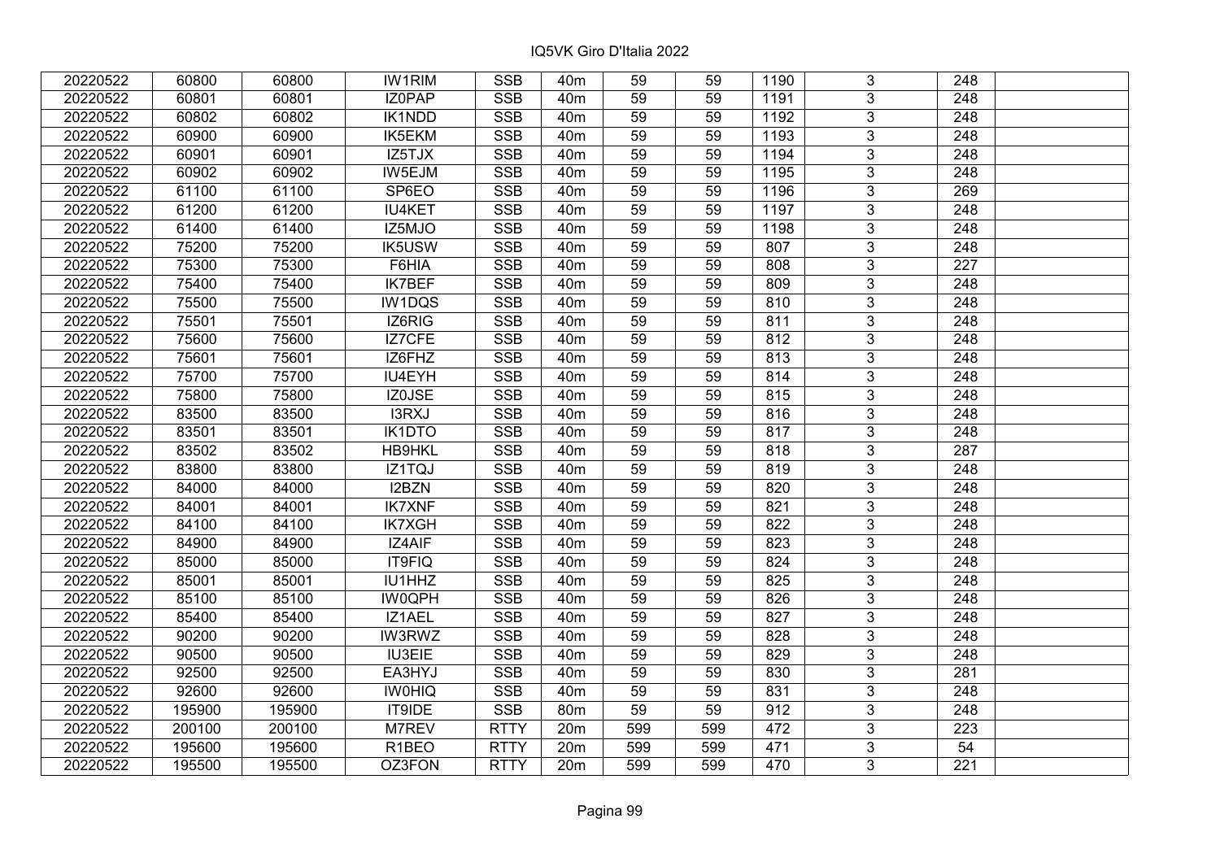| 20220522 | 60800 | 60800 | IW1RIM | SSB | 40m | 59 | 59 | 1190 | 3 | 248 | |
|---|---|---|---|---|---|---|---|---|---|---|---|
| 20220522 | 60801 | 60801 | IZ0PAP | SSB | 40m | 59 | 59 | 1191 | 3 | 248 | |
| 20220522 | 60802 | 60802 | IK1NDD | SSB | 40m | 59 | 59 | 1192 | 3 | 248 | |
| 20220522 | 60900 | 60900 | IK5EKM | SSB | 40m | 59 | 59 | 1193 | 3 | 248 | |
| 20220522 | 60901 | 60901 | IZ5TJX | SSB | 40m | 59 | 59 | 1194 | 3 | 248 | |
| 20220522 | 60902 | 60902 | IW5EJM | SSB | 40m | 59 | 59 | 1195 | 3 | 248 | |
| 20220522 | 61100 | 61100 | SP6EO | SSB | 40m | 59 | 59 | 1196 | 3 | 269 | |
| 20220522 | 61200 | 61200 | IU4KET | SSB | 40m | 59 | 59 | 1197 | 3 | 248 | |
| 20220522 | 61400 | 61400 | IZ5MJO | SSB | 40m | 59 | 59 | 1198 | 3 | 248 | |
| 20220522 | 75200 | 75200 | IK5USW | SSB | 40m | 59 | 59 | 807 | 3 | 248 | |
| 20220522 | 75300 | 75300 | F6HIA | SSB | 40m | 59 | 59 | 808 | 3 | 227 | |
| 20220522 | 75400 | 75400 | IK7BEF | SSB | 40m | 59 | 59 | 809 | 3 | 248 | |
| 20220522 | 75500 | 75500 | IW1DQS | SSB | 40m | 59 | 59 | 810 | 3 | 248 | |
| 20220522 | 75501 | 75501 | IZ6RIG | SSB | 40m | 59 | 59 | 811 | 3 | 248 | |
| 20220522 | 75600 | 75600 | IZ7CFE | SSB | 40m | 59 | 59 | 812 | 3 | 248 | |
| 20220522 | 75601 | 75601 | IZ6FHZ | SSB | 40m | 59 | 59 | 813 | 3 | 248 | |
| 20220522 | 75700 | 75700 | IU4EYH | SSB | 40m | 59 | 59 | 814 | 3 | 248 | |
| 20220522 | 75800 | 75800 | IZ0JSE | SSB | 40m | 59 | 59 | 815 | 3 | 248 | |
| 20220522 | 83500 | 83500 | I3RXJ | SSB | 40m | 59 | 59 | 816 | 3 | 248 | |
| 20220522 | 83501 | 83501 | IK1DTO | SSB | 40m | 59 | 59 | 817 | 3 | 248 | |
| 20220522 | 83502 | 83502 | HB9HKL | SSB | 40m | 59 | 59 | 818 | 3 | 287 | |
| 20220522 | 83800 | 83800 | IZ1TQJ | SSB | 40m | 59 | 59 | 819 | 3 | 248 | |
| 20220522 | 84000 | 84000 | I2BZN | SSB | 40m | 59 | 59 | 820 | 3 | 248 | |
| 20220522 | 84001 | 84001 | IK7XNF | SSB | 40m | 59 | 59 | 821 | 3 | 248 | |
| 20220522 | 84100 | 84100 | IK7XGH | SSB | 40m | 59 | 59 | 822 | 3 | 248 | |
| 20220522 | 84900 | 84900 | IZ4AIF | SSB | 40m | 59 | 59 | 823 | 3 | 248 | |
| 20220522 | 85000 | 85000 | IT9FIQ | SSB | 40m | 59 | 59 | 824 | 3 | 248 | |
| 20220522 | 85001 | 85001 | IU1HHZ | SSB | 40m | 59 | 59 | 825 | 3 | 248 | |
| 20220522 | 85100 | 85100 | IW0QPH | SSB | 40m | 59 | 59 | 826 | 3 | 248 | |
| 20220522 | 85400 | 85400 | IZ1AEL | SSB | 40m | 59 | 59 | 827 | 3 | 248 | |
| 20220522 | 90200 | 90200 | IW3RWZ | SSB | 40m | 59 | 59 | 828 | 3 | 248 | |
| 20220522 | 90500 | 90500 | IU3EIE | SSB | 40m | 59 | 59 | 829 | 3 | 248 | |
| 20220522 | 92500 | 92500 | EA3HYJ | SSB | 40m | 59 | 59 | 830 | 3 | 281 | |
| 20220522 | 92600 | 92600 | IW0HIQ | SSB | 40m | 59 | 59 | 831 | 3 | 248 | |
| 20220522 | 195900 | 195900 | IT9IDE | SSB | 80m | 59 | 59 | 912 | 3 | 248 | |
| 20220522 | 200100 | 200100 | M7REV | RTTY | 20m | 599 | 599 | 472 | 3 | 223 | |
| 20220522 | 195600 | 195600 | R1BEO | RTTY | 20m | 599 | 599 | 471 | 3 | 54 | |
| 20220522 | 195500 | 195500 | OZ3FON | RTTY | 20m | 599 | 599 | 470 | 3 | 221 | |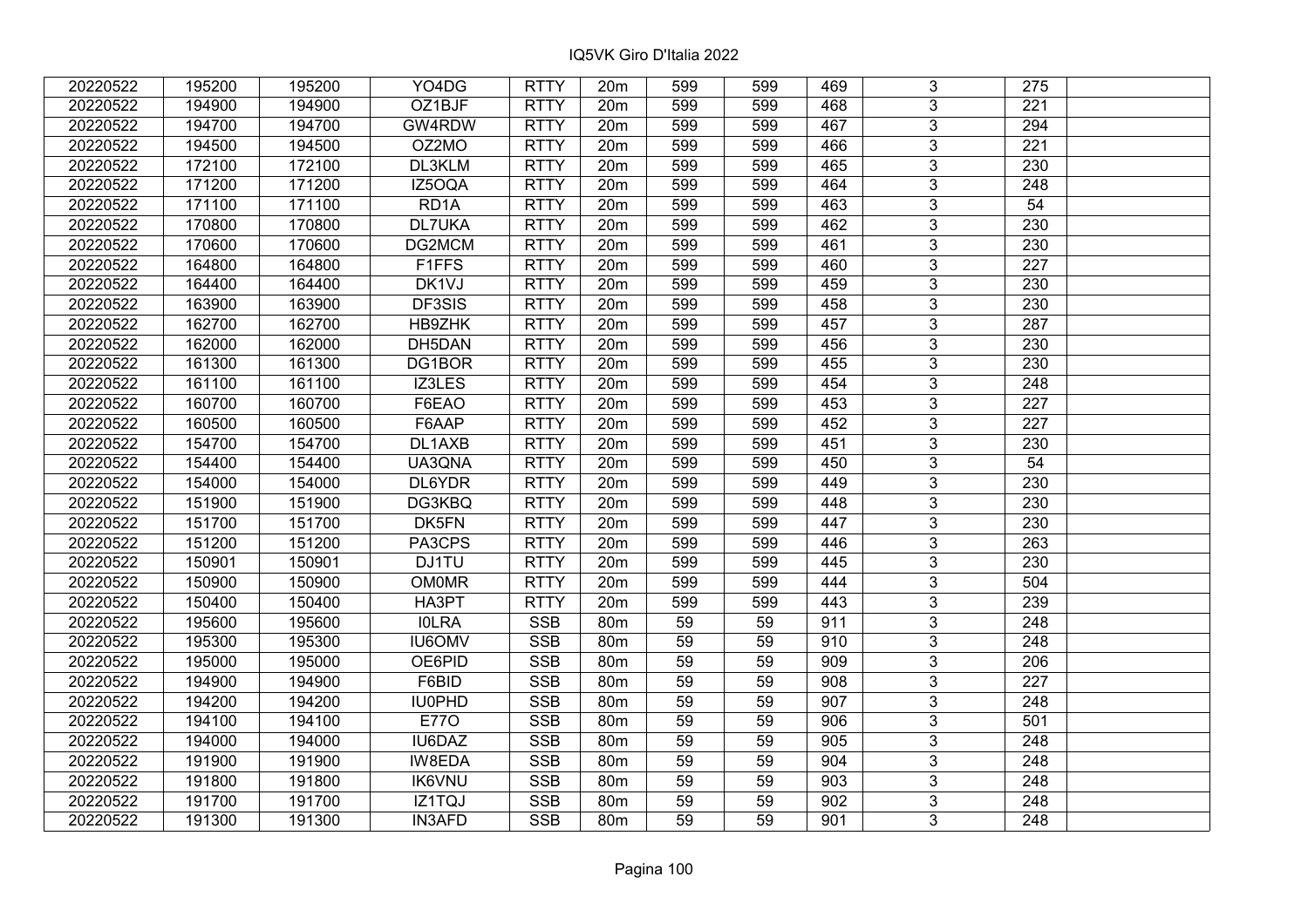IQ5VK Giro D'Italia 2022

| | | | | | | | | | | | |
|---|---|---|---|---|---|---|---|---|---|---|---|
| 20220522 | 195200 | 195200 | YO4DG | RTTY | 20m | 599 | 599 | 469 | 3 | 275 | |
| 20220522 | 194900 | 194900 | OZ1BJF | RTTY | 20m | 599 | 599 | 468 | 3 | 221 | |
| 20220522 | 194700 | 194700 | GW4RDW | RTTY | 20m | 599 | 599 | 467 | 3 | 294 | |
| 20220522 | 194500 | 194500 | OZ2MO | RTTY | 20m | 599 | 599 | 466 | 3 | 221 | |
| 20220522 | 172100 | 172100 | DL3KLM | RTTY | 20m | 599 | 599 | 465 | 3 | 230 | |
| 20220522 | 171200 | 171200 | IZ5OQA | RTTY | 20m | 599 | 599 | 464 | 3 | 248 | |
| 20220522 | 171100 | 171100 | RD1A | RTTY | 20m | 599 | 599 | 463 | 3 | 54 | |
| 20220522 | 170800 | 170800 | DL7UKA | RTTY | 20m | 599 | 599 | 462 | 3 | 230 | |
| 20220522 | 170600 | 170600 | DG2MCM | RTTY | 20m | 599 | 599 | 461 | 3 | 230 | |
| 20220522 | 164800 | 164800 | F1FFS | RTTY | 20m | 599 | 599 | 460 | 3 | 227 | |
| 20220522 | 164400 | 164400 | DK1VJ | RTTY | 20m | 599 | 599 | 459 | 3 | 230 | |
| 20220522 | 163900 | 163900 | DF3SIS | RTTY | 20m | 599 | 599 | 458 | 3 | 230 | |
| 20220522 | 162700 | 162700 | HB9ZHK | RTTY | 20m | 599 | 599 | 457 | 3 | 287 | |
| 20220522 | 162000 | 162000 | DH5DAN | RTTY | 20m | 599 | 599 | 456 | 3 | 230 | |
| 20220522 | 161300 | 161300 | DG1BOR | RTTY | 20m | 599 | 599 | 455 | 3 | 230 | |
| 20220522 | 161100 | 161100 | IZ3LES | RTTY | 20m | 599 | 599 | 454 | 3 | 248 | |
| 20220522 | 160700 | 160700 | F6EAO | RTTY | 20m | 599 | 599 | 453 | 3 | 227 | |
| 20220522 | 160500 | 160500 | F6AAP | RTTY | 20m | 599 | 599 | 452 | 3 | 227 | |
| 20220522 | 154700 | 154700 | DL1AXB | RTTY | 20m | 599 | 599 | 451 | 3 | 230 | |
| 20220522 | 154400 | 154400 | UA3QNA | RTTY | 20m | 599 | 599 | 450 | 3 | 54 | |
| 20220522 | 154000 | 154000 | DL6YDR | RTTY | 20m | 599 | 599 | 449 | 3 | 230 | |
| 20220522 | 151900 | 151900 | DG3KBQ | RTTY | 20m | 599 | 599 | 448 | 3 | 230 | |
| 20220522 | 151700 | 151700 | DK5FN | RTTY | 20m | 599 | 599 | 447 | 3 | 230 | |
| 20220522 | 151200 | 151200 | PA3CPS | RTTY | 20m | 599 | 599 | 446 | 3 | 263 | |
| 20220522 | 150901 | 150901 | DJ1TU | RTTY | 20m | 599 | 599 | 445 | 3 | 230 | |
| 20220522 | 150900 | 150900 | OM0MR | RTTY | 20m | 599 | 599 | 444 | 3 | 504 | |
| 20220522 | 150400 | 150400 | HA3PT | RTTY | 20m | 599 | 599 | 443 | 3 | 239 | |
| 20220522 | 195600 | 195600 | I0LRA | SSB | 80m | 59 | 59 | 911 | 3 | 248 | |
| 20220522 | 195300 | 195300 | IU6OMV | SSB | 80m | 59 | 59 | 910 | 3 | 248 | |
| 20220522 | 195000 | 195000 | OE6PID | SSB | 80m | 59 | 59 | 909 | 3 | 206 | |
| 20220522 | 194900 | 194900 | F6BID | SSB | 80m | 59 | 59 | 908 | 3 | 227 | |
| 20220522 | 194200 | 194200 | IU0PHD | SSB | 80m | 59 | 59 | 907 | 3 | 248 | |
| 20220522 | 194100 | 194100 | E77O | SSB | 80m | 59 | 59 | 906 | 3 | 501 | |
| 20220522 | 194000 | 194000 | IU6DAZ | SSB | 80m | 59 | 59 | 905 | 3 | 248 | |
| 20220522 | 191900 | 191900 | IW8EDA | SSB | 80m | 59 | 59 | 904 | 3 | 248 | |
| 20220522 | 191800 | 191800 | IK6VNU | SSB | 80m | 59 | 59 | 903 | 3 | 248 | |
| 20220522 | 191700 | 191700 | IZ1TQJ | SSB | 80m | 59 | 59 | 902 | 3 | 248 | |
| 20220522 | 191300 | 191300 | IN3AFD | SSB | 80m | 59 | 59 | 901 | 3 | 248 | |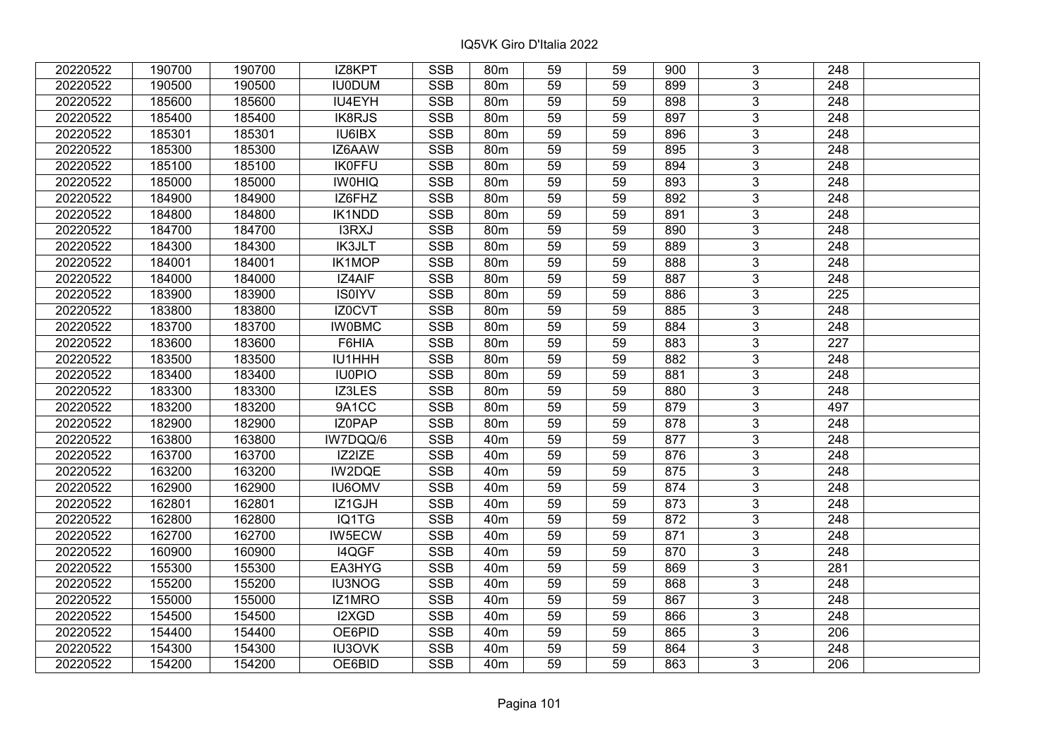| 20220522 | 190700 | 190700 | IZ8KPT | SSB | 80m | 59 | 59 | 900 | 3 | 248 | |
|---|---|---|---|---|---|---|---|---|---|---|---|
| 20220522 | 190500 | 190500 | IU0DUM | SSB | 80m | 59 | 59 | 899 | 3 | 248 | |
| 20220522 | 185600 | 185600 | IU4EYH | SSB | 80m | 59 | 59 | 898 | 3 | 248 | |
| 20220522 | 185400 | 185400 | IK8RJS | SSB | 80m | 59 | 59 | 897 | 3 | 248 | |
| 20220522 | 185301 | 185301 | IU6IBX | SSB | 80m | 59 | 59 | 896 | 3 | 248 | |
| 20220522 | 185300 | 185300 | IZ6AAW | SSB | 80m | 59 | 59 | 895 | 3 | 248 | |
| 20220522 | 185100 | 185100 | IK0FFU | SSB | 80m | 59 | 59 | 894 | 3 | 248 | |
| 20220522 | 185000 | 185000 | IW0HIQ | SSB | 80m | 59 | 59 | 893 | 3 | 248 | |
| 20220522 | 184900 | 184900 | IZ6FHZ | SSB | 80m | 59 | 59 | 892 | 3 | 248 | |
| 20220522 | 184800 | 184800 | IK1NDD | SSB | 80m | 59 | 59 | 891 | 3 | 248 | |
| 20220522 | 184700 | 184700 | I3RXJ | SSB | 80m | 59 | 59 | 890 | 3 | 248 | |
| 20220522 | 184300 | 184300 | IK3JLT | SSB | 80m | 59 | 59 | 889 | 3 | 248 | |
| 20220522 | 184001 | 184001 | IK1MOP | SSB | 80m | 59 | 59 | 888 | 3 | 248 | |
| 20220522 | 184000 | 184000 | IZ4AIF | SSB | 80m | 59 | 59 | 887 | 3 | 248 | |
| 20220522 | 183900 | 183900 | IS0IYV | SSB | 80m | 59 | 59 | 886 | 3 | 225 | |
| 20220522 | 183800 | 183800 | IZ0CVT | SSB | 80m | 59 | 59 | 885 | 3 | 248 | |
| 20220522 | 183700 | 183700 | IW0BMC | SSB | 80m | 59 | 59 | 884 | 3 | 248 | |
| 20220522 | 183600 | 183600 | F6HIA | SSB | 80m | 59 | 59 | 883 | 3 | 227 | |
| 20220522 | 183500 | 183500 | IU1HHH | SSB | 80m | 59 | 59 | 882 | 3 | 248 | |
| 20220522 | 183400 | 183400 | IU0PIO | SSB | 80m | 59 | 59 | 881 | 3 | 248 | |
| 20220522 | 183300 | 183300 | IZ3LES | SSB | 80m | 59 | 59 | 880 | 3 | 248 | |
| 20220522 | 183200 | 183200 | 9A1CC | SSB | 80m | 59 | 59 | 879 | 3 | 497 | |
| 20220522 | 182900 | 182900 | IZ0PAP | SSB | 80m | 59 | 59 | 878 | 3 | 248 | |
| 20220522 | 163800 | 163800 | IW7DQQ/6 | SSB | 40m | 59 | 59 | 877 | 3 | 248 | |
| 20220522 | 163700 | 163700 | IZ2IZE | SSB | 40m | 59 | 59 | 876 | 3 | 248 | |
| 20220522 | 163200 | 163200 | IW2DQE | SSB | 40m | 59 | 59 | 875 | 3 | 248 | |
| 20220522 | 162900 | 162900 | IU6OMV | SSB | 40m | 59 | 59 | 874 | 3 | 248 | |
| 20220522 | 162801 | 162801 | IZ1GJH | SSB | 40m | 59 | 59 | 873 | 3 | 248 | |
| 20220522 | 162800 | 162800 | IQ1TG | SSB | 40m | 59 | 59 | 872 | 3 | 248 | |
| 20220522 | 162700 | 162700 | IW5ECW | SSB | 40m | 59 | 59 | 871 | 3 | 248 | |
| 20220522 | 160900 | 160900 | I4QGF | SSB | 40m | 59 | 59 | 870 | 3 | 248 | |
| 20220522 | 155300 | 155300 | EA3HYG | SSB | 40m | 59 | 59 | 869 | 3 | 281 | |
| 20220522 | 155200 | 155200 | IU3NOG | SSB | 40m | 59 | 59 | 868 | 3 | 248 | |
| 20220522 | 155000 | 155000 | IZ1MRO | SSB | 40m | 59 | 59 | 867 | 3 | 248 | |
| 20220522 | 154500 | 154500 | I2XGD | SSB | 40m | 59 | 59 | 866 | 3 | 248 | |
| 20220522 | 154400 | 154400 | OE6PID | SSB | 40m | 59 | 59 | 865 | 3 | 206 | |
| 20220522 | 154300 | 154300 | IU3OVK | SSB | 40m | 59 | 59 | 864 | 3 | 248 | |
| 20220522 | 154200 | 154200 | OE6BID | SSB | 40m | 59 | 59 | 863 | 3 | 206 | |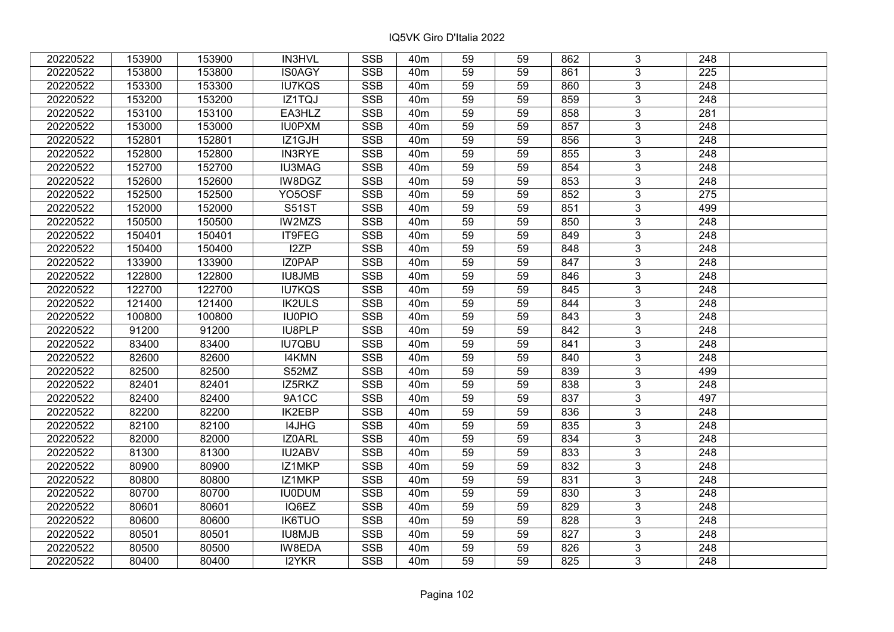IQ5VK Giro D'Italia 2022

| | | | | | | | | | | | |
|---|---|---|---|---|---|---|---|---|---|---|---|
| 20220522 | 153900 | 153900 | IN3HVL | SSB | 40m | 59 | 59 | 862 | 3 | 248 | |
| 20220522 | 153800 | 153800 | IS0AGY | SSB | 40m | 59 | 59 | 861 | 3 | 225 | |
| 20220522 | 153300 | 153300 | IU7KQS | SSB | 40m | 59 | 59 | 860 | 3 | 248 | |
| 20220522 | 153200 | 153200 | IZ1TQJ | SSB | 40m | 59 | 59 | 859 | 3 | 248 | |
| 20220522 | 153100 | 153100 | EA3HLZ | SSB | 40m | 59 | 59 | 858 | 3 | 281 | |
| 20220522 | 153000 | 153000 | IU0PXM | SSB | 40m | 59 | 59 | 857 | 3 | 248 | |
| 20220522 | 152801 | 152801 | IZ1GJH | SSB | 40m | 59 | 59 | 856 | 3 | 248 | |
| 20220522 | 152800 | 152800 | IN3RYE | SSB | 40m | 59 | 59 | 855 | 3 | 248 | |
| 20220522 | 152700 | 152700 | IU3MAG | SSB | 40m | 59 | 59 | 854 | 3 | 248 | |
| 20220522 | 152600 | 152600 | IW8DGZ | SSB | 40m | 59 | 59 | 853 | 3 | 248 | |
| 20220522 | 152500 | 152500 | YO5OSF | SSB | 40m | 59 | 59 | 852 | 3 | 275 | |
| 20220522 | 152000 | 152000 | S51ST | SSB | 40m | 59 | 59 | 851 | 3 | 499 | |
| 20220522 | 150500 | 150500 | IW2MZS | SSB | 40m | 59 | 59 | 850 | 3 | 248 | |
| 20220522 | 150401 | 150401 | IT9FEG | SSB | 40m | 59 | 59 | 849 | 3 | 248 | |
| 20220522 | 150400 | 150400 | I2ZP | SSB | 40m | 59 | 59 | 848 | 3 | 248 | |
| 20220522 | 133900 | 133900 | IZ0PAP | SSB | 40m | 59 | 59 | 847 | 3 | 248 | |
| 20220522 | 122800 | 122800 | IU8JMB | SSB | 40m | 59 | 59 | 846 | 3 | 248 | |
| 20220522 | 122700 | 122700 | IU7KQS | SSB | 40m | 59 | 59 | 845 | 3 | 248 | |
| 20220522 | 121400 | 121400 | IK2ULS | SSB | 40m | 59 | 59 | 844 | 3 | 248 | |
| 20220522 | 100800 | 100800 | IU0PIO | SSB | 40m | 59 | 59 | 843 | 3 | 248 | |
| 20220522 | 91200 | 91200 | IU8PLP | SSB | 40m | 59 | 59 | 842 | 3 | 248 | |
| 20220522 | 83400 | 83400 | IU7QBU | SSB | 40m | 59 | 59 | 841 | 3 | 248 | |
| 20220522 | 82600 | 82600 | I4KMN | SSB | 40m | 59 | 59 | 840 | 3 | 248 | |
| 20220522 | 82500 | 82500 | S52MZ | SSB | 40m | 59 | 59 | 839 | 3 | 499 | |
| 20220522 | 82401 | 82401 | IZ5RKZ | SSB | 40m | 59 | 59 | 838 | 3 | 248 | |
| 20220522 | 82400 | 82400 | 9A1CC | SSB | 40m | 59 | 59 | 837 | 3 | 497 | |
| 20220522 | 82200 | 82200 | IK2EBP | SSB | 40m | 59 | 59 | 836 | 3 | 248 | |
| 20220522 | 82100 | 82100 | I4JHG | SSB | 40m | 59 | 59 | 835 | 3 | 248 | |
| 20220522 | 82000 | 82000 | IZ0ARL | SSB | 40m | 59 | 59 | 834 | 3 | 248 | |
| 20220522 | 81300 | 81300 | IU2ABV | SSB | 40m | 59 | 59 | 833 | 3 | 248 | |
| 20220522 | 80900 | 80900 | IZ1MKP | SSB | 40m | 59 | 59 | 832 | 3 | 248 | |
| 20220522 | 80800 | 80800 | IZ1MKP | SSB | 40m | 59 | 59 | 831 | 3 | 248 | |
| 20220522 | 80700 | 80700 | IU0DUM | SSB | 40m | 59 | 59 | 830 | 3 | 248 | |
| 20220522 | 80601 | 80601 | IQ6EZ | SSB | 40m | 59 | 59 | 829 | 3 | 248 | |
| 20220522 | 80600 | 80600 | IK6TUO | SSB | 40m | 59 | 59 | 828 | 3 | 248 | |
| 20220522 | 80501 | 80501 | IU8MJB | SSB | 40m | 59 | 59 | 827 | 3 | 248 | |
| 20220522 | 80500 | 80500 | IW8EDA | SSB | 40m | 59 | 59 | 826 | 3 | 248 | |
| 20220522 | 80400 | 80400 | I2YKR | SSB | 40m | 59 | 59 | 825 | 3 | 248 | |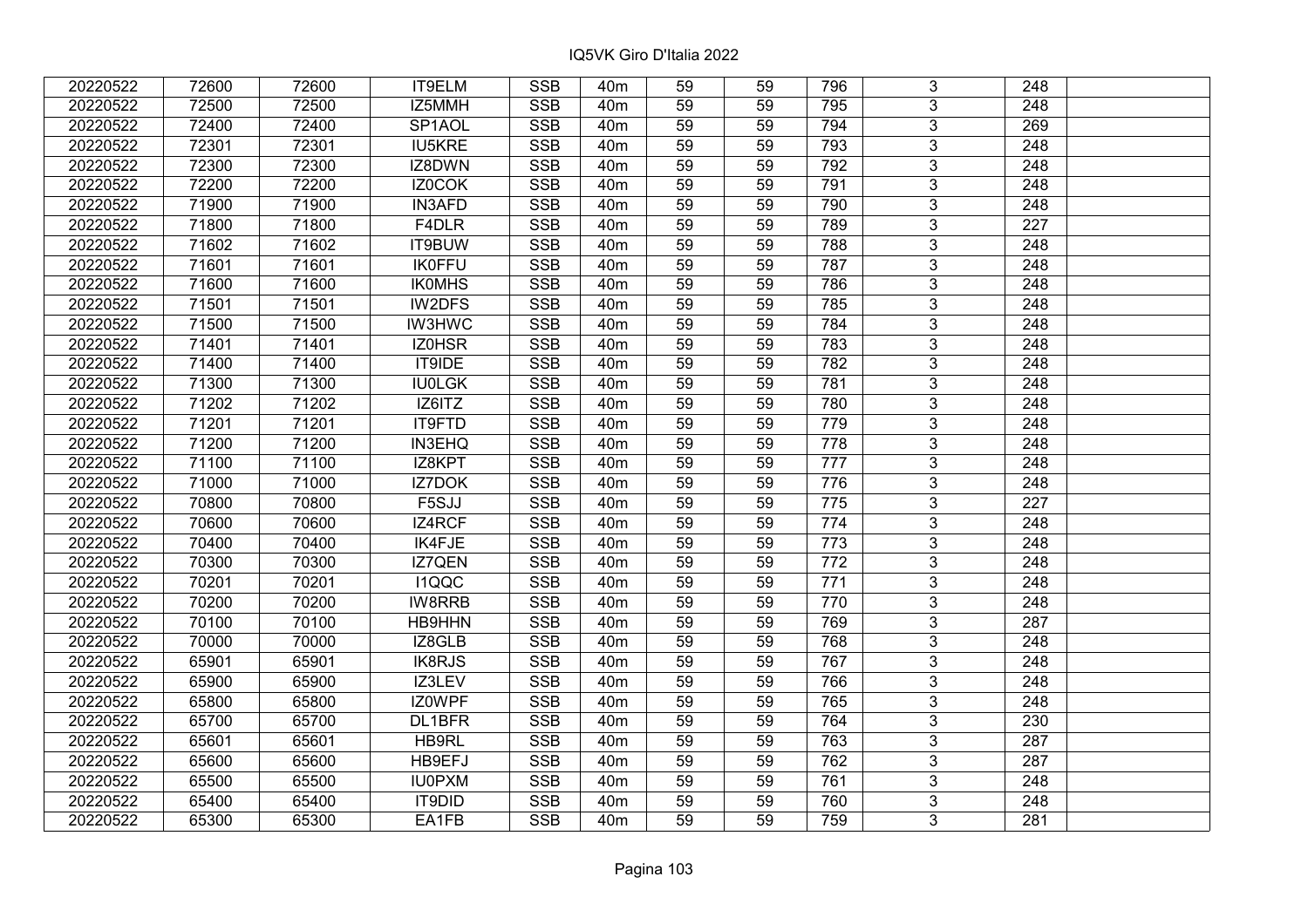| | | | | | | | | | | | |
|---|---|---|---|---|---|---|---|---|---|---|---|
| 20220522 | 72600 | 72600 | IT9ELM | SSB | 40m | 59 | 59 | 796 | 3 | 248 | |
| 20220522 | 72500 | 72500 | IZ5MMH | SSB | 40m | 59 | 59 | 795 | 3 | 248 | |
| 20220522 | 72400 | 72400 | SP1AOL | SSB | 40m | 59 | 59 | 794 | 3 | 269 | |
| 20220522 | 72301 | 72301 | IU5KRE | SSB | 40m | 59 | 59 | 793 | 3 | 248 | |
| 20220522 | 72300 | 72300 | IZ8DWN | SSB | 40m | 59 | 59 | 792 | 3 | 248 | |
| 20220522 | 72200 | 72200 | IZ0COK | SSB | 40m | 59 | 59 | 791 | 3 | 248 | |
| 20220522 | 71900 | 71900 | IN3AFD | SSB | 40m | 59 | 59 | 790 | 3 | 248 | |
| 20220522 | 71800 | 71800 | F4DLR | SSB | 40m | 59 | 59 | 789 | 3 | 227 | |
| 20220522 | 71602 | 71602 | IT9BUW | SSB | 40m | 59 | 59 | 788 | 3 | 248 | |
| 20220522 | 71601 | 71601 | IK0FFU | SSB | 40m | 59 | 59 | 787 | 3 | 248 | |
| 20220522 | 71600 | 71600 | IK0MHS | SSB | 40m | 59 | 59 | 786 | 3 | 248 | |
| 20220522 | 71501 | 71501 | IW2DFS | SSB | 40m | 59 | 59 | 785 | 3 | 248 | |
| 20220522 | 71500 | 71500 | IW3HWC | SSB | 40m | 59 | 59 | 784 | 3 | 248 | |
| 20220522 | 71401 | 71401 | IZ0HSR | SSB | 40m | 59 | 59 | 783 | 3 | 248 | |
| 20220522 | 71400 | 71400 | IT9IDE | SSB | 40m | 59 | 59 | 782 | 3 | 248 | |
| 20220522 | 71300 | 71300 | IU0LGK | SSB | 40m | 59 | 59 | 781 | 3 | 248 | |
| 20220522 | 71202 | 71202 | IZ6ITZ | SSB | 40m | 59 | 59 | 780 | 3 | 248 | |
| 20220522 | 71201 | 71201 | IT9FTD | SSB | 40m | 59 | 59 | 779 | 3 | 248 | |
| 20220522 | 71200 | 71200 | IN3EHQ | SSB | 40m | 59 | 59 | 778 | 3 | 248 | |
| 20220522 | 71100 | 71100 | IZ8KPT | SSB | 40m | 59 | 59 | 777 | 3 | 248 | |
| 20220522 | 71000 | 71000 | IZ7DOK | SSB | 40m | 59 | 59 | 776 | 3 | 248 | |
| 20220522 | 70800 | 70800 | F5SJJ | SSB | 40m | 59 | 59 | 775 | 3 | 227 | |
| 20220522 | 70600 | 70600 | IZ4RCF | SSB | 40m | 59 | 59 | 774 | 3 | 248 | |
| 20220522 | 70400 | 70400 | IK4FJE | SSB | 40m | 59 | 59 | 773 | 3 | 248 | |
| 20220522 | 70300 | 70300 | IZ7QEN | SSB | 40m | 59 | 59 | 772 | 3 | 248 | |
| 20220522 | 70201 | 70201 | I1QQC | SSB | 40m | 59 | 59 | 771 | 3 | 248 | |
| 20220522 | 70200 | 70200 | IW8RRB | SSB | 40m | 59 | 59 | 770 | 3 | 248 | |
| 20220522 | 70100 | 70100 | HB9HHN | SSB | 40m | 59 | 59 | 769 | 3 | 287 | |
| 20220522 | 70000 | 70000 | IZ8GLB | SSB | 40m | 59 | 59 | 768 | 3 | 248 | |
| 20220522 | 65901 | 65901 | IK8RJS | SSB | 40m | 59 | 59 | 767 | 3 | 248 | |
| 20220522 | 65900 | 65900 | IZ3LEV | SSB | 40m | 59 | 59 | 766 | 3 | 248 | |
| 20220522 | 65800 | 65800 | IZ0WPF | SSB | 40m | 59 | 59 | 765 | 3 | 248 | |
| 20220522 | 65700 | 65700 | DL1BFR | SSB | 40m | 59 | 59 | 764 | 3 | 230 | |
| 20220522 | 65601 | 65601 | HB9RL | SSB | 40m | 59 | 59 | 763 | 3 | 287 | |
| 20220522 | 65600 | 65600 | HB9EFJ | SSB | 40m | 59 | 59 | 762 | 3 | 287 | |
| 20220522 | 65500 | 65500 | IU0PXM | SSB | 40m | 59 | 59 | 761 | 3 | 248 | |
| 20220522 | 65400 | 65400 | IT9DID | SSB | 40m | 59 | 59 | 760 | 3 | 248 | |
| 20220522 | 65300 | 65300 | EA1FB | SSB | 40m | 59 | 59 | 759 | 3 | 281 | |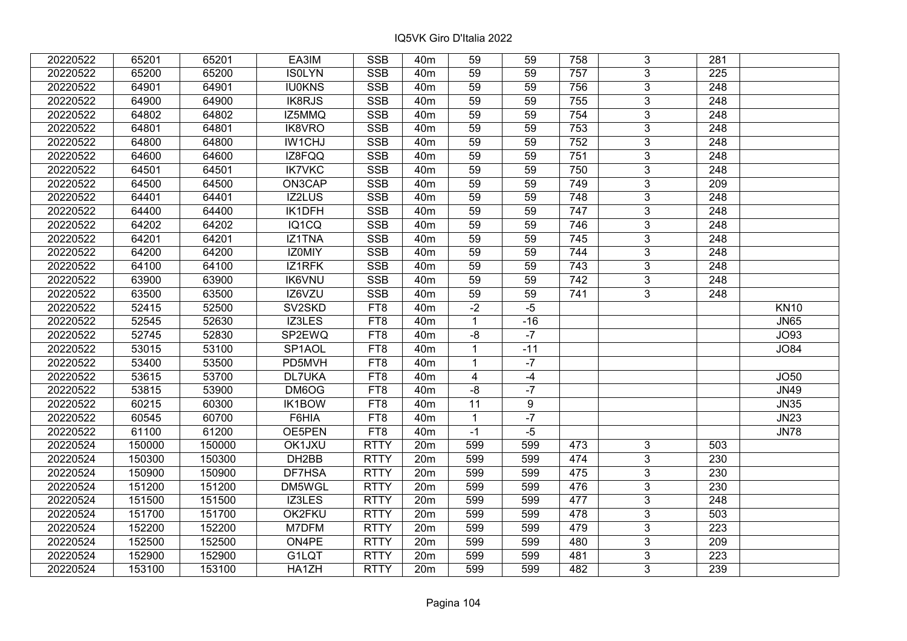| | | | | | | | | | | | |
|---|---|---|---|---|---|---|---|---|---|---|---|
| 20220522 | 65201 | 65201 | EA3IM | SSB | 40m | 59 | 59 | 758 | 3 | 281 | |
| 20220522 | 65200 | 65200 | IS0LYN | SSB | 40m | 59 | 59 | 757 | 3 | 225 | |
| 20220522 | 64901 | 64901 | IU0KNS | SSB | 40m | 59 | 59 | 756 | 3 | 248 | |
| 20220522 | 64900 | 64900 | IK8RJS | SSB | 40m | 59 | 59 | 755 | 3 | 248 | |
| 20220522 | 64802 | 64802 | IZ5MMQ | SSB | 40m | 59 | 59 | 754 | 3 | 248 | |
| 20220522 | 64801 | 64801 | IK8VRO | SSB | 40m | 59 | 59 | 753 | 3 | 248 | |
| 20220522 | 64800 | 64800 | IW1CHJ | SSB | 40m | 59 | 59 | 752 | 3 | 248 | |
| 20220522 | 64600 | 64600 | IZ8FQQ | SSB | 40m | 59 | 59 | 751 | 3 | 248 | |
| 20220522 | 64501 | 64501 | IK7VKC | SSB | 40m | 59 | 59 | 750 | 3 | 248 | |
| 20220522 | 64500 | 64500 | ON3CAP | SSB | 40m | 59 | 59 | 749 | 3 | 209 | |
| 20220522 | 64401 | 64401 | IZ2LUS | SSB | 40m | 59 | 59 | 748 | 3 | 248 | |
| 20220522 | 64400 | 64400 | IK1DFH | SSB | 40m | 59 | 59 | 747 | 3 | 248 | |
| 20220522 | 64202 | 64202 | IQ1CQ | SSB | 40m | 59 | 59 | 746 | 3 | 248 | |
| 20220522 | 64201 | 64201 | IZ1TNA | SSB | 40m | 59 | 59 | 745 | 3 | 248 | |
| 20220522 | 64200 | 64200 | IZ0MIY | SSB | 40m | 59 | 59 | 744 | 3 | 248 | |
| 20220522 | 64100 | 64100 | IZ1RFK | SSB | 40m | 59 | 59 | 743 | 3 | 248 | |
| 20220522 | 63900 | 63900 | IK6VNU | SSB | 40m | 59 | 59 | 742 | 3 | 248 | |
| 20220522 | 63500 | 63500 | IZ6VZU | SSB | 40m | 59 | 59 | 741 | 3 | 248 | |
| 20220522 | 52415 | 52500 | SV2SKD | FT8 | 40m | -2 | -5 | | | | KN10 |
| 20220522 | 52545 | 52630 | IZ3LES | FT8 | 40m | 1 | -16 | | | | JN65 |
| 20220522 | 52745 | 52830 | SP2EWQ | FT8 | 40m | -8 | -7 | | | | JO93 |
| 20220522 | 53015 | 53100 | SP1AOL | FT8 | 40m | 1 | -11 | | | | JO84 |
| 20220522 | 53400 | 53500 | PD5MVH | FT8 | 40m | 1 | -7 | | | | |
| 20220522 | 53615 | 53700 | DL7UKA | FT8 | 40m | 4 | -4 | | | | JO50 |
| 20220522 | 53815 | 53900 | DM6OG | FT8 | 40m | -8 | -7 | | | | JN49 |
| 20220522 | 60215 | 60300 | IK1BOW | FT8 | 40m | 11 | 9 | | | | JN35 |
| 20220522 | 60545 | 60700 | F6HIA | FT8 | 40m | 1 | -7 | | | | JN23 |
| 20220522 | 61100 | 61200 | OE5PEN | FT8 | 40m | -1 | -5 | | | | JN78 |
| 20220524 | 150000 | 150000 | OK1JXU | RTTY | 20m | 599 | 599 | 473 | 3 | 503 | |
| 20220524 | 150300 | 150300 | DH2BB | RTTY | 20m | 599 | 599 | 474 | 3 | 230 | |
| 20220524 | 150900 | 150900 | DF7HSA | RTTY | 20m | 599 | 599 | 475 | 3 | 230 | |
| 20220524 | 151200 | 151200 | DM5WGL | RTTY | 20m | 599 | 599 | 476 | 3 | 230 | |
| 20220524 | 151500 | 151500 | IZ3LES | RTTY | 20m | 599 | 599 | 477 | 3 | 248 | |
| 20220524 | 151700 | 151700 | OK2FKU | RTTY | 20m | 599 | 599 | 478 | 3 | 503 | |
| 20220524 | 152200 | 152200 | M7DFM | RTTY | 20m | 599 | 599 | 479 | 3 | 223 | |
| 20220524 | 152500 | 152500 | ON4PE | RTTY | 20m | 599 | 599 | 480 | 3 | 209 | |
| 20220524 | 152900 | 152900 | G1LQT | RTTY | 20m | 599 | 599 | 481 | 3 | 223 | |
| 20220524 | 153100 | 153100 | HA1ZH | RTTY | 20m | 599 | 599 | 482 | 3 | 239 | |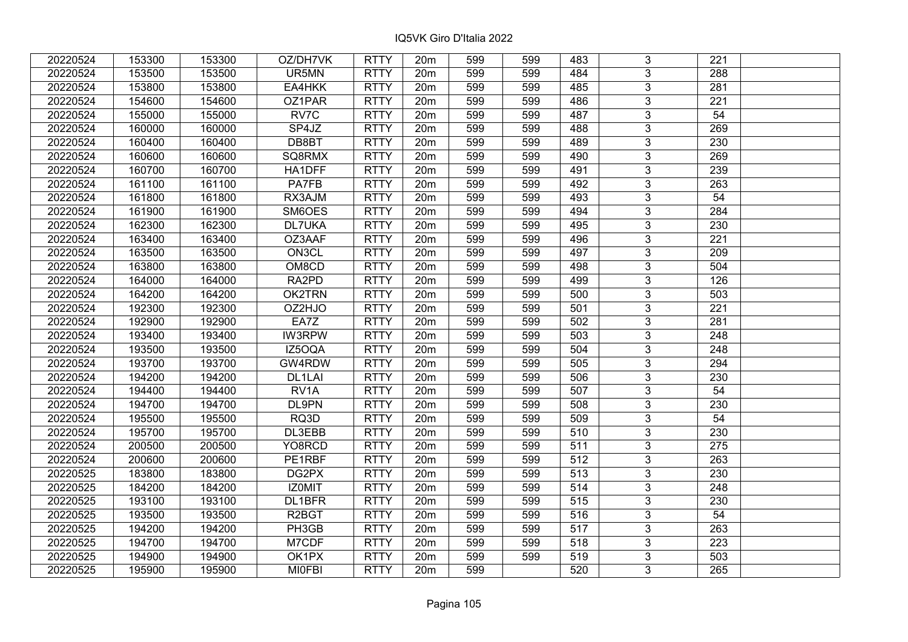| | | | | | | | | | | | |
|---|---|---|---|---|---|---|---|---|---|---|---|
| 20220524 | 153300 | 153300 | OZ/DH7VK | RTTY | 20m | 599 | 599 | 483 | 3 | 221 | |
| 20220524 | 153500 | 153500 | UR5MN | RTTY | 20m | 599 | 599 | 484 | 3 | 288 | |
| 20220524 | 153800 | 153800 | EA4HKK | RTTY | 20m | 599 | 599 | 485 | 3 | 281 | |
| 20220524 | 154600 | 154600 | OZ1PAR | RTTY | 20m | 599 | 599 | 486 | 3 | 221 | |
| 20220524 | 155000 | 155000 | RV7C | RTTY | 20m | 599 | 599 | 487 | 3 | 54 | |
| 20220524 | 160000 | 160000 | SP4JZ | RTTY | 20m | 599 | 599 | 488 | 3 | 269 | |
| 20220524 | 160400 | 160400 | DB8BT | RTTY | 20m | 599 | 599 | 489 | 3 | 230 | |
| 20220524 | 160600 | 160600 | SQ8RMX | RTTY | 20m | 599 | 599 | 490 | 3 | 269 | |
| 20220524 | 160700 | 160700 | HA1DFF | RTTY | 20m | 599 | 599 | 491 | 3 | 239 | |
| 20220524 | 161100 | 161100 | PA7FB | RTTY | 20m | 599 | 599 | 492 | 3 | 263 | |
| 20220524 | 161800 | 161800 | RX3AJM | RTTY | 20m | 599 | 599 | 493 | 3 | 54 | |
| 20220524 | 161900 | 161900 | SM6OES | RTTY | 20m | 599 | 599 | 494 | 3 | 284 | |
| 20220524 | 162300 | 162300 | DL7UKA | RTTY | 20m | 599 | 599 | 495 | 3 | 230 | |
| 20220524 | 163400 | 163400 | OZ3AAF | RTTY | 20m | 599 | 599 | 496 | 3 | 221 | |
| 20220524 | 163500 | 163500 | ON3CL | RTTY | 20m | 599 | 599 | 497 | 3 | 209 | |
| 20220524 | 163800 | 163800 | OM8CD | RTTY | 20m | 599 | 599 | 498 | 3 | 504 | |
| 20220524 | 164000 | 164000 | RA2PD | RTTY | 20m | 599 | 599 | 499 | 3 | 126 | |
| 20220524 | 164200 | 164200 | OK2TRN | RTTY | 20m | 599 | 599 | 500 | 3 | 503 | |
| 20220524 | 192300 | 192300 | OZ2HJO | RTTY | 20m | 599 | 599 | 501 | 3 | 221 | |
| 20220524 | 192900 | 192900 | EA7Z | RTTY | 20m | 599 | 599 | 502 | 3 | 281 | |
| 20220524 | 193400 | 193400 | IW3RPW | RTTY | 20m | 599 | 599 | 503 | 3 | 248 | |
| 20220524 | 193500 | 193500 | IZ5OQA | RTTY | 20m | 599 | 599 | 504 | 3 | 248 | |
| 20220524 | 193700 | 193700 | GW4RDW | RTTY | 20m | 599 | 599 | 505 | 3 | 294 | |
| 20220524 | 194200 | 194200 | DL1LAI | RTTY | 20m | 599 | 599 | 506 | 3 | 230 | |
| 20220524 | 194400 | 194400 | RV1A | RTTY | 20m | 599 | 599 | 507 | 3 | 54 | |
| 20220524 | 194700 | 194700 | DL9PN | RTTY | 20m | 599 | 599 | 508 | 3 | 230 | |
| 20220524 | 195500 | 195500 | RQ3D | RTTY | 20m | 599 | 599 | 509 | 3 | 54 | |
| 20220524 | 195700 | 195700 | DL3EBB | RTTY | 20m | 599 | 599 | 510 | 3 | 230 | |
| 20220524 | 200500 | 200500 | YO8RCD | RTTY | 20m | 599 | 599 | 511 | 3 | 275 | |
| 20220524 | 200600 | 200600 | PE1RBF | RTTY | 20m | 599 | 599 | 512 | 3 | 263 | |
| 20220525 | 183800 | 183800 | DG2PX | RTTY | 20m | 599 | 599 | 513 | 3 | 230 | |
| 20220525 | 184200 | 184200 | IZ0MIT | RTTY | 20m | 599 | 599 | 514 | 3 | 248 | |
| 20220525 | 193100 | 193100 | DL1BFR | RTTY | 20m | 599 | 599 | 515 | 3 | 230 | |
| 20220525 | 193500 | 193500 | R2BGT | RTTY | 20m | 599 | 599 | 516 | 3 | 54 | |
| 20220525 | 194200 | 194200 | PH3GB | RTTY | 20m | 599 | 599 | 517 | 3 | 263 | |
| 20220525 | 194700 | 194700 | M7CDF | RTTY | 20m | 599 | 599 | 518 | 3 | 223 | |
| 20220525 | 194900 | 194900 | OK1PX | RTTY | 20m | 599 | 599 | 519 | 3 | 503 | |
| 20220525 | 195900 | 195900 | MI0FBI | RTTY | 20m | 599 | | 520 | 3 | 265 | |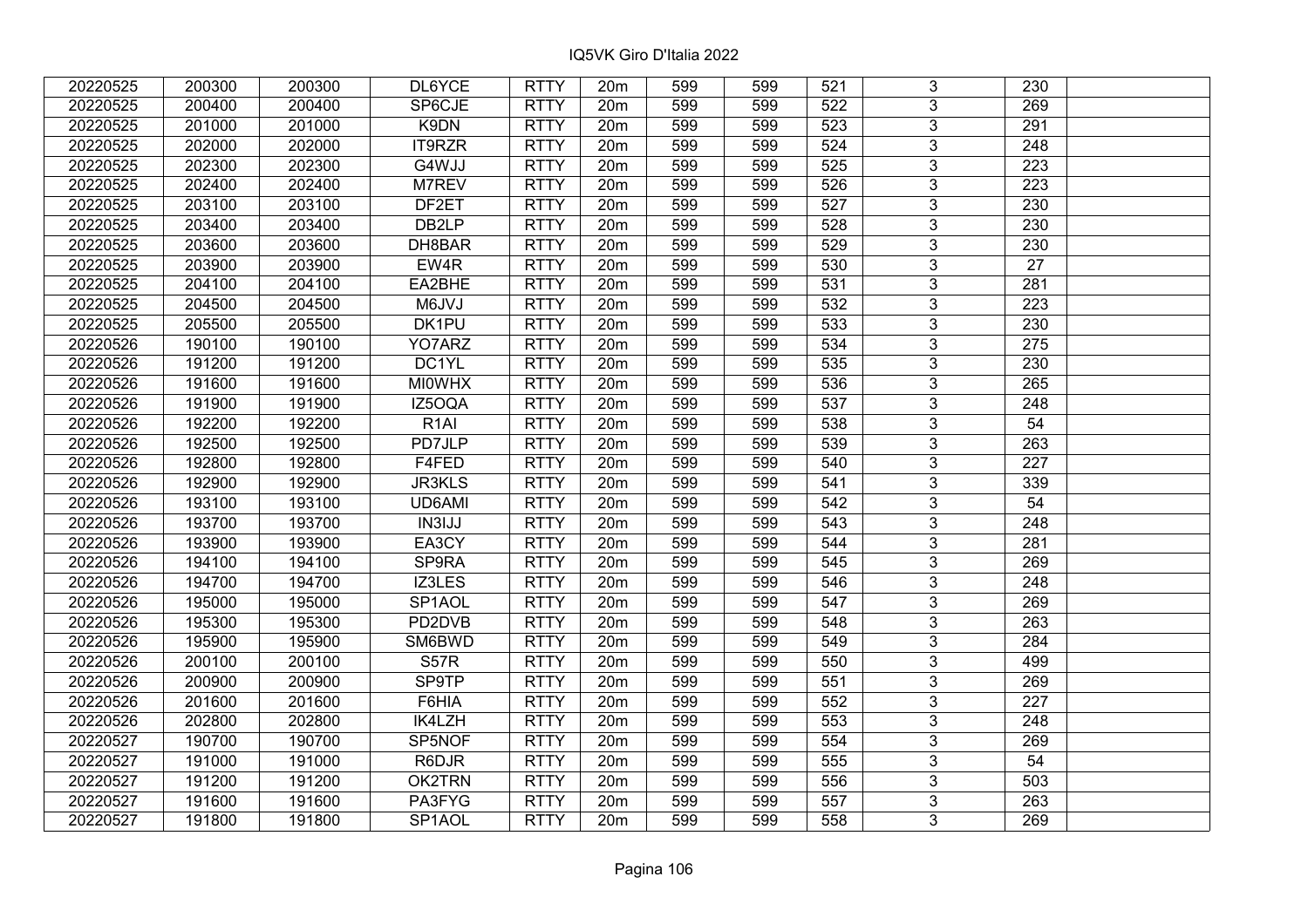| | | | | | | | | | | | |
|---|---|---|---|---|---|---|---|---|---|---|---|
| 20220525 | 200300 | 200300 | DL6YCE | RTTY | 20m | 599 | 599 | 521 | 3 | 230 | |
| 20220525 | 200400 | 200400 | SP6CJE | RTTY | 20m | 599 | 599 | 522 | 3 | 269 | |
| 20220525 | 201000 | 201000 | K9DN | RTTY | 20m | 599 | 599 | 523 | 3 | 291 | |
| 20220525 | 202000 | 202000 | IT9RZR | RTTY | 20m | 599 | 599 | 524 | 3 | 248 | |
| 20220525 | 202300 | 202300 | G4WJJ | RTTY | 20m | 599 | 599 | 525 | 3 | 223 | |
| 20220525 | 202400 | 202400 | M7REV | RTTY | 20m | 599 | 599 | 526 | 3 | 223 | |
| 20220525 | 203100 | 203100 | DF2ET | RTTY | 20m | 599 | 599 | 527 | 3 | 230 | |
| 20220525 | 203400 | 203400 | DB2LP | RTTY | 20m | 599 | 599 | 528 | 3 | 230 | |
| 20220525 | 203600 | 203600 | DH8BAR | RTTY | 20m | 599 | 599 | 529 | 3 | 230 | |
| 20220525 | 203900 | 203900 | EW4R | RTTY | 20m | 599 | 599 | 530 | 3 | 27 | |
| 20220525 | 204100 | 204100 | EA2BHE | RTTY | 20m | 599 | 599 | 531 | 3 | 281 | |
| 20220525 | 204500 | 204500 | M6JVJ | RTTY | 20m | 599 | 599 | 532 | 3 | 223 | |
| 20220525 | 205500 | 205500 | DK1PU | RTTY | 20m | 599 | 599 | 533 | 3 | 230 | |
| 20220526 | 190100 | 190100 | YO7ARZ | RTTY | 20m | 599 | 599 | 534 | 3 | 275 | |
| 20220526 | 191200 | 191200 | DC1YL | RTTY | 20m | 599 | 599 | 535 | 3 | 230 | |
| 20220526 | 191600 | 191600 | MI0WHX | RTTY | 20m | 599 | 599 | 536 | 3 | 265 | |
| 20220526 | 191900 | 191900 | IZ5OQA | RTTY | 20m | 599 | 599 | 537 | 3 | 248 | |
| 20220526 | 192200 | 192200 | R1AI | RTTY | 20m | 599 | 599 | 538 | 3 | 54 | |
| 20220526 | 192500 | 192500 | PD7JLP | RTTY | 20m | 599 | 599 | 539 | 3 | 263 | |
| 20220526 | 192800 | 192800 | F4FED | RTTY | 20m | 599 | 599 | 540 | 3 | 227 | |
| 20220526 | 192900 | 192900 | JR3KLS | RTTY | 20m | 599 | 599 | 541 | 3 | 339 | |
| 20220526 | 193100 | 193100 | UD6AMI | RTTY | 20m | 599 | 599 | 542 | 3 | 54 | |
| 20220526 | 193700 | 193700 | IN3IJJ | RTTY | 20m | 599 | 599 | 543 | 3 | 248 | |
| 20220526 | 193900 | 193900 | EA3CY | RTTY | 20m | 599 | 599 | 544 | 3 | 281 | |
| 20220526 | 194100 | 194100 | SP9RA | RTTY | 20m | 599 | 599 | 545 | 3 | 269 | |
| 20220526 | 194700 | 194700 | IZ3LES | RTTY | 20m | 599 | 599 | 546 | 3 | 248 | |
| 20220526 | 195000 | 195000 | SP1AOL | RTTY | 20m | 599 | 599 | 547 | 3 | 269 | |
| 20220526 | 195300 | 195300 | PD2DVB | RTTY | 20m | 599 | 599 | 548 | 3 | 263 | |
| 20220526 | 195900 | 195900 | SM6BWD | RTTY | 20m | 599 | 599 | 549 | 3 | 284 | |
| 20220526 | 200100 | 200100 | S57R | RTTY | 20m | 599 | 599 | 550 | 3 | 499 | |
| 20220526 | 200900 | 200900 | SP9TP | RTTY | 20m | 599 | 599 | 551 | 3 | 269 | |
| 20220526 | 201600 | 201600 | F6HIA | RTTY | 20m | 599 | 599 | 552 | 3 | 227 | |
| 20220526 | 202800 | 202800 | IK4LZH | RTTY | 20m | 599 | 599 | 553 | 3 | 248 | |
| 20220527 | 190700 | 190700 | SP5NOF | RTTY | 20m | 599 | 599 | 554 | 3 | 269 | |
| 20220527 | 191000 | 191000 | R6DJR | RTTY | 20m | 599 | 599 | 555 | 3 | 54 | |
| 20220527 | 191200 | 191200 | OK2TRN | RTTY | 20m | 599 | 599 | 556 | 3 | 503 | |
| 20220527 | 191600 | 191600 | PA3FYG | RTTY | 20m | 599 | 599 | 557 | 3 | 263 | |
| 20220527 | 191800 | 191800 | SP1AOL | RTTY | 20m | 599 | 599 | 558 | 3 | 269 | |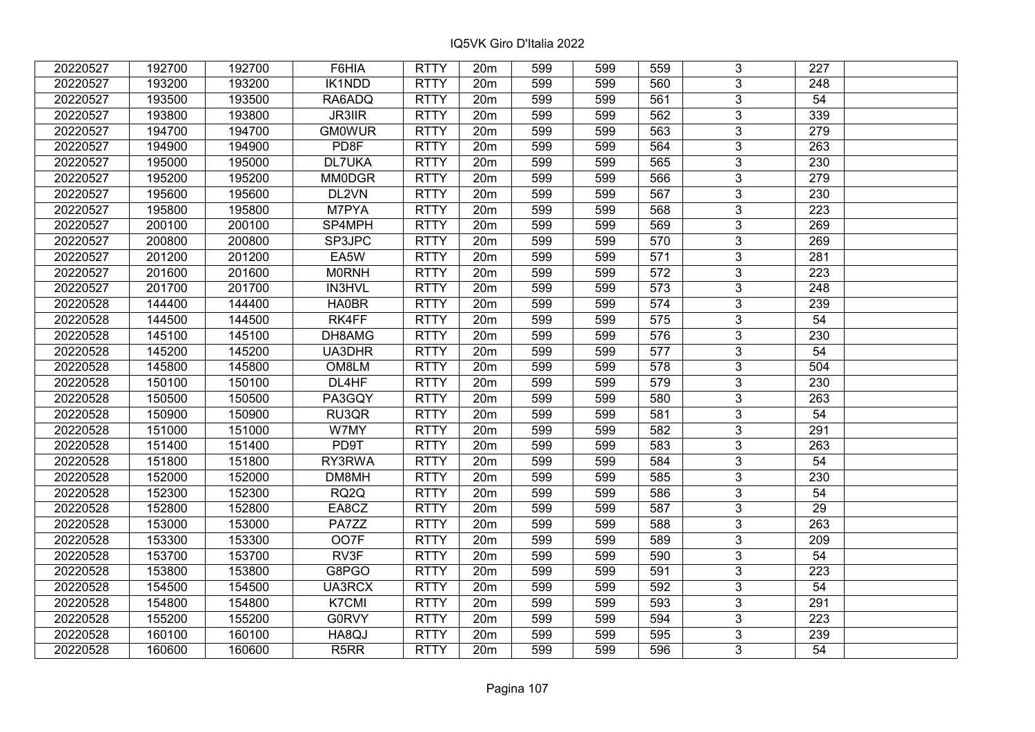IQ5VK Giro D'Italia 2022

| | | | | | | | | | | | |
|---|---|---|---|---|---|---|---|---|---|---|---|
| 20220527 | 192700 | 192700 | F6HIA | RTTY | 20m | 599 | 599 | 559 | 3 | 227 | |
| 20220527 | 193200 | 193200 | IK1NDD | RTTY | 20m | 599 | 599 | 560 | 3 | 248 | |
| 20220527 | 193500 | 193500 | RA6ADQ | RTTY | 20m | 599 | 599 | 561 | 3 | 54 | |
| 20220527 | 193800 | 193800 | JR3IIR | RTTY | 20m | 599 | 599 | 562 | 3 | 339 | |
| 20220527 | 194700 | 194700 | GM0WUR | RTTY | 20m | 599 | 599 | 563 | 3 | 279 | |
| 20220527 | 194900 | 194900 | PD8F | RTTY | 20m | 599 | 599 | 564 | 3 | 263 | |
| 20220527 | 195000 | 195000 | DL7UKA | RTTY | 20m | 599 | 599 | 565 | 3 | 230 | |
| 20220527 | 195200 | 195200 | MM0DGR | RTTY | 20m | 599 | 599 | 566 | 3 | 279 | |
| 20220527 | 195600 | 195600 | DL2VN | RTTY | 20m | 599 | 599 | 567 | 3 | 230 | |
| 20220527 | 195800 | 195800 | M7PYA | RTTY | 20m | 599 | 599 | 568 | 3 | 223 | |
| 20220527 | 200100 | 200100 | SP4MPH | RTTY | 20m | 599 | 599 | 569 | 3 | 269 | |
| 20220527 | 200800 | 200800 | SP3JPC | RTTY | 20m | 599 | 599 | 570 | 3 | 269 | |
| 20220527 | 201200 | 201200 | EA5W | RTTY | 20m | 599 | 599 | 571 | 3 | 281 | |
| 20220527 | 201600 | 201600 | M0RNH | RTTY | 20m | 599 | 599 | 572 | 3 | 223 | |
| 20220527 | 201700 | 201700 | IN3HVL | RTTY | 20m | 599 | 599 | 573 | 3 | 248 | |
| 20220528 | 144400 | 144400 | HA0BR | RTTY | 20m | 599 | 599 | 574 | 3 | 239 | |
| 20220528 | 144500 | 144500 | RK4FF | RTTY | 20m | 599 | 599 | 575 | 3 | 54 | |
| 20220528 | 145100 | 145100 | DH8AMG | RTTY | 20m | 599 | 599 | 576 | 3 | 230 | |
| 20220528 | 145200 | 145200 | UA3DHR | RTTY | 20m | 599 | 599 | 577 | 3 | 54 | |
| 20220528 | 145800 | 145800 | OM8LM | RTTY | 20m | 599 | 599 | 578 | 3 | 504 | |
| 20220528 | 150100 | 150100 | DL4HF | RTTY | 20m | 599 | 599 | 579 | 3 | 230 | |
| 20220528 | 150500 | 150500 | PA3GQY | RTTY | 20m | 599 | 599 | 580 | 3 | 263 | |
| 20220528 | 150900 | 150900 | RU3QR | RTTY | 20m | 599 | 599 | 581 | 3 | 54 | |
| 20220528 | 151000 | 151000 | W7MY | RTTY | 20m | 599 | 599 | 582 | 3 | 291 | |
| 20220528 | 151400 | 151400 | PD9T | RTTY | 20m | 599 | 599 | 583 | 3 | 263 | |
| 20220528 | 151800 | 151800 | RY3RWA | RTTY | 20m | 599 | 599 | 584 | 3 | 54 | |
| 20220528 | 152000 | 152000 | DM8MH | RTTY | 20m | 599 | 599 | 585 | 3 | 230 | |
| 20220528 | 152300 | 152300 | RQ2Q | RTTY | 20m | 599 | 599 | 586 | 3 | 54 | |
| 20220528 | 152800 | 152800 | EA8CZ | RTTY | 20m | 599 | 599 | 587 | 3 | 29 | |
| 20220528 | 153000 | 153000 | PA7ZZ | RTTY | 20m | 599 | 599 | 588 | 3 | 263 | |
| 20220528 | 153300 | 153300 | OO7F | RTTY | 20m | 599 | 599 | 589 | 3 | 209 | |
| 20220528 | 153700 | 153700 | RV3F | RTTY | 20m | 599 | 599 | 590 | 3 | 54 | |
| 20220528 | 153800 | 153800 | G8PGO | RTTY | 20m | 599 | 599 | 591 | 3 | 223 | |
| 20220528 | 154500 | 154500 | UA3RCX | RTTY | 20m | 599 | 599 | 592 | 3 | 54 | |
| 20220528 | 154800 | 154800 | K7CMI | RTTY | 20m | 599 | 599 | 593 | 3 | 291 | |
| 20220528 | 155200 | 155200 | G0RVY | RTTY | 20m | 599 | 599 | 594 | 3 | 223 | |
| 20220528 | 160100 | 160100 | HA8QJ | RTTY | 20m | 599 | 599 | 595 | 3 | 239 | |
| 20220528 | 160600 | 160600 | R5RR | RTTY | 20m | 599 | 599 | 596 | 3 | 54 | |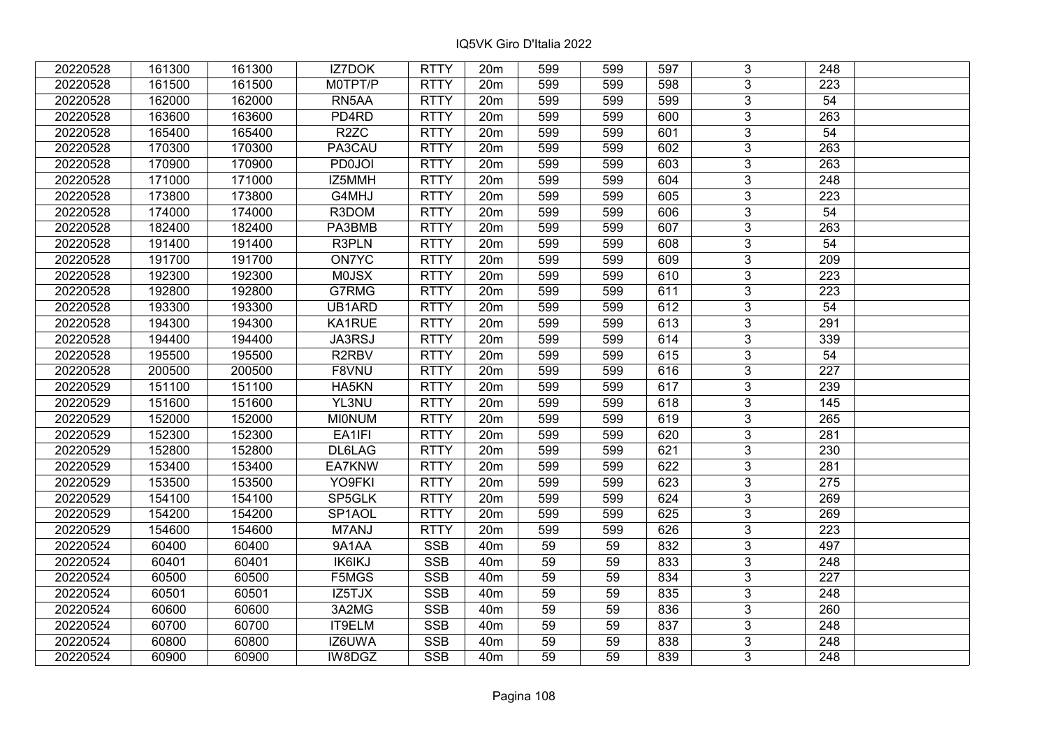# IQ5VK Giro D'Italia 2022

| | | | | | | | | | | | |
|---|---|---|---|---|---|---|---|---|---|---|---|
| 20220528 | 161300 | 161300 | IZ7DOK | RTTY | 20m | 599 | 599 | 597 | 3 | 248 | |
| 20220528 | 161500 | 161500 | M0TPT/P | RTTY | 20m | 599 | 599 | 598 | 3 | 223 | |
| 20220528 | 162000 | 162000 | RN5AA | RTTY | 20m | 599 | 599 | 599 | 3 | 54 | |
| 20220528 | 163600 | 163600 | PD4RD | RTTY | 20m | 599 | 599 | 600 | 3 | 263 | |
| 20220528 | 165400 | 165400 | R2ZC | RTTY | 20m | 599 | 599 | 601 | 3 | 54 | |
| 20220528 | 170300 | 170300 | PA3CAU | RTTY | 20m | 599 | 599 | 602 | 3 | 263 | |
| 20220528 | 170900 | 170900 | PD0JOI | RTTY | 20m | 599 | 599 | 603 | 3 | 263 | |
| 20220528 | 171000 | 171000 | IZ5MMH | RTTY | 20m | 599 | 599 | 604 | 3 | 248 | |
| 20220528 | 173800 | 173800 | G4MHJ | RTTY | 20m | 599 | 599 | 605 | 3 | 223 | |
| 20220528 | 174000 | 174000 | R3DOM | RTTY | 20m | 599 | 599 | 606 | 3 | 54 | |
| 20220528 | 182400 | 182400 | PA3BMB | RTTY | 20m | 599 | 599 | 607 | 3 | 263 | |
| 20220528 | 191400 | 191400 | R3PLN | RTTY | 20m | 599 | 599 | 608 | 3 | 54 | |
| 20220528 | 191700 | 191700 | ON7YC | RTTY | 20m | 599 | 599 | 609 | 3 | 209 | |
| 20220528 | 192300 | 192300 | M0JSX | RTTY | 20m | 599 | 599 | 610 | 3 | 223 | |
| 20220528 | 192800 | 192800 | G7RMG | RTTY | 20m | 599 | 599 | 611 | 3 | 223 | |
| 20220528 | 193300 | 193300 | UB1ARD | RTTY | 20m | 599 | 599 | 612 | 3 | 54 | |
| 20220528 | 194300 | 194300 | KA1RUE | RTTY | 20m | 599 | 599 | 613 | 3 | 291 | |
| 20220528 | 194400 | 194400 | JA3RSJ | RTTY | 20m | 599 | 599 | 614 | 3 | 339 | |
| 20220528 | 195500 | 195500 | R2RBV | RTTY | 20m | 599 | 599 | 615 | 3 | 54 | |
| 20220528 | 200500 | 200500 | F8VNU | RTTY | 20m | 599 | 599 | 616 | 3 | 227 | |
| 20220529 | 151100 | 151100 | HA5KN | RTTY | 20m | 599 | 599 | 617 | 3 | 239 | |
| 20220529 | 151600 | 151600 | YL3NU | RTTY | 20m | 599 | 599 | 618 | 3 | 145 | |
| 20220529 | 152000 | 152000 | MI0NUM | RTTY | 20m | 599 | 599 | 619 | 3 | 265 | |
| 20220529 | 152300 | 152300 | EA1IFI | RTTY | 20m | 599 | 599 | 620 | 3 | 281 | |
| 20220529 | 152800 | 152800 | DL6LAG | RTTY | 20m | 599 | 599 | 621 | 3 | 230 | |
| 20220529 | 153400 | 153400 | EA7KNW | RTTY | 20m | 599 | 599 | 622 | 3 | 281 | |
| 20220529 | 153500 | 153500 | YO9FKI | RTTY | 20m | 599 | 599 | 623 | 3 | 275 | |
| 20220529 | 154100 | 154100 | SP5GLK | RTTY | 20m | 599 | 599 | 624 | 3 | 269 | |
| 20220529 | 154200 | 154200 | SP1AOL | RTTY | 20m | 599 | 599 | 625 | 3 | 269 | |
| 20220529 | 154600 | 154600 | M7ANJ | RTTY | 20m | 599 | 599 | 626 | 3 | 223 | |
| 20220524 | 60400 | 60400 | 9A1AA | SSB | 40m | 59 | 59 | 832 | 3 | 497 | |
| 20220524 | 60401 | 60401 | IK6IKJ | SSB | 40m | 59 | 59 | 833 | 3 | 248 | |
| 20220524 | 60500 | 60500 | F5MGS | SSB | 40m | 59 | 59 | 834 | 3 | 227 | |
| 20220524 | 60501 | 60501 | IZ5TJX | SSB | 40m | 59 | 59 | 835 | 3 | 248 | |
| 20220524 | 60600 | 60600 | 3A2MG | SSB | 40m | 59 | 59 | 836 | 3 | 260 | |
| 20220524 | 60700 | 60700 | IT9ELM | SSB | 40m | 59 | 59 | 837 | 3 | 248 | |
| 20220524 | 60800 | 60800 | IZ6UWA | SSB | 40m | 59 | 59 | 838 | 3 | 248 | |
| 20220524 | 60900 | 60900 | IW8DGZ | SSB | 40m | 59 | 59 | 839 | 3 | 248 | |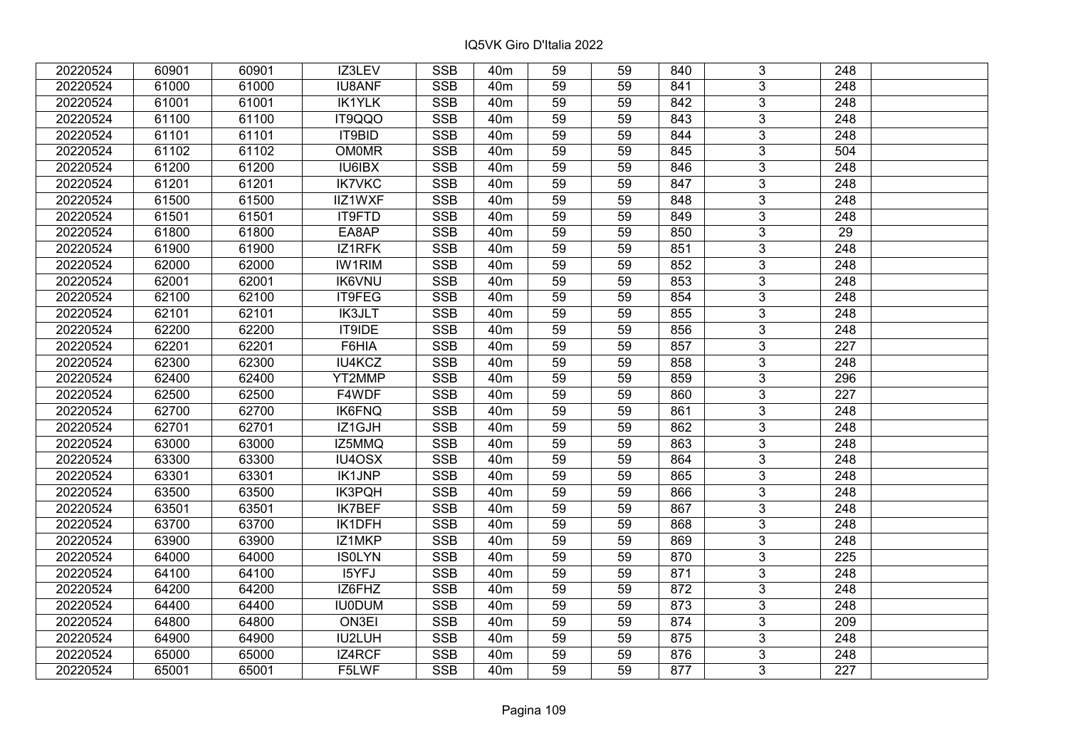| 20220524 | 60901 | 60901 | IZ3LEV | SSB | 40m | 59 | 59 | 840 | 3 | 248 | |
|---|---|---|---|---|---|---|---|---|---|---|---|
| 20220524 | 61000 | 61000 | IU8ANF | SSB | 40m | 59 | 59 | 841 | 3 | 248 | |
| 20220524 | 61001 | 61001 | IK1YLK | SSB | 40m | 59 | 59 | 842 | 3 | 248 | |
| 20220524 | 61100 | 61100 | IT9QQO | SSB | 40m | 59 | 59 | 843 | 3 | 248 | |
| 20220524 | 61101 | 61101 | IT9BID | SSB | 40m | 59 | 59 | 844 | 3 | 248 | |
| 20220524 | 61102 | 61102 | OM0MR | SSB | 40m | 59 | 59 | 845 | 3 | 504 | |
| 20220524 | 61200 | 61200 | IU6IBX | SSB | 40m | 59 | 59 | 846 | 3 | 248 | |
| 20220524 | 61201 | 61201 | IK7VKC | SSB | 40m | 59 | 59 | 847 | 3 | 248 | |
| 20220524 | 61500 | 61500 | IIZ1WXF | SSB | 40m | 59 | 59 | 848 | 3 | 248 | |
| 20220524 | 61501 | 61501 | IT9FTD | SSB | 40m | 59 | 59 | 849 | 3 | 248 | |
| 20220524 | 61800 | 61800 | EA8AP | SSB | 40m | 59 | 59 | 850 | 3 | 29 | |
| 20220524 | 61900 | 61900 | IZ1RFK | SSB | 40m | 59 | 59 | 851 | 3 | 248 | |
| 20220524 | 62000 | 62000 | IW1RIM | SSB | 40m | 59 | 59 | 852 | 3 | 248 | |
| 20220524 | 62001 | 62001 | IK6VNU | SSB | 40m | 59 | 59 | 853 | 3 | 248 | |
| 20220524 | 62100 | 62100 | IT9FEG | SSB | 40m | 59 | 59 | 854 | 3 | 248 | |
| 20220524 | 62101 | 62101 | IK3JLT | SSB | 40m | 59 | 59 | 855 | 3 | 248 | |
| 20220524 | 62200 | 62200 | IT9IDE | SSB | 40m | 59 | 59 | 856 | 3 | 248 | |
| 20220524 | 62201 | 62201 | F6HIA | SSB | 40m | 59 | 59 | 857 | 3 | 227 | |
| 20220524 | 62300 | 62300 | IU4KCZ | SSB | 40m | 59 | 59 | 858 | 3 | 248 | |
| 20220524 | 62400 | 62400 | YT2MMP | SSB | 40m | 59 | 59 | 859 | 3 | 296 | |
| 20220524 | 62500 | 62500 | F4WDF | SSB | 40m | 59 | 59 | 860 | 3 | 227 | |
| 20220524 | 62700 | 62700 | IK6FNQ | SSB | 40m | 59 | 59 | 861 | 3 | 248 | |
| 20220524 | 62701 | 62701 | IZ1GJH | SSB | 40m | 59 | 59 | 862 | 3 | 248 | |
| 20220524 | 63000 | 63000 | IZ5MMQ | SSB | 40m | 59 | 59 | 863 | 3 | 248 | |
| 20220524 | 63300 | 63300 | IU4OSX | SSB | 40m | 59 | 59 | 864 | 3 | 248 | |
| 20220524 | 63301 | 63301 | IK1JNP | SSB | 40m | 59 | 59 | 865 | 3 | 248 | |
| 20220524 | 63500 | 63500 | IK3PQH | SSB | 40m | 59 | 59 | 866 | 3 | 248 | |
| 20220524 | 63501 | 63501 | IK7BEF | SSB | 40m | 59 | 59 | 867 | 3 | 248 | |
| 20220524 | 63700 | 63700 | IK1DFH | SSB | 40m | 59 | 59 | 868 | 3 | 248 | |
| 20220524 | 63900 | 63900 | IZ1MKP | SSB | 40m | 59 | 59 | 869 | 3 | 248 | |
| 20220524 | 64000 | 64000 | IS0LYN | SSB | 40m | 59 | 59 | 870 | 3 | 225 | |
| 20220524 | 64100 | 64100 | I5YFJ | SSB | 40m | 59 | 59 | 871 | 3 | 248 | |
| 20220524 | 64200 | 64200 | IZ6FHZ | SSB | 40m | 59 | 59 | 872 | 3 | 248 | |
| 20220524 | 64400 | 64400 | IU0DUM | SSB | 40m | 59 | 59 | 873 | 3 | 248 | |
| 20220524 | 64800 | 64800 | ON3EI | SSB | 40m | 59 | 59 | 874 | 3 | 209 | |
| 20220524 | 64900 | 64900 | IU2LUH | SSB | 40m | 59 | 59 | 875 | 3 | 248 | |
| 20220524 | 65000 | 65000 | IZ4RCF | SSB | 40m | 59 | 59 | 876 | 3 | 248 | |
| 20220524 | 65001 | 65001 | F5LWF | SSB | 40m | 59 | 59 | 877 | 3 | 227 | |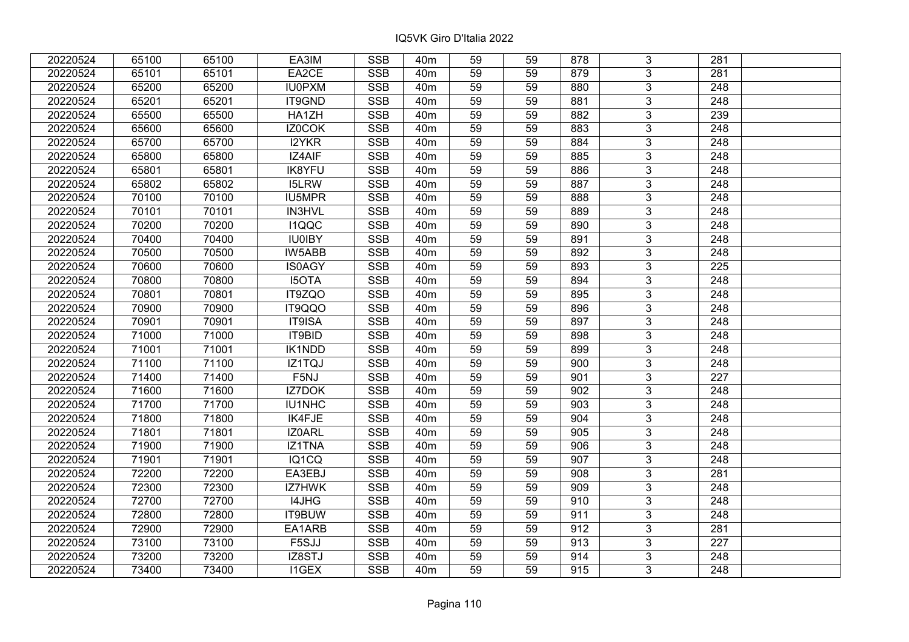# IQ5VK Giro D'Italia 2022

| | | | | | | | | | | | |
|---|---|---|---|---|---|---|---|---|---|---|---|
| 20220524 | 65100 | 65100 | EA3IM | SSB | 40m | 59 | 59 | 878 | 3 | 281 | |
| 20220524 | 65101 | 65101 | EA2CE | SSB | 40m | 59 | 59 | 879 | 3 | 281 | |
| 20220524 | 65200 | 65200 | IU0PXM | SSB | 40m | 59 | 59 | 880 | 3 | 248 | |
| 20220524 | 65201 | 65201 | IT9GND | SSB | 40m | 59 | 59 | 881 | 3 | 248 | |
| 20220524 | 65500 | 65500 | HA1ZH | SSB | 40m | 59 | 59 | 882 | 3 | 239 | |
| 20220524 | 65600 | 65600 | IZ0COK | SSB | 40m | 59 | 59 | 883 | 3 | 248 | |
| 20220524 | 65700 | 65700 | I2YKR | SSB | 40m | 59 | 59 | 884 | 3 | 248 | |
| 20220524 | 65800 | 65800 | IZ4AIF | SSB | 40m | 59 | 59 | 885 | 3 | 248 | |
| 20220524 | 65801 | 65801 | IK8YFU | SSB | 40m | 59 | 59 | 886 | 3 | 248 | |
| 20220524 | 65802 | 65802 | I5LRW | SSB | 40m | 59 | 59 | 887 | 3 | 248 | |
| 20220524 | 70100 | 70100 | IU5MPR | SSB | 40m | 59 | 59 | 888 | 3 | 248 | |
| 20220524 | 70101 | 70101 | IN3HVL | SSB | 40m | 59 | 59 | 889 | 3 | 248 | |
| 20220524 | 70200 | 70200 | I1QQC | SSB | 40m | 59 | 59 | 890 | 3 | 248 | |
| 20220524 | 70400 | 70400 | IU0IBY | SSB | 40m | 59 | 59 | 891 | 3 | 248 | |
| 20220524 | 70500 | 70500 | IW5ABB | SSB | 40m | 59 | 59 | 892 | 3 | 248 | |
| 20220524 | 70600 | 70600 | IS0AGY | SSB | 40m | 59 | 59 | 893 | 3 | 225 | |
| 20220524 | 70800 | 70800 | I5OTA | SSB | 40m | 59 | 59 | 894 | 3 | 248 | |
| 20220524 | 70801 | 70801 | IT9ZQO | SSB | 40m | 59 | 59 | 895 | 3 | 248 | |
| 20220524 | 70900 | 70900 | IT9QQO | SSB | 40m | 59 | 59 | 896 | 3 | 248 | |
| 20220524 | 70901 | 70901 | IT9ISA | SSB | 40m | 59 | 59 | 897 | 3 | 248 | |
| 20220524 | 71000 | 71000 | IT9BID | SSB | 40m | 59 | 59 | 898 | 3 | 248 | |
| 20220524 | 71001 | 71001 | IK1NDD | SSB | 40m | 59 | 59 | 899 | 3 | 248 | |
| 20220524 | 71100 | 71100 | IZ1TQJ | SSB | 40m | 59 | 59 | 900 | 3 | 248 | |
| 20220524 | 71400 | 71400 | F5NJ | SSB | 40m | 59 | 59 | 901 | 3 | 227 | |
| 20220524 | 71600 | 71600 | IZ7DOK | SSB | 40m | 59 | 59 | 902 | 3 | 248 | |
| 20220524 | 71700 | 71700 | IU1NHC | SSB | 40m | 59 | 59 | 903 | 3 | 248 | |
| 20220524 | 71800 | 71800 | IK4FJE | SSB | 40m | 59 | 59 | 904 | 3 | 248 | |
| 20220524 | 71801 | 71801 | IZ0ARL | SSB | 40m | 59 | 59 | 905 | 3 | 248 | |
| 20220524 | 71900 | 71900 | IZ1TNA | SSB | 40m | 59 | 59 | 906 | 3 | 248 | |
| 20220524 | 71901 | 71901 | IQ1CQ | SSB | 40m | 59 | 59 | 907 | 3 | 248 | |
| 20220524 | 72200 | 72200 | EA3EBJ | SSB | 40m | 59 | 59 | 908 | 3 | 281 | |
| 20220524 | 72300 | 72300 | IZ7HWK | SSB | 40m | 59 | 59 | 909 | 3 | 248 | |
| 20220524 | 72700 | 72700 | I4JHG | SSB | 40m | 59 | 59 | 910 | 3 | 248 | |
| 20220524 | 72800 | 72800 | IT9BUW | SSB | 40m | 59 | 59 | 911 | 3 | 248 | |
| 20220524 | 72900 | 72900 | EA1ARB | SSB | 40m | 59 | 59 | 912 | 3 | 281 | |
| 20220524 | 73100 | 73100 | F5SJJ | SSB | 40m | 59 | 59 | 913 | 3 | 227 | |
| 20220524 | 73200 | 73200 | IZ8STJ | SSB | 40m | 59 | 59 | 914 | 3 | 248 | |
| 20220524 | 73400 | 73400 | I1GEX | SSB | 40m | 59 | 59 | 915 | 3 | 248 | |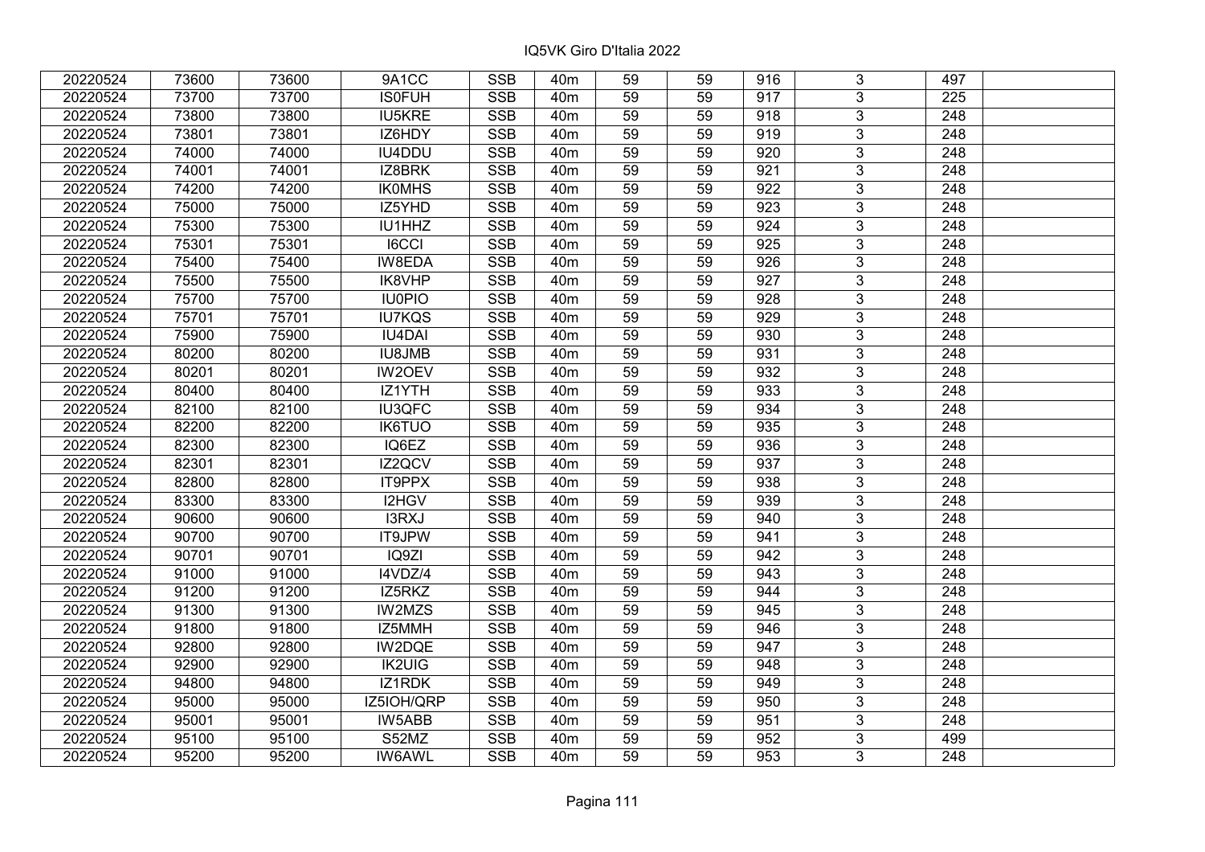IQ5VK Giro D'Italia 2022

| | | | | | | | | | | | |
|---|---|---|---|---|---|---|---|---|---|---|---|
| 20220524 | 73600 | 73600 | 9A1CC | SSB | 40m | 59 | 59 | 916 | 3 | 497 | |
| 20220524 | 73700 | 73700 | IS0FUH | SSB | 40m | 59 | 59 | 917 | 3 | 225 | |
| 20220524 | 73800 | 73800 | IU5KRE | SSB | 40m | 59 | 59 | 918 | 3 | 248 | |
| 20220524 | 73801 | 73801 | IZ6HDY | SSB | 40m | 59 | 59 | 919 | 3 | 248 | |
| 20220524 | 74000 | 74000 | IU4DDU | SSB | 40m | 59 | 59 | 920 | 3 | 248 | |
| 20220524 | 74001 | 74001 | IZ8BRK | SSB | 40m | 59 | 59 | 921 | 3 | 248 | |
| 20220524 | 74200 | 74200 | IK0MHS | SSB | 40m | 59 | 59 | 922 | 3 | 248 | |
| 20220524 | 75000 | 75000 | IZ5YHD | SSB | 40m | 59 | 59 | 923 | 3 | 248 | |
| 20220524 | 75300 | 75300 | IU1HHZ | SSB | 40m | 59 | 59 | 924 | 3 | 248 | |
| 20220524 | 75301 | 75301 | I6CCI | SSB | 40m | 59 | 59 | 925 | 3 | 248 | |
| 20220524 | 75400 | 75400 | IW8EDA | SSB | 40m | 59 | 59 | 926 | 3 | 248 | |
| 20220524 | 75500 | 75500 | IK8VHP | SSB | 40m | 59 | 59 | 927 | 3 | 248 | |
| 20220524 | 75700 | 75700 | IU0PIO | SSB | 40m | 59 | 59 | 928 | 3 | 248 | |
| 20220524 | 75701 | 75701 | IU7KQS | SSB | 40m | 59 | 59 | 929 | 3 | 248 | |
| 20220524 | 75900 | 75900 | IU4DAI | SSB | 40m | 59 | 59 | 930 | 3 | 248 | |
| 20220524 | 80200 | 80200 | IU8JMB | SSB | 40m | 59 | 59 | 931 | 3 | 248 | |
| 20220524 | 80201 | 80201 | IW2OEV | SSB | 40m | 59 | 59 | 932 | 3 | 248 | |
| 20220524 | 80400 | 80400 | IZ1YTH | SSB | 40m | 59 | 59 | 933 | 3 | 248 | |
| 20220524 | 82100 | 82100 | IU3QFC | SSB | 40m | 59 | 59 | 934 | 3 | 248 | |
| 20220524 | 82200 | 82200 | IK6TUO | SSB | 40m | 59 | 59 | 935 | 3 | 248 | |
| 20220524 | 82300 | 82300 | IQ6EZ | SSB | 40m | 59 | 59 | 936 | 3 | 248 | |
| 20220524 | 82301 | 82301 | IZ2QCV | SSB | 40m | 59 | 59 | 937 | 3 | 248 | |
| 20220524 | 82800 | 82800 | IT9PPX | SSB | 40m | 59 | 59 | 938 | 3 | 248 | |
| 20220524 | 83300 | 83300 | I2HGV | SSB | 40m | 59 | 59 | 939 | 3 | 248 | |
| 20220524 | 90600 | 90600 | I3RXJ | SSB | 40m | 59 | 59 | 940 | 3 | 248 | |
| 20220524 | 90700 | 90700 | IT9JPW | SSB | 40m | 59 | 59 | 941 | 3 | 248 | |
| 20220524 | 90701 | 90701 | IQ9ZI | SSB | 40m | 59 | 59 | 942 | 3 | 248 | |
| 20220524 | 91000 | 91000 | I4VDZ/4 | SSB | 40m | 59 | 59 | 943 | 3 | 248 | |
| 20220524 | 91200 | 91200 | IZ5RKZ | SSB | 40m | 59 | 59 | 944 | 3 | 248 | |
| 20220524 | 91300 | 91300 | IW2MZS | SSB | 40m | 59 | 59 | 945 | 3 | 248 | |
| 20220524 | 91800 | 91800 | IZ5MMH | SSB | 40m | 59 | 59 | 946 | 3 | 248 | |
| 20220524 | 92800 | 92800 | IW2DQE | SSB | 40m | 59 | 59 | 947 | 3 | 248 | |
| 20220524 | 92900 | 92900 | IK2UIG | SSB | 40m | 59 | 59 | 948 | 3 | 248 | |
| 20220524 | 94800 | 94800 | IZ1RDK | SSB | 40m | 59 | 59 | 949 | 3 | 248 | |
| 20220524 | 95000 | 95000 | IZ5IOH/QRP | SSB | 40m | 59 | 59 | 950 | 3 | 248 | |
| 20220524 | 95001 | 95001 | IW5ABB | SSB | 40m | 59 | 59 | 951 | 3 | 248 | |
| 20220524 | 95100 | 95100 | S52MZ | SSB | 40m | 59 | 59 | 952 | 3 | 499 | |
| 20220524 | 95200 | 95200 | IW6AWL | SSB | 40m | 59 | 59 | 953 | 3 | 248 | |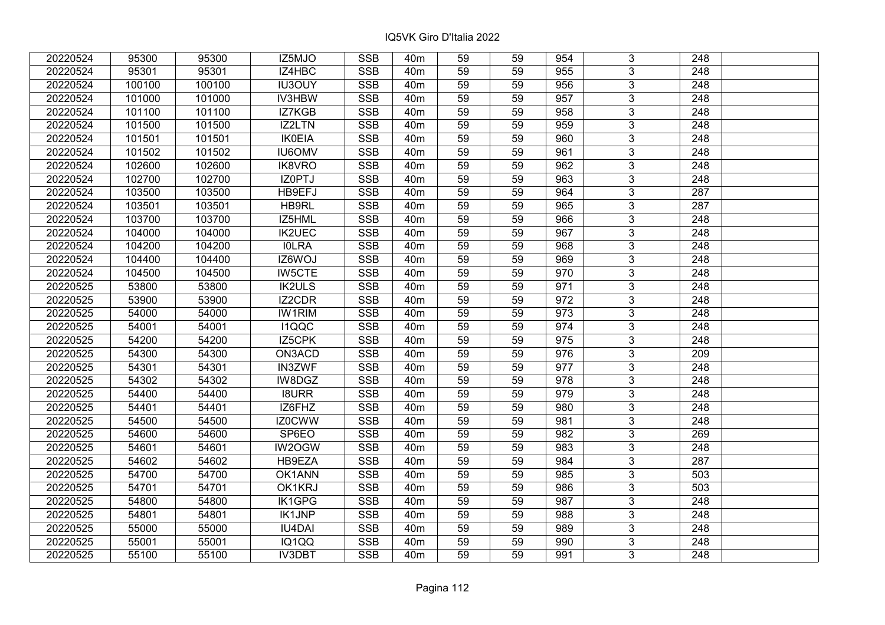| | | | | | | | | | | | |
|---|---|---|---|---|---|---|---|---|---|---|---|
| 20220524 | 95300 | 95300 | IZ5MJO | SSB | 40m | 59 | 59 | 954 | 3 | 248 | |
| 20220524 | 95301 | 95301 | IZ4HBC | SSB | 40m | 59 | 59 | 955 | 3 | 248 | |
| 20220524 | 100100 | 100100 | IU3OUY | SSB | 40m | 59 | 59 | 956 | 3 | 248 | |
| 20220524 | 101000 | 101000 | IV3HBW | SSB | 40m | 59 | 59 | 957 | 3 | 248 | |
| 20220524 | 101100 | 101100 | IZ7KGB | SSB | 40m | 59 | 59 | 958 | 3 | 248 | |
| 20220524 | 101500 | 101500 | IZ2LTN | SSB | 40m | 59 | 59 | 959 | 3 | 248 | |
| 20220524 | 101501 | 101501 | IK0EIA | SSB | 40m | 59 | 59 | 960 | 3 | 248 | |
| 20220524 | 101502 | 101502 | IU6OMV | SSB | 40m | 59 | 59 | 961 | 3 | 248 | |
| 20220524 | 102600 | 102600 | IK8VRO | SSB | 40m | 59 | 59 | 962 | 3 | 248 | |
| 20220524 | 102700 | 102700 | IZ0PTJ | SSB | 40m | 59 | 59 | 963 | 3 | 248 | |
| 20220524 | 103500 | 103500 | HB9EFJ | SSB | 40m | 59 | 59 | 964 | 3 | 287 | |
| 20220524 | 103501 | 103501 | HB9RL | SSB | 40m | 59 | 59 | 965 | 3 | 287 | |
| 20220524 | 103700 | 103700 | IZ5HML | SSB | 40m | 59 | 59 | 966 | 3 | 248 | |
| 20220524 | 104000 | 104000 | IK2UEC | SSB | 40m | 59 | 59 | 967 | 3 | 248 | |
| 20220524 | 104200 | 104200 | I0LRA | SSB | 40m | 59 | 59 | 968 | 3 | 248 | |
| 20220524 | 104400 | 104400 | IZ6WOJ | SSB | 40m | 59 | 59 | 969 | 3 | 248 | |
| 20220524 | 104500 | 104500 | IW5CTE | SSB | 40m | 59 | 59 | 970 | 3 | 248 | |
| 20220525 | 53800 | 53800 | IK2ULS | SSB | 40m | 59 | 59 | 971 | 3 | 248 | |
| 20220525 | 53900 | 53900 | IZ2CDR | SSB | 40m | 59 | 59 | 972 | 3 | 248 | |
| 20220525 | 54000 | 54000 | IW1RIM | SSB | 40m | 59 | 59 | 973 | 3 | 248 | |
| 20220525 | 54001 | 54001 | I1QQC | SSB | 40m | 59 | 59 | 974 | 3 | 248 | |
| 20220525 | 54200 | 54200 | IZ5CPK | SSB | 40m | 59 | 59 | 975 | 3 | 248 | |
| 20220525 | 54300 | 54300 | ON3ACD | SSB | 40m | 59 | 59 | 976 | 3 | 209 | |
| 20220525 | 54301 | 54301 | IN3ZWF | SSB | 40m | 59 | 59 | 977 | 3 | 248 | |
| 20220525 | 54302 | 54302 | IW8DGZ | SSB | 40m | 59 | 59 | 978 | 3 | 248 | |
| 20220525 | 54400 | 54400 | I8URR | SSB | 40m | 59 | 59 | 979 | 3 | 248 | |
| 20220525 | 54401 | 54401 | IZ6FHZ | SSB | 40m | 59 | 59 | 980 | 3 | 248 | |
| 20220525 | 54500 | 54500 | IZ0CWW | SSB | 40m | 59 | 59 | 981 | 3 | 248 | |
| 20220525 | 54600 | 54600 | SP6EO | SSB | 40m | 59 | 59 | 982 | 3 | 269 | |
| 20220525 | 54601 | 54601 | IW2OGW | SSB | 40m | 59 | 59 | 983 | 3 | 248 | |
| 20220525 | 54602 | 54602 | HB9EZA | SSB | 40m | 59 | 59 | 984 | 3 | 287 | |
| 20220525 | 54700 | 54700 | OK1ANN | SSB | 40m | 59 | 59 | 985 | 3 | 503 | |
| 20220525 | 54701 | 54701 | OK1KRJ | SSB | 40m | 59 | 59 | 986 | 3 | 503 | |
| 20220525 | 54800 | 54800 | IK1GPG | SSB | 40m | 59 | 59 | 987 | 3 | 248 | |
| 20220525 | 54801 | 54801 | IK1JNP | SSB | 40m | 59 | 59 | 988 | 3 | 248 | |
| 20220525 | 55000 | 55000 | IU4DAI | SSB | 40m | 59 | 59 | 989 | 3 | 248 | |
| 20220525 | 55001 | 55001 | IQ1QQ | SSB | 40m | 59 | 59 | 990 | 3 | 248 | |
| 20220525 | 55100 | 55100 | IV3DBT | SSB | 40m | 59 | 59 | 991 | 3 | 248 | |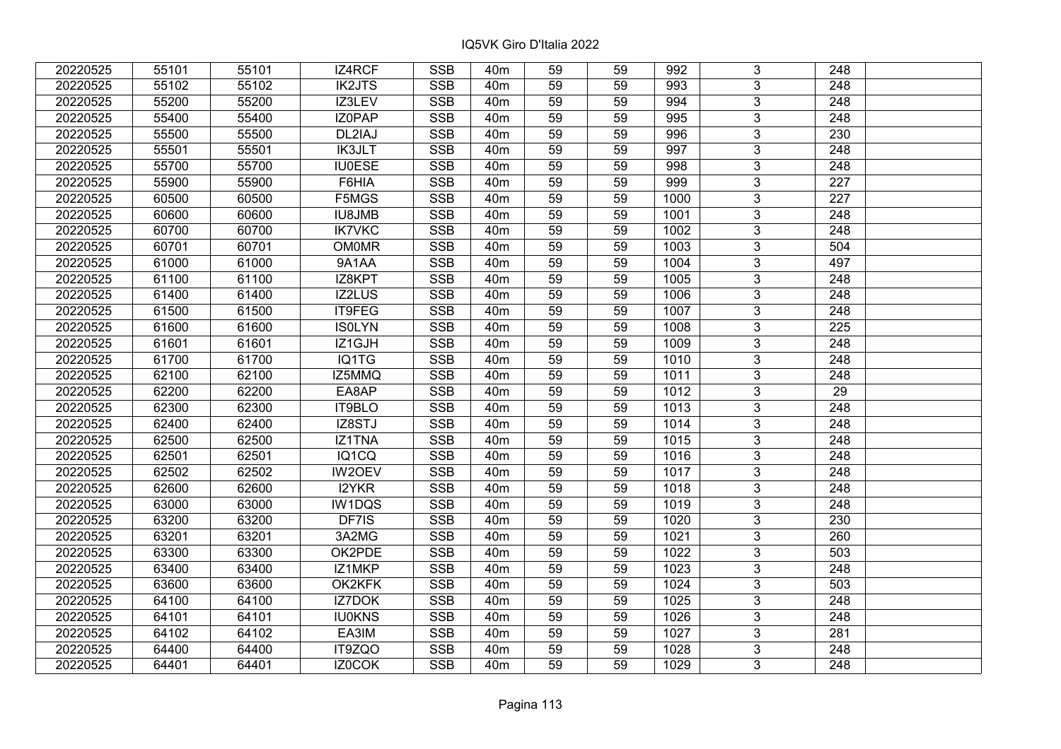| | | | | | | | | | | | |
|---|---|---|---|---|---|---|---|---|---|---|---|
| 20220525 | 55101 | 55101 | IZ4RCF | SSB | 40m | 59 | 59 | 992 | 3 | 248 | |
| 20220525 | 55102 | 55102 | IK2JTS | SSB | 40m | 59 | 59 | 993 | 3 | 248 | |
| 20220525 | 55200 | 55200 | IZ3LEV | SSB | 40m | 59 | 59 | 994 | 3 | 248 | |
| 20220525 | 55400 | 55400 | IZ0PAP | SSB | 40m | 59 | 59 | 995 | 3 | 248 | |
| 20220525 | 55500 | 55500 | DL2IAJ | SSB | 40m | 59 | 59 | 996 | 3 | 230 | |
| 20220525 | 55501 | 55501 | IK3JLT | SSB | 40m | 59 | 59 | 997 | 3 | 248 | |
| 20220525 | 55700 | 55700 | IU0ESE | SSB | 40m | 59 | 59 | 998 | 3 | 248 | |
| 20220525 | 55900 | 55900 | F6HIA | SSB | 40m | 59 | 59 | 999 | 3 | 227 | |
| 20220525 | 60500 | 60500 | F5MGS | SSB | 40m | 59 | 59 | 1000 | 3 | 227 | |
| 20220525 | 60600 | 60600 | IU8JMB | SSB | 40m | 59 | 59 | 1001 | 3 | 248 | |
| 20220525 | 60700 | 60700 | IK7VKC | SSB | 40m | 59 | 59 | 1002 | 3 | 248 | |
| 20220525 | 60701 | 60701 | OM0MR | SSB | 40m | 59 | 59 | 1003 | 3 | 504 | |
| 20220525 | 61000 | 61000 | 9A1AA | SSB | 40m | 59 | 59 | 1004 | 3 | 497 | |
| 20220525 | 61100 | 61100 | IZ8KPT | SSB | 40m | 59 | 59 | 1005 | 3 | 248 | |
| 20220525 | 61400 | 61400 | IZ2LUS | SSB | 40m | 59 | 59 | 1006 | 3 | 248 | |
| 20220525 | 61500 | 61500 | IT9FEG | SSB | 40m | 59 | 59 | 1007 | 3 | 248 | |
| 20220525 | 61600 | 61600 | IS0LYN | SSB | 40m | 59 | 59 | 1008 | 3 | 225 | |
| 20220525 | 61601 | 61601 | IZ1GJH | SSB | 40m | 59 | 59 | 1009 | 3 | 248 | |
| 20220525 | 61700 | 61700 | IQ1TG | SSB | 40m | 59 | 59 | 1010 | 3 | 248 | |
| 20220525 | 62100 | 62100 | IZ5MMQ | SSB | 40m | 59 | 59 | 1011 | 3 | 248 | |
| 20220525 | 62200 | 62200 | EA8AP | SSB | 40m | 59 | 59 | 1012 | 3 | 29 | |
| 20220525 | 62300 | 62300 | IT9BLO | SSB | 40m | 59 | 59 | 1013 | 3 | 248 | |
| 20220525 | 62400 | 62400 | IZ8STJ | SSB | 40m | 59 | 59 | 1014 | 3 | 248 | |
| 20220525 | 62500 | 62500 | IZ1TNA | SSB | 40m | 59 | 59 | 1015 | 3 | 248 | |
| 20220525 | 62501 | 62501 | IQ1CQ | SSB | 40m | 59 | 59 | 1016 | 3 | 248 | |
| 20220525 | 62502 | 62502 | IW2OEV | SSB | 40m | 59 | 59 | 1017 | 3 | 248 | |
| 20220525 | 62600 | 62600 | I2YKR | SSB | 40m | 59 | 59 | 1018 | 3 | 248 | |
| 20220525 | 63000 | 63000 | IW1DQS | SSB | 40m | 59 | 59 | 1019 | 3 | 248 | |
| 20220525 | 63200 | 63200 | DF7IS | SSB | 40m | 59 | 59 | 1020 | 3 | 230 | |
| 20220525 | 63201 | 63201 | 3A2MG | SSB | 40m | 59 | 59 | 1021 | 3 | 260 | |
| 20220525 | 63300 | 63300 | OK2PDE | SSB | 40m | 59 | 59 | 1022 | 3 | 503 | |
| 20220525 | 63400 | 63400 | IZ1MKP | SSB | 40m | 59 | 59 | 1023 | 3 | 248 | |
| 20220525 | 63600 | 63600 | OK2KFK | SSB | 40m | 59 | 59 | 1024 | 3 | 503 | |
| 20220525 | 64100 | 64100 | IZ7DOK | SSB | 40m | 59 | 59 | 1025 | 3 | 248 | |
| 20220525 | 64101 | 64101 | IU0KNS | SSB | 40m | 59 | 59 | 1026 | 3 | 248 | |
| 20220525 | 64102 | 64102 | EA3IM | SSB | 40m | 59 | 59 | 1027 | 3 | 281 | |
| 20220525 | 64400 | 64400 | IT9ZQO | SSB | 40m | 59 | 59 | 1028 | 3 | 248 | |
| 20220525 | 64401 | 64401 | IZ0COK | SSB | 40m | 59 | 59 | 1029 | 3 | 248 | |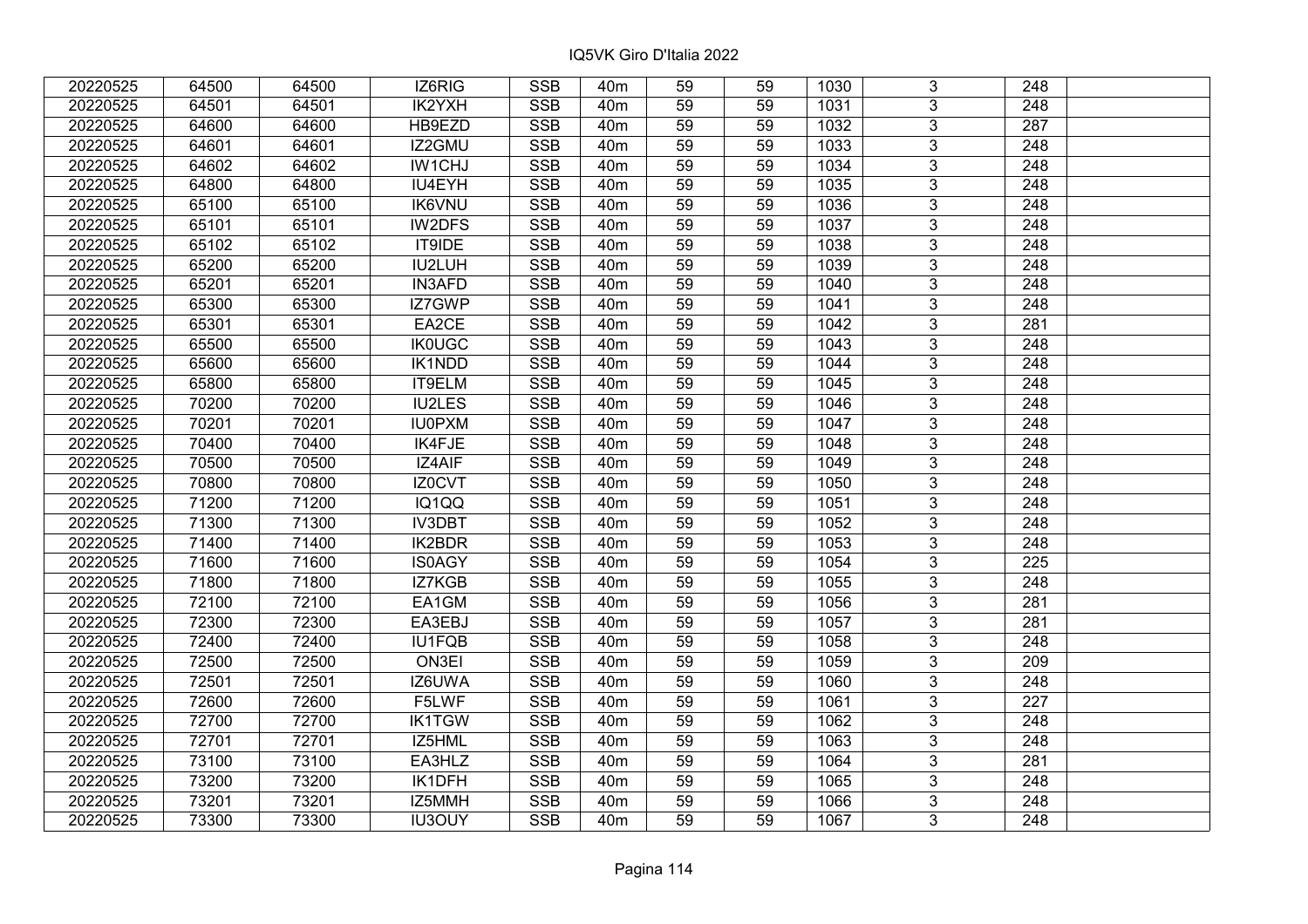| | | | | | | | | | | | |
|---|---|---|---|---|---|---|---|---|---|---|---|
| 20220525 | 64500 | 64500 | IZ6RIG | SSB | 40m | 59 | 59 | 1030 | 3 | 248 | |
| 20220525 | 64501 | 64501 | IK2YXH | SSB | 40m | 59 | 59 | 1031 | 3 | 248 | |
| 20220525 | 64600 | 64600 | HB9EZD | SSB | 40m | 59 | 59 | 1032 | 3 | 287 | |
| 20220525 | 64601 | 64601 | IZ2GMU | SSB | 40m | 59 | 59 | 1033 | 3 | 248 | |
| 20220525 | 64602 | 64602 | IW1CHJ | SSB | 40m | 59 | 59 | 1034 | 3 | 248 | |
| 20220525 | 64800 | 64800 | IU4EYH | SSB | 40m | 59 | 59 | 1035 | 3 | 248 | |
| 20220525 | 65100 | 65100 | IK6VNU | SSB | 40m | 59 | 59 | 1036 | 3 | 248 | |
| 20220525 | 65101 | 65101 | IW2DFS | SSB | 40m | 59 | 59 | 1037 | 3 | 248 | |
| 20220525 | 65102 | 65102 | IT9IDE | SSB | 40m | 59 | 59 | 1038 | 3 | 248 | |
| 20220525 | 65200 | 65200 | IU2LUH | SSB | 40m | 59 | 59 | 1039 | 3 | 248 | |
| 20220525 | 65201 | 65201 | IN3AFD | SSB | 40m | 59 | 59 | 1040 | 3 | 248 | |
| 20220525 | 65300 | 65300 | IZ7GWP | SSB | 40m | 59 | 59 | 1041 | 3 | 248 | |
| 20220525 | 65301 | 65301 | EA2CE | SSB | 40m | 59 | 59 | 1042 | 3 | 281 | |
| 20220525 | 65500 | 65500 | IK0UGC | SSB | 40m | 59 | 59 | 1043 | 3 | 248 | |
| 20220525 | 65600 | 65600 | IK1NDD | SSB | 40m | 59 | 59 | 1044 | 3 | 248 | |
| 20220525 | 65800 | 65800 | IT9ELM | SSB | 40m | 59 | 59 | 1045 | 3 | 248 | |
| 20220525 | 70200 | 70200 | IU2LES | SSB | 40m | 59 | 59 | 1046 | 3 | 248 | |
| 20220525 | 70201 | 70201 | IU0PXM | SSB | 40m | 59 | 59 | 1047 | 3 | 248 | |
| 20220525 | 70400 | 70400 | IK4FJE | SSB | 40m | 59 | 59 | 1048 | 3 | 248 | |
| 20220525 | 70500 | 70500 | IZ4AIF | SSB | 40m | 59 | 59 | 1049 | 3 | 248 | |
| 20220525 | 70800 | 70800 | IZ0CVT | SSB | 40m | 59 | 59 | 1050 | 3 | 248 | |
| 20220525 | 71200 | 71200 | IQ1QQ | SSB | 40m | 59 | 59 | 1051 | 3 | 248 | |
| 20220525 | 71300 | 71300 | IV3DBT | SSB | 40m | 59 | 59 | 1052 | 3 | 248 | |
| 20220525 | 71400 | 71400 | IK2BDR | SSB | 40m | 59 | 59 | 1053 | 3 | 248 | |
| 20220525 | 71600 | 71600 | IS0AGY | SSB | 40m | 59 | 59 | 1054 | 3 | 225 | |
| 20220525 | 71800 | 71800 | IZ7KGB | SSB | 40m | 59 | 59 | 1055 | 3 | 248 | |
| 20220525 | 72100 | 72100 | EA1GM | SSB | 40m | 59 | 59 | 1056 | 3 | 281 | |
| 20220525 | 72300 | 72300 | EA3EBJ | SSB | 40m | 59 | 59 | 1057 | 3 | 281 | |
| 20220525 | 72400 | 72400 | IU1FQB | SSB | 40m | 59 | 59 | 1058 | 3 | 248 | |
| 20220525 | 72500 | 72500 | ON3EI | SSB | 40m | 59 | 59 | 1059 | 3 | 209 | |
| 20220525 | 72501 | 72501 | IZ6UWA | SSB | 40m | 59 | 59 | 1060 | 3 | 248 | |
| 20220525 | 72600 | 72600 | F5LWF | SSB | 40m | 59 | 59 | 1061 | 3 | 227 | |
| 20220525 | 72700 | 72700 | IK1TGW | SSB | 40m | 59 | 59 | 1062 | 3 | 248 | |
| 20220525 | 72701 | 72701 | IZ5HML | SSB | 40m | 59 | 59 | 1063 | 3 | 248 | |
| 20220525 | 73100 | 73100 | EA3HLZ | SSB | 40m | 59 | 59 | 1064 | 3 | 281 | |
| 20220525 | 73200 | 73200 | IK1DFH | SSB | 40m | 59 | 59 | 1065 | 3 | 248 | |
| 20220525 | 73201 | 73201 | IZ5MMH | SSB | 40m | 59 | 59 | 1066 | 3 | 248 | |
| 20220525 | 73300 | 73300 | IU3OUY | SSB | 40m | 59 | 59 | 1067 | 3 | 248 | |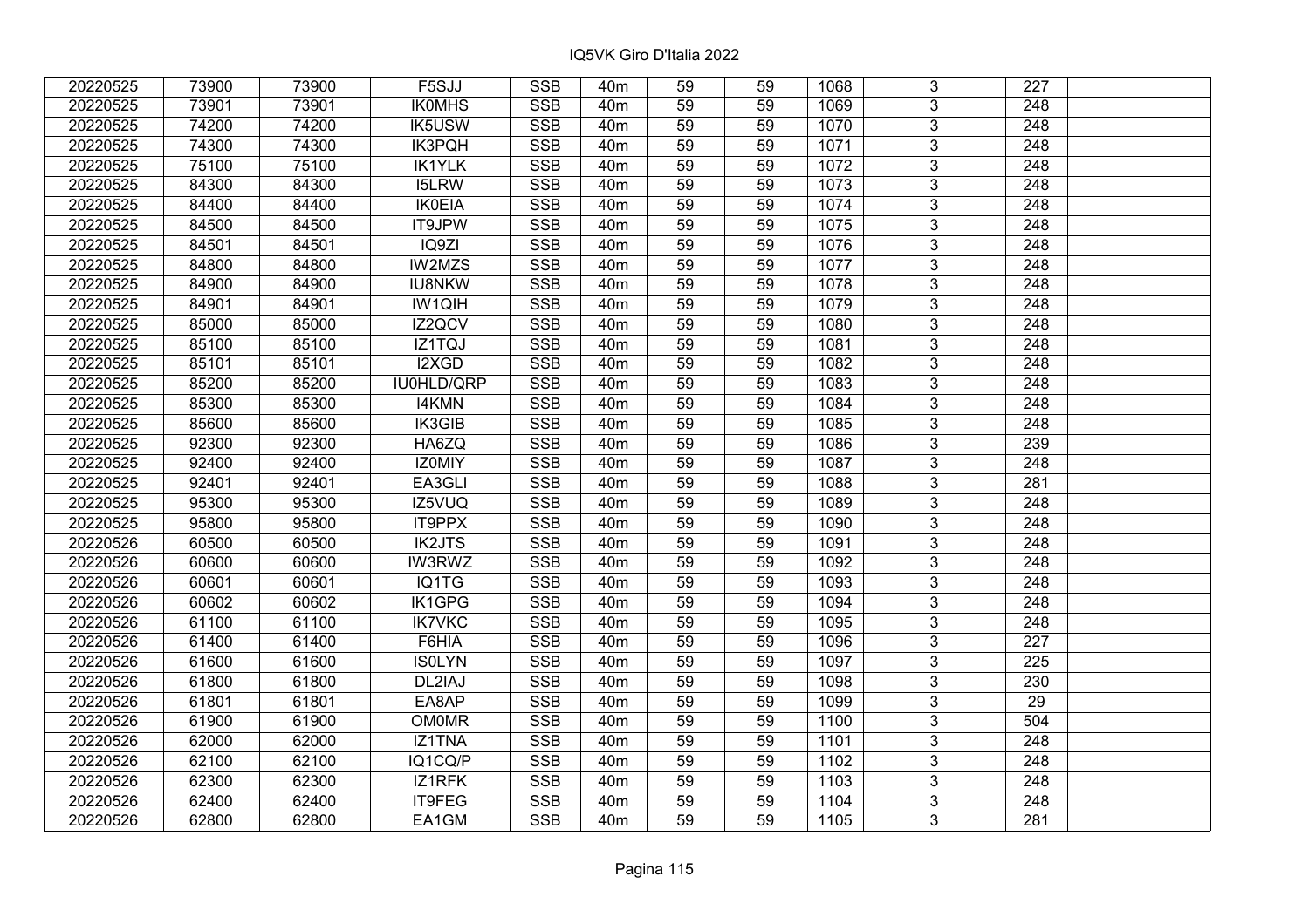| 20220525 | 73900 | 73900 | F5SJJ | SSB | 40m | 59 | 59 | 1068 | 3 | 227 | |
|---|---|---|---|---|---|---|---|---|---|---|---|
| 20220525 | 73901 | 73901 | IK0MHS | SSB | 40m | 59 | 59 | 1069 | 3 | 248 | |
| 20220525 | 74200 | 74200 | IK5USW | SSB | 40m | 59 | 59 | 1070 | 3 | 248 | |
| 20220525 | 74300 | 74300 | IK3PQH | SSB | 40m | 59 | 59 | 1071 | 3 | 248 | |
| 20220525 | 75100 | 75100 | IK1YLK | SSB | 40m | 59 | 59 | 1072 | 3 | 248 | |
| 20220525 | 84300 | 84300 | I5LRW | SSB | 40m | 59 | 59 | 1073 | 3 | 248 | |
| 20220525 | 84400 | 84400 | IK0EIA | SSB | 40m | 59 | 59 | 1074 | 3 | 248 | |
| 20220525 | 84500 | 84500 | IT9JPW | SSB | 40m | 59 | 59 | 1075 | 3 | 248 | |
| 20220525 | 84501 | 84501 | IQ9ZI | SSB | 40m | 59 | 59 | 1076 | 3 | 248 | |
| 20220525 | 84800 | 84800 | IW2MZS | SSB | 40m | 59 | 59 | 1077 | 3 | 248 | |
| 20220525 | 84900 | 84900 | IU8NKW | SSB | 40m | 59 | 59 | 1078 | 3 | 248 | |
| 20220525 | 84901 | 84901 | IW1QIH | SSB | 40m | 59 | 59 | 1079 | 3 | 248 | |
| 20220525 | 85000 | 85000 | IZ2QCV | SSB | 40m | 59 | 59 | 1080 | 3 | 248 | |
| 20220525 | 85100 | 85100 | IZ1TQJ | SSB | 40m | 59 | 59 | 1081 | 3 | 248 | |
| 20220525 | 85101 | 85101 | I2XGD | SSB | 40m | 59 | 59 | 1082 | 3 | 248 | |
| 20220525 | 85200 | 85200 | IU0HLD/QRP | SSB | 40m | 59 | 59 | 1083 | 3 | 248 | |
| 20220525 | 85300 | 85300 | I4KMN | SSB | 40m | 59 | 59 | 1084 | 3 | 248 | |
| 20220525 | 85600 | 85600 | IK3GIB | SSB | 40m | 59 | 59 | 1085 | 3 | 248 | |
| 20220525 | 92300 | 92300 | HA6ZQ | SSB | 40m | 59 | 59 | 1086 | 3 | 239 | |
| 20220525 | 92400 | 92400 | IZ0MIY | SSB | 40m | 59 | 59 | 1087 | 3 | 248 | |
| 20220525 | 92401 | 92401 | EA3GLI | SSB | 40m | 59 | 59 | 1088 | 3 | 281 | |
| 20220525 | 95300 | 95300 | IZ5VUQ | SSB | 40m | 59 | 59 | 1089 | 3 | 248 | |
| 20220525 | 95800 | 95800 | IT9PPX | SSB | 40m | 59 | 59 | 1090 | 3 | 248 | |
| 20220526 | 60500 | 60500 | IK2JTS | SSB | 40m | 59 | 59 | 1091 | 3 | 248 | |
| 20220526 | 60600 | 60600 | IW3RWZ | SSB | 40m | 59 | 59 | 1092 | 3 | 248 | |
| 20220526 | 60601 | 60601 | IQ1TG | SSB | 40m | 59 | 59 | 1093 | 3 | 248 | |
| 20220526 | 60602 | 60602 | IK1GPG | SSB | 40m | 59 | 59 | 1094 | 3 | 248 | |
| 20220526 | 61100 | 61100 | IK7VKC | SSB | 40m | 59 | 59 | 1095 | 3 | 248 | |
| 20220526 | 61400 | 61400 | F6HIA | SSB | 40m | 59 | 59 | 1096 | 3 | 227 | |
| 20220526 | 61600 | 61600 | IS0LYN | SSB | 40m | 59 | 59 | 1097 | 3 | 225 | |
| 20220526 | 61800 | 61800 | DL2IAJ | SSB | 40m | 59 | 59 | 1098 | 3 | 230 | |
| 20220526 | 61801 | 61801 | EA8AP | SSB | 40m | 59 | 59 | 1099 | 3 | 29 | |
| 20220526 | 61900 | 61900 | OM0MR | SSB | 40m | 59 | 59 | 1100 | 3 | 504 | |
| 20220526 | 62000 | 62000 | IZ1TNA | SSB | 40m | 59 | 59 | 1101 | 3 | 248 | |
| 20220526 | 62100 | 62100 | IQ1CQ/P | SSB | 40m | 59 | 59 | 1102 | 3 | 248 | |
| 20220526 | 62300 | 62300 | IZ1RFK | SSB | 40m | 59 | 59 | 1103 | 3 | 248 | |
| 20220526 | 62400 | 62400 | IT9FEG | SSB | 40m | 59 | 59 | 1104 | 3 | 248 | |
| 20220526 | 62800 | 62800 | EA1GM | SSB | 40m | 59 | 59 | 1105 | 3 | 281 | |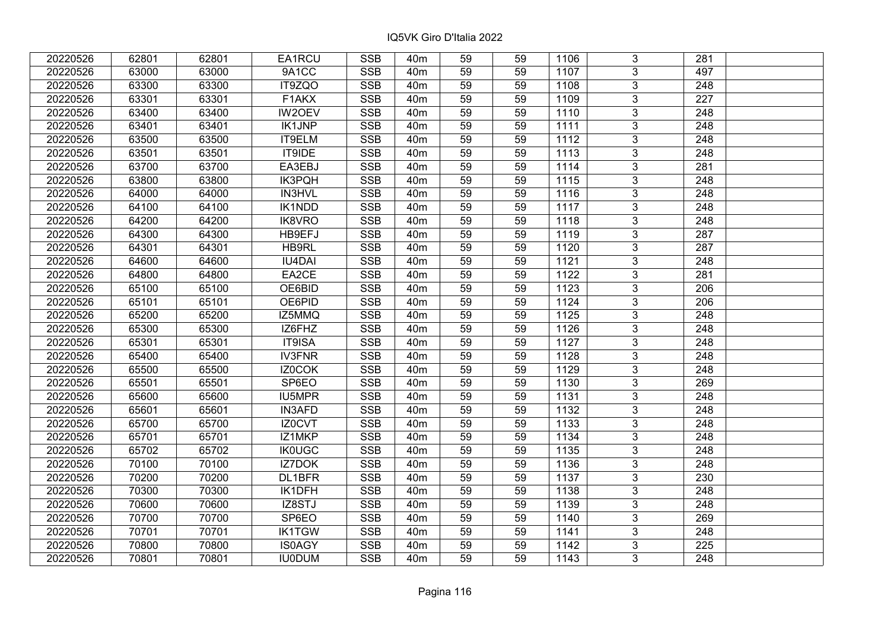IQ5VK Giro D'Italia 2022

| | | | | | | | | | | | |
|---|---|---|---|---|---|---|---|---|---|---|---|
| 20220526 | 62801 | 62801 | EA1RCU | SSB | 40m | 59 | 59 | 1106 | 3 | 281 | |
| 20220526 | 63000 | 63000 | 9A1CC | SSB | 40m | 59 | 59 | 1107 | 3 | 497 | |
| 20220526 | 63300 | 63300 | IT9ZQO | SSB | 40m | 59 | 59 | 1108 | 3 | 248 | |
| 20220526 | 63301 | 63301 | F1AKX | SSB | 40m | 59 | 59 | 1109 | 3 | 227 | |
| 20220526 | 63400 | 63400 | IW2OEV | SSB | 40m | 59 | 59 | 1110 | 3 | 248 | |
| 20220526 | 63401 | 63401 | IK1JNP | SSB | 40m | 59 | 59 | 1111 | 3 | 248 | |
| 20220526 | 63500 | 63500 | IT9ELM | SSB | 40m | 59 | 59 | 1112 | 3 | 248 | |
| 20220526 | 63501 | 63501 | IT9IDE | SSB | 40m | 59 | 59 | 1113 | 3 | 248 | |
| 20220526 | 63700 | 63700 | EA3EBJ | SSB | 40m | 59 | 59 | 1114 | 3 | 281 | |
| 20220526 | 63800 | 63800 | IK3PQH | SSB | 40m | 59 | 59 | 1115 | 3 | 248 | |
| 20220526 | 64000 | 64000 | IN3HVL | SSB | 40m | 59 | 59 | 1116 | 3 | 248 | |
| 20220526 | 64100 | 64100 | IK1NDD | SSB | 40m | 59 | 59 | 1117 | 3 | 248 | |
| 20220526 | 64200 | 64200 | IK8VRO | SSB | 40m | 59 | 59 | 1118 | 3 | 248 | |
| 20220526 | 64300 | 64300 | HB9EFJ | SSB | 40m | 59 | 59 | 1119 | 3 | 287 | |
| 20220526 | 64301 | 64301 | HB9RL | SSB | 40m | 59 | 59 | 1120 | 3 | 287 | |
| 20220526 | 64600 | 64600 | IU4DAI | SSB | 40m | 59 | 59 | 1121 | 3 | 248 | |
| 20220526 | 64800 | 64800 | EA2CE | SSB | 40m | 59 | 59 | 1122 | 3 | 281 | |
| 20220526 | 65100 | 65100 | OE6BID | SSB | 40m | 59 | 59 | 1123 | 3 | 206 | |
| 20220526 | 65101 | 65101 | OE6PID | SSB | 40m | 59 | 59 | 1124 | 3 | 206 | |
| 20220526 | 65200 | 65200 | IZ5MMQ | SSB | 40m | 59 | 59 | 1125 | 3 | 248 | |
| 20220526 | 65300 | 65300 | IZ6FHZ | SSB | 40m | 59 | 59 | 1126 | 3 | 248 | |
| 20220526 | 65301 | 65301 | IT9ISA | SSB | 40m | 59 | 59 | 1127 | 3 | 248 | |
| 20220526 | 65400 | 65400 | IV3FNR | SSB | 40m | 59 | 59 | 1128 | 3 | 248 | |
| 20220526 | 65500 | 65500 | IZ0COK | SSB | 40m | 59 | 59 | 1129 | 3 | 248 | |
| 20220526 | 65501 | 65501 | SP6EO | SSB | 40m | 59 | 59 | 1130 | 3 | 269 | |
| 20220526 | 65600 | 65600 | IU5MPR | SSB | 40m | 59 | 59 | 1131 | 3 | 248 | |
| 20220526 | 65601 | 65601 | IN3AFD | SSB | 40m | 59 | 59 | 1132 | 3 | 248 | |
| 20220526 | 65700 | 65700 | IZ0CVT | SSB | 40m | 59 | 59 | 1133 | 3 | 248 | |
| 20220526 | 65701 | 65701 | IZ1MKP | SSB | 40m | 59 | 59 | 1134 | 3 | 248 | |
| 20220526 | 65702 | 65702 | IK0UGC | SSB | 40m | 59 | 59 | 1135 | 3 | 248 | |
| 20220526 | 70100 | 70100 | IZ7DOK | SSB | 40m | 59 | 59 | 1136 | 3 | 248 | |
| 20220526 | 70200 | 70200 | DL1BFR | SSB | 40m | 59 | 59 | 1137 | 3 | 230 | |
| 20220526 | 70300 | 70300 | IK1DFH | SSB | 40m | 59 | 59 | 1138 | 3 | 248 | |
| 20220526 | 70600 | 70600 | IZ8STJ | SSB | 40m | 59 | 59 | 1139 | 3 | 248 | |
| 20220526 | 70700 | 70700 | SP6EO | SSB | 40m | 59 | 59 | 1140 | 3 | 269 | |
| 20220526 | 70701 | 70701 | IK1TGW | SSB | 40m | 59 | 59 | 1141 | 3 | 248 | |
| 20220526 | 70800 | 70800 | IS0AGY | SSB | 40m | 59 | 59 | 1142 | 3 | 225 | |
| 20220526 | 70801 | 70801 | IU0DUM | SSB | 40m | 59 | 59 | 1143 | 3 | 248 | |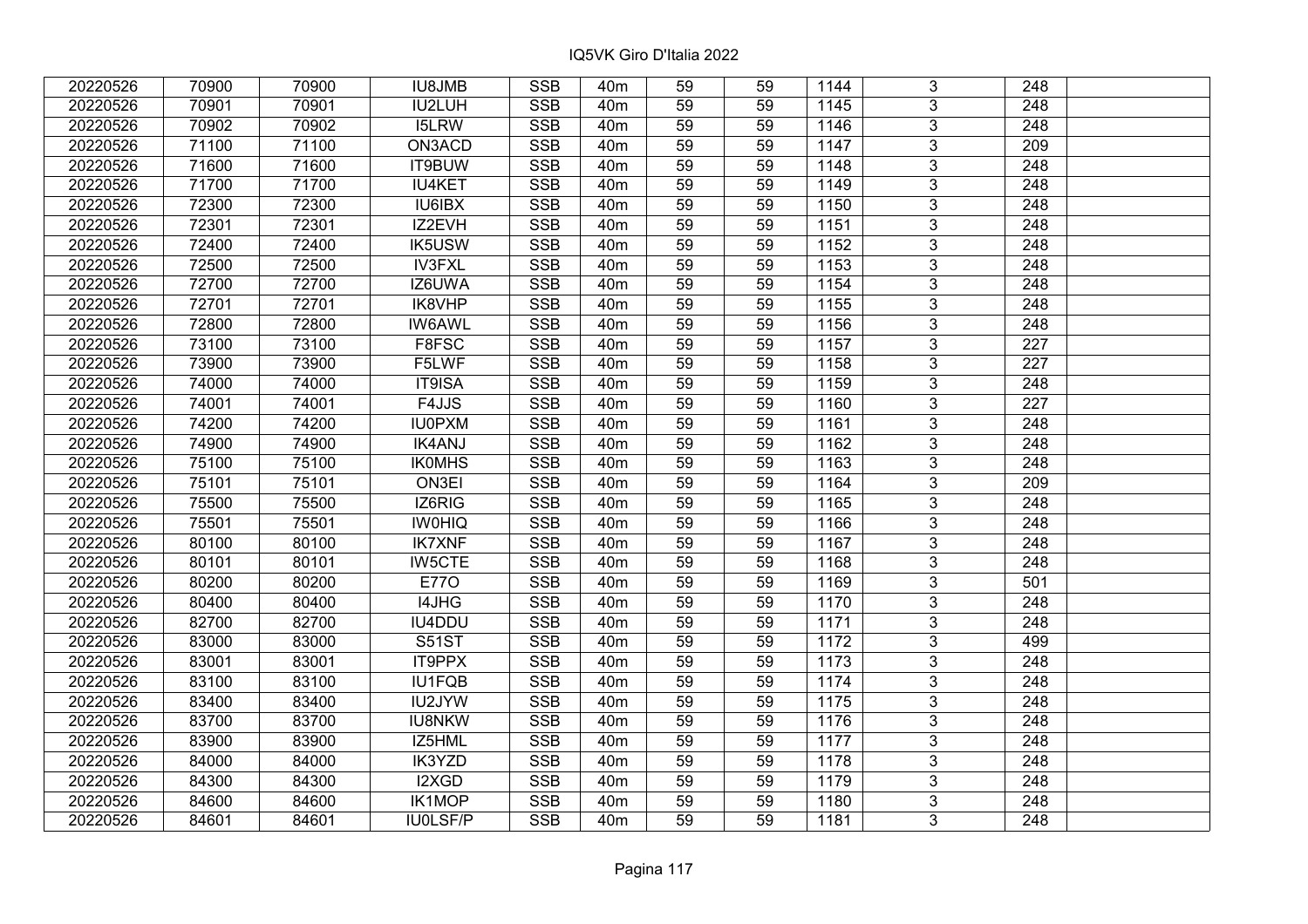| 20220526 | 70900 | 70900 | IU8JMB | SSB | 40m | 59 | 59 | 1144 | 3 | 248 | |
|---|---|---|---|---|---|---|---|---|---|---|---|
| 20220526 | 70901 | 70901 | IU2LUH | SSB | 40m | 59 | 59 | 1145 | 3 | 248 | |
| 20220526 | 70902 | 70902 | I5LRW | SSB | 40m | 59 | 59 | 1146 | 3 | 248 | |
| 20220526 | 71100 | 71100 | ON3ACD | SSB | 40m | 59 | 59 | 1147 | 3 | 209 | |
| 20220526 | 71600 | 71600 | IT9BUW | SSB | 40m | 59 | 59 | 1148 | 3 | 248 | |
| 20220526 | 71700 | 71700 | IU4KET | SSB | 40m | 59 | 59 | 1149 | 3 | 248 | |
| 20220526 | 72300 | 72300 | IU6IBX | SSB | 40m | 59 | 59 | 1150 | 3 | 248 | |
| 20220526 | 72301 | 72301 | IZ2EVH | SSB | 40m | 59 | 59 | 1151 | 3 | 248 | |
| 20220526 | 72400 | 72400 | IK5USW | SSB | 40m | 59 | 59 | 1152 | 3 | 248 | |
| 20220526 | 72500 | 72500 | IV3FXL | SSB | 40m | 59 | 59 | 1153 | 3 | 248 | |
| 20220526 | 72700 | 72700 | IZ6UWA | SSB | 40m | 59 | 59 | 1154 | 3 | 248 | |
| 20220526 | 72701 | 72701 | IK8VHP | SSB | 40m | 59 | 59 | 1155 | 3 | 248 | |
| 20220526 | 72800 | 72800 | IW6AWL | SSB | 40m | 59 | 59 | 1156 | 3 | 248 | |
| 20220526 | 73100 | 73100 | F8FSC | SSB | 40m | 59 | 59 | 1157 | 3 | 227 | |
| 20220526 | 73900 | 73900 | F5LWF | SSB | 40m | 59 | 59 | 1158 | 3 | 227 | |
| 20220526 | 74000 | 74000 | IT9ISA | SSB | 40m | 59 | 59 | 1159 | 3 | 248 | |
| 20220526 | 74001 | 74001 | F4JJS | SSB | 40m | 59 | 59 | 1160 | 3 | 227 | |
| 20220526 | 74200 | 74200 | IU0PXM | SSB | 40m | 59 | 59 | 1161 | 3 | 248 | |
| 20220526 | 74900 | 74900 | IK4ANJ | SSB | 40m | 59 | 59 | 1162 | 3 | 248 | |
| 20220526 | 75100 | 75100 | IK0MHS | SSB | 40m | 59 | 59 | 1163 | 3 | 248 | |
| 20220526 | 75101 | 75101 | ON3EI | SSB | 40m | 59 | 59 | 1164 | 3 | 209 | |
| 20220526 | 75500 | 75500 | IZ6RIG | SSB | 40m | 59 | 59 | 1165 | 3 | 248 | |
| 20220526 | 75501 | 75501 | IW0HIQ | SSB | 40m | 59 | 59 | 1166 | 3 | 248 | |
| 20220526 | 80100 | 80100 | IK7XNF | SSB | 40m | 59 | 59 | 1167 | 3 | 248 | |
| 20220526 | 80101 | 80101 | IW5CTE | SSB | 40m | 59 | 59 | 1168 | 3 | 248 | |
| 20220526 | 80200 | 80200 | E77O | SSB | 40m | 59 | 59 | 1169 | 3 | 501 | |
| 20220526 | 80400 | 80400 | I4JHG | SSB | 40m | 59 | 59 | 1170 | 3 | 248 | |
| 20220526 | 82700 | 82700 | IU4DDU | SSB | 40m | 59 | 59 | 1171 | 3 | 248 | |
| 20220526 | 83000 | 83000 | S51ST | SSB | 40m | 59 | 59 | 1172 | 3 | 499 | |
| 20220526 | 83001 | 83001 | IT9PPX | SSB | 40m | 59 | 59 | 1173 | 3 | 248 | |
| 20220526 | 83100 | 83100 | IU1FQB | SSB | 40m | 59 | 59 | 1174 | 3 | 248 | |
| 20220526 | 83400 | 83400 | IU2JYW | SSB | 40m | 59 | 59 | 1175 | 3 | 248 | |
| 20220526 | 83700 | 83700 | IU8NKW | SSB | 40m | 59 | 59 | 1176 | 3 | 248 | |
| 20220526 | 83900 | 83900 | IZ5HML | SSB | 40m | 59 | 59 | 1177 | 3 | 248 | |
| 20220526 | 84000 | 84000 | IK3YZD | SSB | 40m | 59 | 59 | 1178 | 3 | 248 | |
| 20220526 | 84300 | 84300 | I2XGD | SSB | 40m | 59 | 59 | 1179 | 3 | 248 | |
| 20220526 | 84600 | 84600 | IK1MOP | SSB | 40m | 59 | 59 | 1180 | 3 | 248 | |
| 20220526 | 84601 | 84601 | IU0LSF/P | SSB | 40m | 59 | 59 | 1181 | 3 | 248 | |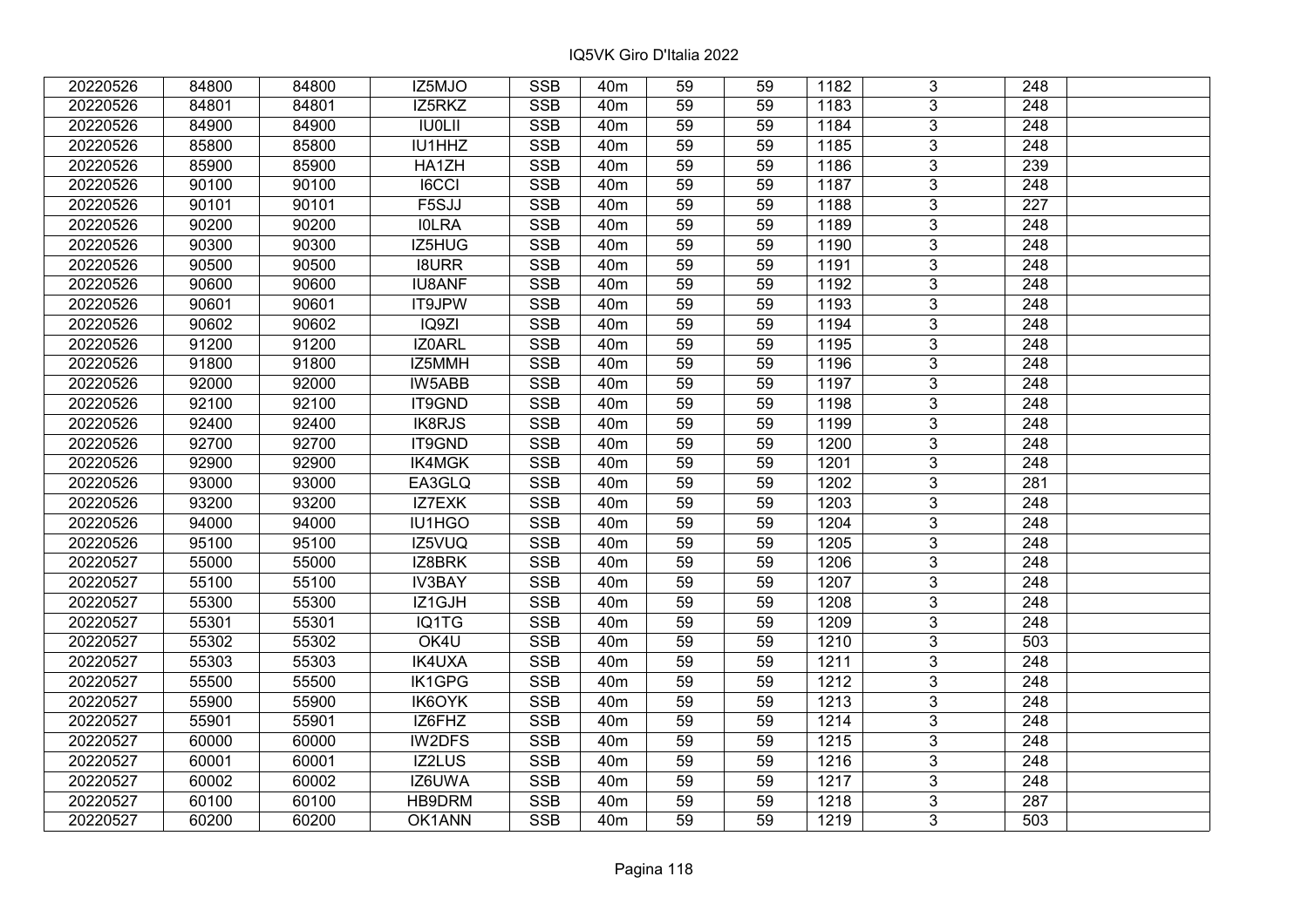| | | | | | | | | | | | |
|---|---|---|---|---|---|---|---|---|---|---|---|
| 20220526 | 84800 | 84800 | IZ5MJO | SSB | 40m | 59 | 59 | 1182 | 3 | 248 | |
| 20220526 | 84801 | 84801 | IZ5RKZ | SSB | 40m | 59 | 59 | 1183 | 3 | 248 | |
| 20220526 | 84900 | 84900 | IU0LII | SSB | 40m | 59 | 59 | 1184 | 3 | 248 | |
| 20220526 | 85800 | 85800 | IU1HHZ | SSB | 40m | 59 | 59 | 1185 | 3 | 248 | |
| 20220526 | 85900 | 85900 | HA1ZH | SSB | 40m | 59 | 59 | 1186 | 3 | 239 | |
| 20220526 | 90100 | 90100 | I6CCI | SSB | 40m | 59 | 59 | 1187 | 3 | 248 | |
| 20220526 | 90101 | 90101 | F5SJJ | SSB | 40m | 59 | 59 | 1188 | 3 | 227 | |
| 20220526 | 90200 | 90200 | I0LRA | SSB | 40m | 59 | 59 | 1189 | 3 | 248 | |
| 20220526 | 90300 | 90300 | IZ5HUG | SSB | 40m | 59 | 59 | 1190 | 3 | 248 | |
| 20220526 | 90500 | 90500 | I8URR | SSB | 40m | 59 | 59 | 1191 | 3 | 248 | |
| 20220526 | 90600 | 90600 | IU8ANF | SSB | 40m | 59 | 59 | 1192 | 3 | 248 | |
| 20220526 | 90601 | 90601 | IT9JPW | SSB | 40m | 59 | 59 | 1193 | 3 | 248 | |
| 20220526 | 90602 | 90602 | IQ9ZI | SSB | 40m | 59 | 59 | 1194 | 3 | 248 | |
| 20220526 | 91200 | 91200 | IZ0ARL | SSB | 40m | 59 | 59 | 1195 | 3 | 248 | |
| 20220526 | 91800 | 91800 | IZ5MMH | SSB | 40m | 59 | 59 | 1196 | 3 | 248 | |
| 20220526 | 92000 | 92000 | IW5ABB | SSB | 40m | 59 | 59 | 1197 | 3 | 248 | |
| 20220526 | 92100 | 92100 | IT9GND | SSB | 40m | 59 | 59 | 1198 | 3 | 248 | |
| 20220526 | 92400 | 92400 | IK8RJS | SSB | 40m | 59 | 59 | 1199 | 3 | 248 | |
| 20220526 | 92700 | 92700 | IT9GND | SSB | 40m | 59 | 59 | 1200 | 3 | 248 | |
| 20220526 | 92900 | 92900 | IK4MGK | SSB | 40m | 59 | 59 | 1201 | 3 | 248 | |
| 20220526 | 93000 | 93000 | EA3GLQ | SSB | 40m | 59 | 59 | 1202 | 3 | 281 | |
| 20220526 | 93200 | 93200 | IZ7EXK | SSB | 40m | 59 | 59 | 1203 | 3 | 248 | |
| 20220526 | 94000 | 94000 | IU1HGO | SSB | 40m | 59 | 59 | 1204 | 3 | 248 | |
| 20220526 | 95100 | 95100 | IZ5VUQ | SSB | 40m | 59 | 59 | 1205 | 3 | 248 | |
| 20220527 | 55000 | 55000 | IZ8BRK | SSB | 40m | 59 | 59 | 1206 | 3 | 248 | |
| 20220527 | 55100 | 55100 | IV3BAY | SSB | 40m | 59 | 59 | 1207 | 3 | 248 | |
| 20220527 | 55300 | 55300 | IZ1GJH | SSB | 40m | 59 | 59 | 1208 | 3 | 248 | |
| 20220527 | 55301 | 55301 | IQ1TG | SSB | 40m | 59 | 59 | 1209 | 3 | 248 | |
| 20220527 | 55302 | 55302 | OK4U | SSB | 40m | 59 | 59 | 1210 | 3 | 503 | |
| 20220527 | 55303 | 55303 | IK4UXA | SSB | 40m | 59 | 59 | 1211 | 3 | 248 | |
| 20220527 | 55500 | 55500 | IK1GPG | SSB | 40m | 59 | 59 | 1212 | 3 | 248 | |
| 20220527 | 55900 | 55900 | IK6OYK | SSB | 40m | 59 | 59 | 1213 | 3 | 248 | |
| 20220527 | 55901 | 55901 | IZ6FHZ | SSB | 40m | 59 | 59 | 1214 | 3 | 248 | |
| 20220527 | 60000 | 60000 | IW2DFS | SSB | 40m | 59 | 59 | 1215 | 3 | 248 | |
| 20220527 | 60001 | 60001 | IZ2LUS | SSB | 40m | 59 | 59 | 1216 | 3 | 248 | |
| 20220527 | 60002 | 60002 | IZ6UWA | SSB | 40m | 59 | 59 | 1217 | 3 | 248 | |
| 20220527 | 60100 | 60100 | HB9DRM | SSB | 40m | 59 | 59 | 1218 | 3 | 287 | |
| 20220527 | 60200 | 60200 | OK1ANN | SSB | 40m | 59 | 59 | 1219 | 3 | 503 | |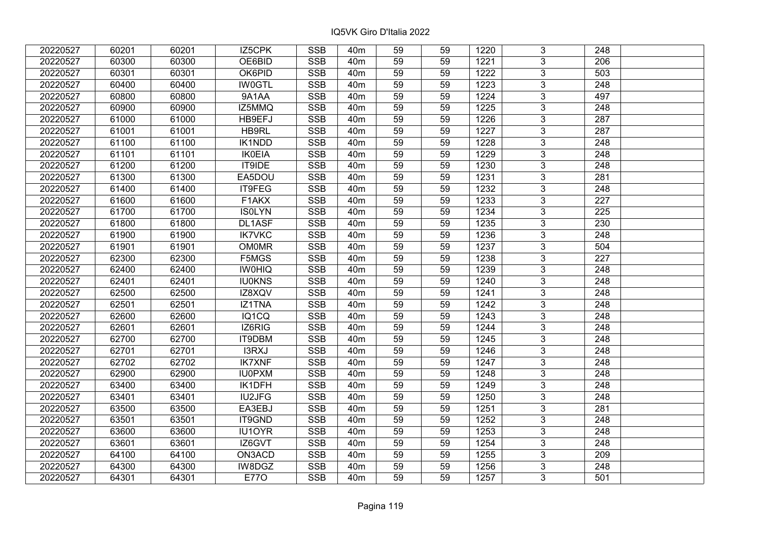| | | | | | | | | | | | |
|---|---|---|---|---|---|---|---|---|---|---|---|
| 20220527 | 60201 | 60201 | IZ5CPK | SSB | 40m | 59 | 59 | 1220 | 3 | 248 | |
| 20220527 | 60300 | 60300 | OE6BID | SSB | 40m | 59 | 59 | 1221 | 3 | 206 | |
| 20220527 | 60301 | 60301 | OK6PID | SSB | 40m | 59 | 59 | 1222 | 3 | 503 | |
| 20220527 | 60400 | 60400 | IW0GTL | SSB | 40m | 59 | 59 | 1223 | 3 | 248 | |
| 20220527 | 60800 | 60800 | 9A1AA | SSB | 40m | 59 | 59 | 1224 | 3 | 497 | |
| 20220527 | 60900 | 60900 | IZ5MMQ | SSB | 40m | 59 | 59 | 1225 | 3 | 248 | |
| 20220527 | 61000 | 61000 | HB9EFJ | SSB | 40m | 59 | 59 | 1226 | 3 | 287 | |
| 20220527 | 61001 | 61001 | HB9RL | SSB | 40m | 59 | 59 | 1227 | 3 | 287 | |
| 20220527 | 61100 | 61100 | IK1NDD | SSB | 40m | 59 | 59 | 1228 | 3 | 248 | |
| 20220527 | 61101 | 61101 | IK0EIA | SSB | 40m | 59 | 59 | 1229 | 3 | 248 | |
| 20220527 | 61200 | 61200 | IT9IDE | SSB | 40m | 59 | 59 | 1230 | 3 | 248 | |
| 20220527 | 61300 | 61300 | EA5DOU | SSB | 40m | 59 | 59 | 1231 | 3 | 281 | |
| 20220527 | 61400 | 61400 | IT9FEG | SSB | 40m | 59 | 59 | 1232 | 3 | 248 | |
| 20220527 | 61600 | 61600 | F1AKX | SSB | 40m | 59 | 59 | 1233 | 3 | 227 | |
| 20220527 | 61700 | 61700 | IS0LYN | SSB | 40m | 59 | 59 | 1234 | 3 | 225 | |
| 20220527 | 61800 | 61800 | DL1ASF | SSB | 40m | 59 | 59 | 1235 | 3 | 230 | |
| 20220527 | 61900 | 61900 | IK7VKC | SSB | 40m | 59 | 59 | 1236 | 3 | 248 | |
| 20220527 | 61901 | 61901 | OM0MR | SSB | 40m | 59 | 59 | 1237 | 3 | 504 | |
| 20220527 | 62300 | 62300 | F5MGS | SSB | 40m | 59 | 59 | 1238 | 3 | 227 | |
| 20220527 | 62400 | 62400 | IW0HIQ | SSB | 40m | 59 | 59 | 1239 | 3 | 248 | |
| 20220527 | 62401 | 62401 | IU0KNS | SSB | 40m | 59 | 59 | 1240 | 3 | 248 | |
| 20220527 | 62500 | 62500 | IZ8XQV | SSB | 40m | 59 | 59 | 1241 | 3 | 248 | |
| 20220527 | 62501 | 62501 | IZ1TNA | SSB | 40m | 59 | 59 | 1242 | 3 | 248 | |
| 20220527 | 62600 | 62600 | IQ1CQ | SSB | 40m | 59 | 59 | 1243 | 3 | 248 | |
| 20220527 | 62601 | 62601 | IZ6RIG | SSB | 40m | 59 | 59 | 1244 | 3 | 248 | |
| 20220527 | 62700 | 62700 | IT9DBM | SSB | 40m | 59 | 59 | 1245 | 3 | 248 | |
| 20220527 | 62701 | 62701 | I3RXJ | SSB | 40m | 59 | 59 | 1246 | 3 | 248 | |
| 20220527 | 62702 | 62702 | IK7XNF | SSB | 40m | 59 | 59 | 1247 | 3 | 248 | |
| 20220527 | 62900 | 62900 | IU0PXM | SSB | 40m | 59 | 59 | 1248 | 3 | 248 | |
| 20220527 | 63400 | 63400 | IK1DFH | SSB | 40m | 59 | 59 | 1249 | 3 | 248 | |
| 20220527 | 63401 | 63401 | IU2JFG | SSB | 40m | 59 | 59 | 1250 | 3 | 248 | |
| 20220527 | 63500 | 63500 | EA3EBJ | SSB | 40m | 59 | 59 | 1251 | 3 | 281 | |
| 20220527 | 63501 | 63501 | IT9GND | SSB | 40m | 59 | 59 | 1252 | 3 | 248 | |
| 20220527 | 63600 | 63600 | IU1OYR | SSB | 40m | 59 | 59 | 1253 | 3 | 248 | |
| 20220527 | 63601 | 63601 | IZ6GVT | SSB | 40m | 59 | 59 | 1254 | 3 | 248 | |
| 20220527 | 64100 | 64100 | ON3ACD | SSB | 40m | 59 | 59 | 1255 | 3 | 209 | |
| 20220527 | 64300 | 64300 | IW8DGZ | SSB | 40m | 59 | 59 | 1256 | 3 | 248 | |
| 20220527 | 64301 | 64301 | E77O | SSB | 40m | 59 | 59 | 1257 | 3 | 501 | |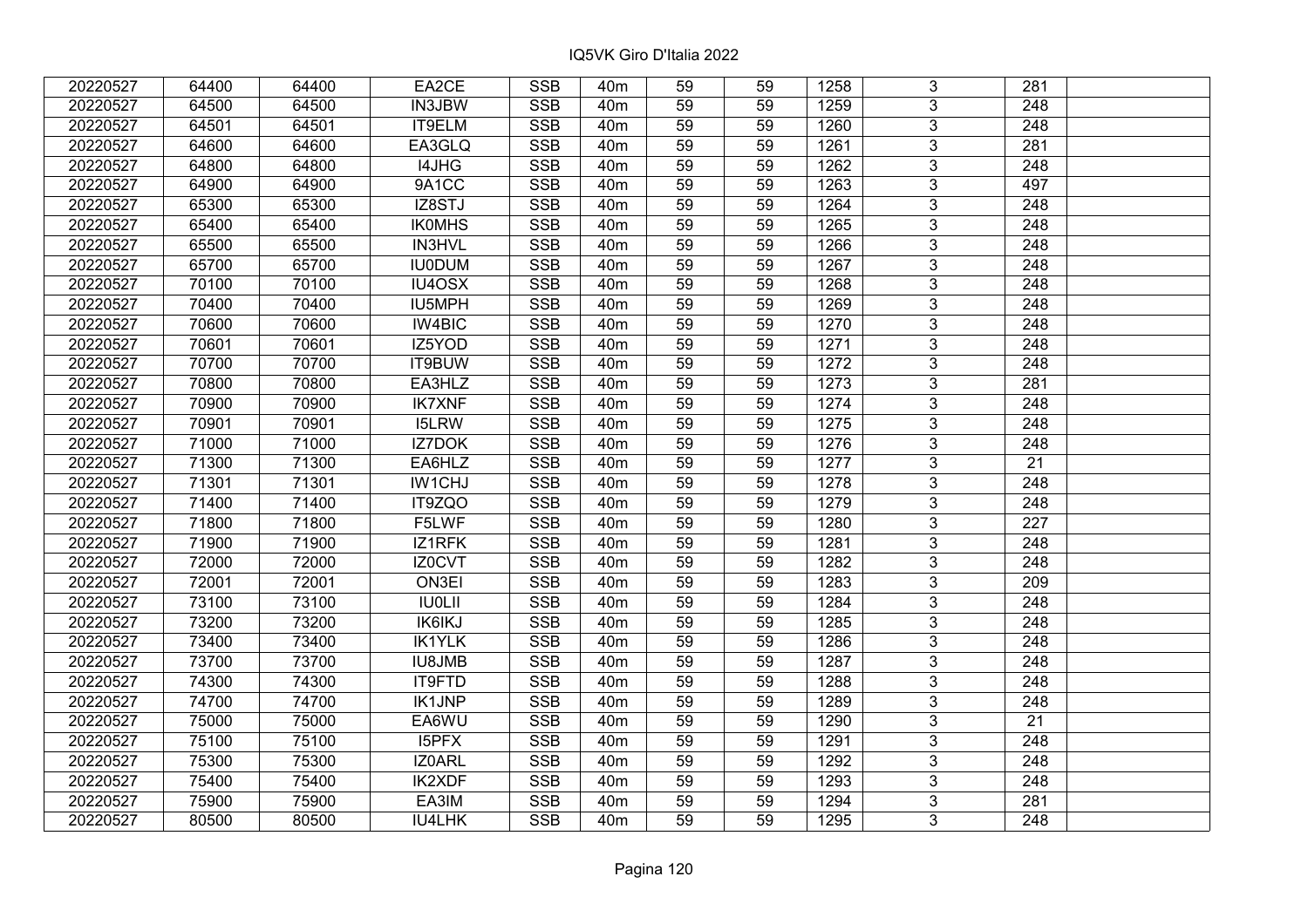| | | | | | | | | | | | |
|---|---|---|---|---|---|---|---|---|---|---|---|
| 20220527 | 64400 | 64400 | EA2CE | SSB | 40m | 59 | 59 | 1258 | 3 | 281 | |
| 20220527 | 64500 | 64500 | IN3JBW | SSB | 40m | 59 | 59 | 1259 | 3 | 248 | |
| 20220527 | 64501 | 64501 | IT9ELM | SSB | 40m | 59 | 59 | 1260 | 3 | 248 | |
| 20220527 | 64600 | 64600 | EA3GLQ | SSB | 40m | 59 | 59 | 1261 | 3 | 281 | |
| 20220527 | 64800 | 64800 | I4JHG | SSB | 40m | 59 | 59 | 1262 | 3 | 248 | |
| 20220527 | 64900 | 64900 | 9A1CC | SSB | 40m | 59 | 59 | 1263 | 3 | 497 | |
| 20220527 | 65300 | 65300 | IZ8STJ | SSB | 40m | 59 | 59 | 1264 | 3 | 248 | |
| 20220527 | 65400 | 65400 | IK0MHS | SSB | 40m | 59 | 59 | 1265 | 3 | 248 | |
| 20220527 | 65500 | 65500 | IN3HVL | SSB | 40m | 59 | 59 | 1266 | 3 | 248 | |
| 20220527 | 65700 | 65700 | IU0DUM | SSB | 40m | 59 | 59 | 1267 | 3 | 248 | |
| 20220527 | 70100 | 70100 | IU4OSX | SSB | 40m | 59 | 59 | 1268 | 3 | 248 | |
| 20220527 | 70400 | 70400 | IU5MPH | SSB | 40m | 59 | 59 | 1269 | 3 | 248 | |
| 20220527 | 70600 | 70600 | IW4BIC | SSB | 40m | 59 | 59 | 1270 | 3 | 248 | |
| 20220527 | 70601 | 70601 | IZ5YOD | SSB | 40m | 59 | 59 | 1271 | 3 | 248 | |
| 20220527 | 70700 | 70700 | IT9BUW | SSB | 40m | 59 | 59 | 1272 | 3 | 248 | |
| 20220527 | 70800 | 70800 | EA3HLZ | SSB | 40m | 59 | 59 | 1273 | 3 | 281 | |
| 20220527 | 70900 | 70900 | IK7XNF | SSB | 40m | 59 | 59 | 1274 | 3 | 248 | |
| 20220527 | 70901 | 70901 | I5LRW | SSB | 40m | 59 | 59 | 1275 | 3 | 248 | |
| 20220527 | 71000 | 71000 | IZ7DOK | SSB | 40m | 59 | 59 | 1276 | 3 | 248 | |
| 20220527 | 71300 | 71300 | EA6HLZ | SSB | 40m | 59 | 59 | 1277 | 3 | 21 | |
| 20220527 | 71301 | 71301 | IW1CHJ | SSB | 40m | 59 | 59 | 1278 | 3 | 248 | |
| 20220527 | 71400 | 71400 | IT9ZQO | SSB | 40m | 59 | 59 | 1279 | 3 | 248 | |
| 20220527 | 71800 | 71800 | F5LWF | SSB | 40m | 59 | 59 | 1280 | 3 | 227 | |
| 20220527 | 71900 | 71900 | IZ1RFK | SSB | 40m | 59 | 59 | 1281 | 3 | 248 | |
| 20220527 | 72000 | 72000 | IZ0CVT | SSB | 40m | 59 | 59 | 1282 | 3 | 248 | |
| 20220527 | 72001 | 72001 | ON3EI | SSB | 40m | 59 | 59 | 1283 | 3 | 209 | |
| 20220527 | 73100 | 73100 | IU0LII | SSB | 40m | 59 | 59 | 1284 | 3 | 248 | |
| 20220527 | 73200 | 73200 | IK6IKJ | SSB | 40m | 59 | 59 | 1285 | 3 | 248 | |
| 20220527 | 73400 | 73400 | IK1YLK | SSB | 40m | 59 | 59 | 1286 | 3 | 248 | |
| 20220527 | 73700 | 73700 | IU8JMB | SSB | 40m | 59 | 59 | 1287 | 3 | 248 | |
| 20220527 | 74300 | 74300 | IT9FTD | SSB | 40m | 59 | 59 | 1288 | 3 | 248 | |
| 20220527 | 74700 | 74700 | IK1JNP | SSB | 40m | 59 | 59 | 1289 | 3 | 248 | |
| 20220527 | 75000 | 75000 | EA6WU | SSB | 40m | 59 | 59 | 1290 | 3 | 21 | |
| 20220527 | 75100 | 75100 | I5PFX | SSB | 40m | 59 | 59 | 1291 | 3 | 248 | |
| 20220527 | 75300 | 75300 | IZ0ARL | SSB | 40m | 59 | 59 | 1292 | 3 | 248 | |
| 20220527 | 75400 | 75400 | IK2XDF | SSB | 40m | 59 | 59 | 1293 | 3 | 248 | |
| 20220527 | 75900 | 75900 | EA3IM | SSB | 40m | 59 | 59 | 1294 | 3 | 281 | |
| 20220527 | 80500 | 80500 | IU4LHK | SSB | 40m | 59 | 59 | 1295 | 3 | 248 | |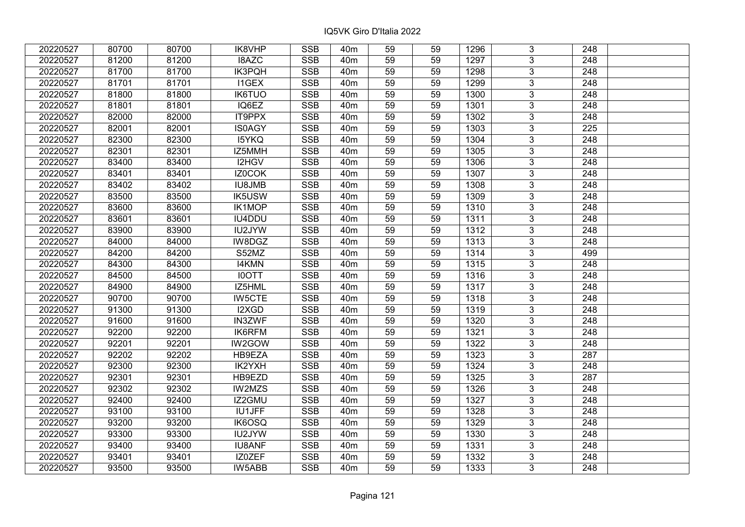| | | | | | | | | | | | |
|---|---|---|---|---|---|---|---|---|---|---|---|
| 20220527 | 80700 | 80700 | IK8VHP | SSB | 40m | 59 | 59 | 1296 | 3 | 248 | |
| 20220527 | 81200 | 81200 | I8AZC | SSB | 40m | 59 | 59 | 1297 | 3 | 248 | |
| 20220527 | 81700 | 81700 | IK3PQH | SSB | 40m | 59 | 59 | 1298 | 3 | 248 | |
| 20220527 | 81701 | 81701 | I1GEX | SSB | 40m | 59 | 59 | 1299 | 3 | 248 | |
| 20220527 | 81800 | 81800 | IK6TUO | SSB | 40m | 59 | 59 | 1300 | 3 | 248 | |
| 20220527 | 81801 | 81801 | IQ6EZ | SSB | 40m | 59 | 59 | 1301 | 3 | 248 | |
| 20220527 | 82000 | 82000 | IT9PPX | SSB | 40m | 59 | 59 | 1302 | 3 | 248 | |
| 20220527 | 82001 | 82001 | IS0AGY | SSB | 40m | 59 | 59 | 1303 | 3 | 225 | |
| 20220527 | 82300 | 82300 | I5YKQ | SSB | 40m | 59 | 59 | 1304 | 3 | 248 | |
| 20220527 | 82301 | 82301 | IZ5MMH | SSB | 40m | 59 | 59 | 1305 | 3 | 248 | |
| 20220527 | 83400 | 83400 | I2HGV | SSB | 40m | 59 | 59 | 1306 | 3 | 248 | |
| 20220527 | 83401 | 83401 | IZ0COK | SSB | 40m | 59 | 59 | 1307 | 3 | 248 | |
| 20220527 | 83402 | 83402 | IU8JMB | SSB | 40m | 59 | 59 | 1308 | 3 | 248 | |
| 20220527 | 83500 | 83500 | IK5USW | SSB | 40m | 59 | 59 | 1309 | 3 | 248 | |
| 20220527 | 83600 | 83600 | IK1MOP | SSB | 40m | 59 | 59 | 1310 | 3 | 248 | |
| 20220527 | 83601 | 83601 | IU4DDU | SSB | 40m | 59 | 59 | 1311 | 3 | 248 | |
| 20220527 | 83900 | 83900 | IU2JYW | SSB | 40m | 59 | 59 | 1312 | 3 | 248 | |
| 20220527 | 84000 | 84000 | IW8DGZ | SSB | 40m | 59 | 59 | 1313 | 3 | 248 | |
| 20220527 | 84200 | 84200 | S52MZ | SSB | 40m | 59 | 59 | 1314 | 3 | 499 | |
| 20220527 | 84300 | 84300 | I4KMN | SSB | 40m | 59 | 59 | 1315 | 3 | 248 | |
| 20220527 | 84500 | 84500 | I0OTT | SSB | 40m | 59 | 59 | 1316 | 3 | 248 | |
| 20220527 | 84900 | 84900 | IZ5HML | SSB | 40m | 59 | 59 | 1317 | 3 | 248 | |
| 20220527 | 90700 | 90700 | IW5CTE | SSB | 40m | 59 | 59 | 1318 | 3 | 248 | |
| 20220527 | 91300 | 91300 | I2XGD | SSB | 40m | 59 | 59 | 1319 | 3 | 248 | |
| 20220527 | 91600 | 91600 | IN3ZWF | SSB | 40m | 59 | 59 | 1320 | 3 | 248 | |
| 20220527 | 92200 | 92200 | IK6RFM | SSB | 40m | 59 | 59 | 1321 | 3 | 248 | |
| 20220527 | 92201 | 92201 | IW2GOW | SSB | 40m | 59 | 59 | 1322 | 3 | 248 | |
| 20220527 | 92202 | 92202 | HB9EZA | SSB | 40m | 59 | 59 | 1323 | 3 | 287 | |
| 20220527 | 92300 | 92300 | IK2YXH | SSB | 40m | 59 | 59 | 1324 | 3 | 248 | |
| 20220527 | 92301 | 92301 | HB9EZD | SSB | 40m | 59 | 59 | 1325 | 3 | 287 | |
| 20220527 | 92302 | 92302 | IW2MZS | SSB | 40m | 59 | 59 | 1326 | 3 | 248 | |
| 20220527 | 92400 | 92400 | IZ2GMU | SSB | 40m | 59 | 59 | 1327 | 3 | 248 | |
| 20220527 | 93100 | 93100 | IU1JFF | SSB | 40m | 59 | 59 | 1328 | 3 | 248 | |
| 20220527 | 93200 | 93200 | IK6OSQ | SSB | 40m | 59 | 59 | 1329 | 3 | 248 | |
| 20220527 | 93300 | 93300 | IU2JYW | SSB | 40m | 59 | 59 | 1330 | 3 | 248 | |
| 20220527 | 93400 | 93400 | IU8ANF | SSB | 40m | 59 | 59 | 1331 | 3 | 248 | |
| 20220527 | 93401 | 93401 | IZ0ZEF | SSB | 40m | 59 | 59 | 1332 | 3 | 248 | |
| 20220527 | 93500 | 93500 | IW5ABB | SSB | 40m | 59 | 59 | 1333 | 3 | 248 | |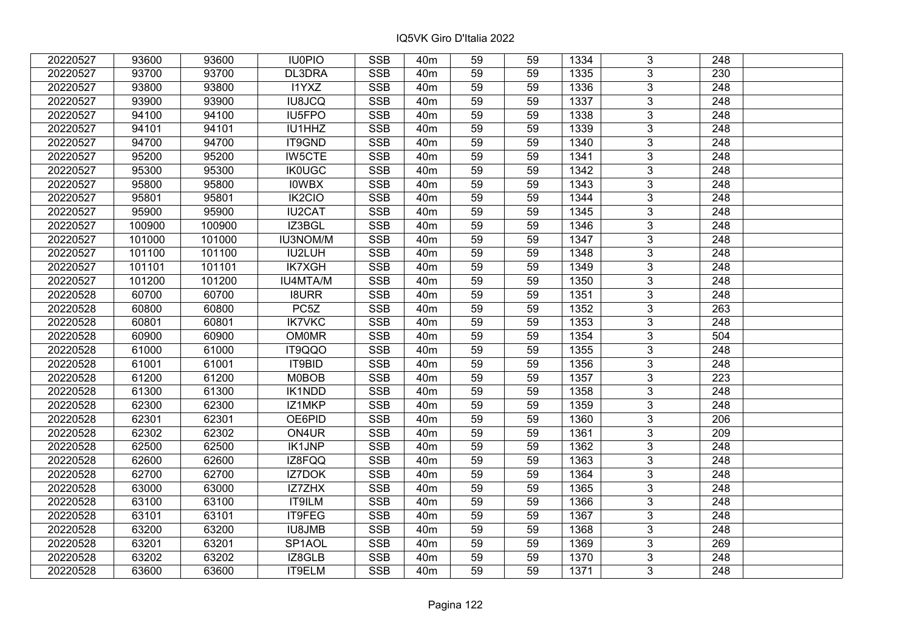| | | | | | | | | | | | |
|---|---|---|---|---|---|---|---|---|---|---|---|
| 20220527 | 93600 | 93600 | IU0PIO | SSB | 40m | 59 | 59 | 1334 | 3 | 248 | |
| 20220527 | 93700 | 93700 | DL3DRA | SSB | 40m | 59 | 59 | 1335 | 3 | 230 | |
| 20220527 | 93800 | 93800 | I1YXZ | SSB | 40m | 59 | 59 | 1336 | 3 | 248 | |
| 20220527 | 93900 | 93900 | IU8JCQ | SSB | 40m | 59 | 59 | 1337 | 3 | 248 | |
| 20220527 | 94100 | 94100 | IU5FPO | SSB | 40m | 59 | 59 | 1338 | 3 | 248 | |
| 20220527 | 94101 | 94101 | IU1HHZ | SSB | 40m | 59 | 59 | 1339 | 3 | 248 | |
| 20220527 | 94700 | 94700 | IT9GND | SSB | 40m | 59 | 59 | 1340 | 3 | 248 | |
| 20220527 | 95200 | 95200 | IW5CTE | SSB | 40m | 59 | 59 | 1341 | 3 | 248 | |
| 20220527 | 95300 | 95300 | IK0UGC | SSB | 40m | 59 | 59 | 1342 | 3 | 248 | |
| 20220527 | 95800 | 95800 | I0WBX | SSB | 40m | 59 | 59 | 1343 | 3 | 248 | |
| 20220527 | 95801 | 95801 | IK2CIO | SSB | 40m | 59 | 59 | 1344 | 3 | 248 | |
| 20220527 | 95900 | 95900 | IU2CAT | SSB | 40m | 59 | 59 | 1345 | 3 | 248 | |
| 20220527 | 100900 | 100900 | IZ3BGL | SSB | 40m | 59 | 59 | 1346 | 3 | 248 | |
| 20220527 | 101000 | 101000 | IU3NOM/M | SSB | 40m | 59 | 59 | 1347 | 3 | 248 | |
| 20220527 | 101100 | 101100 | IU2LUH | SSB | 40m | 59 | 59 | 1348 | 3 | 248 | |
| 20220527 | 101101 | 101101 | IK7XGH | SSB | 40m | 59 | 59 | 1349 | 3 | 248 | |
| 20220527 | 101200 | 101200 | IU4MTA/M | SSB | 40m | 59 | 59 | 1350 | 3 | 248 | |
| 20220528 | 60700 | 60700 | I8URR | SSB | 40m | 59 | 59 | 1351 | 3 | 248 | |
| 20220528 | 60800 | 60800 | PC5Z | SSB | 40m | 59 | 59 | 1352 | 3 | 263 | |
| 20220528 | 60801 | 60801 | IK7VKC | SSB | 40m | 59 | 59 | 1353 | 3 | 248 | |
| 20220528 | 60900 | 60900 | OM0MR | SSB | 40m | 59 | 59 | 1354 | 3 | 504 | |
| 20220528 | 61000 | 61000 | IT9QQO | SSB | 40m | 59 | 59 | 1355 | 3 | 248 | |
| 20220528 | 61001 | 61001 | IT9BID | SSB | 40m | 59 | 59 | 1356 | 3 | 248 | |
| 20220528 | 61200 | 61200 | M0BOB | SSB | 40m | 59 | 59 | 1357 | 3 | 223 | |
| 20220528 | 61300 | 61300 | IK1NDD | SSB | 40m | 59 | 59 | 1358 | 3 | 248 | |
| 20220528 | 62300 | 62300 | IZ1MKP | SSB | 40m | 59 | 59 | 1359 | 3 | 248 | |
| 20220528 | 62301 | 62301 | OE6PID | SSB | 40m | 59 | 59 | 1360 | 3 | 206 | |
| 20220528 | 62302 | 62302 | ON4UR | SSB | 40m | 59 | 59 | 1361 | 3 | 209 | |
| 20220528 | 62500 | 62500 | IK1JNP | SSB | 40m | 59 | 59 | 1362 | 3 | 248 | |
| 20220528 | 62600 | 62600 | IZ8FQQ | SSB | 40m | 59 | 59 | 1363 | 3 | 248 | |
| 20220528 | 62700 | 62700 | IZ7DOK | SSB | 40m | 59 | 59 | 1364 | 3 | 248 | |
| 20220528 | 63000 | 63000 | IZ7ZHX | SSB | 40m | 59 | 59 | 1365 | 3 | 248 | |
| 20220528 | 63100 | 63100 | IT9ILM | SSB | 40m | 59 | 59 | 1366 | 3 | 248 | |
| 20220528 | 63101 | 63101 | IT9FEG | SSB | 40m | 59 | 59 | 1367 | 3 | 248 | |
| 20220528 | 63200 | 63200 | IU8JMB | SSB | 40m | 59 | 59 | 1368 | 3 | 248 | |
| 20220528 | 63201 | 63201 | SP1AOL | SSB | 40m | 59 | 59 | 1369 | 3 | 269 | |
| 20220528 | 63202 | 63202 | IZ8GLB | SSB | 40m | 59 | 59 | 1370 | 3 | 248 | |
| 20220528 | 63600 | 63600 | IT9ELM | SSB | 40m | 59 | 59 | 1371 | 3 | 248 | |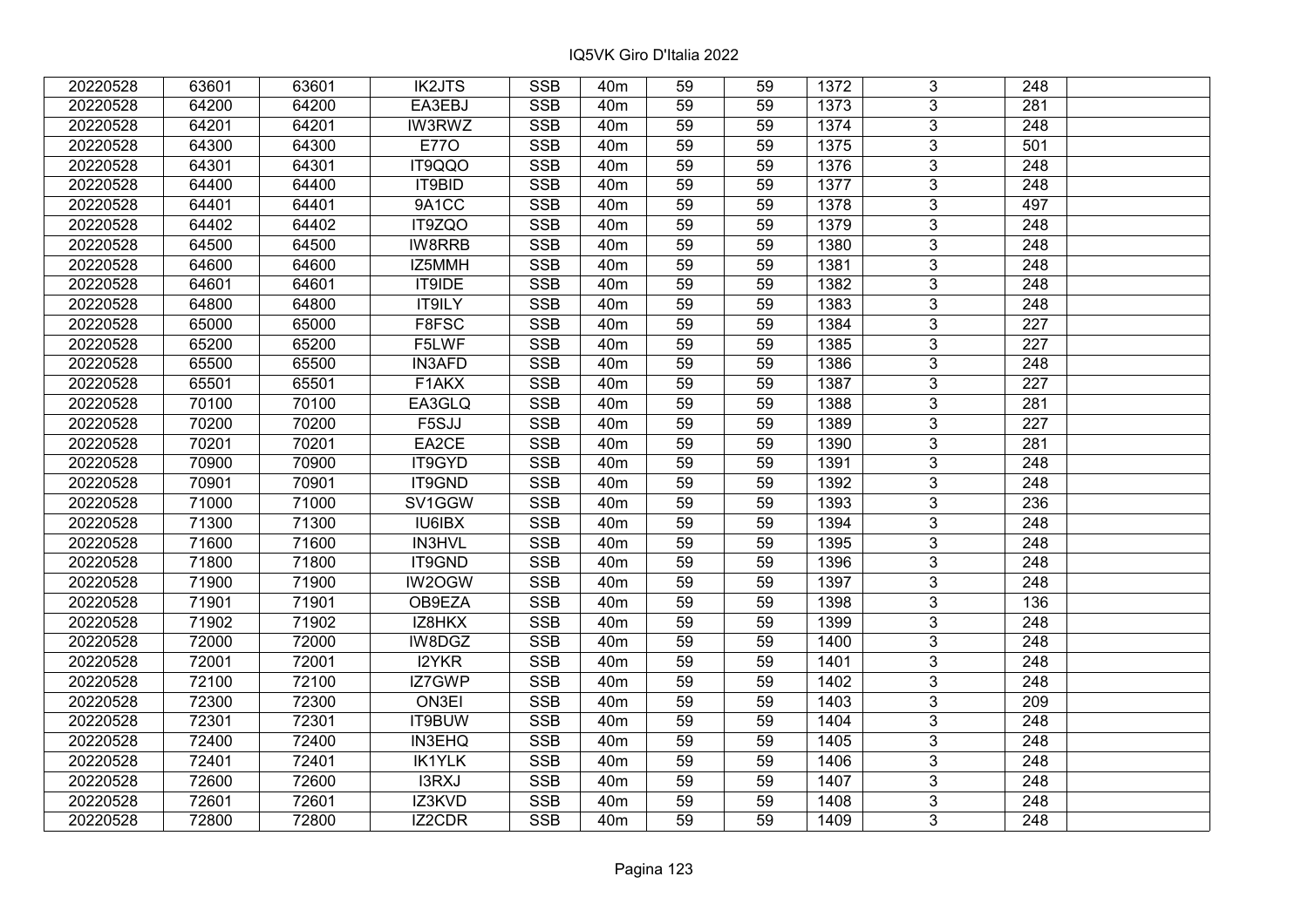| 20220528 | 63601 | 63601 | IK2JTS | SSB | 40m | 59 | 59 | 1372 | 3 | 248 | |
|---|---|---|---|---|---|---|---|---|---|---|---|
| 20220528 | 64200 | 64200 | EA3EBJ | SSB | 40m | 59 | 59 | 1373 | 3 | 281 | |
| 20220528 | 64201 | 64201 | IW3RWZ | SSB | 40m | 59 | 59 | 1374 | 3 | 248 | |
| 20220528 | 64300 | 64300 | E77O | SSB | 40m | 59 | 59 | 1375 | 3 | 501 | |
| 20220528 | 64301 | 64301 | IT9QQO | SSB | 40m | 59 | 59 | 1376 | 3 | 248 | |
| 20220528 | 64400 | 64400 | IT9BID | SSB | 40m | 59 | 59 | 1377 | 3 | 248 | |
| 20220528 | 64401 | 64401 | 9A1CC | SSB | 40m | 59 | 59 | 1378 | 3 | 497 | |
| 20220528 | 64402 | 64402 | IT9ZQO | SSB | 40m | 59 | 59 | 1379 | 3 | 248 | |
| 20220528 | 64500 | 64500 | IW8RRB | SSB | 40m | 59 | 59 | 1380 | 3 | 248 | |
| 20220528 | 64600 | 64600 | IZ5MMH | SSB | 40m | 59 | 59 | 1381 | 3 | 248 | |
| 20220528 | 64601 | 64601 | IT9IDE | SSB | 40m | 59 | 59 | 1382 | 3 | 248 | |
| 20220528 | 64800 | 64800 | IT9ILY | SSB | 40m | 59 | 59 | 1383 | 3 | 248 | |
| 20220528 | 65000 | 65000 | F8FSC | SSB | 40m | 59 | 59 | 1384 | 3 | 227 | |
| 20220528 | 65200 | 65200 | F5LWF | SSB | 40m | 59 | 59 | 1385 | 3 | 227 | |
| 20220528 | 65500 | 65500 | IN3AFD | SSB | 40m | 59 | 59 | 1386 | 3 | 248 | |
| 20220528 | 65501 | 65501 | F1AKX | SSB | 40m | 59 | 59 | 1387 | 3 | 227 | |
| 20220528 | 70100 | 70100 | EA3GLQ | SSB | 40m | 59 | 59 | 1388 | 3 | 281 | |
| 20220528 | 70200 | 70200 | F5SJJ | SSB | 40m | 59 | 59 | 1389 | 3 | 227 | |
| 20220528 | 70201 | 70201 | EA2CE | SSB | 40m | 59 | 59 | 1390 | 3 | 281 | |
| 20220528 | 70900 | 70900 | IT9GYD | SSB | 40m | 59 | 59 | 1391 | 3 | 248 | |
| 20220528 | 70901 | 70901 | IT9GND | SSB | 40m | 59 | 59 | 1392 | 3 | 248 | |
| 20220528 | 71000 | 71000 | SV1GGW | SSB | 40m | 59 | 59 | 1393 | 3 | 236 | |
| 20220528 | 71300 | 71300 | IU6IBX | SSB | 40m | 59 | 59 | 1394 | 3 | 248 | |
| 20220528 | 71600 | 71600 | IN3HVL | SSB | 40m | 59 | 59 | 1395 | 3 | 248 | |
| 20220528 | 71800 | 71800 | IT9GND | SSB | 40m | 59 | 59 | 1396 | 3 | 248 | |
| 20220528 | 71900 | 71900 | IW2OGW | SSB | 40m | 59 | 59 | 1397 | 3 | 248 | |
| 20220528 | 71901 | 71901 | OB9EZA | SSB | 40m | 59 | 59 | 1398 | 3 | 136 | |
| 20220528 | 71902 | 71902 | IZ8HKX | SSB | 40m | 59 | 59 | 1399 | 3 | 248 | |
| 20220528 | 72000 | 72000 | IW8DGZ | SSB | 40m | 59 | 59 | 1400 | 3 | 248 | |
| 20220528 | 72001 | 72001 | I2YKR | SSB | 40m | 59 | 59 | 1401 | 3 | 248 | |
| 20220528 | 72100 | 72100 | IZ7GWP | SSB | 40m | 59 | 59 | 1402 | 3 | 248 | |
| 20220528 | 72300 | 72300 | ON3EI | SSB | 40m | 59 | 59 | 1403 | 3 | 209 | |
| 20220528 | 72301 | 72301 | IT9BUW | SSB | 40m | 59 | 59 | 1404 | 3 | 248 | |
| 20220528 | 72400 | 72400 | IN3EHQ | SSB | 40m | 59 | 59 | 1405 | 3 | 248 | |
| 20220528 | 72401 | 72401 | IK1YLK | SSB | 40m | 59 | 59 | 1406 | 3 | 248 | |
| 20220528 | 72600 | 72600 | I3RXJ | SSB | 40m | 59 | 59 | 1407 | 3 | 248 | |
| 20220528 | 72601 | 72601 | IZ3KVD | SSB | 40m | 59 | 59 | 1408 | 3 | 248 | |
| 20220528 | 72800 | 72800 | IZ2CDR | SSB | 40m | 59 | 59 | 1409 | 3 | 248 | |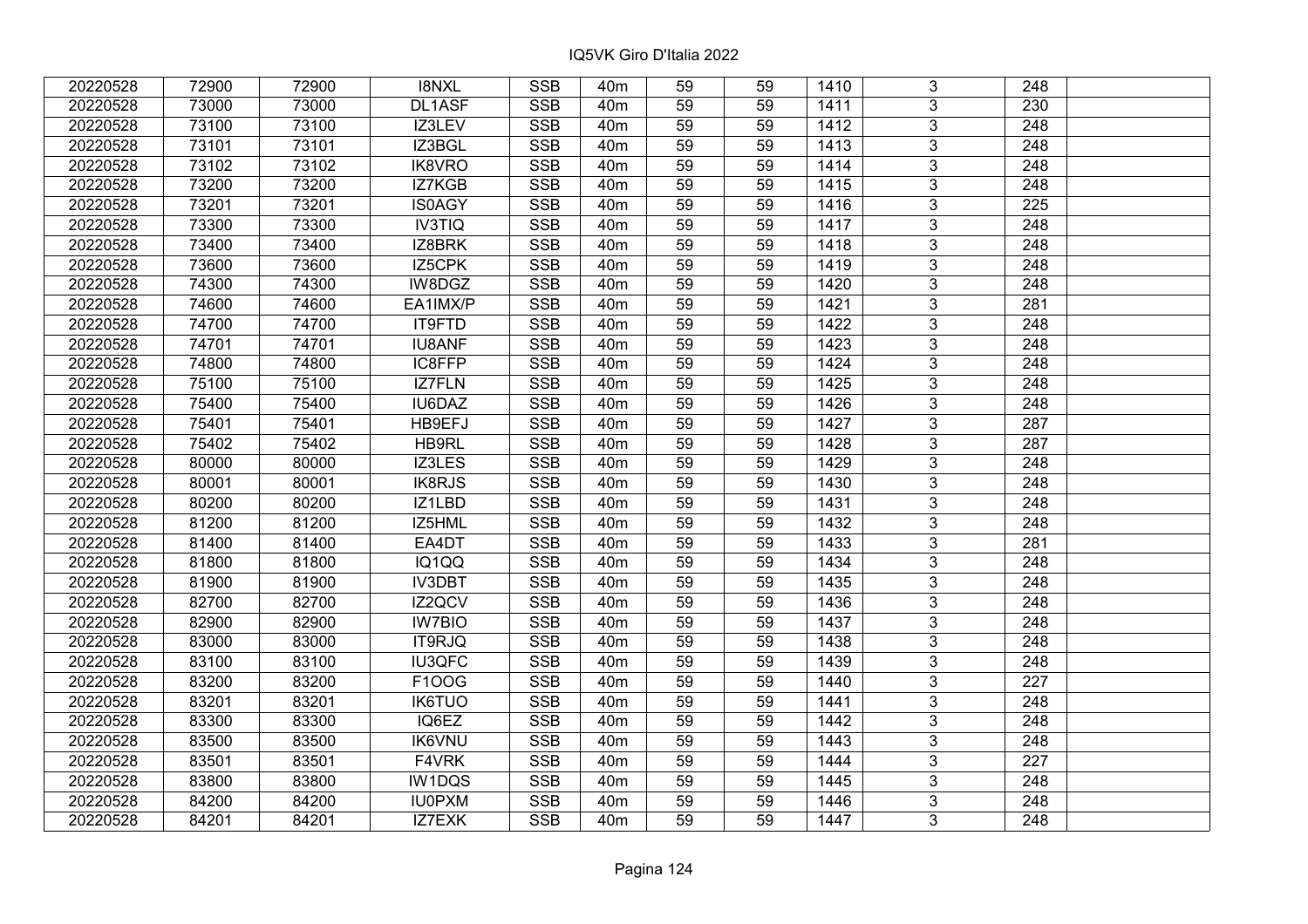| | | | | | | | | | | | |
|---|---|---|---|---|---|---|---|---|---|---|---|
| 20220528 | 72900 | 72900 | I8NXL | SSB | 40m | 59 | 59 | 1410 | 3 | 248 | |
| 20220528 | 73000 | 73000 | DL1ASF | SSB | 40m | 59 | 59 | 1411 | 3 | 230 | |
| 20220528 | 73100 | 73100 | IZ3LEV | SSB | 40m | 59 | 59 | 1412 | 3 | 248 | |
| 20220528 | 73101 | 73101 | IZ3BGL | SSB | 40m | 59 | 59 | 1413 | 3 | 248 | |
| 20220528 | 73102 | 73102 | IK8VRO | SSB | 40m | 59 | 59 | 1414 | 3 | 248 | |
| 20220528 | 73200 | 73200 | IZ7KGB | SSB | 40m | 59 | 59 | 1415 | 3 | 248 | |
| 20220528 | 73201 | 73201 | IS0AGY | SSB | 40m | 59 | 59 | 1416 | 3 | 225 | |
| 20220528 | 73300 | 73300 | IV3TIQ | SSB | 40m | 59 | 59 | 1417 | 3 | 248 | |
| 20220528 | 73400 | 73400 | IZ8BRK | SSB | 40m | 59 | 59 | 1418 | 3 | 248 | |
| 20220528 | 73600 | 73600 | IZ5CPK | SSB | 40m | 59 | 59 | 1419 | 3 | 248 | |
| 20220528 | 74300 | 74300 | IW8DGZ | SSB | 40m | 59 | 59 | 1420 | 3 | 248 | |
| 20220528 | 74600 | 74600 | EA1IMX/P | SSB | 40m | 59 | 59 | 1421 | 3 | 281 | |
| 20220528 | 74700 | 74700 | IT9FTD | SSB | 40m | 59 | 59 | 1422 | 3 | 248 | |
| 20220528 | 74701 | 74701 | IU8ANF | SSB | 40m | 59 | 59 | 1423 | 3 | 248 | |
| 20220528 | 74800 | 74800 | IC8FFP | SSB | 40m | 59 | 59 | 1424 | 3 | 248 | |
| 20220528 | 75100 | 75100 | IZ7FLN | SSB | 40m | 59 | 59 | 1425 | 3 | 248 | |
| 20220528 | 75400 | 75400 | IU6DAZ | SSB | 40m | 59 | 59 | 1426 | 3 | 248 | |
| 20220528 | 75401 | 75401 | HB9EFJ | SSB | 40m | 59 | 59 | 1427 | 3 | 287 | |
| 20220528 | 75402 | 75402 | HB9RL | SSB | 40m | 59 | 59 | 1428 | 3 | 287 | |
| 20220528 | 80000 | 80000 | IZ3LES | SSB | 40m | 59 | 59 | 1429 | 3 | 248 | |
| 20220528 | 80001 | 80001 | IK8RJS | SSB | 40m | 59 | 59 | 1430 | 3 | 248 | |
| 20220528 | 80200 | 80200 | IZ1LBD | SSB | 40m | 59 | 59 | 1431 | 3 | 248 | |
| 20220528 | 81200 | 81200 | IZ5HML | SSB | 40m | 59 | 59 | 1432 | 3 | 248 | |
| 20220528 | 81400 | 81400 | EA4DT | SSB | 40m | 59 | 59 | 1433 | 3 | 281 | |
| 20220528 | 81800 | 81800 | IQ1QQ | SSB | 40m | 59 | 59 | 1434 | 3 | 248 | |
| 20220528 | 81900 | 81900 | IV3DBT | SSB | 40m | 59 | 59 | 1435 | 3 | 248 | |
| 20220528 | 82700 | 82700 | IZ2QCV | SSB | 40m | 59 | 59 | 1436 | 3 | 248 | |
| 20220528 | 82900 | 82900 | IW7BIO | SSB | 40m | 59 | 59 | 1437 | 3 | 248 | |
| 20220528 | 83000 | 83000 | IT9RJQ | SSB | 40m | 59 | 59 | 1438 | 3 | 248 | |
| 20220528 | 83100 | 83100 | IU3QFC | SSB | 40m | 59 | 59 | 1439 | 3 | 248 | |
| 20220528 | 83200 | 83200 | F1OOG | SSB | 40m | 59 | 59 | 1440 | 3 | 227 | |
| 20220528 | 83201 | 83201 | IK6TUO | SSB | 40m | 59 | 59 | 1441 | 3 | 248 | |
| 20220528 | 83300 | 83300 | IQ6EZ | SSB | 40m | 59 | 59 | 1442 | 3 | 248 | |
| 20220528 | 83500 | 83500 | IK6VNU | SSB | 40m | 59 | 59 | 1443 | 3 | 248 | |
| 20220528 | 83501 | 83501 | F4VRK | SSB | 40m | 59 | 59 | 1444 | 3 | 227 | |
| 20220528 | 83800 | 83800 | IW1DQS | SSB | 40m | 59 | 59 | 1445 | 3 | 248 | |
| 20220528 | 84200 | 84200 | IU0PXM | SSB | 40m | 59 | 59 | 1446 | 3 | 248 | |
| 20220528 | 84201 | 84201 | IZ7EXK | SSB | 40m | 59 | 59 | 1447 | 3 | 248 | |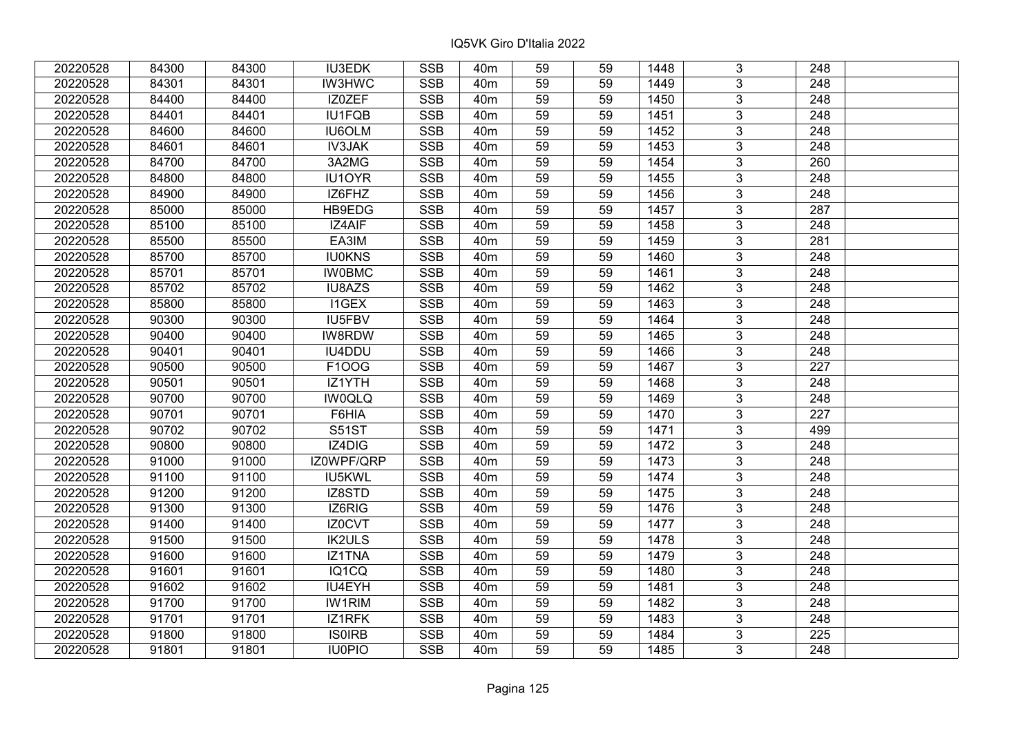IQ5VK Giro D'Italia 2022

| | | | | | | | | | | | |
|---|---|---|---|---|---|---|---|---|---|---|---|
| 20220528 | 84300 | 84300 | IU3EDK | SSB | 40m | 59 | 59 | 1448 | 3 | 248 | |
| 20220528 | 84301 | 84301 | IW3HWC | SSB | 40m | 59 | 59 | 1449 | 3 | 248 | |
| 20220528 | 84400 | 84400 | IZ0ZEF | SSB | 40m | 59 | 59 | 1450 | 3 | 248 | |
| 20220528 | 84401 | 84401 | IU1FQB | SSB | 40m | 59 | 59 | 1451 | 3 | 248 | |
| 20220528 | 84600 | 84600 | IU6OLM | SSB | 40m | 59 | 59 | 1452 | 3 | 248 | |
| 20220528 | 84601 | 84601 | IV3JAK | SSB | 40m | 59 | 59 | 1453 | 3 | 248 | |
| 20220528 | 84700 | 84700 | 3A2MG | SSB | 40m | 59 | 59 | 1454 | 3 | 260 | |
| 20220528 | 84800 | 84800 | IU1OYR | SSB | 40m | 59 | 59 | 1455 | 3 | 248 | |
| 20220528 | 84900 | 84900 | IZ6FHZ | SSB | 40m | 59 | 59 | 1456 | 3 | 248 | |
| 20220528 | 85000 | 85000 | HB9EDG | SSB | 40m | 59 | 59 | 1457 | 3 | 287 | |
| 20220528 | 85100 | 85100 | IZ4AIF | SSB | 40m | 59 | 59 | 1458 | 3 | 248 | |
| 20220528 | 85500 | 85500 | EA3IM | SSB | 40m | 59 | 59 | 1459 | 3 | 281 | |
| 20220528 | 85700 | 85700 | IU0KNS | SSB | 40m | 59 | 59 | 1460 | 3 | 248 | |
| 20220528 | 85701 | 85701 | IW0BMC | SSB | 40m | 59 | 59 | 1461 | 3 | 248 | |
| 20220528 | 85702 | 85702 | IU8AZS | SSB | 40m | 59 | 59 | 1462 | 3 | 248 | |
| 20220528 | 85800 | 85800 | I1GEX | SSB | 40m | 59 | 59 | 1463 | 3 | 248 | |
| 20220528 | 90300 | 90300 | IU5FBV | SSB | 40m | 59 | 59 | 1464 | 3 | 248 | |
| 20220528 | 90400 | 90400 | IW8RDW | SSB | 40m | 59 | 59 | 1465 | 3 | 248 | |
| 20220528 | 90401 | 90401 | IU4DDU | SSB | 40m | 59 | 59 | 1466 | 3 | 248 | |
| 20220528 | 90500 | 90500 | F1OOG | SSB | 40m | 59 | 59 | 1467 | 3 | 227 | |
| 20220528 | 90501 | 90501 | IZ1YTH | SSB | 40m | 59 | 59 | 1468 | 3 | 248 | |
| 20220528 | 90700 | 90700 | IW0QLQ | SSB | 40m | 59 | 59 | 1469 | 3 | 248 | |
| 20220528 | 90701 | 90701 | F6HIA | SSB | 40m | 59 | 59 | 1470 | 3 | 227 | |
| 20220528 | 90702 | 90702 | S51ST | SSB | 40m | 59 | 59 | 1471 | 3 | 499 | |
| 20220528 | 90800 | 90800 | IZ4DIG | SSB | 40m | 59 | 59 | 1472 | 3 | 248 | |
| 20220528 | 91000 | 91000 | IZ0WPF/QRP | SSB | 40m | 59 | 59 | 1473 | 3 | 248 | |
| 20220528 | 91100 | 91100 | IU5KWL | SSB | 40m | 59 | 59 | 1474 | 3 | 248 | |
| 20220528 | 91200 | 91200 | IZ8STD | SSB | 40m | 59 | 59 | 1475 | 3 | 248 | |
| 20220528 | 91300 | 91300 | IZ6RIG | SSB | 40m | 59 | 59 | 1476 | 3 | 248 | |
| 20220528 | 91400 | 91400 | IZ0CVT | SSB | 40m | 59 | 59 | 1477 | 3 | 248 | |
| 20220528 | 91500 | 91500 | IK2ULS | SSB | 40m | 59 | 59 | 1478 | 3 | 248 | |
| 20220528 | 91600 | 91600 | IZ1TNA | SSB | 40m | 59 | 59 | 1479 | 3 | 248 | |
| 20220528 | 91601 | 91601 | IQ1CQ | SSB | 40m | 59 | 59 | 1480 | 3 | 248 | |
| 20220528 | 91602 | 91602 | IU4EYH | SSB | 40m | 59 | 59 | 1481 | 3 | 248 | |
| 20220528 | 91700 | 91700 | IW1RIM | SSB | 40m | 59 | 59 | 1482 | 3 | 248 | |
| 20220528 | 91701 | 91701 | IZ1RFK | SSB | 40m | 59 | 59 | 1483 | 3 | 248 | |
| 20220528 | 91800 | 91800 | IS0IRB | SSB | 40m | 59 | 59 | 1484 | 3 | 225 | |
| 20220528 | 91801 | 91801 | IU0PIO | SSB | 40m | 59 | 59 | 1485 | 3 | 248 | |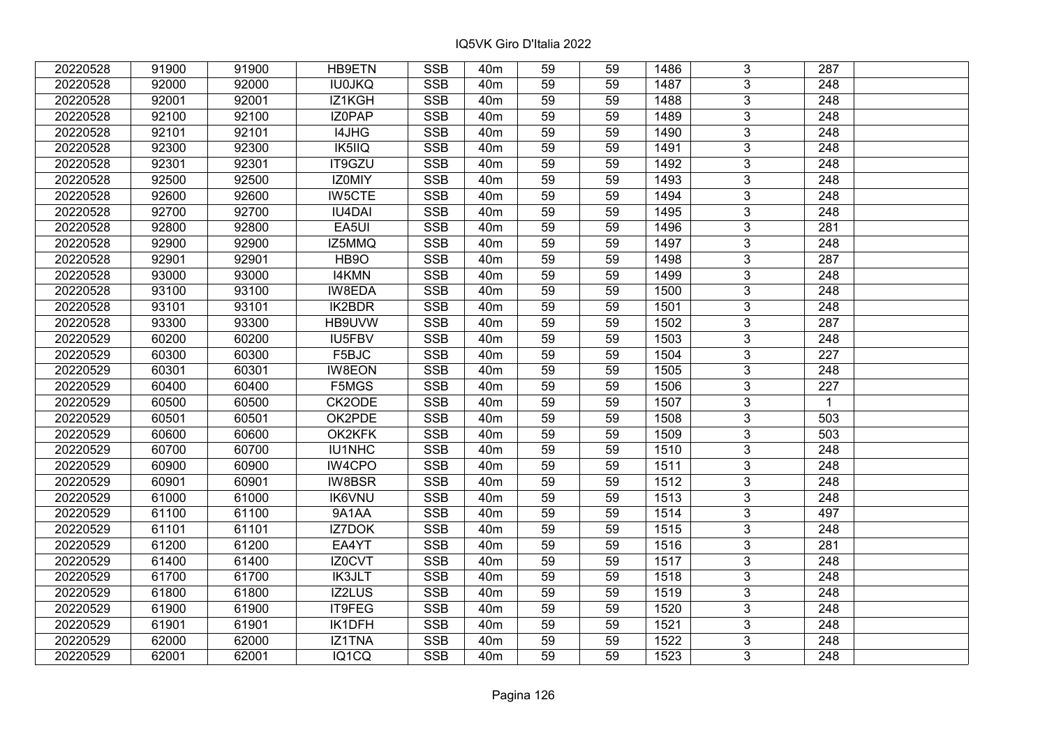| 20220528 | 91900 | 91900 | HB9ETN | SSB | 40m | 59 | 59 | 1486 | 3 | 287 | |
|---|---|---|---|---|---|---|---|---|---|---|---|
| 20220528 | 92000 | 92000 | IU0JKQ | SSB | 40m | 59 | 59 | 1487 | 3 | 248 | |
| 20220528 | 92001 | 92001 | IZ1KGH | SSB | 40m | 59 | 59 | 1488 | 3 | 248 | |
| 20220528 | 92100 | 92100 | IZ0PAP | SSB | 40m | 59 | 59 | 1489 | 3 | 248 | |
| 20220528 | 92101 | 92101 | I4JHG | SSB | 40m | 59 | 59 | 1490 | 3 | 248 | |
| 20220528 | 92300 | 92300 | IK5IIQ | SSB | 40m | 59 | 59 | 1491 | 3 | 248 | |
| 20220528 | 92301 | 92301 | IT9GZU | SSB | 40m | 59 | 59 | 1492 | 3 | 248 | |
| 20220528 | 92500 | 92500 | IZ0MIY | SSB | 40m | 59 | 59 | 1493 | 3 | 248 | |
| 20220528 | 92600 | 92600 | IW5CTE | SSB | 40m | 59 | 59 | 1494 | 3 | 248 | |
| 20220528 | 92700 | 92700 | IU4DAI | SSB | 40m | 59 | 59 | 1495 | 3 | 248 | |
| 20220528 | 92800 | 92800 | EA5UI | SSB | 40m | 59 | 59 | 1496 | 3 | 281 | |
| 20220528 | 92900 | 92900 | IZ5MMQ | SSB | 40m | 59 | 59 | 1497 | 3 | 248 | |
| 20220528 | 92901 | 92901 | HB9O | SSB | 40m | 59 | 59 | 1498 | 3 | 287 | |
| 20220528 | 93000 | 93000 | I4KMN | SSB | 40m | 59 | 59 | 1499 | 3 | 248 | |
| 20220528 | 93100 | 93100 | IW8EDA | SSB | 40m | 59 | 59 | 1500 | 3 | 248 | |
| 20220528 | 93101 | 93101 | IK2BDR | SSB | 40m | 59 | 59 | 1501 | 3 | 248 | |
| 20220528 | 93300 | 93300 | HB9UVW | SSB | 40m | 59 | 59 | 1502 | 3 | 287 | |
| 20220529 | 60200 | 60200 | IU5FBV | SSB | 40m | 59 | 59 | 1503 | 3 | 248 | |
| 20220529 | 60300 | 60300 | F5BJC | SSB | 40m | 59 | 59 | 1504 | 3 | 227 | |
| 20220529 | 60301 | 60301 | IW8EON | SSB | 40m | 59 | 59 | 1505 | 3 | 248 | |
| 20220529 | 60400 | 60400 | F5MGS | SSB | 40m | 59 | 59 | 1506 | 3 | 227 | |
| 20220529 | 60500 | 60500 | CK2ODE | SSB | 40m | 59 | 59 | 1507 | 3 | 1 | |
| 20220529 | 60501 | 60501 | OK2PDE | SSB | 40m | 59 | 59 | 1508 | 3 | 503 | |
| 20220529 | 60600 | 60600 | OK2KFK | SSB | 40m | 59 | 59 | 1509 | 3 | 503 | |
| 20220529 | 60700 | 60700 | IU1NHC | SSB | 40m | 59 | 59 | 1510 | 3 | 248 | |
| 20220529 | 60900 | 60900 | IW4CPO | SSB | 40m | 59 | 59 | 1511 | 3 | 248 | |
| 20220529 | 60901 | 60901 | IW8BSR | SSB | 40m | 59 | 59 | 1512 | 3 | 248 | |
| 20220529 | 61000 | 61000 | IK6VNU | SSB | 40m | 59 | 59 | 1513 | 3 | 248 | |
| 20220529 | 61100 | 61100 | 9A1AA | SSB | 40m | 59 | 59 | 1514 | 3 | 497 | |
| 20220529 | 61101 | 61101 | IZ7DOK | SSB | 40m | 59 | 59 | 1515 | 3 | 248 | |
| 20220529 | 61200 | 61200 | EA4YT | SSB | 40m | 59 | 59 | 1516 | 3 | 281 | |
| 20220529 | 61400 | 61400 | IZ0CVT | SSB | 40m | 59 | 59 | 1517 | 3 | 248 | |
| 20220529 | 61700 | 61700 | IK3JLT | SSB | 40m | 59 | 59 | 1518 | 3 | 248 | |
| 20220529 | 61800 | 61800 | IZ2LUS | SSB | 40m | 59 | 59 | 1519 | 3 | 248 | |
| 20220529 | 61900 | 61900 | IT9FEG | SSB | 40m | 59 | 59 | 1520 | 3 | 248 | |
| 20220529 | 61901 | 61901 | IK1DFH | SSB | 40m | 59 | 59 | 1521 | 3 | 248 | |
| 20220529 | 62000 | 62000 | IZ1TNA | SSB | 40m | 59 | 59 | 1522 | 3 | 248 | |
| 20220529 | 62001 | 62001 | IQ1CQ | SSB | 40m | 59 | 59 | 1523 | 3 | 248 | |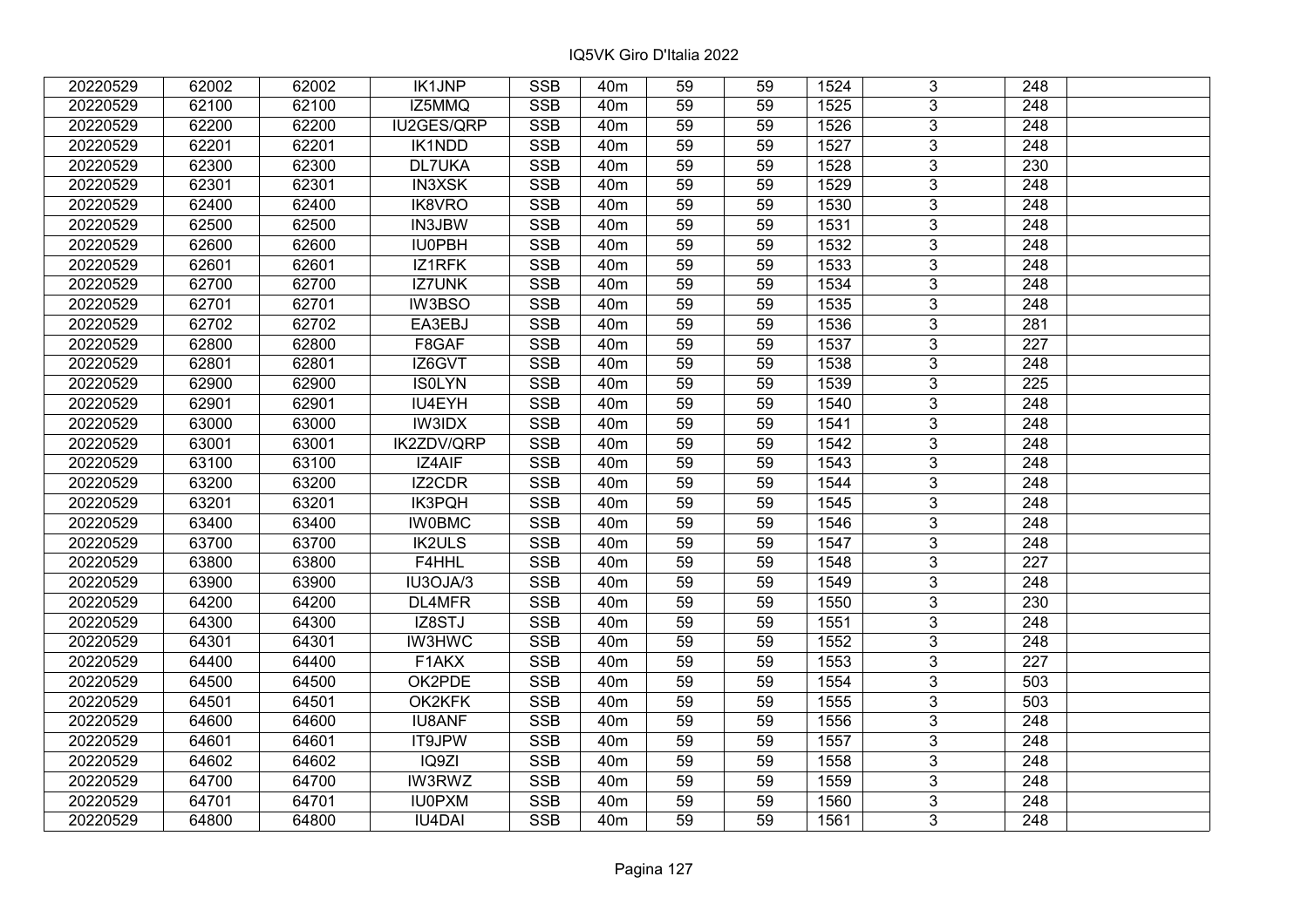| 20220529 | 62002 | 62002 | IK1JNP | SSB | 40m | 59 | 59 | 1524 | 3 | 248 | |
|---|---|---|---|---|---|---|---|---|---|---|---|
| 20220529 | 62100 | 62100 | IZ5MMQ | SSB | 40m | 59 | 59 | 1525 | 3 | 248 | |
| 20220529 | 62200 | 62200 | IU2GES/QRP | SSB | 40m | 59 | 59 | 1526 | 3 | 248 | |
| 20220529 | 62201 | 62201 | IK1NDD | SSB | 40m | 59 | 59 | 1527 | 3 | 248 | |
| 20220529 | 62300 | 62300 | DL7UKA | SSB | 40m | 59 | 59 | 1528 | 3 | 230 | |
| 20220529 | 62301 | 62301 | IN3XSK | SSB | 40m | 59 | 59 | 1529 | 3 | 248 | |
| 20220529 | 62400 | 62400 | IK8VRO | SSB | 40m | 59 | 59 | 1530 | 3 | 248 | |
| 20220529 | 62500 | 62500 | IN3JBW | SSB | 40m | 59 | 59 | 1531 | 3 | 248 | |
| 20220529 | 62600 | 62600 | IU0PBH | SSB | 40m | 59 | 59 | 1532 | 3 | 248 | |
| 20220529 | 62601 | 62601 | IZ1RFK | SSB | 40m | 59 | 59 | 1533 | 3 | 248 | |
| 20220529 | 62700 | 62700 | IZ7UNK | SSB | 40m | 59 | 59 | 1534 | 3 | 248 | |
| 20220529 | 62701 | 62701 | IW3BSO | SSB | 40m | 59 | 59 | 1535 | 3 | 248 | |
| 20220529 | 62702 | 62702 | EA3EBJ | SSB | 40m | 59 | 59 | 1536 | 3 | 281 | |
| 20220529 | 62800 | 62800 | F8GAF | SSB | 40m | 59 | 59 | 1537 | 3 | 227 | |
| 20220529 | 62801 | 62801 | IZ6GVT | SSB | 40m | 59 | 59 | 1538 | 3 | 248 | |
| 20220529 | 62900 | 62900 | IS0LYN | SSB | 40m | 59 | 59 | 1539 | 3 | 225 | |
| 20220529 | 62901 | 62901 | IU4EYH | SSB | 40m | 59 | 59 | 1540 | 3 | 248 | |
| 20220529 | 63000 | 63000 | IW3IDX | SSB | 40m | 59 | 59 | 1541 | 3 | 248 | |
| 20220529 | 63001 | 63001 | IK2ZDV/QRP | SSB | 40m | 59 | 59 | 1542 | 3 | 248 | |
| 20220529 | 63100 | 63100 | IZ4AIF | SSB | 40m | 59 | 59 | 1543 | 3 | 248 | |
| 20220529 | 63200 | 63200 | IZ2CDR | SSB | 40m | 59 | 59 | 1544 | 3 | 248 | |
| 20220529 | 63201 | 63201 | IK3PQH | SSB | 40m | 59 | 59 | 1545 | 3 | 248 | |
| 20220529 | 63400 | 63400 | IW0BMC | SSB | 40m | 59 | 59 | 1546 | 3 | 248 | |
| 20220529 | 63700 | 63700 | IK2ULS | SSB | 40m | 59 | 59 | 1547 | 3 | 248 | |
| 20220529 | 63800 | 63800 | F4HHL | SSB | 40m | 59 | 59 | 1548 | 3 | 227 | |
| 20220529 | 63900 | 63900 | IU3OJA/3 | SSB | 40m | 59 | 59 | 1549 | 3 | 248 | |
| 20220529 | 64200 | 64200 | DL4MFR | SSB | 40m | 59 | 59 | 1550 | 3 | 230 | |
| 20220529 | 64300 | 64300 | IZ8STJ | SSB | 40m | 59 | 59 | 1551 | 3 | 248 | |
| 20220529 | 64301 | 64301 | IW3HWC | SSB | 40m | 59 | 59 | 1552 | 3 | 248 | |
| 20220529 | 64400 | 64400 | F1AKX | SSB | 40m | 59 | 59 | 1553 | 3 | 227 | |
| 20220529 | 64500 | 64500 | OK2PDE | SSB | 40m | 59 | 59 | 1554 | 3 | 503 | |
| 20220529 | 64501 | 64501 | OK2KFK | SSB | 40m | 59 | 59 | 1555 | 3 | 503 | |
| 20220529 | 64600 | 64600 | IU8ANF | SSB | 40m | 59 | 59 | 1556 | 3 | 248 | |
| 20220529 | 64601 | 64601 | IT9JPW | SSB | 40m | 59 | 59 | 1557 | 3 | 248 | |
| 20220529 | 64602 | 64602 | IQ9ZI | SSB | 40m | 59 | 59 | 1558 | 3 | 248 | |
| 20220529 | 64700 | 64700 | IW3RWZ | SSB | 40m | 59 | 59 | 1559 | 3 | 248 | |
| 20220529 | 64701 | 64701 | IU0PXM | SSB | 40m | 59 | 59 | 1560 | 3 | 248 | |
| 20220529 | 64800 | 64800 | IU4DAI | SSB | 40m | 59 | 59 | 1561 | 3 | 248 | |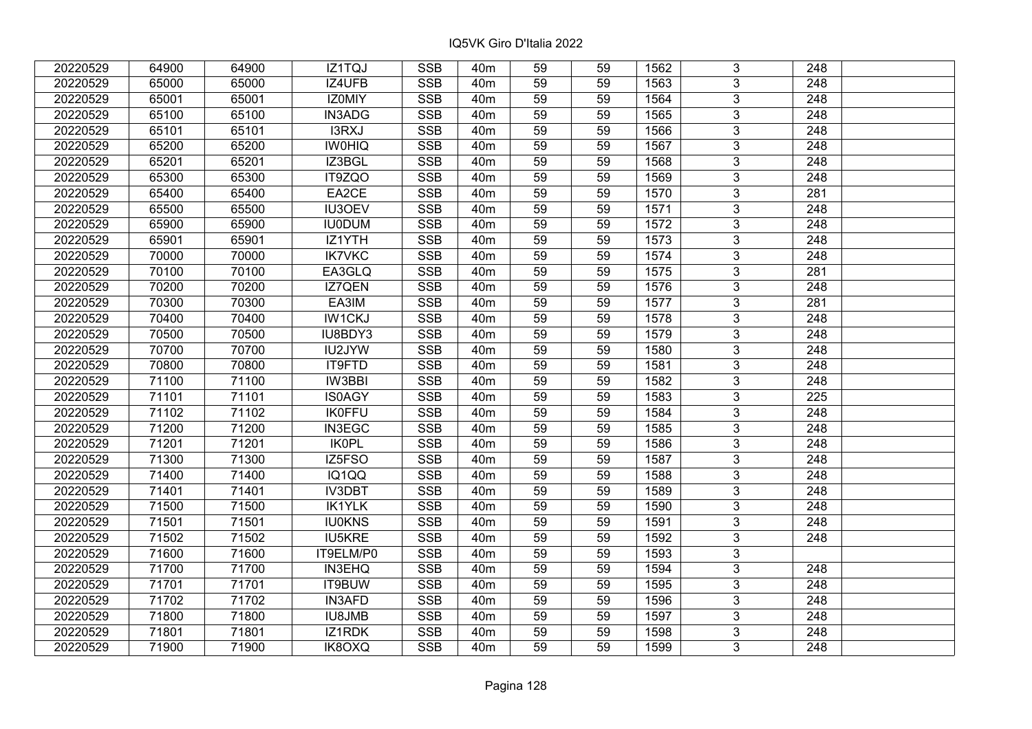IQ5VK Giro D'Italia 2022

| | | | | | | | | | | | |
|---|---|---|---|---|---|---|---|---|---|---|---|
| 20220529 | 64900 | 64900 | IZ1TQJ | SSB | 40m | 59 | 59 | 1562 | 3 | 248 | |
| 20220529 | 65000 | 65000 | IZ4UFB | SSB | 40m | 59 | 59 | 1563 | 3 | 248 | |
| 20220529 | 65001 | 65001 | IZ0MIY | SSB | 40m | 59 | 59 | 1564 | 3 | 248 | |
| 20220529 | 65100 | 65100 | IN3ADG | SSB | 40m | 59 | 59 | 1565 | 3 | 248 | |
| 20220529 | 65101 | 65101 | I3RXJ | SSB | 40m | 59 | 59 | 1566 | 3 | 248 | |
| 20220529 | 65200 | 65200 | IW0HIQ | SSB | 40m | 59 | 59 | 1567 | 3 | 248 | |
| 20220529 | 65201 | 65201 | IZ3BGL | SSB | 40m | 59 | 59 | 1568 | 3 | 248 | |
| 20220529 | 65300 | 65300 | IT9ZQO | SSB | 40m | 59 | 59 | 1569 | 3 | 248 | |
| 20220529 | 65400 | 65400 | EA2CE | SSB | 40m | 59 | 59 | 1570 | 3 | 281 | |
| 20220529 | 65500 | 65500 | IU3OEV | SSB | 40m | 59 | 59 | 1571 | 3 | 248 | |
| 20220529 | 65900 | 65900 | IU0DUM | SSB | 40m | 59 | 59 | 1572 | 3 | 248 | |
| 20220529 | 65901 | 65901 | IZ1YTH | SSB | 40m | 59 | 59 | 1573 | 3 | 248 | |
| 20220529 | 70000 | 70000 | IK7VKC | SSB | 40m | 59 | 59 | 1574 | 3 | 248 | |
| 20220529 | 70100 | 70100 | EA3GLQ | SSB | 40m | 59 | 59 | 1575 | 3 | 281 | |
| 20220529 | 70200 | 70200 | IZ7QEN | SSB | 40m | 59 | 59 | 1576 | 3 | 248 | |
| 20220529 | 70300 | 70300 | EA3IM | SSB | 40m | 59 | 59 | 1577 | 3 | 281 | |
| 20220529 | 70400 | 70400 | IW1CKJ | SSB | 40m | 59 | 59 | 1578 | 3 | 248 | |
| 20220529 | 70500 | 70500 | IU8BDY3 | SSB | 40m | 59 | 59 | 1579 | 3 | 248 | |
| 20220529 | 70700 | 70700 | IU2JYW | SSB | 40m | 59 | 59 | 1580 | 3 | 248 | |
| 20220529 | 70800 | 70800 | IT9FTD | SSB | 40m | 59 | 59 | 1581 | 3 | 248 | |
| 20220529 | 71100 | 71100 | IW3BBI | SSB | 40m | 59 | 59 | 1582 | 3 | 248 | |
| 20220529 | 71101 | 71101 | IS0AGY | SSB | 40m | 59 | 59 | 1583 | 3 | 225 | |
| 20220529 | 71102 | 71102 | IK0FFU | SSB | 40m | 59 | 59 | 1584 | 3 | 248 | |
| 20220529 | 71200 | 71200 | IN3EGC | SSB | 40m | 59 | 59 | 1585 | 3 | 248 | |
| 20220529 | 71201 | 71201 | IK0PL | SSB | 40m | 59 | 59 | 1586 | 3 | 248 | |
| 20220529 | 71300 | 71300 | IZ5FSO | SSB | 40m | 59 | 59 | 1587 | 3 | 248 | |
| 20220529 | 71400 | 71400 | IQ1QQ | SSB | 40m | 59 | 59 | 1588 | 3 | 248 | |
| 20220529 | 71401 | 71401 | IV3DBT | SSB | 40m | 59 | 59 | 1589 | 3 | 248 | |
| 20220529 | 71500 | 71500 | IK1YLK | SSB | 40m | 59 | 59 | 1590 | 3 | 248 | |
| 20220529 | 71501 | 71501 | IU0KNS | SSB | 40m | 59 | 59 | 1591 | 3 | 248 | |
| 20220529 | 71502 | 71502 | IU5KRE | SSB | 40m | 59 | 59 | 1592 | 3 | 248 | |
| 20220529 | 71600 | 71600 | IT9ELM/P0 | SSB | 40m | 59 | 59 | 1593 | 3 | | |
| 20220529 | 71700 | 71700 | IN3EHQ | SSB | 40m | 59 | 59 | 1594 | 3 | 248 | |
| 20220529 | 71701 | 71701 | IT9BUW | SSB | 40m | 59 | 59 | 1595 | 3 | 248 | |
| 20220529 | 71702 | 71702 | IN3AFD | SSB | 40m | 59 | 59 | 1596 | 3 | 248 | |
| 20220529 | 71800 | 71800 | IU8JMB | SSB | 40m | 59 | 59 | 1597 | 3 | 248 | |
| 20220529 | 71801 | 71801 | IZ1RDK | SSB | 40m | 59 | 59 | 1598 | 3 | 248 | |
| 20220529 | 71900 | 71900 | IK8OXQ | SSB | 40m | 59 | 59 | 1599 | 3 | 248 | |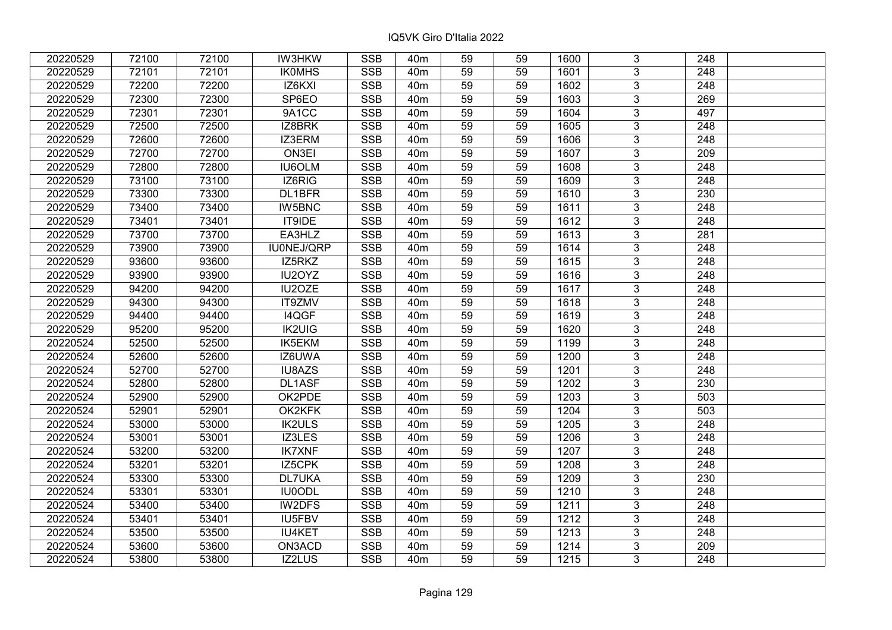| 20220529 | 72100 | 72100 | IW3HKW | SSB | 40m | 59 | 59 | 1600 | 3 | 248 | |
|---|---|---|---|---|---|---|---|---|---|---|---|
| 20220529 | 72101 | 72101 | IK0MHS | SSB | 40m | 59 | 59 | 1601 | 3 | 248 | |
| 20220529 | 72200 | 72200 | IZ6KXI | SSB | 40m | 59 | 59 | 1602 | 3 | 248 | |
| 20220529 | 72300 | 72300 | SP6EO | SSB | 40m | 59 | 59 | 1603 | 3 | 269 | |
| 20220529 | 72301 | 72301 | 9A1CC | SSB | 40m | 59 | 59 | 1604 | 3 | 497 | |
| 20220529 | 72500 | 72500 | IZ8BRK | SSB | 40m | 59 | 59 | 1605 | 3 | 248 | |
| 20220529 | 72600 | 72600 | IZ3ERM | SSB | 40m | 59 | 59 | 1606 | 3 | 248 | |
| 20220529 | 72700 | 72700 | ON3EI | SSB | 40m | 59 | 59 | 1607 | 3 | 209 | |
| 20220529 | 72800 | 72800 | IU6OLM | SSB | 40m | 59 | 59 | 1608 | 3 | 248 | |
| 20220529 | 73100 | 73100 | IZ6RIG | SSB | 40m | 59 | 59 | 1609 | 3 | 248 | |
| 20220529 | 73300 | 73300 | DL1BFR | SSB | 40m | 59 | 59 | 1610 | 3 | 230 | |
| 20220529 | 73400 | 73400 | IW5BNC | SSB | 40m | 59 | 59 | 1611 | 3 | 248 | |
| 20220529 | 73401 | 73401 | IT9IDE | SSB | 40m | 59 | 59 | 1612 | 3 | 248 | |
| 20220529 | 73700 | 73700 | EA3HLZ | SSB | 40m | 59 | 59 | 1613 | 3 | 281 | |
| 20220529 | 73900 | 73900 | IU0NEJ/QRP | SSB | 40m | 59 | 59 | 1614 | 3 | 248 | |
| 20220529 | 93600 | 93600 | IZ5RKZ | SSB | 40m | 59 | 59 | 1615 | 3 | 248 | |
| 20220529 | 93900 | 93900 | IU2OYZ | SSB | 40m | 59 | 59 | 1616 | 3 | 248 | |
| 20220529 | 94200 | 94200 | IU2OZE | SSB | 40m | 59 | 59 | 1617 | 3 | 248 | |
| 20220529 | 94300 | 94300 | IT9ZMV | SSB | 40m | 59 | 59 | 1618 | 3 | 248 | |
| 20220529 | 94400 | 94400 | I4QGF | SSB | 40m | 59 | 59 | 1619 | 3 | 248 | |
| 20220529 | 95200 | 95200 | IK2UIG | SSB | 40m | 59 | 59 | 1620 | 3 | 248 | |
| 20220524 | 52500 | 52500 | IK5EKM | SSB | 40m | 59 | 59 | 1199 | 3 | 248 | |
| 20220524 | 52600 | 52600 | IZ6UWA | SSB | 40m | 59 | 59 | 1200 | 3 | 248 | |
| 20220524 | 52700 | 52700 | IU8AZS | SSB | 40m | 59 | 59 | 1201 | 3 | 248 | |
| 20220524 | 52800 | 52800 | DL1ASF | SSB | 40m | 59 | 59 | 1202 | 3 | 230 | |
| 20220524 | 52900 | 52900 | OK2PDE | SSB | 40m | 59 | 59 | 1203 | 3 | 503 | |
| 20220524 | 52901 | 52901 | OK2KFK | SSB | 40m | 59 | 59 | 1204 | 3 | 503 | |
| 20220524 | 53000 | 53000 | IK2ULS | SSB | 40m | 59 | 59 | 1205 | 3 | 248 | |
| 20220524 | 53001 | 53001 | IZ3LES | SSB | 40m | 59 | 59 | 1206 | 3 | 248 | |
| 20220524 | 53200 | 53200 | IK7XNF | SSB | 40m | 59 | 59 | 1207 | 3 | 248 | |
| 20220524 | 53201 | 53201 | IZ5CPK | SSB | 40m | 59 | 59 | 1208 | 3 | 248 | |
| 20220524 | 53300 | 53300 | DL7UKA | SSB | 40m | 59 | 59 | 1209 | 3 | 230 | |
| 20220524 | 53301 | 53301 | IU0ODL | SSB | 40m | 59 | 59 | 1210 | 3 | 248 | |
| 20220524 | 53400 | 53400 | IW2DFS | SSB | 40m | 59 | 59 | 1211 | 3 | 248 | |
| 20220524 | 53401 | 53401 | IU5FBV | SSB | 40m | 59 | 59 | 1212 | 3 | 248 | |
| 20220524 | 53500 | 53500 | IU4KET | SSB | 40m | 59 | 59 | 1213 | 3 | 248 | |
| 20220524 | 53600 | 53600 | ON3ACD | SSB | 40m | 59 | 59 | 1214 | 3 | 209 | |
| 20220524 | 53800 | 53800 | IZ2LUS | SSB | 40m | 59 | 59 | 1215 | 3 | 248 | |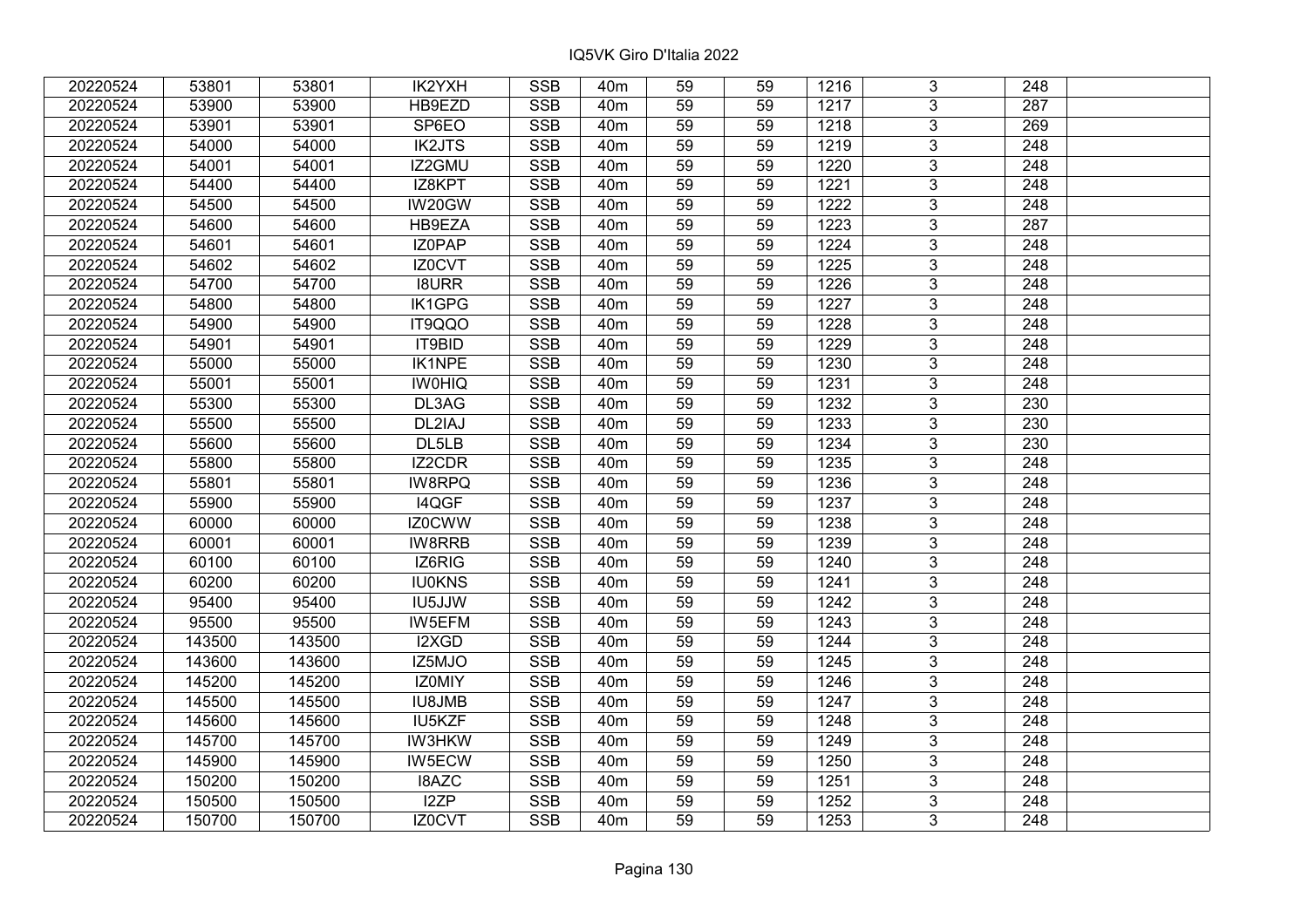| 20220524 | 53801 | 53801 | IK2YXH | SSB | 40m | 59 | 59 | 1216 | 3 | 248 | |
|---|---|---|---|---|---|---|---|---|---|---|---|
| 20220524 | 53900 | 53900 | HB9EZD | SSB | 40m | 59 | 59 | 1217 | 3 | 287 | |
| 20220524 | 53901 | 53901 | SP6EO | SSB | 40m | 59 | 59 | 1218 | 3 | 269 | |
| 20220524 | 54000 | 54000 | IK2JTS | SSB | 40m | 59 | 59 | 1219 | 3 | 248 | |
| 20220524 | 54001 | 54001 | IZ2GMU | SSB | 40m | 59 | 59 | 1220 | 3 | 248 | |
| 20220524 | 54400 | 54400 | IZ8KPT | SSB | 40m | 59 | 59 | 1221 | 3 | 248 | |
| 20220524 | 54500 | 54500 | IW20GW | SSB | 40m | 59 | 59 | 1222 | 3 | 248 | |
| 20220524 | 54600 | 54600 | HB9EZA | SSB | 40m | 59 | 59 | 1223 | 3 | 287 | |
| 20220524 | 54601 | 54601 | IZ0PAP | SSB | 40m | 59 | 59 | 1224 | 3 | 248 | |
| 20220524 | 54602 | 54602 | IZ0CVT | SSB | 40m | 59 | 59 | 1225 | 3 | 248 | |
| 20220524 | 54700 | 54700 | I8URR | SSB | 40m | 59 | 59 | 1226 | 3 | 248 | |
| 20220524 | 54800 | 54800 | IK1GPG | SSB | 40m | 59 | 59 | 1227 | 3 | 248 | |
| 20220524 | 54900 | 54900 | IT9QQO | SSB | 40m | 59 | 59 | 1228 | 3 | 248 | |
| 20220524 | 54901 | 54901 | IT9BID | SSB | 40m | 59 | 59 | 1229 | 3 | 248 | |
| 20220524 | 55000 | 55000 | IK1NPE | SSB | 40m | 59 | 59 | 1230 | 3 | 248 | |
| 20220524 | 55001 | 55001 | IW0HIQ | SSB | 40m | 59 | 59 | 1231 | 3 | 248 | |
| 20220524 | 55300 | 55300 | DL3AG | SSB | 40m | 59 | 59 | 1232 | 3 | 230 | |
| 20220524 | 55500 | 55500 | DL2IAJ | SSB | 40m | 59 | 59 | 1233 | 3 | 230 | |
| 20220524 | 55600 | 55600 | DL5LB | SSB | 40m | 59 | 59 | 1234 | 3 | 230 | |
| 20220524 | 55800 | 55800 | IZ2CDR | SSB | 40m | 59 | 59 | 1235 | 3 | 248 | |
| 20220524 | 55801 | 55801 | IW8RPQ | SSB | 40m | 59 | 59 | 1236 | 3 | 248 | |
| 20220524 | 55900 | 55900 | I4QGF | SSB | 40m | 59 | 59 | 1237 | 3 | 248 | |
| 20220524 | 60000 | 60000 | IZ0CWW | SSB | 40m | 59 | 59 | 1238 | 3 | 248 | |
| 20220524 | 60001 | 60001 | IW8RRB | SSB | 40m | 59 | 59 | 1239 | 3 | 248 | |
| 20220524 | 60100 | 60100 | IZ6RIG | SSB | 40m | 59 | 59 | 1240 | 3 | 248 | |
| 20220524 | 60200 | 60200 | IU0KNS | SSB | 40m | 59 | 59 | 1241 | 3 | 248 | |
| 20220524 | 95400 | 95400 | IU5JJW | SSB | 40m | 59 | 59 | 1242 | 3 | 248 | |
| 20220524 | 95500 | 95500 | IW5EFM | SSB | 40m | 59 | 59 | 1243 | 3 | 248 | |
| 20220524 | 143500 | 143500 | I2XGD | SSB | 40m | 59 | 59 | 1244 | 3 | 248 | |
| 20220524 | 143600 | 143600 | IZ5MJO | SSB | 40m | 59 | 59 | 1245 | 3 | 248 | |
| 20220524 | 145200 | 145200 | IZ0MIY | SSB | 40m | 59 | 59 | 1246 | 3 | 248 | |
| 20220524 | 145500 | 145500 | IU8JMB | SSB | 40m | 59 | 59 | 1247 | 3 | 248 | |
| 20220524 | 145600 | 145600 | IU5KZF | SSB | 40m | 59 | 59 | 1248 | 3 | 248 | |
| 20220524 | 145700 | 145700 | IW3HKW | SSB | 40m | 59 | 59 | 1249 | 3 | 248 | |
| 20220524 | 145900 | 145900 | IW5ECW | SSB | 40m | 59 | 59 | 1250 | 3 | 248 | |
| 20220524 | 150200 | 150200 | I8AZC | SSB | 40m | 59 | 59 | 1251 | 3 | 248 | |
| 20220524 | 150500 | 150500 | I2ZP | SSB | 40m | 59 | 59 | 1252 | 3 | 248 | |
| 20220524 | 150700 | 150700 | IZ0CVT | SSB | 40m | 59 | 59 | 1253 | 3 | 248 | |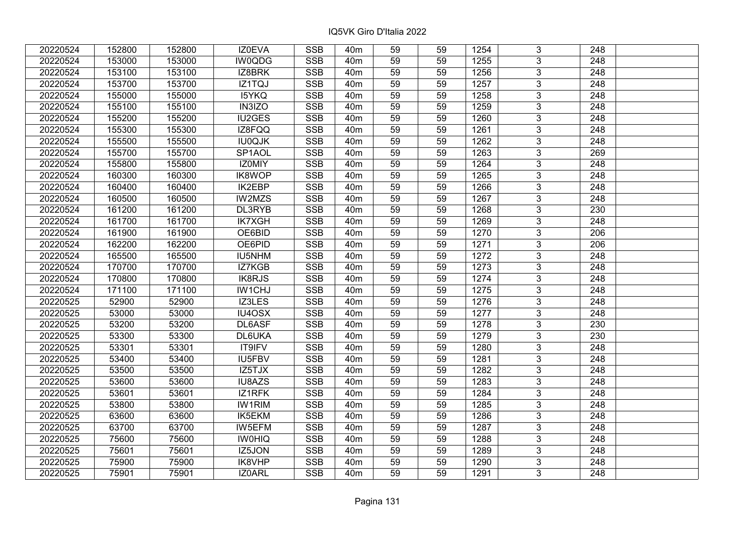IQ5VK Giro D'Italia 2022

| | | | | | | | | | | | |
|---|---|---|---|---|---|---|---|---|---|---|---|
| 20220524 | 152800 | 152800 | IZ0EVA | SSB | 40m | 59 | 59 | 1254 | 3 | 248 | |
| 20220524 | 153000 | 153000 | IW0QDG | SSB | 40m | 59 | 59 | 1255 | 3 | 248 | |
| 20220524 | 153100 | 153100 | IZ8BRK | SSB | 40m | 59 | 59 | 1256 | 3 | 248 | |
| 20220524 | 153700 | 153700 | IZ1TQJ | SSB | 40m | 59 | 59 | 1257 | 3 | 248 | |
| 20220524 | 155000 | 155000 | I5YKQ | SSB | 40m | 59 | 59 | 1258 | 3 | 248 | |
| 20220524 | 155100 | 155100 | IN3IZO | SSB | 40m | 59 | 59 | 1259 | 3 | 248 | |
| 20220524 | 155200 | 155200 | IU2GES | SSB | 40m | 59 | 59 | 1260 | 3 | 248 | |
| 20220524 | 155300 | 155300 | IZ8FQQ | SSB | 40m | 59 | 59 | 1261 | 3 | 248 | |
| 20220524 | 155500 | 155500 | IU0QJK | SSB | 40m | 59 | 59 | 1262 | 3 | 248 | |
| 20220524 | 155700 | 155700 | SP1AOL | SSB | 40m | 59 | 59 | 1263 | 3 | 269 | |
| 20220524 | 155800 | 155800 | IZ0MIY | SSB | 40m | 59 | 59 | 1264 | 3 | 248 | |
| 20220524 | 160300 | 160300 | IK8WOP | SSB | 40m | 59 | 59 | 1265 | 3 | 248 | |
| 20220524 | 160400 | 160400 | IK2EBP | SSB | 40m | 59 | 59 | 1266 | 3 | 248 | |
| 20220524 | 160500 | 160500 | IW2MZS | SSB | 40m | 59 | 59 | 1267 | 3 | 248 | |
| 20220524 | 161200 | 161200 | DL3RYB | SSB | 40m | 59 | 59 | 1268 | 3 | 230 | |
| 20220524 | 161700 | 161700 | IK7XGH | SSB | 40m | 59 | 59 | 1269 | 3 | 248 | |
| 20220524 | 161900 | 161900 | OE6BID | SSB | 40m | 59 | 59 | 1270 | 3 | 206 | |
| 20220524 | 162200 | 162200 | OE6PID | SSB | 40m | 59 | 59 | 1271 | 3 | 206 | |
| 20220524 | 165500 | 165500 | IU5NHM | SSB | 40m | 59 | 59 | 1272 | 3 | 248 | |
| 20220524 | 170700 | 170700 | IZ7KGB | SSB | 40m | 59 | 59 | 1273 | 3 | 248 | |
| 20220524 | 170800 | 170800 | IK8RJS | SSB | 40m | 59 | 59 | 1274 | 3 | 248 | |
| 20220524 | 171100 | 171100 | IW1CHJ | SSB | 40m | 59 | 59 | 1275 | 3 | 248 | |
| 20220525 | 52900 | 52900 | IZ3LES | SSB | 40m | 59 | 59 | 1276 | 3 | 248 | |
| 20220525 | 53000 | 53000 | IU4OSX | SSB | 40m | 59 | 59 | 1277 | 3 | 248 | |
| 20220525 | 53200 | 53200 | DL6ASF | SSB | 40m | 59 | 59 | 1278 | 3 | 230 | |
| 20220525 | 53300 | 53300 | DL6UKA | SSB | 40m | 59 | 59 | 1279 | 3 | 230 | |
| 20220525 | 53301 | 53301 | IT9IFV | SSB | 40m | 59 | 59 | 1280 | 3 | 248 | |
| 20220525 | 53400 | 53400 | IU5FBV | SSB | 40m | 59 | 59 | 1281 | 3 | 248 | |
| 20220525 | 53500 | 53500 | IZ5TJX | SSB | 40m | 59 | 59 | 1282 | 3 | 248 | |
| 20220525 | 53600 | 53600 | IU8AZS | SSB | 40m | 59 | 59 | 1283 | 3 | 248 | |
| 20220525 | 53601 | 53601 | IZ1RFK | SSB | 40m | 59 | 59 | 1284 | 3 | 248 | |
| 20220525 | 53800 | 53800 | IW1RIM | SSB | 40m | 59 | 59 | 1285 | 3 | 248 | |
| 20220525 | 63600 | 63600 | IK5EKM | SSB | 40m | 59 | 59 | 1286 | 3 | 248 | |
| 20220525 | 63700 | 63700 | IW5EFM | SSB | 40m | 59 | 59 | 1287 | 3 | 248 | |
| 20220525 | 75600 | 75600 | IW0HIQ | SSB | 40m | 59 | 59 | 1288 | 3 | 248 | |
| 20220525 | 75601 | 75601 | IZ5JON | SSB | 40m | 59 | 59 | 1289 | 3 | 248 | |
| 20220525 | 75900 | 75900 | IK8VHP | SSB | 40m | 59 | 59 | 1290 | 3 | 248 | |
| 20220525 | 75901 | 75901 | IZ0ARL | SSB | 40m | 59 | 59 | 1291 | 3 | 248 | |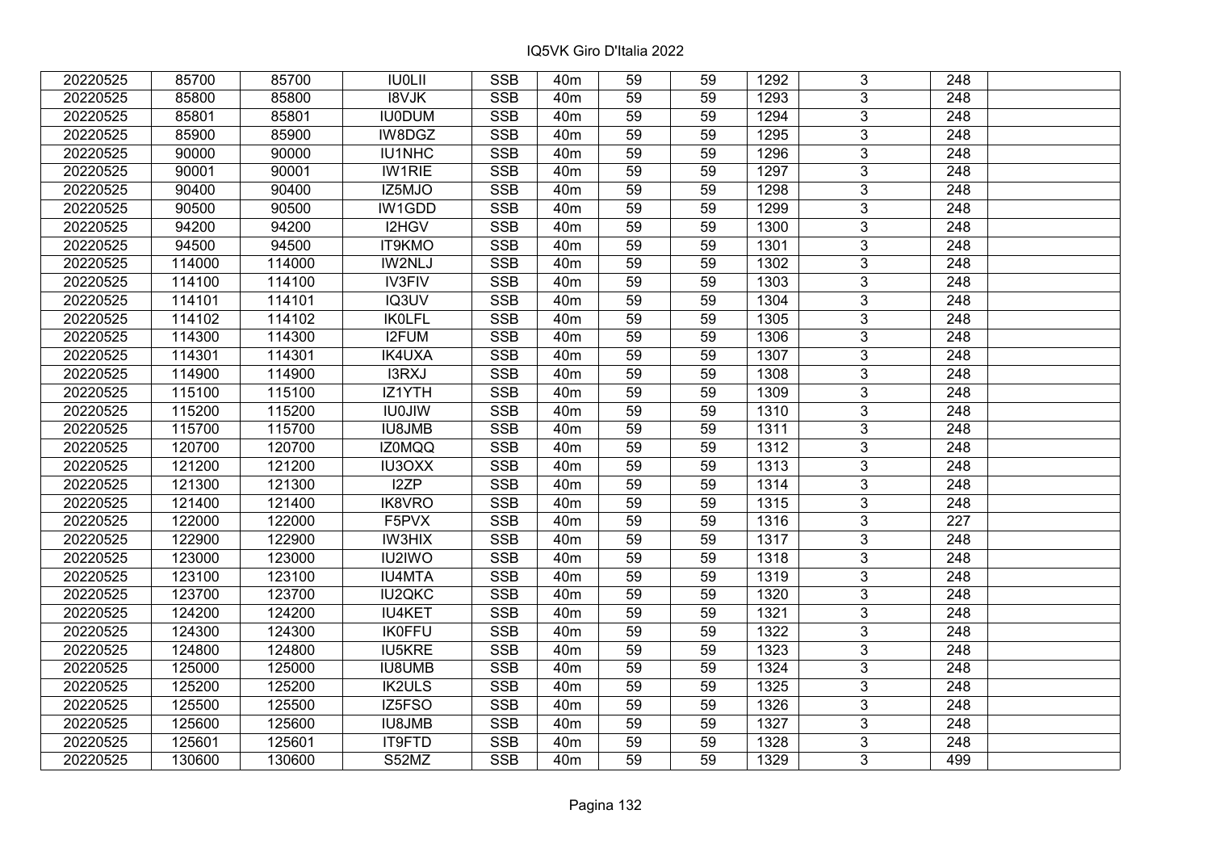# IQ5VK Giro D'Italia 2022

| | | | | | | | | | | | |
|---|---|---|---|---|---|---|---|---|---|---|---|
| 20220525 | 85700 | 85700 | IU0LII | SSB | 40m | 59 | 59 | 1292 | 3 | 248 | |
| 20220525 | 85800 | 85800 | I8VJK | SSB | 40m | 59 | 59 | 1293 | 3 | 248 | |
| 20220525 | 85801 | 85801 | IU0DUM | SSB | 40m | 59 | 59 | 1294 | 3 | 248 | |
| 20220525 | 85900 | 85900 | IW8DGZ | SSB | 40m | 59 | 59 | 1295 | 3 | 248 | |
| 20220525 | 90000 | 90000 | IU1NHC | SSB | 40m | 59 | 59 | 1296 | 3 | 248 | |
| 20220525 | 90001 | 90001 | IW1RIE | SSB | 40m | 59 | 59 | 1297 | 3 | 248 | |
| 20220525 | 90400 | 90400 | IZ5MJO | SSB | 40m | 59 | 59 | 1298 | 3 | 248 | |
| 20220525 | 90500 | 90500 | IW1GDD | SSB | 40m | 59 | 59 | 1299 | 3 | 248 | |
| 20220525 | 94200 | 94200 | I2HGV | SSB | 40m | 59 | 59 | 1300 | 3 | 248 | |
| 20220525 | 94500 | 94500 | IT9KMO | SSB | 40m | 59 | 59 | 1301 | 3 | 248 | |
| 20220525 | 114000 | 114000 | IW2NLJ | SSB | 40m | 59 | 59 | 1302 | 3 | 248 | |
| 20220525 | 114100 | 114100 | IV3FIV | SSB | 40m | 59 | 59 | 1303 | 3 | 248 | |
| 20220525 | 114101 | 114101 | IQ3UV | SSB | 40m | 59 | 59 | 1304 | 3 | 248 | |
| 20220525 | 114102 | 114102 | IK0LFL | SSB | 40m | 59 | 59 | 1305 | 3 | 248 | |
| 20220525 | 114300 | 114300 | I2FUM | SSB | 40m | 59 | 59 | 1306 | 3 | 248 | |
| 20220525 | 114301 | 114301 | IK4UXA | SSB | 40m | 59 | 59 | 1307 | 3 | 248 | |
| 20220525 | 114900 | 114900 | I3RXJ | SSB | 40m | 59 | 59 | 1308 | 3 | 248 | |
| 20220525 | 115100 | 115100 | IZ1YTH | SSB | 40m | 59 | 59 | 1309 | 3 | 248 | |
| 20220525 | 115200 | 115200 | IU0JIW | SSB | 40m | 59 | 59 | 1310 | 3 | 248 | |
| 20220525 | 115700 | 115700 | IU8JMB | SSB | 40m | 59 | 59 | 1311 | 3 | 248 | |
| 20220525 | 120700 | 120700 | IZ0MQQ | SSB | 40m | 59 | 59 | 1312 | 3 | 248 | |
| 20220525 | 121200 | 121200 | IU3OXX | SSB | 40m | 59 | 59 | 1313 | 3 | 248 | |
| 20220525 | 121300 | 121300 | I2ZP | SSB | 40m | 59 | 59 | 1314 | 3 | 248 | |
| 20220525 | 121400 | 121400 | IK8VRO | SSB | 40m | 59 | 59 | 1315 | 3 | 248 | |
| 20220525 | 122000 | 122000 | F5PVX | SSB | 40m | 59 | 59 | 1316 | 3 | 227 | |
| 20220525 | 122900 | 122900 | IW3HIX | SSB | 40m | 59 | 59 | 1317 | 3 | 248 | |
| 20220525 | 123000 | 123000 | IU2IWO | SSB | 40m | 59 | 59 | 1318 | 3 | 248 | |
| 20220525 | 123100 | 123100 | IU4MTA | SSB | 40m | 59 | 59 | 1319 | 3 | 248 | |
| 20220525 | 123700 | 123700 | IU2QKC | SSB | 40m | 59 | 59 | 1320 | 3 | 248 | |
| 20220525 | 124200 | 124200 | IU4KET | SSB | 40m | 59 | 59 | 1321 | 3 | 248 | |
| 20220525 | 124300 | 124300 | IK0FFU | SSB | 40m | 59 | 59 | 1322 | 3 | 248 | |
| 20220525 | 124800 | 124800 | IU5KRE | SSB | 40m | 59 | 59 | 1323 | 3 | 248 | |
| 20220525 | 125000 | 125000 | IU8UMB | SSB | 40m | 59 | 59 | 1324 | 3 | 248 | |
| 20220525 | 125200 | 125200 | IK2ULS | SSB | 40m | 59 | 59 | 1325 | 3 | 248 | |
| 20220525 | 125500 | 125500 | IZ5FSO | SSB | 40m | 59 | 59 | 1326 | 3 | 248 | |
| 20220525 | 125600 | 125600 | IU8JMB | SSB | 40m | 59 | 59 | 1327 | 3 | 248 | |
| 20220525 | 125601 | 125601 | IT9FTD | SSB | 40m | 59 | 59 | 1328 | 3 | 248 | |
| 20220525 | 130600 | 130600 | S52MZ | SSB | 40m | 59 | 59 | 1329 | 3 | 499 | |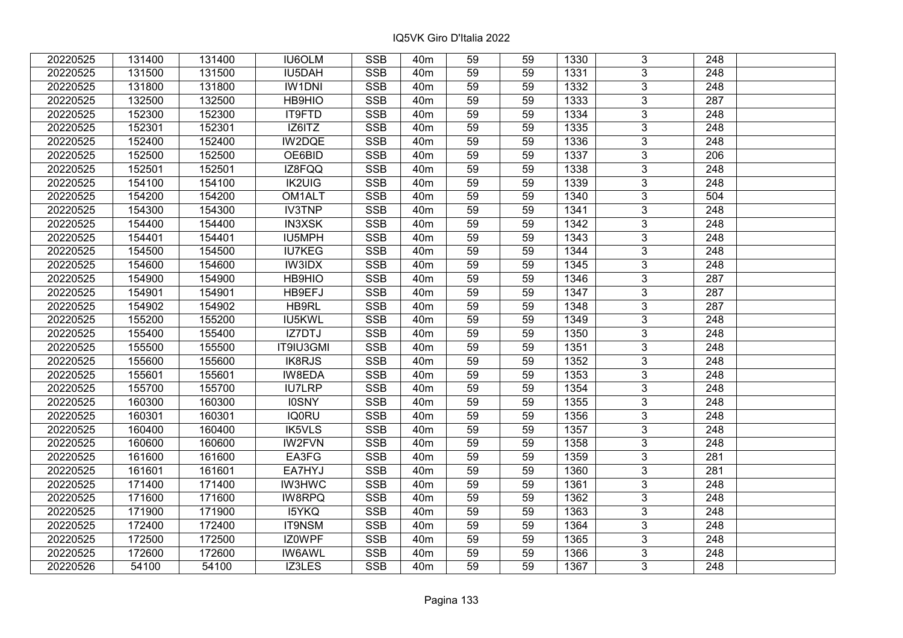IQ5VK Giro D'Italia 2022

| | | | | | | | | | | | |
|---|---|---|---|---|---|---|---|---|---|---|---|
| 20220525 | 131400 | 131400 | IU6OLM | SSB | 40m | 59 | 59 | 1330 | 3 | 248 | |
| 20220525 | 131500 | 131500 | IU5DAH | SSB | 40m | 59 | 59 | 1331 | 3 | 248 | |
| 20220525 | 131800 | 131800 | IW1DNI | SSB | 40m | 59 | 59 | 1332 | 3 | 248 | |
| 20220525 | 132500 | 132500 | HB9HIO | SSB | 40m | 59 | 59 | 1333 | 3 | 287 | |
| 20220525 | 152300 | 152300 | IT9FTD | SSB | 40m | 59 | 59 | 1334 | 3 | 248 | |
| 20220525 | 152301 | 152301 | IZ6ITZ | SSB | 40m | 59 | 59 | 1335 | 3 | 248 | |
| 20220525 | 152400 | 152400 | IW2DQE | SSB | 40m | 59 | 59 | 1336 | 3 | 248 | |
| 20220525 | 152500 | 152500 | OE6BID | SSB | 40m | 59 | 59 | 1337 | 3 | 206 | |
| 20220525 | 152501 | 152501 | IZ8FQQ | SSB | 40m | 59 | 59 | 1338 | 3 | 248 | |
| 20220525 | 154100 | 154100 | IK2UIG | SSB | 40m | 59 | 59 | 1339 | 3 | 248 | |
| 20220525 | 154200 | 154200 | OM1ALT | SSB | 40m | 59 | 59 | 1340 | 3 | 504 | |
| 20220525 | 154300 | 154300 | IV3TNP | SSB | 40m | 59 | 59 | 1341 | 3 | 248 | |
| 20220525 | 154400 | 154400 | IN3XSK | SSB | 40m | 59 | 59 | 1342 | 3 | 248 | |
| 20220525 | 154401 | 154401 | IU5MPH | SSB | 40m | 59 | 59 | 1343 | 3 | 248 | |
| 20220525 | 154500 | 154500 | IU7KEG | SSB | 40m | 59 | 59 | 1344 | 3 | 248 | |
| 20220525 | 154600 | 154600 | IW3IDX | SSB | 40m | 59 | 59 | 1345 | 3 | 248 | |
| 20220525 | 154900 | 154900 | HB9HIO | SSB | 40m | 59 | 59 | 1346 | 3 | 287 | |
| 20220525 | 154901 | 154901 | HB9EFJ | SSB | 40m | 59 | 59 | 1347 | 3 | 287 | |
| 20220525 | 154902 | 154902 | HB9RL | SSB | 40m | 59 | 59 | 1348 | 3 | 287 | |
| 20220525 | 155200 | 155200 | IU5KWL | SSB | 40m | 59 | 59 | 1349 | 3 | 248 | |
| 20220525 | 155400 | 155400 | IZ7DTJ | SSB | 40m | 59 | 59 | 1350 | 3 | 248 | |
| 20220525 | 155500 | 155500 | IT9IU3GMI | SSB | 40m | 59 | 59 | 1351 | 3 | 248 | |
| 20220525 | 155600 | 155600 | IK8RJS | SSB | 40m | 59 | 59 | 1352 | 3 | 248 | |
| 20220525 | 155601 | 155601 | IW8EDA | SSB | 40m | 59 | 59 | 1353 | 3 | 248 | |
| 20220525 | 155700 | 155700 | IU7LRP | SSB | 40m | 59 | 59 | 1354 | 3 | 248 | |
| 20220525 | 160300 | 160300 | I0SNY | SSB | 40m | 59 | 59 | 1355 | 3 | 248 | |
| 20220525 | 160301 | 160301 | IQ0RU | SSB | 40m | 59 | 59 | 1356 | 3 | 248 | |
| 20220525 | 160400 | 160400 | IK5VLS | SSB | 40m | 59 | 59 | 1357 | 3 | 248 | |
| 20220525 | 160600 | 160600 | IW2FVN | SSB | 40m | 59 | 59 | 1358 | 3 | 248 | |
| 20220525 | 161600 | 161600 | EA3FG | SSB | 40m | 59 | 59 | 1359 | 3 | 281 | |
| 20220525 | 161601 | 161601 | EA7HYJ | SSB | 40m | 59 | 59 | 1360 | 3 | 281 | |
| 20220525 | 171400 | 171400 | IW3HWC | SSB | 40m | 59 | 59 | 1361 | 3 | 248 | |
| 20220525 | 171600 | 171600 | IW8RPQ | SSB | 40m | 59 | 59 | 1362 | 3 | 248 | |
| 20220525 | 171900 | 171900 | I5YKQ | SSB | 40m | 59 | 59 | 1363 | 3 | 248 | |
| 20220525 | 172400 | 172400 | IT9NSM | SSB | 40m | 59 | 59 | 1364 | 3 | 248 | |
| 20220525 | 172500 | 172500 | IZ0WPF | SSB | 40m | 59 | 59 | 1365 | 3 | 248 | |
| 20220525 | 172600 | 172600 | IW6AWL | SSB | 40m | 59 | 59 | 1366 | 3 | 248 | |
| 20220526 | 54100 | 54100 | IZ3LES | SSB | 40m | 59 | 59 | 1367 | 3 | 248 | |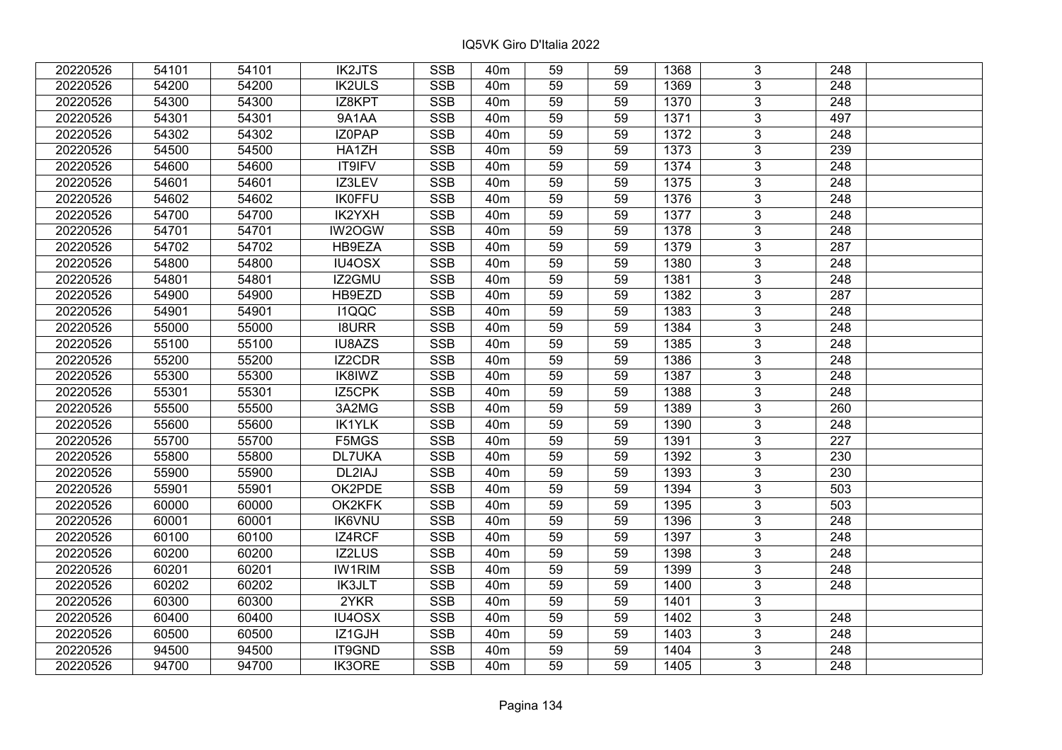# IQ5VK Giro D'Italia 2022

| | | | | | | | | | | | |
|---|---|---|---|---|---|---|---|---|---|---|---|
| 20220526 | 54101 | 54101 | IK2JTS | SSB | 40m | 59 | 59 | 1368 | 3 | 248 | |
| 20220526 | 54200 | 54200 | IK2ULS | SSB | 40m | 59 | 59 | 1369 | 3 | 248 | |
| 20220526 | 54300 | 54300 | IZ8KPT | SSB | 40m | 59 | 59 | 1370 | 3 | 248 | |
| 20220526 | 54301 | 54301 | 9A1AA | SSB | 40m | 59 | 59 | 1371 | 3 | 497 | |
| 20220526 | 54302 | 54302 | IZ0PAP | SSB | 40m | 59 | 59 | 1372 | 3 | 248 | |
| 20220526 | 54500 | 54500 | HA1ZH | SSB | 40m | 59 | 59 | 1373 | 3 | 239 | |
| 20220526 | 54600 | 54600 | IT9IFV | SSB | 40m | 59 | 59 | 1374 | 3 | 248 | |
| 20220526 | 54601 | 54601 | IZ3LEV | SSB | 40m | 59 | 59 | 1375 | 3 | 248 | |
| 20220526 | 54602 | 54602 | IK0FFU | SSB | 40m | 59 | 59 | 1376 | 3 | 248 | |
| 20220526 | 54700 | 54700 | IK2YXH | SSB | 40m | 59 | 59 | 1377 | 3 | 248 | |
| 20220526 | 54701 | 54701 | IW2OGW | SSB | 40m | 59 | 59 | 1378 | 3 | 248 | |
| 20220526 | 54702 | 54702 | HB9EZA | SSB | 40m | 59 | 59 | 1379 | 3 | 287 | |
| 20220526 | 54800 | 54800 | IU4OSX | SSB | 40m | 59 | 59 | 1380 | 3 | 248 | |
| 20220526 | 54801 | 54801 | IZ2GMU | SSB | 40m | 59 | 59 | 1381 | 3 | 248 | |
| 20220526 | 54900 | 54900 | HB9EZD | SSB | 40m | 59 | 59 | 1382 | 3 | 287 | |
| 20220526 | 54901 | 54901 | I1QQC | SSB | 40m | 59 | 59 | 1383 | 3 | 248 | |
| 20220526 | 55000 | 55000 | I8URR | SSB | 40m | 59 | 59 | 1384 | 3 | 248 | |
| 20220526 | 55100 | 55100 | IU8AZS | SSB | 40m | 59 | 59 | 1385 | 3 | 248 | |
| 20220526 | 55200 | 55200 | IZ2CDR | SSB | 40m | 59 | 59 | 1386 | 3 | 248 | |
| 20220526 | 55300 | 55300 | IK8IWZ | SSB | 40m | 59 | 59 | 1387 | 3 | 248 | |
| 20220526 | 55301 | 55301 | IZ5CPK | SSB | 40m | 59 | 59 | 1388 | 3 | 248 | |
| 20220526 | 55500 | 55500 | 3A2MG | SSB | 40m | 59 | 59 | 1389 | 3 | 260 | |
| 20220526 | 55600 | 55600 | IK1YLK | SSB | 40m | 59 | 59 | 1390 | 3 | 248 | |
| 20220526 | 55700 | 55700 | F5MGS | SSB | 40m | 59 | 59 | 1391 | 3 | 227 | |
| 20220526 | 55800 | 55800 | DL7UKA | SSB | 40m | 59 | 59 | 1392 | 3 | 230 | |
| 20220526 | 55900 | 55900 | DL2IAJ | SSB | 40m | 59 | 59 | 1393 | 3 | 230 | |
| 20220526 | 55901 | 55901 | OK2PDE | SSB | 40m | 59 | 59 | 1394 | 3 | 503 | |
| 20220526 | 60000 | 60000 | OK2KFK | SSB | 40m | 59 | 59 | 1395 | 3 | 503 | |
| 20220526 | 60001 | 60001 | IK6VNU | SSB | 40m | 59 | 59 | 1396 | 3 | 248 | |
| 20220526 | 60100 | 60100 | IZ4RCF | SSB | 40m | 59 | 59 | 1397 | 3 | 248 | |
| 20220526 | 60200 | 60200 | IZ2LUS | SSB | 40m | 59 | 59 | 1398 | 3 | 248 | |
| 20220526 | 60201 | 60201 | IW1RIM | SSB | 40m | 59 | 59 | 1399 | 3 | 248 | |
| 20220526 | 60202 | 60202 | IK3JLT | SSB | 40m | 59 | 59 | 1400 | 3 | 248 | |
| 20220526 | 60300 | 60300 | 2YKR | SSB | 40m | 59 | 59 | 1401 | 3 | | |
| 20220526 | 60400 | 60400 | IU4OSX | SSB | 40m | 59 | 59 | 1402 | 3 | 248 | |
| 20220526 | 60500 | 60500 | IZ1GJH | SSB | 40m | 59 | 59 | 1403 | 3 | 248 | |
| 20220526 | 94500 | 94500 | IT9GND | SSB | 40m | 59 | 59 | 1404 | 3 | 248 | |
| 20220526 | 94700 | 94700 | IK3ORE | SSB | 40m | 59 | 59 | 1405 | 3 | 248 | |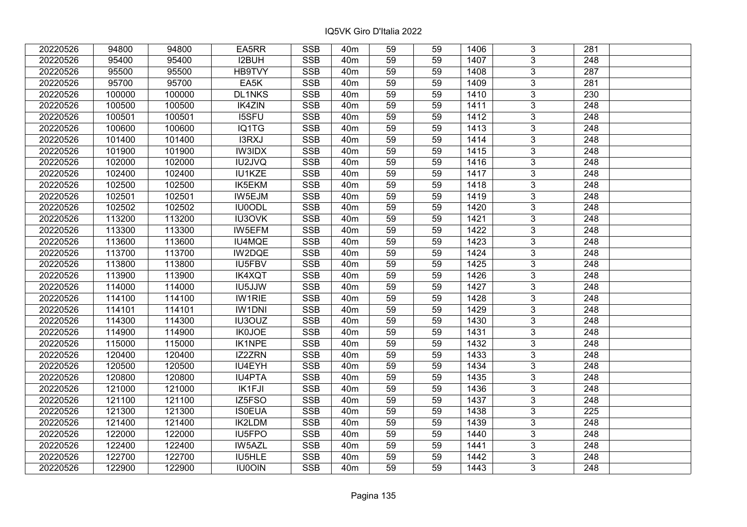IQ5VK Giro D'Italia 2022

| | | | | | | | | | | | |
|---|---|---|---|---|---|---|---|---|---|---|---|
| 20220526 | 94800 | 94800 | EA5RR | SSB | 40m | 59 | 59 | 1406 | 3 | 281 | |
| 20220526 | 95400 | 95400 | I2BUH | SSB | 40m | 59 | 59 | 1407 | 3 | 248 | |
| 20220526 | 95500 | 95500 | HB9TVY | SSB | 40m | 59 | 59 | 1408 | 3 | 287 | |
| 20220526 | 95700 | 95700 | EA5K | SSB | 40m | 59 | 59 | 1409 | 3 | 281 | |
| 20220526 | 100000 | 100000 | DL1NKS | SSB | 40m | 59 | 59 | 1410 | 3 | 230 | |
| 20220526 | 100500 | 100500 | IK4ZIN | SSB | 40m | 59 | 59 | 1411 | 3 | 248 | |
| 20220526 | 100501 | 100501 | I5SFU | SSB | 40m | 59 | 59 | 1412 | 3 | 248 | |
| 20220526 | 100600 | 100600 | IQ1TG | SSB | 40m | 59 | 59 | 1413 | 3 | 248 | |
| 20220526 | 101400 | 101400 | I3RXJ | SSB | 40m | 59 | 59 | 1414 | 3 | 248 | |
| 20220526 | 101900 | 101900 | IW3IDX | SSB | 40m | 59 | 59 | 1415 | 3 | 248 | |
| 20220526 | 102000 | 102000 | IU2JVQ | SSB | 40m | 59 | 59 | 1416 | 3 | 248 | |
| 20220526 | 102400 | 102400 | IU1KZE | SSB | 40m | 59 | 59 | 1417 | 3 | 248 | |
| 20220526 | 102500 | 102500 | IK5EKM | SSB | 40m | 59 | 59 | 1418 | 3 | 248 | |
| 20220526 | 102501 | 102501 | IW5EJM | SSB | 40m | 59 | 59 | 1419 | 3 | 248 | |
| 20220526 | 102502 | 102502 | IU0ODL | SSB | 40m | 59 | 59 | 1420 | 3 | 248 | |
| 20220526 | 113200 | 113200 | IU3OVK | SSB | 40m | 59 | 59 | 1421 | 3 | 248 | |
| 20220526 | 113300 | 113300 | IW5EFM | SSB | 40m | 59 | 59 | 1422 | 3 | 248 | |
| 20220526 | 113600 | 113600 | IU4MQE | SSB | 40m | 59 | 59 | 1423 | 3 | 248 | |
| 20220526 | 113700 | 113700 | IW2DQE | SSB | 40m | 59 | 59 | 1424 | 3 | 248 | |
| 20220526 | 113800 | 113800 | IU5FBV | SSB | 40m | 59 | 59 | 1425 | 3 | 248 | |
| 20220526 | 113900 | 113900 | IK4XQT | SSB | 40m | 59 | 59 | 1426 | 3 | 248 | |
| 20220526 | 114000 | 114000 | IU5JJW | SSB | 40m | 59 | 59 | 1427 | 3 | 248 | |
| 20220526 | 114100 | 114100 | IW1RIE | SSB | 40m | 59 | 59 | 1428 | 3 | 248 | |
| 20220526 | 114101 | 114101 | IW1DNI | SSB | 40m | 59 | 59 | 1429 | 3 | 248 | |
| 20220526 | 114300 | 114300 | IU3OUZ | SSB | 40m | 59 | 59 | 1430 | 3 | 248 | |
| 20220526 | 114900 | 114900 | IK0JOE | SSB | 40m | 59 | 59 | 1431 | 3 | 248 | |
| 20220526 | 115000 | 115000 | IK1NPE | SSB | 40m | 59 | 59 | 1432 | 3 | 248 | |
| 20220526 | 120400 | 120400 | IZ2ZRN | SSB | 40m | 59 | 59 | 1433 | 3 | 248 | |
| 20220526 | 120500 | 120500 | IU4EYH | SSB | 40m | 59 | 59 | 1434 | 3 | 248 | |
| 20220526 | 120800 | 120800 | IU4PTA | SSB | 40m | 59 | 59 | 1435 | 3 | 248 | |
| 20220526 | 121000 | 121000 | IK1FJI | SSB | 40m | 59 | 59 | 1436 | 3 | 248 | |
| 20220526 | 121100 | 121100 | IZ5FSO | SSB | 40m | 59 | 59 | 1437 | 3 | 248 | |
| 20220526 | 121300 | 121300 | IS0EUA | SSB | 40m | 59 | 59 | 1438 | 3 | 225 | |
| 20220526 | 121400 | 121400 | IK2LDM | SSB | 40m | 59 | 59 | 1439 | 3 | 248 | |
| 20220526 | 122000 | 122000 | IU5FPO | SSB | 40m | 59 | 59 | 1440 | 3 | 248 | |
| 20220526 | 122400 | 122400 | IW5AZL | SSB | 40m | 59 | 59 | 1441 | 3 | 248 | |
| 20220526 | 122700 | 122700 | IU5HLE | SSB | 40m | 59 | 59 | 1442 | 3 | 248 | |
| 20220526 | 122900 | 122900 | IU0OIN | SSB | 40m | 59 | 59 | 1443 | 3 | 248 | |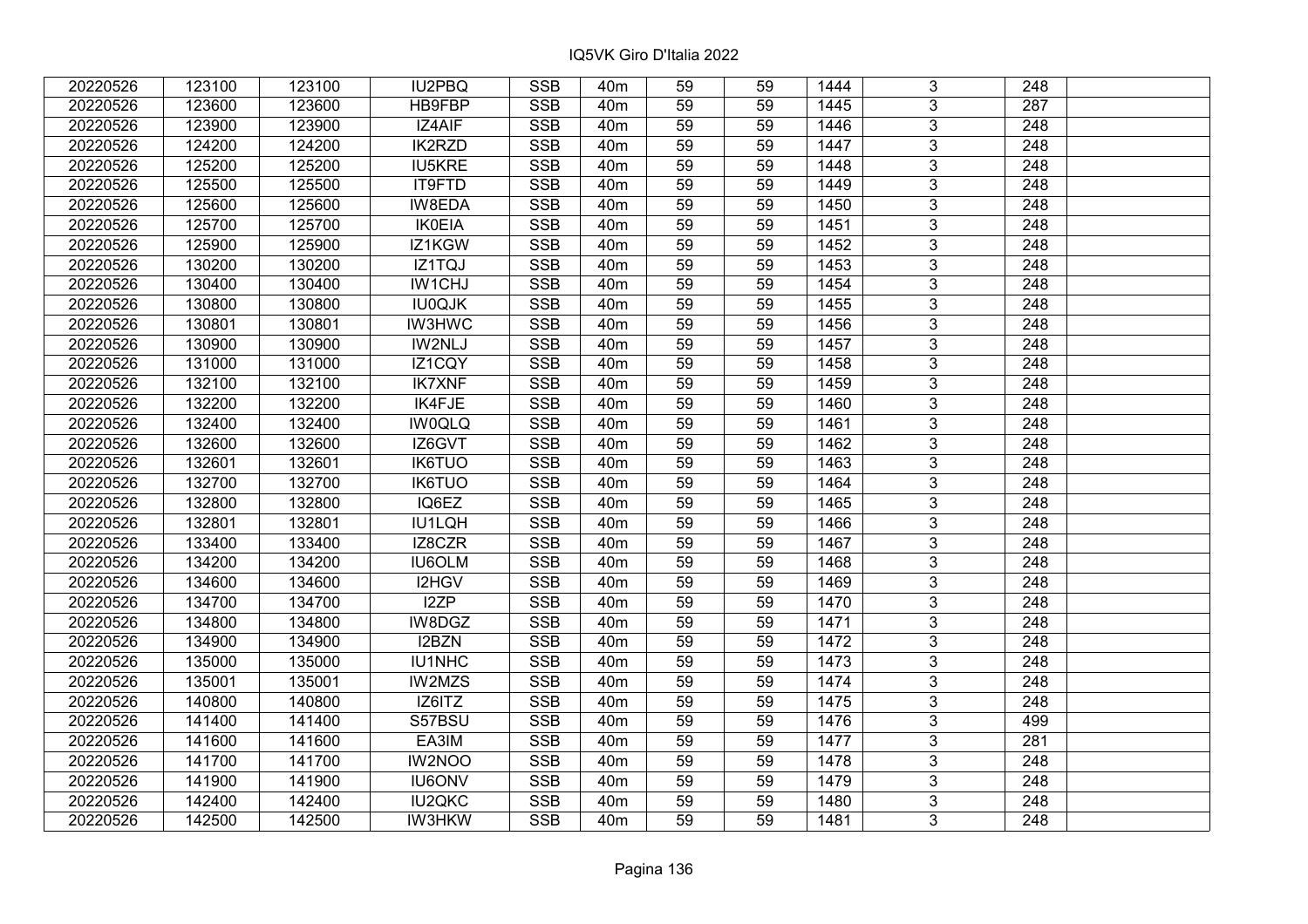| | | | | | | | | | | | |
|---|---|---|---|---|---|---|---|---|---|---|---|
| 20220526 | 123100 | 123100 | IU2PBQ | SSB | 40m | 59 | 59 | 1444 | 3 | 248 | |
| 20220526 | 123600 | 123600 | HB9FBP | SSB | 40m | 59 | 59 | 1445 | 3 | 287 | |
| 20220526 | 123900 | 123900 | IZ4AIF | SSB | 40m | 59 | 59 | 1446 | 3 | 248 | |
| 20220526 | 124200 | 124200 | IK2RZD | SSB | 40m | 59 | 59 | 1447 | 3 | 248 | |
| 20220526 | 125200 | 125200 | IU5KRE | SSB | 40m | 59 | 59 | 1448 | 3 | 248 | |
| 20220526 | 125500 | 125500 | IT9FTD | SSB | 40m | 59 | 59 | 1449 | 3 | 248 | |
| 20220526 | 125600 | 125600 | IW8EDA | SSB | 40m | 59 | 59 | 1450 | 3 | 248 | |
| 20220526 | 125700 | 125700 | IK0EIA | SSB | 40m | 59 | 59 | 1451 | 3 | 248 | |
| 20220526 | 125900 | 125900 | IZ1KGW | SSB | 40m | 59 | 59 | 1452 | 3 | 248 | |
| 20220526 | 130200 | 130200 | IZ1TQJ | SSB | 40m | 59 | 59 | 1453 | 3 | 248 | |
| 20220526 | 130400 | 130400 | IW1CHJ | SSB | 40m | 59 | 59 | 1454 | 3 | 248 | |
| 20220526 | 130800 | 130800 | IU0QJK | SSB | 40m | 59 | 59 | 1455 | 3 | 248 | |
| 20220526 | 130801 | 130801 | IW3HWC | SSB | 40m | 59 | 59 | 1456 | 3 | 248 | |
| 20220526 | 130900 | 130900 | IW2NLJ | SSB | 40m | 59 | 59 | 1457 | 3 | 248 | |
| 20220526 | 131000 | 131000 | IZ1CQY | SSB | 40m | 59 | 59 | 1458 | 3 | 248 | |
| 20220526 | 132100 | 132100 | IK7XNF | SSB | 40m | 59 | 59 | 1459 | 3 | 248 | |
| 20220526 | 132200 | 132200 | IK4FJE | SSB | 40m | 59 | 59 | 1460 | 3 | 248 | |
| 20220526 | 132400 | 132400 | IW0QLQ | SSB | 40m | 59 | 59 | 1461 | 3 | 248 | |
| 20220526 | 132600 | 132600 | IZ6GVT | SSB | 40m | 59 | 59 | 1462 | 3 | 248 | |
| 20220526 | 132601 | 132601 | IK6TUO | SSB | 40m | 59 | 59 | 1463 | 3 | 248 | |
| 20220526 | 132700 | 132700 | IK6TUO | SSB | 40m | 59 | 59 | 1464 | 3 | 248 | |
| 20220526 | 132800 | 132800 | IQ6EZ | SSB | 40m | 59 | 59 | 1465 | 3 | 248 | |
| 20220526 | 132801 | 132801 | IU1LQH | SSB | 40m | 59 | 59 | 1466 | 3 | 248 | |
| 20220526 | 133400 | 133400 | IZ8CZR | SSB | 40m | 59 | 59 | 1467 | 3 | 248 | |
| 20220526 | 134200 | 134200 | IU6OLM | SSB | 40m | 59 | 59 | 1468 | 3 | 248 | |
| 20220526 | 134600 | 134600 | I2HGV | SSB | 40m | 59 | 59 | 1469 | 3 | 248 | |
| 20220526 | 134700 | 134700 | I2ZP | SSB | 40m | 59 | 59 | 1470 | 3 | 248 | |
| 20220526 | 134800 | 134800 | IW8DGZ | SSB | 40m | 59 | 59 | 1471 | 3 | 248 | |
| 20220526 | 134900 | 134900 | I2BZN | SSB | 40m | 59 | 59 | 1472 | 3 | 248 | |
| 20220526 | 135000 | 135000 | IU1NHC | SSB | 40m | 59 | 59 | 1473 | 3 | 248 | |
| 20220526 | 135001 | 135001 | IW2MZS | SSB | 40m | 59 | 59 | 1474 | 3 | 248 | |
| 20220526 | 140800 | 140800 | IZ6ITZ | SSB | 40m | 59 | 59 | 1475 | 3 | 248 | |
| 20220526 | 141400 | 141400 | S57BSU | SSB | 40m | 59 | 59 | 1476 | 3 | 499 | |
| 20220526 | 141600 | 141600 | EA3IM | SSB | 40m | 59 | 59 | 1477 | 3 | 281 | |
| 20220526 | 141700 | 141700 | IW2NOO | SSB | 40m | 59 | 59 | 1478 | 3 | 248 | |
| 20220526 | 141900 | 141900 | IU6ONV | SSB | 40m | 59 | 59 | 1479 | 3 | 248 | |
| 20220526 | 142400 | 142400 | IU2QKC | SSB | 40m | 59 | 59 | 1480 | 3 | 248 | |
| 20220526 | 142500 | 142500 | IW3HKW | SSB | 40m | 59 | 59 | 1481 | 3 | 248 | |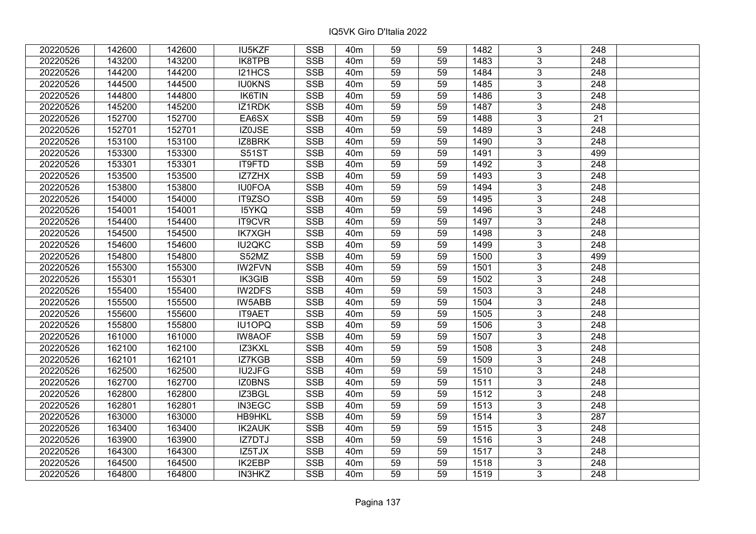IQ5VK Giro D'Italia 2022

| 20220526 | 142600 | 142600 | IU5KZF | SSB | 40m | 59 | 59 | 1482 | 3 | 248 | |
|---|---|---|---|---|---|---|---|---|---|---|---|
| 20220526 | 143200 | 143200 | IK8TPB | SSB | 40m | 59 | 59 | 1483 | 3 | 248 | |
| 20220526 | 144200 | 144200 | I21HCS | SSB | 40m | 59 | 59 | 1484 | 3 | 248 | |
| 20220526 | 144500 | 144500 | IU0KNS | SSB | 40m | 59 | 59 | 1485 | 3 | 248 | |
| 20220526 | 144800 | 144800 | IK6TIN | SSB | 40m | 59 | 59 | 1486 | 3 | 248 | |
| 20220526 | 145200 | 145200 | IZ1RDK | SSB | 40m | 59 | 59 | 1487 | 3 | 248 | |
| 20220526 | 152700 | 152700 | EA6SX | SSB | 40m | 59 | 59 | 1488 | 3 | 21 | |
| 20220526 | 152701 | 152701 | IZ0JSE | SSB | 40m | 59 | 59 | 1489 | 3 | 248 | |
| 20220526 | 153100 | 153100 | IZ8BRK | SSB | 40m | 59 | 59 | 1490 | 3 | 248 | |
| 20220526 | 153300 | 153300 | S51ST | SSB | 40m | 59 | 59 | 1491 | 3 | 499 | |
| 20220526 | 153301 | 153301 | IT9FTD | SSB | 40m | 59 | 59 | 1492 | 3 | 248 | |
| 20220526 | 153500 | 153500 | IZ7ZHX | SSB | 40m | 59 | 59 | 1493 | 3 | 248 | |
| 20220526 | 153800 | 153800 | IU0FOA | SSB | 40m | 59 | 59 | 1494 | 3 | 248 | |
| 20220526 | 154000 | 154000 | IT9ZSO | SSB | 40m | 59 | 59 | 1495 | 3 | 248 | |
| 20220526 | 154001 | 154001 | I5YKQ | SSB | 40m | 59 | 59 | 1496 | 3 | 248 | |
| 20220526 | 154400 | 154400 | IT9CVR | SSB | 40m | 59 | 59 | 1497 | 3 | 248 | |
| 20220526 | 154500 | 154500 | IK7XGH | SSB | 40m | 59 | 59 | 1498 | 3 | 248 | |
| 20220526 | 154600 | 154600 | IU2QKC | SSB | 40m | 59 | 59 | 1499 | 3 | 248 | |
| 20220526 | 154800 | 154800 | S52MZ | SSB | 40m | 59 | 59 | 1500 | 3 | 499 | |
| 20220526 | 155300 | 155300 | IW2FVN | SSB | 40m | 59 | 59 | 1501 | 3 | 248 | |
| 20220526 | 155301 | 155301 | IK3GIB | SSB | 40m | 59 | 59 | 1502 | 3 | 248 | |
| 20220526 | 155400 | 155400 | IW2DFS | SSB | 40m | 59 | 59 | 1503 | 3 | 248 | |
| 20220526 | 155500 | 155500 | IW5ABB | SSB | 40m | 59 | 59 | 1504 | 3 | 248 | |
| 20220526 | 155600 | 155600 | IT9AET | SSB | 40m | 59 | 59 | 1505 | 3 | 248 | |
| 20220526 | 155800 | 155800 | IU1OPQ | SSB | 40m | 59 | 59 | 1506 | 3 | 248 | |
| 20220526 | 161000 | 161000 | IW8AOF | SSB | 40m | 59 | 59 | 1507 | 3 | 248 | |
| 20220526 | 162100 | 162100 | IZ3KXL | SSB | 40m | 59 | 59 | 1508 | 3 | 248 | |
| 20220526 | 162101 | 162101 | IZ7KGB | SSB | 40m | 59 | 59 | 1509 | 3 | 248 | |
| 20220526 | 162500 | 162500 | IU2JFG | SSB | 40m | 59 | 59 | 1510 | 3 | 248 | |
| 20220526 | 162700 | 162700 | IZ0BNS | SSB | 40m | 59 | 59 | 1511 | 3 | 248 | |
| 20220526 | 162800 | 162800 | IZ3BGL | SSB | 40m | 59 | 59 | 1512 | 3 | 248 | |
| 20220526 | 162801 | 162801 | IN3EGC | SSB | 40m | 59 | 59 | 1513 | 3 | 248 | |
| 20220526 | 163000 | 163000 | HB9HKL | SSB | 40m | 59 | 59 | 1514 | 3 | 287 | |
| 20220526 | 163400 | 163400 | IK2AUK | SSB | 40m | 59 | 59 | 1515 | 3 | 248 | |
| 20220526 | 163900 | 163900 | IZ7DTJ | SSB | 40m | 59 | 59 | 1516 | 3 | 248 | |
| 20220526 | 164300 | 164300 | IZ5TJX | SSB | 40m | 59 | 59 | 1517 | 3 | 248 | |
| 20220526 | 164500 | 164500 | IK2EBP | SSB | 40m | 59 | 59 | 1518 | 3 | 248 | |
| 20220526 | 164800 | 164800 | IN3HKZ | SSB | 40m | 59 | 59 | 1519 | 3 | 248 | |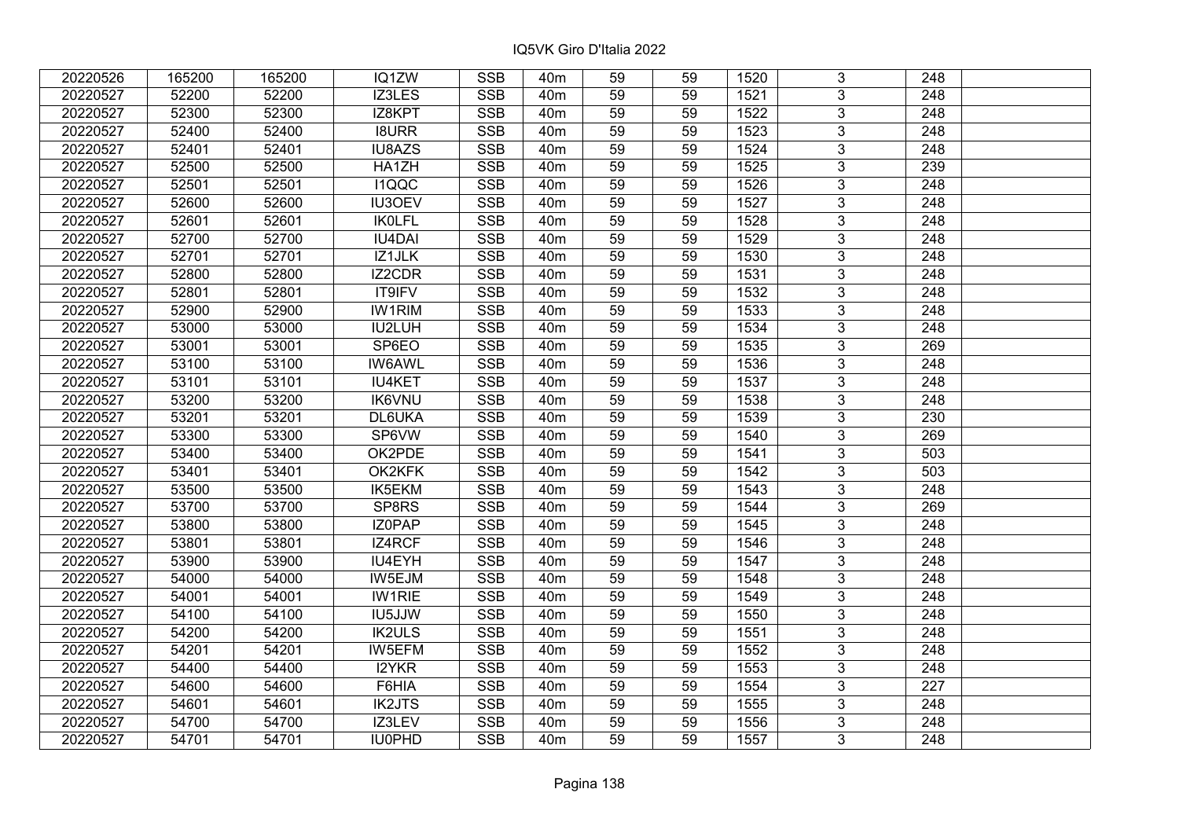| | | | | | | | | | | | |
|---|---|---|---|---|---|---|---|---|---|---|---|
| 20220526 | 165200 | 165200 | IQ1ZW | SSB | 40m | 59 | 59 | 1520 | 3 | 248 | |
| 20220527 | 52200 | 52200 | IZ3LES | SSB | 40m | 59 | 59 | 1521 | 3 | 248 | |
| 20220527 | 52300 | 52300 | IZ8KPT | SSB | 40m | 59 | 59 | 1522 | 3 | 248 | |
| 20220527 | 52400 | 52400 | I8URR | SSB | 40m | 59 | 59 | 1523 | 3 | 248 | |
| 20220527 | 52401 | 52401 | IU8AZS | SSB | 40m | 59 | 59 | 1524 | 3 | 248 | |
| 20220527 | 52500 | 52500 | HA1ZH | SSB | 40m | 59 | 59 | 1525 | 3 | 239 | |
| 20220527 | 52501 | 52501 | I1QQC | SSB | 40m | 59 | 59 | 1526 | 3 | 248 | |
| 20220527 | 52600 | 52600 | IU3OEV | SSB | 40m | 59 | 59 | 1527 | 3 | 248 | |
| 20220527 | 52601 | 52601 | IK0LFL | SSB | 40m | 59 | 59 | 1528 | 3 | 248 | |
| 20220527 | 52700 | 52700 | IU4DAI | SSB | 40m | 59 | 59 | 1529 | 3 | 248 | |
| 20220527 | 52701 | 52701 | IZ1JLK | SSB | 40m | 59 | 59 | 1530 | 3 | 248 | |
| 20220527 | 52800 | 52800 | IZ2CDR | SSB | 40m | 59 | 59 | 1531 | 3 | 248 | |
| 20220527 | 52801 | 52801 | IT9IFV | SSB | 40m | 59 | 59 | 1532 | 3 | 248 | |
| 20220527 | 52900 | 52900 | IW1RIM | SSB | 40m | 59 | 59 | 1533 | 3 | 248 | |
| 20220527 | 53000 | 53000 | IU2LUH | SSB | 40m | 59 | 59 | 1534 | 3 | 248 | |
| 20220527 | 53001 | 53001 | SP6EO | SSB | 40m | 59 | 59 | 1535 | 3 | 269 | |
| 20220527 | 53100 | 53100 | IW6AWL | SSB | 40m | 59 | 59 | 1536 | 3 | 248 | |
| 20220527 | 53101 | 53101 | IU4KET | SSB | 40m | 59 | 59 | 1537 | 3 | 248 | |
| 20220527 | 53200 | 53200 | IK6VNU | SSB | 40m | 59 | 59 | 1538 | 3 | 248 | |
| 20220527 | 53201 | 53201 | DL6UKA | SSB | 40m | 59 | 59 | 1539 | 3 | 230 | |
| 20220527 | 53300 | 53300 | SP6VW | SSB | 40m | 59 | 59 | 1540 | 3 | 269 | |
| 20220527 | 53400 | 53400 | OK2PDE | SSB | 40m | 59 | 59 | 1541 | 3 | 503 | |
| 20220527 | 53401 | 53401 | OK2KFK | SSB | 40m | 59 | 59 | 1542 | 3 | 503 | |
| 20220527 | 53500 | 53500 | IK5EKM | SSB | 40m | 59 | 59 | 1543 | 3 | 248 | |
| 20220527 | 53700 | 53700 | SP8RS | SSB | 40m | 59 | 59 | 1544 | 3 | 269 | |
| 20220527 | 53800 | 53800 | IZ0PAP | SSB | 40m | 59 | 59 | 1545 | 3 | 248 | |
| 20220527 | 53801 | 53801 | IZ4RCF | SSB | 40m | 59 | 59 | 1546 | 3 | 248 | |
| 20220527 | 53900 | 53900 | IU4EYH | SSB | 40m | 59 | 59 | 1547 | 3 | 248 | |
| 20220527 | 54000 | 54000 | IW5EJM | SSB | 40m | 59 | 59 | 1548 | 3 | 248 | |
| 20220527 | 54001 | 54001 | IW1RIE | SSB | 40m | 59 | 59 | 1549 | 3 | 248 | |
| 20220527 | 54100 | 54100 | IU5JJW | SSB | 40m | 59 | 59 | 1550 | 3 | 248 | |
| 20220527 | 54200 | 54200 | IK2ULS | SSB | 40m | 59 | 59 | 1551 | 3 | 248 | |
| 20220527 | 54201 | 54201 | IW5EFM | SSB | 40m | 59 | 59 | 1552 | 3 | 248 | |
| 20220527 | 54400 | 54400 | I2YKR | SSB | 40m | 59 | 59 | 1553 | 3 | 248 | |
| 20220527 | 54600 | 54600 | F6HIA | SSB | 40m | 59 | 59 | 1554 | 3 | 227 | |
| 20220527 | 54601 | 54601 | IK2JTS | SSB | 40m | 59 | 59 | 1555 | 3 | 248 | |
| 20220527 | 54700 | 54700 | IZ3LEV | SSB | 40m | 59 | 59 | 1556 | 3 | 248 | |
| 20220527 | 54701 | 54701 | IU0PHD | SSB | 40m | 59 | 59 | 1557 | 3 | 248 | |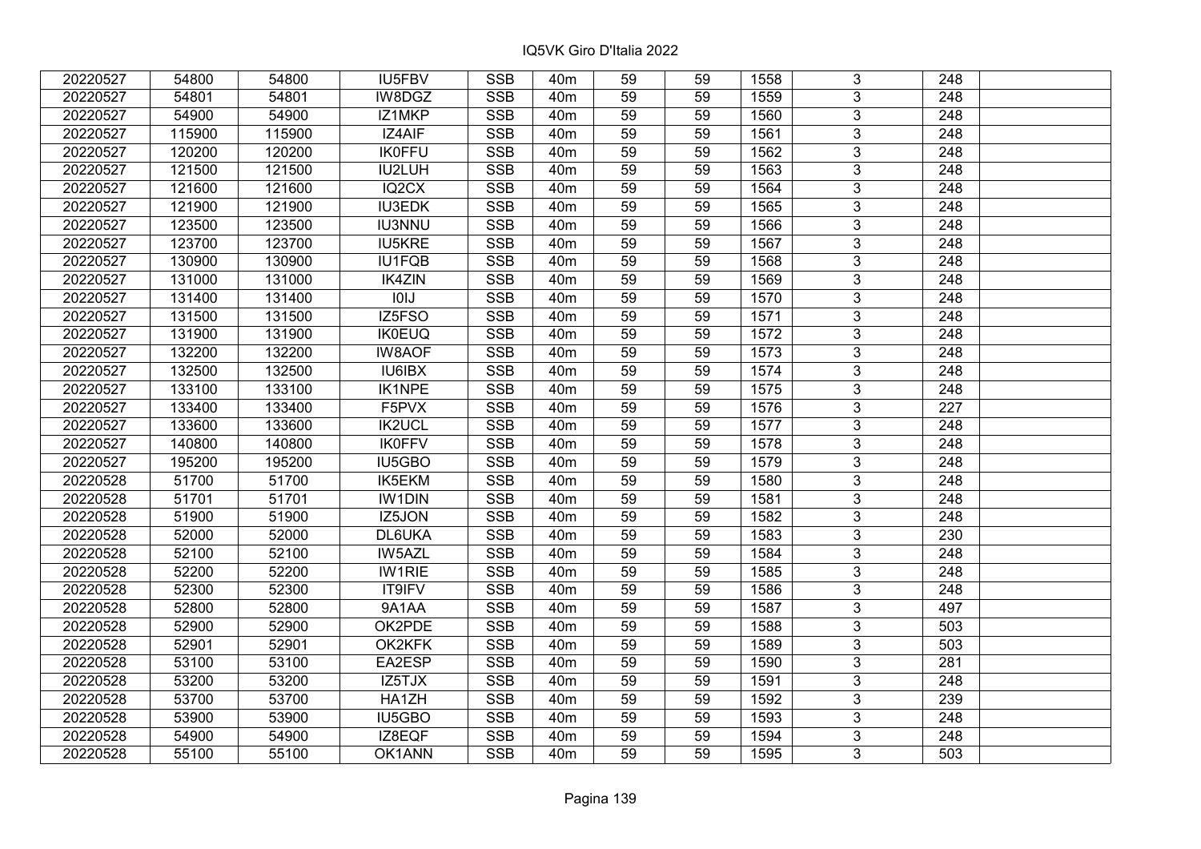| | | | | | | | | | | | |
|---|---|---|---|---|---|---|---|---|---|---|---|
| 20220527 | 54800 | 54800 | IU5FBV | SSB | 40m | 59 | 59 | 1558 | 3 | 248 | |
| 20220527 | 54801 | 54801 | IW8DGZ | SSB | 40m | 59 | 59 | 1559 | 3 | 248 | |
| 20220527 | 54900 | 54900 | IZ1MKP | SSB | 40m | 59 | 59 | 1560 | 3 | 248 | |
| 20220527 | 115900 | 115900 | IZ4AIF | SSB | 40m | 59 | 59 | 1561 | 3 | 248 | |
| 20220527 | 120200 | 120200 | IK0FFU | SSB | 40m | 59 | 59 | 1562 | 3 | 248 | |
| 20220527 | 121500 | 121500 | IU2LUH | SSB | 40m | 59 | 59 | 1563 | 3 | 248 | |
| 20220527 | 121600 | 121600 | IQ2CX | SSB | 40m | 59 | 59 | 1564 | 3 | 248 | |
| 20220527 | 121900 | 121900 | IU3EDK | SSB | 40m | 59 | 59 | 1565 | 3 | 248 | |
| 20220527 | 123500 | 123500 | IU3NNU | SSB | 40m | 59 | 59 | 1566 | 3 | 248 | |
| 20220527 | 123700 | 123700 | IU5KRE | SSB | 40m | 59 | 59 | 1567 | 3 | 248 | |
| 20220527 | 130900 | 130900 | IU1FQB | SSB | 40m | 59 | 59 | 1568 | 3 | 248 | |
| 20220527 | 131000 | 131000 | IK4ZIN | SSB | 40m | 59 | 59 | 1569 | 3 | 248 | |
| 20220527 | 131400 | 131400 | I0IJ | SSB | 40m | 59 | 59 | 1570 | 3 | 248 | |
| 20220527 | 131500 | 131500 | IZ5FSO | SSB | 40m | 59 | 59 | 1571 | 3 | 248 | |
| 20220527 | 131900 | 131900 | IK0EUQ | SSB | 40m | 59 | 59 | 1572 | 3 | 248 | |
| 20220527 | 132200 | 132200 | IW8AOF | SSB | 40m | 59 | 59 | 1573 | 3 | 248 | |
| 20220527 | 132500 | 132500 | IU6IBX | SSB | 40m | 59 | 59 | 1574 | 3 | 248 | |
| 20220527 | 133100 | 133100 | IK1NPE | SSB | 40m | 59 | 59 | 1575 | 3 | 248 | |
| 20220527 | 133400 | 133400 | F5PVX | SSB | 40m | 59 | 59 | 1576 | 3 | 227 | |
| 20220527 | 133600 | 133600 | IK2UCL | SSB | 40m | 59 | 59 | 1577 | 3 | 248 | |
| 20220527 | 140800 | 140800 | IK0FFV | SSB | 40m | 59 | 59 | 1578 | 3 | 248 | |
| 20220527 | 195200 | 195200 | IU5GBO | SSB | 40m | 59 | 59 | 1579 | 3 | 248 | |
| 20220528 | 51700 | 51700 | IK5EKM | SSB | 40m | 59 | 59 | 1580 | 3 | 248 | |
| 20220528 | 51701 | 51701 | IW1DIN | SSB | 40m | 59 | 59 | 1581 | 3 | 248 | |
| 20220528 | 51900 | 51900 | IZ5JON | SSB | 40m | 59 | 59 | 1582 | 3 | 248 | |
| 20220528 | 52000 | 52000 | DL6UKA | SSB | 40m | 59 | 59 | 1583 | 3 | 230 | |
| 20220528 | 52100 | 52100 | IW5AZL | SSB | 40m | 59 | 59 | 1584 | 3 | 248 | |
| 20220528 | 52200 | 52200 | IW1RIE | SSB | 40m | 59 | 59 | 1585 | 3 | 248 | |
| 20220528 | 52300 | 52300 | IT9IFV | SSB | 40m | 59 | 59 | 1586 | 3 | 248 | |
| 20220528 | 52800 | 52800 | 9A1AA | SSB | 40m | 59 | 59 | 1587 | 3 | 497 | |
| 20220528 | 52900 | 52900 | OK2PDE | SSB | 40m | 59 | 59 | 1588 | 3 | 503 | |
| 20220528 | 52901 | 52901 | OK2KFK | SSB | 40m | 59 | 59 | 1589 | 3 | 503 | |
| 20220528 | 53100 | 53100 | EA2ESP | SSB | 40m | 59 | 59 | 1590 | 3 | 281 | |
| 20220528 | 53200 | 53200 | IZ5TJX | SSB | 40m | 59 | 59 | 1591 | 3 | 248 | |
| 20220528 | 53700 | 53700 | HA1ZH | SSB | 40m | 59 | 59 | 1592 | 3 | 239 | |
| 20220528 | 53900 | 53900 | IU5GBO | SSB | 40m | 59 | 59 | 1593 | 3 | 248 | |
| 20220528 | 54900 | 54900 | IZ8EQF | SSB | 40m | 59 | 59 | 1594 | 3 | 248 | |
| 20220528 | 55100 | 55100 | OK1ANN | SSB | 40m | 59 | 59 | 1595 | 3 | 503 | |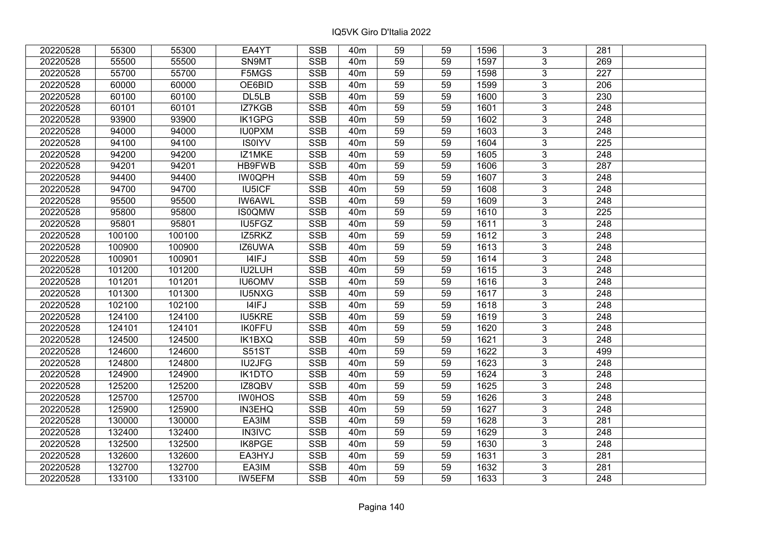| | | | | | | | | | | | |
|---|---|---|---|---|---|---|---|---|---|---|---|
| 20220528 | 55300 | 55300 | EA4YT | SSB | 40m | 59 | 59 | 1596 | 3 | 281 | |
| 20220528 | 55500 | 55500 | SN9MT | SSB | 40m | 59 | 59 | 1597 | 3 | 269 | |
| 20220528 | 55700 | 55700 | F5MGS | SSB | 40m | 59 | 59 | 1598 | 3 | 227 | |
| 20220528 | 60000 | 60000 | OE6BID | SSB | 40m | 59 | 59 | 1599 | 3 | 206 | |
| 20220528 | 60100 | 60100 | DL5LB | SSB | 40m | 59 | 59 | 1600 | 3 | 230 | |
| 20220528 | 60101 | 60101 | IZ7KGB | SSB | 40m | 59 | 59 | 1601 | 3 | 248 | |
| 20220528 | 93900 | 93900 | IK1GPG | SSB | 40m | 59 | 59 | 1602 | 3 | 248 | |
| 20220528 | 94000 | 94000 | IU0PXM | SSB | 40m | 59 | 59 | 1603 | 3 | 248 | |
| 20220528 | 94100 | 94100 | IS0IYV | SSB | 40m | 59 | 59 | 1604 | 3 | 225 | |
| 20220528 | 94200 | 94200 | IZ1MKE | SSB | 40m | 59 | 59 | 1605 | 3 | 248 | |
| 20220528 | 94201 | 94201 | HB9FWB | SSB | 40m | 59 | 59 | 1606 | 3 | 287 | |
| 20220528 | 94400 | 94400 | IW0QPH | SSB | 40m | 59 | 59 | 1607 | 3 | 248 | |
| 20220528 | 94700 | 94700 | IU5ICF | SSB | 40m | 59 | 59 | 1608 | 3 | 248 | |
| 20220528 | 95500 | 95500 | IW6AWL | SSB | 40m | 59 | 59 | 1609 | 3 | 248 | |
| 20220528 | 95800 | 95800 | IS0QMW | SSB | 40m | 59 | 59 | 1610 | 3 | 225 | |
| 20220528 | 95801 | 95801 | IU5FGZ | SSB | 40m | 59 | 59 | 1611 | 3 | 248 | |
| 20220528 | 100100 | 100100 | IZ5RKZ | SSB | 40m | 59 | 59 | 1612 | 3 | 248 | |
| 20220528 | 100900 | 100900 | IZ6UWA | SSB | 40m | 59 | 59 | 1613 | 3 | 248 | |
| 20220528 | 100901 | 100901 | I4IFJ | SSB | 40m | 59 | 59 | 1614 | 3 | 248 | |
| 20220528 | 101200 | 101200 | IU2LUH | SSB | 40m | 59 | 59 | 1615 | 3 | 248 | |
| 20220528 | 101201 | 101201 | IU6OMV | SSB | 40m | 59 | 59 | 1616 | 3 | 248 | |
| 20220528 | 101300 | 101300 | IU5NXG | SSB | 40m | 59 | 59 | 1617 | 3 | 248 | |
| 20220528 | 102100 | 102100 | I4IFJ | SSB | 40m | 59 | 59 | 1618 | 3 | 248 | |
| 20220528 | 124100 | 124100 | IU5KRE | SSB | 40m | 59 | 59 | 1619 | 3 | 248 | |
| 20220528 | 124101 | 124101 | IK0FFU | SSB | 40m | 59 | 59 | 1620 | 3 | 248 | |
| 20220528 | 124500 | 124500 | IK1BXQ | SSB | 40m | 59 | 59 | 1621 | 3 | 248 | |
| 20220528 | 124600 | 124600 | S51ST | SSB | 40m | 59 | 59 | 1622 | 3 | 499 | |
| 20220528 | 124800 | 124800 | IU2JFG | SSB | 40m | 59 | 59 | 1623 | 3 | 248 | |
| 20220528 | 124900 | 124900 | IK1DTO | SSB | 40m | 59 | 59 | 1624 | 3 | 248 | |
| 20220528 | 125200 | 125200 | IZ8QBV | SSB | 40m | 59 | 59 | 1625 | 3 | 248 | |
| 20220528 | 125700 | 125700 | IW0HOS | SSB | 40m | 59 | 59 | 1626 | 3 | 248 | |
| 20220528 | 125900 | 125900 | IN3EHQ | SSB | 40m | 59 | 59 | 1627 | 3 | 248 | |
| 20220528 | 130000 | 130000 | EA3IM | SSB | 40m | 59 | 59 | 1628 | 3 | 281 | |
| 20220528 | 132400 | 132400 | IN3IVC | SSB | 40m | 59 | 59 | 1629 | 3 | 248 | |
| 20220528 | 132500 | 132500 | IK8PGE | SSB | 40m | 59 | 59 | 1630 | 3 | 248 | |
| 20220528 | 132600 | 132600 | EA3HYJ | SSB | 40m | 59 | 59 | 1631 | 3 | 281 | |
| 20220528 | 132700 | 132700 | EA3IM | SSB | 40m | 59 | 59 | 1632 | 3 | 281 | |
| 20220528 | 133100 | 133100 | IW5EFM | SSB | 40m | 59 | 59 | 1633 | 3 | 248 | |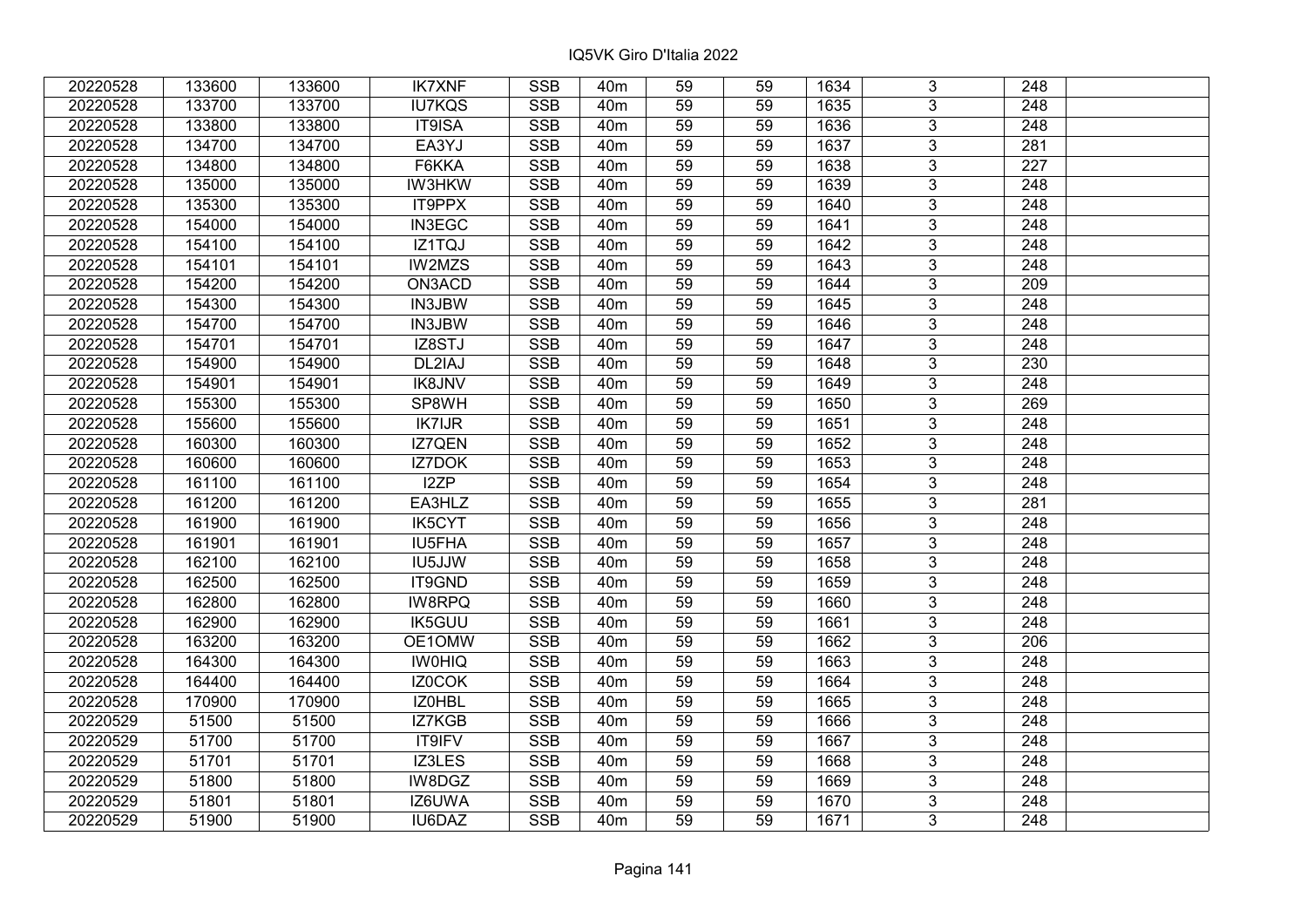| 20220528 | 133600 | 133600 | IK7XNF | SSB | 40m | 59 | 59 | 1634 | 3 | 248 | |
|---|---|---|---|---|---|---|---|---|---|---|---|
| 20220528 | 133700 | 133700 | IU7KQS | SSB | 40m | 59 | 59 | 1635 | 3 | 248 | |
| 20220528 | 133800 | 133800 | IT9ISA | SSB | 40m | 59 | 59 | 1636 | 3 | 248 | |
| 20220528 | 134700 | 134700 | EA3YJ | SSB | 40m | 59 | 59 | 1637 | 3 | 281 | |
| 20220528 | 134800 | 134800 | F6KKA | SSB | 40m | 59 | 59 | 1638 | 3 | 227 | |
| 20220528 | 135000 | 135000 | IW3HKW | SSB | 40m | 59 | 59 | 1639 | 3 | 248 | |
| 20220528 | 135300 | 135300 | IT9PPX | SSB | 40m | 59 | 59 | 1640 | 3 | 248 | |
| 20220528 | 154000 | 154000 | IN3EGC | SSB | 40m | 59 | 59 | 1641 | 3 | 248 | |
| 20220528 | 154100 | 154100 | IZ1TQJ | SSB | 40m | 59 | 59 | 1642 | 3 | 248 | |
| 20220528 | 154101 | 154101 | IW2MZS | SSB | 40m | 59 | 59 | 1643 | 3 | 248 | |
| 20220528 | 154200 | 154200 | ON3ACD | SSB | 40m | 59 | 59 | 1644 | 3 | 209 | |
| 20220528 | 154300 | 154300 | IN3JBW | SSB | 40m | 59 | 59 | 1645 | 3 | 248 | |
| 20220528 | 154700 | 154700 | IN3JBW | SSB | 40m | 59 | 59 | 1646 | 3 | 248 | |
| 20220528 | 154701 | 154701 | IZ8STJ | SSB | 40m | 59 | 59 | 1647 | 3 | 248 | |
| 20220528 | 154900 | 154900 | DL2IAJ | SSB | 40m | 59 | 59 | 1648 | 3 | 230 | |
| 20220528 | 154901 | 154901 | IK8JNV | SSB | 40m | 59 | 59 | 1649 | 3 | 248 | |
| 20220528 | 155300 | 155300 | SP8WH | SSB | 40m | 59 | 59 | 1650 | 3 | 269 | |
| 20220528 | 155600 | 155600 | IK7IJR | SSB | 40m | 59 | 59 | 1651 | 3 | 248 | |
| 20220528 | 160300 | 160300 | IZ7QEN | SSB | 40m | 59 | 59 | 1652 | 3 | 248 | |
| 20220528 | 160600 | 160600 | IZ7DOK | SSB | 40m | 59 | 59 | 1653 | 3 | 248 | |
| 20220528 | 161100 | 161100 | I2ZP | SSB | 40m | 59 | 59 | 1654 | 3 | 248 | |
| 20220528 | 161200 | 161200 | EA3HLZ | SSB | 40m | 59 | 59 | 1655 | 3 | 281 | |
| 20220528 | 161900 | 161900 | IK5CYT | SSB | 40m | 59 | 59 | 1656 | 3 | 248 | |
| 20220528 | 161901 | 161901 | IU5FHA | SSB | 40m | 59 | 59 | 1657 | 3 | 248 | |
| 20220528 | 162100 | 162100 | IU5JJW | SSB | 40m | 59 | 59 | 1658 | 3 | 248 | |
| 20220528 | 162500 | 162500 | IT9GND | SSB | 40m | 59 | 59 | 1659 | 3 | 248 | |
| 20220528 | 162800 | 162800 | IW8RPQ | SSB | 40m | 59 | 59 | 1660 | 3 | 248 | |
| 20220528 | 162900 | 162900 | IK5GUU | SSB | 40m | 59 | 59 | 1661 | 3 | 248 | |
| 20220528 | 163200 | 163200 | OE1OMW | SSB | 40m | 59 | 59 | 1662 | 3 | 206 | |
| 20220528 | 164300 | 164300 | IW0HIQ | SSB | 40m | 59 | 59 | 1663 | 3 | 248 | |
| 20220528 | 164400 | 164400 | IZ0COK | SSB | 40m | 59 | 59 | 1664 | 3 | 248 | |
| 20220528 | 170900 | 170900 | IZ0HBL | SSB | 40m | 59 | 59 | 1665 | 3 | 248 | |
| 20220529 | 51500 | 51500 | IZ7KGB | SSB | 40m | 59 | 59 | 1666 | 3 | 248 | |
| 20220529 | 51700 | 51700 | IT9IFV | SSB | 40m | 59 | 59 | 1667 | 3 | 248 | |
| 20220529 | 51701 | 51701 | IZ3LES | SSB | 40m | 59 | 59 | 1668 | 3 | 248 | |
| 20220529 | 51800 | 51800 | IW8DGZ | SSB | 40m | 59 | 59 | 1669 | 3 | 248 | |
| 20220529 | 51801 | 51801 | IZ6UWA | SSB | 40m | 59 | 59 | 1670 | 3 | 248 | |
| 20220529 | 51900 | 51900 | IU6DAZ | SSB | 40m | 59 | 59 | 1671 | 3 | 248 | |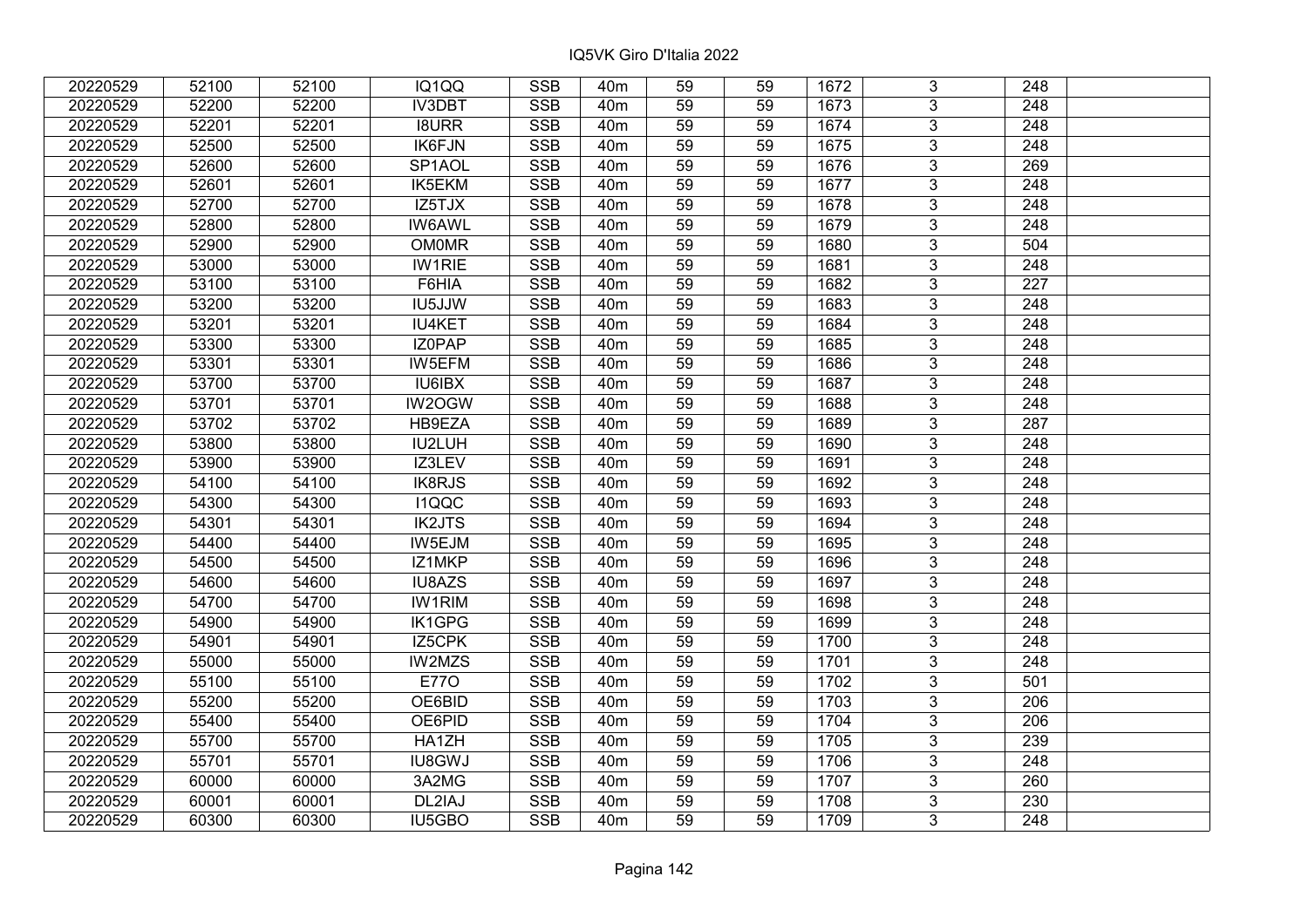IQ5VK Giro D'Italia 2022

| | | | | | | | | | | | |
|---|---|---|---|---|---|---|---|---|---|---|---|
| 20220529 | 52100 | 52100 | IQ1QQ | SSB | 40m | 59 | 59 | 1672 | 3 | 248 | |
| 20220529 | 52200 | 52200 | IV3DBT | SSB | 40m | 59 | 59 | 1673 | 3 | 248 | |
| 20220529 | 52201 | 52201 | I8URR | SSB | 40m | 59 | 59 | 1674 | 3 | 248 | |
| 20220529 | 52500 | 52500 | IK6FJN | SSB | 40m | 59 | 59 | 1675 | 3 | 248 | |
| 20220529 | 52600 | 52600 | SP1AOL | SSB | 40m | 59 | 59 | 1676 | 3 | 269 | |
| 20220529 | 52601 | 52601 | IK5EKM | SSB | 40m | 59 | 59 | 1677 | 3 | 248 | |
| 20220529 | 52700 | 52700 | IZ5TJX | SSB | 40m | 59 | 59 | 1678 | 3 | 248 | |
| 20220529 | 52800 | 52800 | IW6AWL | SSB | 40m | 59 | 59 | 1679 | 3 | 248 | |
| 20220529 | 52900 | 52900 | OM0MR | SSB | 40m | 59 | 59 | 1680 | 3 | 504 | |
| 20220529 | 53000 | 53000 | IW1RIE | SSB | 40m | 59 | 59 | 1681 | 3 | 248 | |
| 20220529 | 53100 | 53100 | F6HIA | SSB | 40m | 59 | 59 | 1682 | 3 | 227 | |
| 20220529 | 53200 | 53200 | IU5JJW | SSB | 40m | 59 | 59 | 1683 | 3 | 248 | |
| 20220529 | 53201 | 53201 | IU4KET | SSB | 40m | 59 | 59 | 1684 | 3 | 248 | |
| 20220529 | 53300 | 53300 | IZ0PAP | SSB | 40m | 59 | 59 | 1685 | 3 | 248 | |
| 20220529 | 53301 | 53301 | IW5EFM | SSB | 40m | 59 | 59 | 1686 | 3 | 248 | |
| 20220529 | 53700 | 53700 | IU6IBX | SSB | 40m | 59 | 59 | 1687 | 3 | 248 | |
| 20220529 | 53701 | 53701 | IW2OGW | SSB | 40m | 59 | 59 | 1688 | 3 | 248 | |
| 20220529 | 53702 | 53702 | HB9EZA | SSB | 40m | 59 | 59 | 1689 | 3 | 287 | |
| 20220529 | 53800 | 53800 | IU2LUH | SSB | 40m | 59 | 59 | 1690 | 3 | 248 | |
| 20220529 | 53900 | 53900 | IZ3LEV | SSB | 40m | 59 | 59 | 1691 | 3 | 248 | |
| 20220529 | 54100 | 54100 | IK8RJS | SSB | 40m | 59 | 59 | 1692 | 3 | 248 | |
| 20220529 | 54300 | 54300 | I1QQC | SSB | 40m | 59 | 59 | 1693 | 3 | 248 | |
| 20220529 | 54301 | 54301 | IK2JTS | SSB | 40m | 59 | 59 | 1694 | 3 | 248 | |
| 20220529 | 54400 | 54400 | IW5EJM | SSB | 40m | 59 | 59 | 1695 | 3 | 248 | |
| 20220529 | 54500 | 54500 | IZ1MKP | SSB | 40m | 59 | 59 | 1696 | 3 | 248 | |
| 20220529 | 54600 | 54600 | IU8AZS | SSB | 40m | 59 | 59 | 1697 | 3 | 248 | |
| 20220529 | 54700 | 54700 | IW1RIM | SSB | 40m | 59 | 59 | 1698 | 3 | 248 | |
| 20220529 | 54900 | 54900 | IK1GPG | SSB | 40m | 59 | 59 | 1699 | 3 | 248 | |
| 20220529 | 54901 | 54901 | IZ5CPK | SSB | 40m | 59 | 59 | 1700 | 3 | 248 | |
| 20220529 | 55000 | 55000 | IW2MZS | SSB | 40m | 59 | 59 | 1701 | 3 | 248 | |
| 20220529 | 55100 | 55100 | E77O | SSB | 40m | 59 | 59 | 1702 | 3 | 501 | |
| 20220529 | 55200 | 55200 | OE6BID | SSB | 40m | 59 | 59 | 1703 | 3 | 206 | |
| 20220529 | 55400 | 55400 | OE6PID | SSB | 40m | 59 | 59 | 1704 | 3 | 206 | |
| 20220529 | 55700 | 55700 | HA1ZH | SSB | 40m | 59 | 59 | 1705 | 3 | 239 | |
| 20220529 | 55701 | 55701 | IU8GWJ | SSB | 40m | 59 | 59 | 1706 | 3 | 248 | |
| 20220529 | 60000 | 60000 | 3A2MG | SSB | 40m | 59 | 59 | 1707 | 3 | 260 | |
| 20220529 | 60001 | 60001 | DL2IAJ | SSB | 40m | 59 | 59 | 1708 | 3 | 230 | |
| 20220529 | 60300 | 60300 | IU5GBO | SSB | 40m | 59 | 59 | 1709 | 3 | 248 | |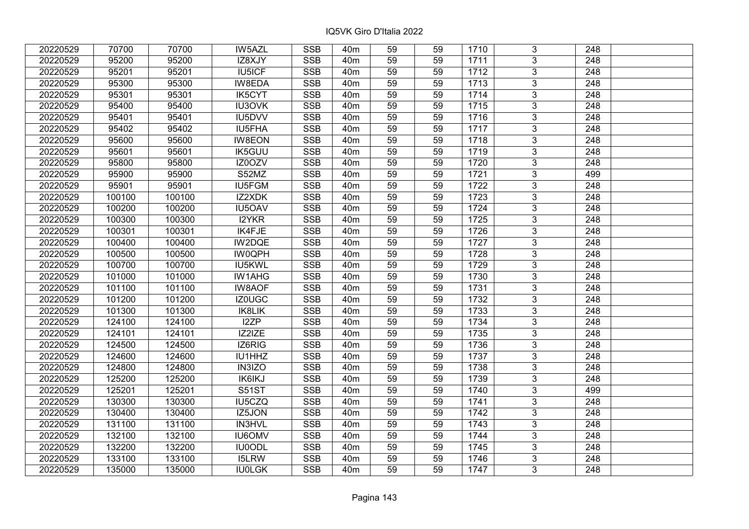| | | | | | | | | | | | |
|---|---|---|---|---|---|---|---|---|---|---|---|
| 20220529 | 70700 | 70700 | IW5AZL | SSB | 40m | 59 | 59 | 1710 | 3 | 248 | |
| 20220529 | 95200 | 95200 | IZ8XJY | SSB | 40m | 59 | 59 | 1711 | 3 | 248 | |
| 20220529 | 95201 | 95201 | IU5ICF | SSB | 40m | 59 | 59 | 1712 | 3 | 248 | |
| 20220529 | 95300 | 95300 | IW8EDA | SSB | 40m | 59 | 59 | 1713 | 3 | 248 | |
| 20220529 | 95301 | 95301 | IK5CYT | SSB | 40m | 59 | 59 | 1714 | 3 | 248 | |
| 20220529 | 95400 | 95400 | IU3OVK | SSB | 40m | 59 | 59 | 1715 | 3 | 248 | |
| 20220529 | 95401 | 95401 | IU5DVV | SSB | 40m | 59 | 59 | 1716 | 3 | 248 | |
| 20220529 | 95402 | 95402 | IU5FHA | SSB | 40m | 59 | 59 | 1717 | 3 | 248 | |
| 20220529 | 95600 | 95600 | IW8EON | SSB | 40m | 59 | 59 | 1718 | 3 | 248 | |
| 20220529 | 95601 | 95601 | IK5GUU | SSB | 40m | 59 | 59 | 1719 | 3 | 248 | |
| 20220529 | 95800 | 95800 | IZ0OZV | SSB | 40m | 59 | 59 | 1720 | 3 | 248 | |
| 20220529 | 95900 | 95900 | S52MZ | SSB | 40m | 59 | 59 | 1721 | 3 | 499 | |
| 20220529 | 95901 | 95901 | IU5FGM | SSB | 40m | 59 | 59 | 1722 | 3 | 248 | |
| 20220529 | 100100 | 100100 | IZ2XDK | SSB | 40m | 59 | 59 | 1723 | 3 | 248 | |
| 20220529 | 100200 | 100200 | IU5OAV | SSB | 40m | 59 | 59 | 1724 | 3 | 248 | |
| 20220529 | 100300 | 100300 | I2YKR | SSB | 40m | 59 | 59 | 1725 | 3 | 248 | |
| 20220529 | 100301 | 100301 | IK4FJE | SSB | 40m | 59 | 59 | 1726 | 3 | 248 | |
| 20220529 | 100400 | 100400 | IW2DQE | SSB | 40m | 59 | 59 | 1727 | 3 | 248 | |
| 20220529 | 100500 | 100500 | IW0QPH | SSB | 40m | 59 | 59 | 1728 | 3 | 248 | |
| 20220529 | 100700 | 100700 | IU5KWL | SSB | 40m | 59 | 59 | 1729 | 3 | 248 | |
| 20220529 | 101000 | 101000 | IW1AHG | SSB | 40m | 59 | 59 | 1730 | 3 | 248 | |
| 20220529 | 101100 | 101100 | IW8AOF | SSB | 40m | 59 | 59 | 1731 | 3 | 248 | |
| 20220529 | 101200 | 101200 | IZ0UGC | SSB | 40m | 59 | 59 | 1732 | 3 | 248 | |
| 20220529 | 101300 | 101300 | IK8LIK | SSB | 40m | 59 | 59 | 1733 | 3 | 248 | |
| 20220529 | 124100 | 124100 | I2ZP | SSB | 40m | 59 | 59 | 1734 | 3 | 248 | |
| 20220529 | 124101 | 124101 | IZ2IZE | SSB | 40m | 59 | 59 | 1735 | 3 | 248 | |
| 20220529 | 124500 | 124500 | IZ6RIG | SSB | 40m | 59 | 59 | 1736 | 3 | 248 | |
| 20220529 | 124600 | 124600 | IU1HHZ | SSB | 40m | 59 | 59 | 1737 | 3 | 248 | |
| 20220529 | 124800 | 124800 | IN3IZO | SSB | 40m | 59 | 59 | 1738 | 3 | 248 | |
| 20220529 | 125200 | 125200 | IK6IKJ | SSB | 40m | 59 | 59 | 1739 | 3 | 248 | |
| 20220529 | 125201 | 125201 | S51ST | SSB | 40m | 59 | 59 | 1740 | 3 | 499 | |
| 20220529 | 130300 | 130300 | IU5CZQ | SSB | 40m | 59 | 59 | 1741 | 3 | 248 | |
| 20220529 | 130400 | 130400 | IZ5JON | SSB | 40m | 59 | 59 | 1742 | 3 | 248 | |
| 20220529 | 131100 | 131100 | IN3HVL | SSB | 40m | 59 | 59 | 1743 | 3 | 248 | |
| 20220529 | 132100 | 132100 | IU6OMV | SSB | 40m | 59 | 59 | 1744 | 3 | 248 | |
| 20220529 | 132200 | 132200 | IU0ODL | SSB | 40m | 59 | 59 | 1745 | 3 | 248 | |
| 20220529 | 133100 | 133100 | I5LRW | SSB | 40m | 59 | 59 | 1746 | 3 | 248 | |
| 20220529 | 135000 | 135000 | IU0LGK | SSB | 40m | 59 | 59 | 1747 | 3 | 248 | |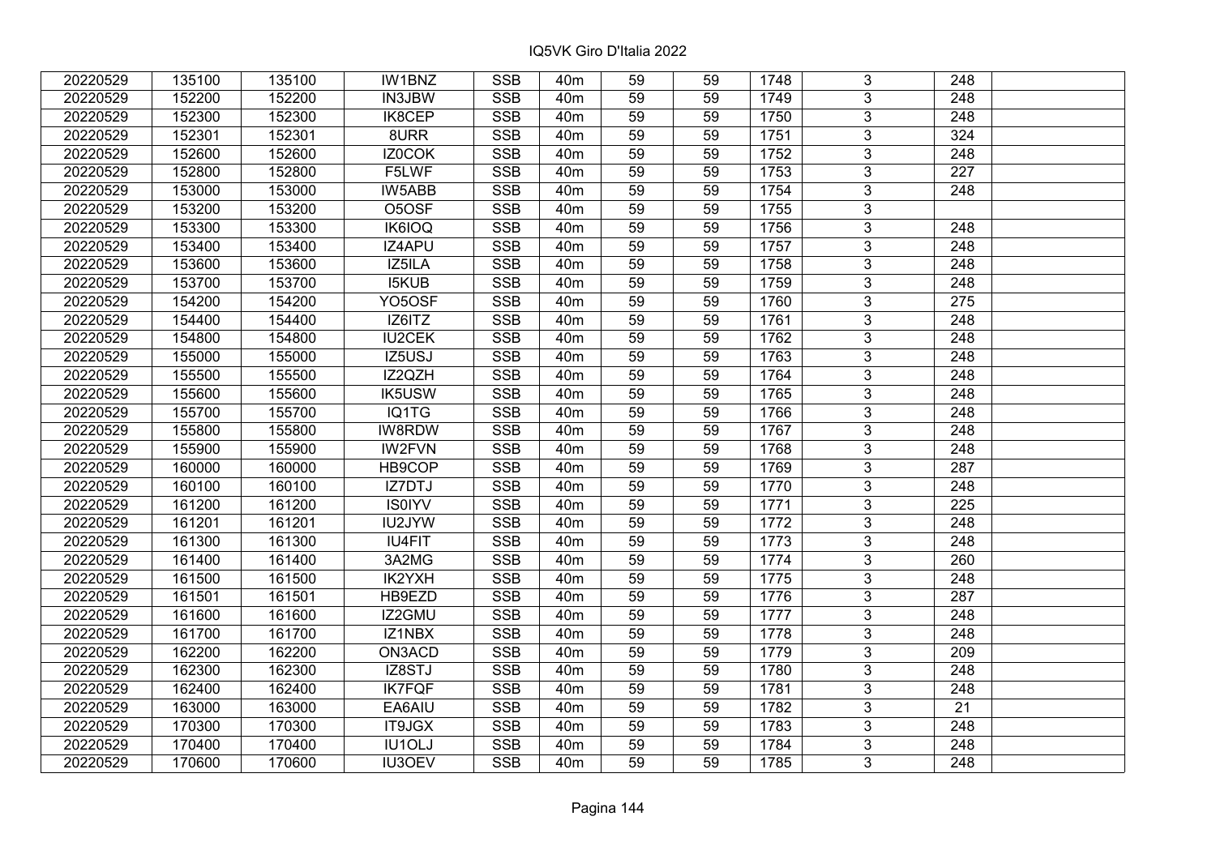| 20220529 | 135100 | 135100 | IW1BNZ | SSB | 40m | 59 | 59 | 1748 | 3 | 248 | |
|---|---|---|---|---|---|---|---|---|---|---|---|
| 20220529 | 152200 | 152200 | IN3JBW | SSB | 40m | 59 | 59 | 1749 | 3 | 248 | |
| 20220529 | 152300 | 152300 | IK8CEP | SSB | 40m | 59 | 59 | 1750 | 3 | 248 | |
| 20220529 | 152301 | 152301 | 8URR | SSB | 40m | 59 | 59 | 1751 | 3 | 324 | |
| 20220529 | 152600 | 152600 | IZ0COK | SSB | 40m | 59 | 59 | 1752 | 3 | 248 | |
| 20220529 | 152800 | 152800 | F5LWF | SSB | 40m | 59 | 59 | 1753 | 3 | 227 | |
| 20220529 | 153000 | 153000 | IW5ABB | SSB | 40m | 59 | 59 | 1754 | 3 | 248 | |
| 20220529 | 153200 | 153200 | O5OSF | SSB | 40m | 59 | 59 | 1755 | 3 | | |
| 20220529 | 153300 | 153300 | IK6IOQ | SSB | 40m | 59 | 59 | 1756 | 3 | 248 | |
| 20220529 | 153400 | 153400 | IZ4APU | SSB | 40m | 59 | 59 | 1757 | 3 | 248 | |
| 20220529 | 153600 | 153600 | IZ5ILA | SSB | 40m | 59 | 59 | 1758 | 3 | 248 | |
| 20220529 | 153700 | 153700 | I5KUB | SSB | 40m | 59 | 59 | 1759 | 3 | 248 | |
| 20220529 | 154200 | 154200 | YO5OSF | SSB | 40m | 59 | 59 | 1760 | 3 | 275 | |
| 20220529 | 154400 | 154400 | IZ6ITZ | SSB | 40m | 59 | 59 | 1761 | 3 | 248 | |
| 20220529 | 154800 | 154800 | IU2CEK | SSB | 40m | 59 | 59 | 1762 | 3 | 248 | |
| 20220529 | 155000 | 155000 | IZ5USJ | SSB | 40m | 59 | 59 | 1763 | 3 | 248 | |
| 20220529 | 155500 | 155500 | IZ2QZH | SSB | 40m | 59 | 59 | 1764 | 3 | 248 | |
| 20220529 | 155600 | 155600 | IK5USW | SSB | 40m | 59 | 59 | 1765 | 3 | 248 | |
| 20220529 | 155700 | 155700 | IQ1TG | SSB | 40m | 59 | 59 | 1766 | 3 | 248 | |
| 20220529 | 155800 | 155800 | IW8RDW | SSB | 40m | 59 | 59 | 1767 | 3 | 248 | |
| 20220529 | 155900 | 155900 | IW2FVN | SSB | 40m | 59 | 59 | 1768 | 3 | 248 | |
| 20220529 | 160000 | 160000 | HB9COP | SSB | 40m | 59 | 59 | 1769 | 3 | 287 | |
| 20220529 | 160100 | 160100 | IZ7DTJ | SSB | 40m | 59 | 59 | 1770 | 3 | 248 | |
| 20220529 | 161200 | 161200 | IS0IYV | SSB | 40m | 59 | 59 | 1771 | 3 | 225 | |
| 20220529 | 161201 | 161201 | IU2JYW | SSB | 40m | 59 | 59 | 1772 | 3 | 248 | |
| 20220529 | 161300 | 161300 | IU4FIT | SSB | 40m | 59 | 59 | 1773 | 3 | 248 | |
| 20220529 | 161400 | 161400 | 3A2MG | SSB | 40m | 59 | 59 | 1774 | 3 | 260 | |
| 20220529 | 161500 | 161500 | IK2YXH | SSB | 40m | 59 | 59 | 1775 | 3 | 248 | |
| 20220529 | 161501 | 161501 | HB9EZD | SSB | 40m | 59 | 59 | 1776 | 3 | 287 | |
| 20220529 | 161600 | 161600 | IZ2GMU | SSB | 40m | 59 | 59 | 1777 | 3 | 248 | |
| 20220529 | 161700 | 161700 | IZ1NBX | SSB | 40m | 59 | 59 | 1778 | 3 | 248 | |
| 20220529 | 162200 | 162200 | ON3ACD | SSB | 40m | 59 | 59 | 1779 | 3 | 209 | |
| 20220529 | 162300 | 162300 | IZ8STJ | SSB | 40m | 59 | 59 | 1780 | 3 | 248 | |
| 20220529 | 162400 | 162400 | IK7FQF | SSB | 40m | 59 | 59 | 1781 | 3 | 248 | |
| 20220529 | 163000 | 163000 | EA6AIU | SSB | 40m | 59 | 59 | 1782 | 3 | 21 | |
| 20220529 | 170300 | 170300 | IT9JGX | SSB | 40m | 59 | 59 | 1783 | 3 | 248 | |
| 20220529 | 170400 | 170400 | IU1OLJ | SSB | 40m | 59 | 59 | 1784 | 3 | 248 | |
| 20220529 | 170600 | 170600 | IU3OEV | SSB | 40m | 59 | 59 | 1785 | 3 | 248 | |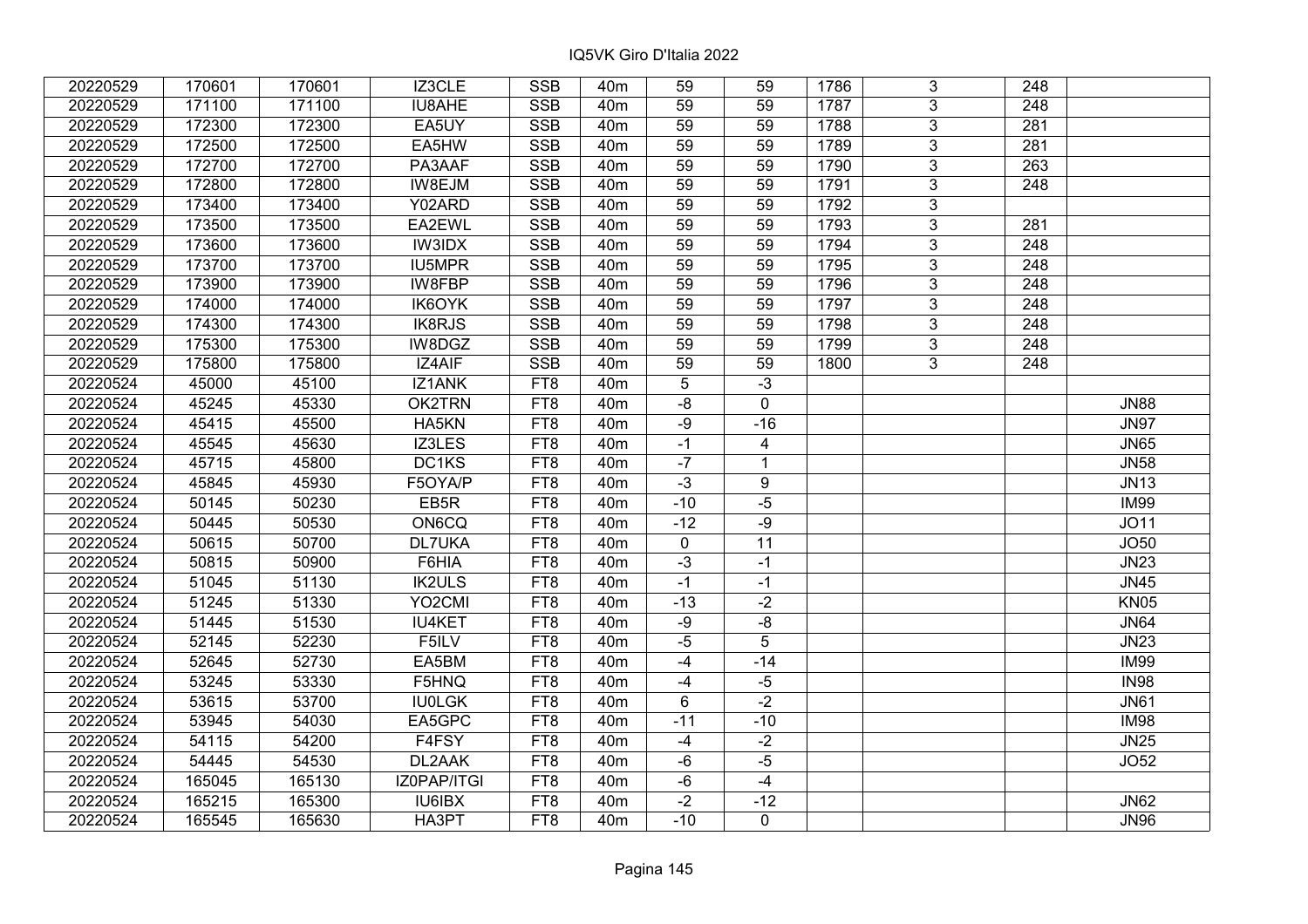# IQ5VK Giro D'Italia 2022

| | | | | | | | | | | | |
|---|---|---|---|---|---|---|---|---|---|---|---|
| 20220529 | 170601 | 170601 | IZ3CLE | SSB | 40m | 59 | 59 | 1786 | 3 | 248 | |
| 20220529 | 171100 | 171100 | IU8AHE | SSB | 40m | 59 | 59 | 1787 | 3 | 248 | |
| 20220529 | 172300 | 172300 | EA5UY | SSB | 40m | 59 | 59 | 1788 | 3 | 281 | |
| 20220529 | 172500 | 172500 | EA5HW | SSB | 40m | 59 | 59 | 1789 | 3 | 281 | |
| 20220529 | 172700 | 172700 | PA3AAF | SSB | 40m | 59 | 59 | 1790 | 3 | 263 | |
| 20220529 | 172800 | 172800 | IW8EJM | SSB | 40m | 59 | 59 | 1791 | 3 | 248 | |
| 20220529 | 173400 | 173400 | Y02ARD | SSB | 40m | 59 | 59 | 1792 | 3 | | |
| 20220529 | 173500 | 173500 | EA2EWL | SSB | 40m | 59 | 59 | 1793 | 3 | 281 | |
| 20220529 | 173600 | 173600 | IW3IDX | SSB | 40m | 59 | 59 | 1794 | 3 | 248 | |
| 20220529 | 173700 | 173700 | IU5MPR | SSB | 40m | 59 | 59 | 1795 | 3 | 248 | |
| 20220529 | 173900 | 173900 | IW8FBP | SSB | 40m | 59 | 59 | 1796 | 3 | 248 | |
| 20220529 | 174000 | 174000 | IK6OYK | SSB | 40m | 59 | 59 | 1797 | 3 | 248 | |
| 20220529 | 174300 | 174300 | IK8RJS | SSB | 40m | 59 | 59 | 1798 | 3 | 248 | |
| 20220529 | 175300 | 175300 | IW8DGZ | SSB | 40m | 59 | 59 | 1799 | 3 | 248 | |
| 20220529 | 175800 | 175800 | IZ4AIF | SSB | 40m | 59 | 59 | 1800 | 3 | 248 | |
| 20220524 | 45000 | 45100 | IZ1ANK | FT8 | 40m | 5 | -3 | | | | |
| 20220524 | 45245 | 45330 | OK2TRN | FT8 | 40m | -8 | 0 | | | | JN88 |
| 20220524 | 45415 | 45500 | HA5KN | FT8 | 40m | -9 | -16 | | | | JN97 |
| 20220524 | 45545 | 45630 | IZ3LES | FT8 | 40m | -1 | 4 | | | | JN65 |
| 20220524 | 45715 | 45800 | DC1KS | FT8 | 40m | -7 | 1 | | | | JN58 |
| 20220524 | 45845 | 45930 | F5OYA/P | FT8 | 40m | -3 | 9 | | | | JN13 |
| 20220524 | 50145 | 50230 | EB5R | FT8 | 40m | -10 | -5 | | | | IM99 |
| 20220524 | 50445 | 50530 | ON6CQ | FT8 | 40m | -12 | -9 | | | | JO11 |
| 20220524 | 50615 | 50700 | DL7UKA | FT8 | 40m | 0 | 11 | | | | JO50 |
| 20220524 | 50815 | 50900 | F6HIA | FT8 | 40m | -3 | -1 | | | | JN23 |
| 20220524 | 51045 | 51130 | IK2ULS | FT8 | 40m | -1 | -1 | | | | JN45 |
| 20220524 | 51245 | 51330 | YO2CMI | FT8 | 40m | -13 | -2 | | | | KN05 |
| 20220524 | 51445 | 51530 | IU4KET | FT8 | 40m | -9 | -8 | | | | JN64 |
| 20220524 | 52145 | 52230 | F5ILV | FT8 | 40m | -5 | 5 | | | | JN23 |
| 20220524 | 52645 | 52730 | EA5BM | FT8 | 40m | -4 | -14 | | | | IM99 |
| 20220524 | 53245 | 53330 | F5HNQ | FT8 | 40m | -4 | -5 | | | | IN98 |
| 20220524 | 53615 | 53700 | IU0LGK | FT8 | 40m | 6 | -2 | | | | JN61 |
| 20220524 | 53945 | 54030 | EA5GPC | FT8 | 40m | -11 | -10 | | | | IM98 |
| 20220524 | 54115 | 54200 | F4FSY | FT8 | 40m | -4 | -2 | | | | JN25 |
| 20220524 | 54445 | 54530 | DL2AAK | FT8 | 40m | -6 | -5 | | | | JO52 |
| 20220524 | 165045 | 165130 | IZ0PAP/ITGI | FT8 | 40m | -6 | -4 | | | | |
| 20220524 | 165215 | 165300 | IU6IBX | FT8 | 40m | -2 | -12 | | | | JN62 |
| 20220524 | 165545 | 165630 | HA3PT | FT8 | 40m | -10 | 0 | | | | JN96 |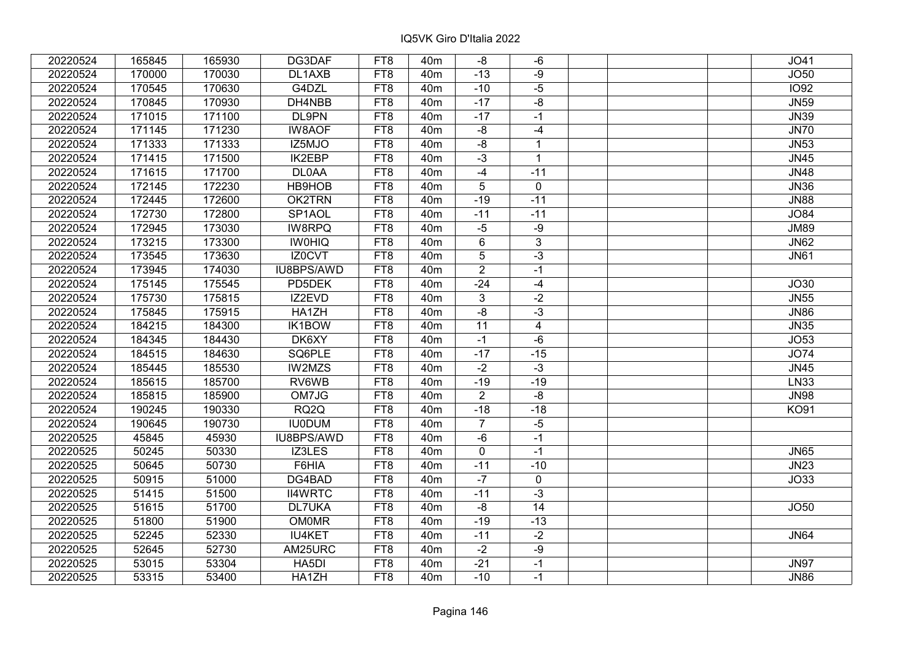# IQ5VK Giro D'Italia 2022

| | | | | | | | | | | | |
|---|---|---|---|---|---|---|---|---|---|---|---|
| 20220524 | 165845 | 165930 | DG3DAF | FT8 | 40m | -8 | -6 | | | | JO41 |
| 20220524 | 170000 | 170030 | DL1AXB | FT8 | 40m | -13 | -9 | | | | JO50 |
| 20220524 | 170545 | 170630 | G4DZL | FT8 | 40m | -10 | -5 | | | | IO92 |
| 20220524 | 170845 | 170930 | DH4NBB | FT8 | 40m | -17 | -8 | | | | JN59 |
| 20220524 | 171015 | 171100 | DL9PN | FT8 | 40m | -17 | -1 | | | | JN39 |
| 20220524 | 171145 | 171230 | IW8AOF | FT8 | 40m | -8 | -4 | | | | JN70 |
| 20220524 | 171333 | 171333 | IZ5MJO | FT8 | 40m | -8 | 1 | | | | JN53 |
| 20220524 | 171415 | 171500 | IK2EBP | FT8 | 40m | -3 | 1 | | | | JN45 |
| 20220524 | 171615 | 171700 | DL0AA | FT8 | 40m | -4 | -11 | | | | JN48 |
| 20220524 | 172145 | 172230 | HB9HOB | FT8 | 40m | 5 | 0 | | | | JN36 |
| 20220524 | 172445 | 172600 | OK2TRN | FT8 | 40m | -19 | -11 | | | | JN88 |
| 20220524 | 172730 | 172800 | SP1AOL | FT8 | 40m | -11 | -11 | | | | JO84 |
| 20220524 | 172945 | 173030 | IW8RPQ | FT8 | 40m | -5 | -9 | | | | JM89 |
| 20220524 | 173215 | 173300 | IW0HIQ | FT8 | 40m | 6 | 3 | | | | JN62 |
| 20220524 | 173545 | 173630 | IZ0CVT | FT8 | 40m | 5 | -3 | | | | JN61 |
| 20220524 | 173945 | 174030 | IU8BPS/AWD | FT8 | 40m | 2 | -1 | | | | |
| 20220524 | 175145 | 175545 | PD5DEK | FT8 | 40m | -24 | -4 | | | | JO30 |
| 20220524 | 175730 | 175815 | IZ2EVD | FT8 | 40m | 3 | -2 | | | | JN55 |
| 20220524 | 175845 | 175915 | HA1ZH | FT8 | 40m | -8 | -3 | | | | JN86 |
| 20220524 | 184215 | 184300 | IK1BOW | FT8 | 40m | 11 | 4 | | | | JN35 |
| 20220524 | 184345 | 184430 | DK6XY | FT8 | 40m | -1 | -6 | | | | JO53 |
| 20220524 | 184515 | 184630 | SQ6PLE | FT8 | 40m | -17 | -15 | | | | JO74 |
| 20220524 | 185445 | 185530 | IW2MZS | FT8 | 40m | -2 | -3 | | | | JN45 |
| 20220524 | 185615 | 185700 | RV6WB | FT8 | 40m | -19 | -19 | | | | LN33 |
| 20220524 | 185815 | 185900 | OM7JG | FT8 | 40m | 2 | -8 | | | | JN98 |
| 20220524 | 190245 | 190330 | RQ2Q | FT8 | 40m | -18 | -18 | | | | KO91 |
| 20220524 | 190645 | 190730 | IU0DUM | FT8 | 40m | 7 | -5 | | | | |
| 20220525 | 45845 | 45930 | IU8BPS/AWD | FT8 | 40m | -6 | -1 | | | | |
| 20220525 | 50245 | 50330 | IZ3LES | FT8 | 40m | 0 | -1 | | | | JN65 |
| 20220525 | 50645 | 50730 | F6HIA | FT8 | 40m | -11 | -10 | | | | JN23 |
| 20220525 | 50915 | 51000 | DG4BAD | FT8 | 40m | -7 | 0 | | | | JO33 |
| 20220525 | 51415 | 51500 | II4WRTC | FT8 | 40m | -11 | -3 | | | | |
| 20220525 | 51615 | 51700 | DL7UKA | FT8 | 40m | -8 | 14 | | | | JO50 |
| 20220525 | 51800 | 51900 | OM0MR | FT8 | 40m | -19 | -13 | | | | |
| 20220525 | 52245 | 52330 | IU4KET | FT8 | 40m | -11 | -2 | | | | JN64 |
| 20220525 | 52645 | 52730 | AM25URC | FT8 | 40m | -2 | -9 | | | | |
| 20220525 | 53015 | 53304 | HA5DI | FT8 | 40m | -21 | -1 | | | | JN97 |
| 20220525 | 53315 | 53400 | HA1ZH | FT8 | 40m | -10 | -1 | | | | JN86 |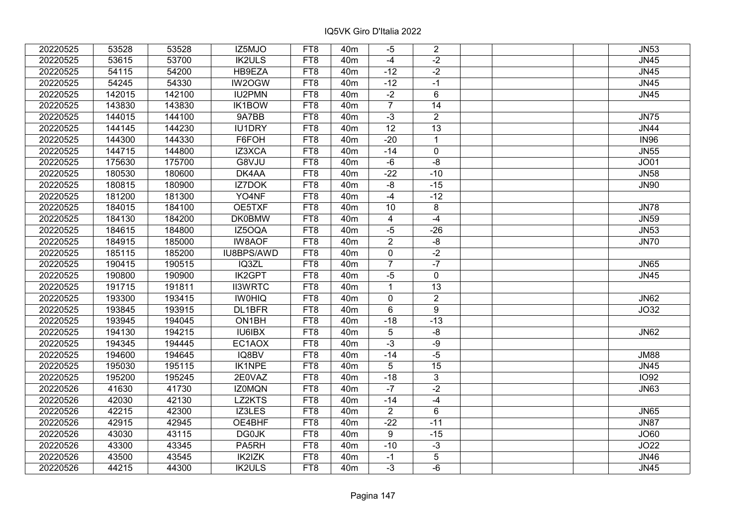| 20220525 | 53528 | 53528 | IZ5MJO | FT8 | 40m | -5 | 2 | | | | JN53 |
|---|---|---|---|---|---|---|---|---|---|---|---|
| 20220525 | 53615 | 53700 | IK2ULS | FT8 | 40m | -4 | -2 | | | | JN45 |
| 20220525 | 54115 | 54200 | HB9EZA | FT8 | 40m | -12 | -2 | | | | JN45 |
| 20220525 | 54245 | 54330 | IW2OGW | FT8 | 40m | -12 | -1 | | | | JN45 |
| 20220525 | 142015 | 142100 | IU2PMN | FT8 | 40m | -2 | 6 | | | | JN45 |
| 20220525 | 143830 | 143830 | IK1BOW | FT8 | 40m | 7 | 14 | | | | |
| 20220525 | 144015 | 144100 | 9A7BB | FT8 | 40m | -3 | 2 | | | | JN75 |
| 20220525 | 144145 | 144230 | IU1DRY | FT8 | 40m | 12 | 13 | | | | JN44 |
| 20220525 | 144300 | 144330 | F6FOH | FT8 | 40m | -20 | 1 | | | | IN96 |
| 20220525 | 144715 | 144800 | IZ3XCA | FT8 | 40m | -14 | 0 | | | | JN55 |
| 20220525 | 175630 | 175700 | G8VJU | FT8 | 40m | -6 | -8 | | | | JO01 |
| 20220525 | 180530 | 180600 | DK4AA | FT8 | 40m | -22 | -10 | | | | JN58 |
| 20220525 | 180815 | 180900 | IZ7DOK | FT8 | 40m | -8 | -15 | | | | JN90 |
| 20220525 | 181200 | 181300 | YO4NF | FT8 | 40m | -4 | -12 | | | | |
| 20220525 | 184015 | 184100 | OE5TXF | FT8 | 40m | 10 | 8 | | | | JN78 |
| 20220525 | 184130 | 184200 | DK0BMW | FT8 | 40m | 4 | -4 | | | | JN59 |
| 20220525 | 184615 | 184800 | IZ5OQA | FT8 | 40m | -5 | -26 | | | | JN53 |
| 20220525 | 184915 | 185000 | IW8AOF | FT8 | 40m | 2 | -8 | | | | JN70 |
| 20220525 | 185115 | 185200 | IU8BPS/AWD | FT8 | 40m | 0 | -2 | | | | |
| 20220525 | 190415 | 190515 | IQ3ZL | FT8 | 40m | 7 | -7 | | | | JN65 |
| 20220525 | 190800 | 190900 | IK2GPT | FT8 | 40m | -5 | 0 | | | | JN45 |
| 20220525 | 191715 | 191811 | II3WRTC | FT8 | 40m | 1 | 13 | | | | |
| 20220525 | 193300 | 193415 | IW0HIQ | FT8 | 40m | 0 | 2 | | | | JN62 |
| 20220525 | 193845 | 193915 | DL1BFR | FT8 | 40m | 6 | 9 | | | | JO32 |
| 20220525 | 193945 | 194045 | ON1BH | FT8 | 40m | -18 | -13 | | | | |
| 20220525 | 194130 | 194215 | IU6IBX | FT8 | 40m | 5 | -8 | | | | JN62 |
| 20220525 | 194345 | 194445 | EC1AOX | FT8 | 40m | -3 | -9 | | | | |
| 20220525 | 194600 | 194645 | IQ8BV | FT8 | 40m | -14 | -5 | | | | JM88 |
| 20220525 | 195030 | 195115 | IK1NPE | FT8 | 40m | 5 | 15 | | | | JN45 |
| 20220525 | 195200 | 195245 | 2E0VAZ | FT8 | 40m | -18 | 3 | | | | IO92 |
| 20220526 | 41630 | 41730 | IZ0MQN | FT8 | 40m | -7 | -2 | | | | JN63 |
| 20220526 | 42030 | 42130 | LZ2KTS | FT8 | 40m | -14 | -4 | | | | |
| 20220526 | 42215 | 42300 | IZ3LES | FT8 | 40m | 2 | 6 | | | | JN65 |
| 20220526 | 42915 | 42945 | OE4BHF | FT8 | 40m | -22 | -11 | | | | JN87 |
| 20220526 | 43030 | 43115 | DG0JK | FT8 | 40m | 9 | -15 | | | | JO60 |
| 20220526 | 43300 | 43345 | PA5RH | FT8 | 40m | -10 | -3 | | | | JO22 |
| 20220526 | 43500 | 43545 | IK2IZK | FT8 | 40m | -1 | 5 | | | | JN46 |
| 20220526 | 44215 | 44300 | IK2ULS | FT8 | 40m | -3 | -6 | | | | JN45 |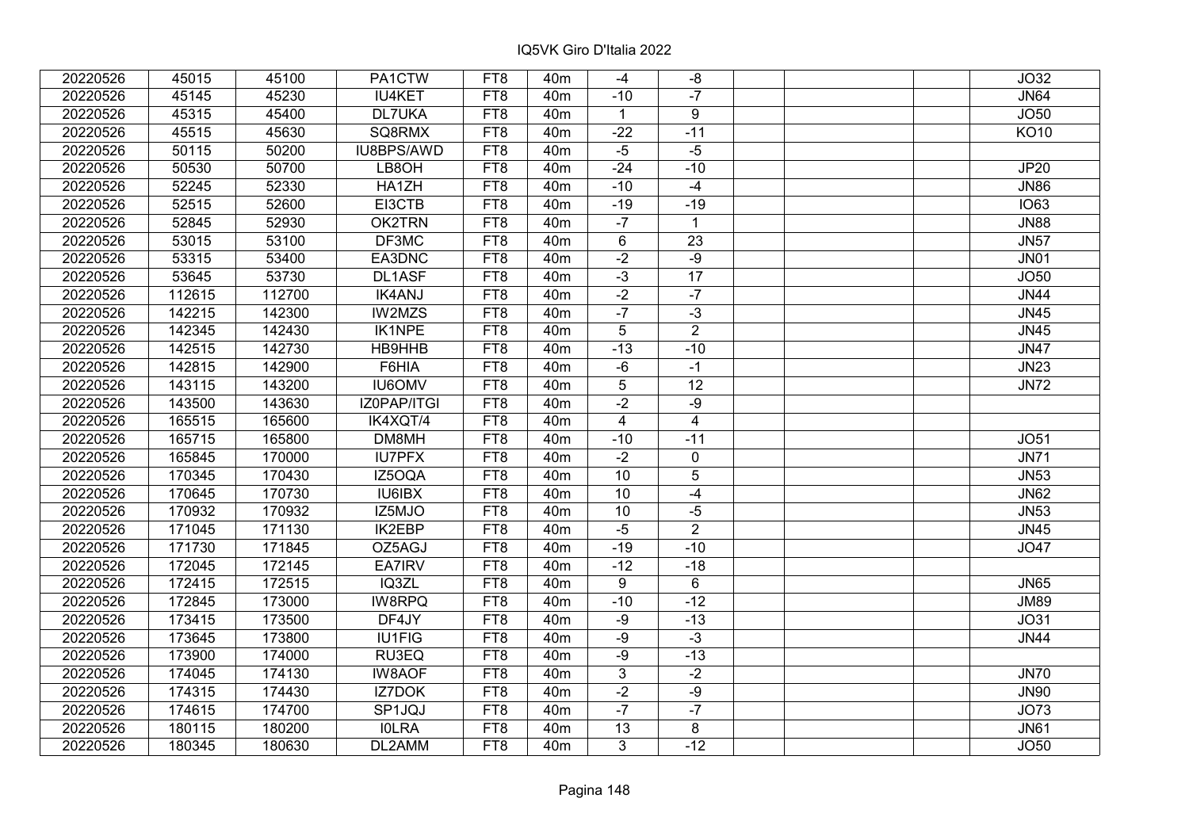| | | | | | | | | | | | |
|---|---|---|---|---|---|---|---|---|---|---|---|
| 20220526 | 45015 | 45100 | PA1CTW | FT8 | 40m | -4 | -8 | | | | JO32 |
| 20220526 | 45145 | 45230 | IU4KET | FT8 | 40m | -10 | -7 | | | | JN64 |
| 20220526 | 45315 | 45400 | DL7UKA | FT8 | 40m | 1 | 9 | | | | JO50 |
| 20220526 | 45515 | 45630 | SQ8RMX | FT8 | 40m | -22 | -11 | | | | KO10 |
| 20220526 | 50115 | 50200 | IU8BPS/AWD | FT8 | 40m | -5 | -5 | | | | |
| 20220526 | 50530 | 50700 | LB8OH | FT8 | 40m | -24 | -10 | | | | JP20 |
| 20220526 | 52245 | 52330 | HA1ZH | FT8 | 40m | -10 | -4 | | | | JN86 |
| 20220526 | 52515 | 52600 | EI3CTB | FT8 | 40m | -19 | -19 | | | | IO63 |
| 20220526 | 52845 | 52930 | OK2TRN | FT8 | 40m | -7 | 1 | | | | JN88 |
| 20220526 | 53015 | 53100 | DF3MC | FT8 | 40m | 6 | 23 | | | | JN57 |
| 20220526 | 53315 | 53400 | EA3DNC | FT8 | 40m | -2 | -9 | | | | JN01 |
| 20220526 | 53645 | 53730 | DL1ASF | FT8 | 40m | -3 | 17 | | | | JO50 |
| 20220526 | 112615 | 112700 | IK4ANJ | FT8 | 40m | -2 | -7 | | | | JN44 |
| 20220526 | 142215 | 142300 | IW2MZS | FT8 | 40m | -7 | -3 | | | | JN45 |
| 20220526 | 142345 | 142430 | IK1NPE | FT8 | 40m | 5 | 2 | | | | JN45 |
| 20220526 | 142515 | 142730 | HB9HHB | FT8 | 40m | -13 | -10 | | | | JN47 |
| 20220526 | 142815 | 142900 | F6HIA | FT8 | 40m | -6 | -1 | | | | JN23 |
| 20220526 | 143115 | 143200 | IU6OMV | FT8 | 40m | 5 | 12 | | | | JN72 |
| 20220526 | 143500 | 143630 | IZ0PAP/ITGI | FT8 | 40m | -2 | -9 | | | | |
| 20220526 | 165515 | 165600 | IK4XQT/4 | FT8 | 40m | 4 | 4 | | | | |
| 20220526 | 165715 | 165800 | DM8MH | FT8 | 40m | -10 | -11 | | | | JO51 |
| 20220526 | 165845 | 170000 | IU7PFX | FT8 | 40m | -2 | 0 | | | | JN71 |
| 20220526 | 170345 | 170430 | IZ5OQA | FT8 | 40m | 10 | 5 | | | | JN53 |
| 20220526 | 170645 | 170730 | IU6IBX | FT8 | 40m | 10 | -4 | | | | JN62 |
| 20220526 | 170932 | 170932 | IZ5MJO | FT8 | 40m | 10 | -5 | | | | JN53 |
| 20220526 | 171045 | 171130 | IK2EBP | FT8 | 40m | -5 | 2 | | | | JN45 |
| 20220526 | 171730 | 171845 | OZ5AGJ | FT8 | 40m | -19 | -10 | | | | JO47 |
| 20220526 | 172045 | 172145 | EA7IRV | FT8 | 40m | -12 | -18 | | | | |
| 20220526 | 172415 | 172515 | IQ3ZL | FT8 | 40m | 9 | 6 | | | | JN65 |
| 20220526 | 172845 | 173000 | IW8RPQ | FT8 | 40m | -10 | -12 | | | | JM89 |
| 20220526 | 173415 | 173500 | DF4JY | FT8 | 40m | -9 | -13 | | | | JO31 |
| 20220526 | 173645 | 173800 | IU1FIG | FT8 | 40m | -9 | -3 | | | | JN44 |
| 20220526 | 173900 | 174000 | RU3EQ | FT8 | 40m | -9 | -13 | | | | |
| 20220526 | 174045 | 174130 | IW8AOF | FT8 | 40m | 3 | -2 | | | | JN70 |
| 20220526 | 174315 | 174430 | IZ7DOK | FT8 | 40m | -2 | -9 | | | | JN90 |
| 20220526 | 174615 | 174700 | SP1JQJ | FT8 | 40m | -7 | -7 | | | | JO73 |
| 20220526 | 180115 | 180200 | I0LRA | FT8 | 40m | 13 | 8 | | | | JN61 |
| 20220526 | 180345 | 180630 | DL2AMM | FT8 | 40m | 3 | -12 | | | | JO50 |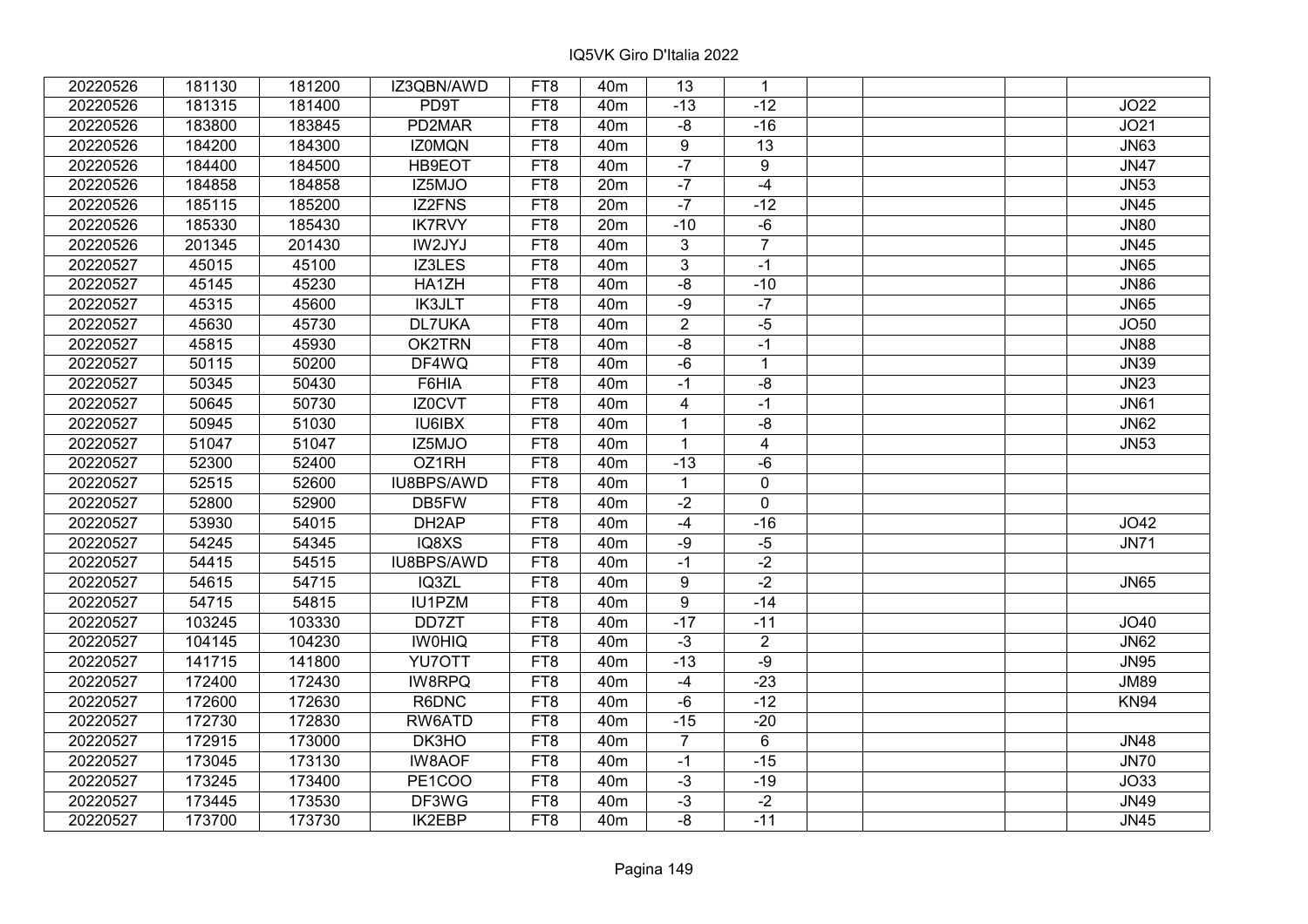| 20220526 | 181130 | 181200 | IZ3QBN/AWD | FT8 | 40m | 13 | 1 | | | | |
|---|---|---|---|---|---|---|---|---|---|---|---|
| 20220526 | 181315 | 181400 | PD9T | FT8 | 40m | -13 | -12 | | | | JO22 |
| 20220526 | 183800 | 183845 | PD2MAR | FT8 | 40m | -8 | -16 | | | | JO21 |
| 20220526 | 184200 | 184300 | IZ0MQN | FT8 | 40m | 9 | 13 | | | | JN63 |
| 20220526 | 184400 | 184500 | HB9EOT | FT8 | 40m | -7 | 9 | | | | JN47 |
| 20220526 | 184858 | 184858 | IZ5MJO | FT8 | 20m | -7 | -4 | | | | JN53 |
| 20220526 | 185115 | 185200 | IZ2FNS | FT8 | 20m | -7 | -12 | | | | JN45 |
| 20220526 | 185330 | 185430 | IK7RVY | FT8 | 20m | -10 | -6 | | | | JN80 |
| 20220526 | 201345 | 201430 | IW2JYJ | FT8 | 40m | 3 | 7 | | | | JN45 |
| 20220527 | 45015 | 45100 | IZ3LES | FT8 | 40m | 3 | -1 | | | | JN65 |
| 20220527 | 45145 | 45230 | HA1ZH | FT8 | 40m | -8 | -10 | | | | JN86 |
| 20220527 | 45315 | 45600 | IK3JLT | FT8 | 40m | -9 | -7 | | | | JN65 |
| 20220527 | 45630 | 45730 | DL7UKA | FT8 | 40m | 2 | -5 | | | | JO50 |
| 20220527 | 45815 | 45930 | OK2TRN | FT8 | 40m | -8 | -1 | | | | JN88 |
| 20220527 | 50115 | 50200 | DF4WQ | FT8 | 40m | -6 | 1 | | | | JN39 |
| 20220527 | 50345 | 50430 | F6HIA | FT8 | 40m | -1 | -8 | | | | JN23 |
| 20220527 | 50645 | 50730 | IZ0CVT | FT8 | 40m | 4 | -1 | | | | JN61 |
| 20220527 | 50945 | 51030 | IU6IBX | FT8 | 40m | 1 | -8 | | | | JN62 |
| 20220527 | 51047 | 51047 | IZ5MJO | FT8 | 40m | 1 | 4 | | | | JN53 |
| 20220527 | 52300 | 52400 | OZ1RH | FT8 | 40m | -13 | -6 | | | | |
| 20220527 | 52515 | 52600 | IU8BPS/AWD | FT8 | 40m | 1 | 0 | | | | |
| 20220527 | 52800 | 52900 | DB5FW | FT8 | 40m | -2 | 0 | | | | |
| 20220527 | 53930 | 54015 | DH2AP | FT8 | 40m | -4 | -16 | | | | JO42 |
| 20220527 | 54245 | 54345 | IQ8XS | FT8 | 40m | -9 | -5 | | | | JN71 |
| 20220527 | 54415 | 54515 | IU8BPS/AWD | FT8 | 40m | -1 | -2 | | | | |
| 20220527 | 54615 | 54715 | IQ3ZL | FT8 | 40m | 9 | -2 | | | | JN65 |
| 20220527 | 54715 | 54815 | IU1PZM | FT8 | 40m | 9 | -14 | | | | |
| 20220527 | 103245 | 103330 | DD7ZT | FT8 | 40m | -17 | -11 | | | | JO40 |
| 20220527 | 104145 | 104230 | IW0HIQ | FT8 | 40m | -3 | 2 | | | | JN62 |
| 20220527 | 141715 | 141800 | YU7OTT | FT8 | 40m | -13 | -9 | | | | JN95 |
| 20220527 | 172400 | 172430 | IW8RPQ | FT8 | 40m | -4 | -23 | | | | JM89 |
| 20220527 | 172600 | 172630 | R6DNC | FT8 | 40m | -6 | -12 | | | | KN94 |
| 20220527 | 172730 | 172830 | RW6ATD | FT8 | 40m | -15 | -20 | | | | |
| 20220527 | 172915 | 173000 | DK3HO | FT8 | 40m | 7 | 6 | | | | JN48 |
| 20220527 | 173045 | 173130 | IW8AOF | FT8 | 40m | -1 | -15 | | | | JN70 |
| 20220527 | 173245 | 173400 | PE1COO | FT8 | 40m | -3 | -19 | | | | JO33 |
| 20220527 | 173445 | 173530 | DF3WG | FT8 | 40m | -3 | -2 | | | | JN49 |
| 20220527 | 173700 | 173730 | IK2EBP | FT8 | 40m | -8 | -11 | | | | JN45 |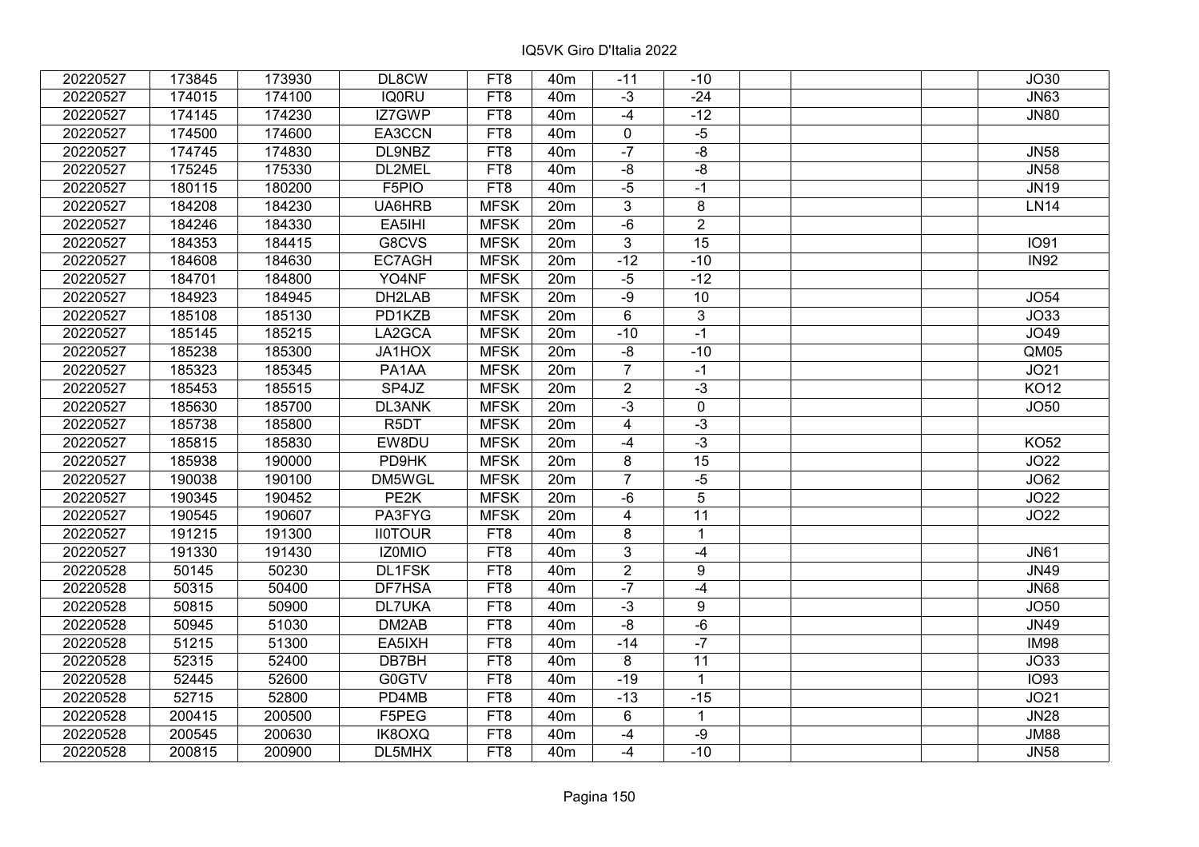IQ5VK Giro D'Italia 2022

| | | | | | | | | | | | |
|---|---|---|---|---|---|---|---|---|---|---|---|
| 20220527 | 173845 | 173930 | DL8CW | FT8 | 40m | -11 | -10 | | | | JO30 |
| 20220527 | 174015 | 174100 | IQ0RU | FT8 | 40m | -3 | -24 | | | | JN63 |
| 20220527 | 174145 | 174230 | IZ7GWP | FT8 | 40m | -4 | -12 | | | | JN80 |
| 20220527 | 174500 | 174600 | EA3CCN | FT8 | 40m | 0 | -5 | | | | |
| 20220527 | 174745 | 174830 | DL9NBZ | FT8 | 40m | -7 | -8 | | | | JN58 |
| 20220527 | 175245 | 175330 | DL2MEL | FT8 | 40m | -8 | -8 | | | | JN58 |
| 20220527 | 180115 | 180200 | F5PIO | FT8 | 40m | -5 | -1 | | | | JN19 |
| 20220527 | 184208 | 184230 | UA6HRB | MFSK | 20m | 3 | 8 | | | | LN14 |
| 20220527 | 184246 | 184330 | EA5IHI | MFSK | 20m | -6 | 2 | | | | |
| 20220527 | 184353 | 184415 | G8CVS | MFSK | 20m | 3 | 15 | | | | IO91 |
| 20220527 | 184608 | 184630 | EC7AGH | MFSK | 20m | -12 | -10 | | | | IN92 |
| 20220527 | 184701 | 184800 | YO4NF | MFSK | 20m | -5 | -12 | | | | |
| 20220527 | 184923 | 184945 | DH2LAB | MFSK | 20m | -9 | 10 | | | | JO54 |
| 20220527 | 185108 | 185130 | PD1KZB | MFSK | 20m | 6 | 3 | | | | JO33 |
| 20220527 | 185145 | 185215 | LA2GCA | MFSK | 20m | -10 | -1 | | | | JO49 |
| 20220527 | 185238 | 185300 | JA1HOX | MFSK | 20m | -8 | -10 | | | | QM05 |
| 20220527 | 185323 | 185345 | PA1AA | MFSK | 20m | 7 | -1 | | | | JO21 |
| 20220527 | 185453 | 185515 | SP4JZ | MFSK | 20m | 2 | -3 | | | | KO12 |
| 20220527 | 185630 | 185700 | DL3ANK | MFSK | 20m | -3 | 0 | | | | JO50 |
| 20220527 | 185738 | 185800 | R5DT | MFSK | 20m | 4 | -3 | | | | |
| 20220527 | 185815 | 185830 | EW8DU | MFSK | 20m | -4 | -3 | | | | KO52 |
| 20220527 | 185938 | 190000 | PD9HK | MFSK | 20m | 8 | 15 | | | | JO22 |
| 20220527 | 190038 | 190100 | DM5WGL | MFSK | 20m | 7 | -5 | | | | JO62 |
| 20220527 | 190345 | 190452 | PE2K | MFSK | 20m | -6 | 5 | | | | JO22 |
| 20220527 | 190545 | 190607 | PA3FYG | MFSK | 20m | 4 | 11 | | | | JO22 |
| 20220527 | 191215 | 191300 | II0TOUR | FT8 | 40m | 8 | 1 | | | | |
| 20220527 | 191330 | 191430 | IZ0MIO | FT8 | 40m | 3 | -4 | | | | JN61 |
| 20220528 | 50145 | 50230 | DL1FSK | FT8 | 40m | 2 | 9 | | | | JN49 |
| 20220528 | 50315 | 50400 | DF7HSA | FT8 | 40m | -7 | -4 | | | | JN68 |
| 20220528 | 50815 | 50900 | DL7UKA | FT8 | 40m | -3 | 9 | | | | JO50 |
| 20220528 | 50945 | 51030 | DM2AB | FT8 | 40m | -8 | -6 | | | | JN49 |
| 20220528 | 51215 | 51300 | EA5IXH | FT8 | 40m | -14 | -7 | | | | IM98 |
| 20220528 | 52315 | 52400 | DB7BH | FT8 | 40m | 8 | 11 | | | | JO33 |
| 20220528 | 52445 | 52600 | G0GTV | FT8 | 40m | -19 | 1 | | | | IO93 |
| 20220528 | 52715 | 52800 | PD4MB | FT8 | 40m | -13 | -15 | | | | JO21 |
| 20220528 | 200415 | 200500 | F5PEG | FT8 | 40m | 6 | 1 | | | | JN28 |
| 20220528 | 200545 | 200630 | IK8OXQ | FT8 | 40m | -4 | -9 | | | | JM88 |
| 20220528 | 200815 | 200900 | DL5MHX | FT8 | 40m | -4 | -10 | | | | JN58 |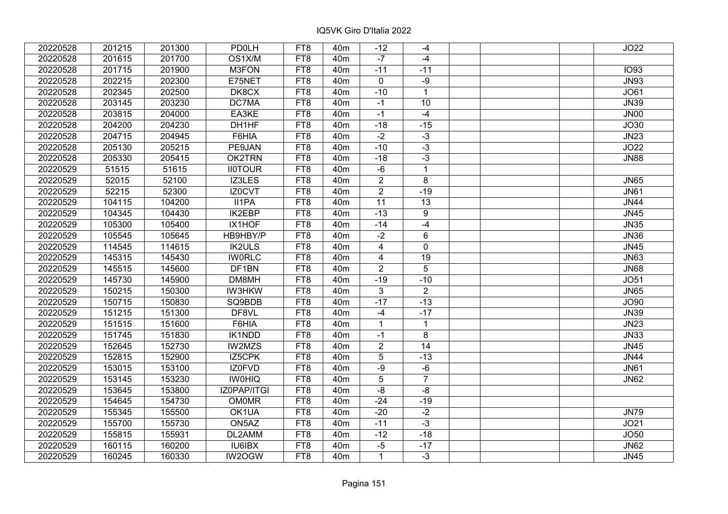IQ5VK Giro D'Italia 2022

| | | | | | | | | | | | |
|---|---|---|---|---|---|---|---|---|---|---|---|
| 20220528 | 201215 | 201300 | PD0LH | FT8 | 40m | -12 | -4 | | | | JO22 |
| 20220528 | 201615 | 201700 | OS1X/M | FT8 | 40m | -7 | -4 | | | | |
| 20220528 | 201715 | 201900 | M3FON | FT8 | 40m | -11 | -11 | | | | IO93 |
| 20220528 | 202215 | 202300 | E75NET | FT8 | 40m | 0 | -9 | | | | JN93 |
| 20220528 | 202345 | 202500 | DK8CX | FT8 | 40m | -10 | 1 | | | | JO61 |
| 20220528 | 203145 | 203230 | DC7MA | FT8 | 40m | -1 | 10 | | | | JN39 |
| 20220528 | 203815 | 204000 | EA3KE | FT8 | 40m | -1 | -4 | | | | JN00 |
| 20220528 | 204200 | 204230 | DH1HF | FT8 | 40m | -18 | -15 | | | | JO30 |
| 20220528 | 204715 | 204945 | F6HIA | FT8 | 40m | -2 | -3 | | | | JN23 |
| 20220528 | 205130 | 205215 | PE9JAN | FT8 | 40m | -10 | -3 | | | | JO22 |
| 20220528 | 205330 | 205415 | OK2TRN | FT8 | 40m | -18 | -3 | | | | JN88 |
| 20220529 | 51515 | 51615 | II0TOUR | FT8 | 40m | -6 | 1 | | | | |
| 20220529 | 52015 | 52100 | IZ3LES | FT8 | 40m | 2 | 8 | | | | JN65 |
| 20220529 | 52215 | 52300 | IZ0CVT | FT8 | 40m | 2 | -19 | | | | JN61 |
| 20220529 | 104115 | 104200 | II1PA | FT8 | 40m | 11 | 13 | | | | JN44 |
| 20220529 | 104345 | 104430 | IK2EBP | FT8 | 40m | -13 | 9 | | | | JN45 |
| 20220529 | 105300 | 105400 | IX1HOF | FT8 | 40m | -14 | -4 | | | | JN35 |
| 20220529 | 105545 | 105645 | HB9HBY/P | FT8 | 40m | -2 | 6 | | | | JN36 |
| 20220529 | 114545 | 114615 | IK2ULS | FT8 | 40m | 4 | 0 | | | | JN45 |
| 20220529 | 145315 | 145430 | IW0RLC | FT8 | 40m | 4 | 19 | | | | JN63 |
| 20220529 | 145515 | 145600 | DF1BN | FT8 | 40m | 2 | 5 | | | | JN68 |
| 20220529 | 145730 | 145900 | DM8MH | FT8 | 40m | -19 | -10 | | | | JO51 |
| 20220529 | 150215 | 150300 | IW3HKW | FT8 | 40m | 3 | 2 | | | | JN65 |
| 20220529 | 150715 | 150830 | SQ9BDB | FT8 | 40m | -17 | -13 | | | | JO90 |
| 20220529 | 151215 | 151300 | DF8VL | FT8 | 40m | -4 | -17 | | | | JN39 |
| 20220529 | 151515 | 151600 | F6HIA | FT8 | 40m | 1 | 1 | | | | JN23 |
| 20220529 | 151745 | 151830 | IK1NDD | FT8 | 40m | -1 | 8 | | | | JN33 |
| 20220529 | 152645 | 152730 | IW2MZS | FT8 | 40m | 2 | 14 | | | | JN45 |
| 20220529 | 152815 | 152900 | IZ5CPK | FT8 | 40m | 5 | -13 | | | | JN44 |
| 20220529 | 153015 | 153100 | IZ0FVD | FT8 | 40m | -9 | -6 | | | | JN61 |
| 20220529 | 153145 | 153230 | IW0HIQ | FT8 | 40m | 5 | 7 | | | | JN62 |
| 20220529 | 153645 | 153800 | IZ0PAP/ITGI | FT8 | 40m | -8 | -8 | | | | |
| 20220529 | 154645 | 154730 | OM0MR | FT8 | 40m | -24 | -19 | | | | |
| 20220529 | 155345 | 155500 | OK1UA | FT8 | 40m | -20 | -2 | | | | JN79 |
| 20220529 | 155700 | 155730 | ON5AZ | FT8 | 40m | -11 | -3 | | | | JO21 |
| 20220529 | 155815 | 155931 | DL2AMM | FT8 | 40m | -12 | -18 | | | | JO50 |
| 20220529 | 160115 | 160200 | IU6IBX | FT8 | 40m | -5 | -17 | | | | JN62 |
| 20220529 | 160245 | 160330 | IW2OGW | FT8 | 40m | 1 | -3 | | | | JN45 |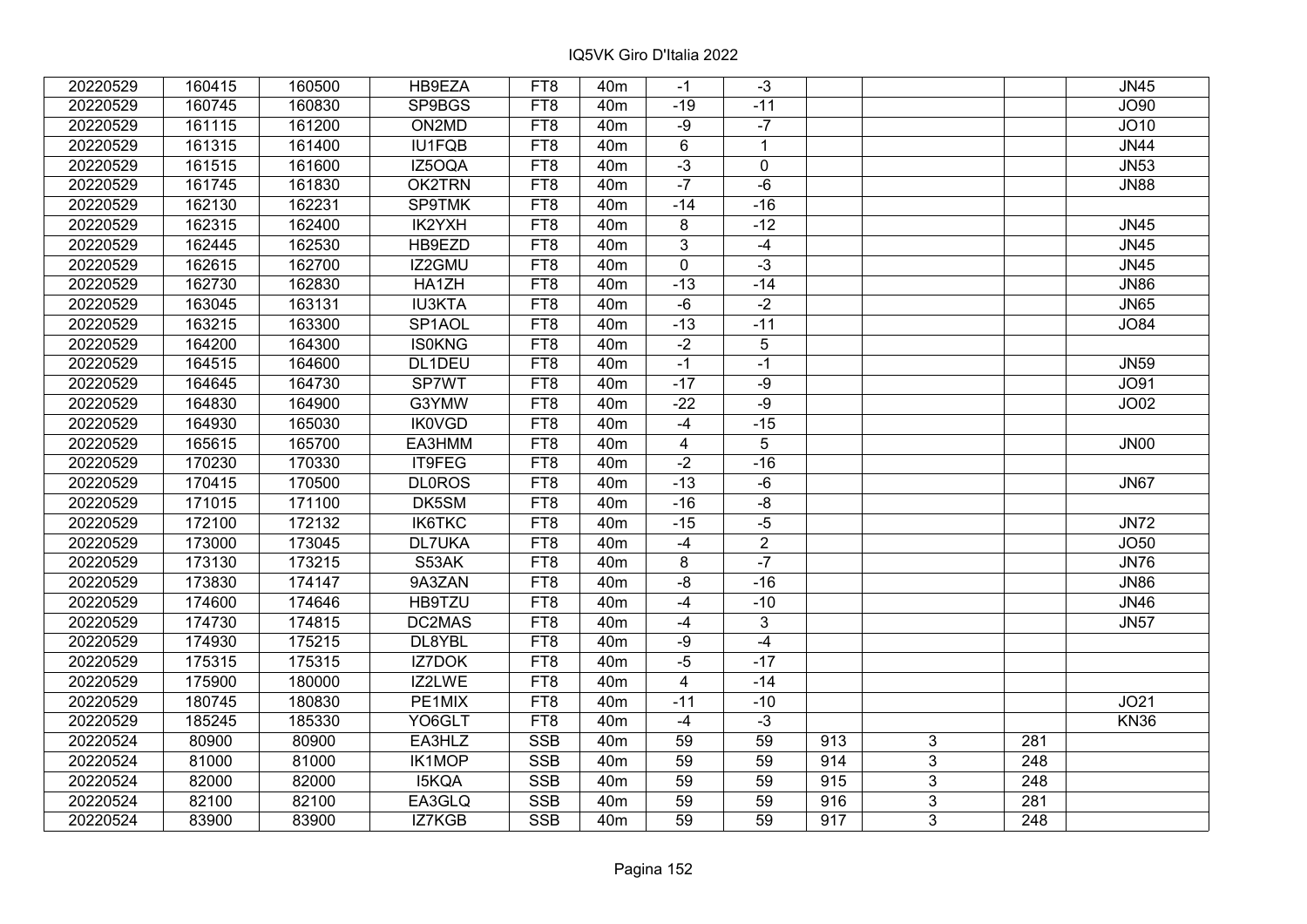| 20220529 | 160415 | 160500 | HB9EZA | FT8 | 40m | -1 | -3 | | | | JN45 |
|---|---|---|---|---|---|---|---|---|---|---|---|
| 20220529 | 160745 | 160830 | SP9BGS | FT8 | 40m | -19 | -11 | | | | JO90 |
| 20220529 | 161115 | 161200 | ON2MD | FT8 | 40m | -9 | -7 | | | | JO10 |
| 20220529 | 161315 | 161400 | IU1FQB | FT8 | 40m | 6 | 1 | | | | JN44 |
| 20220529 | 161515 | 161600 | IZ5OQA | FT8 | 40m | -3 | 0 | | | | JN53 |
| 20220529 | 161745 | 161830 | OK2TRN | FT8 | 40m | -7 | -6 | | | | JN88 |
| 20220529 | 162130 | 162231 | SP9TMK | FT8 | 40m | -14 | -16 | | | | |
| 20220529 | 162315 | 162400 | IK2YXH | FT8 | 40m | 8 | -12 | | | | JN45 |
| 20220529 | 162445 | 162530 | HB9EZD | FT8 | 40m | 3 | -4 | | | | JN45 |
| 20220529 | 162615 | 162700 | IZ2GMU | FT8 | 40m | 0 | -3 | | | | JN45 |
| 20220529 | 162730 | 162830 | HA1ZH | FT8 | 40m | -13 | -14 | | | | JN86 |
| 20220529 | 163045 | 163131 | IU3KTA | FT8 | 40m | -6 | -2 | | | | JN65 |
| 20220529 | 163215 | 163300 | SP1AOL | FT8 | 40m | -13 | -11 | | | | JO84 |
| 20220529 | 164200 | 164300 | IS0KNG | FT8 | 40m | -2 | 5 | | | | |
| 20220529 | 164515 | 164600 | DL1DEU | FT8 | 40m | -1 | -1 | | | | JN59 |
| 20220529 | 164645 | 164730 | SP7WT | FT8 | 40m | -17 | -9 | | | | JO91 |
| 20220529 | 164830 | 164900 | G3YMW | FT8 | 40m | -22 | -9 | | | | JO02 |
| 20220529 | 164930 | 165030 | IK0VGD | FT8 | 40m | -4 | -15 | | | | |
| 20220529 | 165615 | 165700 | EA3HMM | FT8 | 40m | 4 | 5 | | | | JN00 |
| 20220529 | 170230 | 170330 | IT9FEG | FT8 | 40m | -2 | -16 | | | | |
| 20220529 | 170415 | 170500 | DL0ROS | FT8 | 40m | -13 | -6 | | | | JN67 |
| 20220529 | 171015 | 171100 | DK5SM | FT8 | 40m | -16 | -8 | | | | |
| 20220529 | 172100 | 172132 | IK6TKC | FT8 | 40m | -15 | -5 | | | | JN72 |
| 20220529 | 173000 | 173045 | DL7UKA | FT8 | 40m | -4 | 2 | | | | JO50 |
| 20220529 | 173130 | 173215 | S53AK | FT8 | 40m | 8 | -7 | | | | JN76 |
| 20220529 | 173830 | 174147 | 9A3ZAN | FT8 | 40m | -8 | -16 | | | | JN86 |
| 20220529 | 174600 | 174646 | HB9TZU | FT8 | 40m | -4 | -10 | | | | JN46 |
| 20220529 | 174730 | 174815 | DC2MAS | FT8 | 40m | -4 | 3 | | | | JN57 |
| 20220529 | 174930 | 175215 | DL8YBL | FT8 | 40m | -9 | -4 | | | | |
| 20220529 | 175315 | 175315 | IZ7DOK | FT8 | 40m | -5 | -17 | | | | |
| 20220529 | 175900 | 180000 | IZ2LWE | FT8 | 40m | 4 | -14 | | | | |
| 20220529 | 180745 | 180830 | PE1MIX | FT8 | 40m | -11 | -10 | | | | JO21 |
| 20220529 | 185245 | 185330 | YO6GLT | FT8 | 40m | -4 | -3 | | | | KN36 |
| 20220524 | 80900 | 80900 | EA3HLZ | SSB | 40m | 59 | 59 | 913 | 3 | 281 | |
| 20220524 | 81000 | 81000 | IK1MOP | SSB | 40m | 59 | 59 | 914 | 3 | 248 | |
| 20220524 | 82000 | 82000 | I5KQA | SSB | 40m | 59 | 59 | 915 | 3 | 248 | |
| 20220524 | 82100 | 82100 | EA3GLQ | SSB | 40m | 59 | 59 | 916 | 3 | 281 | |
| 20220524 | 83900 | 83900 | IZ7KGB | SSB | 40m | 59 | 59 | 917 | 3 | 248 | |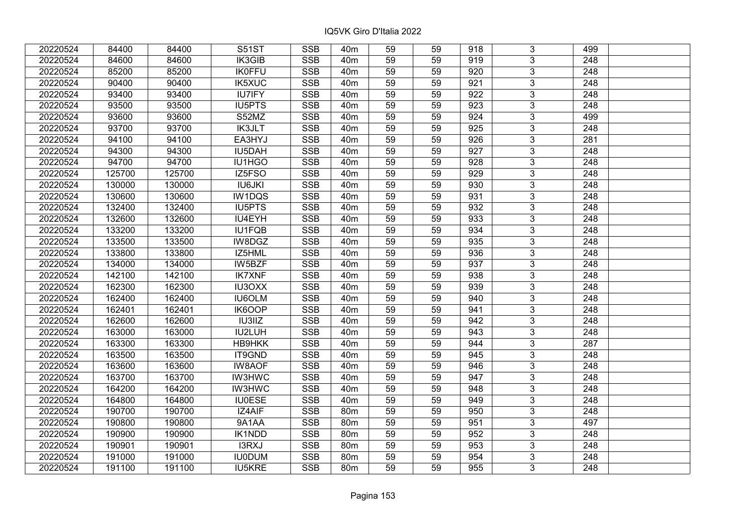| 20220524 | 84400 | 84400 | S51ST | SSB | 40m | 59 | 59 | 918 | 3 | 499 | |
|---|---|---|---|---|---|---|---|---|---|---|---|
| 20220524 | 84600 | 84600 | IK3GIB | SSB | 40m | 59 | 59 | 919 | 3 | 248 | |
| 20220524 | 85200 | 85200 | IK0FFU | SSB | 40m | 59 | 59 | 920 | 3 | 248 | |
| 20220524 | 90400 | 90400 | IK5XUC | SSB | 40m | 59 | 59 | 921 | 3 | 248 | |
| 20220524 | 93400 | 93400 | IU7IFY | SSB | 40m | 59 | 59 | 922 | 3 | 248 | |
| 20220524 | 93500 | 93500 | IU5PTS | SSB | 40m | 59 | 59 | 923 | 3 | 248 | |
| 20220524 | 93600 | 93600 | S52MZ | SSB | 40m | 59 | 59 | 924 | 3 | 499 | |
| 20220524 | 93700 | 93700 | IK3JLT | SSB | 40m | 59 | 59 | 925 | 3 | 248 | |
| 20220524 | 94100 | 94100 | EA3HYJ | SSB | 40m | 59 | 59 | 926 | 3 | 281 | |
| 20220524 | 94300 | 94300 | IU5DAH | SSB | 40m | 59 | 59 | 927 | 3 | 248 | |
| 20220524 | 94700 | 94700 | IU1HGO | SSB | 40m | 59 | 59 | 928 | 3 | 248 | |
| 20220524 | 125700 | 125700 | IZ5FSO | SSB | 40m | 59 | 59 | 929 | 3 | 248 | |
| 20220524 | 130000 | 130000 | IU6JKI | SSB | 40m | 59 | 59 | 930 | 3 | 248 | |
| 20220524 | 130600 | 130600 | IW1DQS | SSB | 40m | 59 | 59 | 931 | 3 | 248 | |
| 20220524 | 132400 | 132400 | IU5PTS | SSB | 40m | 59 | 59 | 932 | 3 | 248 | |
| 20220524 | 132600 | 132600 | IU4EYH | SSB | 40m | 59 | 59 | 933 | 3 | 248 | |
| 20220524 | 133200 | 133200 | IU1FQB | SSB | 40m | 59 | 59 | 934 | 3 | 248 | |
| 20220524 | 133500 | 133500 | IW8DGZ | SSB | 40m | 59 | 59 | 935 | 3 | 248 | |
| 20220524 | 133800 | 133800 | IZ5HML | SSB | 40m | 59 | 59 | 936 | 3 | 248 | |
| 20220524 | 134000 | 134000 | IW5BZF | SSB | 40m | 59 | 59 | 937 | 3 | 248 | |
| 20220524 | 142100 | 142100 | IK7XNF | SSB | 40m | 59 | 59 | 938 | 3 | 248 | |
| 20220524 | 162300 | 162300 | IU3OXX | SSB | 40m | 59 | 59 | 939 | 3 | 248 | |
| 20220524 | 162400 | 162400 | IU6OLM | SSB | 40m | 59 | 59 | 940 | 3 | 248 | |
| 20220524 | 162401 | 162401 | IK6OOP | SSB | 40m | 59 | 59 | 941 | 3 | 248 | |
| 20220524 | 162600 | 162600 | IU3IIZ | SSB | 40m | 59 | 59 | 942 | 3 | 248 | |
| 20220524 | 163000 | 163000 | IU2LUH | SSB | 40m | 59 | 59 | 943 | 3 | 248 | |
| 20220524 | 163300 | 163300 | HB9HKK | SSB | 40m | 59 | 59 | 944 | 3 | 287 | |
| 20220524 | 163500 | 163500 | IT9GND | SSB | 40m | 59 | 59 | 945 | 3 | 248 | |
| 20220524 | 163600 | 163600 | IW8AOF | SSB | 40m | 59 | 59 | 946 | 3 | 248 | |
| 20220524 | 163700 | 163700 | IW3HWC | SSB | 40m | 59 | 59 | 947 | 3 | 248 | |
| 20220524 | 164200 | 164200 | IW3HWC | SSB | 40m | 59 | 59 | 948 | 3 | 248 | |
| 20220524 | 164800 | 164800 | IU0ESE | SSB | 40m | 59 | 59 | 949 | 3 | 248 | |
| 20220524 | 190700 | 190700 | IZ4AIF | SSB | 80m | 59 | 59 | 950 | 3 | 248 | |
| 20220524 | 190800 | 190800 | 9A1AA | SSB | 80m | 59 | 59 | 951 | 3 | 497 | |
| 20220524 | 190900 | 190900 | IK1NDD | SSB | 80m | 59 | 59 | 952 | 3 | 248 | |
| 20220524 | 190901 | 190901 | I3RXJ | SSB | 80m | 59 | 59 | 953 | 3 | 248 | |
| 20220524 | 191000 | 191000 | IU0DUM | SSB | 80m | 59 | 59 | 954 | 3 | 248 | |
| 20220524 | 191100 | 191100 | IU5KRE | SSB | 80m | 59 | 59 | 955 | 3 | 248 | |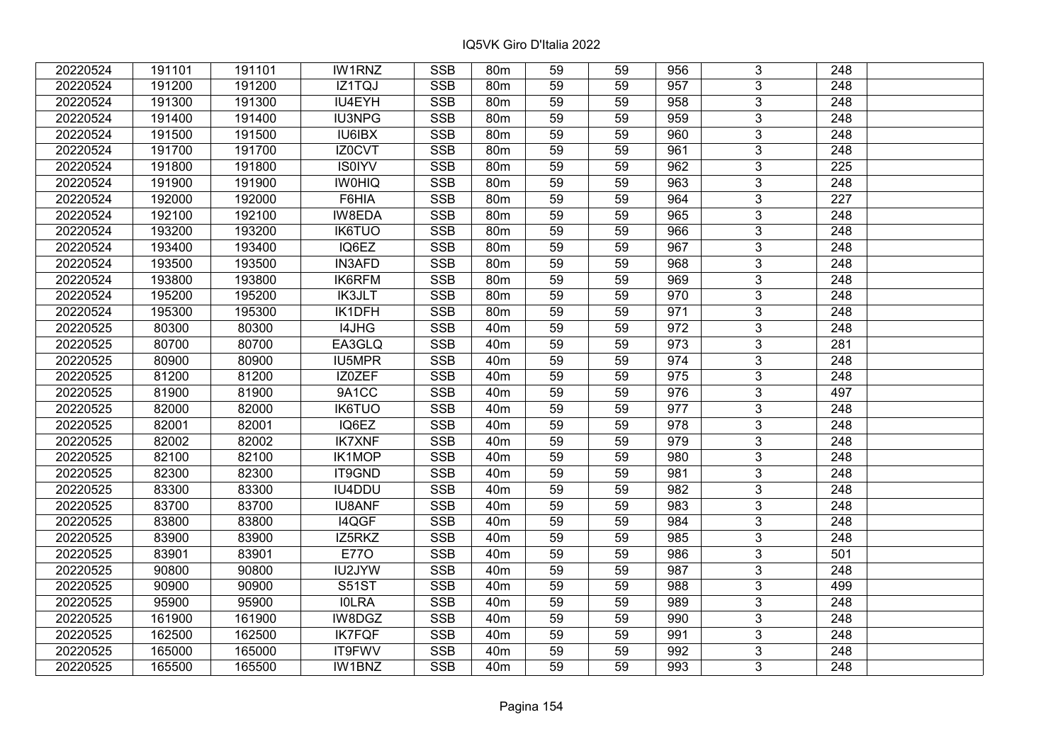| | | | | | | | | | | | |
|---|---|---|---|---|---|---|---|---|---|---|---|
| 20220524 | 191101 | 191101 | IW1RNZ | SSB | 80m | 59 | 59 | 956 | 3 | 248 | |
| 20220524 | 191200 | 191200 | IZ1TQJ | SSB | 80m | 59 | 59 | 957 | 3 | 248 | |
| 20220524 | 191300 | 191300 | IU4EYH | SSB | 80m | 59 | 59 | 958 | 3 | 248 | |
| 20220524 | 191400 | 191400 | IU3NPG | SSB | 80m | 59 | 59 | 959 | 3 | 248 | |
| 20220524 | 191500 | 191500 | IU6IBX | SSB | 80m | 59 | 59 | 960 | 3 | 248 | |
| 20220524 | 191700 | 191700 | IZ0CVT | SSB | 80m | 59 | 59 | 961 | 3 | 248 | |
| 20220524 | 191800 | 191800 | IS0IYV | SSB | 80m | 59 | 59 | 962 | 3 | 225 | |
| 20220524 | 191900 | 191900 | IW0HIQ | SSB | 80m | 59 | 59 | 963 | 3 | 248 | |
| 20220524 | 192000 | 192000 | F6HIA | SSB | 80m | 59 | 59 | 964 | 3 | 227 | |
| 20220524 | 192100 | 192100 | IW8EDA | SSB | 80m | 59 | 59 | 965 | 3 | 248 | |
| 20220524 | 193200 | 193200 | IK6TUO | SSB | 80m | 59 | 59 | 966 | 3 | 248 | |
| 20220524 | 193400 | 193400 | IQ6EZ | SSB | 80m | 59 | 59 | 967 | 3 | 248 | |
| 20220524 | 193500 | 193500 | IN3AFD | SSB | 80m | 59 | 59 | 968 | 3 | 248 | |
| 20220524 | 193800 | 193800 | IK6RFM | SSB | 80m | 59 | 59 | 969 | 3 | 248 | |
| 20220524 | 195200 | 195200 | IK3JLT | SSB | 80m | 59 | 59 | 970 | 3 | 248 | |
| 20220524 | 195300 | 195300 | IK1DFH | SSB | 80m | 59 | 59 | 971 | 3 | 248 | |
| 20220525 | 80300 | 80300 | I4JHG | SSB | 40m | 59 | 59 | 972 | 3 | 248 | |
| 20220525 | 80700 | 80700 | EA3GLQ | SSB | 40m | 59 | 59 | 973 | 3 | 281 | |
| 20220525 | 80900 | 80900 | IU5MPR | SSB | 40m | 59 | 59 | 974 | 3 | 248 | |
| 20220525 | 81200 | 81200 | IZ0ZEF | SSB | 40m | 59 | 59 | 975 | 3 | 248 | |
| 20220525 | 81900 | 81900 | 9A1CC | SSB | 40m | 59 | 59 | 976 | 3 | 497 | |
| 20220525 | 82000 | 82000 | IK6TUO | SSB | 40m | 59 | 59 | 977 | 3 | 248 | |
| 20220525 | 82001 | 82001 | IQ6EZ | SSB | 40m | 59 | 59 | 978 | 3 | 248 | |
| 20220525 | 82002 | 82002 | IK7XNF | SSB | 40m | 59 | 59 | 979 | 3 | 248 | |
| 20220525 | 82100 | 82100 | IK1MOP | SSB | 40m | 59 | 59 | 980 | 3 | 248 | |
| 20220525 | 82300 | 82300 | IT9GND | SSB | 40m | 59 | 59 | 981 | 3 | 248 | |
| 20220525 | 83300 | 83300 | IU4DDU | SSB | 40m | 59 | 59 | 982 | 3 | 248 | |
| 20220525 | 83700 | 83700 | IU8ANF | SSB | 40m | 59 | 59 | 983 | 3 | 248 | |
| 20220525 | 83800 | 83800 | I4QGF | SSB | 40m | 59 | 59 | 984 | 3 | 248 | |
| 20220525 | 83900 | 83900 | IZ5RKZ | SSB | 40m | 59 | 59 | 985 | 3 | 248 | |
| 20220525 | 83901 | 83901 | E77O | SSB | 40m | 59 | 59 | 986 | 3 | 501 | |
| 20220525 | 90800 | 90800 | IU2JYW | SSB | 40m | 59 | 59 | 987 | 3 | 248 | |
| 20220525 | 90900 | 90900 | S51ST | SSB | 40m | 59 | 59 | 988 | 3 | 499 | |
| 20220525 | 95900 | 95900 | I0LRA | SSB | 40m | 59 | 59 | 989 | 3 | 248 | |
| 20220525 | 161900 | 161900 | IW8DGZ | SSB | 40m | 59 | 59 | 990 | 3 | 248 | |
| 20220525 | 162500 | 162500 | IK7FQF | SSB | 40m | 59 | 59 | 991 | 3 | 248 | |
| 20220525 | 165000 | 165000 | IT9FWV | SSB | 40m | 59 | 59 | 992 | 3 | 248 | |
| 20220525 | 165500 | 165500 | IW1BNZ | SSB | 40m | 59 | 59 | 993 | 3 | 248 | |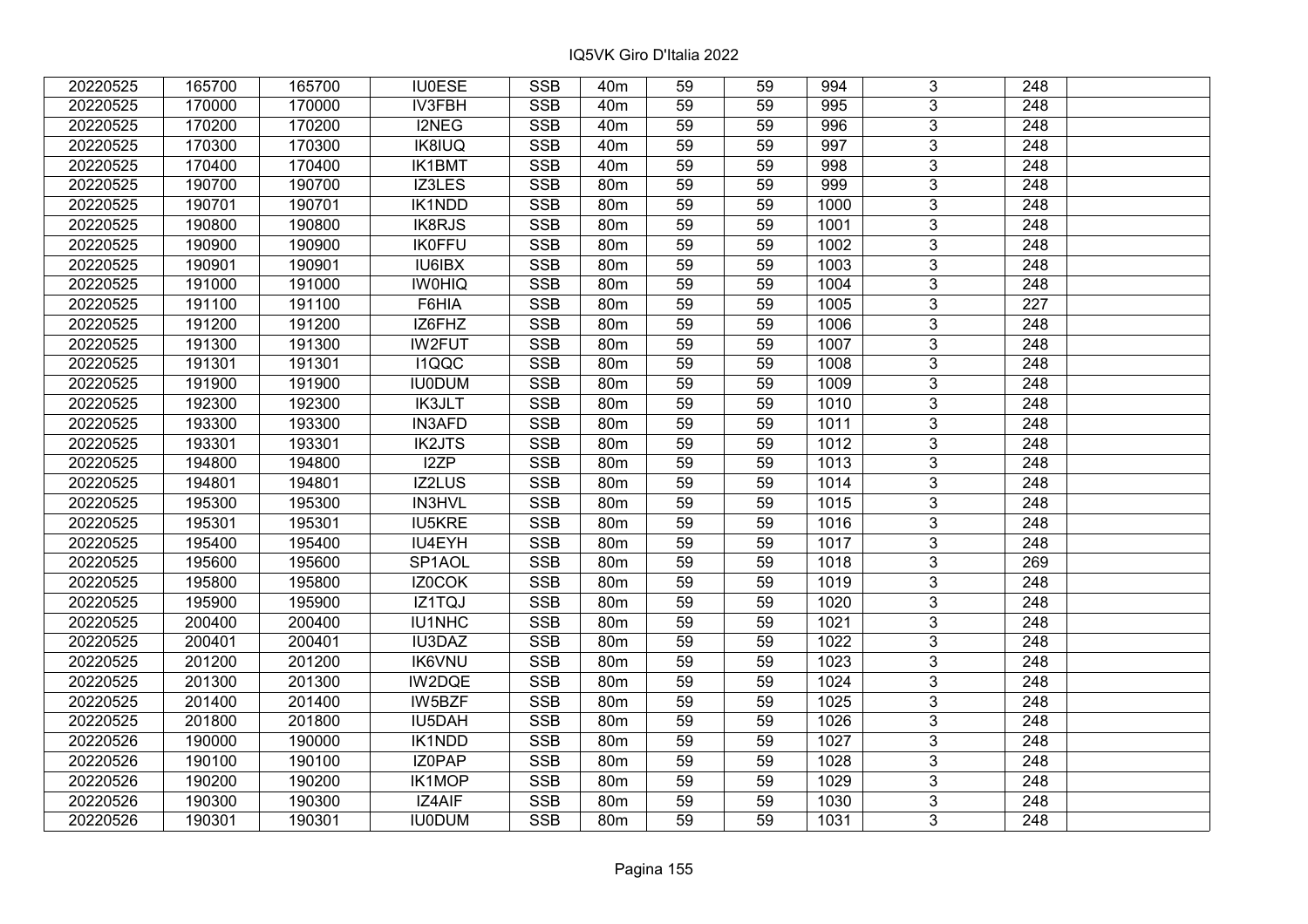| 20220525 | 165700 | 165700 | IU0ESE | SSB | 40m | 59 | 59 | 994 | 3 | 248 | |
|---|---|---|---|---|---|---|---|---|---|---|---|
| 20220525 | 170000 | 170000 | IV3FBH | SSB | 40m | 59 | 59 | 995 | 3 | 248 | |
| 20220525 | 170200 | 170200 | I2NEG | SSB | 40m | 59 | 59 | 996 | 3 | 248 | |
| 20220525 | 170300 | 170300 | IK8IUQ | SSB | 40m | 59 | 59 | 997 | 3 | 248 | |
| 20220525 | 170400 | 170400 | IK1BMT | SSB | 40m | 59 | 59 | 998 | 3 | 248 | |
| 20220525 | 190700 | 190700 | IZ3LES | SSB | 80m | 59 | 59 | 999 | 3 | 248 | |
| 20220525 | 190701 | 190701 | IK1NDD | SSB | 80m | 59 | 59 | 1000 | 3 | 248 | |
| 20220525 | 190800 | 190800 | IK8RJS | SSB | 80m | 59 | 59 | 1001 | 3 | 248 | |
| 20220525 | 190900 | 190900 | IK0FFU | SSB | 80m | 59 | 59 | 1002 | 3 | 248 | |
| 20220525 | 190901 | 190901 | IU6IBX | SSB | 80m | 59 | 59 | 1003 | 3 | 248 | |
| 20220525 | 191000 | 191000 | IW0HIQ | SSB | 80m | 59 | 59 | 1004 | 3 | 248 | |
| 20220525 | 191100 | 191100 | F6HIA | SSB | 80m | 59 | 59 | 1005 | 3 | 227 | |
| 20220525 | 191200 | 191200 | IZ6FHZ | SSB | 80m | 59 | 59 | 1006 | 3 | 248 | |
| 20220525 | 191300 | 191300 | IW2FUT | SSB | 80m | 59 | 59 | 1007 | 3 | 248 | |
| 20220525 | 191301 | 191301 | I1QQC | SSB | 80m | 59 | 59 | 1008 | 3 | 248 | |
| 20220525 | 191900 | 191900 | IU0DUM | SSB | 80m | 59 | 59 | 1009 | 3 | 248 | |
| 20220525 | 192300 | 192300 | IK3JLT | SSB | 80m | 59 | 59 | 1010 | 3 | 248 | |
| 20220525 | 193300 | 193300 | IN3AFD | SSB | 80m | 59 | 59 | 1011 | 3 | 248 | |
| 20220525 | 193301 | 193301 | IK2JTS | SSB | 80m | 59 | 59 | 1012 | 3 | 248 | |
| 20220525 | 194800 | 194800 | I2ZP | SSB | 80m | 59 | 59 | 1013 | 3 | 248 | |
| 20220525 | 194801 | 194801 | IZ2LUS | SSB | 80m | 59 | 59 | 1014 | 3 | 248 | |
| 20220525 | 195300 | 195300 | IN3HVL | SSB | 80m | 59 | 59 | 1015 | 3 | 248 | |
| 20220525 | 195301 | 195301 | IU5KRE | SSB | 80m | 59 | 59 | 1016 | 3 | 248 | |
| 20220525 | 195400 | 195400 | IU4EYH | SSB | 80m | 59 | 59 | 1017 | 3 | 248 | |
| 20220525 | 195600 | 195600 | SP1AOL | SSB | 80m | 59 | 59 | 1018 | 3 | 269 | |
| 20220525 | 195800 | 195800 | IZ0COK | SSB | 80m | 59 | 59 | 1019 | 3 | 248 | |
| 20220525 | 195900 | 195900 | IZ1TQJ | SSB | 80m | 59 | 59 | 1020 | 3 | 248 | |
| 20220525 | 200400 | 200400 | IU1NHC | SSB | 80m | 59 | 59 | 1021 | 3 | 248 | |
| 20220525 | 200401 | 200401 | IU3DAZ | SSB | 80m | 59 | 59 | 1022 | 3 | 248 | |
| 20220525 | 201200 | 201200 | IK6VNU | SSB | 80m | 59 | 59 | 1023 | 3 | 248 | |
| 20220525 | 201300 | 201300 | IW2DQE | SSB | 80m | 59 | 59 | 1024 | 3 | 248 | |
| 20220525 | 201400 | 201400 | IW5BZF | SSB | 80m | 59 | 59 | 1025 | 3 | 248 | |
| 20220525 | 201800 | 201800 | IU5DAH | SSB | 80m | 59 | 59 | 1026 | 3 | 248 | |
| 20220526 | 190000 | 190000 | IK1NDD | SSB | 80m | 59 | 59 | 1027 | 3 | 248 | |
| 20220526 | 190100 | 190100 | IZ0PAP | SSB | 80m | 59 | 59 | 1028 | 3 | 248 | |
| 20220526 | 190200 | 190200 | IK1MOP | SSB | 80m | 59 | 59 | 1029 | 3 | 248 | |
| 20220526 | 190300 | 190300 | IZ4AIF | SSB | 80m | 59 | 59 | 1030 | 3 | 248 | |
| 20220526 | 190301 | 190301 | IU0DUM | SSB | 80m | 59 | 59 | 1031 | 3 | 248 | |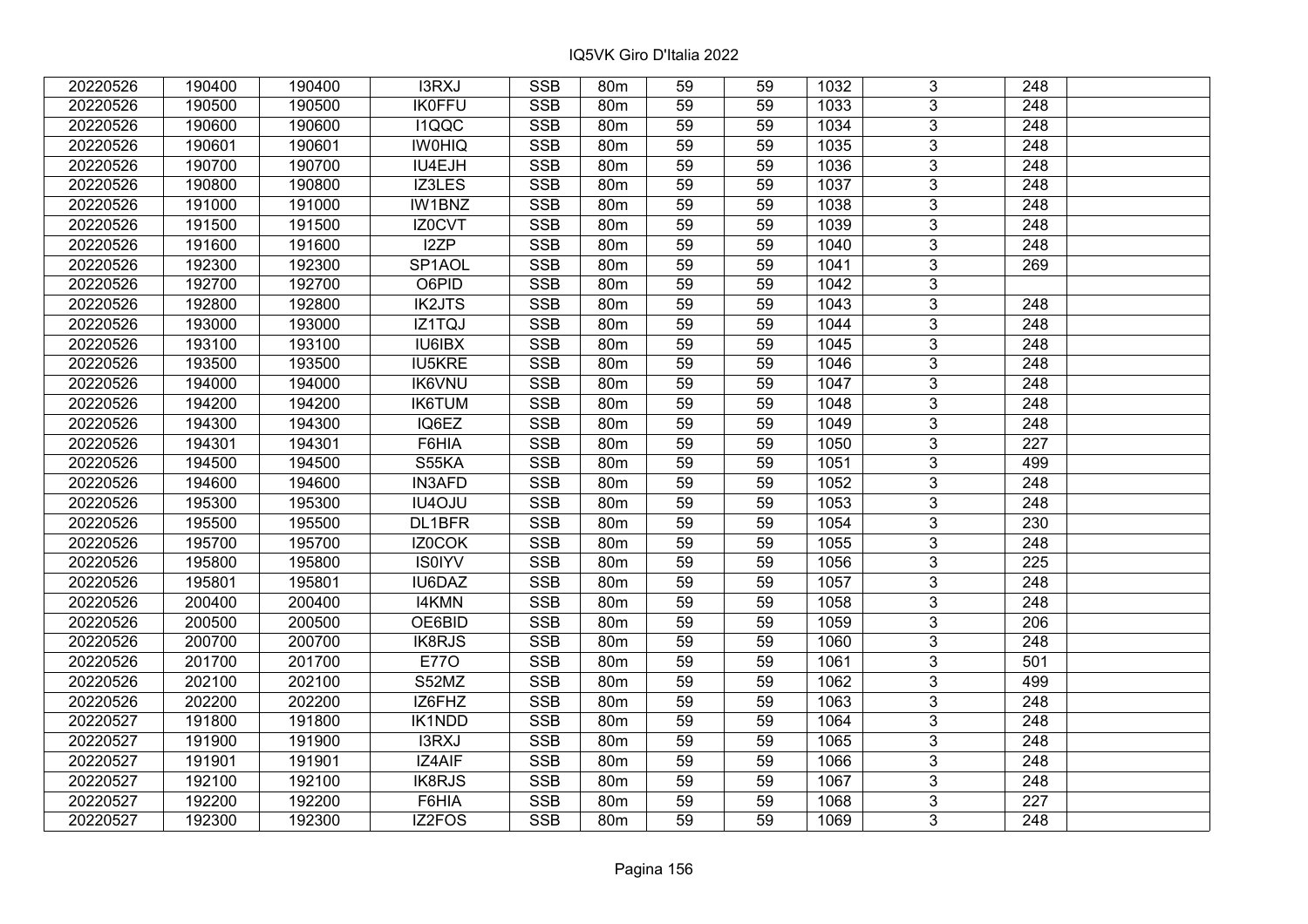| | | | | | | | | | | | |
|---|---|---|---|---|---|---|---|---|---|---|---|
| 20220526 | 190400 | 190400 | I3RXJ | SSB | 80m | 59 | 59 | 1032 | 3 | 248 | |
| 20220526 | 190500 | 190500 | IK0FFU | SSB | 80m | 59 | 59 | 1033 | 3 | 248 | |
| 20220526 | 190600 | 190600 | I1QQC | SSB | 80m | 59 | 59 | 1034 | 3 | 248 | |
| 20220526 | 190601 | 190601 | IW0HIQ | SSB | 80m | 59 | 59 | 1035 | 3 | 248 | |
| 20220526 | 190700 | 190700 | IU4EJH | SSB | 80m | 59 | 59 | 1036 | 3 | 248 | |
| 20220526 | 190800 | 190800 | IZ3LES | SSB | 80m | 59 | 59 | 1037 | 3 | 248 | |
| 20220526 | 191000 | 191000 | IW1BNZ | SSB | 80m | 59 | 59 | 1038 | 3 | 248 | |
| 20220526 | 191500 | 191500 | IZ0CVT | SSB | 80m | 59 | 59 | 1039 | 3 | 248 | |
| 20220526 | 191600 | 191600 | I2ZP | SSB | 80m | 59 | 59 | 1040 | 3 | 248 | |
| 20220526 | 192300 | 192300 | SP1AOL | SSB | 80m | 59 | 59 | 1041 | 3 | 269 | |
| 20220526 | 192700 | 192700 | O6PID | SSB | 80m | 59 | 59 | 1042 | 3 | | |
| 20220526 | 192800 | 192800 | IK2JTS | SSB | 80m | 59 | 59 | 1043 | 3 | 248 | |
| 20220526 | 193000 | 193000 | IZ1TQJ | SSB | 80m | 59 | 59 | 1044 | 3 | 248 | |
| 20220526 | 193100 | 193100 | IU6IBX | SSB | 80m | 59 | 59 | 1045 | 3 | 248 | |
| 20220526 | 193500 | 193500 | IU5KRE | SSB | 80m | 59 | 59 | 1046 | 3 | 248 | |
| 20220526 | 194000 | 194000 | IK6VNU | SSB | 80m | 59 | 59 | 1047 | 3 | 248 | |
| 20220526 | 194200 | 194200 | IK6TUM | SSB | 80m | 59 | 59 | 1048 | 3 | 248 | |
| 20220526 | 194300 | 194300 | IQ6EZ | SSB | 80m | 59 | 59 | 1049 | 3 | 248 | |
| 20220526 | 194301 | 194301 | F6HIA | SSB | 80m | 59 | 59 | 1050 | 3 | 227 | |
| 20220526 | 194500 | 194500 | S55KA | SSB | 80m | 59 | 59 | 1051 | 3 | 499 | |
| 20220526 | 194600 | 194600 | IN3AFD | SSB | 80m | 59 | 59 | 1052 | 3 | 248 | |
| 20220526 | 195300 | 195300 | IU4OJU | SSB | 80m | 59 | 59 | 1053 | 3 | 248 | |
| 20220526 | 195500 | 195500 | DL1BFR | SSB | 80m | 59 | 59 | 1054 | 3 | 230 | |
| 20220526 | 195700 | 195700 | IZ0COK | SSB | 80m | 59 | 59 | 1055 | 3 | 248 | |
| 20220526 | 195800 | 195800 | IS0IYV | SSB | 80m | 59 | 59 | 1056 | 3 | 225 | |
| 20220526 | 195801 | 195801 | IU6DAZ | SSB | 80m | 59 | 59 | 1057 | 3 | 248 | |
| 20220526 | 200400 | 200400 | I4KMN | SSB | 80m | 59 | 59 | 1058 | 3 | 248 | |
| 20220526 | 200500 | 200500 | OE6BID | SSB | 80m | 59 | 59 | 1059 | 3 | 206 | |
| 20220526 | 200700 | 200700 | IK8RJS | SSB | 80m | 59 | 59 | 1060 | 3 | 248 | |
| 20220526 | 201700 | 201700 | E77O | SSB | 80m | 59 | 59 | 1061 | 3 | 501 | |
| 20220526 | 202100 | 202100 | S52MZ | SSB | 80m | 59 | 59 | 1062 | 3 | 499 | |
| 20220526 | 202200 | 202200 | IZ6FHZ | SSB | 80m | 59 | 59 | 1063 | 3 | 248 | |
| 20220527 | 191800 | 191800 | IK1NDD | SSB | 80m | 59 | 59 | 1064 | 3 | 248 | |
| 20220527 | 191900 | 191900 | I3RXJ | SSB | 80m | 59 | 59 | 1065 | 3 | 248 | |
| 20220527 | 191901 | 191901 | IZ4AIF | SSB | 80m | 59 | 59 | 1066 | 3 | 248 | |
| 20220527 | 192100 | 192100 | IK8RJS | SSB | 80m | 59 | 59 | 1067 | 3 | 248 | |
| 20220527 | 192200 | 192200 | F6HIA | SSB | 80m | 59 | 59 | 1068 | 3 | 227 | |
| 20220527 | 192300 | 192300 | IZ2FOS | SSB | 80m | 59 | 59 | 1069 | 3 | 248 | |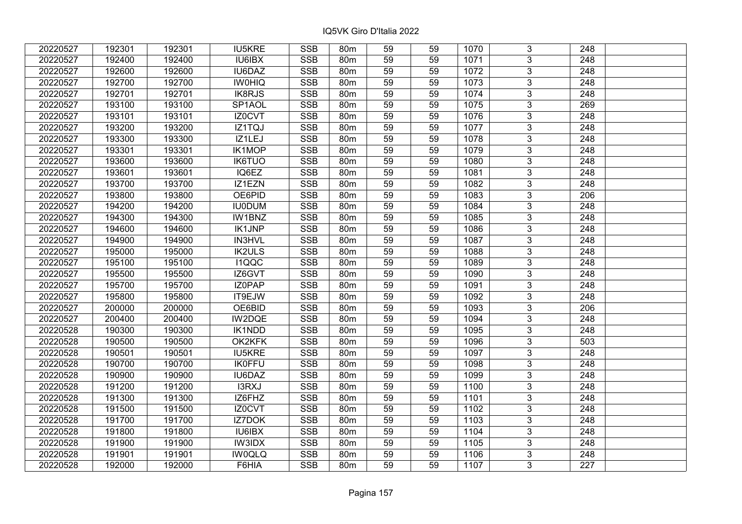| 20220527 | 192301 | 192301 | IU5KRE | SSB | 80m | 59 | 59 | 1070 | 3 | 248 | |
|---|---|---|---|---|---|---|---|---|---|---|---|
| 20220527 | 192400 | 192400 | IU6IBX | SSB | 80m | 59 | 59 | 1071 | 3 | 248 | |
| 20220527 | 192600 | 192600 | IU6DAZ | SSB | 80m | 59 | 59 | 1072 | 3 | 248 | |
| 20220527 | 192700 | 192700 | IW0HIQ | SSB | 80m | 59 | 59 | 1073 | 3 | 248 | |
| 20220527 | 192701 | 192701 | IK8RJS | SSB | 80m | 59 | 59 | 1074 | 3 | 248 | |
| 20220527 | 193100 | 193100 | SP1AOL | SSB | 80m | 59 | 59 | 1075 | 3 | 269 | |
| 20220527 | 193101 | 193101 | IZ0CVT | SSB | 80m | 59 | 59 | 1076 | 3 | 248 | |
| 20220527 | 193200 | 193200 | IZ1TQJ | SSB | 80m | 59 | 59 | 1077 | 3 | 248 | |
| 20220527 | 193300 | 193300 | IZ1LEJ | SSB | 80m | 59 | 59 | 1078 | 3 | 248 | |
| 20220527 | 193301 | 193301 | IK1MOP | SSB | 80m | 59 | 59 | 1079 | 3 | 248 | |
| 20220527 | 193600 | 193600 | IK6TUO | SSB | 80m | 59 | 59 | 1080 | 3 | 248 | |
| 20220527 | 193601 | 193601 | IQ6EZ | SSB | 80m | 59 | 59 | 1081 | 3 | 248 | |
| 20220527 | 193700 | 193700 | IZ1EZN | SSB | 80m | 59 | 59 | 1082 | 3 | 248 | |
| 20220527 | 193800 | 193800 | OE6PID | SSB | 80m | 59 | 59 | 1083 | 3 | 206 | |
| 20220527 | 194200 | 194200 | IU0DUM | SSB | 80m | 59 | 59 | 1084 | 3 | 248 | |
| 20220527 | 194300 | 194300 | IW1BNZ | SSB | 80m | 59 | 59 | 1085 | 3 | 248 | |
| 20220527 | 194600 | 194600 | IK1JNP | SSB | 80m | 59 | 59 | 1086 | 3 | 248 | |
| 20220527 | 194900 | 194900 | IN3HVL | SSB | 80m | 59 | 59 | 1087 | 3 | 248 | |
| 20220527 | 195000 | 195000 | IK2ULS | SSB | 80m | 59 | 59 | 1088 | 3 | 248 | |
| 20220527 | 195100 | 195100 | I1QQC | SSB | 80m | 59 | 59 | 1089 | 3 | 248 | |
| 20220527 | 195500 | 195500 | IZ6GVT | SSB | 80m | 59 | 59 | 1090 | 3 | 248 | |
| 20220527 | 195700 | 195700 | IZ0PAP | SSB | 80m | 59 | 59 | 1091 | 3 | 248 | |
| 20220527 | 195800 | 195800 | IT9EJW | SSB | 80m | 59 | 59 | 1092 | 3 | 248 | |
| 20220527 | 200000 | 200000 | OE6BID | SSB | 80m | 59 | 59 | 1093 | 3 | 206 | |
| 20220527 | 200400 | 200400 | IW2DQE | SSB | 80m | 59 | 59 | 1094 | 3 | 248 | |
| 20220528 | 190300 | 190300 | IK1NDD | SSB | 80m | 59 | 59 | 1095 | 3 | 248 | |
| 20220528 | 190500 | 190500 | OK2KFK | SSB | 80m | 59 | 59 | 1096 | 3 | 503 | |
| 20220528 | 190501 | 190501 | IU5KRE | SSB | 80m | 59 | 59 | 1097 | 3 | 248 | |
| 20220528 | 190700 | 190700 | IK0FFU | SSB | 80m | 59 | 59 | 1098 | 3 | 248 | |
| 20220528 | 190900 | 190900 | IU6DAZ | SSB | 80m | 59 | 59 | 1099 | 3 | 248 | |
| 20220528 | 191200 | 191200 | I3RXJ | SSB | 80m | 59 | 59 | 1100 | 3 | 248 | |
| 20220528 | 191300 | 191300 | IZ6FHZ | SSB | 80m | 59 | 59 | 1101 | 3 | 248 | |
| 20220528 | 191500 | 191500 | IZ0CVT | SSB | 80m | 59 | 59 | 1102 | 3 | 248 | |
| 20220528 | 191700 | 191700 | IZ7DOK | SSB | 80m | 59 | 59 | 1103 | 3 | 248 | |
| 20220528 | 191800 | 191800 | IU6IBX | SSB | 80m | 59 | 59 | 1104 | 3 | 248 | |
| 20220528 | 191900 | 191900 | IW3IDX | SSB | 80m | 59 | 59 | 1105 | 3 | 248 | |
| 20220528 | 191901 | 191901 | IW0QLQ | SSB | 80m | 59 | 59 | 1106 | 3 | 248 | |
| 20220528 | 192000 | 192000 | F6HIA | SSB | 80m | 59 | 59 | 1107 | 3 | 227 | |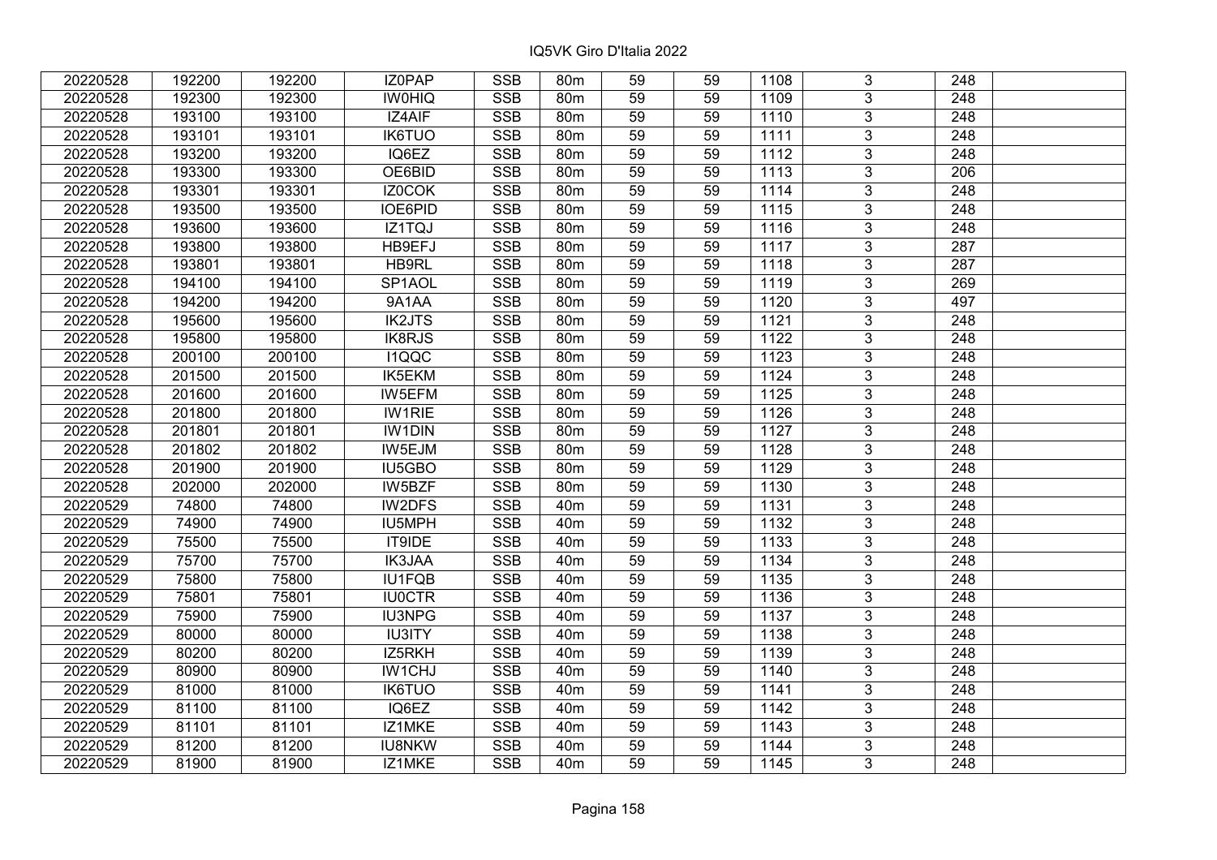# IQ5VK Giro D'Italia 2022

| | | | | | | | | | | | |
|---|---|---|---|---|---|---|---|---|---|---|---|
| 20220528 | 192200 | 192200 | IZ0PAP | SSB | 80m | 59 | 59 | 1108 | 3 | 248 | |
| 20220528 | 192300 | 192300 | IW0HIQ | SSB | 80m | 59 | 59 | 1109 | 3 | 248 | |
| 20220528 | 193100 | 193100 | IZ4AIF | SSB | 80m | 59 | 59 | 1110 | 3 | 248 | |
| 20220528 | 193101 | 193101 | IK6TUO | SSB | 80m | 59 | 59 | 1111 | 3 | 248 | |
| 20220528 | 193200 | 193200 | IQ6EZ | SSB | 80m | 59 | 59 | 1112 | 3 | 248 | |
| 20220528 | 193300 | 193300 | OE6BID | SSB | 80m | 59 | 59 | 1113 | 3 | 206 | |
| 20220528 | 193301 | 193301 | IZ0COK | SSB | 80m | 59 | 59 | 1114 | 3 | 248 | |
| 20220528 | 193500 | 193500 | IOE6PID | SSB | 80m | 59 | 59 | 1115 | 3 | 248 | |
| 20220528 | 193600 | 193600 | IZ1TQJ | SSB | 80m | 59 | 59 | 1116 | 3 | 248 | |
| 20220528 | 193800 | 193800 | HB9EFJ | SSB | 80m | 59 | 59 | 1117 | 3 | 287 | |
| 20220528 | 193801 | 193801 | HB9RL | SSB | 80m | 59 | 59 | 1118 | 3 | 287 | |
| 20220528 | 194100 | 194100 | SP1AOL | SSB | 80m | 59 | 59 | 1119 | 3 | 269 | |
| 20220528 | 194200 | 194200 | 9A1AA | SSB | 80m | 59 | 59 | 1120 | 3 | 497 | |
| 20220528 | 195600 | 195600 | IK2JTS | SSB | 80m | 59 | 59 | 1121 | 3 | 248 | |
| 20220528 | 195800 | 195800 | IK8RJS | SSB | 80m | 59 | 59 | 1122 | 3 | 248 | |
| 20220528 | 200100 | 200100 | I1QQC | SSB | 80m | 59 | 59 | 1123 | 3 | 248 | |
| 20220528 | 201500 | 201500 | IK5EKM | SSB | 80m | 59 | 59 | 1124 | 3 | 248 | |
| 20220528 | 201600 | 201600 | IW5EFM | SSB | 80m | 59 | 59 | 1125 | 3 | 248 | |
| 20220528 | 201800 | 201800 | IW1RIE | SSB | 80m | 59 | 59 | 1126 | 3 | 248 | |
| 20220528 | 201801 | 201801 | IW1DIN | SSB | 80m | 59 | 59 | 1127 | 3 | 248 | |
| 20220528 | 201802 | 201802 | IW5EJM | SSB | 80m | 59 | 59 | 1128 | 3 | 248 | |
| 20220528 | 201900 | 201900 | IU5GBO | SSB | 80m | 59 | 59 | 1129 | 3 | 248 | |
| 20220528 | 202000 | 202000 | IW5BZF | SSB | 80m | 59 | 59 | 1130 | 3 | 248 | |
| 20220529 | 74800 | 74800 | IW2DFS | SSB | 40m | 59 | 59 | 1131 | 3 | 248 | |
| 20220529 | 74900 | 74900 | IU5MPH | SSB | 40m | 59 | 59 | 1132 | 3 | 248 | |
| 20220529 | 75500 | 75500 | IT9IDE | SSB | 40m | 59 | 59 | 1133 | 3 | 248 | |
| 20220529 | 75700 | 75700 | IK3JAA | SSB | 40m | 59 | 59 | 1134 | 3 | 248 | |
| 20220529 | 75800 | 75800 | IU1FQB | SSB | 40m | 59 | 59 | 1135 | 3 | 248 | |
| 20220529 | 75801 | 75801 | IU0CTR | SSB | 40m | 59 | 59 | 1136 | 3 | 248 | |
| 20220529 | 75900 | 75900 | IU3NPG | SSB | 40m | 59 | 59 | 1137 | 3 | 248 | |
| 20220529 | 80000 | 80000 | IU3ITY | SSB | 40m | 59 | 59 | 1138 | 3 | 248 | |
| 20220529 | 80200 | 80200 | IZ5RKH | SSB | 40m | 59 | 59 | 1139 | 3 | 248 | |
| 20220529 | 80900 | 80900 | IW1CHJ | SSB | 40m | 59 | 59 | 1140 | 3 | 248 | |
| 20220529 | 81000 | 81000 | IK6TUO | SSB | 40m | 59 | 59 | 1141 | 3 | 248 | |
| 20220529 | 81100 | 81100 | IQ6EZ | SSB | 40m | 59 | 59 | 1142 | 3 | 248 | |
| 20220529 | 81101 | 81101 | IZ1MKE | SSB | 40m | 59 | 59 | 1143 | 3 | 248 | |
| 20220529 | 81200 | 81200 | IU8NKW | SSB | 40m | 59 | 59 | 1144 | 3 | 248 | |
| 20220529 | 81900 | 81900 | IZ1MKE | SSB | 40m | 59 | 59 | 1145 | 3 | 248 | |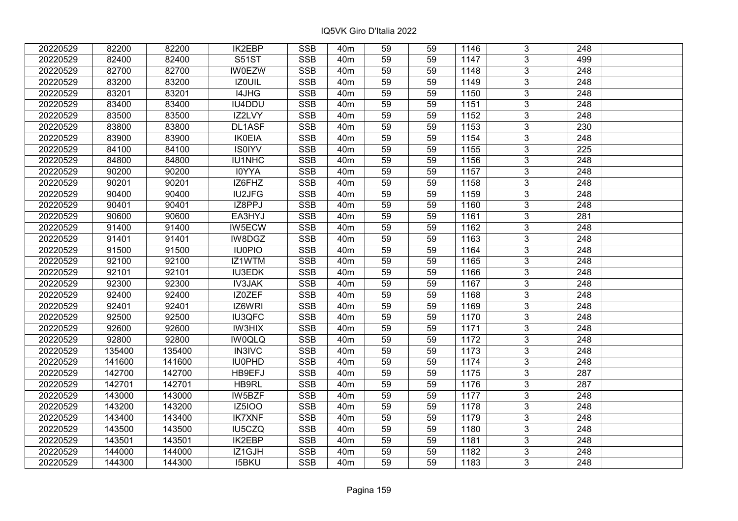| 20220529 | 82200 | 82200 | IK2EBP | SSB | 40m | 59 | 59 | 1146 | 3 | 248 | |
|---|---|---|---|---|---|---|---|---|---|---|---|
| 20220529 | 82400 | 82400 | S51ST | SSB | 40m | 59 | 59 | 1147 | 3 | 499 | |
| 20220529 | 82700 | 82700 | IW0EZW | SSB | 40m | 59 | 59 | 1148 | 3 | 248 | |
| 20220529 | 83200 | 83200 | IZ0UIL | SSB | 40m | 59 | 59 | 1149 | 3 | 248 | |
| 20220529 | 83201 | 83201 | I4JHG | SSB | 40m | 59 | 59 | 1150 | 3 | 248 | |
| 20220529 | 83400 | 83400 | IU4DDU | SSB | 40m | 59 | 59 | 1151 | 3 | 248 | |
| 20220529 | 83500 | 83500 | IZ2LVY | SSB | 40m | 59 | 59 | 1152 | 3 | 248 | |
| 20220529 | 83800 | 83800 | DL1ASF | SSB | 40m | 59 | 59 | 1153 | 3 | 230 | |
| 20220529 | 83900 | 83900 | IK0EIA | SSB | 40m | 59 | 59 | 1154 | 3 | 248 | |
| 20220529 | 84100 | 84100 | IS0IYV | SSB | 40m | 59 | 59 | 1155 | 3 | 225 | |
| 20220529 | 84800 | 84800 | IU1NHC | SSB | 40m | 59 | 59 | 1156 | 3 | 248 | |
| 20220529 | 90200 | 90200 | I0YYA | SSB | 40m | 59 | 59 | 1157 | 3 | 248 | |
| 20220529 | 90201 | 90201 | IZ6FHZ | SSB | 40m | 59 | 59 | 1158 | 3 | 248 | |
| 20220529 | 90400 | 90400 | IU2JFG | SSB | 40m | 59 | 59 | 1159 | 3 | 248 | |
| 20220529 | 90401 | 90401 | IZ8PPJ | SSB | 40m | 59 | 59 | 1160 | 3 | 248 | |
| 20220529 | 90600 | 90600 | EA3HYJ | SSB | 40m | 59 | 59 | 1161 | 3 | 281 | |
| 20220529 | 91400 | 91400 | IW5ECW | SSB | 40m | 59 | 59 | 1162 | 3 | 248 | |
| 20220529 | 91401 | 91401 | IW8DGZ | SSB | 40m | 59 | 59 | 1163 | 3 | 248 | |
| 20220529 | 91500 | 91500 | IU0PIO | SSB | 40m | 59 | 59 | 1164 | 3 | 248 | |
| 20220529 | 92100 | 92100 | IZ1WTM | SSB | 40m | 59 | 59 | 1165 | 3 | 248 | |
| 20220529 | 92101 | 92101 | IU3EDK | SSB | 40m | 59 | 59 | 1166 | 3 | 248 | |
| 20220529 | 92300 | 92300 | IV3JAK | SSB | 40m | 59 | 59 | 1167 | 3 | 248 | |
| 20220529 | 92400 | 92400 | IZ0ZEF | SSB | 40m | 59 | 59 | 1168 | 3 | 248 | |
| 20220529 | 92401 | 92401 | IZ6WRI | SSB | 40m | 59 | 59 | 1169 | 3 | 248 | |
| 20220529 | 92500 | 92500 | IU3QFC | SSB | 40m | 59 | 59 | 1170 | 3 | 248 | |
| 20220529 | 92600 | 92600 | IW3HIX | SSB | 40m | 59 | 59 | 1171 | 3 | 248 | |
| 20220529 | 92800 | 92800 | IW0QLQ | SSB | 40m | 59 | 59 | 1172 | 3 | 248 | |
| 20220529 | 135400 | 135400 | IN3IVC | SSB | 40m | 59 | 59 | 1173 | 3 | 248 | |
| 20220529 | 141600 | 141600 | IU0PHD | SSB | 40m | 59 | 59 | 1174 | 3 | 248 | |
| 20220529 | 142700 | 142700 | HB9EFJ | SSB | 40m | 59 | 59 | 1175 | 3 | 287 | |
| 20220529 | 142701 | 142701 | HB9RL | SSB | 40m | 59 | 59 | 1176 | 3 | 287 | |
| 20220529 | 143000 | 143000 | IW5BZF | SSB | 40m | 59 | 59 | 1177 | 3 | 248 | |
| 20220529 | 143200 | 143200 | IZ5IOO | SSB | 40m | 59 | 59 | 1178 | 3 | 248 | |
| 20220529 | 143400 | 143400 | IK7XNF | SSB | 40m | 59 | 59 | 1179 | 3 | 248 | |
| 20220529 | 143500 | 143500 | IU5CZQ | SSB | 40m | 59 | 59 | 1180 | 3 | 248 | |
| 20220529 | 143501 | 143501 | IK2EBP | SSB | 40m | 59 | 59 | 1181 | 3 | 248 | |
| 20220529 | 144000 | 144000 | IZ1GJH | SSB | 40m | 59 | 59 | 1182 | 3 | 248 | |
| 20220529 | 144300 | 144300 | I5BKU | SSB | 40m | 59 | 59 | 1183 | 3 | 248 | |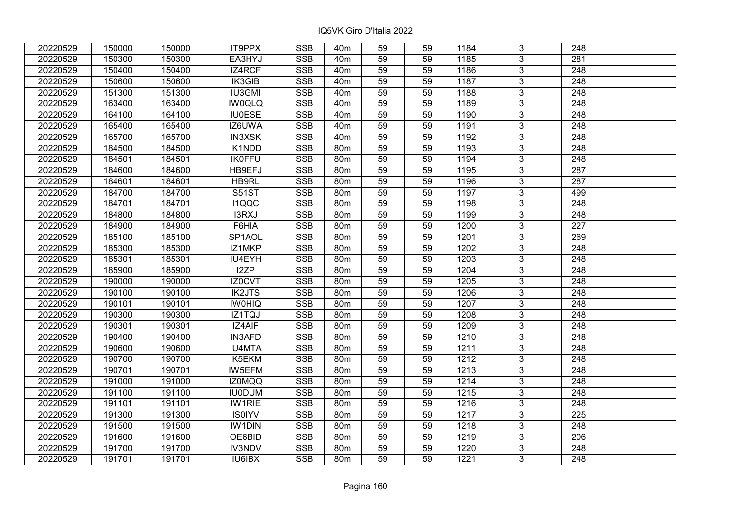# IQ5VK Giro D'Italia 2022

| | | | | | | | | | | | |
|---|---|---|---|---|---|---|---|---|---|---|---|
| 20220529 | 150000 | 150000 | IT9PPX | SSB | 40m | 59 | 59 | 1184 | 3 | 248 | |
| 20220529 | 150300 | 150300 | EA3HYJ | SSB | 40m | 59 | 59 | 1185 | 3 | 281 | |
| 20220529 | 150400 | 150400 | IZ4RCF | SSB | 40m | 59 | 59 | 1186 | 3 | 248 | |
| 20220529 | 150600 | 150600 | IK3GIB | SSB | 40m | 59 | 59 | 1187 | 3 | 248 | |
| 20220529 | 151300 | 151300 | IU3GMI | SSB | 40m | 59 | 59 | 1188 | 3 | 248 | |
| 20220529 | 163400 | 163400 | IW0QLQ | SSB | 40m | 59 | 59 | 1189 | 3 | 248 | |
| 20220529 | 164100 | 164100 | IU0ESE | SSB | 40m | 59 | 59 | 1190 | 3 | 248 | |
| 20220529 | 165400 | 165400 | IZ6UWA | SSB | 40m | 59 | 59 | 1191 | 3 | 248 | |
| 20220529 | 165700 | 165700 | IN3XSK | SSB | 40m | 59 | 59 | 1192 | 3 | 248 | |
| 20220529 | 184500 | 184500 | IK1NDD | SSB | 80m | 59 | 59 | 1193 | 3 | 248 | |
| 20220529 | 184501 | 184501 | IK0FFU | SSB | 80m | 59 | 59 | 1194 | 3 | 248 | |
| 20220529 | 184600 | 184600 | HB9EFJ | SSB | 80m | 59 | 59 | 1195 | 3 | 287 | |
| 20220529 | 184601 | 184601 | HB9RL | SSB | 80m | 59 | 59 | 1196 | 3 | 287 | |
| 20220529 | 184700 | 184700 | S51ST | SSB | 80m | 59 | 59 | 1197 | 3 | 499 | |
| 20220529 | 184701 | 184701 | I1QQC | SSB | 80m | 59 | 59 | 1198 | 3 | 248 | |
| 20220529 | 184800 | 184800 | I3RXJ | SSB | 80m | 59 | 59 | 1199 | 3 | 248 | |
| 20220529 | 184900 | 184900 | F6HIA | SSB | 80m | 59 | 59 | 1200 | 3 | 227 | |
| 20220529 | 185100 | 185100 | SP1AOL | SSB | 80m | 59 | 59 | 1201 | 3 | 269 | |
| 20220529 | 185300 | 185300 | IZ1MKP | SSB | 80m | 59 | 59 | 1202 | 3 | 248 | |
| 20220529 | 185301 | 185301 | IU4EYH | SSB | 80m | 59 | 59 | 1203 | 3 | 248 | |
| 20220529 | 185900 | 185900 | I2ZP | SSB | 80m | 59 | 59 | 1204 | 3 | 248 | |
| 20220529 | 190000 | 190000 | IZ0CVT | SSB | 80m | 59 | 59 | 1205 | 3 | 248 | |
| 20220529 | 190100 | 190100 | IK2JTS | SSB | 80m | 59 | 59 | 1206 | 3 | 248 | |
| 20220529 | 190101 | 190101 | IW0HIQ | SSB | 80m | 59 | 59 | 1207 | 3 | 248 | |
| 20220529 | 190300 | 190300 | IZ1TQJ | SSB | 80m | 59 | 59 | 1208 | 3 | 248 | |
| 20220529 | 190301 | 190301 | IZ4AIF | SSB | 80m | 59 | 59 | 1209 | 3 | 248 | |
| 20220529 | 190400 | 190400 | IN3AFD | SSB | 80m | 59 | 59 | 1210 | 3 | 248 | |
| 20220529 | 190600 | 190600 | IU4MTA | SSB | 80m | 59 | 59 | 1211 | 3 | 248 | |
| 20220529 | 190700 | 190700 | IK5EKM | SSB | 80m | 59 | 59 | 1212 | 3 | 248 | |
| 20220529 | 190701 | 190701 | IW5EFM | SSB | 80m | 59 | 59 | 1213 | 3 | 248 | |
| 20220529 | 191000 | 191000 | IZ0MQQ | SSB | 80m | 59 | 59 | 1214 | 3 | 248 | |
| 20220529 | 191100 | 191100 | IU0DUM | SSB | 80m | 59 | 59 | 1215 | 3 | 248 | |
| 20220529 | 191101 | 191101 | IW1RIE | SSB | 80m | 59 | 59 | 1216 | 3 | 248 | |
| 20220529 | 191300 | 191300 | IS0IYV | SSB | 80m | 59 | 59 | 1217 | 3 | 225 | |
| 20220529 | 191500 | 191500 | IW1DIN | SSB | 80m | 59 | 59 | 1218 | 3 | 248 | |
| 20220529 | 191600 | 191600 | OE6BID | SSB | 80m | 59 | 59 | 1219 | 3 | 206 | |
| 20220529 | 191700 | 191700 | IV3NDV | SSB | 80m | 59 | 59 | 1220 | 3 | 248 | |
| 20220529 | 191701 | 191701 | IU6IBX | SSB | 80m | 59 | 59 | 1221 | 3 | 248 | |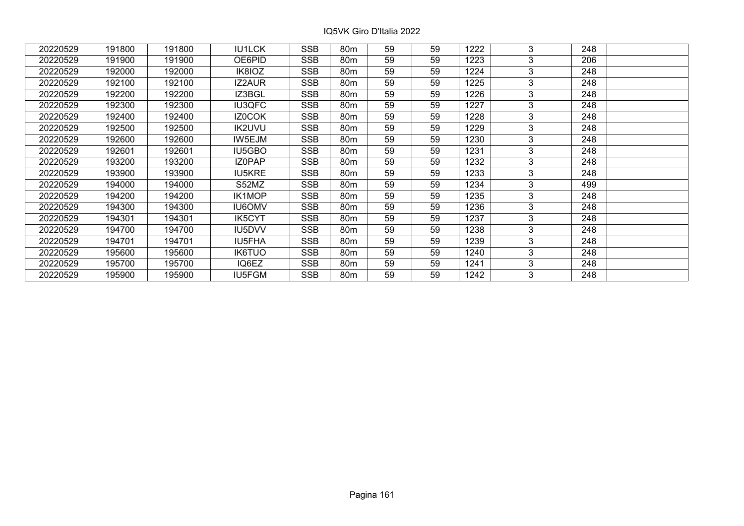| | | | | | | | | | | | |
|---|---|---|---|---|---|---|---|---|---|---|---|
| 20220529 | 191800 | 191800 | IU1LCK | SSB | 80m | 59 | 59 | 1222 | 3 | 248 | |
| 20220529 | 191900 | 191900 | OE6PID | SSB | 80m | 59 | 59 | 1223 | 3 | 206 | |
| 20220529 | 192000 | 192000 | IK8IOZ | SSB | 80m | 59 | 59 | 1224 | 3 | 248 | |
| 20220529 | 192100 | 192100 | IZ2AUR | SSB | 80m | 59 | 59 | 1225 | 3 | 248 | |
| 20220529 | 192200 | 192200 | IZ3BGL | SSB | 80m | 59 | 59 | 1226 | 3 | 248 | |
| 20220529 | 192300 | 192300 | IU3QFC | SSB | 80m | 59 | 59 | 1227 | 3 | 248 | |
| 20220529 | 192400 | 192400 | IZ0COK | SSB | 80m | 59 | 59 | 1228 | 3 | 248 | |
| 20220529 | 192500 | 192500 | IK2UVU | SSB | 80m | 59 | 59 | 1229 | 3 | 248 | |
| 20220529 | 192600 | 192600 | IW5EJM | SSB | 80m | 59 | 59 | 1230 | 3 | 248 | |
| 20220529 | 192601 | 192601 | IU5GBO | SSB | 80m | 59 | 59 | 1231 | 3 | 248 | |
| 20220529 | 193200 | 193200 | IZ0PAP | SSB | 80m | 59 | 59 | 1232 | 3 | 248 | |
| 20220529 | 193900 | 193900 | IU5KRE | SSB | 80m | 59 | 59 | 1233 | 3 | 248 | |
| 20220529 | 194000 | 194000 | S52MZ | SSB | 80m | 59 | 59 | 1234 | 3 | 499 | |
| 20220529 | 194200 | 194200 | IK1MOP | SSB | 80m | 59 | 59 | 1235 | 3 | 248 | |
| 20220529 | 194300 | 194300 | IU6OMV | SSB | 80m | 59 | 59 | 1236 | 3 | 248 | |
| 20220529 | 194301 | 194301 | IK5CYT | SSB | 80m | 59 | 59 | 1237 | 3 | 248 | |
| 20220529 | 194700 | 194700 | IU5DVV | SSB | 80m | 59 | 59 | 1238 | 3 | 248 | |
| 20220529 | 194701 | 194701 | IU5FHA | SSB | 80m | 59 | 59 | 1239 | 3 | 248 | |
| 20220529 | 195600 | 195600 | IK6TUO | SSB | 80m | 59 | 59 | 1240 | 3 | 248 | |
| 20220529 | 195700 | 195700 | IQ6EZ | SSB | 80m | 59 | 59 | 1241 | 3 | 248 | |
| 20220529 | 195900 | 195900 | IU5FGM | SSB | 80m | 59 | 59 | 1242 | 3 | 248 | |